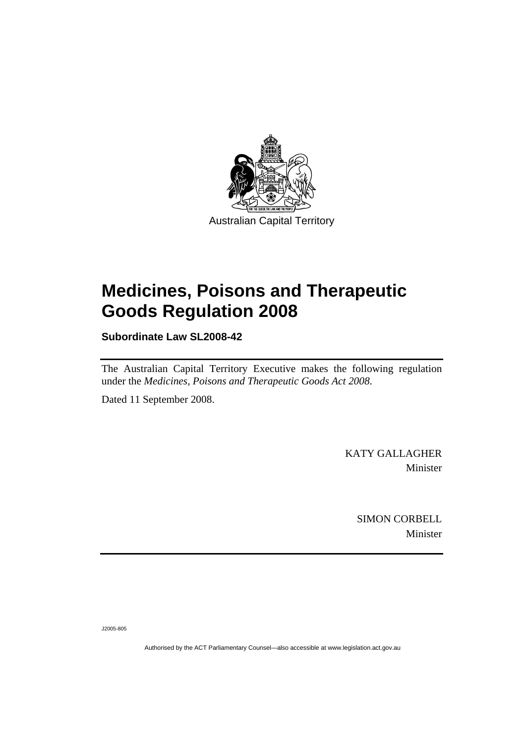Australian Capital Territory

# Medicines, Poisons and Therapeutic Goods Regulation 2008

**Subordinate Law SL2008-42**

The Australian Capital Territory Executive makes the following regulation under the *Medicines, Poisons and Therapeutic Goods Act 2008.*

Dated 11 September 2008.

KATY GALLAGHER
Minister

SIMON CORBELL
Minister

J2005-805

Authorised by the ACT Parliamentary Counsel—also accessible at www.legislation.act.gov.au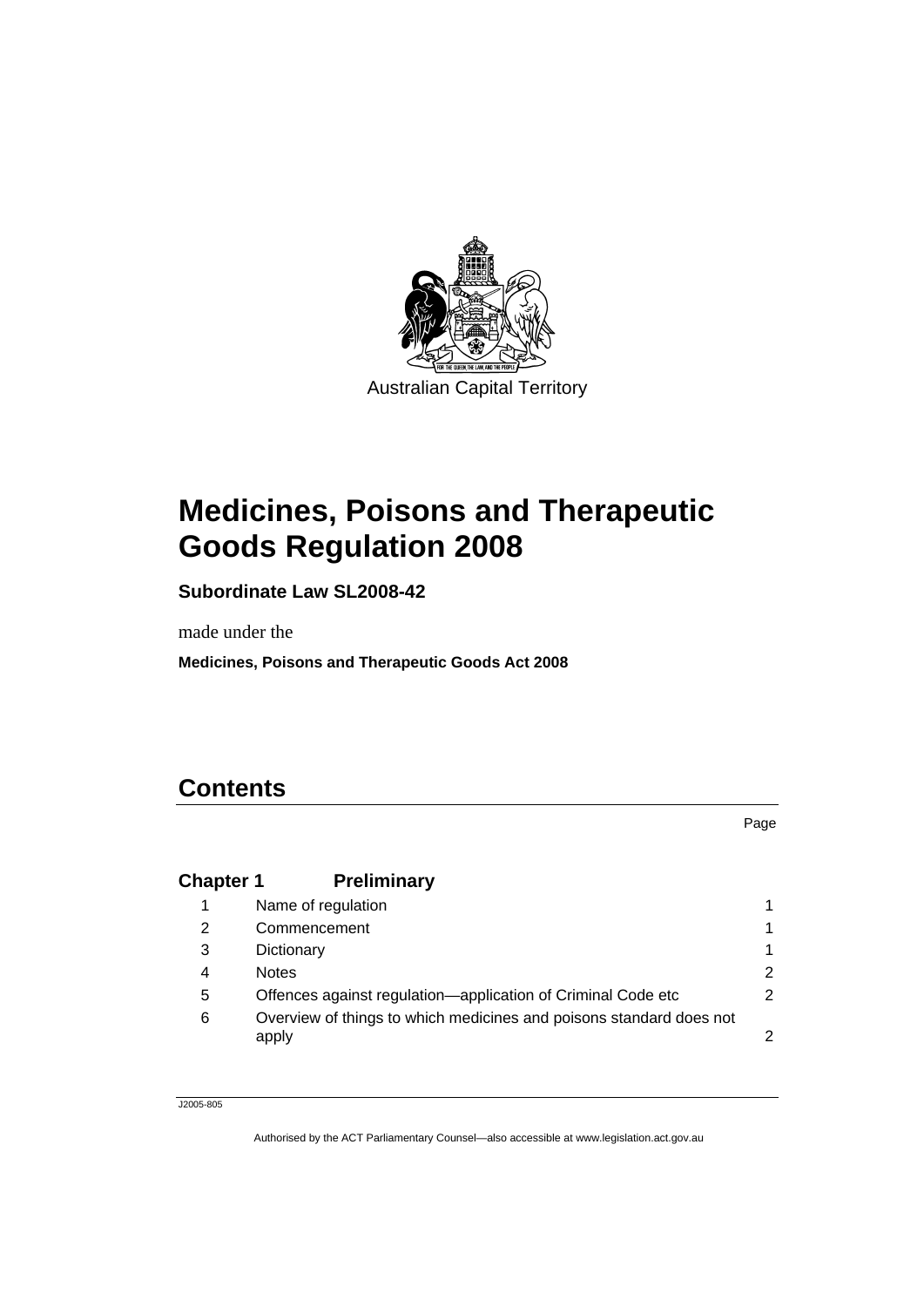Australian Capital Territory

# Medicines, Poisons and Therapeutic Goods Regulation 2008

**Subordinate Law SL2008-42**

made under the

**Medicines, Poisons and Therapeutic Goods Act 2008**

## Contents

| | | Page |
|---|---|---|
| **Chapter 1** | **Preliminary** | |
| 1 | Name of regulation | 1 |
| 2 | Commencement | 1 |
| 3 | Dictionary | 1 |
| 4 | Notes | 2 |
| 5 | Offences against regulation—application of Criminal Code etc | 2 |
| 6 | Overview of things to which medicines and poisons standard does not apply | 2 |

J2005-805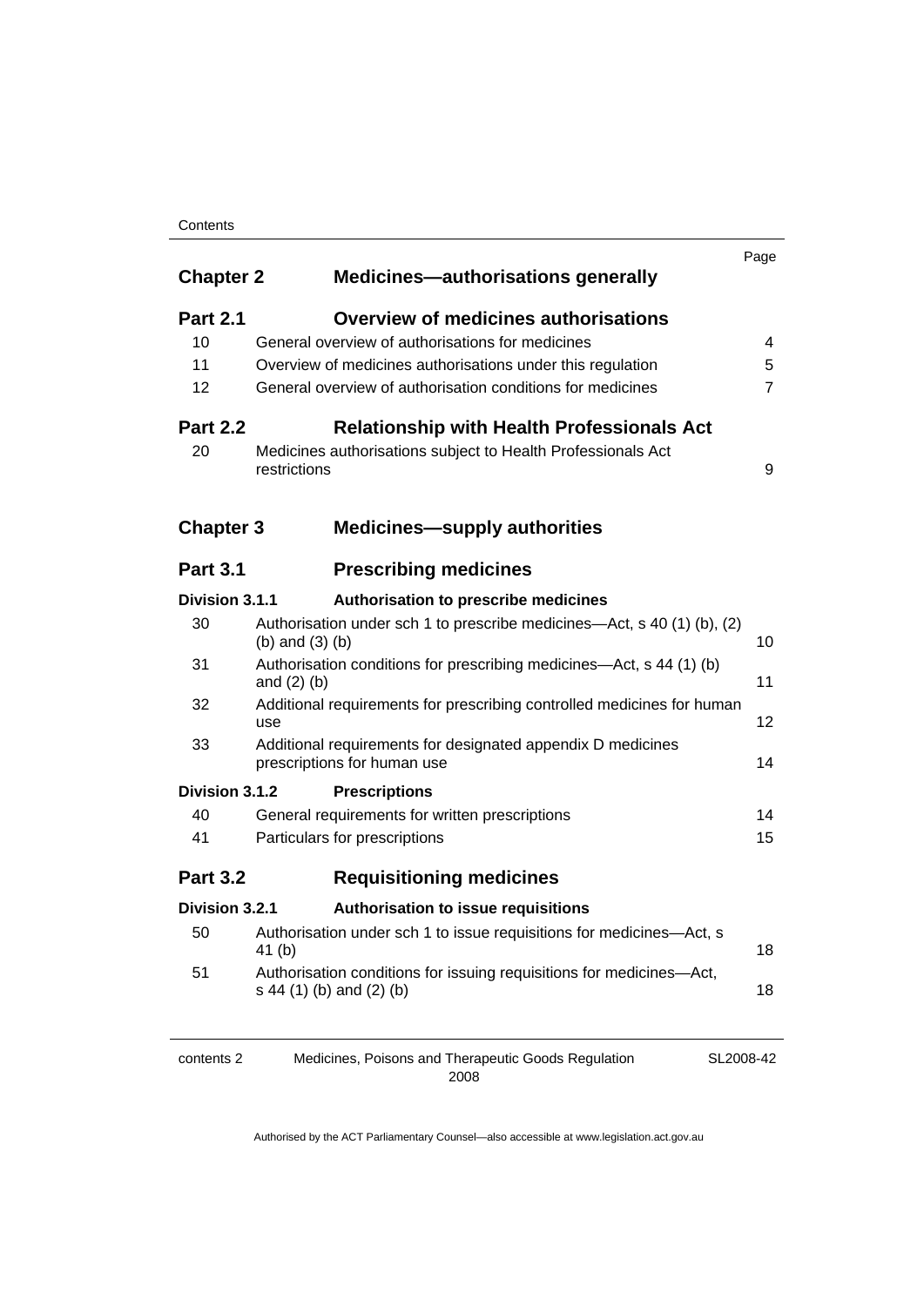| | | Page |
|---|---|---|
| **Chapter 2** | **Medicines—authorisations generally** | |
| **Part 2.1** | **Overview of medicines authorisations** | |
| 10 | General overview of authorisations for medicines | 4 |
| 11 | Overview of medicines authorisations under this regulation | 5 |
| 12 | General overview of authorisation conditions for medicines | 7 |
| **Part 2.2** | **Relationship with Health Professionals Act** | |
| 20 | Medicines authorisations subject to Health Professionals Act restrictions | 9 |
| **Chapter 3** | **Medicines—supply authorities** | |
| **Part 3.1** | **Prescribing medicines** | |
| **Division 3.1.1** | **Authorisation to prescribe medicines** | |
| 30 | Authorisation under sch 1 to prescribe medicines—Act, s 40 (1) (b), (2) (b) and (3) (b) | 10 |
| 31 | Authorisation conditions for prescribing medicines—Act, s 44 (1) (b) and (2) (b) | 11 |
| 32 | Additional requirements for prescribing controlled medicines for human use | 12 |
| 33 | Additional requirements for designated appendix D medicines prescriptions for human use | 14 |
| **Division 3.1.2** | **Prescriptions** | |
| 40 | General requirements for written prescriptions | 14 |
| 41 | Particulars for prescriptions | 15 |
| **Part 3.2** | **Requisitioning medicines** | |
| **Division 3.2.1** | **Authorisation to issue requisitions** | |
| 50 | Authorisation under sch 1 to issue requisitions for medicines—Act, s 41 (b) | 18 |
| 51 | Authorisation conditions for issuing requisitions for medicines—Act, s 44 (1) (b) and (2) (b) | 18 |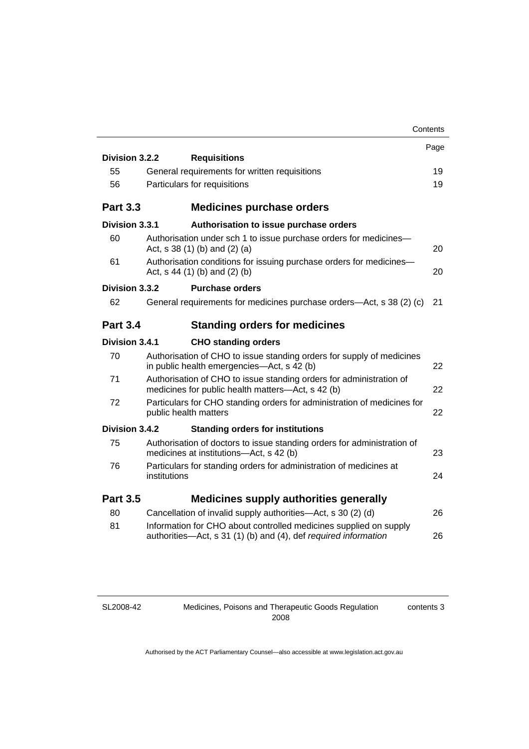| | | Page |
|---|---|---|
| **Division 3.2.2** | **Requisitions** | |
| 55 | General requirements for written requisitions | 19 |
| 56 | Particulars for requisitions | 19 |
| **Part 3.3** | **Medicines purchase orders** | |
| **Division 3.3.1** | **Authorisation to issue purchase orders** | |
| 60 | Authorisation under sch 1 to issue purchase orders for medicines—Act, s 38 (1) (b) and (2) (a) | 20 |
| 61 | Authorisation conditions for issuing purchase orders for medicines—Act, s 44 (1) (b) and (2) (b) | 20 |
| **Division 3.3.2** | **Purchase orders** | |
| 62 | General requirements for medicines purchase orders—Act, s 38 (2) (c) | 21 |
| **Part 3.4** | **Standing orders for medicines** | |
| **Division 3.4.1** | **CHO standing orders** | |
| 70 | Authorisation of CHO to issue standing orders for supply of medicines in public health emergencies—Act, s 42 (b) | 22 |
| 71 | Authorisation of CHO to issue standing orders for administration of medicines for public health matters—Act, s 42 (b) | 22 |
| 72 | Particulars for CHO standing orders for administration of medicines for public health matters | 22 |
| **Division 3.4.2** | **Standing orders for institutions** | |
| 75 | Authorisation of doctors to issue standing orders for administration of medicines at institutions—Act, s 42 (b) | 23 |
| 76 | Particulars for standing orders for administration of medicines at institutions | 24 |
| **Part 3.5** | **Medicines supply authorities generally** | |
| 80 | Cancellation of invalid supply authorities—Act, s 30 (2) (d) | 26 |
| 81 | Information for CHO about controlled medicines supplied on supply authorities—Act, s 31 (1) (b) and (4), def *required information* | 26 |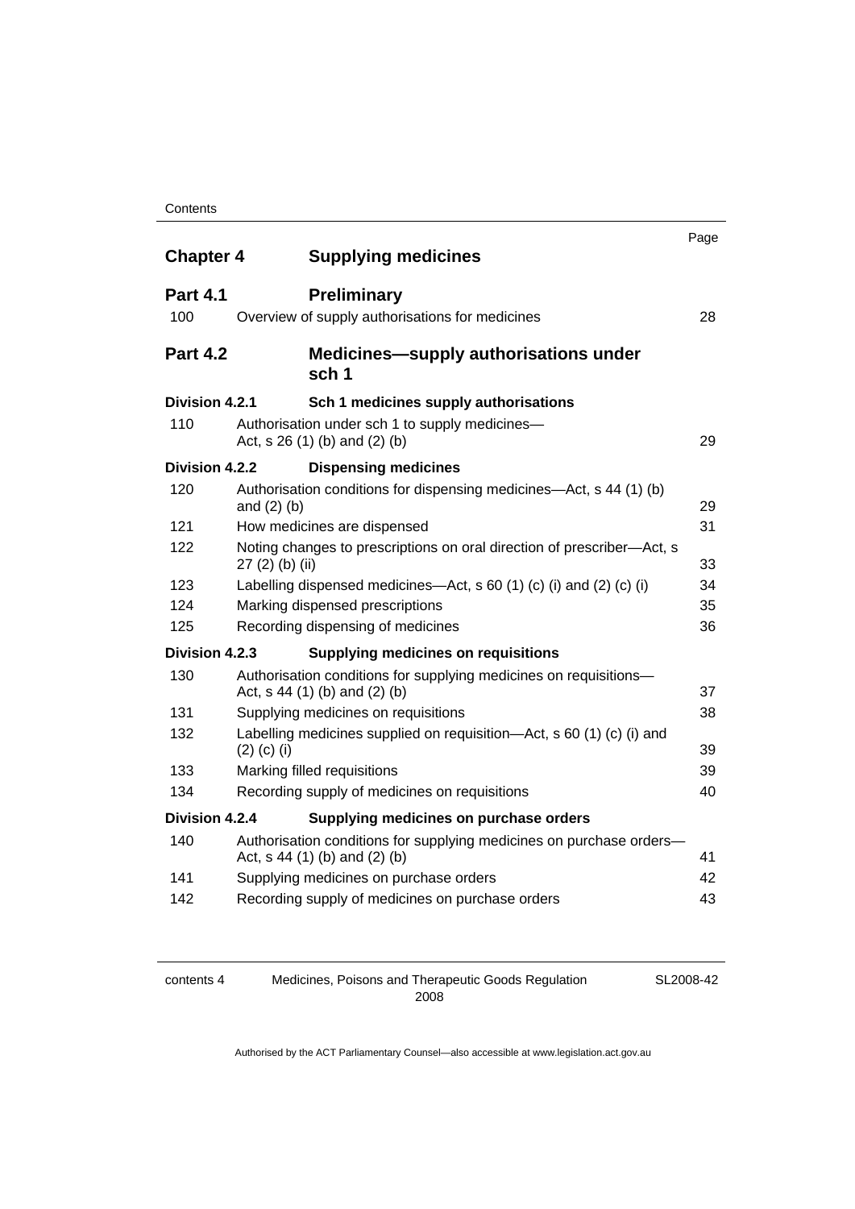| | | Page |
|---|---|---|
| **Chapter 4** | **Supplying medicines** | |
| **Part 4.1** | **Preliminary** | |
| 100 | Overview of supply authorisations for medicines | 28 |
| **Part 4.2** | **Medicines—supply authorisations under sch 1** | |
| **Division 4.2.1** | **Sch 1 medicines supply authorisations** | |
| 110 | Authorisation under sch 1 to supply medicines—Act, s 26 (1) (b) and (2) (b) | 29 |
| **Division 4.2.2** | **Dispensing medicines** | |
| 120 | Authorisation conditions for dispensing medicines—Act, s 44 (1) (b) and (2) (b) | 29 |
| 121 | How medicines are dispensed | 31 |
| 122 | Noting changes to prescriptions on oral direction of prescriber—Act, s 27 (2) (b) (ii) | 33 |
| 123 | Labelling dispensed medicines—Act, s 60 (1) (c) (i) and (2) (c) (i) | 34 |
| 124 | Marking dispensed prescriptions | 35 |
| 125 | Recording dispensing of medicines | 36 |
| **Division 4.2.3** | **Supplying medicines on requisitions** | |
| 130 | Authorisation conditions for supplying medicines on requisitions—Act, s 44 (1) (b) and (2) (b) | 37 |
| 131 | Supplying medicines on requisitions | 38 |
| 132 | Labelling medicines supplied on requisition—Act, s 60 (1) (c) (i) and (2) (c) (i) | 39 |
| 133 | Marking filled requisitions | 39 |
| 134 | Recording supply of medicines on requisitions | 40 |
| **Division 4.2.4** | **Supplying medicines on purchase orders** | |
| 140 | Authorisation conditions for supplying medicines on purchase orders—Act, s 44 (1) (b) and (2) (b) | 41 |
| 141 | Supplying medicines on purchase orders | 42 |
| 142 | Recording supply of medicines on purchase orders | 43 |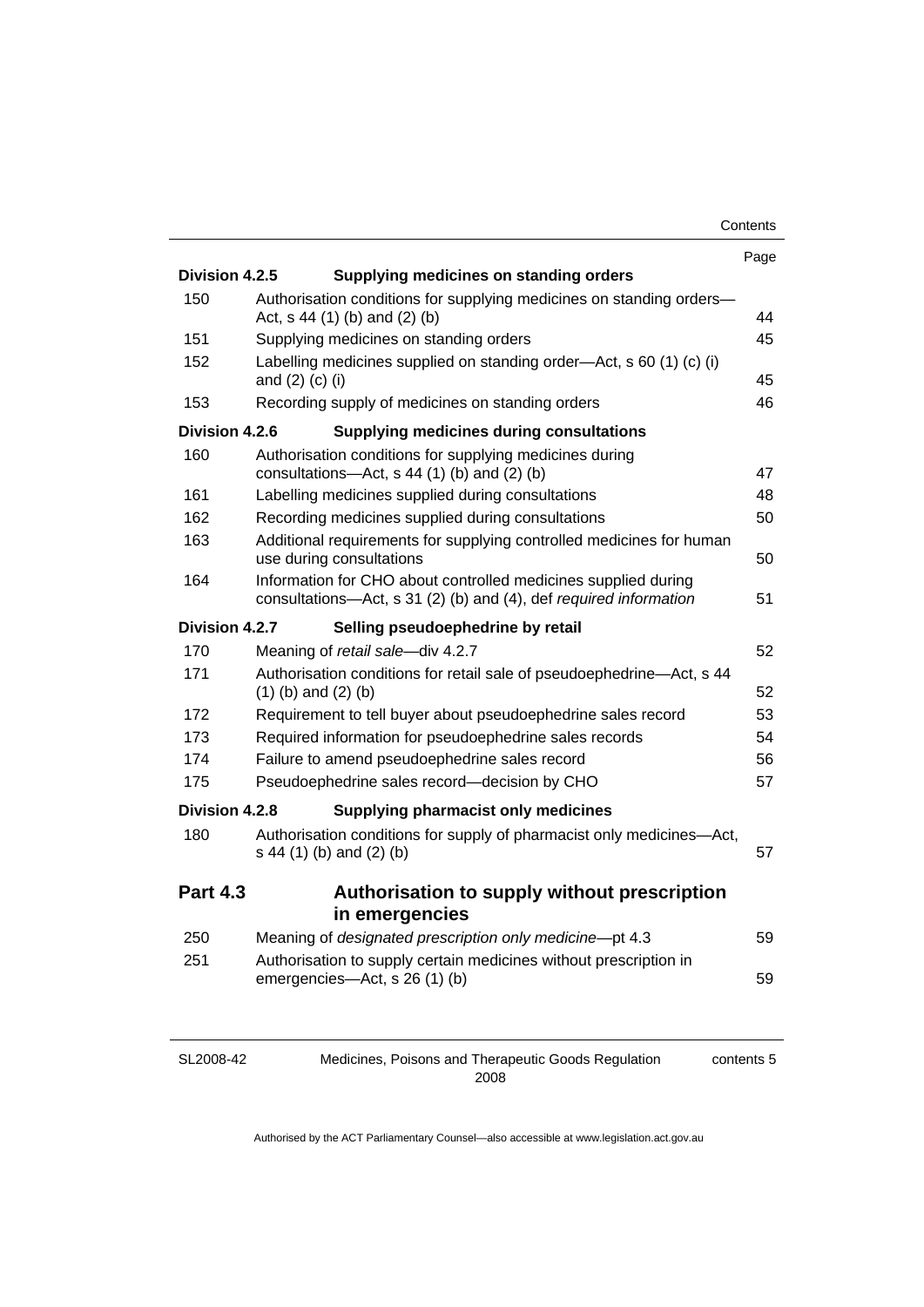| | | Page |
|---|---|---|
| **Division 4.2.5** | **Supplying medicines on standing orders** | |
| 150 | Authorisation conditions for supplying medicines on standing orders—Act, s 44 (1) (b) and (2) (b) | 44 |
| 151 | Supplying medicines on standing orders | 45 |
| 152 | Labelling medicines supplied on standing order—Act, s 60 (1) (c) (i) and (2) (c) (i) | 45 |
| 153 | Recording supply of medicines on standing orders | 46 |
| **Division 4.2.6** | **Supplying medicines during consultations** | |
| 160 | Authorisation conditions for supplying medicines during consultations—Act, s 44 (1) (b) and (2) (b) | 47 |
| 161 | Labelling medicines supplied during consultations | 48 |
| 162 | Recording medicines supplied during consultations | 50 |
| 163 | Additional requirements for supplying controlled medicines for human use during consultations | 50 |
| 164 | Information for CHO about controlled medicines supplied during consultations—Act, s 31 (2) (b) and (4), def *required information* | 51 |
| **Division 4.2.7** | **Selling pseudoephedrine by retail** | |
| 170 | Meaning of *retail sale*—div 4.2.7 | 52 |
| 171 | Authorisation conditions for retail sale of pseudoephedrine—Act, s 44 (1) (b) and (2) (b) | 52 |
| 172 | Requirement to tell buyer about pseudoephedrine sales record | 53 |
| 173 | Required information for pseudoephedrine sales records | 54 |
| 174 | Failure to amend pseudoephedrine sales record | 56 |
| 175 | Pseudoephedrine sales record—decision by CHO | 57 |
| **Division 4.2.8** | **Supplying pharmacist only medicines** | |
| 180 | Authorisation conditions for supply of pharmacist only medicines—Act, s 44 (1) (b) and (2) (b) | 57 |
| **Part 4.3** | **Authorisation to supply without prescription in emergencies** | |
| 250 | Meaning of *designated prescription only medicine*—pt 4.3 | 59 |
| 251 | Authorisation to supply certain medicines without prescription in emergencies—Act, s 26 (1) (b) | 59 |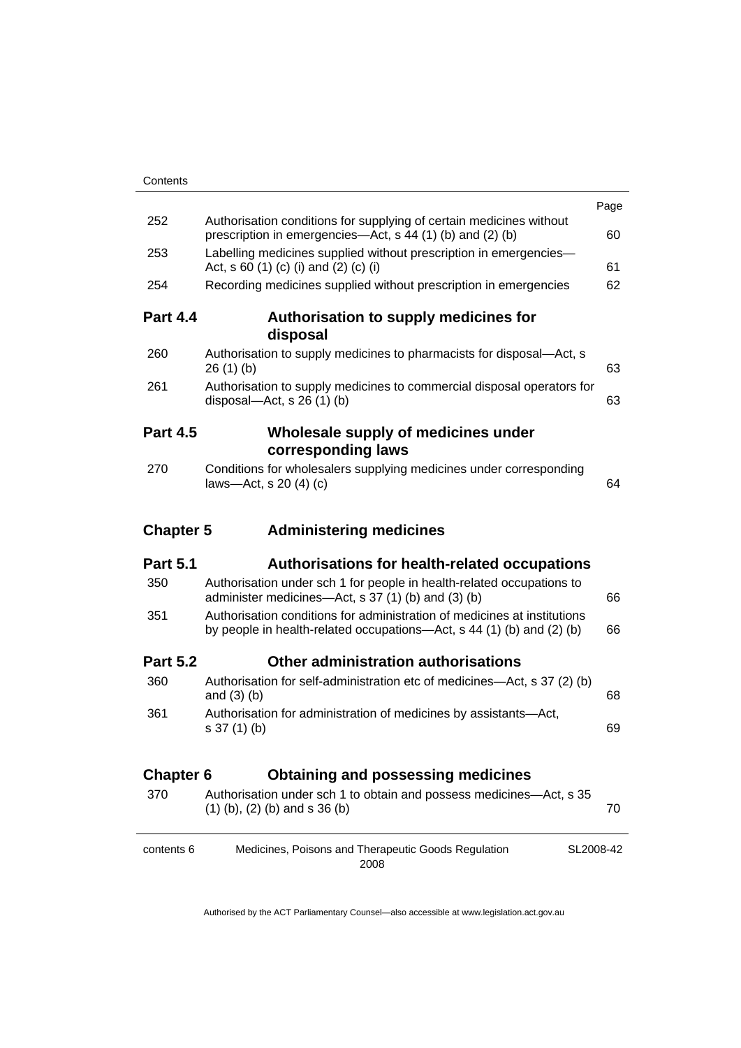| | | Page |
|---|---|---|
| 252 | Authorisation conditions for supplying of certain medicines without prescription in emergencies—Act, s 44 (1) (b) and (2) (b) | 60 |
| 253 | Labelling medicines supplied without prescription in emergencies—Act, s 60 (1) (c) (i) and (2) (c) (i) | 61 |
| 254 | Recording medicines supplied without prescription in emergencies | 62 |

## Part 4.4 Authorisation to supply medicines for disposal

| | | |
|---|---|---|
| 260 | Authorisation to supply medicines to pharmacists for disposal—Act, s 26 (1) (b) | 63 |
| 261 | Authorisation to supply medicines to commercial disposal operators for disposal—Act, s 26 (1) (b) | 63 |

## Part 4.5 Wholesale supply of medicines under corresponding laws

| | | |
|---|---|---|
| 270 | Conditions for wholesalers supplying medicines under corresponding laws—Act, s 20 (4) (c) | 64 |

# Chapter 5 Administering medicines

## Part 5.1 Authorisations for health-related occupations

| | | |
|---|---|---|
| 350 | Authorisation under sch 1 for people in health-related occupations to administer medicines—Act, s 37 (1) (b) and (3) (b) | 66 |
| 351 | Authorisation conditions for administration of medicines at institutions by people in health-related occupations—Act, s 44 (1) (b) and (2) (b) | 66 |

## Part 5.2 Other administration authorisations

| | | |
|---|---|---|
| 360 | Authorisation for self-administration etc of medicines—Act, s 37 (2) (b) and (3) (b) | 68 |
| 361 | Authorisation for administration of medicines by assistants—Act, s 37 (1) (b) | 69 |

# Chapter 6 Obtaining and possessing medicines

| | | |
|---|---|---|
| 370 | Authorisation under sch 1 to obtain and possess medicines—Act, s 35 (1) (b), (2) (b) and s 36 (b) | 70 |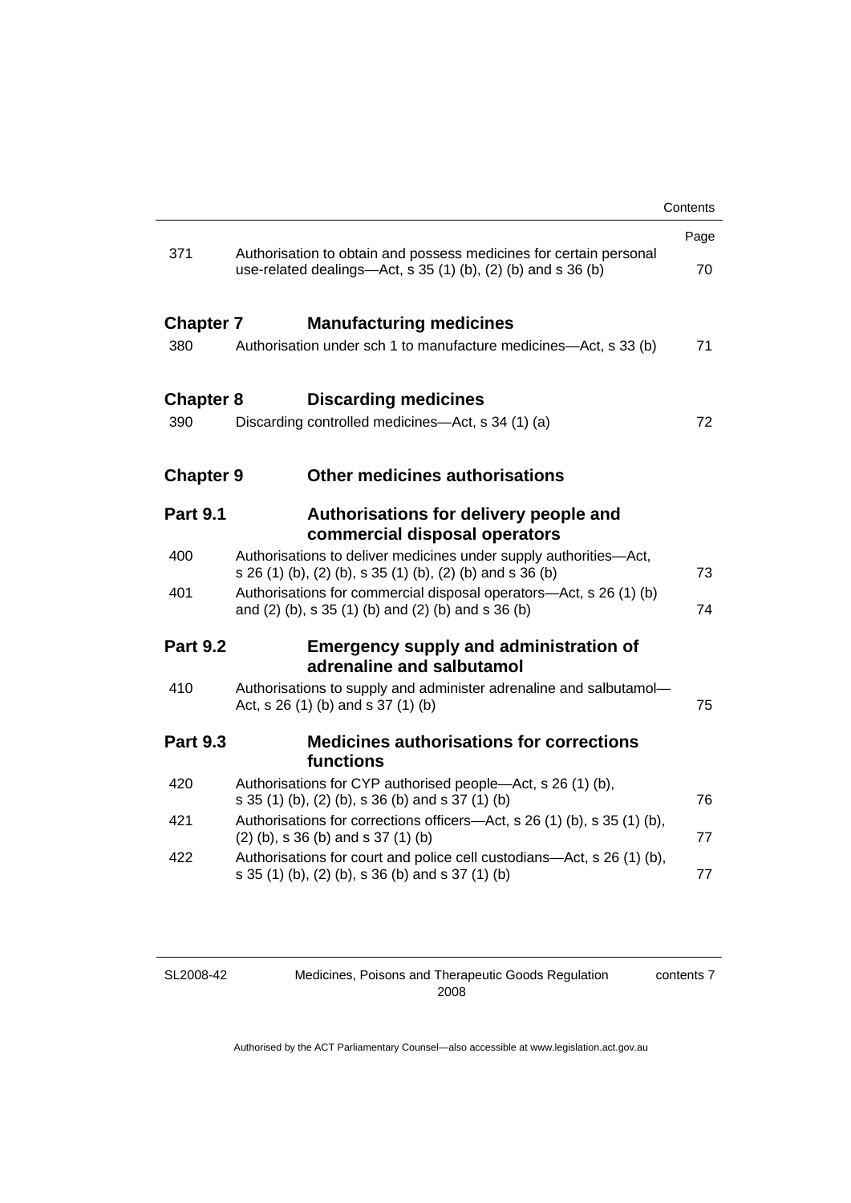| | | Page |
|---|---|---|
| 371 | Authorisation to obtain and possess medicines for certain personal use-related dealings—Act, s 35 (1) (b), (2) (b) and s 36 (b) | 70 |

**Chapter 7 Manufacturing medicines**

| | | |
|---|---|---|
| 380 | Authorisation under sch 1 to manufacture medicines—Act, s 33 (b) | 71 |

**Chapter 8 Discarding medicines**

| | | |
|---|---|---|
| 390 | Discarding controlled medicines—Act, s 34 (1) (a) | 72 |

**Chapter 9 Other medicines authorisations**

**Part 9.1 Authorisations for delivery people and commercial disposal operators**

| | | |
|---|---|---|
| 400 | Authorisations to deliver medicines under supply authorities—Act, s 26 (1) (b), (2) (b), s 35 (1) (b), (2) (b) and s 36 (b) | 73 |
| 401 | Authorisations for commercial disposal operators—Act, s 26 (1) (b) and (2) (b), s 35 (1) (b) and (2) (b) and s 36 (b) | 74 |

**Part 9.2 Emergency supply and administration of adrenaline and salbutamol**

| | | |
|---|---|---|
| 410 | Authorisations to supply and administer adrenaline and salbutamol—Act, s 26 (1) (b) and s 37 (1) (b) | 75 |

**Part 9.3 Medicines authorisations for corrections functions**

| | | |
|---|---|---|
| 420 | Authorisations for CYP authorised people—Act, s 26 (1) (b), s 35 (1) (b), (2) (b), s 36 (b) and s 37 (1) (b) | 76 |
| 421 | Authorisations for corrections officers—Act, s 26 (1) (b), s 35 (1) (b), (2) (b), s 36 (b) and s 37 (1) (b) | 77 |
| 422 | Authorisations for court and police cell custodians—Act, s 26 (1) (b), s 35 (1) (b), (2) (b), s 36 (b) and s 37 (1) (b) | 77 |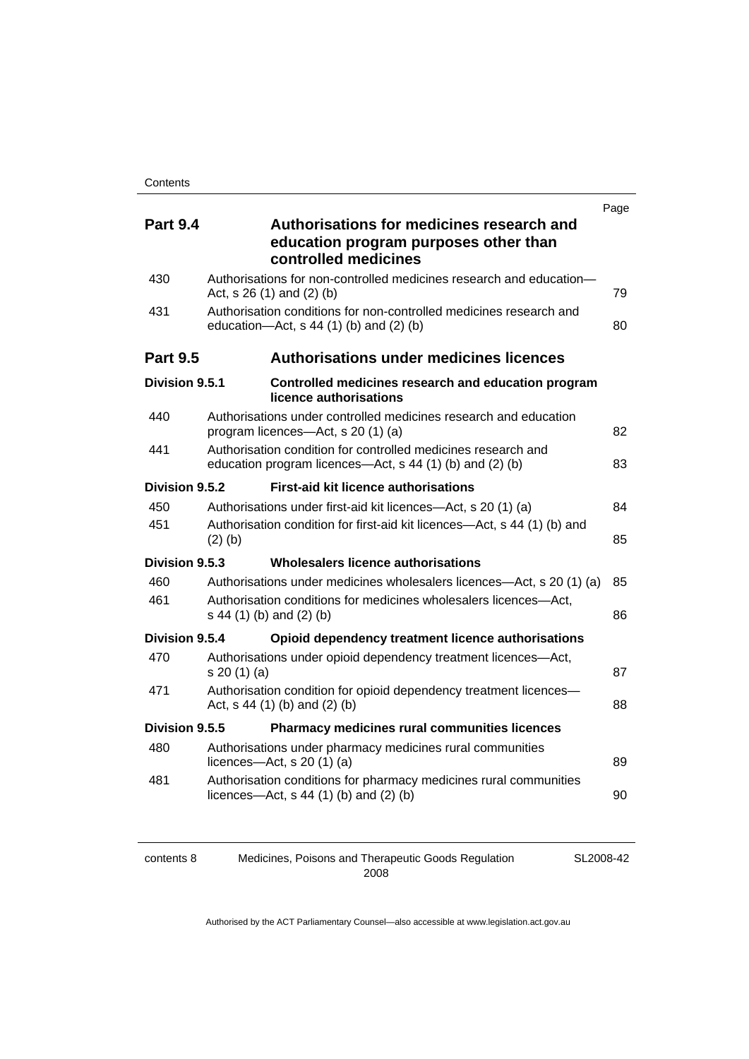| | | Page |
|---|---|---|
| **Part 9.4** | **Authorisations for medicines research and education program purposes other than controlled medicines** | |
| 430 | Authorisations for non-controlled medicines research and education—Act, s 26 (1) and (2) (b) | 79 |
| 431 | Authorisation conditions for non-controlled medicines research and education—Act, s 44 (1) (b) and (2) (b) | 80 |
| **Part 9.5** | **Authorisations under medicines licences** | |
| **Division 9.5.1** | **Controlled medicines research and education program licence authorisations** | |
| 440 | Authorisations under controlled medicines research and education program licences—Act, s 20 (1) (a) | 82 |
| 441 | Authorisation condition for controlled medicines research and education program licences—Act, s 44 (1) (b) and (2) (b) | 83 |
| **Division 9.5.2** | **First-aid kit licence authorisations** | |
| 450 | Authorisations under first-aid kit licences—Act, s 20 (1) (a) | 84 |
| 451 | Authorisation condition for first-aid kit licences—Act, s 44 (1) (b) and (2) (b) | 85 |
| **Division 9.5.3** | **Wholesalers licence authorisations** | |
| 460 | Authorisations under medicines wholesalers licences—Act, s 20 (1) (a) | 85 |
| 461 | Authorisation conditions for medicines wholesalers licences—Act, s 44 (1) (b) and (2) (b) | 86 |
| **Division 9.5.4** | **Opioid dependency treatment licence authorisations** | |
| 470 | Authorisations under opioid dependency treatment licences—Act, s 20 (1) (a) | 87 |
| 471 | Authorisation condition for opioid dependency treatment licences—Act, s 44 (1) (b) and (2) (b) | 88 |
| **Division 9.5.5** | **Pharmacy medicines rural communities licences** | |
| 480 | Authorisations under pharmacy medicines rural communities licences—Act, s 20 (1) (a) | 89 |
| 481 | Authorisation conditions for pharmacy medicines rural communities licences—Act, s 44 (1) (b) and (2) (b) | 90 |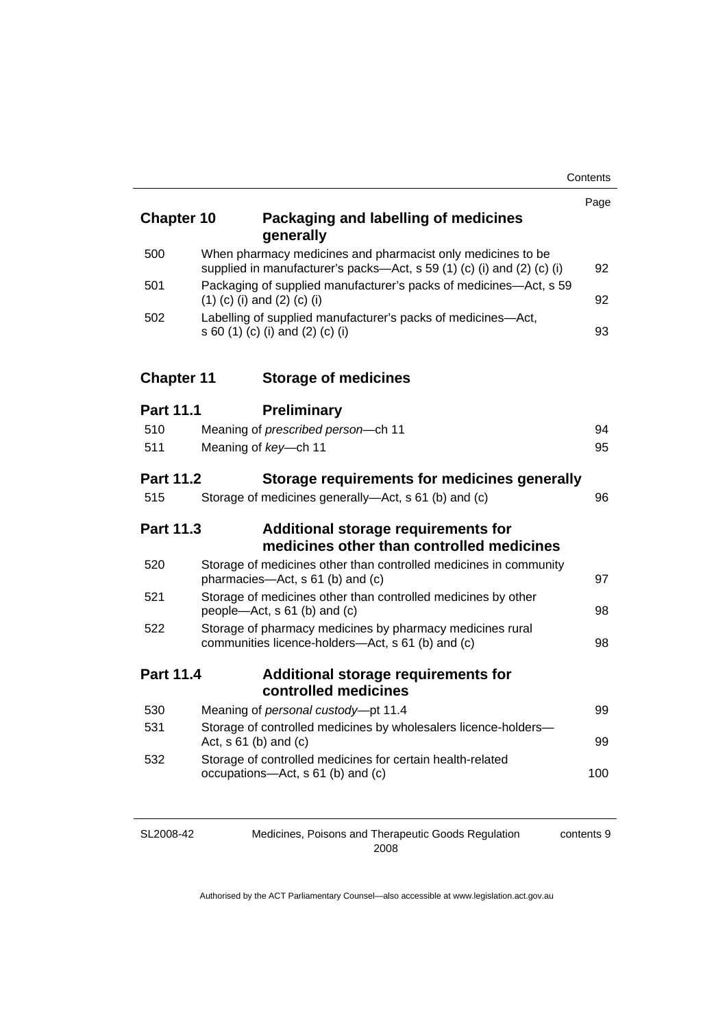| | | Page |
|---|---|---|
| **Chapter 10** | **Packaging and labelling of medicines generally** | |
| 500 | When pharmacy medicines and pharmacist only medicines to be supplied in manufacturer's packs—Act, s 59 (1) (c) (i) and (2) (c) (i) | 92 |
| 501 | Packaging of supplied manufacturer's packs of medicines—Act, s 59 (1) (c) (i) and (2) (c) (i) | 92 |
| 502 | Labelling of supplied manufacturer's packs of medicines—Act, s 60 (1) (c) (i) and (2) (c) (i) | 93 |
| **Chapter 11** | **Storage of medicines** | |
| **Part 11.1** | **Preliminary** | |
| 510 | Meaning of *prescribed person*—ch 11 | 94 |
| 511 | Meaning of *key*—ch 11 | 95 |
| **Part 11.2** | **Storage requirements for medicines generally** | |
| 515 | Storage of medicines generally—Act, s 61 (b) and (c) | 96 |
| **Part 11.3** | **Additional storage requirements for medicines other than controlled medicines** | |
| 520 | Storage of medicines other than controlled medicines in community pharmacies—Act, s 61 (b) and (c) | 97 |
| 521 | Storage of medicines other than controlled medicines by other people—Act, s 61 (b) and (c) | 98 |
| 522 | Storage of pharmacy medicines by pharmacy medicines rural communities licence-holders—Act, s 61 (b) and (c) | 98 |
| **Part 11.4** | **Additional storage requirements for controlled medicines** | |
| 530 | Meaning of *personal custody*—pt 11.4 | 99 |
| 531 | Storage of controlled medicines by wholesalers licence-holders—Act, s 61 (b) and (c) | 99 |
| 532 | Storage of controlled medicines for certain health-related occupations—Act, s 61 (b) and (c) | 100 |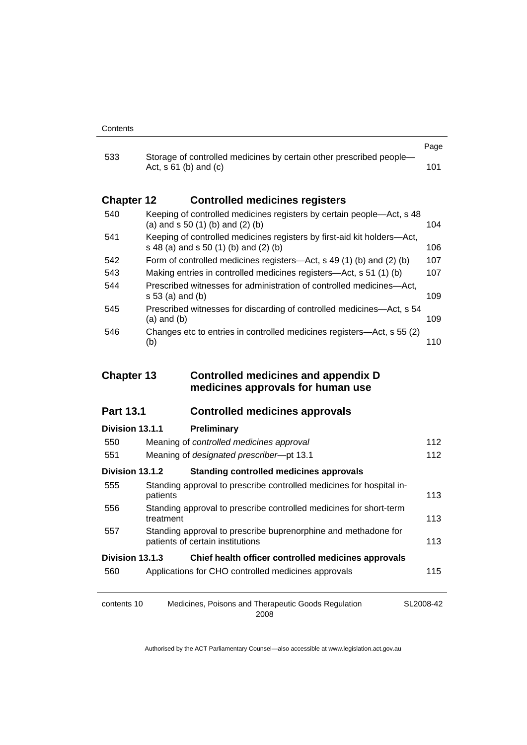| | | Page |
|---|---|---|
| 533 | Storage of controlled medicines by certain other prescribed people—Act, s 61 (b) and (c) | 101 |

## Chapter 12 Controlled medicines registers

| | | |
|---|---|---|
| 540 | Keeping of controlled medicines registers by certain people—Act, s 48 (a) and s 50 (1) (b) and (2) (b) | 104 |
| 541 | Keeping of controlled medicines registers by first-aid kit holders—Act, s 48 (a) and s 50 (1) (b) and (2) (b) | 106 |
| 542 | Form of controlled medicines registers—Act, s 49 (1) (b) and (2) (b) | 107 |
| 543 | Making entries in controlled medicines registers—Act, s 51 (1) (b) | 107 |
| 544 | Prescribed witnesses for administration of controlled medicines—Act, s 53 (a) and (b) | 109 |
| 545 | Prescribed witnesses for discarding of controlled medicines—Act, s 54 (a) and (b) | 109 |
| 546 | Changes etc to entries in controlled medicines registers—Act, s 55 (2) (b) | 110 |

## Chapter 13 Controlled medicines and appendix D medicines approvals for human use

### Part 13.1 Controlled medicines approvals

#### Division 13.1.1 Preliminary

| | | |
|---|---|---|
| 550 | Meaning of *controlled medicines approval* | 112 |
| 551 | Meaning of *designated prescriber*—pt 13.1 | 112 |

#### Division 13.1.2 Standing controlled medicines approvals

| | | |
|---|---|---|
| 555 | Standing approval to prescribe controlled medicines for hospital in-patients | 113 |
| 556 | Standing approval to prescribe controlled medicines for short-term treatment | 113 |
| 557 | Standing approval to prescribe buprenorphine and methadone for patients of certain institutions | 113 |

#### Division 13.1.3 Chief health officer controlled medicines approvals

| | | |
|---|---|---|
| 560 | Applications for CHO controlled medicines approvals | 115 |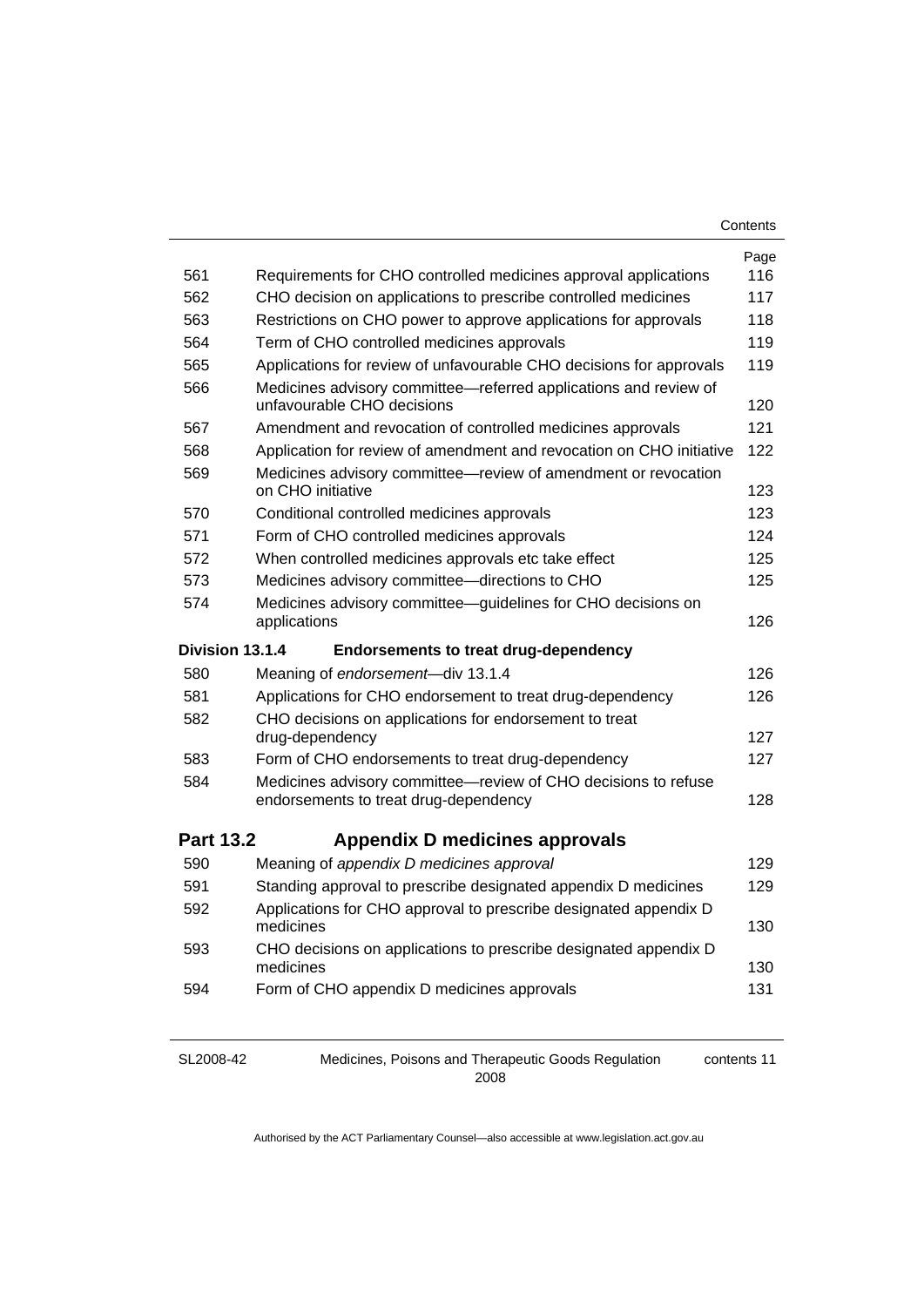| | | Page |
|---|---|---|
| 561 | Requirements for CHO controlled medicines approval applications | 116 |
| 562 | CHO decision on applications to prescribe controlled medicines | 117 |
| 563 | Restrictions on CHO power to approve applications for approvals | 118 |
| 564 | Term of CHO controlled medicines approvals | 119 |
| 565 | Applications for review of unfavourable CHO decisions for approvals | 119 |
| 566 | Medicines advisory committee—referred applications and review of unfavourable CHO decisions | 120 |
| 567 | Amendment and revocation of controlled medicines approvals | 121 |
| 568 | Application for review of amendment and revocation on CHO initiative | 122 |
| 569 | Medicines advisory committee—review of amendment or revocation on CHO initiative | 123 |
| 570 | Conditional controlled medicines approvals | 123 |
| 571 | Form of CHO controlled medicines approvals | 124 |
| 572 | When controlled medicines approvals etc take effect | 125 |
| 573 | Medicines advisory committee—directions to CHO | 125 |
| 574 | Medicines advisory committee—guidelines for CHO decisions on applications | 126 |
| **Division 13.1.4** | **Endorsements to treat drug-dependency** | |
| 580 | Meaning of *endorsement*—div 13.1.4 | 126 |
| 581 | Applications for CHO endorsement to treat drug-dependency | 126 |
| 582 | CHO decisions on applications for endorsement to treat drug-dependency | 127 |
| 583 | Form of CHO endorsements to treat drug-dependency | 127 |
| 584 | Medicines advisory committee—review of CHO decisions to refuse endorsements to treat drug-dependency | 128 |
| **Part 13.2** | **Appendix D medicines approvals** | |
| 590 | Meaning of *appendix D medicines approval* | 129 |
| 591 | Standing approval to prescribe designated appendix D medicines | 129 |
| 592 | Applications for CHO approval to prescribe designated appendix D medicines | 130 |
| 593 | CHO decisions on applications to prescribe designated appendix D medicines | 130 |
| 594 | Form of CHO appendix D medicines approvals | 131 |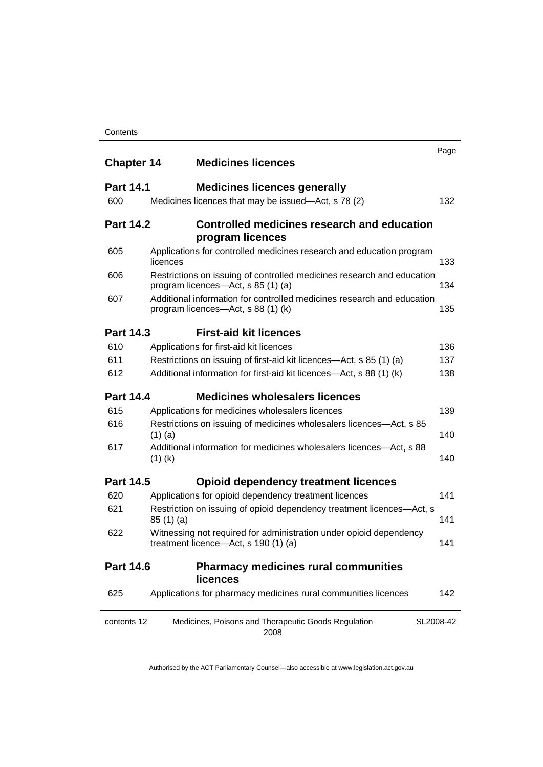| | | Page |
|---|---|---|
| **Chapter 14** | **Medicines licences** | |
| **Part 14.1** | **Medicines licences generally** | |
| 600 | Medicines licences that may be issued—Act, s 78 (2) | 132 |
| **Part 14.2** | **Controlled medicines research and education program licences** | |
| 605 | Applications for controlled medicines research and education program licences | 133 |
| 606 | Restrictions on issuing of controlled medicines research and education program licences—Act, s 85 (1) (a) | 134 |
| 607 | Additional information for controlled medicines research and education program licences—Act, s 88 (1) (k) | 135 |
| **Part 14.3** | **First-aid kit licences** | |
| 610 | Applications for first-aid kit licences | 136 |
| 611 | Restrictions on issuing of first-aid kit licences—Act, s 85 (1) (a) | 137 |
| 612 | Additional information for first-aid kit licences—Act, s 88 (1) (k) | 138 |
| **Part 14.4** | **Medicines wholesalers licences** | |
| 615 | Applications for medicines wholesalers licences | 139 |
| 616 | Restrictions on issuing of medicines wholesalers licences—Act, s 85 (1) (a) | 140 |
| 617 | Additional information for medicines wholesalers licences—Act, s 88 (1) (k) | 140 |
| **Part 14.5** | **Opioid dependency treatment licences** | |
| 620 | Applications for opioid dependency treatment licences | 141 |
| 621 | Restriction on issuing of opioid dependency treatment licences—Act, s 85 (1) (a) | 141 |
| 622 | Witnessing not required for administration under opioid dependency treatment licence—Act, s 190 (1) (a) | 141 |
| **Part 14.6** | **Pharmacy medicines rural communities licences** | |
| 625 | Applications for pharmacy medicines rural communities licences | 142 |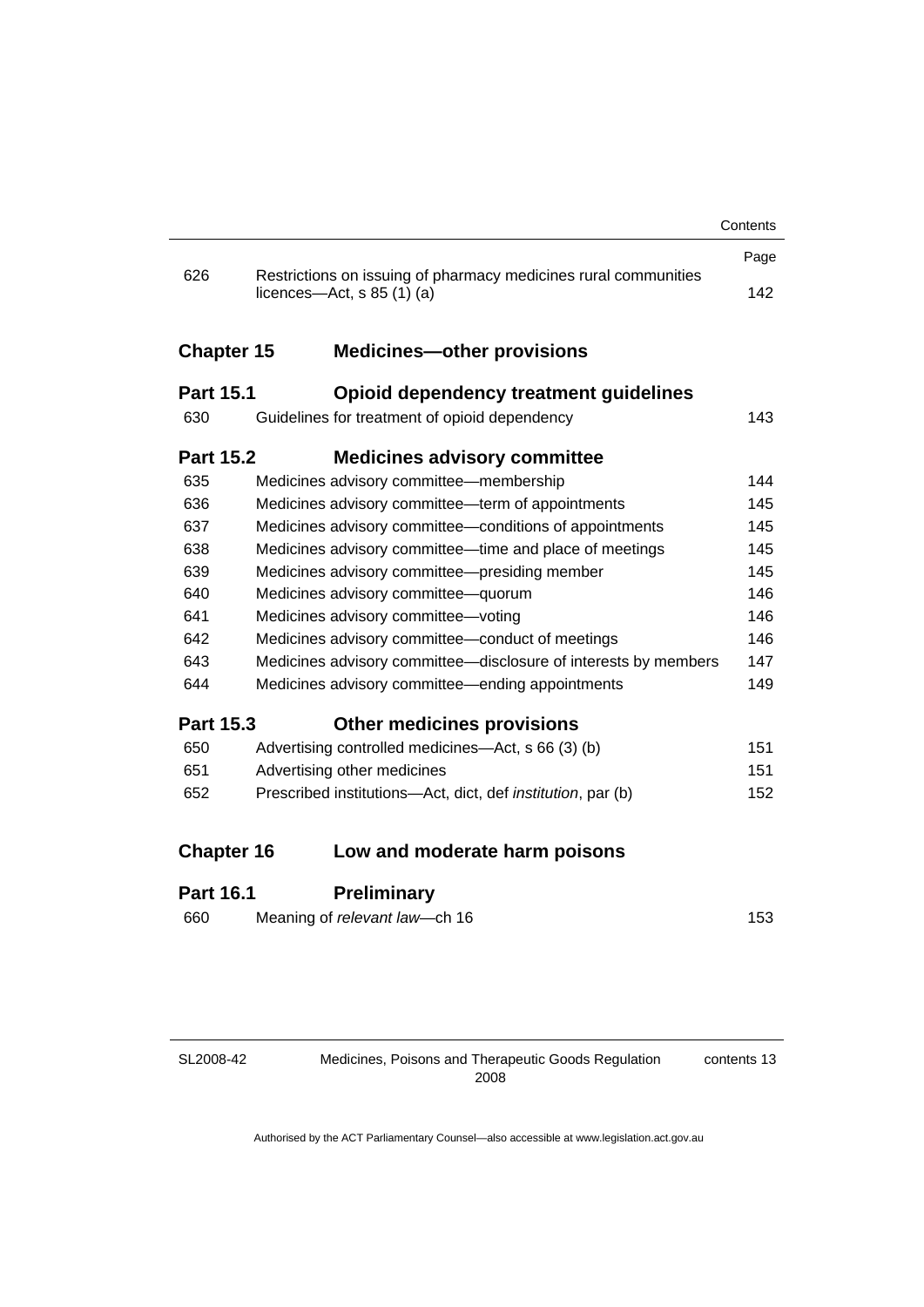| | | Page |
|---|---|---|
| 626 | Restrictions on issuing of pharmacy medicines rural communities licences—Act, s 85 (1) (a) | 142 |
| **Chapter 15** | **Medicines—other provisions** | |
| **Part 15.1** | **Opioid dependency treatment guidelines** | |
| 630 | Guidelines for treatment of opioid dependency | 143 |
| **Part 15.2** | **Medicines advisory committee** | |
| 635 | Medicines advisory committee—membership | 144 |
| 636 | Medicines advisory committee—term of appointments | 145 |
| 637 | Medicines advisory committee—conditions of appointments | 145 |
| 638 | Medicines advisory committee—time and place of meetings | 145 |
| 639 | Medicines advisory committee—presiding member | 145 |
| 640 | Medicines advisory committee—quorum | 146 |
| 641 | Medicines advisory committee—voting | 146 |
| 642 | Medicines advisory committee—conduct of meetings | 146 |
| 643 | Medicines advisory committee—disclosure of interests by members | 147 |
| 644 | Medicines advisory committee—ending appointments | 149 |
| **Part 15.3** | **Other medicines provisions** | |
| 650 | Advertising controlled medicines—Act, s 66 (3) (b) | 151 |
| 651 | Advertising other medicines | 151 |
| 652 | Prescribed institutions—Act, dict, def *institution*, par (b) | 152 |
| **Chapter 16** | **Low and moderate harm poisons** | |
| **Part 16.1** | **Preliminary** | |
| 660 | Meaning of *relevant law*—ch 16 | 153 |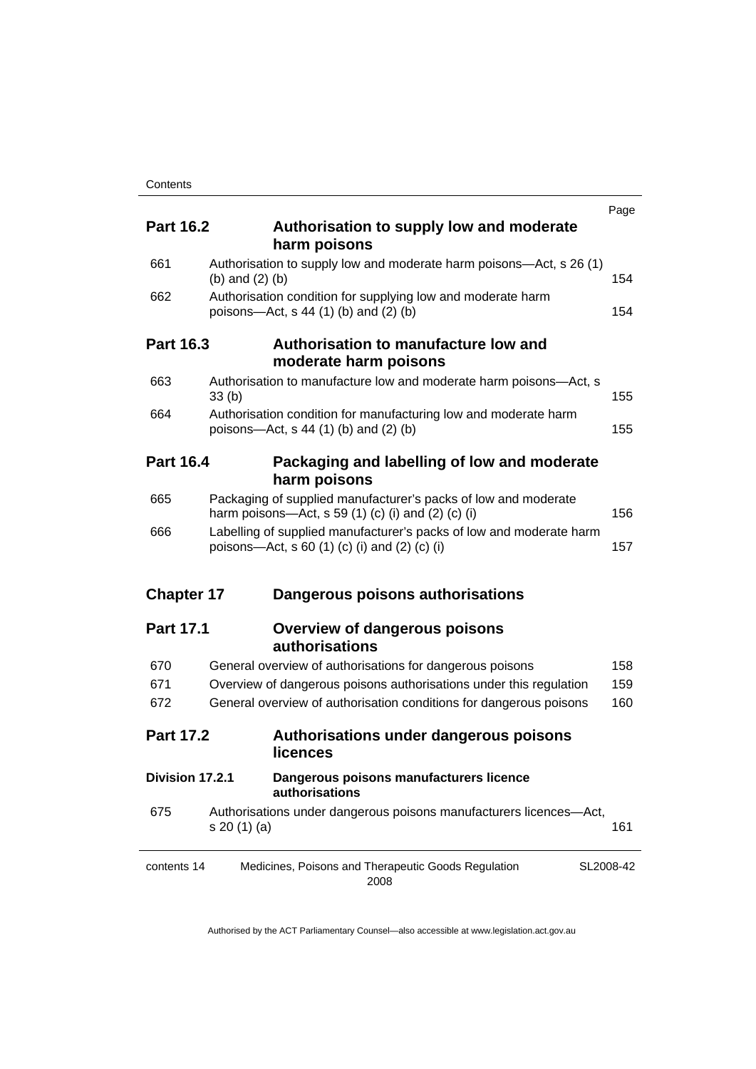| | | Page |
|---|---|---|
| **Part 16.2** | **Authorisation to supply low and moderate harm poisons** | |
| 661 | Authorisation to supply low and moderate harm poisons—Act, s 26 (1) (b) and (2) (b) | 154 |
| 662 | Authorisation condition for supplying low and moderate harm poisons—Act, s 44 (1) (b) and (2) (b) | 154 |
| **Part 16.3** | **Authorisation to manufacture low and moderate harm poisons** | |
| 663 | Authorisation to manufacture low and moderate harm poisons—Act, s 33 (b) | 155 |
| 664 | Authorisation condition for manufacturing low and moderate harm poisons—Act, s 44 (1) (b) and (2) (b) | 155 |
| **Part 16.4** | **Packaging and labelling of low and moderate harm poisons** | |
| 665 | Packaging of supplied manufacturer's packs of low and moderate harm poisons—Act, s 59 (1) (c) (i) and (2) (c) (i) | 156 |
| 666 | Labelling of supplied manufacturer's packs of low and moderate harm poisons—Act, s 60 (1) (c) (i) and (2) (c) (i) | 157 |
| **Chapter 17** | **Dangerous poisons authorisations** | |
| **Part 17.1** | **Overview of dangerous poisons authorisations** | |
| 670 | General overview of authorisations for dangerous poisons | 158 |
| 671 | Overview of dangerous poisons authorisations under this regulation | 159 |
| 672 | General overview of authorisation conditions for dangerous poisons | 160 |
| **Part 17.2** | **Authorisations under dangerous poisons licences** | |
| **Division 17.2.1** | **Dangerous poisons manufacturers licence authorisations** | |
| 675 | Authorisations under dangerous poisons manufacturers licences—Act, s 20 (1) (a) | 161 |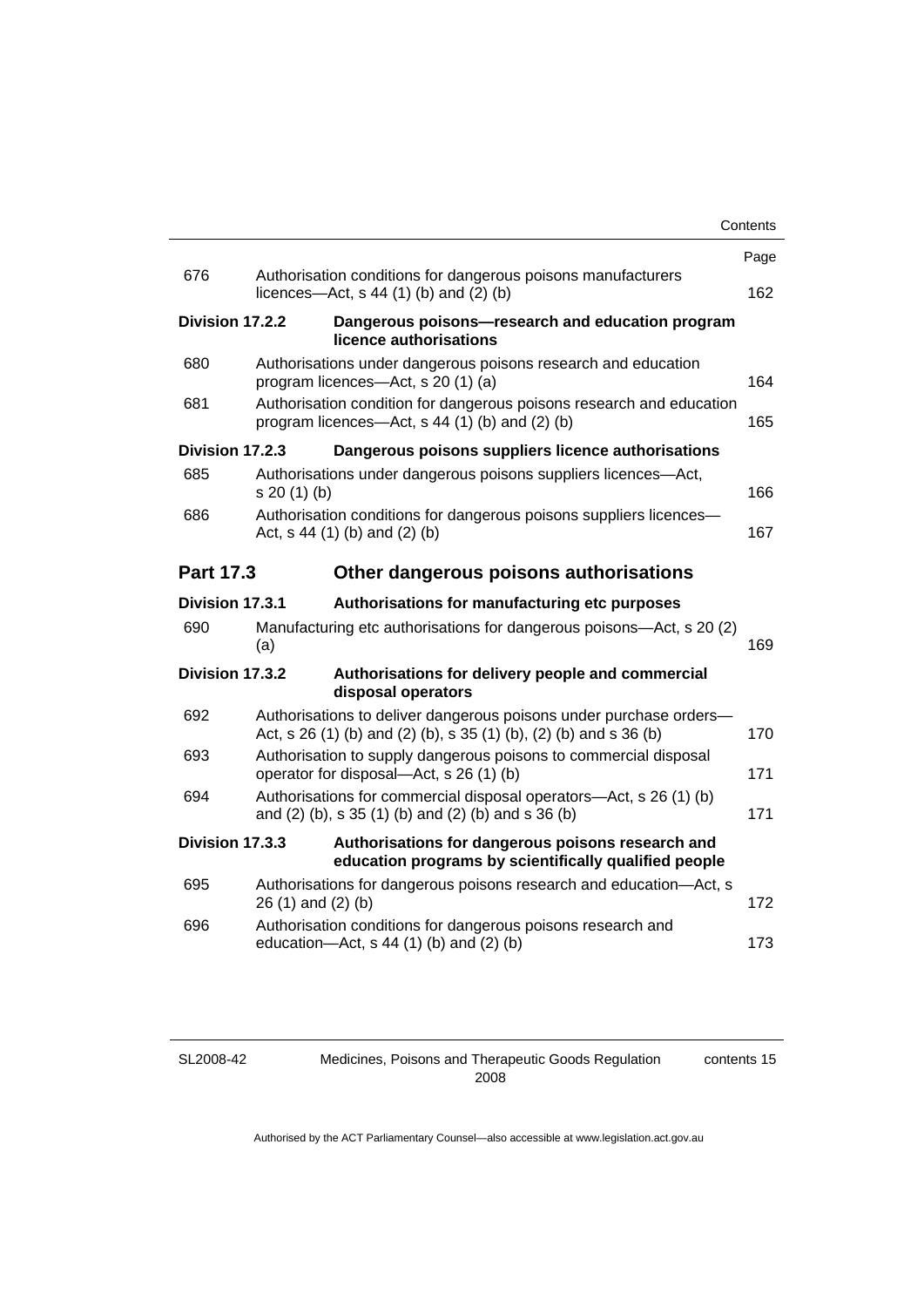| | | Page |
|---|---|---|
| 676 | Authorisation conditions for dangerous poisons manufacturers licences—Act, s 44 (1) (b) and (2) (b) | 162 |
| **Division 17.2.2** | **Dangerous poisons—research and education program licence authorisations** | |
| 680 | Authorisations under dangerous poisons research and education program licences—Act, s 20 (1) (a) | 164 |
| 681 | Authorisation condition for dangerous poisons research and education program licences—Act, s 44 (1) (b) and (2) (b) | 165 |
| **Division 17.2.3** | **Dangerous poisons suppliers licence authorisations** | |
| 685 | Authorisations under dangerous poisons suppliers licences—Act, s 20 (1) (b) | 166 |
| 686 | Authorisation conditions for dangerous poisons suppliers licences—Act, s 44 (1) (b) and (2) (b) | 167 |
| **Part 17.3** | **Other dangerous poisons authorisations** | |
| **Division 17.3.1** | **Authorisations for manufacturing etc purposes** | |
| 690 | Manufacturing etc authorisations for dangerous poisons—Act, s 20 (2) (a) | 169 |
| **Division 17.3.2** | **Authorisations for delivery people and commercial disposal operators** | |
| 692 | Authorisations to deliver dangerous poisons under purchase orders—Act, s 26 (1) (b) and (2) (b), s 35 (1) (b), (2) (b) and s 36 (b) | 170 |
| 693 | Authorisation to supply dangerous poisons to commercial disposal operator for disposal—Act, s 26 (1) (b) | 171 |
| 694 | Authorisations for commercial disposal operators—Act, s 26 (1) (b) and (2) (b), s 35 (1) (b) and (2) (b) and s 36 (b) | 171 |
| **Division 17.3.3** | **Authorisations for dangerous poisons research and education programs by scientifically qualified people** | |
| 695 | Authorisations for dangerous poisons research and education—Act, s 26 (1) and (2) (b) | 172 |
| 696 | Authorisation conditions for dangerous poisons research and education—Act, s 44 (1) (b) and (2) (b) | 173 |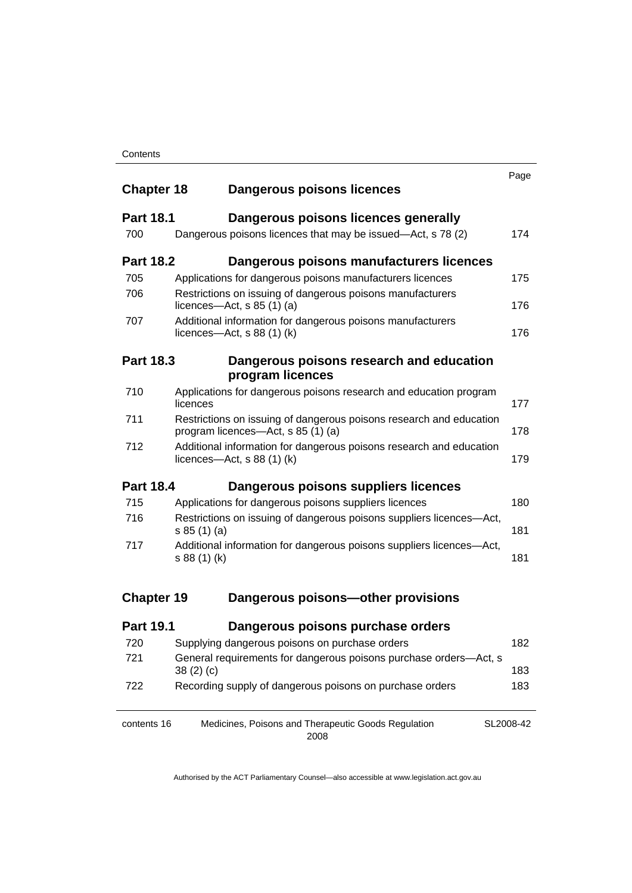| | | Page |
|---|---|---|
| **Chapter 18** | **Dangerous poisons licences** | |
| **Part 18.1** | **Dangerous poisons licences generally** | |
| 700 | Dangerous poisons licences that may be issued—Act, s 78 (2) | 174 |
| **Part 18.2** | **Dangerous poisons manufacturers licences** | |
| 705 | Applications for dangerous poisons manufacturers licences | 175 |
| 706 | Restrictions on issuing of dangerous poisons manufacturers licences—Act, s 85 (1) (a) | 176 |
| 707 | Additional information for dangerous poisons manufacturers licences—Act, s 88 (1) (k) | 176 |
| **Part 18.3** | **Dangerous poisons research and education program licences** | |
| 710 | Applications for dangerous poisons research and education program licences | 177 |
| 711 | Restrictions on issuing of dangerous poisons research and education program licences—Act, s 85 (1) (a) | 178 |
| 712 | Additional information for dangerous poisons research and education licences—Act, s 88 (1) (k) | 179 |
| **Part 18.4** | **Dangerous poisons suppliers licences** | |
| 715 | Applications for dangerous poisons suppliers licences | 180 |
| 716 | Restrictions on issuing of dangerous poisons suppliers licences—Act, s 85 (1) (a) | 181 |
| 717 | Additional information for dangerous poisons suppliers licences—Act, s 88 (1) (k) | 181 |
| **Chapter 19** | **Dangerous poisons—other provisions** | |
| **Part 19.1** | **Dangerous poisons purchase orders** | |
| 720 | Supplying dangerous poisons on purchase orders | 182 |
| 721 | General requirements for dangerous poisons purchase orders—Act, s 38 (2) (c) | 183 |
| 722 | Recording supply of dangerous poisons on purchase orders | 183 |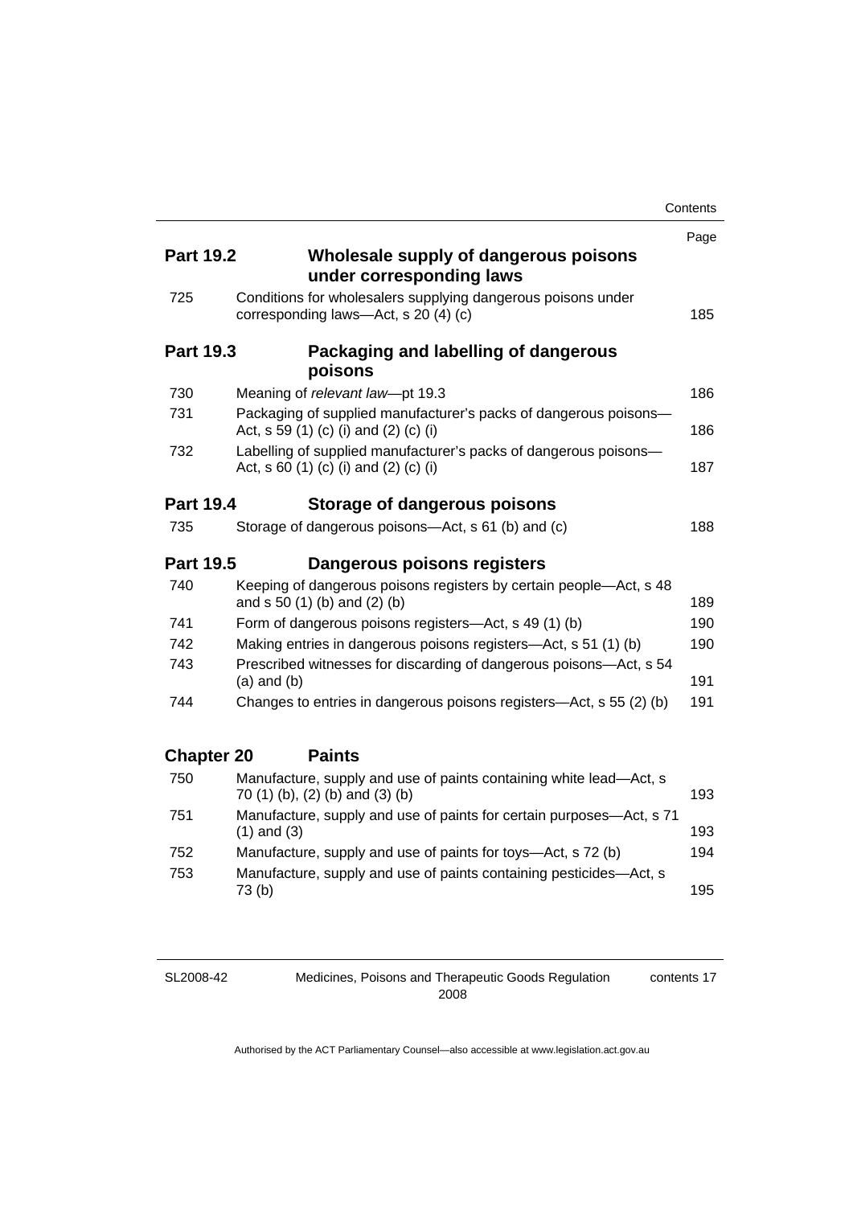| | | Page |
|---|---|---|
| **Part 19.2** | **Wholesale supply of dangerous poisons under corresponding laws** | |
| 725 | Conditions for wholesalers supplying dangerous poisons under corresponding laws—Act, s 20 (4) (c) | 185 |
| **Part 19.3** | **Packaging and labelling of dangerous poisons** | |
| 730 | Meaning of *relevant law*—pt 19.3 | 186 |
| 731 | Packaging of supplied manufacturer's packs of dangerous poisons—Act, s 59 (1) (c) (i) and (2) (c) (i) | 186 |
| 732 | Labelling of supplied manufacturer's packs of dangerous poisons—Act, s 60 (1) (c) (i) and (2) (c) (i) | 187 |
| **Part 19.4** | **Storage of dangerous poisons** | |
| 735 | Storage of dangerous poisons—Act, s 61 (b) and (c) | 188 |
| **Part 19.5** | **Dangerous poisons registers** | |
| 740 | Keeping of dangerous poisons registers by certain people—Act, s 48 and s 50 (1) (b) and (2) (b) | 189 |
| 741 | Form of dangerous poisons registers—Act, s 49 (1) (b) | 190 |
| 742 | Making entries in dangerous poisons registers—Act, s 51 (1) (b) | 190 |
| 743 | Prescribed witnesses for discarding of dangerous poisons—Act, s 54 (a) and (b) | 191 |
| 744 | Changes to entries in dangerous poisons registers—Act, s 55 (2) (b) | 191 |
| **Chapter 20** | **Paints** | |
| 750 | Manufacture, supply and use of paints containing white lead—Act, s 70 (1) (b), (2) (b) and (3) (b) | 193 |
| 751 | Manufacture, supply and use of paints for certain purposes—Act, s 71 (1) and (3) | 193 |
| 752 | Manufacture, supply and use of paints for toys—Act, s 72 (b) | 194 |
| 753 | Manufacture, supply and use of paints containing pesticides—Act, s 73 (b) | 195 |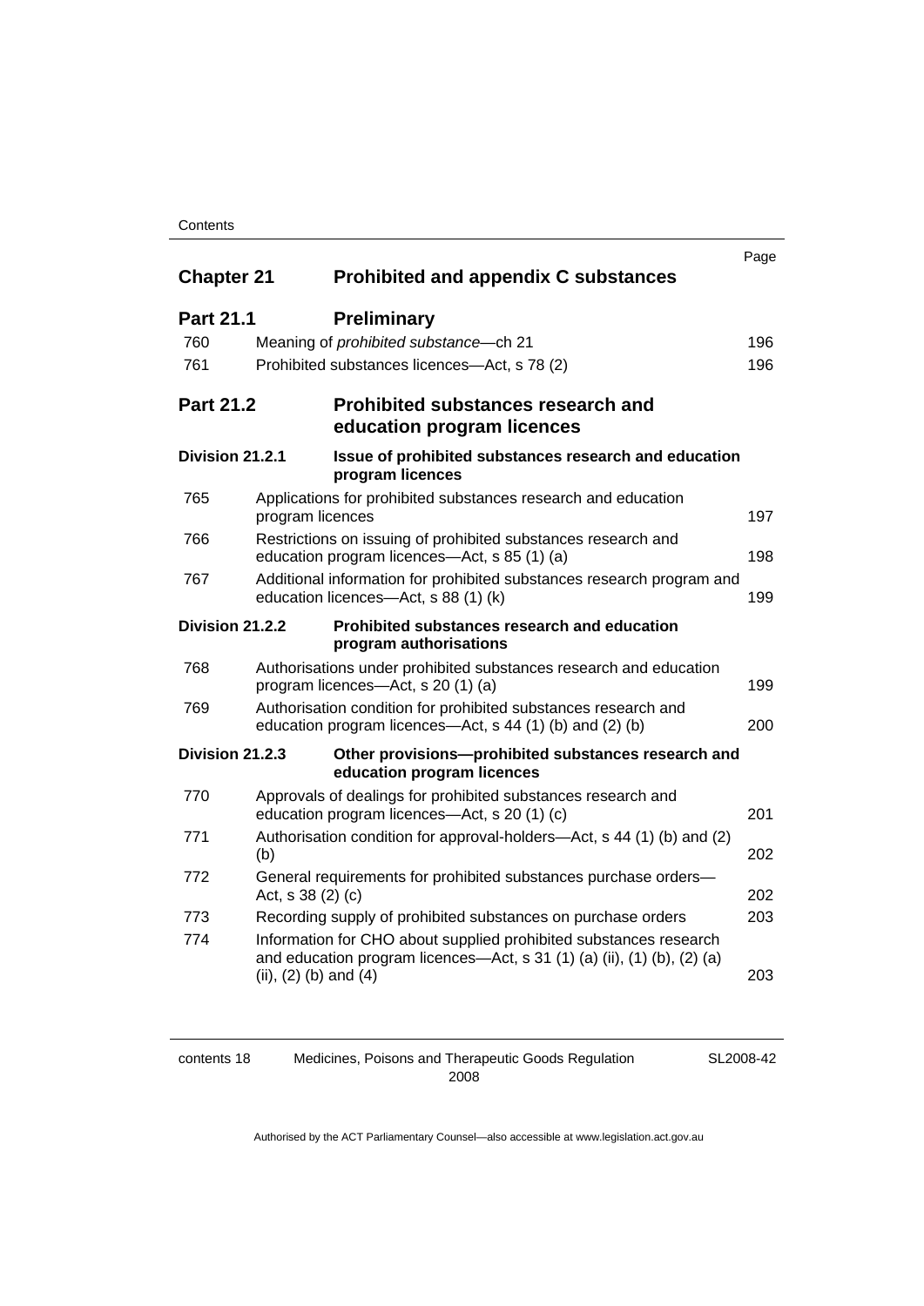| | | Page |
|---|---|---|
| **Chapter 21** | **Prohibited and appendix C substances** | |
| **Part 21.1** | **Preliminary** | |
| 760 | Meaning of *prohibited substance*—ch 21 | 196 |
| 761 | Prohibited substances licences—Act, s 78 (2) | 196 |
| **Part 21.2** | **Prohibited substances research and education program licences** | |
| **Division 21.2.1** | **Issue of prohibited substances research and education program licences** | |
| 765 | Applications for prohibited substances research and education program licences | 197 |
| 766 | Restrictions on issuing of prohibited substances research and education program licences—Act, s 85 (1) (a) | 198 |
| 767 | Additional information for prohibited substances research program and education licences—Act, s 88 (1) (k) | 199 |
| **Division 21.2.2** | **Prohibited substances research and education program authorisations** | |
| 768 | Authorisations under prohibited substances research and education program licences—Act, s 20 (1) (a) | 199 |
| 769 | Authorisation condition for prohibited substances research and education program licences—Act, s 44 (1) (b) and (2) (b) | 200 |
| **Division 21.2.3** | **Other provisions—prohibited substances research and education program licences** | |
| 770 | Approvals of dealings for prohibited substances research and education program licences—Act, s 20 (1) (c) | 201 |
| 771 | Authorisation condition for approval-holders—Act, s 44 (1) (b) and (2) (b) | 202 |
| 772 | General requirements for prohibited substances purchase orders—Act, s 38 (2) (c) | 202 |
| 773 | Recording supply of prohibited substances on purchase orders | 203 |
| 774 | Information for CHO about supplied prohibited substances research and education program licences—Act, s 31 (1) (a) (ii), (1) (b), (2) (a) (ii), (2) (b) and (4) | 203 |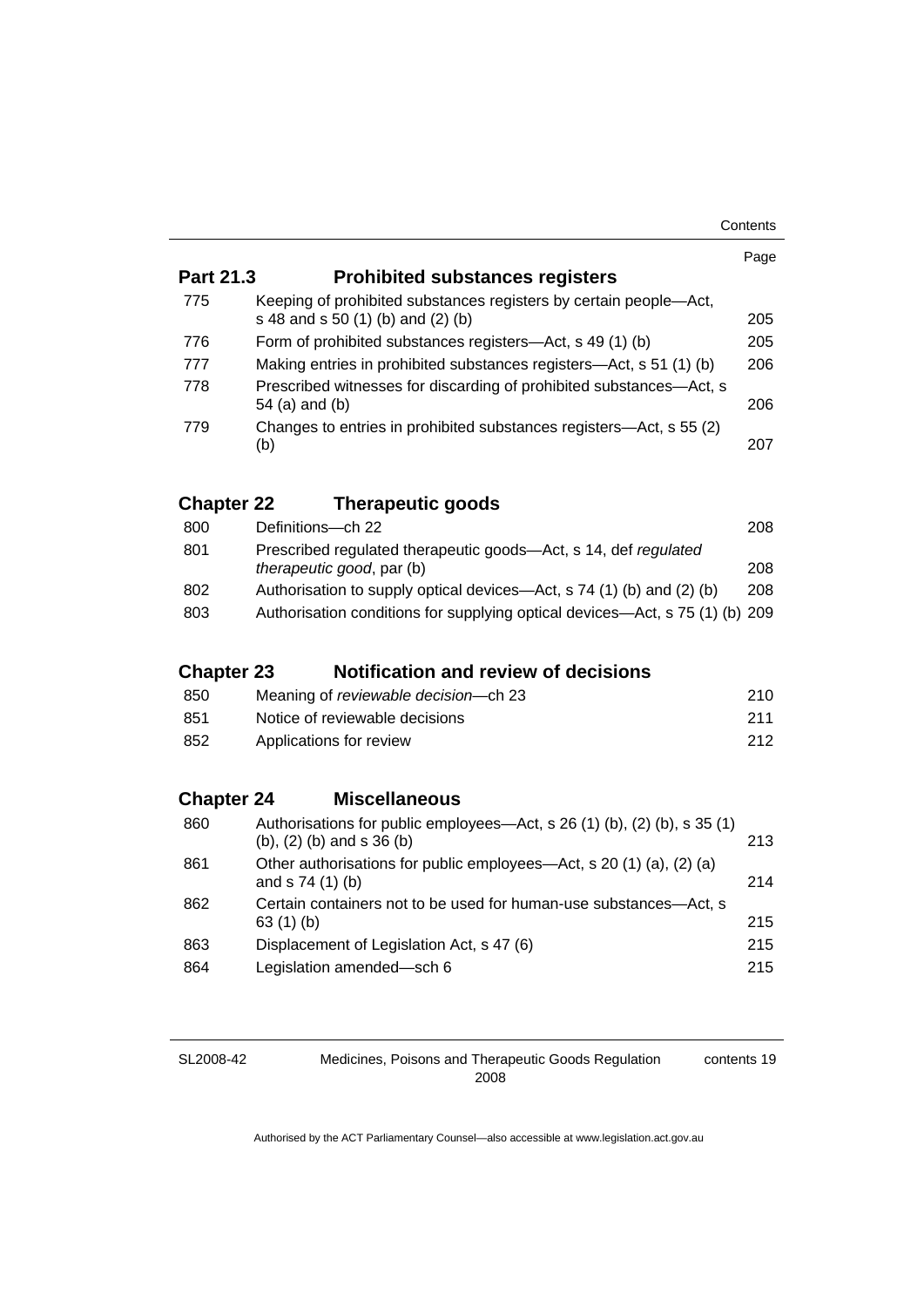| | | Page |
|---|---|---|
| **Part 21.3** | **Prohibited substances registers** | |
| 775 | Keeping of prohibited substances registers by certain people—Act, s 48 and s 50 (1) (b) and (2) (b) | 205 |
| 776 | Form of prohibited substances registers—Act, s 49 (1) (b) | 205 |
| 777 | Making entries in prohibited substances registers—Act, s 51 (1) (b) | 206 |
| 778 | Prescribed witnesses for discarding of prohibited substances—Act, s 54 (a) and (b) | 206 |
| 779 | Changes to entries in prohibited substances registers—Act, s 55 (2) (b) | 207 |
| **Chapter 22** | **Therapeutic goods** | |
| 800 | Definitions—ch 22 | 208 |
| 801 | Prescribed regulated therapeutic goods—Act, s 14, def *regulated therapeutic good*, par (b) | 208 |
| 802 | Authorisation to supply optical devices—Act, s 74 (1) (b) and (2) (b) | 208 |
| 803 | Authorisation conditions for supplying optical devices—Act, s 75 (1) (b) | 209 |
| **Chapter 23** | **Notification and review of decisions** | |
| 850 | Meaning of *reviewable decision*—ch 23 | 210 |
| 851 | Notice of reviewable decisions | 211 |
| 852 | Applications for review | 212 |
| **Chapter 24** | **Miscellaneous** | |
| 860 | Authorisations for public employees—Act, s 26 (1) (b), (2) (b), s 35 (1) (b), (2) (b) and s 36 (b) | 213 |
| 861 | Other authorisations for public employees—Act, s 20 (1) (a), (2) (a) and s 74 (1) (b) | 214 |
| 862 | Certain containers not to be used for human-use substances—Act, s 63 (1) (b) | 215 |
| 863 | Displacement of Legislation Act, s 47 (6) | 215 |
| 864 | Legislation amended—sch 6 | 215 |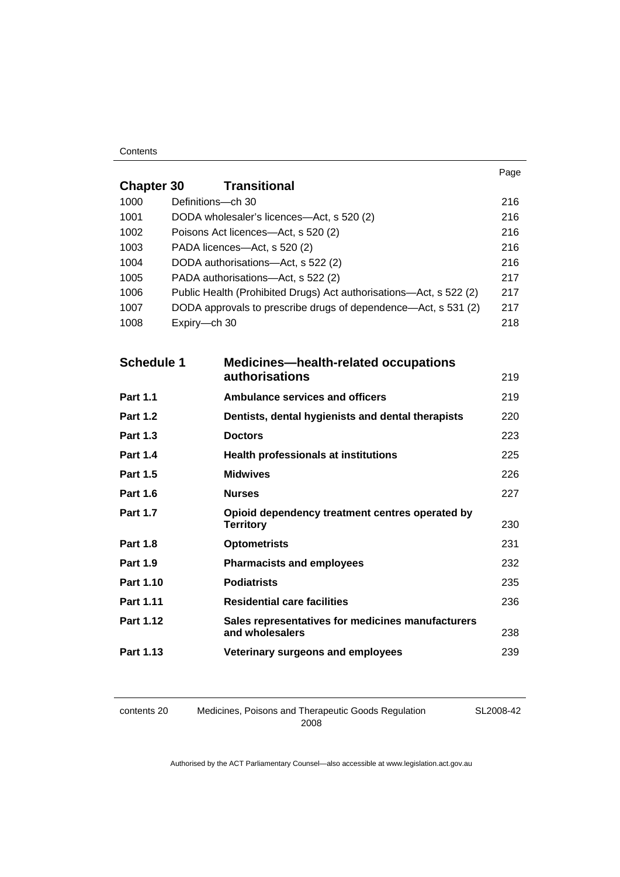| | | Page |
|---|---|---|
| **Chapter 30** | **Transitional** | |
| 1000 | Definitions—ch 30 | 216 |
| 1001 | DODA wholesaler's licences—Act, s 520 (2) | 216 |
| 1002 | Poisons Act licences—Act, s 520 (2) | 216 |
| 1003 | PADA licences—Act, s 520 (2) | 216 |
| 1004 | DODA authorisations—Act, s 522 (2) | 216 |
| 1005 | PADA authorisations—Act, s 522 (2) | 217 |
| 1006 | Public Health (Prohibited Drugs) Act authorisations—Act, s 522 (2) | 217 |
| 1007 | DODA approvals to prescribe drugs of dependence—Act, s 531 (2) | 217 |
| 1008 | Expiry—ch 30 | 218 |

| | | |
|---|---|---|
| **Schedule 1** | **Medicines—health-related occupations authorisations** | 219 |
| **Part 1.1** | **Ambulance services and officers** | 219 |
| **Part 1.2** | **Dentists, dental hygienists and dental therapists** | 220 |
| **Part 1.3** | **Doctors** | 223 |
| **Part 1.4** | **Health professionals at institutions** | 225 |
| **Part 1.5** | **Midwives** | 226 |
| **Part 1.6** | **Nurses** | 227 |
| **Part 1.7** | **Opioid dependency treatment centres operated by Territory** | 230 |
| **Part 1.8** | **Optometrists** | 231 |
| **Part 1.9** | **Pharmacists and employees** | 232 |
| **Part 1.10** | **Podiatrists** | 235 |
| **Part 1.11** | **Residential care facilities** | 236 |
| **Part 1.12** | **Sales representatives for medicines manufacturers and wholesalers** | 238 |
| **Part 1.13** | **Veterinary surgeons and employees** | 239 |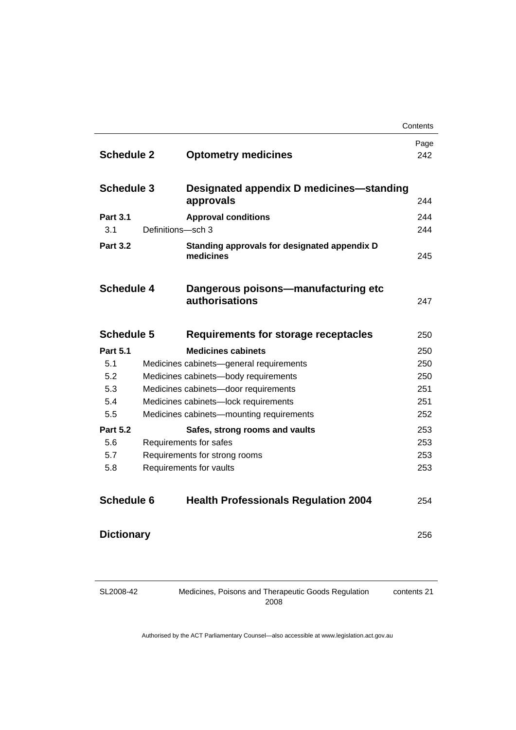| | | Page |
|---|---|---|
| **Schedule 2** | **Optometry medicines** | 242 |
| **Schedule 3** | **Designated appendix D medicines—standing approvals** | 244 |
| **Part 3.1** | **Approval conditions** | 244 |
| 3.1 | Definitions—sch 3 | 244 |
| **Part 3.2** | **Standing approvals for designated appendix D medicines** | 245 |
| **Schedule 4** | **Dangerous poisons—manufacturing etc authorisations** | 247 |
| **Schedule 5** | **Requirements for storage receptacles** | 250 |
| **Part 5.1** | **Medicines cabinets** | 250 |
| 5.1 | Medicines cabinets—general requirements | 250 |
| 5.2 | Medicines cabinets—body requirements | 250 |
| 5.3 | Medicines cabinets—door requirements | 251 |
| 5.4 | Medicines cabinets—lock requirements | 251 |
| 5.5 | Medicines cabinets—mounting requirements | 252 |
| **Part 5.2** | **Safes, strong rooms and vaults** | 253 |
| 5.6 | Requirements for safes | 253 |
| 5.7 | Requirements for strong rooms | 253 |
| 5.8 | Requirements for vaults | 253 |
| **Schedule 6** | **Health Professionals Regulation 2004** | 254 |
| **Dictionary** | | 256 |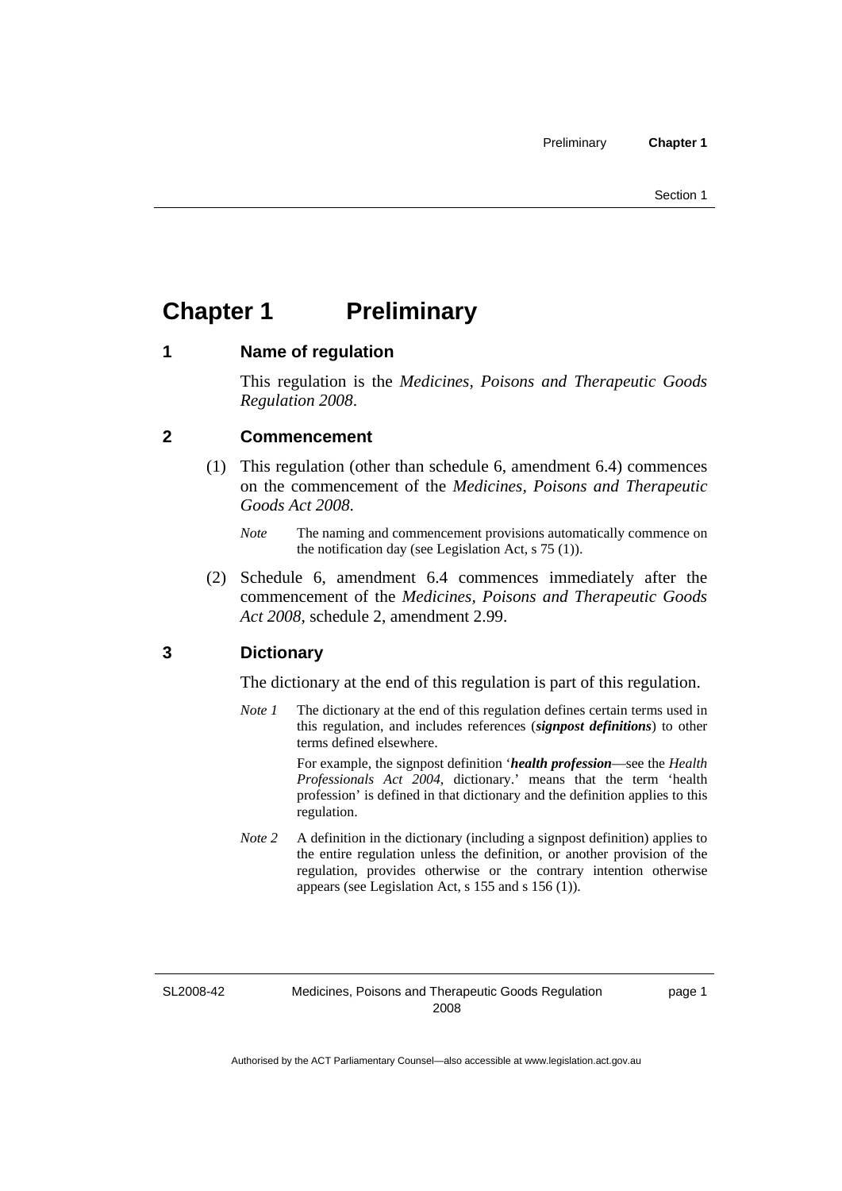# Chapter 1 Preliminary

## 1 Name of regulation

This regulation is the *Medicines, Poisons and Therapeutic Goods Regulation 2008*.

## 2 Commencement

(1) This regulation (other than schedule 6, amendment 6.4) commences on the commencement of the *Medicines, Poisons and Therapeutic Goods Act 2008*.

*Note* The naming and commencement provisions automatically commence on the notification day (see Legislation Act, s 75 (1)).

(2) Schedule 6, amendment 6.4 commences immediately after the commencement of the *Medicines, Poisons and Therapeutic Goods Act 2008*, schedule 2, amendment 2.99.

## 3 Dictionary

The dictionary at the end of this regulation is part of this regulation.

*Note 1* The dictionary at the end of this regulation defines certain terms used in this regulation, and includes references (***signpost definitions***) to other terms defined elsewhere.

For example, the signpost definition '***health profession***—see the *Health Professionals Act 2004*, dictionary.' means that the term 'health profession' is defined in that dictionary and the definition applies to this regulation.

*Note 2* A definition in the dictionary (including a signpost definition) applies to the entire regulation unless the definition, or another provision of the regulation, provides otherwise or the contrary intention otherwise appears (see Legislation Act, s 155 and s 156 (1)).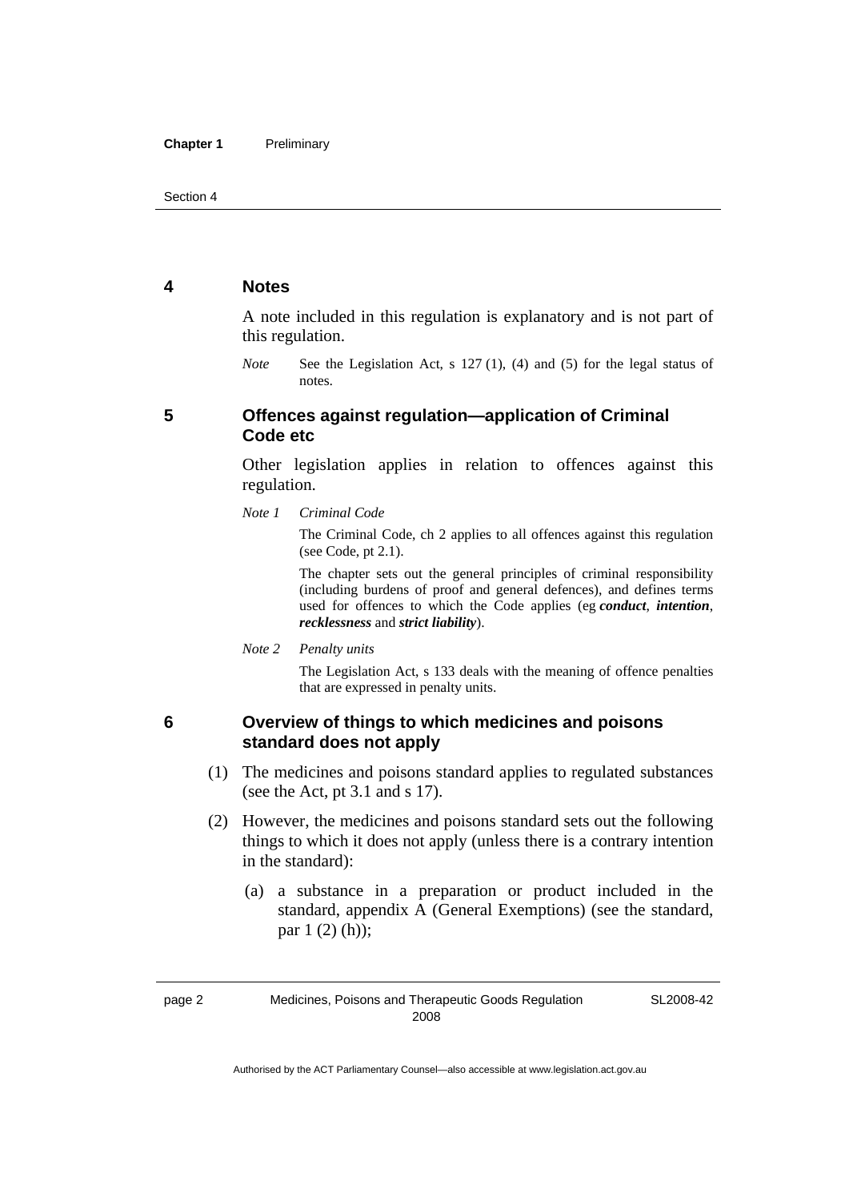## 4 Notes

A note included in this regulation is explanatory and is not part of this regulation.

*Note* See the Legislation Act, s 127 (1), (4) and (5) for the legal status of notes.

## 5 Offences against regulation—application of Criminal Code etc

Other legislation applies in relation to offences against this regulation.

*Note 1 Criminal Code*

The Criminal Code, ch 2 applies to all offences against this regulation (see Code, pt 2.1).

The chapter sets out the general principles of criminal responsibility (including burdens of proof and general defences), and defines terms used for offences to which the Code applies (eg ***conduct***, ***intention***, ***recklessness*** and ***strict liability***).

*Note 2 Penalty units*

The Legislation Act, s 133 deals with the meaning of offence penalties that are expressed in penalty units.

## 6 Overview of things to which medicines and poisons standard does not apply

(1) The medicines and poisons standard applies to regulated substances (see the Act, pt 3.1 and s 17).

(2) However, the medicines and poisons standard sets out the following things to which it does not apply (unless there is a contrary intention in the standard):

(a) a substance in a preparation or product included in the standard, appendix A (General Exemptions) (see the standard, par 1 (2) (h));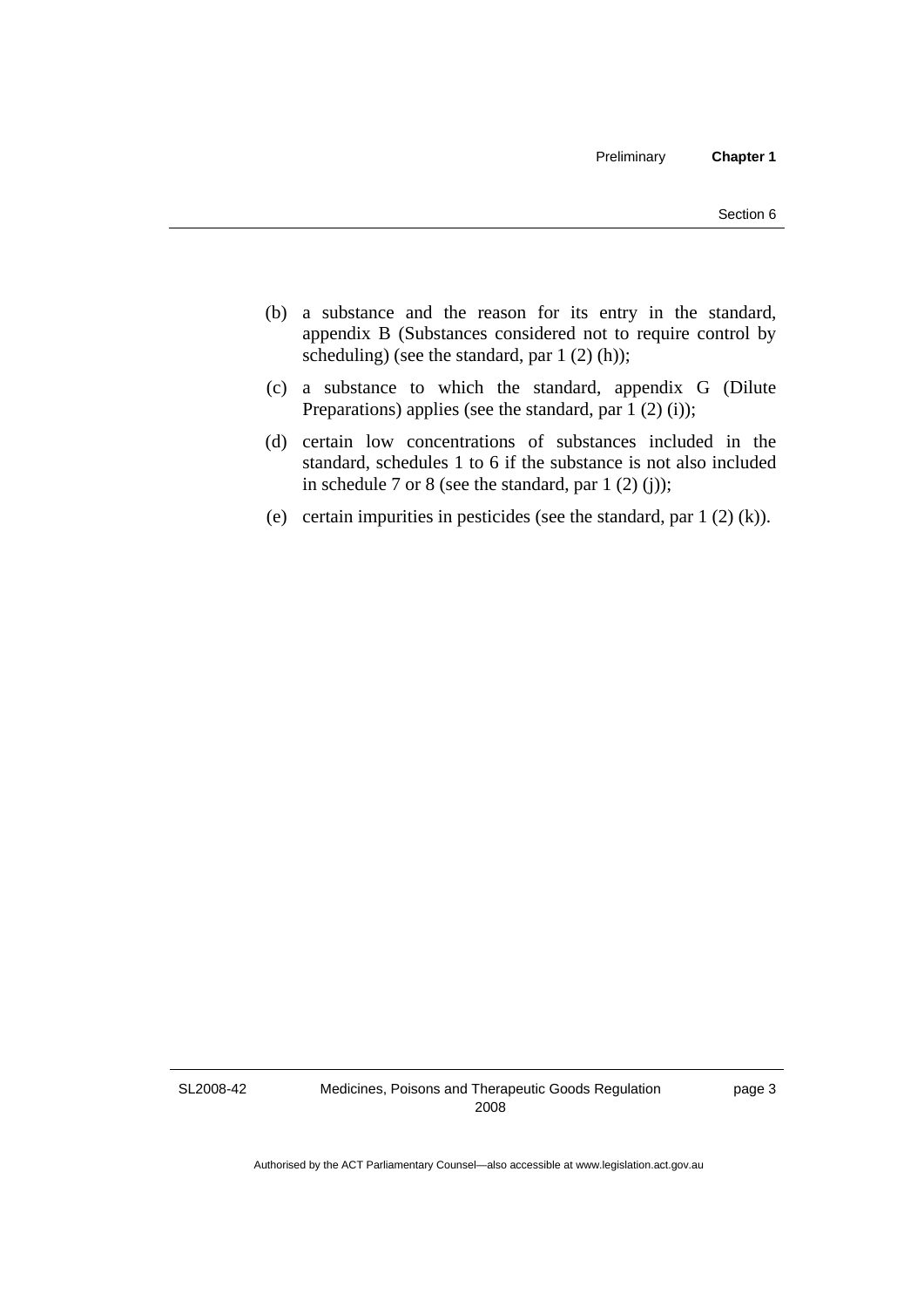(b) a substance and the reason for its entry in the standard, appendix B (Substances considered not to require control by scheduling) (see the standard, par 1 (2) (h));

(c) a substance to which the standard, appendix G (Dilute Preparations) applies (see the standard, par 1 (2) (i));

(d) certain low concentrations of substances included in the standard, schedules 1 to 6 if the substance is not also included in schedule 7 or 8 (see the standard, par 1 (2) (j));

(e) certain impurities in pesticides (see the standard, par 1 (2) (k)).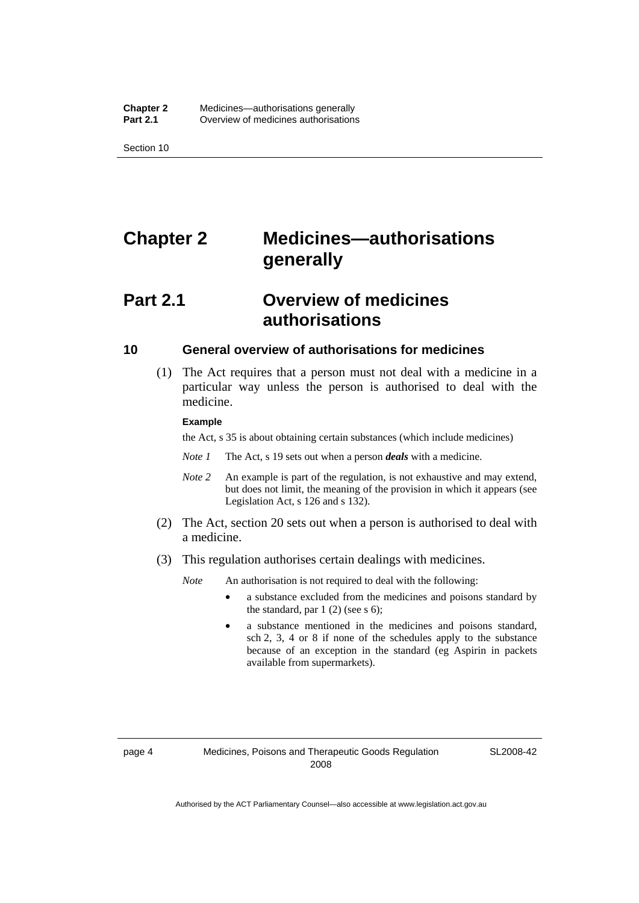# Chapter 2 Medicines—authorisations generally

## Part 2.1 Overview of medicines authorisations

### 10 General overview of authorisations for medicines

(1) The Act requires that a person must not deal with a medicine in a particular way unless the person is authorised to deal with the medicine.

**Example**

the Act, s 35 is about obtaining certain substances (which include medicines)

*Note 1* The Act, s 19 sets out when a person ***deals*** with a medicine.

*Note 2* An example is part of the regulation, is not exhaustive and may extend, but does not limit, the meaning of the provision in which it appears (see Legislation Act, s 126 and s 132).

(2) The Act, section 20 sets out when a person is authorised to deal with a medicine.

(3) This regulation authorises certain dealings with medicines.

*Note* An authorisation is not required to deal with the following:

- a substance excluded from the medicines and poisons standard by the standard, par 1 (2) (see s 6);
- a substance mentioned in the medicines and poisons standard, sch 2, 3, 4 or 8 if none of the schedules apply to the substance because of an exception in the standard (eg Aspirin in packets available from supermarkets).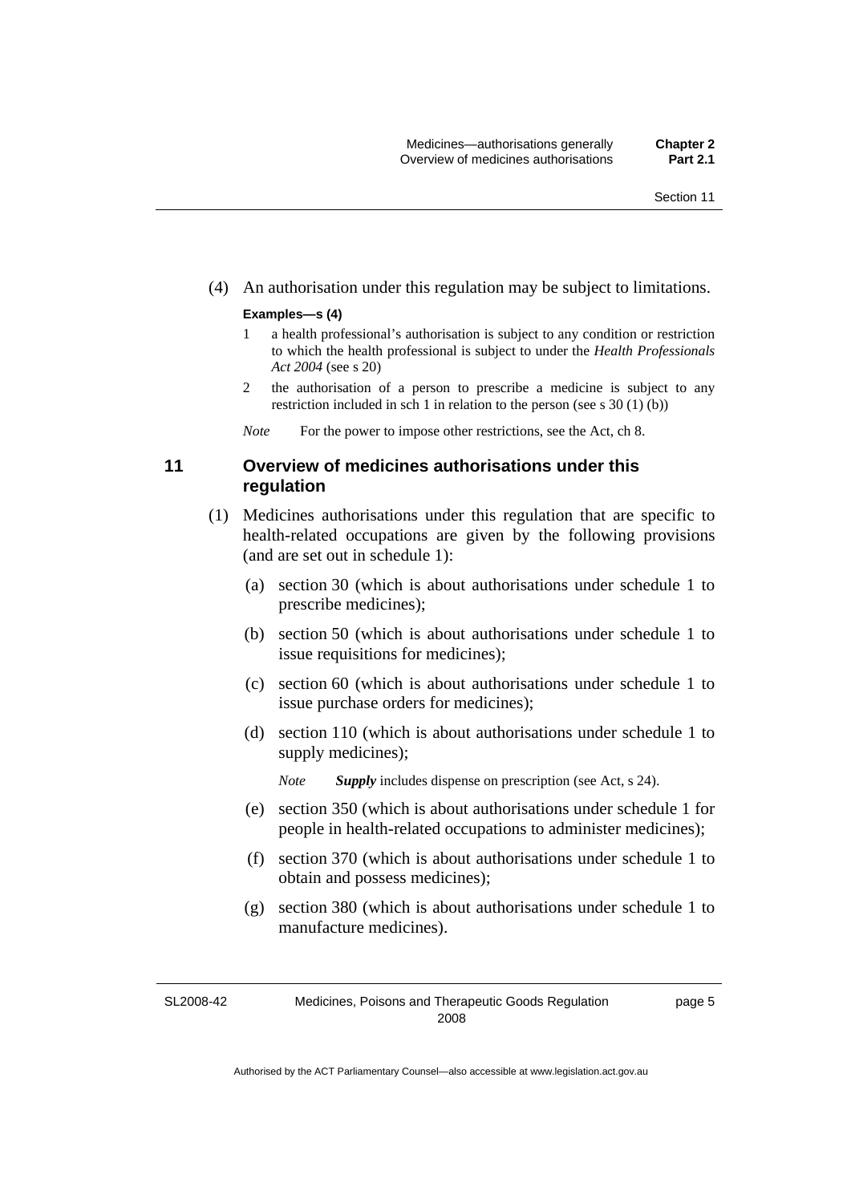(4) An authorisation under this regulation may be subject to limitations.

**Examples—s (4)**

1 a health professional's authorisation is subject to any condition or restriction to which the health professional is subject to under the *Health Professionals Act 2004* (see s 20)

2 the authorisation of a person to prescribe a medicine is subject to any restriction included in sch 1 in relation to the person (see s 30 (1) (b))

*Note* For the power to impose other restrictions, see the Act, ch 8.

## 11 Overview of medicines authorisations under this regulation

(1) Medicines authorisations under this regulation that are specific to health-related occupations are given by the following provisions (and are set out in schedule 1):

(a) section 30 (which is about authorisations under schedule 1 to prescribe medicines);

(b) section 50 (which is about authorisations under schedule 1 to issue requisitions for medicines);

(c) section 60 (which is about authorisations under schedule 1 to issue purchase orders for medicines);

(d) section 110 (which is about authorisations under schedule 1 to supply medicines);

*Note* ***Supply*** includes dispense on prescription (see Act, s 24).

(e) section 350 (which is about authorisations under schedule 1 for people in health-related occupations to administer medicines);

(f) section 370 (which is about authorisations under schedule 1 to obtain and possess medicines);

(g) section 380 (which is about authorisations under schedule 1 to manufacture medicines).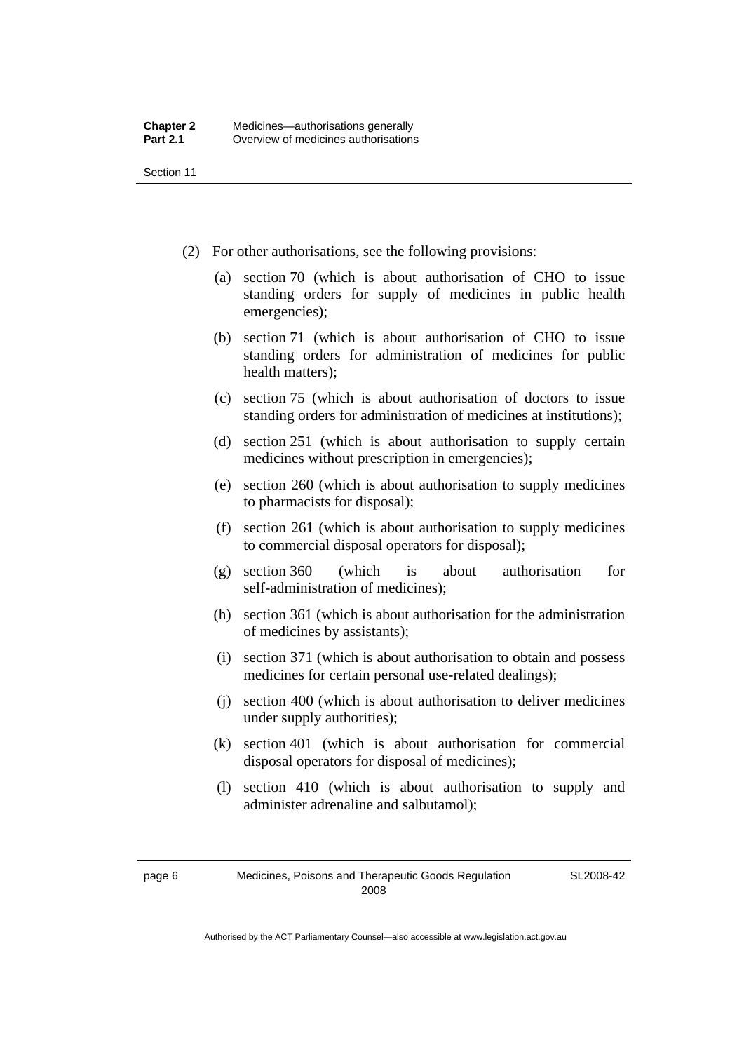(2) For other authorisations, see the following provisions:

(a) section 70 (which is about authorisation of CHO to issue standing orders for supply of medicines in public health emergencies);

(b) section 71 (which is about authorisation of CHO to issue standing orders for administration of medicines for public health matters);

(c) section 75 (which is about authorisation of doctors to issue standing orders for administration of medicines at institutions);

(d) section 251 (which is about authorisation to supply certain medicines without prescription in emergencies);

(e) section 260 (which is about authorisation to supply medicines to pharmacists for disposal);

(f) section 261 (which is about authorisation to supply medicines to commercial disposal operators for disposal);

(g) section 360 (which is about authorisation for self-administration of medicines);

(h) section 361 (which is about authorisation for the administration of medicines by assistants);

(i) section 371 (which is about authorisation to obtain and possess medicines for certain personal use-related dealings);

(j) section 400 (which is about authorisation to deliver medicines under supply authorities);

(k) section 401 (which is about authorisation for commercial disposal operators for disposal of medicines);

(l) section 410 (which is about authorisation to supply and administer adrenaline and salbutamol);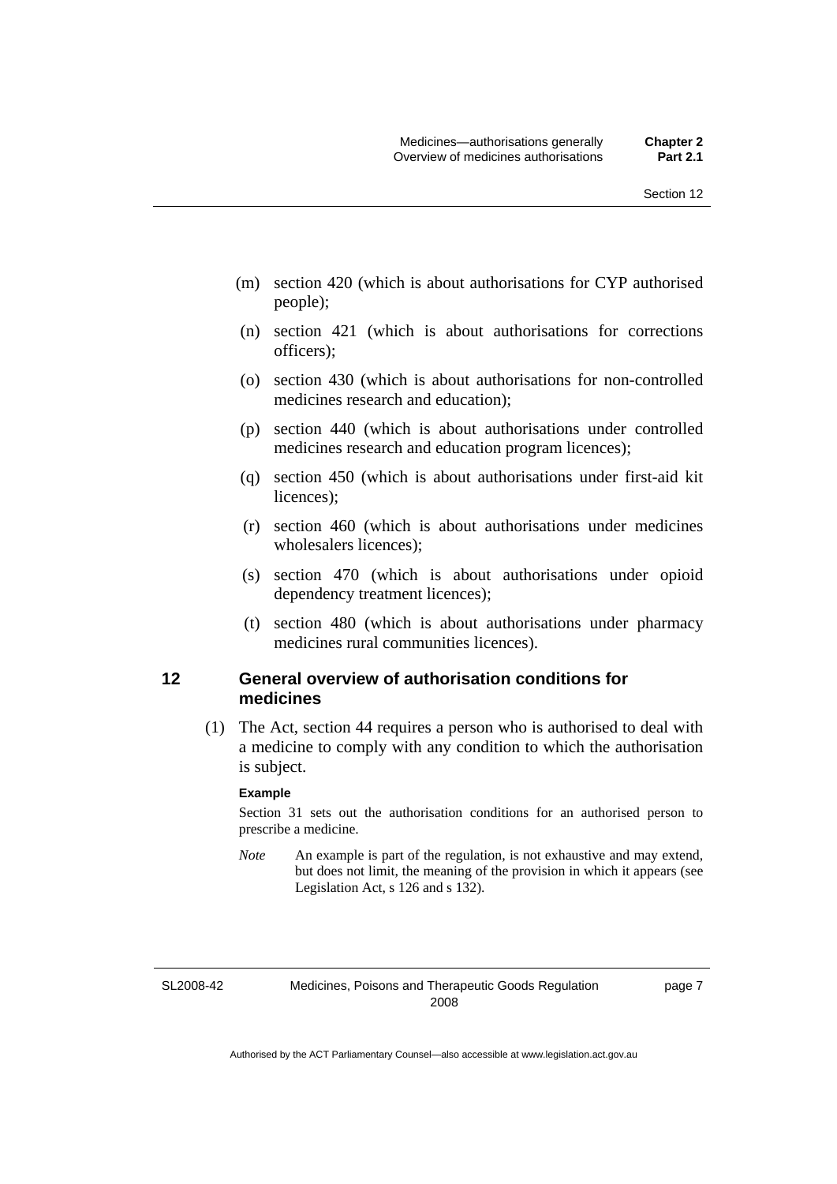(m) section 420 (which is about authorisations for CYP authorised people);

(n) section 421 (which is about authorisations for corrections officers);

(o) section 430 (which is about authorisations for non-controlled medicines research and education);

(p) section 440 (which is about authorisations under controlled medicines research and education program licences);

(q) section 450 (which is about authorisations under first-aid kit licences);

(r) section 460 (which is about authorisations under medicines wholesalers licences);

(s) section 470 (which is about authorisations under opioid dependency treatment licences);

(t) section 480 (which is about authorisations under pharmacy medicines rural communities licences).

## 12 General overview of authorisation conditions for medicines

(1) The Act, section 44 requires a person who is authorised to deal with a medicine to comply with any condition to which the authorisation is subject.

**Example**

Section 31 sets out the authorisation conditions for an authorised person to prescribe a medicine.

*Note* An example is part of the regulation, is not exhaustive and may extend, but does not limit, the meaning of the provision in which it appears (see Legislation Act, s 126 and s 132).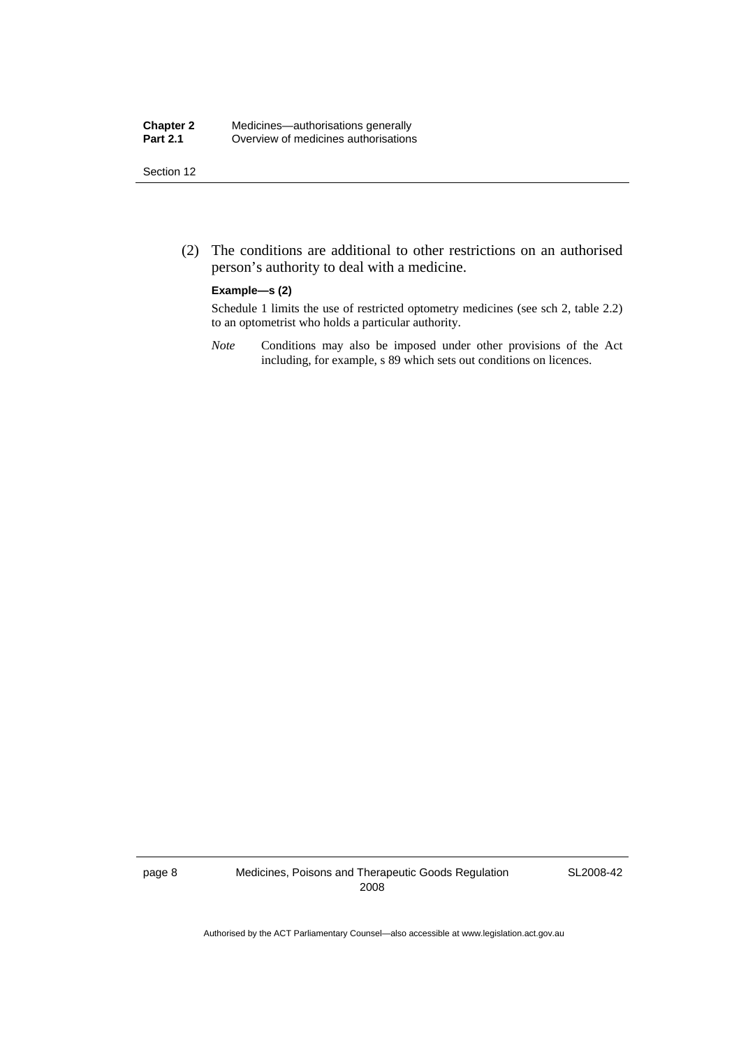(2) The conditions are additional to other restrictions on an authorised person's authority to deal with a medicine.

**Example—s (2)**

Schedule 1 limits the use of restricted optometry medicines (see sch 2, table 2.2) to an optometrist who holds a particular authority.

*Note* Conditions may also be imposed under other provisions of the Act including, for example, s 89 which sets out conditions on licences.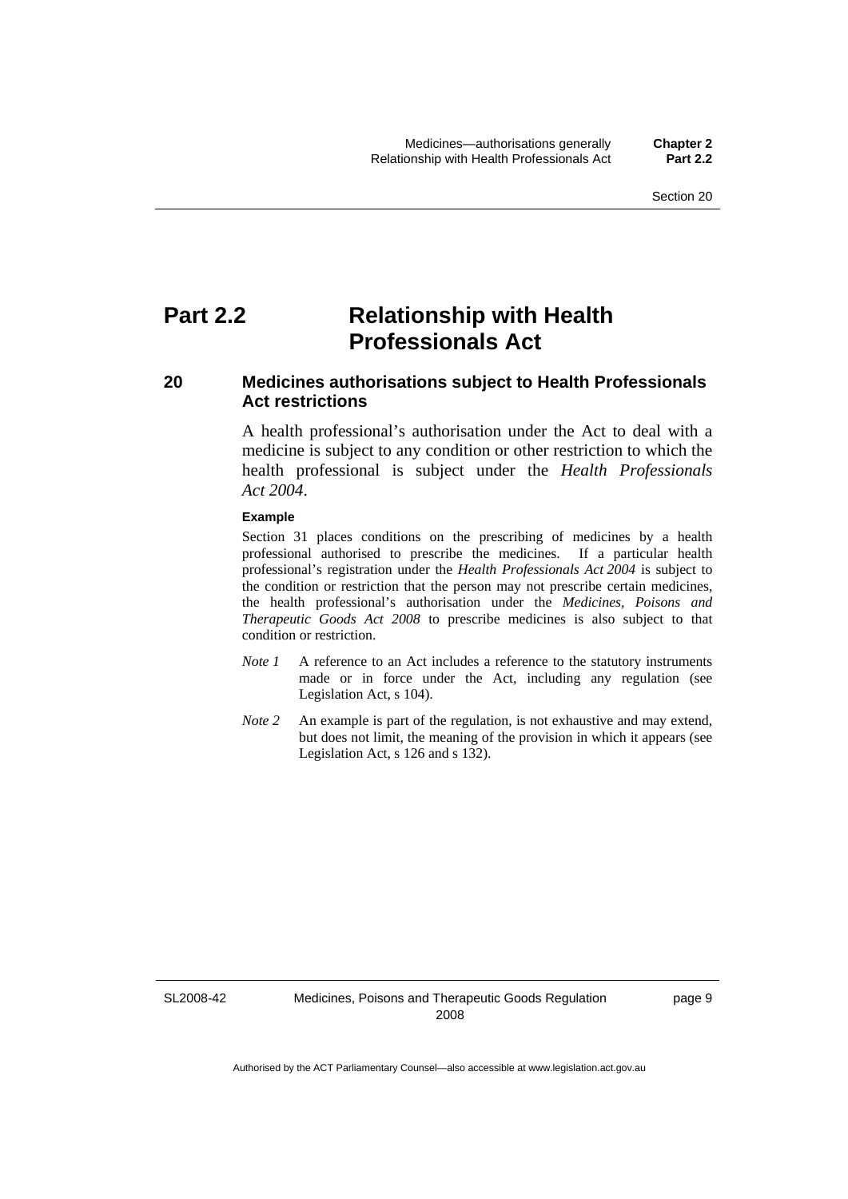# Part 2.2 Relationship with Health Professionals Act

## 20 Medicines authorisations subject to Health Professionals Act restrictions

A health professional's authorisation under the Act to deal with a medicine is subject to any condition or other restriction to which the health professional is subject under the *Health Professionals Act 2004*.

**Example**

Section 31 places conditions on the prescribing of medicines by a health professional authorised to prescribe the medicines. If a particular health professional's registration under the *Health Professionals Act 2004* is subject to the condition or restriction that the person may not prescribe certain medicines, the health professional's authorisation under the *Medicines, Poisons and Therapeutic Goods Act 2008* to prescribe medicines is also subject to that condition or restriction.

*Note 1* A reference to an Act includes a reference to the statutory instruments made or in force under the Act, including any regulation (see Legislation Act, s 104).

*Note 2* An example is part of the regulation, is not exhaustive and may extend, but does not limit, the meaning of the provision in which it appears (see Legislation Act, s 126 and s 132).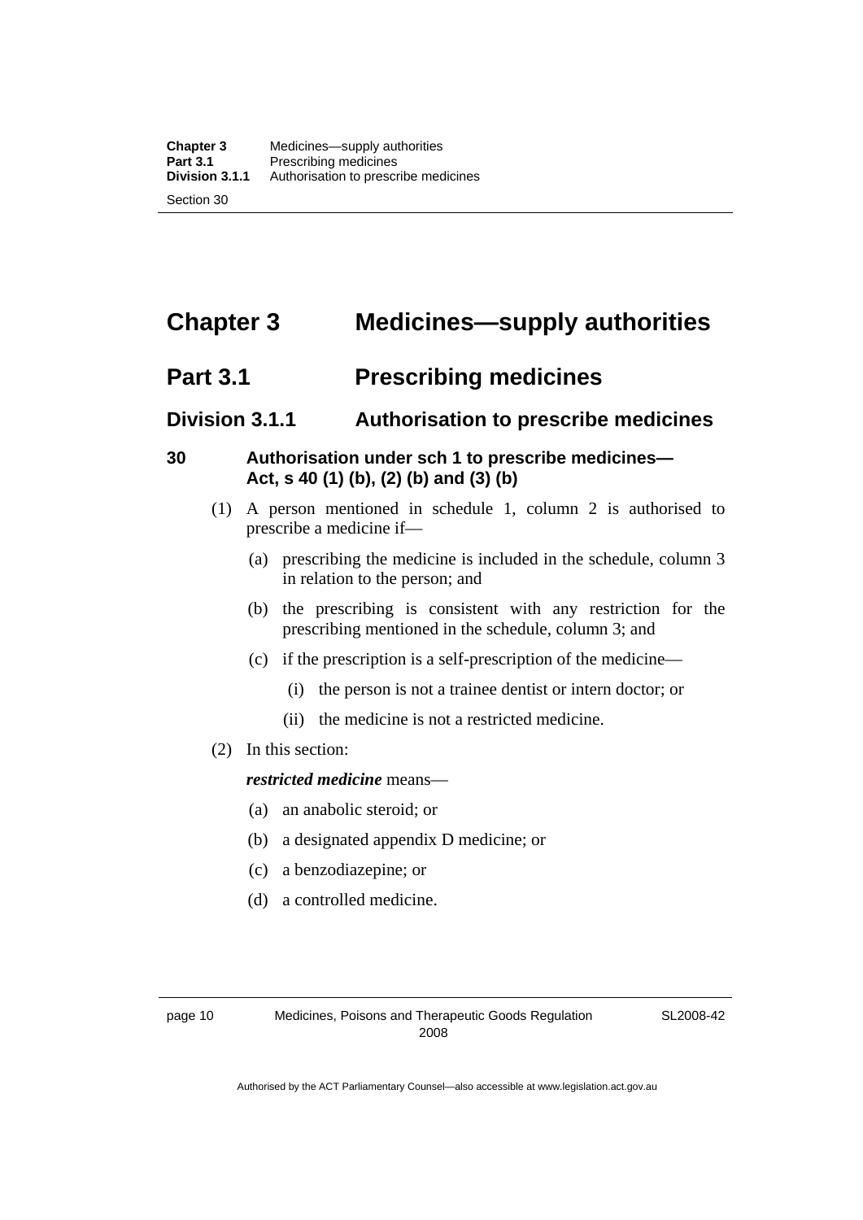# Chapter 3 Medicines—supply authorities

## Part 3.1 Prescribing medicines

### Division 3.1.1 Authorisation to prescribe medicines

#### 30 Authorisation under sch 1 to prescribe medicines—Act, s 40 (1) (b), (2) (b) and (3) (b)

(1) A person mentioned in schedule 1, column 2 is authorised to prescribe a medicine if—

(a) prescribing the medicine is included in the schedule, column 3 in relation to the person; and

(b) the prescribing is consistent with any restriction for the prescribing mentioned in the schedule, column 3; and

(c) if the prescription is a self-prescription of the medicine—

(i) the person is not a trainee dentist or intern doctor; or

(ii) the medicine is not a restricted medicine.

(2) In this section:

***restricted medicine*** means—

(a) an anabolic steroid; or

(b) a designated appendix D medicine; or

(c) a benzodiazepine; or

(d) a controlled medicine.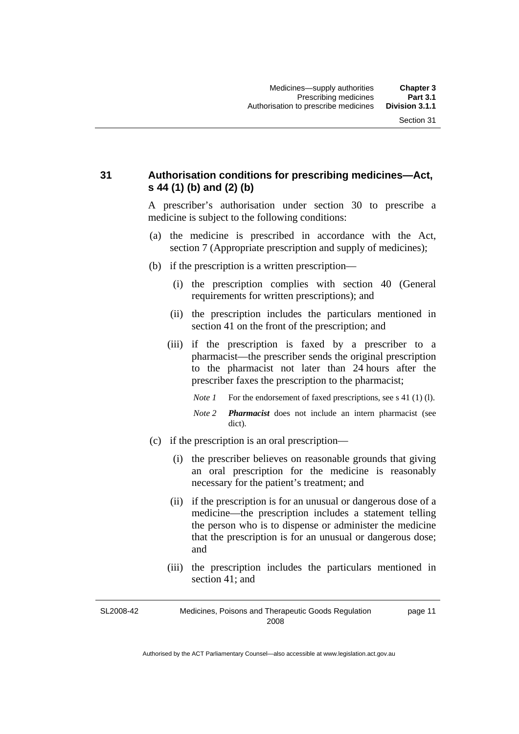## 31 Authorisation conditions for prescribing medicines—Act, s 44 (1) (b) and (2) (b)

A prescriber's authorisation under section 30 to prescribe a medicine is subject to the following conditions:

(a) the medicine is prescribed in accordance with the Act, section 7 (Appropriate prescription and supply of medicines);

(b) if the prescription is a written prescription—

(i) the prescription complies with section 40 (General requirements for written prescriptions); and

(ii) the prescription includes the particulars mentioned in section 41 on the front of the prescription; and

(iii) if the prescription is faxed by a prescriber to a pharmacist—the prescriber sends the original prescription to the pharmacist not later than 24 hours after the prescriber faxes the prescription to the pharmacist;

*Note 1* For the endorsement of faxed prescriptions, see s 41 (1) (l).

*Note 2* ***Pharmacist*** does not include an intern pharmacist (see dict).

(c) if the prescription is an oral prescription—

(i) the prescriber believes on reasonable grounds that giving an oral prescription for the medicine is reasonably necessary for the patient's treatment; and

(ii) if the prescription is for an unusual or dangerous dose of a medicine—the prescription includes a statement telling the person who is to dispense or administer the medicine that the prescription is for an unusual or dangerous dose; and

(iii) the prescription includes the particulars mentioned in section 41; and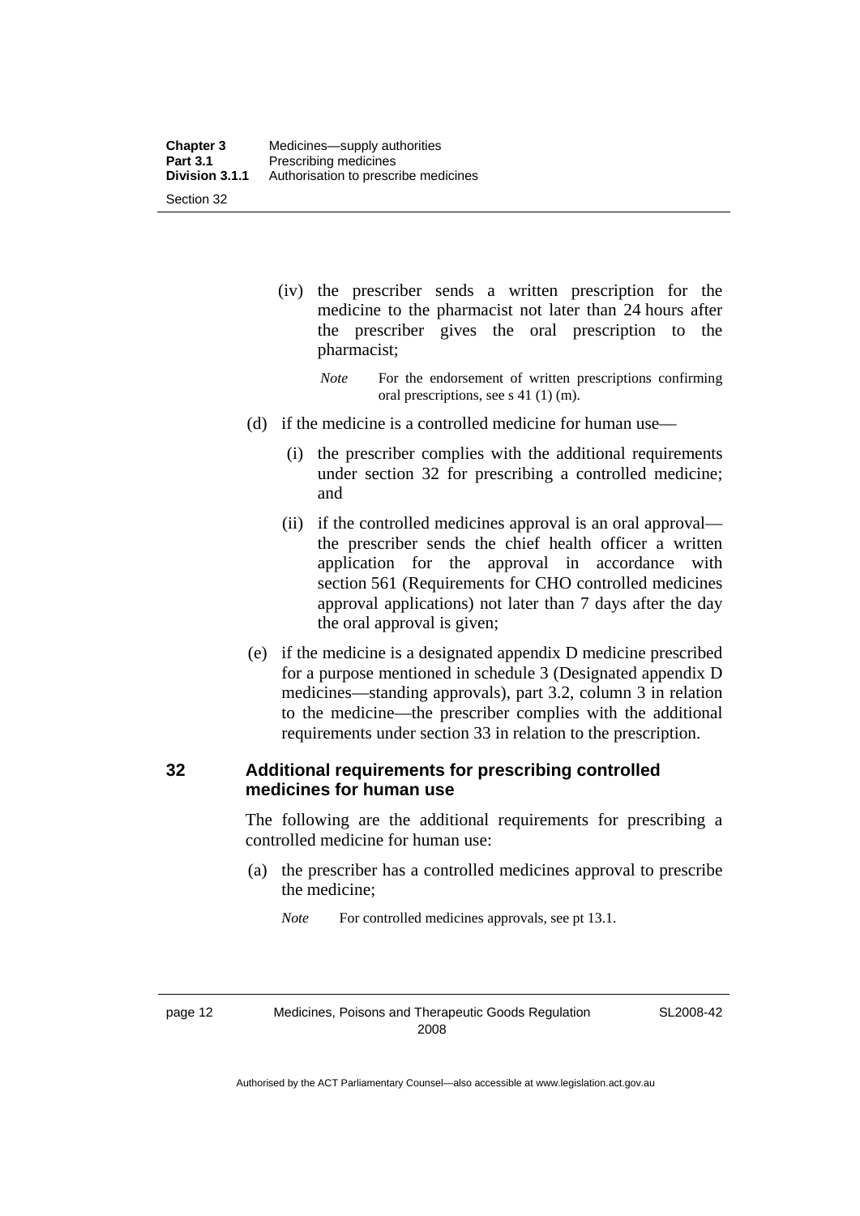(iv) the prescriber sends a written prescription for the medicine to the pharmacist not later than 24 hours after the prescriber gives the oral prescription to the pharmacist;

*Note* For the endorsement of written prescriptions confirming oral prescriptions, see s 41 (1) (m).

(d) if the medicine is a controlled medicine for human use—

(i) the prescriber complies with the additional requirements under section 32 for prescribing a controlled medicine; and

(ii) if the controlled medicines approval is an oral approval—the prescriber sends the chief health officer a written application for the approval in accordance with section 561 (Requirements for CHO controlled medicines approval applications) not later than 7 days after the day the oral approval is given;

(e) if the medicine is a designated appendix D medicine prescribed for a purpose mentioned in schedule 3 (Designated appendix D medicines—standing approvals), part 3.2, column 3 in relation to the medicine—the prescriber complies with the additional requirements under section 33 in relation to the prescription.

## 32 Additional requirements for prescribing controlled medicines for human use

The following are the additional requirements for prescribing a controlled medicine for human use:

(a) the prescriber has a controlled medicines approval to prescribe the medicine;

*Note* For controlled medicines approvals, see pt 13.1.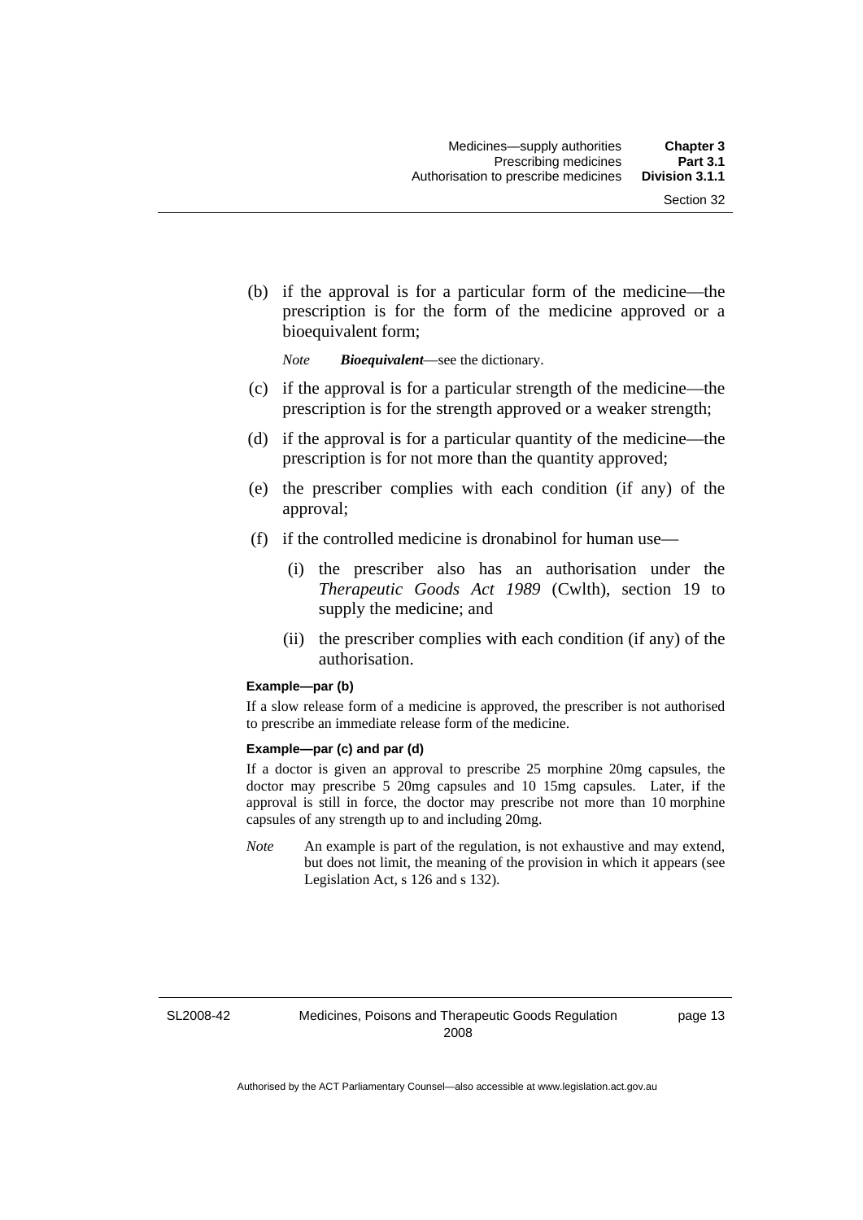(b) if the approval is for a particular form of the medicine—the prescription is for the form of the medicine approved or a bioequivalent form;

*Note* ***Bioequivalent***—see the dictionary.

(c) if the approval is for a particular strength of the medicine—the prescription is for the strength approved or a weaker strength;

(d) if the approval is for a particular quantity of the medicine—the prescription is for not more than the quantity approved;

(e) the prescriber complies with each condition (if any) of the approval;

(f) if the controlled medicine is dronabinol for human use—

(i) the prescriber also has an authorisation under the *Therapeutic Goods Act 1989* (Cwlth), section 19 to supply the medicine; and

(ii) the prescriber complies with each condition (if any) of the authorisation.

**Example—par (b)**

If a slow release form of a medicine is approved, the prescriber is not authorised to prescribe an immediate release form of the medicine.

**Example—par (c) and par (d)**

If a doctor is given an approval to prescribe 25 morphine 20mg capsules, the doctor may prescribe 5 20mg capsules and 10 15mg capsules. Later, if the approval is still in force, the doctor may prescribe not more than 10 morphine capsules of any strength up to and including 20mg.

*Note* An example is part of the regulation, is not exhaustive and may extend, but does not limit, the meaning of the provision in which it appears (see Legislation Act, s 126 and s 132).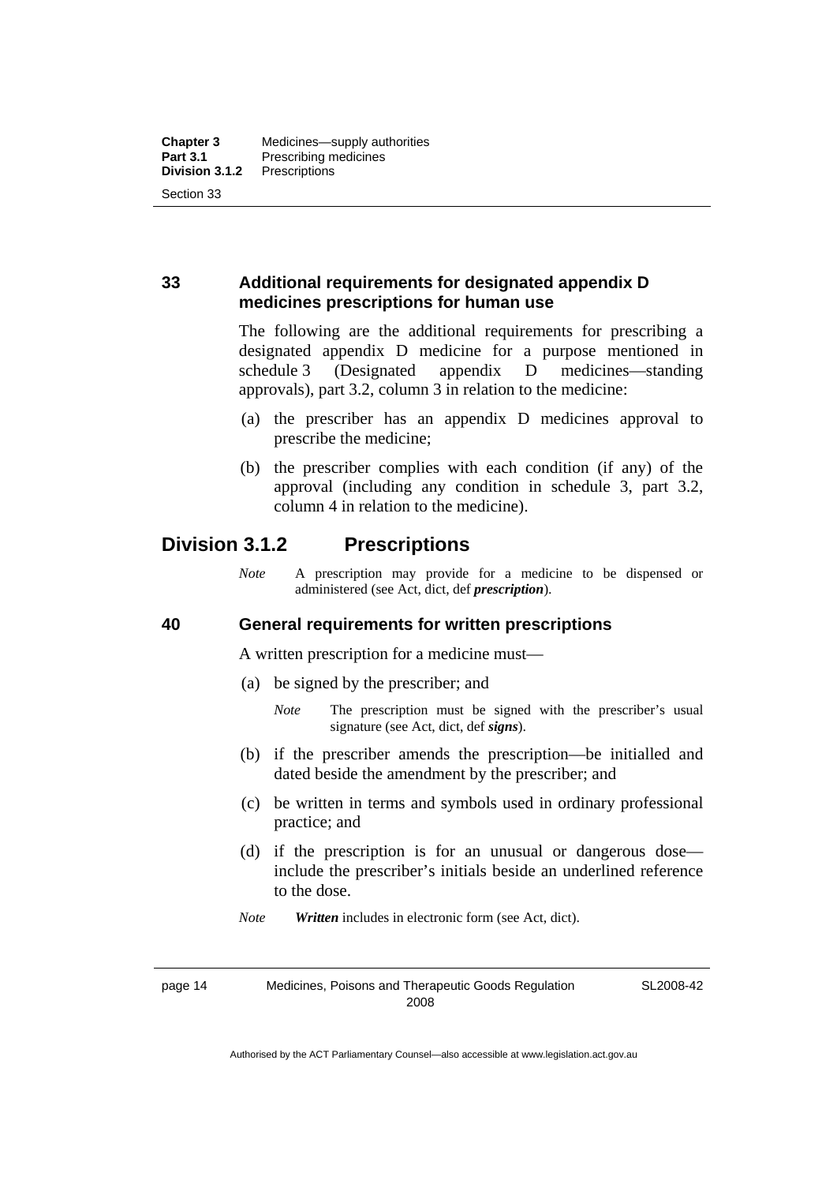### 33 Additional requirements for designated appendix D medicines prescriptions for human use

The following are the additional requirements for prescribing a designated appendix D medicine for a purpose mentioned in schedule 3 (Designated appendix D medicines—standing approvals), part 3.2, column 3 in relation to the medicine:

(a) the prescriber has an appendix D medicines approval to prescribe the medicine;

(b) the prescriber complies with each condition (if any) of the approval (including any condition in schedule 3, part 3.2, column 4 in relation to the medicine).

## Division 3.1.2 Prescriptions

*Note* A prescription may provide for a medicine to be dispensed or administered (see Act, dict, def ***prescription***).

### 40 General requirements for written prescriptions

A written prescription for a medicine must—

(a) be signed by the prescriber; and

*Note* The prescription must be signed with the prescriber's usual signature (see Act, dict, def ***signs***).

(b) if the prescriber amends the prescription—be initialled and dated beside the amendment by the prescriber; and

(c) be written in terms and symbols used in ordinary professional practice; and

(d) if the prescription is for an unusual or dangerous dose—include the prescriber's initials beside an underlined reference to the dose.

*Note* ***Written*** includes in electronic form (see Act, dict).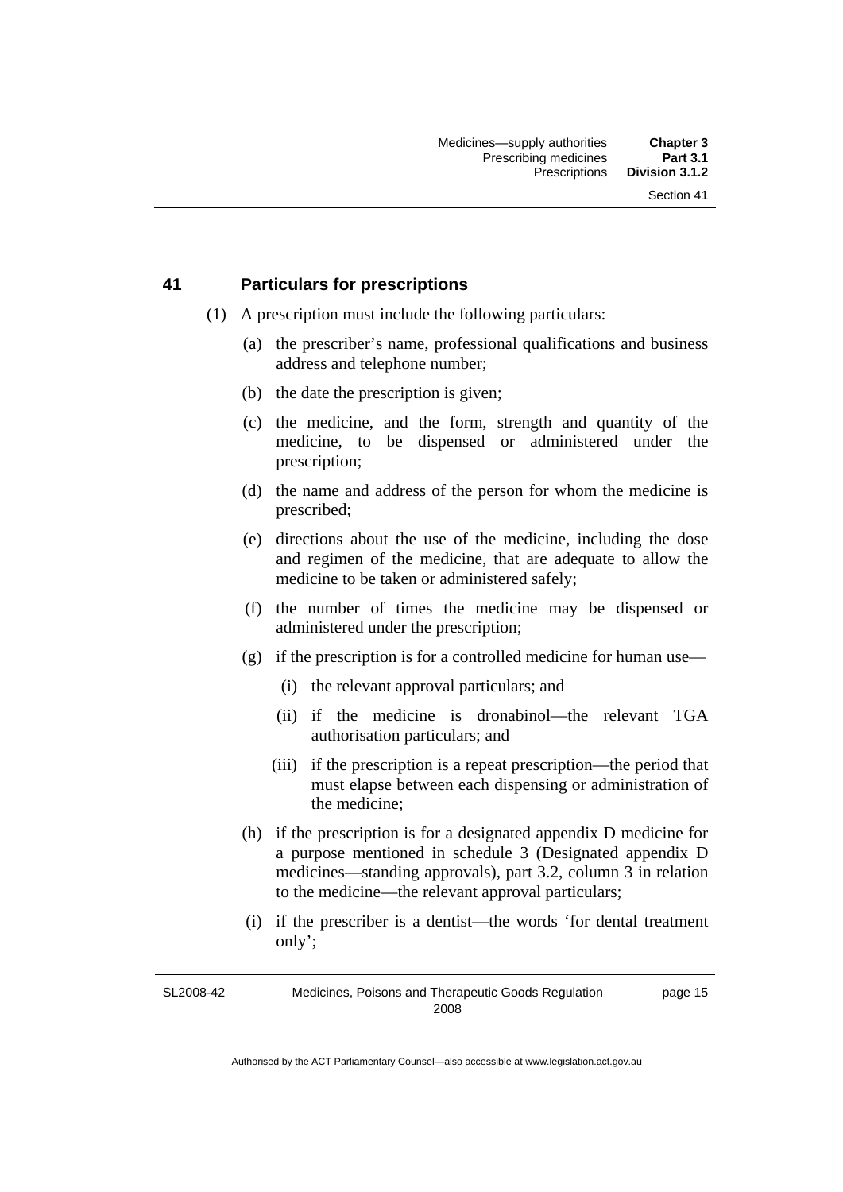## 41 Particulars for prescriptions

(1) A prescription must include the following particulars:

(a) the prescriber's name, professional qualifications and business address and telephone number;

(b) the date the prescription is given;

(c) the medicine, and the form, strength and quantity of the medicine, to be dispensed or administered under the prescription;

(d) the name and address of the person for whom the medicine is prescribed;

(e) directions about the use of the medicine, including the dose and regimen of the medicine, that are adequate to allow the medicine to be taken or administered safely;

(f) the number of times the medicine may be dispensed or administered under the prescription;

(g) if the prescription is for a controlled medicine for human use—

(i) the relevant approval particulars; and

(ii) if the medicine is dronabinol—the relevant TGA authorisation particulars; and

(iii) if the prescription is a repeat prescription—the period that must elapse between each dispensing or administration of the medicine;

(h) if the prescription is for a designated appendix D medicine for a purpose mentioned in schedule 3 (Designated appendix D medicines—standing approvals), part 3.2, column 3 in relation to the medicine—the relevant approval particulars;

(i) if the prescriber is a dentist—the words 'for dental treatment only';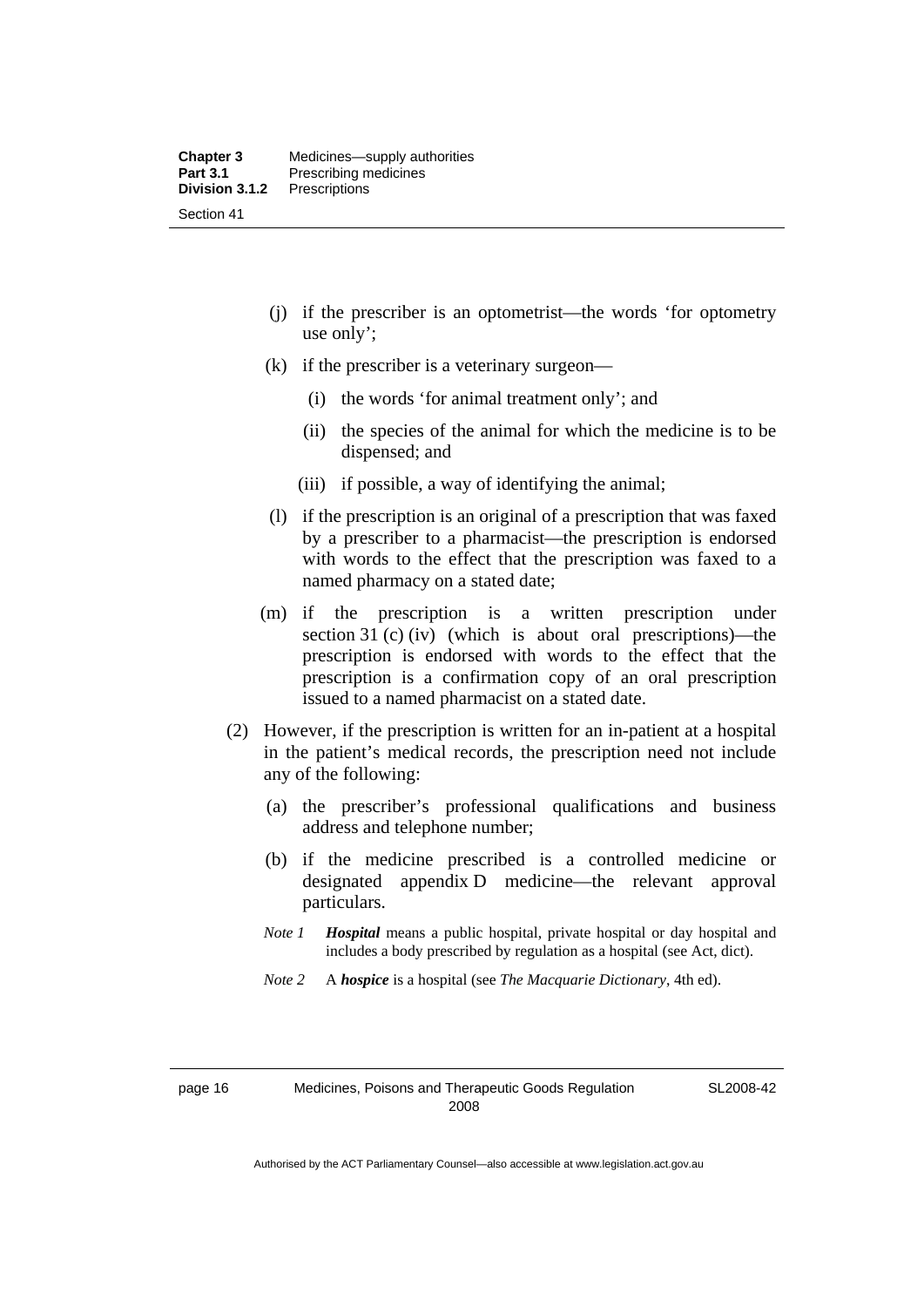(j) if the prescriber is an optometrist—the words 'for optometry use only';

(k) if the prescriber is a veterinary surgeon—

(i) the words 'for animal treatment only'; and

(ii) the species of the animal for which the medicine is to be dispensed; and

(iii) if possible, a way of identifying the animal;

(l) if the prescription is an original of a prescription that was faxed by a prescriber to a pharmacist—the prescription is endorsed with words to the effect that the prescription was faxed to a named pharmacy on a stated date;

(m) if the prescription is a written prescription under section 31 (c) (iv) (which is about oral prescriptions)—the prescription is endorsed with words to the effect that the prescription is a confirmation copy of an oral prescription issued to a named pharmacist on a stated date.

(2) However, if the prescription is written for an in-patient at a hospital in the patient's medical records, the prescription need not include any of the following:

(a) the prescriber's professional qualifications and business address and telephone number;

(b) if the medicine prescribed is a controlled medicine or designated appendix D medicine—the relevant approval particulars.

*Note 1* ***Hospital*** means a public hospital, private hospital or day hospital and includes a body prescribed by regulation as a hospital (see Act, dict).

*Note 2* A ***hospice*** is a hospital (see *The Macquarie Dictionary*, 4th ed).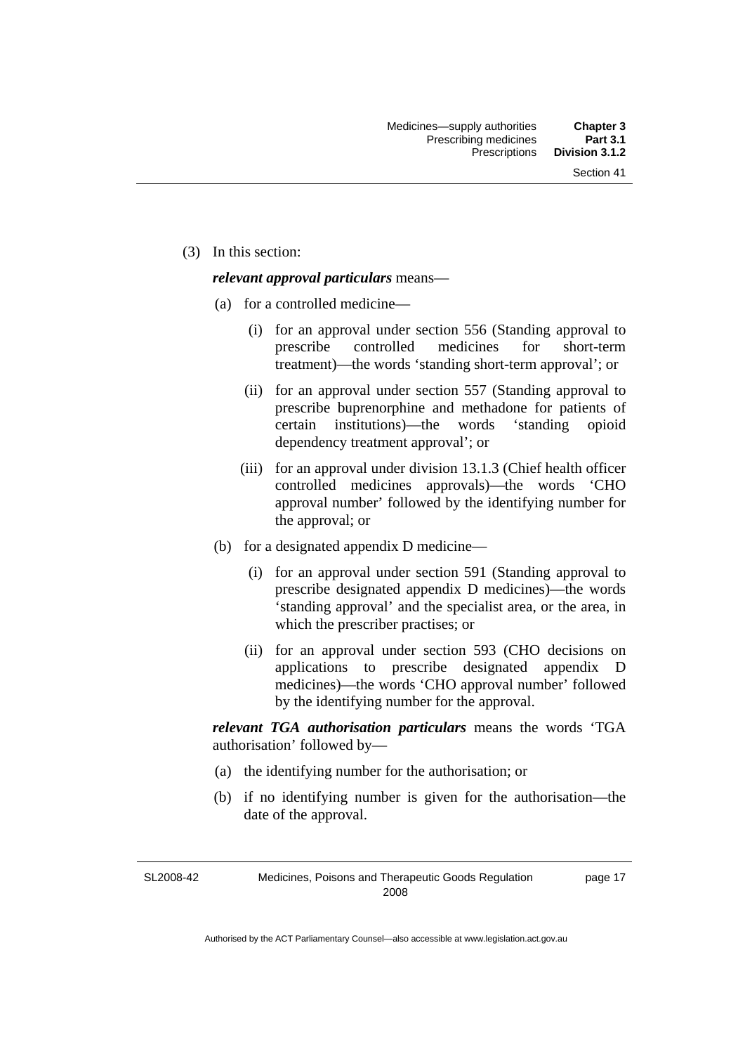(3) In this section:

***relevant approval particulars*** means—

(a) for a controlled medicine—

(i) for an approval under section 556 (Standing approval to prescribe controlled medicines for short-term treatment)—the words 'standing short-term approval'; or

(ii) for an approval under section 557 (Standing approval to prescribe buprenorphine and methadone for patients of certain institutions)—the words 'standing opioid dependency treatment approval'; or

(iii) for an approval under division 13.1.3 (Chief health officer controlled medicines approvals)—the words 'CHO approval number' followed by the identifying number for the approval; or

(b) for a designated appendix D medicine—

(i) for an approval under section 591 (Standing approval to prescribe designated appendix D medicines)—the words 'standing approval' and the specialist area, or the area, in which the prescriber practises; or

(ii) for an approval under section 593 (CHO decisions on applications to prescribe designated appendix D medicines)—the words 'CHO approval number' followed by the identifying number for the approval.

***relevant TGA authorisation particulars*** means the words 'TGA authorisation' followed by—

(a) the identifying number for the authorisation; or

(b) if no identifying number is given for the authorisation—the date of the approval.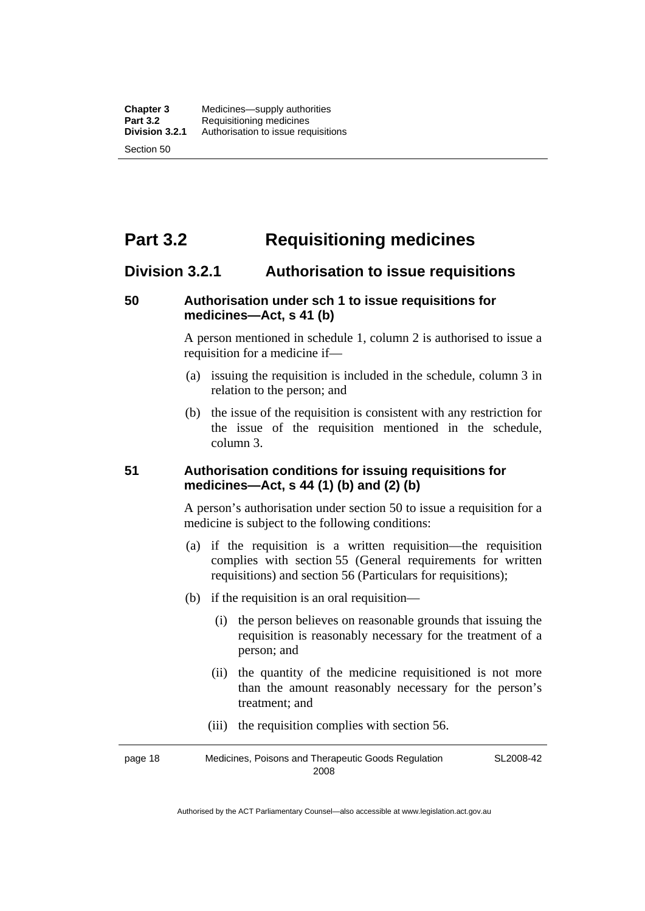## Part 3.2 Requisitioning medicines

### Division 3.2.1 Authorisation to issue requisitions

#### 50 Authorisation under sch 1 to issue requisitions for medicines—Act, s 41 (b)

A person mentioned in schedule 1, column 2 is authorised to issue a requisition for a medicine if—

(a) issuing the requisition is included in the schedule, column 3 in relation to the person; and

(b) the issue of the requisition is consistent with any restriction for the issue of the requisition mentioned in the schedule, column 3.

#### 51 Authorisation conditions for issuing requisitions for medicines—Act, s 44 (1) (b) and (2) (b)

A person's authorisation under section 50 to issue a requisition for a medicine is subject to the following conditions:

(a) if the requisition is a written requisition—the requisition complies with section 55 (General requirements for written requisitions) and section 56 (Particulars for requisitions);

(b) if the requisition is an oral requisition—

(i) the person believes on reasonable grounds that issuing the requisition is reasonably necessary for the treatment of a person; and

(ii) the quantity of the medicine requisitioned is not more than the amount reasonably necessary for the person's treatment; and

(iii) the requisition complies with section 56.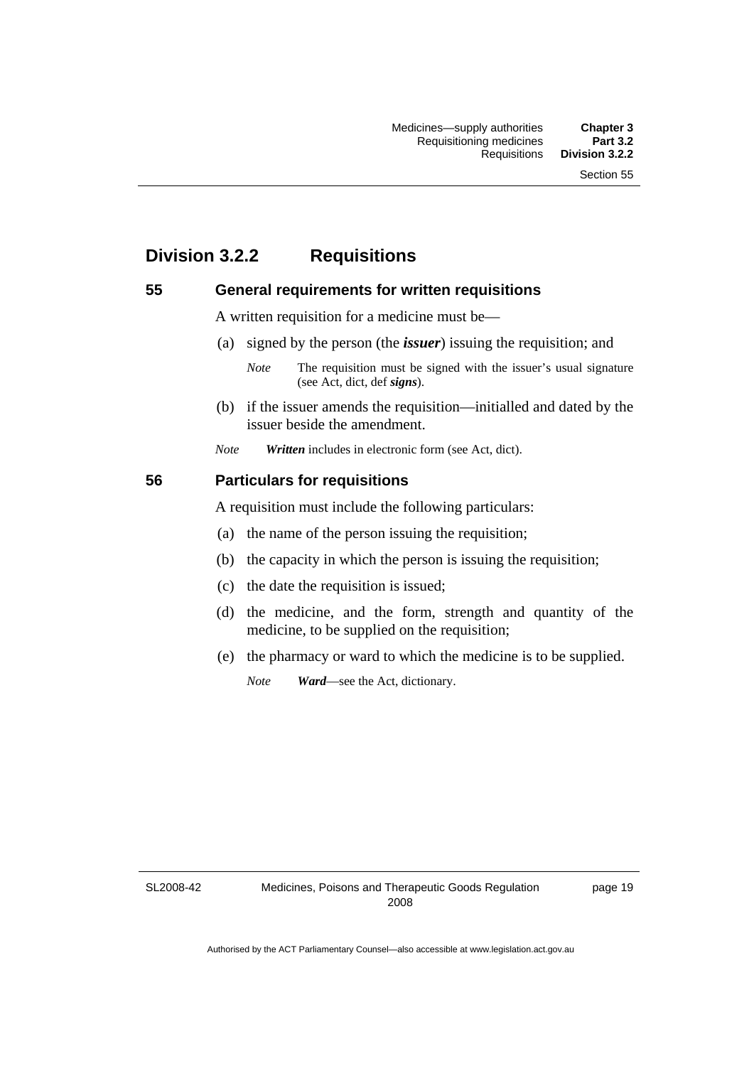## Division 3.2.2 Requisitions

### 55 General requirements for written requisitions

A written requisition for a medicine must be—

(a) signed by the person (the ***issuer***) issuing the requisition; and

*Note* The requisition must be signed with the issuer's usual signature (see Act, dict, def ***signs***).

(b) if the issuer amends the requisition—initialled and dated by the issuer beside the amendment.

*Note* ***Written*** includes in electronic form (see Act, dict).

### 56 Particulars for requisitions

A requisition must include the following particulars:

(a) the name of the person issuing the requisition;

(b) the capacity in which the person is issuing the requisition;

(c) the date the requisition is issued;

(d) the medicine, and the form, strength and quantity of the medicine, to be supplied on the requisition;

(e) the pharmacy or ward to which the medicine is to be supplied.

*Note* ***Ward***—see the Act, dictionary.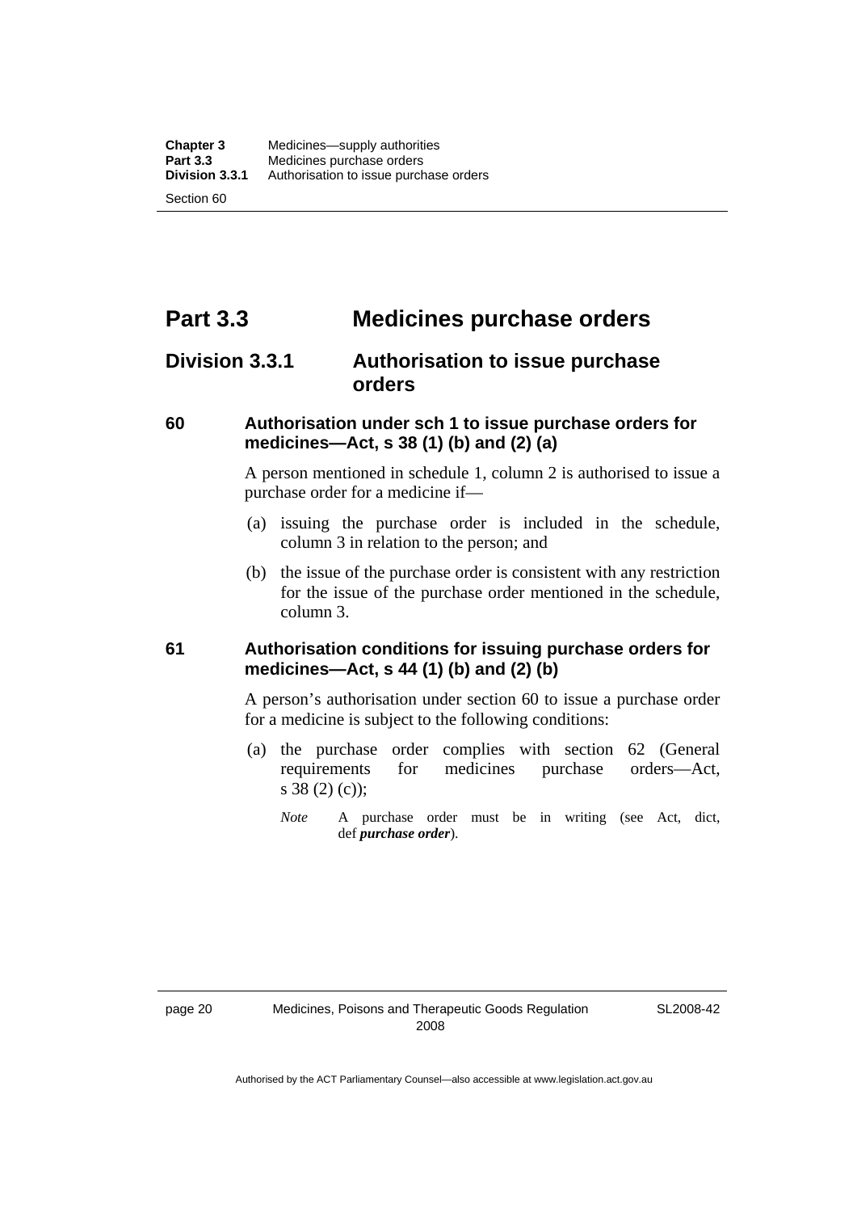# Part 3.3 Medicines purchase orders

## Division 3.3.1 Authorisation to issue purchase orders

### 60 Authorisation under sch 1 to issue purchase orders for medicines—Act, s 38 (1) (b) and (2) (a)

A person mentioned in schedule 1, column 2 is authorised to issue a purchase order for a medicine if—

(a) issuing the purchase order is included in the schedule, column 3 in relation to the person; and

(b) the issue of the purchase order is consistent with any restriction for the issue of the purchase order mentioned in the schedule, column 3.

### 61 Authorisation conditions for issuing purchase orders for medicines—Act, s 44 (1) (b) and (2) (b)

A person's authorisation under section 60 to issue a purchase order for a medicine is subject to the following conditions:

(a) the purchase order complies with section 62 (General requirements for medicines purchase orders—Act, s 38 (2) (c));

*Note* A purchase order must be in writing (see Act, dict, def ***purchase order***).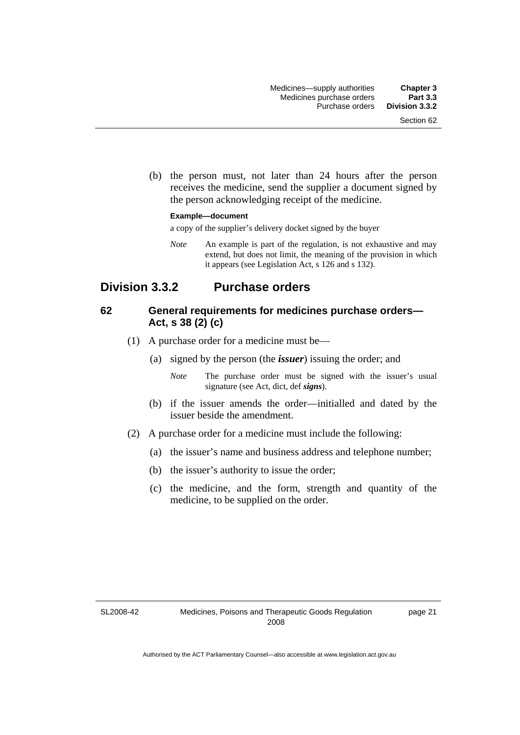(b) the person must, not later than 24 hours after the person receives the medicine, send the supplier a document signed by the person acknowledging receipt of the medicine.

**Example—document**

a copy of the supplier's delivery docket signed by the buyer

*Note* An example is part of the regulation, is not exhaustive and may extend, but does not limit, the meaning of the provision in which it appears (see Legislation Act, s 126 and s 132).

## Division 3.3.2 Purchase orders

### 62 General requirements for medicines purchase orders—Act, s 38 (2) (c)

(1) A purchase order for a medicine must be—

(a) signed by the person (the ***issuer***) issuing the order; and

*Note* The purchase order must be signed with the issuer's usual signature (see Act, dict, def ***signs***).

(b) if the issuer amends the order—initialled and dated by the issuer beside the amendment.

(2) A purchase order for a medicine must include the following:

(a) the issuer's name and business address and telephone number;

(b) the issuer's authority to issue the order;

(c) the medicine, and the form, strength and quantity of the medicine, to be supplied on the order.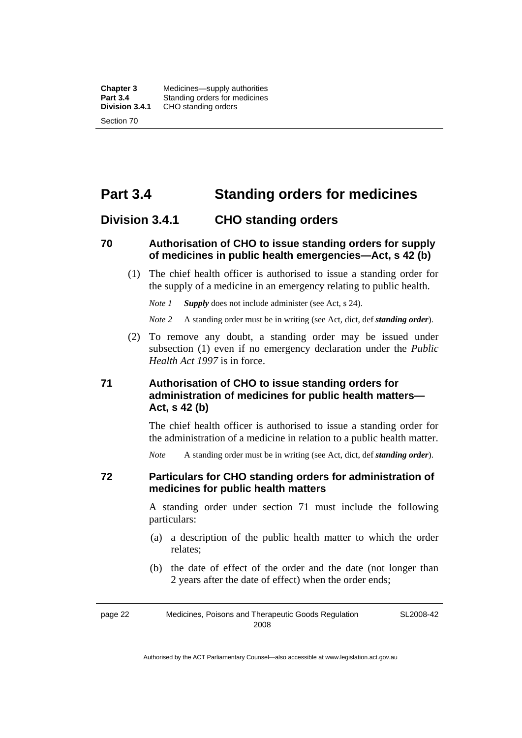# Part 3.4 Standing orders for medicines

## Division 3.4.1 CHO standing orders

### 70 Authorisation of CHO to issue standing orders for supply of medicines in public health emergencies—Act, s 42 (b)

(1) The chief health officer is authorised to issue a standing order for the supply of a medicine in an emergency relating to public health.

*Note 1* ***Supply*** does not include administer (see Act, s 24).

*Note 2* A standing order must be in writing (see Act, dict, def ***standing order***).

(2) To remove any doubt, a standing order may be issued under subsection (1) even if no emergency declaration under the *Public Health Act 1997* is in force.

### 71 Authorisation of CHO to issue standing orders for administration of medicines for public health matters—Act, s 42 (b)

The chief health officer is authorised to issue a standing order for the administration of a medicine in relation to a public health matter.

*Note* A standing order must be in writing (see Act, dict, def ***standing order***).

### 72 Particulars for CHO standing orders for administration of medicines for public health matters

A standing order under section 71 must include the following particulars:

(a) a description of the public health matter to which the order relates;

(b) the date of effect of the order and the date (not longer than 2 years after the date of effect) when the order ends;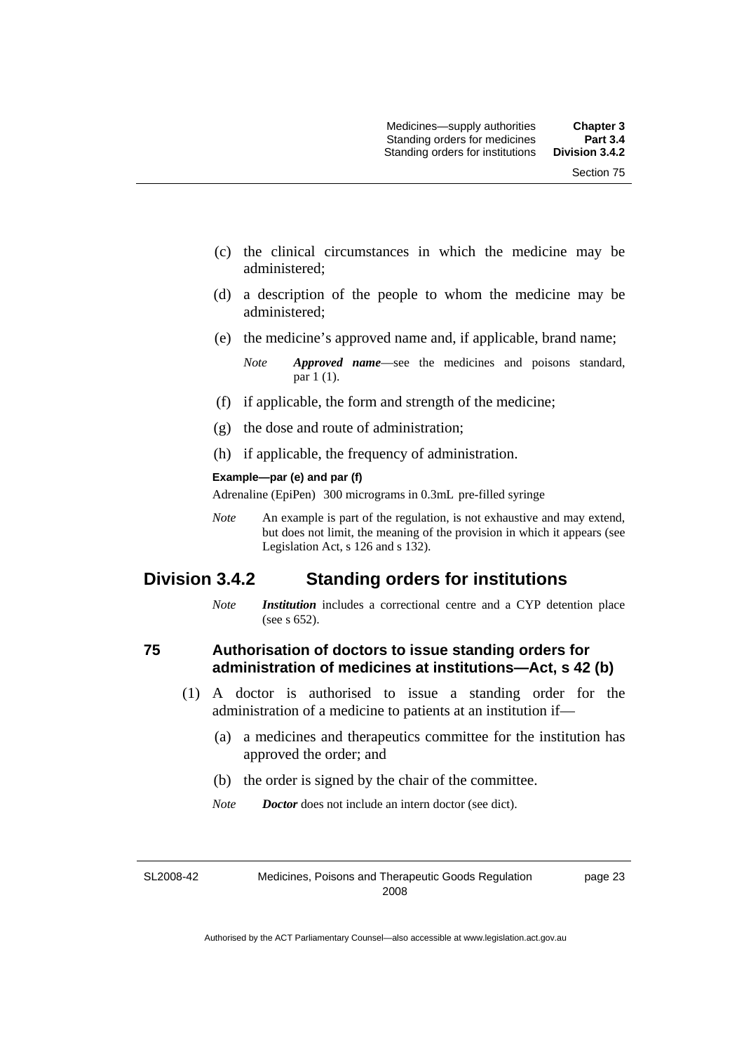(c) the clinical circumstances in which the medicine may be administered;

(d) a description of the people to whom the medicine may be administered;

(e) the medicine's approved name and, if applicable, brand name;

*Note* ***Approved name***—see the medicines and poisons standard, par 1 (1).

(f) if applicable, the form and strength of the medicine;

(g) the dose and route of administration;

(h) if applicable, the frequency of administration.

**Example—par (e) and par (f)**

Adrenaline (EpiPen) 300 micrograms in 0.3mL pre-filled syringe

*Note* An example is part of the regulation, is not exhaustive and may extend, but does not limit, the meaning of the provision in which it appears (see Legislation Act, s 126 and s 132).

## Division 3.4.2 Standing orders for institutions

*Note* ***Institution*** includes a correctional centre and a CYP detention place (see s 652).

### 75 Authorisation of doctors to issue standing orders for administration of medicines at institutions—Act, s 42 (b)

(1) A doctor is authorised to issue a standing order for the administration of a medicine to patients at an institution if—

(a) a medicines and therapeutics committee for the institution has approved the order; and

(b) the order is signed by the chair of the committee.

*Note* ***Doctor*** does not include an intern doctor (see dict).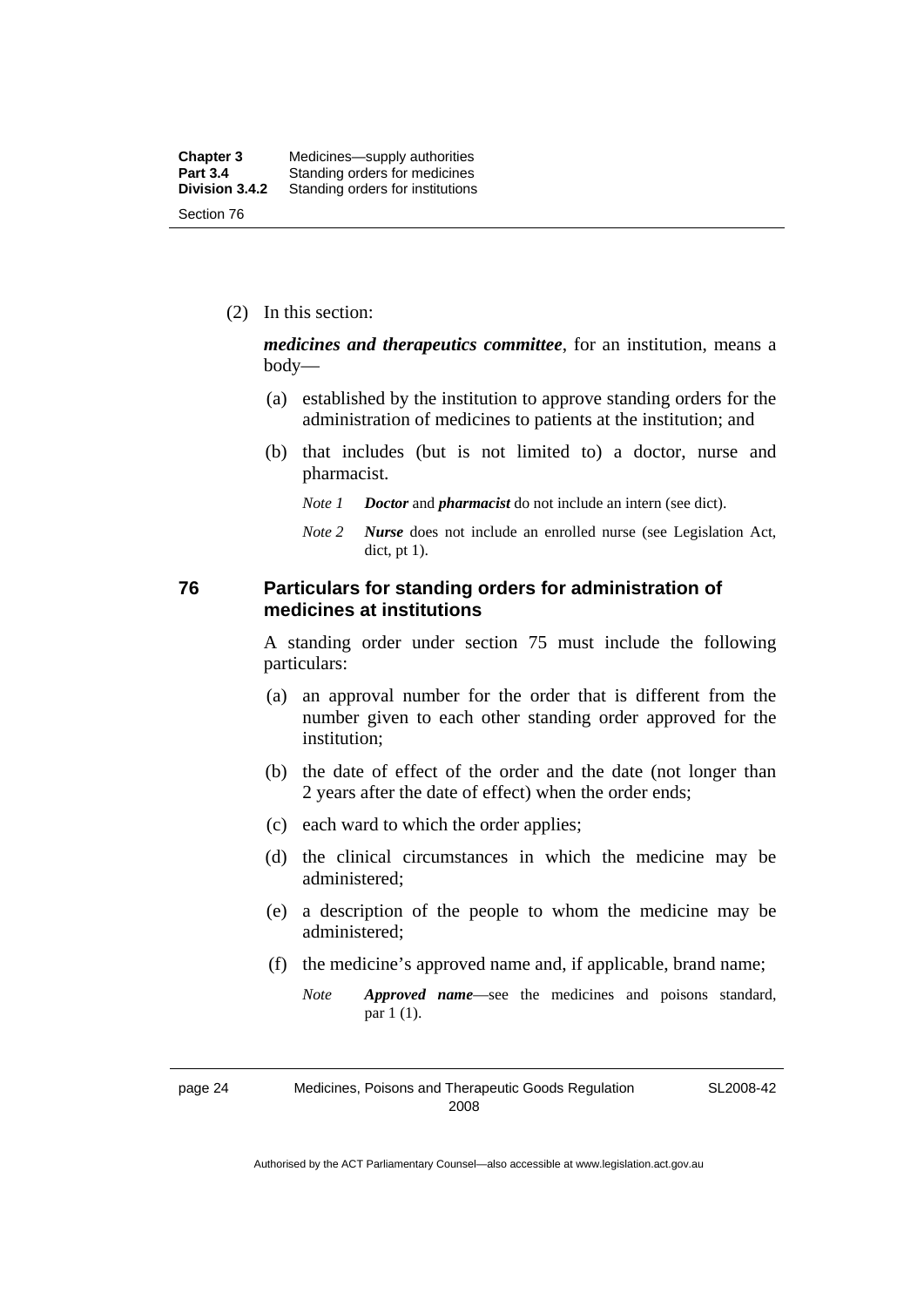(2) In this section:

***medicines and therapeutics committee***, for an institution, means a body—

(a) established by the institution to approve standing orders for the administration of medicines to patients at the institution; and

(b) that includes (but is not limited to) a doctor, nurse and pharmacist.

*Note 1* ***Doctor*** and ***pharmacist*** do not include an intern (see dict).

*Note 2* ***Nurse*** does not include an enrolled nurse (see Legislation Act, dict, pt 1).

### 76 Particulars for standing orders for administration of medicines at institutions

A standing order under section 75 must include the following particulars:

(a) an approval number for the order that is different from the number given to each other standing order approved for the institution;

(b) the date of effect of the order and the date (not longer than 2 years after the date of effect) when the order ends;

(c) each ward to which the order applies;

(d) the clinical circumstances in which the medicine may be administered;

(e) a description of the people to whom the medicine may be administered;

(f) the medicine's approved name and, if applicable, brand name;

*Note* ***Approved name***—see the medicines and poisons standard, par 1 (1).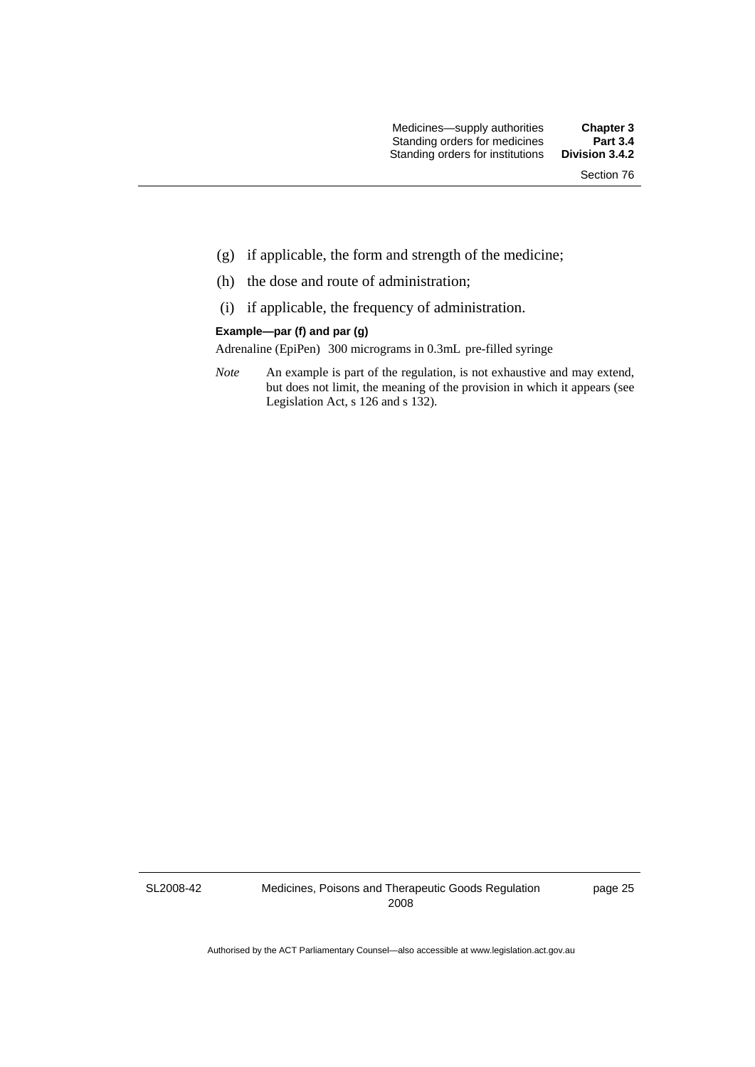(g) if applicable, the form and strength of the medicine;

(h) the dose and route of administration;

(i) if applicable, the frequency of administration.

**Example—par (f) and par (g)**

Adrenaline (EpiPen) 300 micrograms in 0.3mL pre-filled syringe

*Note* An example is part of the regulation, is not exhaustive and may extend, but does not limit, the meaning of the provision in which it appears (see Legislation Act, s 126 and s 132).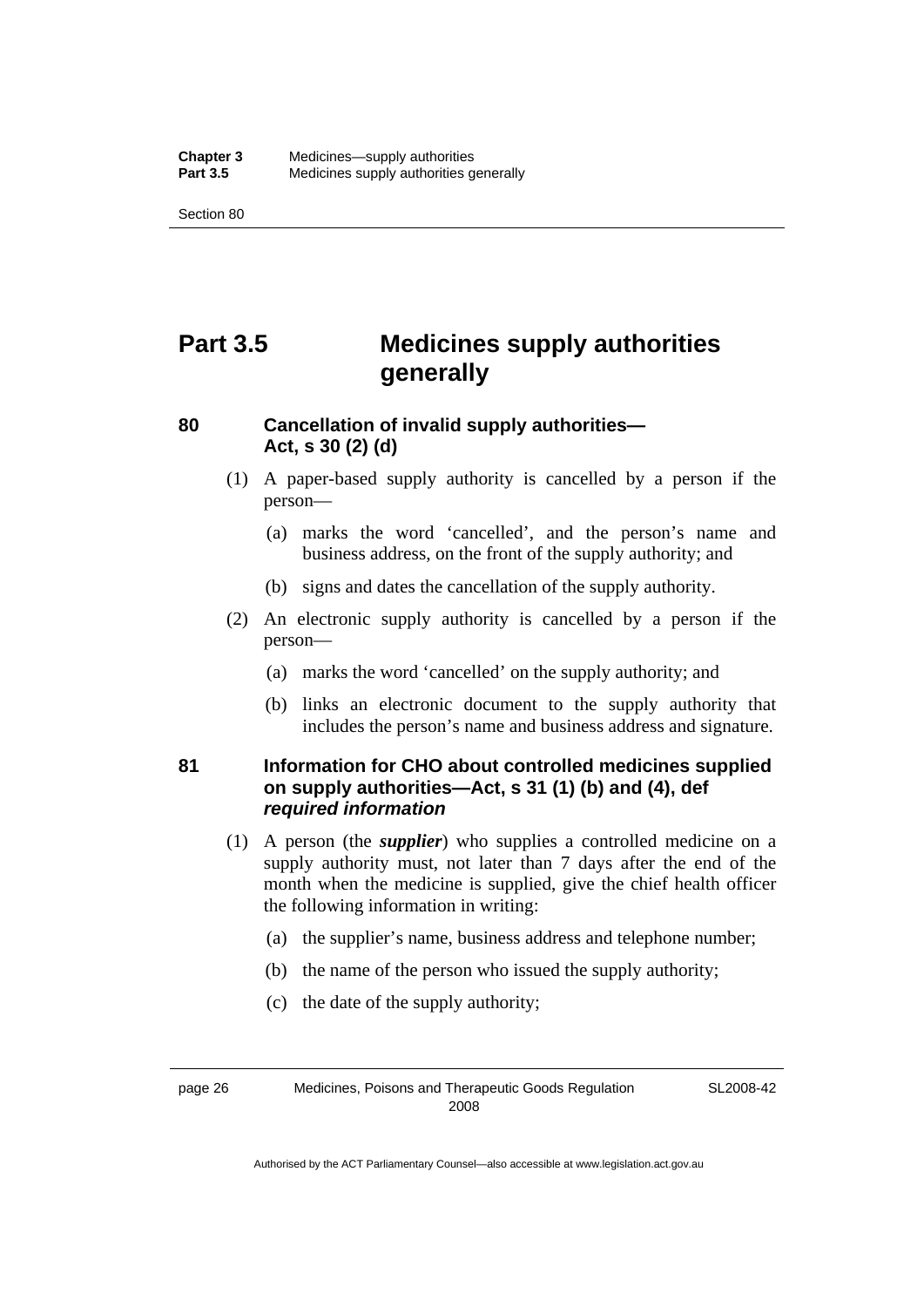# Part 3.5 Medicines supply authorities generally

## 80 Cancellation of invalid supply authorities—Act, s 30 (2) (d)

(1) A paper-based supply authority is cancelled by a person if the person—

(a) marks the word 'cancelled', and the person's name and business address, on the front of the supply authority; and

(b) signs and dates the cancellation of the supply authority.

(2) An electronic supply authority is cancelled by a person if the person—

(a) marks the word 'cancelled' on the supply authority; and

(b) links an electronic document to the supply authority that includes the person's name and business address and signature.

## 81 Information for CHO about controlled medicines supplied on supply authorities—Act, s 31 (1) (b) and (4), def *required information*

(1) A person (the ***supplier***) who supplies a controlled medicine on a supply authority must, not later than 7 days after the end of the month when the medicine is supplied, give the chief health officer the following information in writing:

(a) the supplier's name, business address and telephone number;

(b) the name of the person who issued the supply authority;

(c) the date of the supply authority;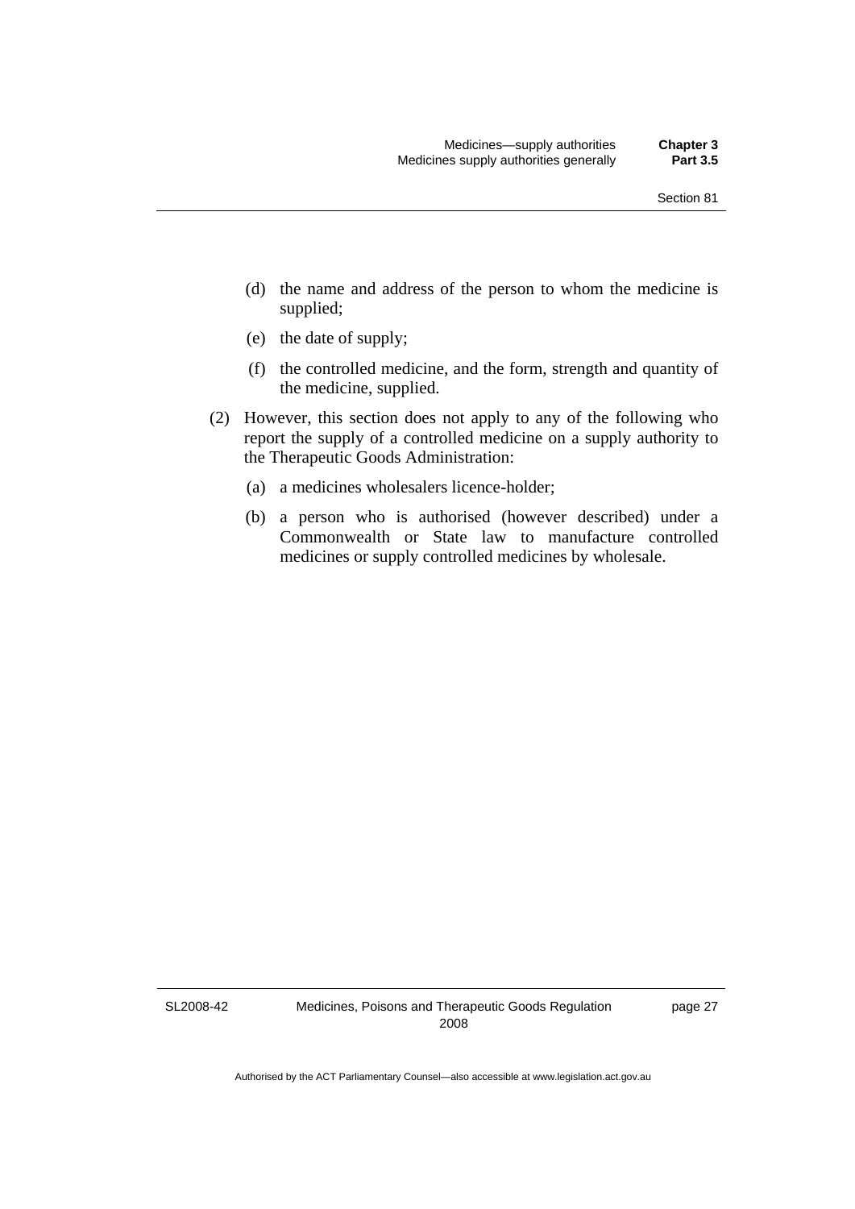(d) the name and address of the person to whom the medicine is supplied;

(e) the date of supply;

(f) the controlled medicine, and the form, strength and quantity of the medicine, supplied.

(2) However, this section does not apply to any of the following who report the supply of a controlled medicine on a supply authority to the Therapeutic Goods Administration:

(a) a medicines wholesalers licence-holder;

(b) a person who is authorised (however described) under a Commonwealth or State law to manufacture controlled medicines or supply controlled medicines by wholesale.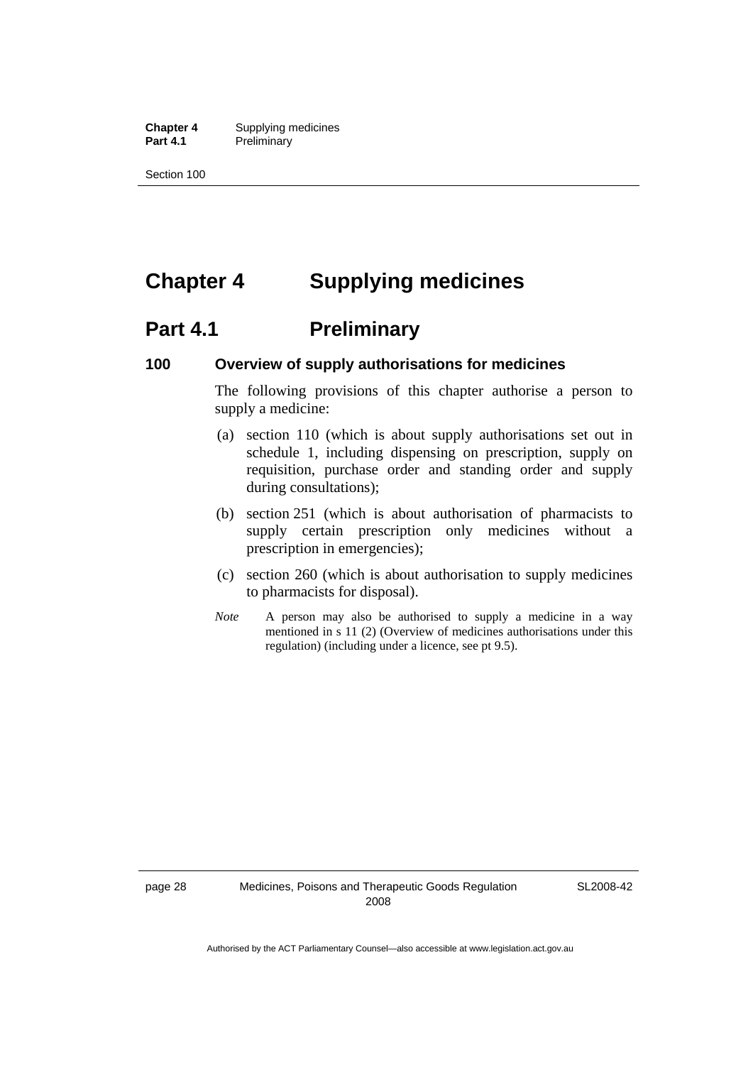# Chapter 4 Supplying medicines

## Part 4.1 Preliminary

### 100 Overview of supply authorisations for medicines

The following provisions of this chapter authorise a person to supply a medicine:

(a) section 110 (which is about supply authorisations set out in schedule 1, including dispensing on prescription, supply on requisition, purchase order and standing order and supply during consultations);

(b) section 251 (which is about authorisation of pharmacists to supply certain prescription only medicines without a prescription in emergencies);

(c) section 260 (which is about authorisation to supply medicines to pharmacists for disposal).

*Note* A person may also be authorised to supply a medicine in a way mentioned in s 11 (2) (Overview of medicines authorisations under this regulation) (including under a licence, see pt 9.5).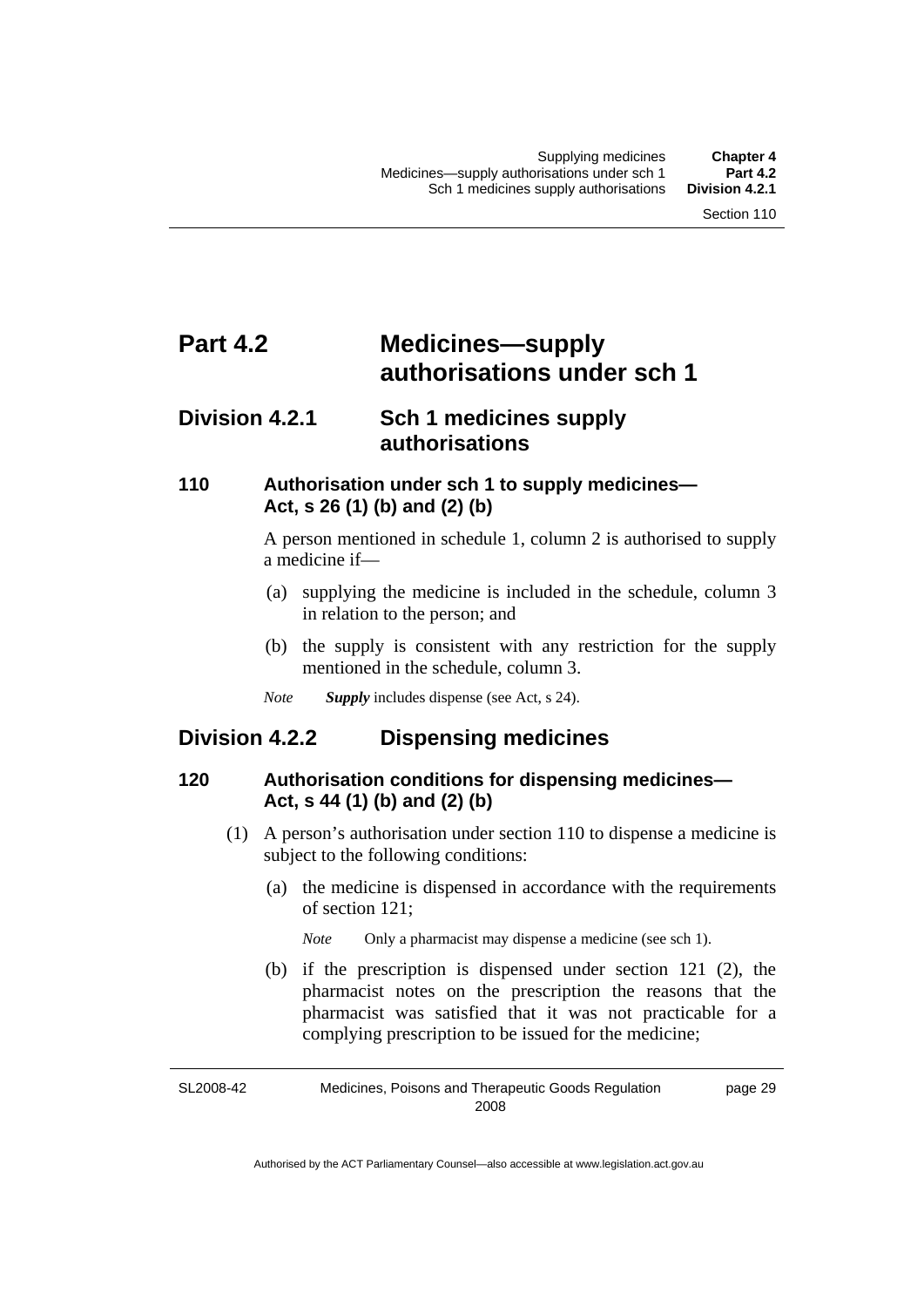# Part 4.2 Medicines—supply authorisations under sch 1

## Division 4.2.1 Sch 1 medicines supply authorisations

### 110 Authorisation under sch 1 to supply medicines—Act, s 26 (1) (b) and (2) (b)

A person mentioned in schedule 1, column 2 is authorised to supply a medicine if—

(a) supplying the medicine is included in the schedule, column 3 in relation to the person; and

(b) the supply is consistent with any restriction for the supply mentioned in the schedule, column 3.

*Note* ***Supply*** includes dispense (see Act, s 24).

## Division 4.2.2 Dispensing medicines

### 120 Authorisation conditions for dispensing medicines—Act, s 44 (1) (b) and (2) (b)

(1) A person's authorisation under section 110 to dispense a medicine is subject to the following conditions:

(a) the medicine is dispensed in accordance with the requirements of section 121;

*Note* Only a pharmacist may dispense a medicine (see sch 1).

(b) if the prescription is dispensed under section 121 (2), the pharmacist notes on the prescription the reasons that the pharmacist was satisfied that it was not practicable for a complying prescription to be issued for the medicine;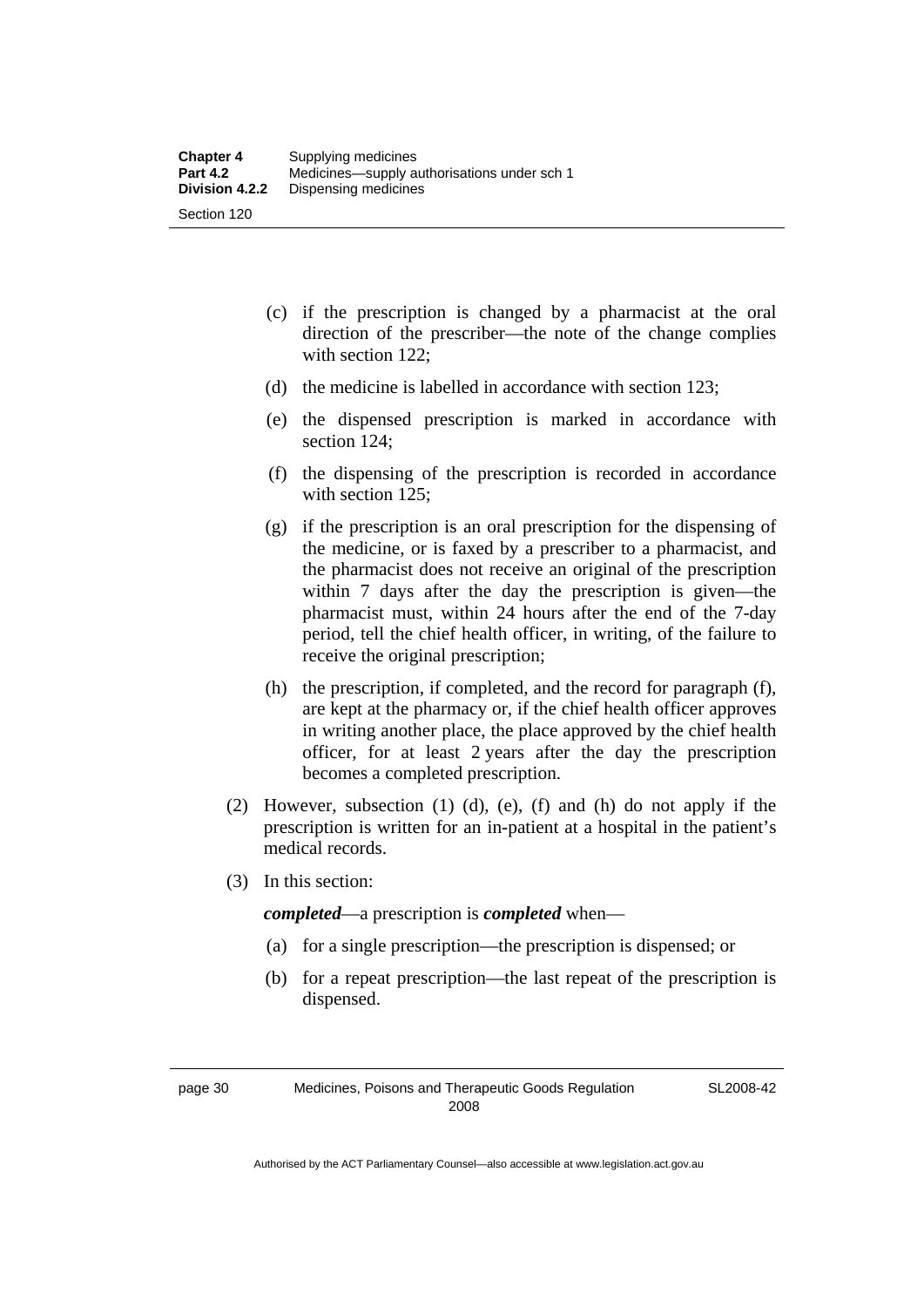(c) if the prescription is changed by a pharmacist at the oral direction of the prescriber—the note of the change complies with section 122;

(d) the medicine is labelled in accordance with section 123;

(e) the dispensed prescription is marked in accordance with section 124;

(f) the dispensing of the prescription is recorded in accordance with section 125;

(g) if the prescription is an oral prescription for the dispensing of the medicine, or is faxed by a prescriber to a pharmacist, and the pharmacist does not receive an original of the prescription within 7 days after the day the prescription is given—the pharmacist must, within 24 hours after the end of the 7-day period, tell the chief health officer, in writing, of the failure to receive the original prescription;

(h) the prescription, if completed, and the record for paragraph (f), are kept at the pharmacy or, if the chief health officer approves in writing another place, the place approved by the chief health officer, for at least 2 years after the day the prescription becomes a completed prescription.

(2) However, subsection (1) (d), (e), (f) and (h) do not apply if the prescription is written for an in-patient at a hospital in the patient's medical records.

(3) In this section:

***completed***—a prescription is ***completed*** when—

(a) for a single prescription—the prescription is dispensed; or

(b) for a repeat prescription—the last repeat of the prescription is dispensed.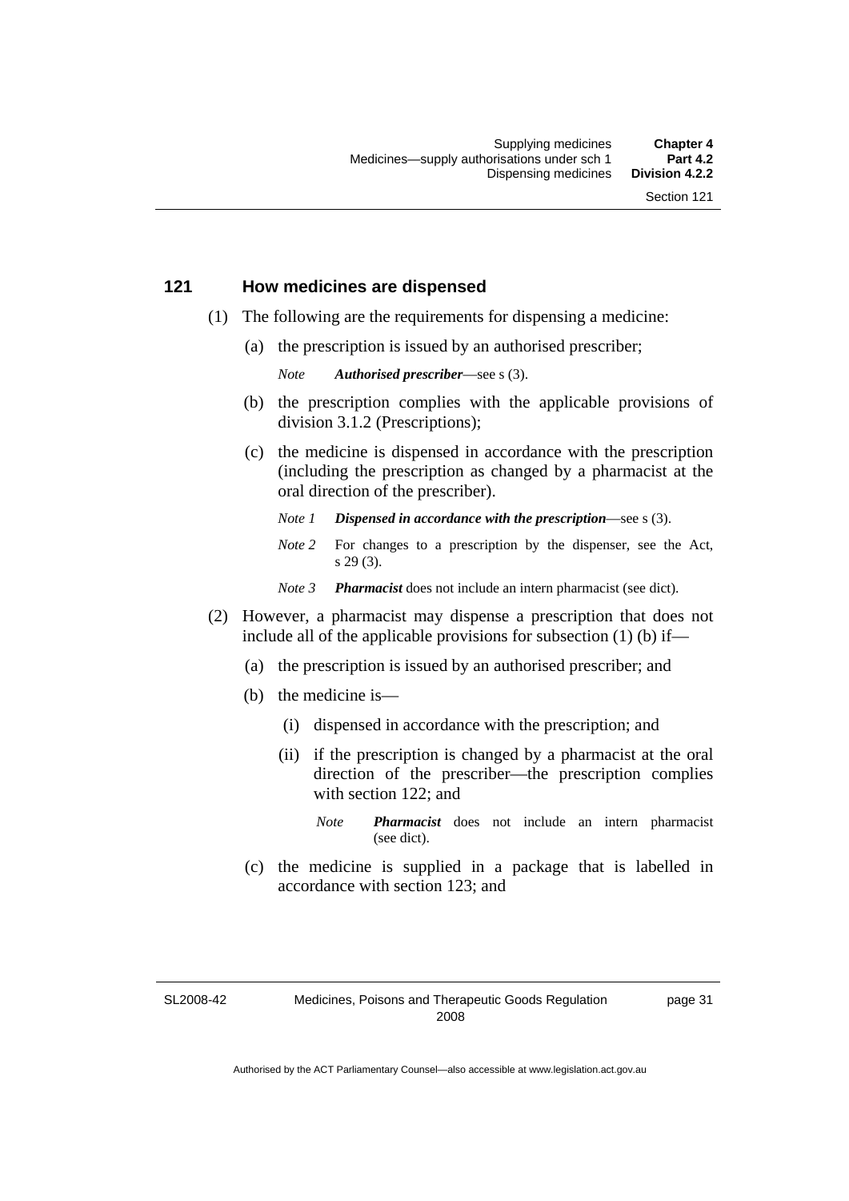## 121 How medicines are dispensed

(1) The following are the requirements for dispensing a medicine:

(a) the prescription is issued by an authorised prescriber;

*Note* ***Authorised prescriber***—see s (3).

(b) the prescription complies with the applicable provisions of division 3.1.2 (Prescriptions);

(c) the medicine is dispensed in accordance with the prescription (including the prescription as changed by a pharmacist at the oral direction of the prescriber).

*Note 1* ***Dispensed in accordance with the prescription***—see s (3).

*Note 2* For changes to a prescription by the dispenser, see the Act, s 29 (3).

*Note 3* ***Pharmacist*** does not include an intern pharmacist (see dict).

(2) However, a pharmacist may dispense a prescription that does not include all of the applicable provisions for subsection (1) (b) if—

(a) the prescription is issued by an authorised prescriber; and

(b) the medicine is—

(i) dispensed in accordance with the prescription; and

(ii) if the prescription is changed by a pharmacist at the oral direction of the prescriber—the prescription complies with section 122; and

*Note* ***Pharmacist*** does not include an intern pharmacist (see dict).

(c) the medicine is supplied in a package that is labelled in accordance with section 123; and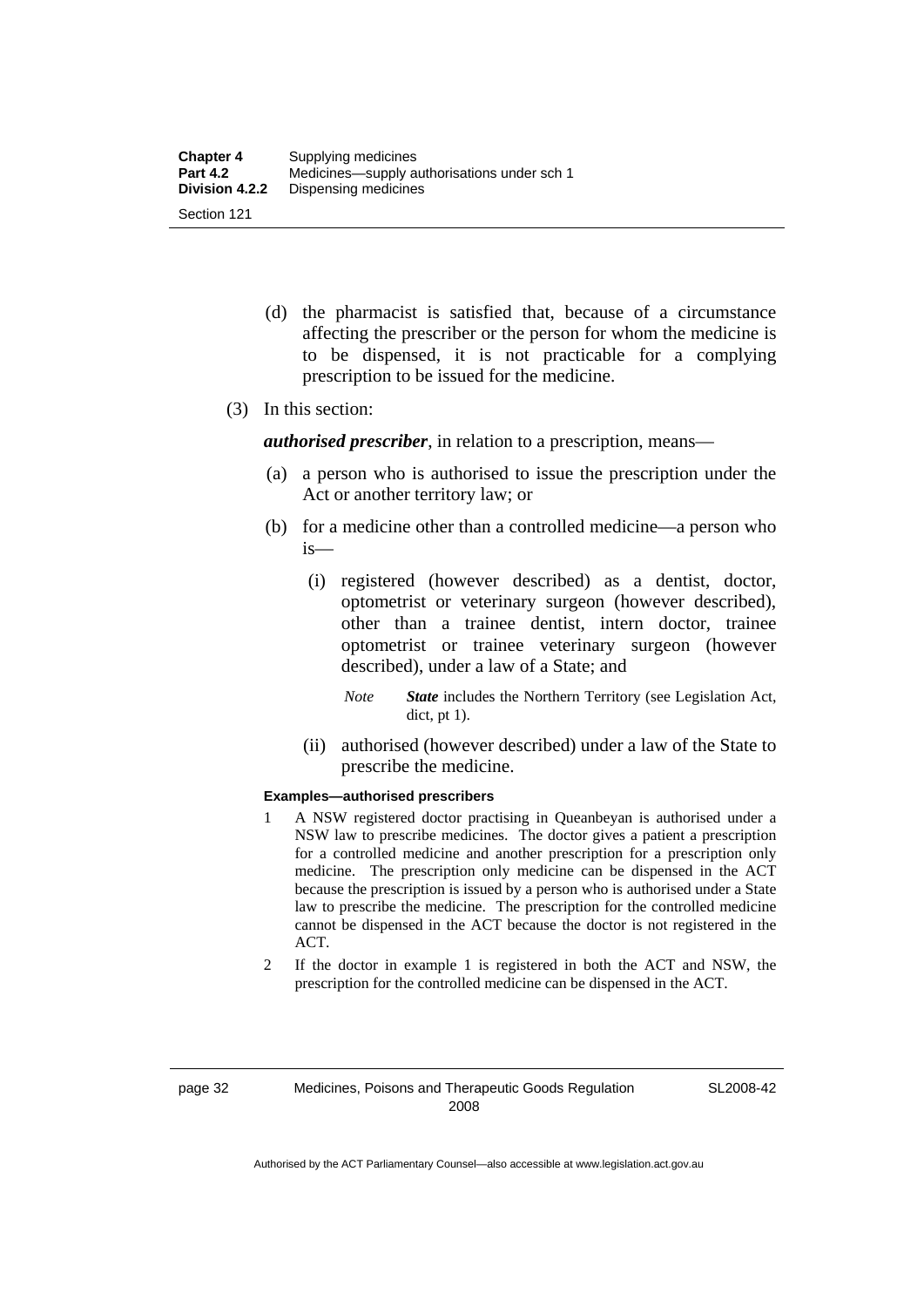(d) the pharmacist is satisfied that, because of a circumstance affecting the prescriber or the person for whom the medicine is to be dispensed, it is not practicable for a complying prescription to be issued for the medicine.

(3) In this section:

***authorised prescriber***, in relation to a prescription, means—

(a) a person who is authorised to issue the prescription under the Act or another territory law; or

(b) for a medicine other than a controlled medicine—a person who is—

(i) registered (however described) as a dentist, doctor, optometrist or veterinary surgeon (however described), other than a trainee dentist, intern doctor, trainee optometrist or trainee veterinary surgeon (however described), under a law of a State; and

*Note* ***State*** includes the Northern Territory (see Legislation Act, dict, pt 1).

(ii) authorised (however described) under a law of the State to prescribe the medicine.

**Examples—authorised prescribers**

1 A NSW registered doctor practising in Queanbeyan is authorised under a NSW law to prescribe medicines. The doctor gives a patient a prescription for a controlled medicine and another prescription for a prescription only medicine. The prescription only medicine can be dispensed in the ACT because the prescription is issued by a person who is authorised under a State law to prescribe the medicine. The prescription for the controlled medicine cannot be dispensed in the ACT because the doctor is not registered in the ACT.

2 If the doctor in example 1 is registered in both the ACT and NSW, the prescription for the controlled medicine can be dispensed in the ACT.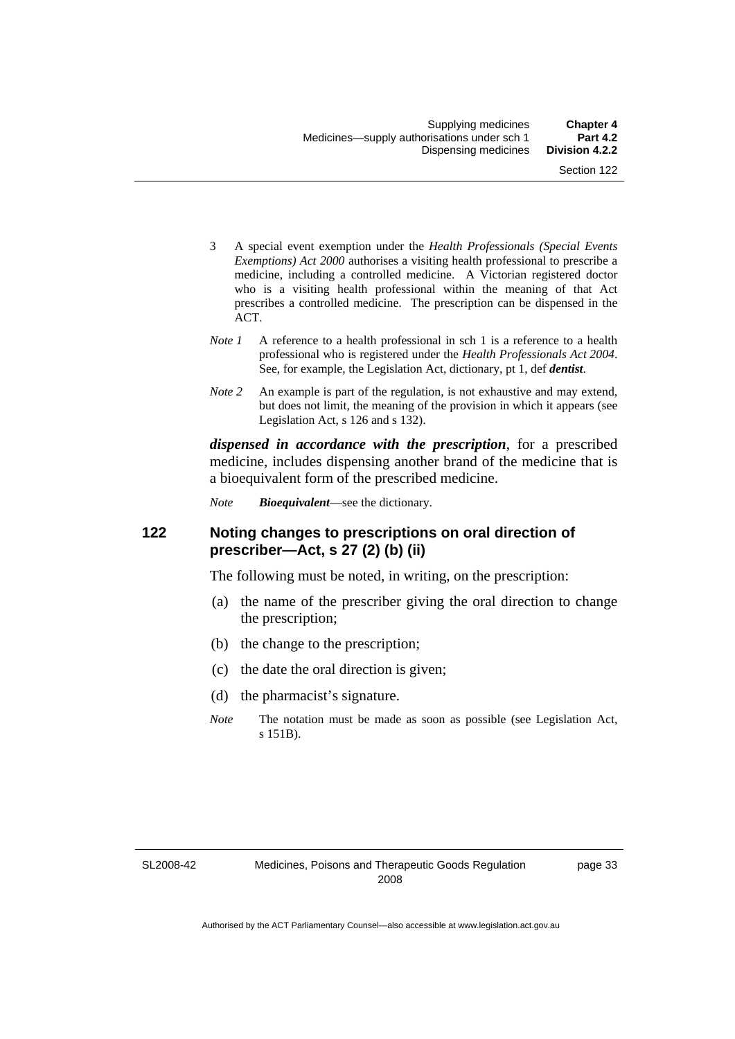3 A special event exemption under the *Health Professionals (Special Events Exemptions) Act 2000* authorises a visiting health professional to prescribe a medicine, including a controlled medicine. A Victorian registered doctor who is a visiting health professional within the meaning of that Act prescribes a controlled medicine. The prescription can be dispensed in the ACT.

*Note 1* A reference to a health professional in sch 1 is a reference to a health professional who is registered under the *Health Professionals Act 2004*. See, for example, the Legislation Act, dictionary, pt 1, def ***dentist***.

*Note 2* An example is part of the regulation, is not exhaustive and may extend, but does not limit, the meaning of the provision in which it appears (see Legislation Act, s 126 and s 132).

***dispensed in accordance with the prescription***, for a prescribed medicine, includes dispensing another brand of the medicine that is a bioequivalent form of the prescribed medicine.

*Note* ***Bioequivalent***—see the dictionary.

## 122 Noting changes to prescriptions on oral direction of prescriber—Act, s 27 (2) (b) (ii)

The following must be noted, in writing, on the prescription:

(a) the name of the prescriber giving the oral direction to change the prescription;

(b) the change to the prescription;

(c) the date the oral direction is given;

(d) the pharmacist's signature.

*Note* The notation must be made as soon as possible (see Legislation Act, s 151B).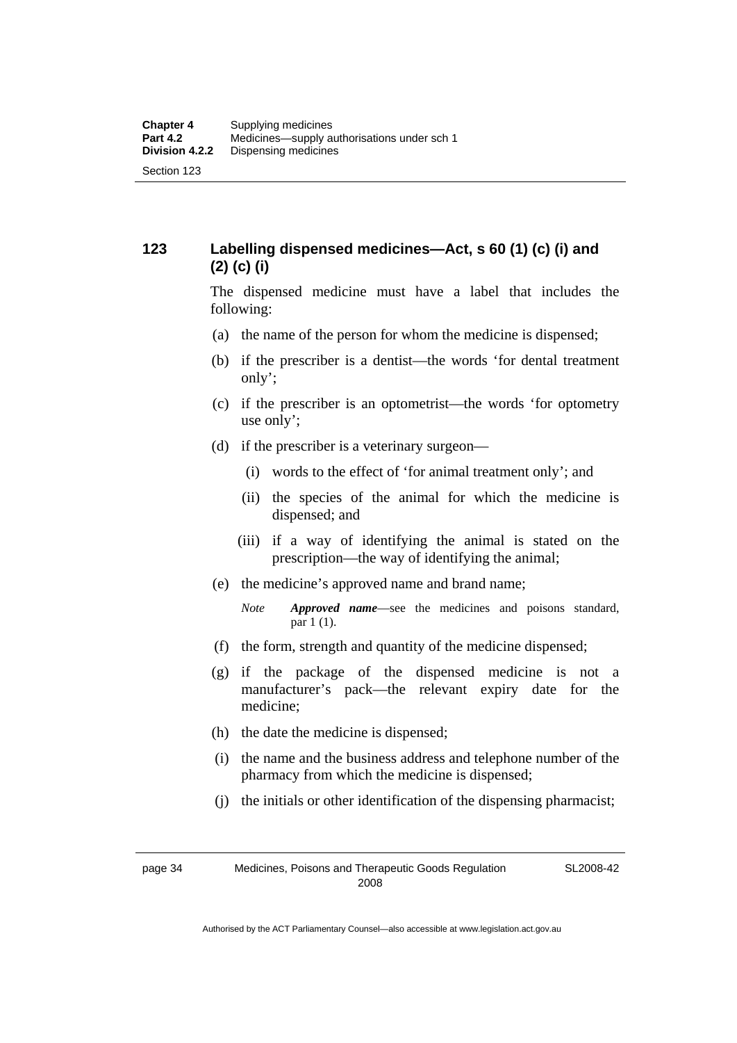## 123 Labelling dispensed medicines—Act, s 60 (1) (c) (i) and (2) (c) (i)

The dispensed medicine must have a label that includes the following:

(a) the name of the person for whom the medicine is dispensed;

(b) if the prescriber is a dentist—the words 'for dental treatment only';

(c) if the prescriber is an optometrist—the words 'for optometry use only';

(d) if the prescriber is a veterinary surgeon—

 (i) words to the effect of 'for animal treatment only'; and

 (ii) the species of the animal for which the medicine is dispensed; and

 (iii) if a way of identifying the animal is stated on the prescription—the way of identifying the animal;

(e) the medicine's approved name and brand name;

> *Note* ***Approved name***—see the medicines and poisons standard, par 1 (1).

(f) the form, strength and quantity of the medicine dispensed;

(g) if the package of the dispensed medicine is not a manufacturer's pack—the relevant expiry date for the medicine;

(h) the date the medicine is dispensed;

(i) the name and the business address and telephone number of the pharmacy from which the medicine is dispensed;

(j) the initials or other identification of the dispensing pharmacist;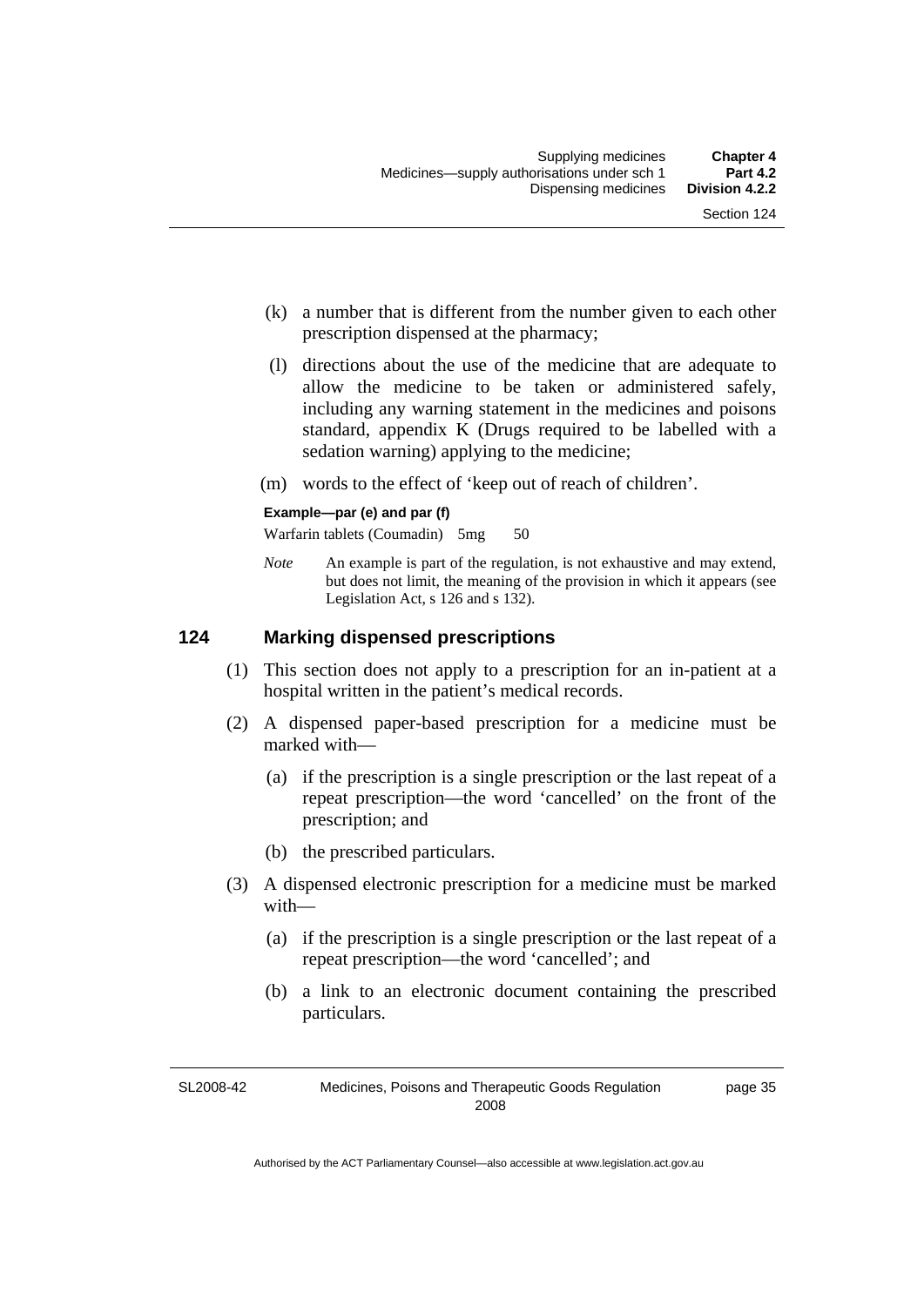(k) a number that is different from the number given to each other prescription dispensed at the pharmacy;

(l) directions about the use of the medicine that are adequate to allow the medicine to be taken or administered safely, including any warning statement in the medicines and poisons standard, appendix K (Drugs required to be labelled with a sedation warning) applying to the medicine;

(m) words to the effect of 'keep out of reach of children'.

**Example—par (e) and par (f)**

Warfarin tablets (Coumadin) 5mg 50

*Note* An example is part of the regulation, is not exhaustive and may extend, but does not limit, the meaning of the provision in which it appears (see Legislation Act, s 126 and s 132).

## 124 Marking dispensed prescriptions

(1) This section does not apply to a prescription for an in-patient at a hospital written in the patient's medical records.

(2) A dispensed paper-based prescription for a medicine must be marked with—

(a) if the prescription is a single prescription or the last repeat of a repeat prescription—the word 'cancelled' on the front of the prescription; and

(b) the prescribed particulars.

(3) A dispensed electronic prescription for a medicine must be marked with—

(a) if the prescription is a single prescription or the last repeat of a repeat prescription—the word 'cancelled'; and

(b) a link to an electronic document containing the prescribed particulars.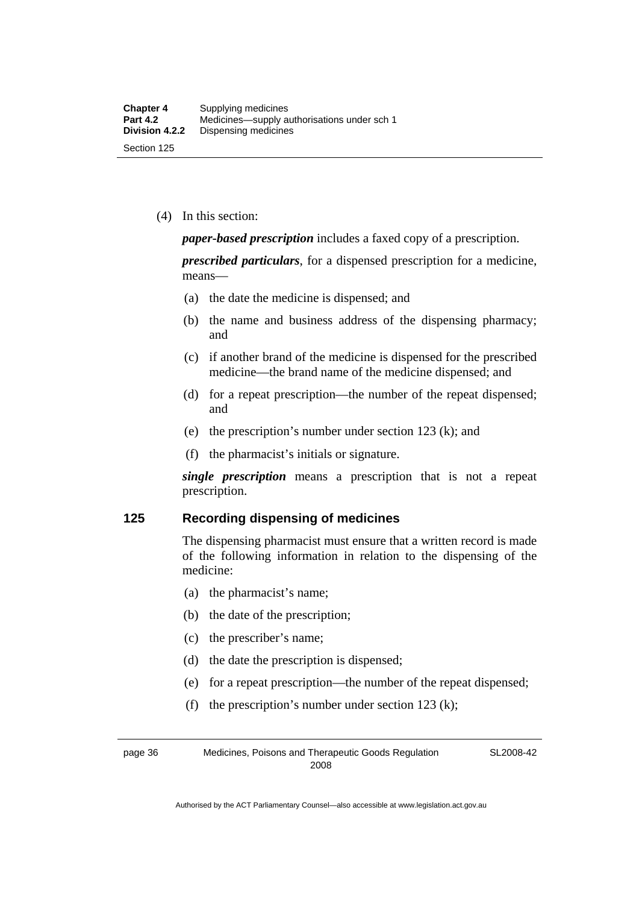(4) In this section:

***paper-based prescription*** includes a faxed copy of a prescription.

***prescribed particulars***, for a dispensed prescription for a medicine, means—

(a) the date the medicine is dispensed; and

(b) the name and business address of the dispensing pharmacy; and

(c) if another brand of the medicine is dispensed for the prescribed medicine—the brand name of the medicine dispensed; and

(d) for a repeat prescription—the number of the repeat dispensed; and

(e) the prescription's number under section 123 (k); and

(f) the pharmacist's initials or signature.

***single prescription*** means a prescription that is not a repeat prescription.

## 125 Recording dispensing of medicines

The dispensing pharmacist must ensure that a written record is made of the following information in relation to the dispensing of the medicine:

(a) the pharmacist's name;

(b) the date of the prescription;

(c) the prescriber's name;

(d) the date the prescription is dispensed;

(e) for a repeat prescription—the number of the repeat dispensed;

(f) the prescription's number under section 123 (k);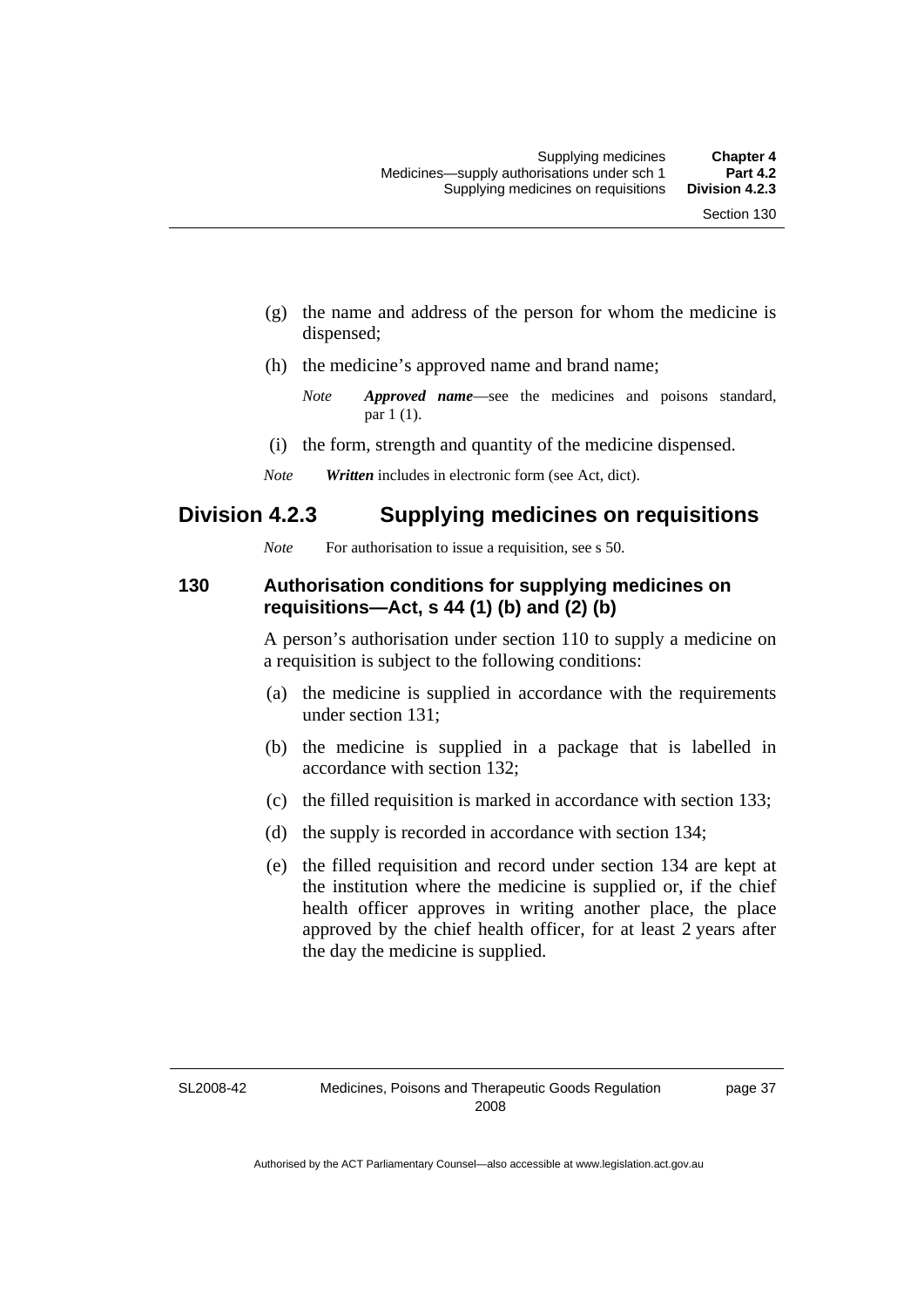(g) the name and address of the person for whom the medicine is dispensed;

(h) the medicine's approved name and brand name;

*Note* ***Approved name***—see the medicines and poisons standard, par 1 (1).

(i) the form, strength and quantity of the medicine dispensed.

*Note* ***Written*** includes in electronic form (see Act, dict).

## Division 4.2.3 Supplying medicines on requisitions

*Note* For authorisation to issue a requisition, see s 50.

### 130 Authorisation conditions for supplying medicines on requisitions—Act, s 44 (1) (b) and (2) (b)

A person's authorisation under section 110 to supply a medicine on a requisition is subject to the following conditions:

(a) the medicine is supplied in accordance with the requirements under section 131;

(b) the medicine is supplied in a package that is labelled in accordance with section 132;

(c) the filled requisition is marked in accordance with section 133;

(d) the supply is recorded in accordance with section 134;

(e) the filled requisition and record under section 134 are kept at the institution where the medicine is supplied or, if the chief health officer approves in writing another place, the place approved by the chief health officer, for at least 2 years after the day the medicine is supplied.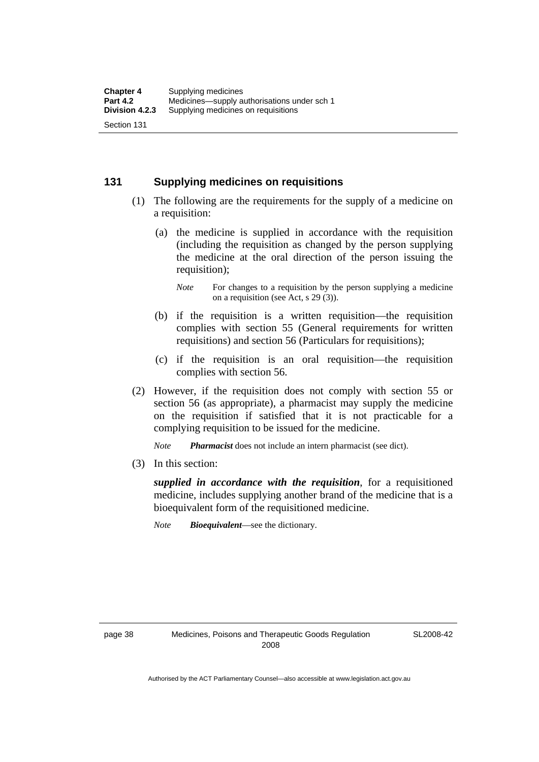## 131 Supplying medicines on requisitions

(1) The following are the requirements for the supply of a medicine on a requisition:

(a) the medicine is supplied in accordance with the requisition (including the requisition as changed by the person supplying the medicine at the oral direction of the person issuing the requisition);

*Note* For changes to a requisition by the person supplying a medicine on a requisition (see Act, s 29 (3)).

(b) if the requisition is a written requisition—the requisition complies with section 55 (General requirements for written requisitions) and section 56 (Particulars for requisitions);

(c) if the requisition is an oral requisition—the requisition complies with section 56.

(2) However, if the requisition does not comply with section 55 or section 56 (as appropriate), a pharmacist may supply the medicine on the requisition if satisfied that it is not practicable for a complying requisition to be issued for the medicine.

*Note* ***Pharmacist*** does not include an intern pharmacist (see dict).

(3) In this section:

***supplied in accordance with the requisition***, for a requisitioned medicine, includes supplying another brand of the medicine that is a bioequivalent form of the requisitioned medicine.

*Note* ***Bioequivalent***—see the dictionary.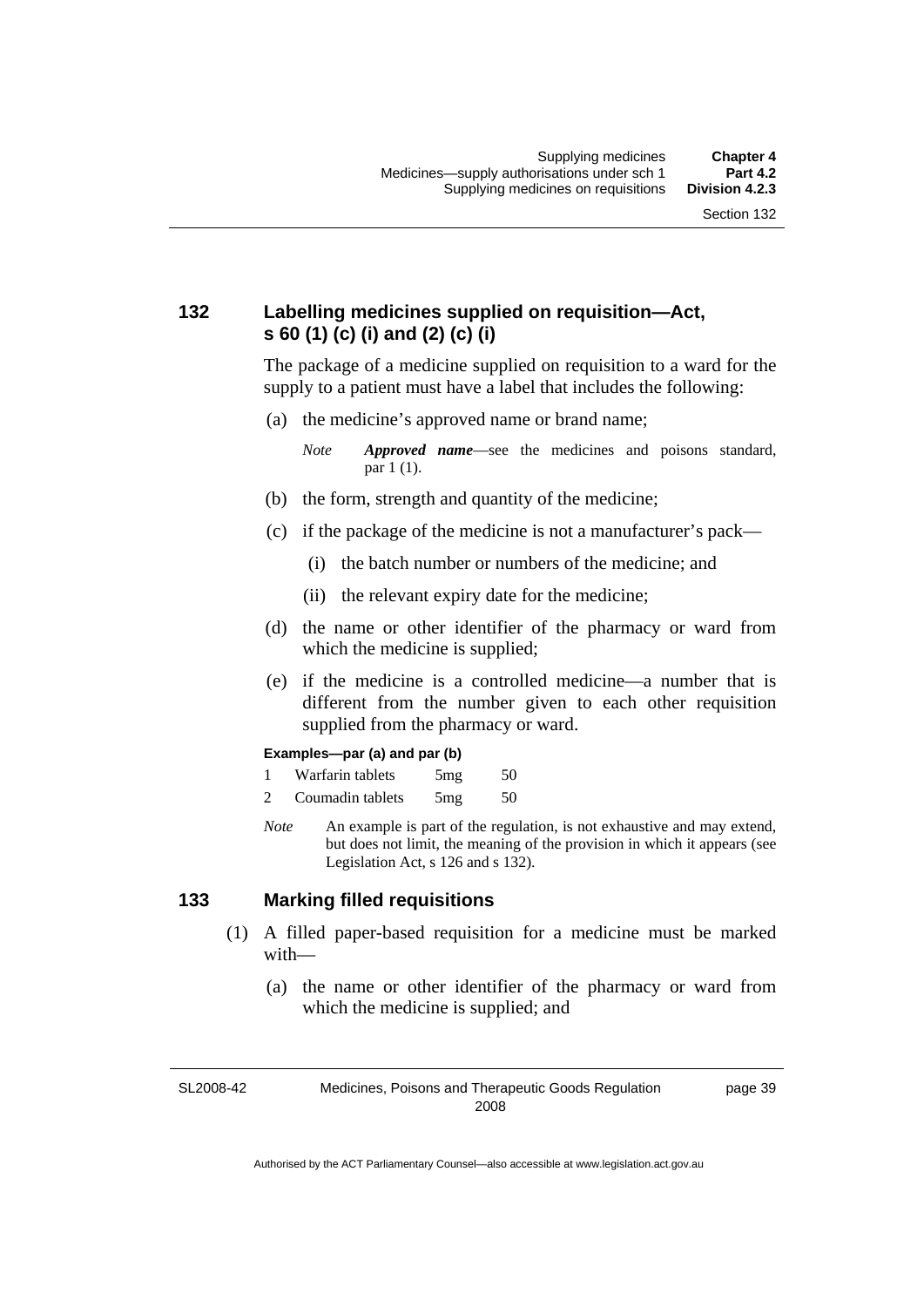## 132 Labelling medicines supplied on requisition—Act, s 60 (1) (c) (i) and (2) (c) (i)

The package of a medicine supplied on requisition to a ward for the supply to a patient must have a label that includes the following:

(a) the medicine's approved name or brand name;

*Note* ***Approved name***—see the medicines and poisons standard, par 1 (1).

(b) the form, strength and quantity of the medicine;

(c) if the package of the medicine is not a manufacturer's pack—

(i) the batch number or numbers of the medicine; and

(ii) the relevant expiry date for the medicine;

(d) the name or other identifier of the pharmacy or ward from which the medicine is supplied;

(e) if the medicine is a controlled medicine—a number that is different from the number given to each other requisition supplied from the pharmacy or ward.

**Examples—par (a) and par (b)**

1 Warfarin tablets 5mg 50

2 Coumadin tablets 5mg 50

*Note* An example is part of the regulation, is not exhaustive and may extend, but does not limit, the meaning of the provision in which it appears (see Legislation Act, s 126 and s 132).

## 133 Marking filled requisitions

(1) A filled paper-based requisition for a medicine must be marked with—

(a) the name or other identifier of the pharmacy or ward from which the medicine is supplied; and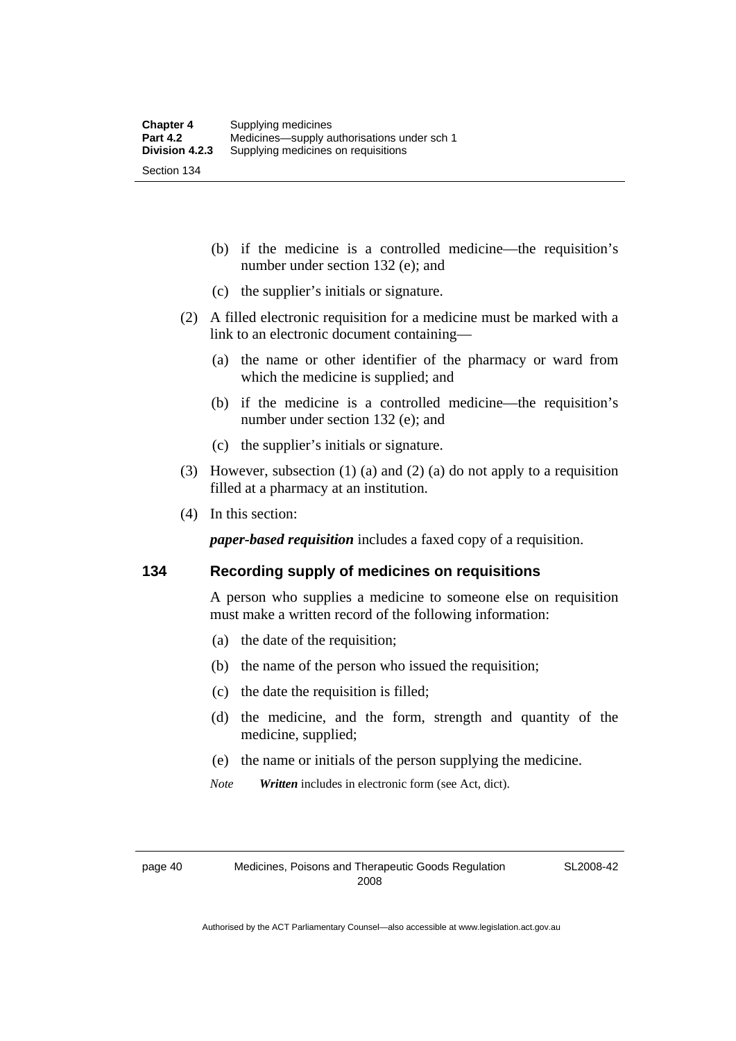(b) if the medicine is a controlled medicine—the requisition's number under section 132 (e); and

(c) the supplier's initials or signature.

(2) A filled electronic requisition for a medicine must be marked with a link to an electronic document containing—

(a) the name or other identifier of the pharmacy or ward from which the medicine is supplied; and

(b) if the medicine is a controlled medicine—the requisition's number under section 132 (e); and

(c) the supplier's initials or signature.

(3) However, subsection (1) (a) and (2) (a) do not apply to a requisition filled at a pharmacy at an institution.

(4) In this section:

***paper-based requisition*** includes a faxed copy of a requisition.

## 134 Recording supply of medicines on requisitions

A person who supplies a medicine to someone else on requisition must make a written record of the following information:

(a) the date of the requisition;

(b) the name of the person who issued the requisition;

(c) the date the requisition is filled;

(d) the medicine, and the form, strength and quantity of the medicine, supplied;

(e) the name or initials of the person supplying the medicine.

*Note* ***Written*** includes in electronic form (see Act, dict).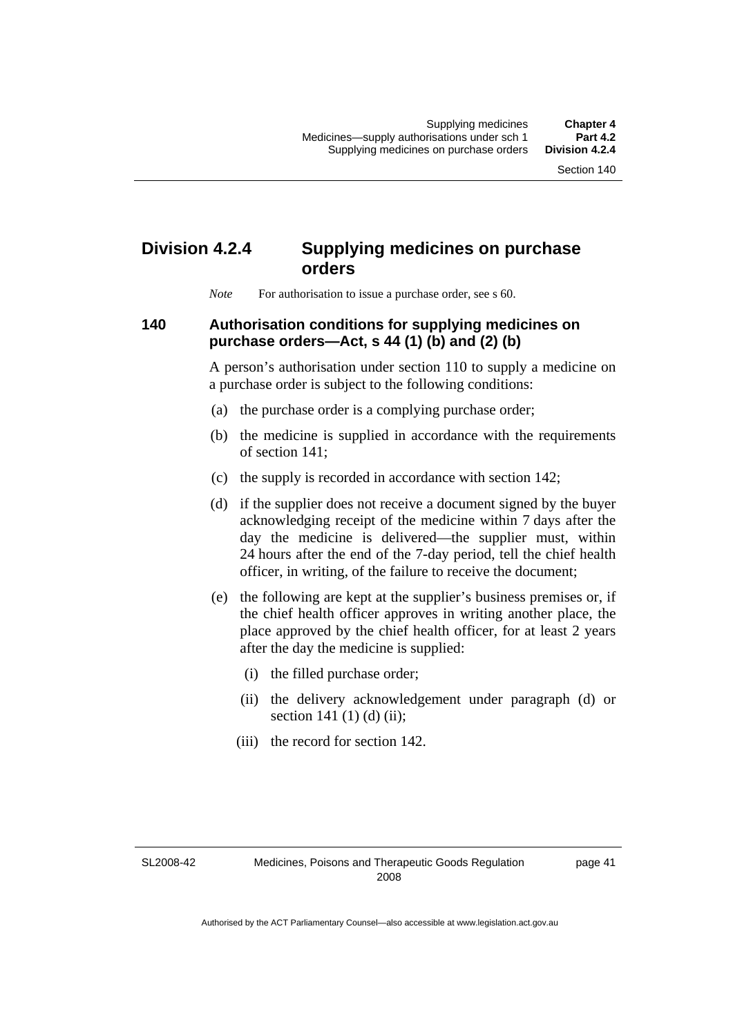## Division 4.2.4 Supplying medicines on purchase orders

*Note* For authorisation to issue a purchase order, see s 60.

### 140 Authorisation conditions for supplying medicines on purchase orders—Act, s 44 (1) (b) and (2) (b)

A person's authorisation under section 110 to supply a medicine on a purchase order is subject to the following conditions:

(a) the purchase order is a complying purchase order;

(b) the medicine is supplied in accordance with the requirements of section 141;

(c) the supply is recorded in accordance with section 142;

(d) if the supplier does not receive a document signed by the buyer acknowledging receipt of the medicine within 7 days after the day the medicine is delivered—the supplier must, within 24 hours after the end of the 7-day period, tell the chief health officer, in writing, of the failure to receive the document;

(e) the following are kept at the supplier's business premises or, if the chief health officer approves in writing another place, the place approved by the chief health officer, for at least 2 years after the day the medicine is supplied:

(i) the filled purchase order;

(ii) the delivery acknowledgement under paragraph (d) or section 141 (1) (d) (ii);

(iii) the record for section 142.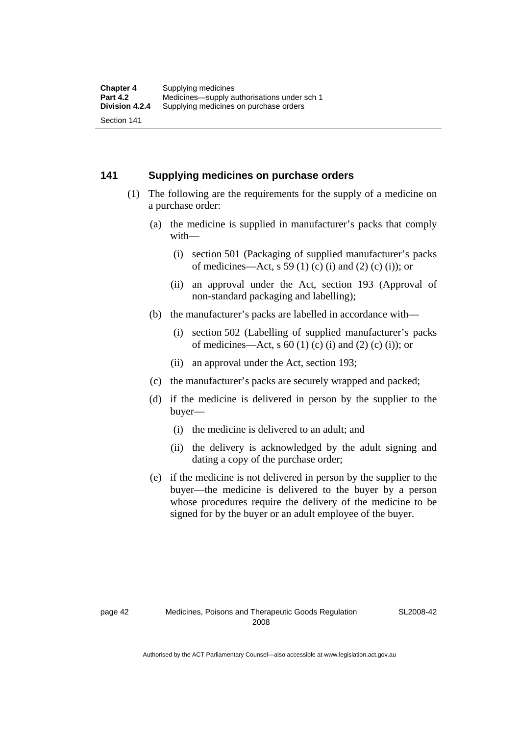## 141 Supplying medicines on purchase orders

(1) The following are the requirements for the supply of a medicine on a purchase order:

(a) the medicine is supplied in manufacturer's packs that comply with—

(i) section 501 (Packaging of supplied manufacturer's packs of medicines—Act, s 59 (1) (c) (i) and (2) (c) (i)); or

(ii) an approval under the Act, section 193 (Approval of non-standard packaging and labelling);

(b) the manufacturer's packs are labelled in accordance with—

(i) section 502 (Labelling of supplied manufacturer's packs of medicines—Act, s 60 (1) (c) (i) and (2) (c) (i)); or

(ii) an approval under the Act, section 193;

(c) the manufacturer's packs are securely wrapped and packed;

(d) if the medicine is delivered in person by the supplier to the buyer—

(i) the medicine is delivered to an adult; and

(ii) the delivery is acknowledged by the adult signing and dating a copy of the purchase order;

(e) if the medicine is not delivered in person by the supplier to the buyer—the medicine is delivered to the buyer by a person whose procedures require the delivery of the medicine to be signed for by the buyer or an adult employee of the buyer.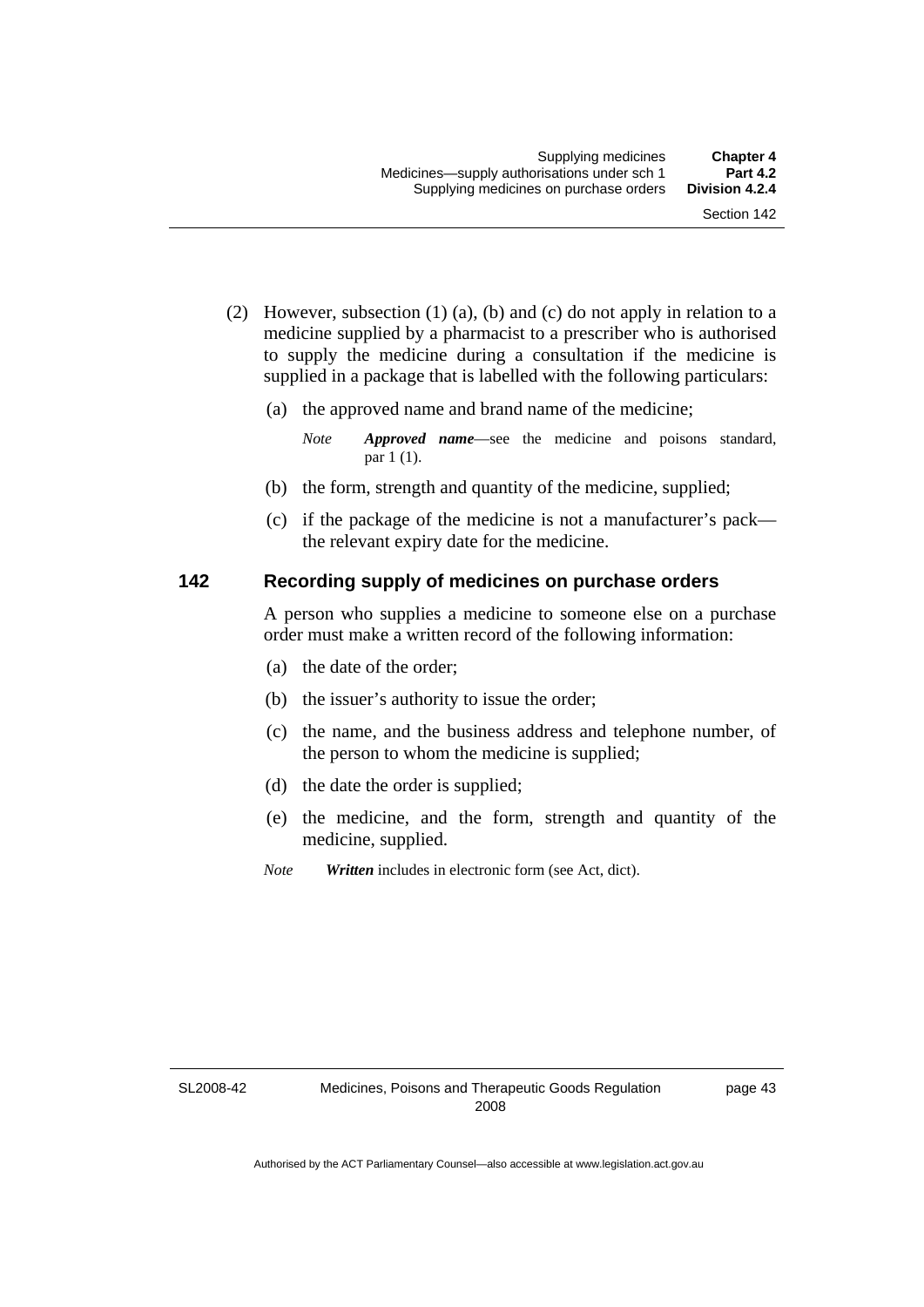(2) However, subsection (1) (a), (b) and (c) do not apply in relation to a medicine supplied by a pharmacist to a prescriber who is authorised to supply the medicine during a consultation if the medicine is supplied in a package that is labelled with the following particulars:

(a) the approved name and brand name of the medicine;

*Note* ***Approved name***—see the medicine and poisons standard, par 1 (1).

(b) the form, strength and quantity of the medicine, supplied;

(c) if the package of the medicine is not a manufacturer's pack—the relevant expiry date for the medicine.

## 142 Recording supply of medicines on purchase orders

A person who supplies a medicine to someone else on a purchase order must make a written record of the following information:

(a) the date of the order;

(b) the issuer's authority to issue the order;

(c) the name, and the business address and telephone number, of the person to whom the medicine is supplied;

(d) the date the order is supplied;

(e) the medicine, and the form, strength and quantity of the medicine, supplied.

*Note* ***Written*** includes in electronic form (see Act, dict).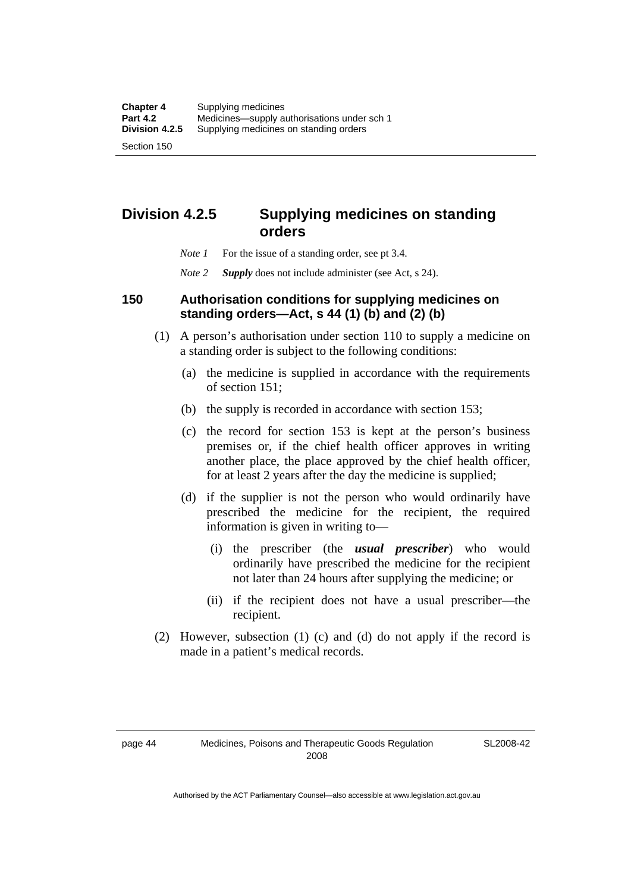## Division 4.2.5 Supplying medicines on standing orders

*Note 1* For the issue of a standing order, see pt 3.4.

*Note 2* ***Supply*** does not include administer (see Act, s 24).

### 150 Authorisation conditions for supplying medicines on standing orders—Act, s 44 (1) (b) and (2) (b)

(1) A person's authorisation under section 110 to supply a medicine on a standing order is subject to the following conditions:

(a) the medicine is supplied in accordance with the requirements of section 151;

(b) the supply is recorded in accordance with section 153;

(c) the record for section 153 is kept at the person's business premises or, if the chief health officer approves in writing another place, the place approved by the chief health officer, for at least 2 years after the day the medicine is supplied;

(d) if the supplier is not the person who would ordinarily have prescribed the medicine for the recipient, the required information is given in writing to—

(i) the prescriber (the ***usual prescriber***) who would ordinarily have prescribed the medicine for the recipient not later than 24 hours after supplying the medicine; or

(ii) if the recipient does not have a usual prescriber—the recipient.

(2) However, subsection (1) (c) and (d) do not apply if the record is made in a patient's medical records.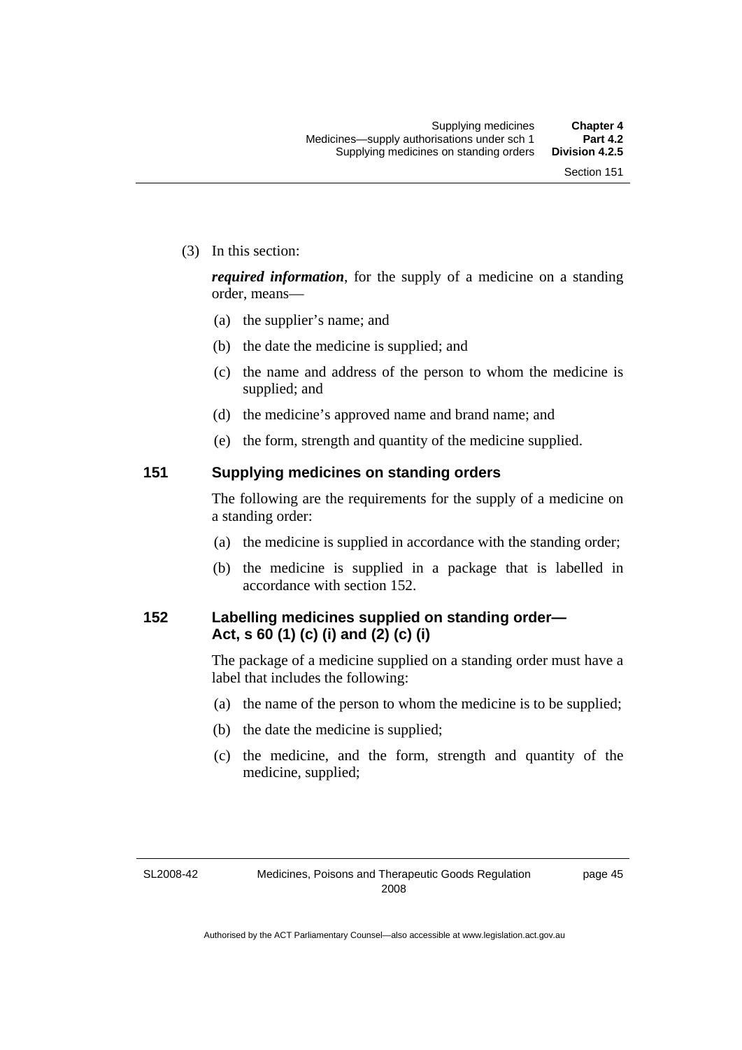(3) In this section:

***required information***, for the supply of a medicine on a standing order, means—

(a) the supplier's name; and

(b) the date the medicine is supplied; and

(c) the name and address of the person to whom the medicine is supplied; and

(d) the medicine's approved name and brand name; and

(e) the form, strength and quantity of the medicine supplied.

## 151 Supplying medicines on standing orders

The following are the requirements for the supply of a medicine on a standing order:

(a) the medicine is supplied in accordance with the standing order;

(b) the medicine is supplied in a package that is labelled in accordance with section 152.

## 152 Labelling medicines supplied on standing order—Act, s 60 (1) (c) (i) and (2) (c) (i)

The package of a medicine supplied on a standing order must have a label that includes the following:

(a) the name of the person to whom the medicine is to be supplied;

(b) the date the medicine is supplied;

(c) the medicine, and the form, strength and quantity of the medicine, supplied;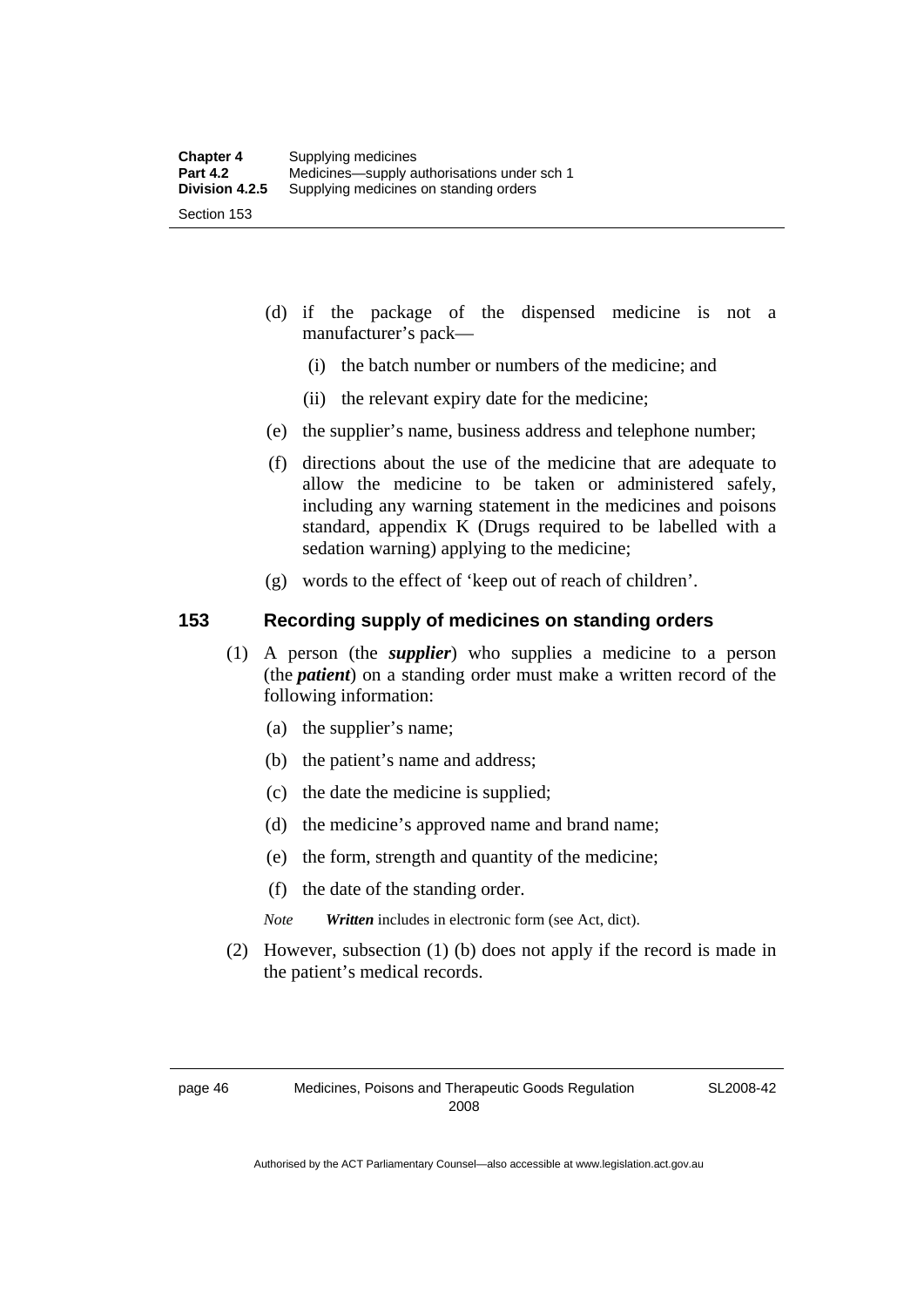(d) if the package of the dispensed medicine is not a manufacturer's pack—

  (i) the batch number or numbers of the medicine; and

  (ii) the relevant expiry date for the medicine;

(e) the supplier's name, business address and telephone number;

(f) directions about the use of the medicine that are adequate to allow the medicine to be taken or administered safely, including any warning statement in the medicines and poisons standard, appendix K (Drugs required to be labelled with a sedation warning) applying to the medicine;

(g) words to the effect of 'keep out of reach of children'.

## 153 Recording supply of medicines on standing orders

(1) A person (the ***supplier***) who supplies a medicine to a person (the ***patient***) on a standing order must make a written record of the following information:

  (a) the supplier's name;

  (b) the patient's name and address;

  (c) the date the medicine is supplied;

  (d) the medicine's approved name and brand name;

  (e) the form, strength and quantity of the medicine;

  (f) the date of the standing order.

  *Note* ***Written*** includes in electronic form (see Act, dict).

(2) However, subsection (1) (b) does not apply if the record is made in the patient's medical records.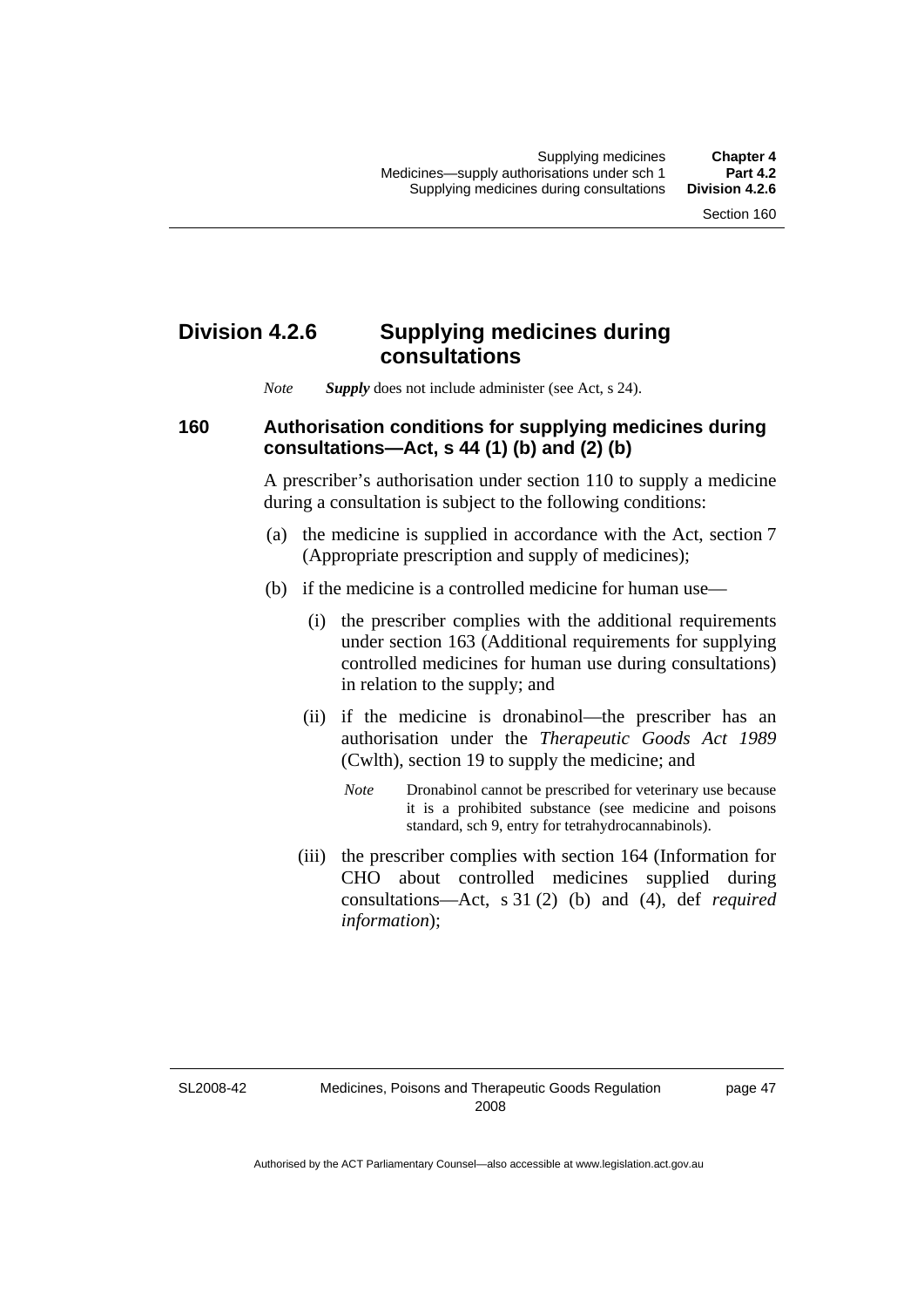## Division 4.2.6 Supplying medicines during consultations

*Note* ***Supply*** does not include administer (see Act, s 24).

### 160 Authorisation conditions for supplying medicines during consultations—Act, s 44 (1) (b) and (2) (b)

A prescriber's authorisation under section 110 to supply a medicine during a consultation is subject to the following conditions:

(a) the medicine is supplied in accordance with the Act, section 7 (Appropriate prescription and supply of medicines);

(b) if the medicine is a controlled medicine for human use—

(i) the prescriber complies with the additional requirements under section 163 (Additional requirements for supplying controlled medicines for human use during consultations) in relation to the supply; and

(ii) if the medicine is dronabinol—the prescriber has an authorisation under the *Therapeutic Goods Act 1989* (Cwlth), section 19 to supply the medicine; and

*Note* Dronabinol cannot be prescribed for veterinary use because it is a prohibited substance (see medicine and poisons standard, sch 9, entry for tetrahydrocannabinols).

(iii) the prescriber complies with section 164 (Information for CHO about controlled medicines supplied during consultations—Act, s 31 (2) (b) and (4), def *required information*);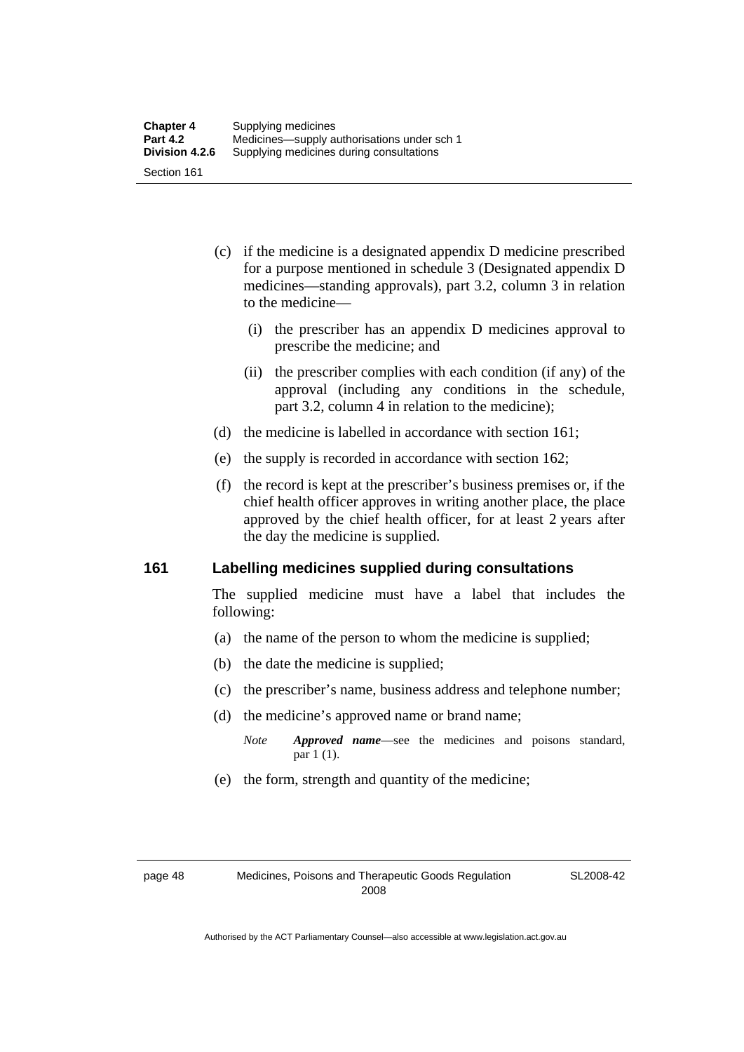(c) if the medicine is a designated appendix D medicine prescribed for a purpose mentioned in schedule 3 (Designated appendix D medicines—standing approvals), part 3.2, column 3 in relation to the medicine—

   (i) the prescriber has an appendix D medicines approval to prescribe the medicine; and

   (ii) the prescriber complies with each condition (if any) of the approval (including any conditions in the schedule, part 3.2, column 4 in relation to the medicine);

(d) the medicine is labelled in accordance with section 161;

(e) the supply is recorded in accordance with section 162;

(f) the record is kept at the prescriber's business premises or, if the chief health officer approves in writing another place, the place approved by the chief health officer, for at least 2 years after the day the medicine is supplied.

## 161 Labelling medicines supplied during consultations

The supplied medicine must have a label that includes the following:

(a) the name of the person to whom the medicine is supplied;

(b) the date the medicine is supplied;

(c) the prescriber's name, business address and telephone number;

(d) the medicine's approved name or brand name;

*Note* ***Approved name***—see the medicines and poisons standard, par 1 (1).

(e) the form, strength and quantity of the medicine;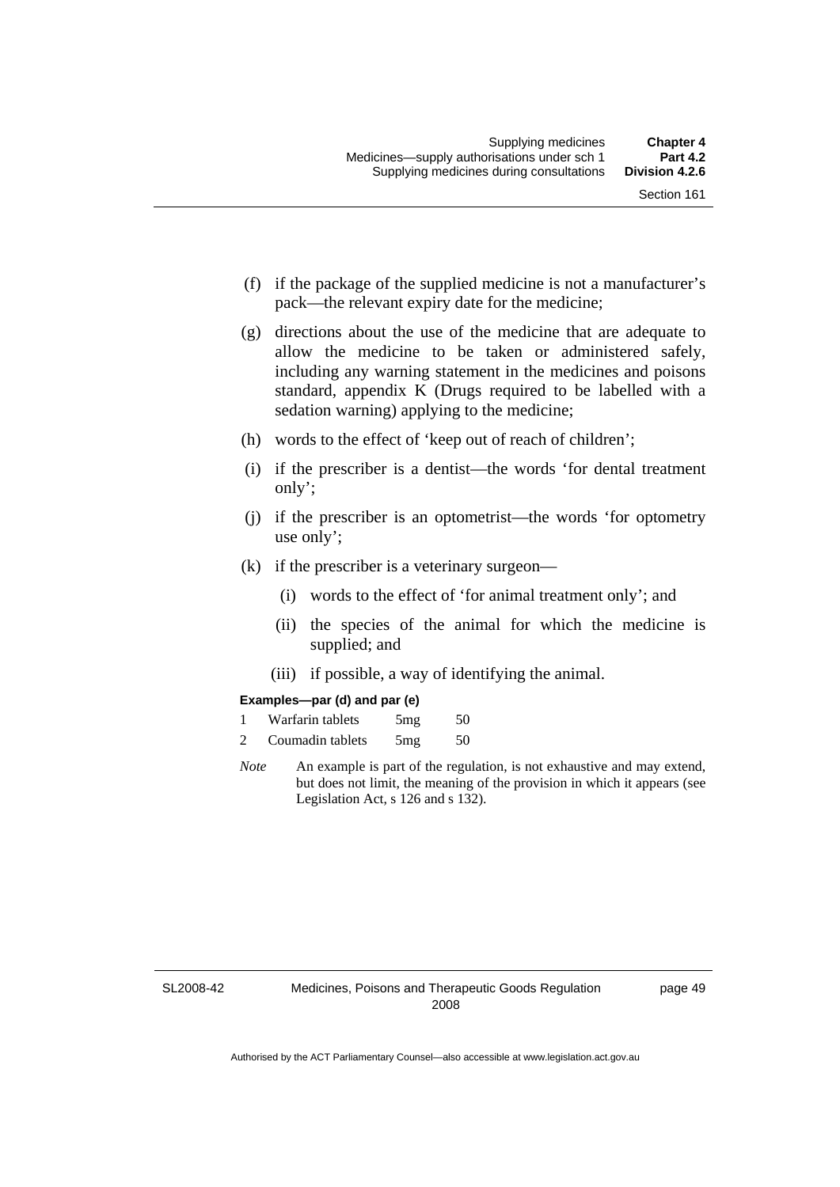(f) if the package of the supplied medicine is not a manufacturer's pack—the relevant expiry date for the medicine;

(g) directions about the use of the medicine that are adequate to allow the medicine to be taken or administered safely, including any warning statement in the medicines and poisons standard, appendix K (Drugs required to be labelled with a sedation warning) applying to the medicine;

(h) words to the effect of 'keep out of reach of children';

(i) if the prescriber is a dentist—the words 'for dental treatment only';

(j) if the prescriber is an optometrist—the words 'for optometry use only';

(k) if the prescriber is a veterinary surgeon—

   (i) words to the effect of 'for animal treatment only'; and

   (ii) the species of the animal for which the medicine is supplied; and

   (iii) if possible, a way of identifying the animal.

**Examples—par (d) and par (e)**

1 Warfarin tablets 5mg 50

2 Coumadin tablets 5mg 50

*Note* An example is part of the regulation, is not exhaustive and may extend, but does not limit, the meaning of the provision in which it appears (see Legislation Act, s 126 and s 132).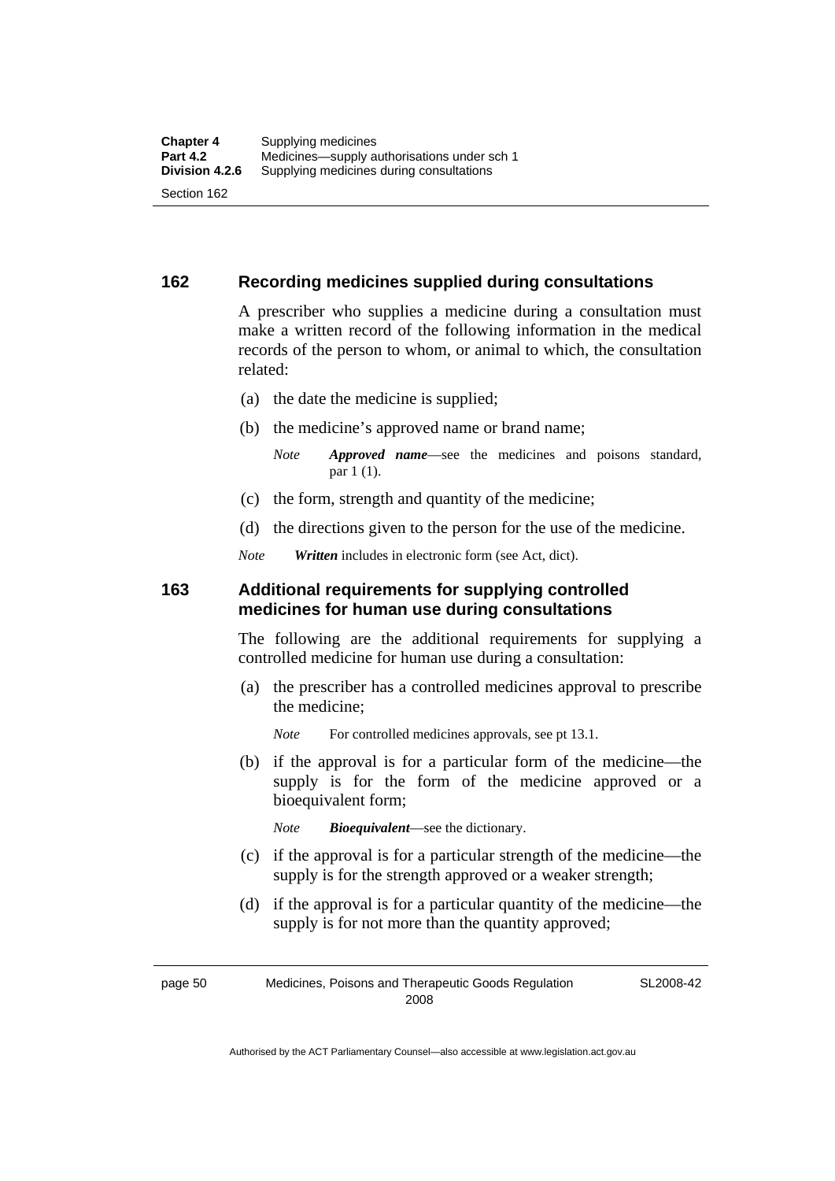## 162 Recording medicines supplied during consultations

A prescriber who supplies a medicine during a consultation must make a written record of the following information in the medical records of the person to whom, or animal to which, the consultation related:

(a) the date the medicine is supplied;

(b) the medicine's approved name or brand name;

*Note* ***Approved name***—see the medicines and poisons standard, par 1 (1).

(c) the form, strength and quantity of the medicine;

(d) the directions given to the person for the use of the medicine.

*Note* ***Written*** includes in electronic form (see Act, dict).

## 163 Additional requirements for supplying controlled medicines for human use during consultations

The following are the additional requirements for supplying a controlled medicine for human use during a consultation:

(a) the prescriber has a controlled medicines approval to prescribe the medicine;

*Note* For controlled medicines approvals, see pt 13.1.

(b) if the approval is for a particular form of the medicine—the supply is for the form of the medicine approved or a bioequivalent form;

*Note* ***Bioequivalent***—see the dictionary.

(c) if the approval is for a particular strength of the medicine—the supply is for the strength approved or a weaker strength;

(d) if the approval is for a particular quantity of the medicine—the supply is for not more than the quantity approved;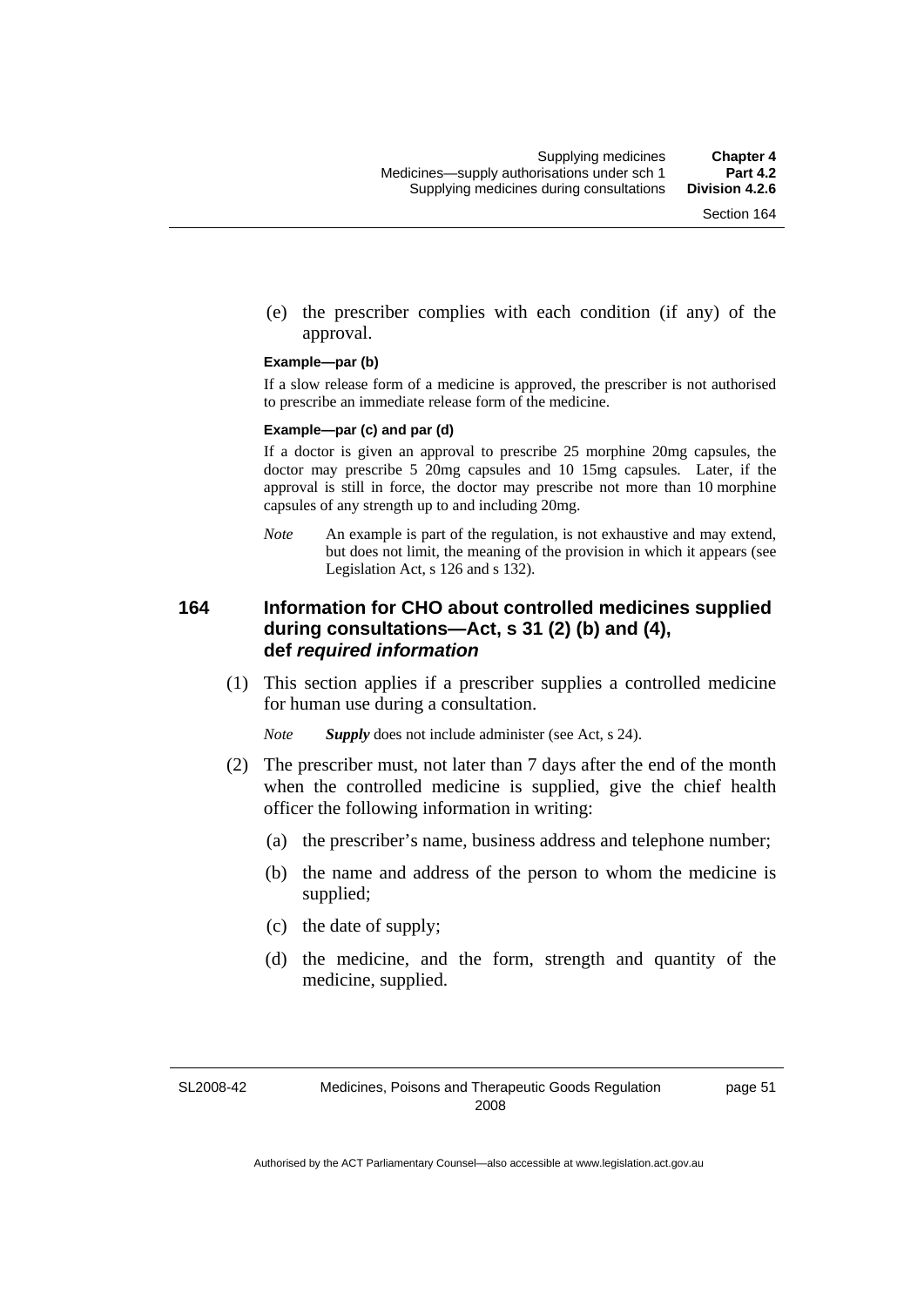(e) the prescriber complies with each condition (if any) of the approval.

**Example—par (b)**

If a slow release form of a medicine is approved, the prescriber is not authorised to prescribe an immediate release form of the medicine.

**Example—par (c) and par (d)**

If a doctor is given an approval to prescribe 25 morphine 20mg capsules, the doctor may prescribe 5 20mg capsules and 10 15mg capsules. Later, if the approval is still in force, the doctor may prescribe not more than 10 morphine capsules of any strength up to and including 20mg.

*Note* An example is part of the regulation, is not exhaustive and may extend, but does not limit, the meaning of the provision in which it appears (see Legislation Act, s 126 and s 132).

## 164 Information for CHO about controlled medicines supplied during consultations—Act, s 31 (2) (b) and (4), def *required information*

(1) This section applies if a prescriber supplies a controlled medicine for human use during a consultation.

*Note* ***Supply*** does not include administer (see Act, s 24).

(2) The prescriber must, not later than 7 days after the end of the month when the controlled medicine is supplied, give the chief health officer the following information in writing:

(a) the prescriber's name, business address and telephone number;

(b) the name and address of the person to whom the medicine is supplied;

(c) the date of supply;

(d) the medicine, and the form, strength and quantity of the medicine, supplied.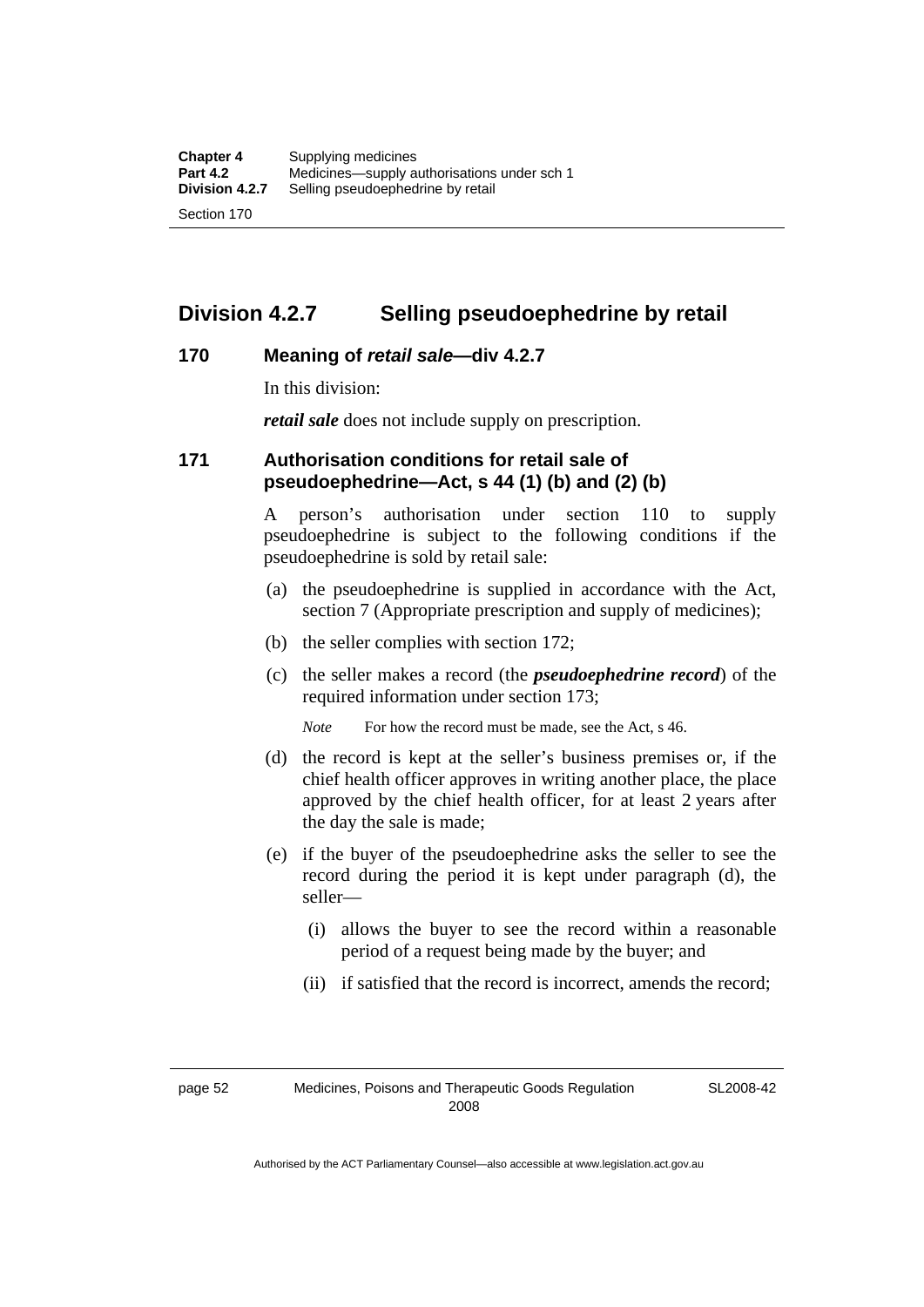## Division 4.2.7 Selling pseudoephedrine by retail

### 170 Meaning of *retail sale*—div 4.2.7

In this division:

***retail sale*** does not include supply on prescription.

### 171 Authorisation conditions for retail sale of pseudoephedrine—Act, s 44 (1) (b) and (2) (b)

A person's authorisation under section 110 to supply pseudoephedrine is subject to the following conditions if the pseudoephedrine is sold by retail sale:

(a) the pseudoephedrine is supplied in accordance with the Act, section 7 (Appropriate prescription and supply of medicines);

(b) the seller complies with section 172;

(c) the seller makes a record (the ***pseudoephedrine record***) of the required information under section 173;

*Note* For how the record must be made, see the Act, s 46.

(d) the record is kept at the seller's business premises or, if the chief health officer approves in writing another place, the place approved by the chief health officer, for at least 2 years after the day the sale is made;

(e) if the buyer of the pseudoephedrine asks the seller to see the record during the period it is kept under paragraph (d), the seller—

(i) allows the buyer to see the record within a reasonable period of a request being made by the buyer; and

(ii) if satisfied that the record is incorrect, amends the record;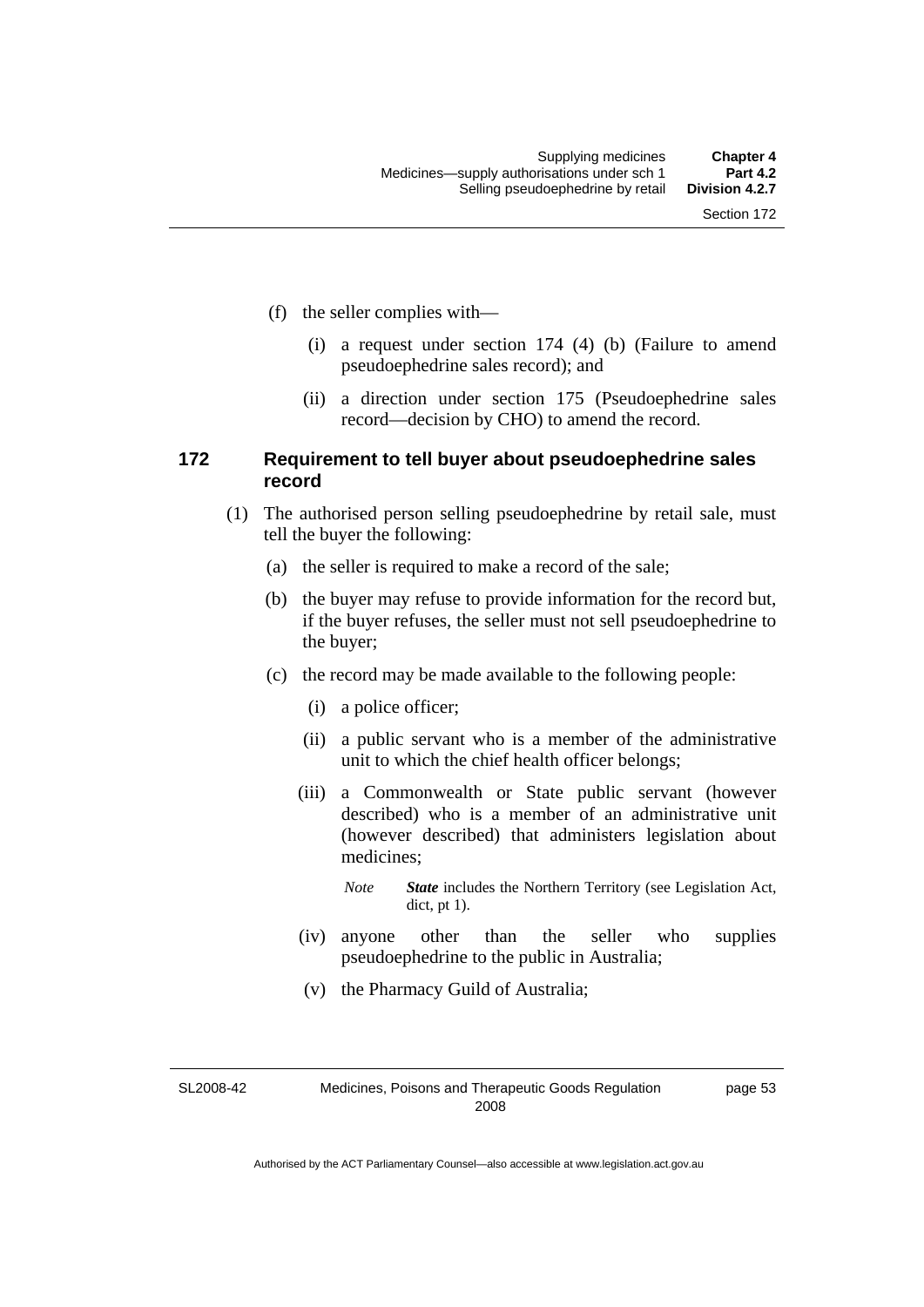(f) the seller complies with—

(i) a request under section 174 (4) (b) (Failure to amend pseudoephedrine sales record); and

(ii) a direction under section 175 (Pseudoephedrine sales record—decision by CHO) to amend the record.

### 172 Requirement to tell buyer about pseudoephedrine sales record

(1) The authorised person selling pseudoephedrine by retail sale, must tell the buyer the following:

(a) the seller is required to make a record of the sale;

(b) the buyer may refuse to provide information for the record but, if the buyer refuses, the seller must not sell pseudoephedrine to the buyer;

(c) the record may be made available to the following people:

(i) a police officer;

(ii) a public servant who is a member of the administrative unit to which the chief health officer belongs;

(iii) a Commonwealth or State public servant (however described) who is a member of an administrative unit (however described) that administers legislation about medicines;

*Note* ***State*** includes the Northern Territory (see Legislation Act, dict, pt 1).

(iv) anyone other than the seller who supplies pseudoephedrine to the public in Australia;

(v) the Pharmacy Guild of Australia;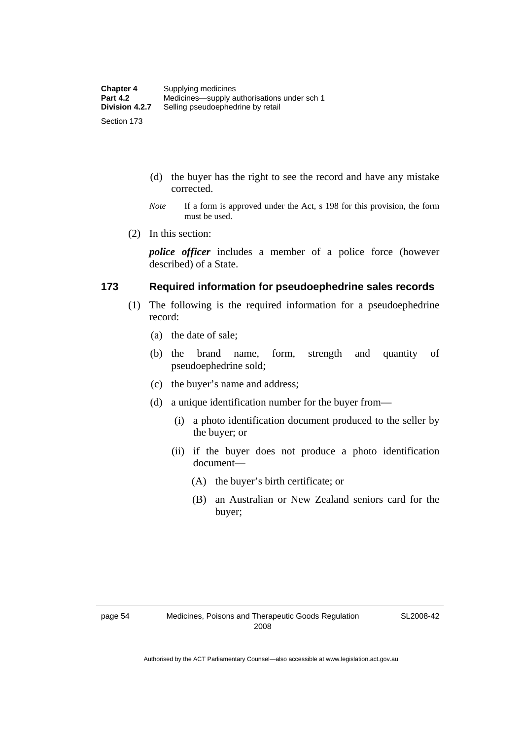(d) the buyer has the right to see the record and have any mistake corrected.

*Note* If a form is approved under the Act, s 198 for this provision, the form must be used.

(2) In this section:

***police officer*** includes a member of a police force (however described) of a State.

### 173 Required information for pseudoephedrine sales records

(1) The following is the required information for a pseudoephedrine record:

(a) the date of sale;

(b) the brand name, form, strength and quantity of pseudoephedrine sold;

(c) the buyer's name and address;

(d) a unique identification number for the buyer from—

(i) a photo identification document produced to the seller by the buyer; or

(ii) if the buyer does not produce a photo identification document—

(A) the buyer's birth certificate; or

(B) an Australian or New Zealand seniors card for the buyer;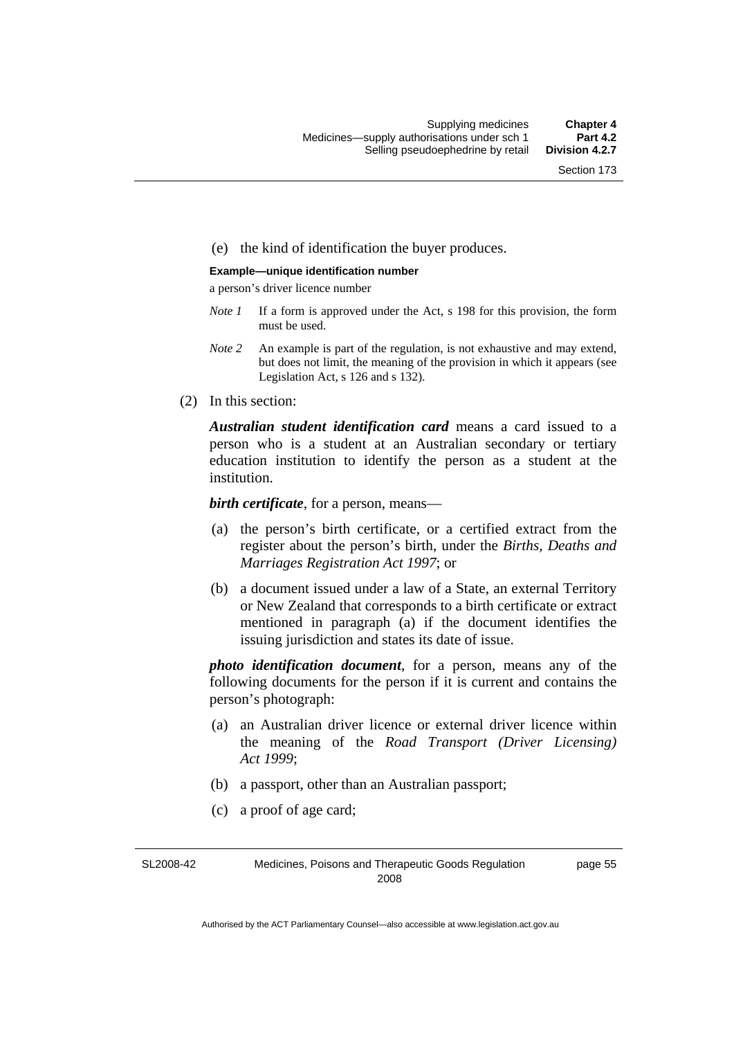(e) the kind of identification the buyer produces.

**Example—unique identification number**

a person's driver licence number

*Note 1* If a form is approved under the Act, s 198 for this provision, the form must be used.

*Note 2* An example is part of the regulation, is not exhaustive and may extend, but does not limit, the meaning of the provision in which it appears (see Legislation Act, s 126 and s 132).

(2) In this section:

***Australian student identification card*** means a card issued to a person who is a student at an Australian secondary or tertiary education institution to identify the person as a student at the institution.

***birth certificate***, for a person, means—

(a) the person's birth certificate, or a certified extract from the register about the person's birth, under the *Births, Deaths and Marriages Registration Act 1997*; or

(b) a document issued under a law of a State, an external Territory or New Zealand that corresponds to a birth certificate or extract mentioned in paragraph (a) if the document identifies the issuing jurisdiction and states its date of issue.

***photo identification document***, for a person, means any of the following documents for the person if it is current and contains the person's photograph:

(a) an Australian driver licence or external driver licence within the meaning of the *Road Transport (Driver Licensing) Act 1999*;

(b) a passport, other than an Australian passport;

(c) a proof of age card;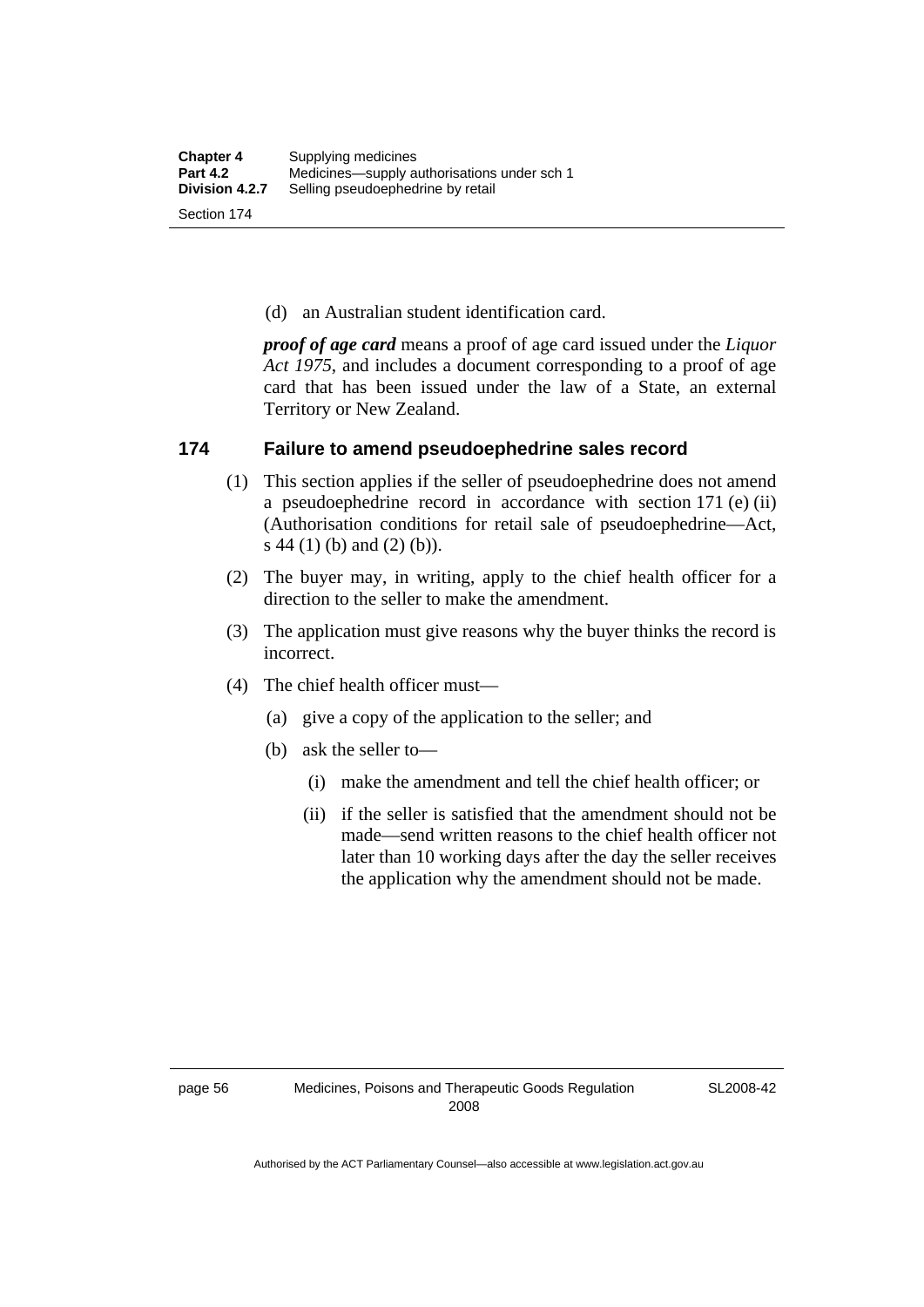(d) an Australian student identification card.

***proof of age card*** means a proof of age card issued under the *Liquor Act 1975*, and includes a document corresponding to a proof of age card that has been issued under the law of a State, an external Territory or New Zealand.

## 174 Failure to amend pseudoephedrine sales record

(1) This section applies if the seller of pseudoephedrine does not amend a pseudoephedrine record in accordance with section 171 (e) (ii) (Authorisation conditions for retail sale of pseudoephedrine—Act, s 44 (1) (b) and (2) (b)).

(2) The buyer may, in writing, apply to the chief health officer for a direction to the seller to make the amendment.

(3) The application must give reasons why the buyer thinks the record is incorrect.

(4) The chief health officer must—

  (a) give a copy of the application to the seller; and

  (b) ask the seller to—

    (i) make the amendment and tell the chief health officer; or

    (ii) if the seller is satisfied that the amendment should not be made—send written reasons to the chief health officer not later than 10 working days after the day the seller receives the application why the amendment should not be made.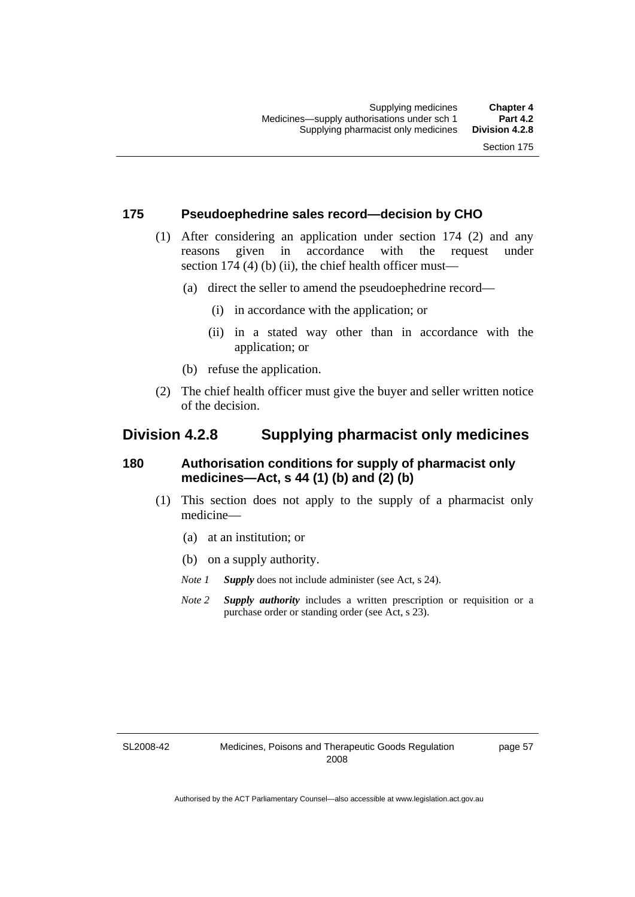### 175 Pseudoephedrine sales record—decision by CHO

(1) After considering an application under section 174 (2) and any reasons given in accordance with the request under section 174 (4) (b) (ii), the chief health officer must—

(a) direct the seller to amend the pseudoephedrine record—

(i) in accordance with the application; or

(ii) in a stated way other than in accordance with the application; or

(b) refuse the application.

(2) The chief health officer must give the buyer and seller written notice of the decision.

## Division 4.2.8 Supplying pharmacist only medicines

### 180 Authorisation conditions for supply of pharmacist only medicines—Act, s 44 (1) (b) and (2) (b)

(1) This section does not apply to the supply of a pharmacist only medicine—

(a) at an institution; or

(b) on a supply authority.

*Note 1* ***Supply*** does not include administer (see Act, s 24).

*Note 2* ***Supply authority*** includes a written prescription or requisition or a purchase order or standing order (see Act, s 23).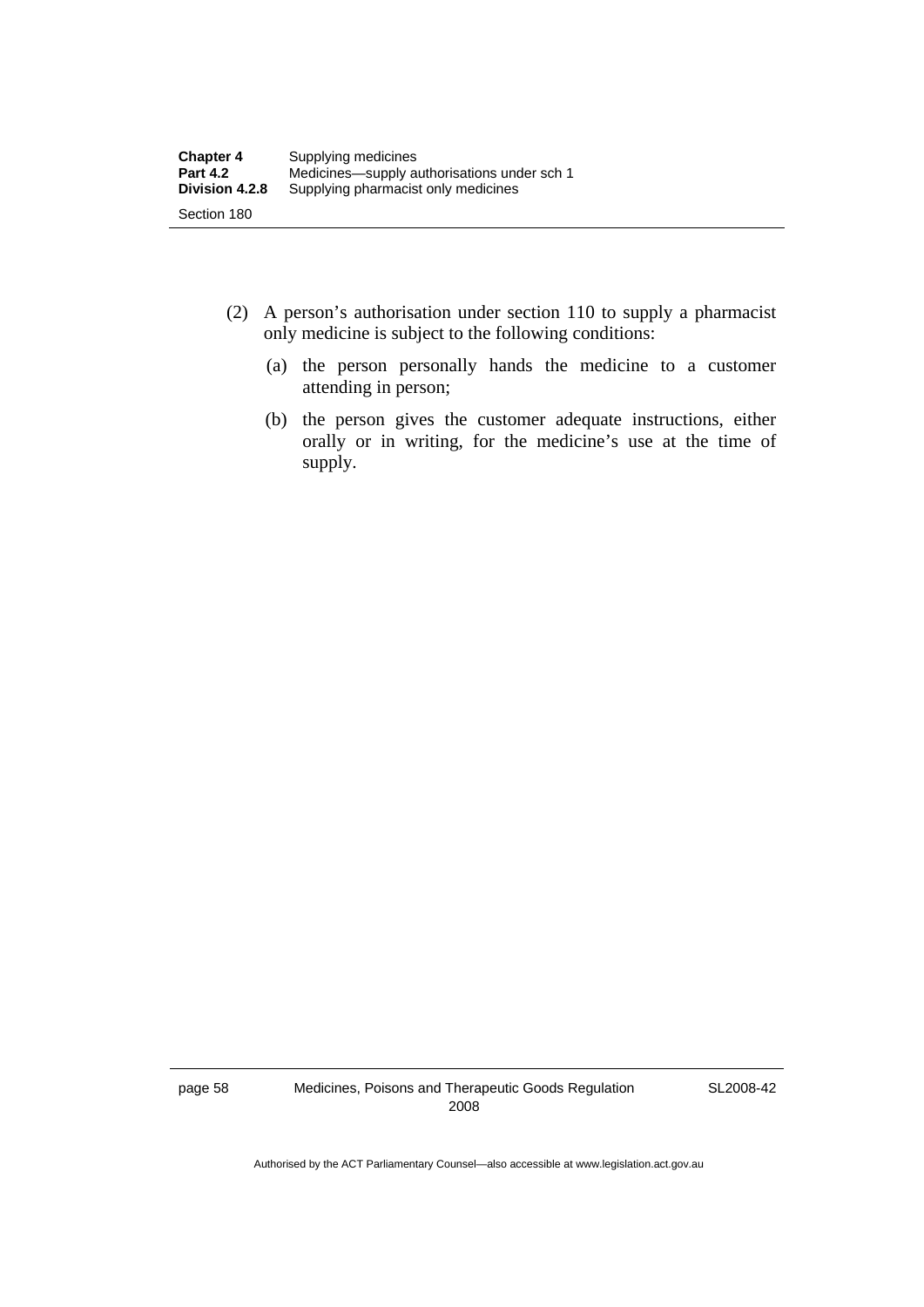(2) A person's authorisation under section 110 to supply a pharmacist only medicine is subject to the following conditions:

(a) the person personally hands the medicine to a customer attending in person;

(b) the person gives the customer adequate instructions, either orally or in writing, for the medicine's use at the time of supply.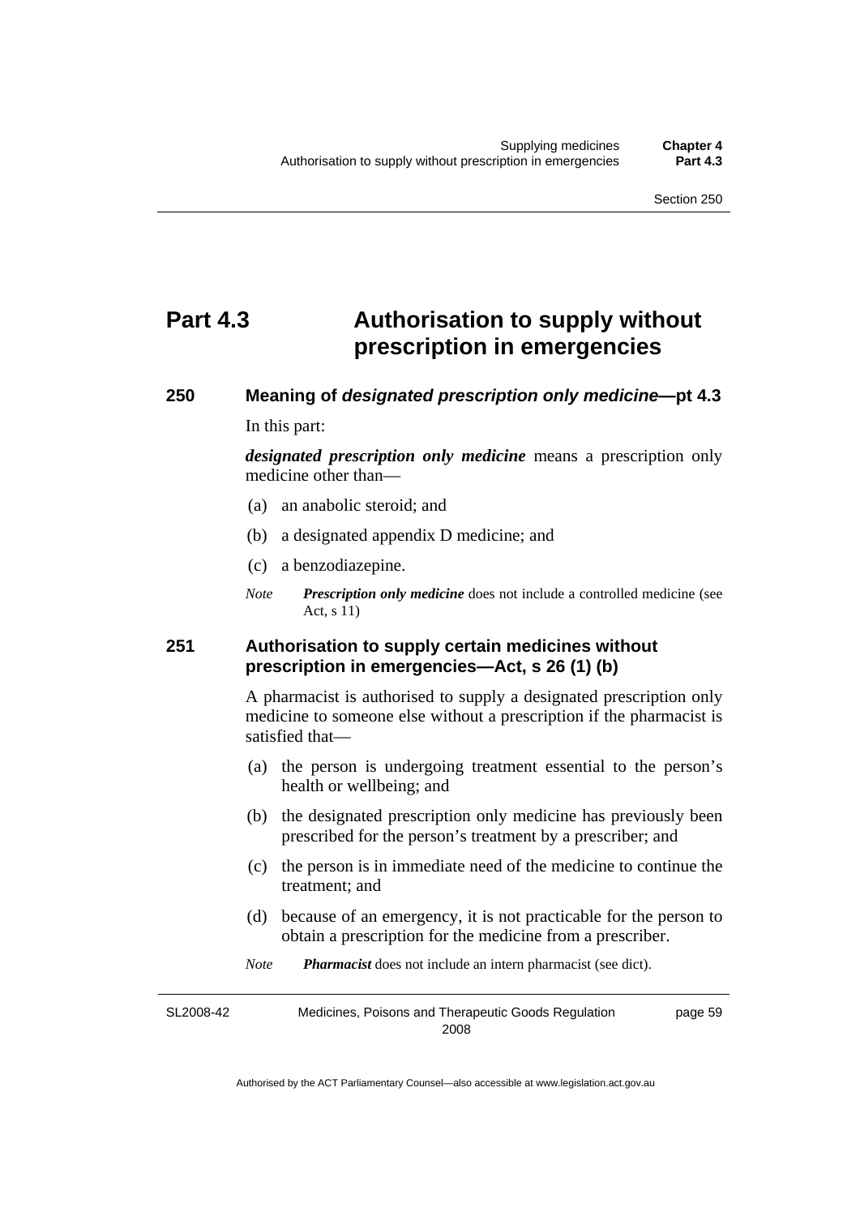# Part 4.3 Authorisation to supply without prescription in emergencies

## 250 Meaning of *designated prescription only medicine*—pt 4.3

In this part:

***designated prescription only medicine*** means a prescription only medicine other than—

(a) an anabolic steroid; and

(b) a designated appendix D medicine; and

(c) a benzodiazepine.

*Note* ***Prescription only medicine*** does not include a controlled medicine (see Act, s 11)

## 251 Authorisation to supply certain medicines without prescription in emergencies—Act, s 26 (1) (b)

A pharmacist is authorised to supply a designated prescription only medicine to someone else without a prescription if the pharmacist is satisfied that—

(a) the person is undergoing treatment essential to the person's health or wellbeing; and

(b) the designated prescription only medicine has previously been prescribed for the person's treatment by a prescriber; and

(c) the person is in immediate need of the medicine to continue the treatment; and

(d) because of an emergency, it is not practicable for the person to obtain a prescription for the medicine from a prescriber.

*Note* ***Pharmacist*** does not include an intern pharmacist (see dict).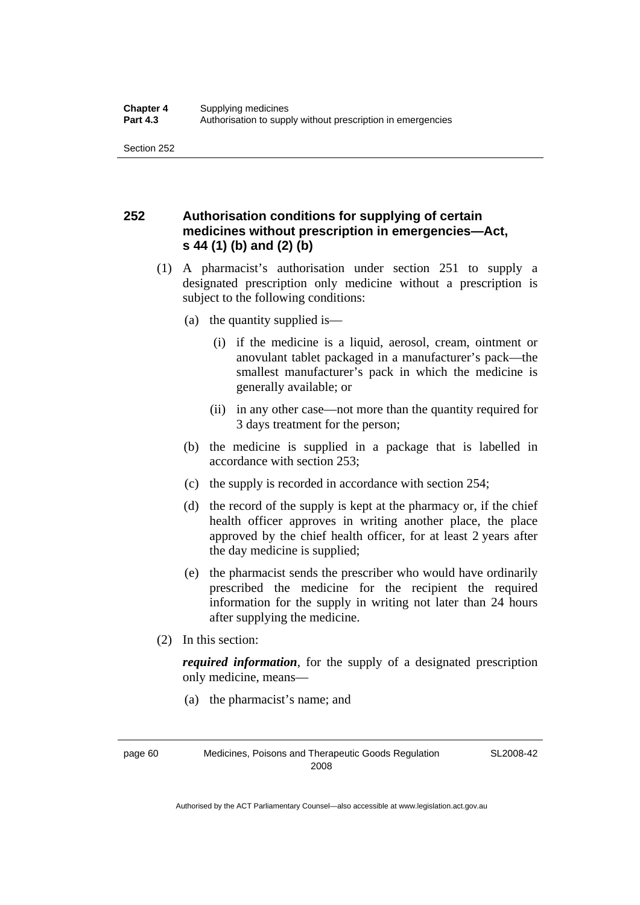## 252 Authorisation conditions for supplying of certain medicines without prescription in emergencies—Act, s 44 (1) (b) and (2) (b)

(1) A pharmacist's authorisation under section 251 to supply a designated prescription only medicine without a prescription is subject to the following conditions:

(a) the quantity supplied is—

(i) if the medicine is a liquid, aerosol, cream, ointment or anovulant tablet packaged in a manufacturer's pack—the smallest manufacturer's pack in which the medicine is generally available; or

(ii) in any other case—not more than the quantity required for 3 days treatment for the person;

(b) the medicine is supplied in a package that is labelled in accordance with section 253;

(c) the supply is recorded in accordance with section 254;

(d) the record of the supply is kept at the pharmacy or, if the chief health officer approves in writing another place, the place approved by the chief health officer, for at least 2 years after the day medicine is supplied;

(e) the pharmacist sends the prescriber who would have ordinarily prescribed the medicine for the recipient the required information for the supply in writing not later than 24 hours after supplying the medicine.

(2) In this section:

***required information***, for the supply of a designated prescription only medicine, means—

(a) the pharmacist's name; and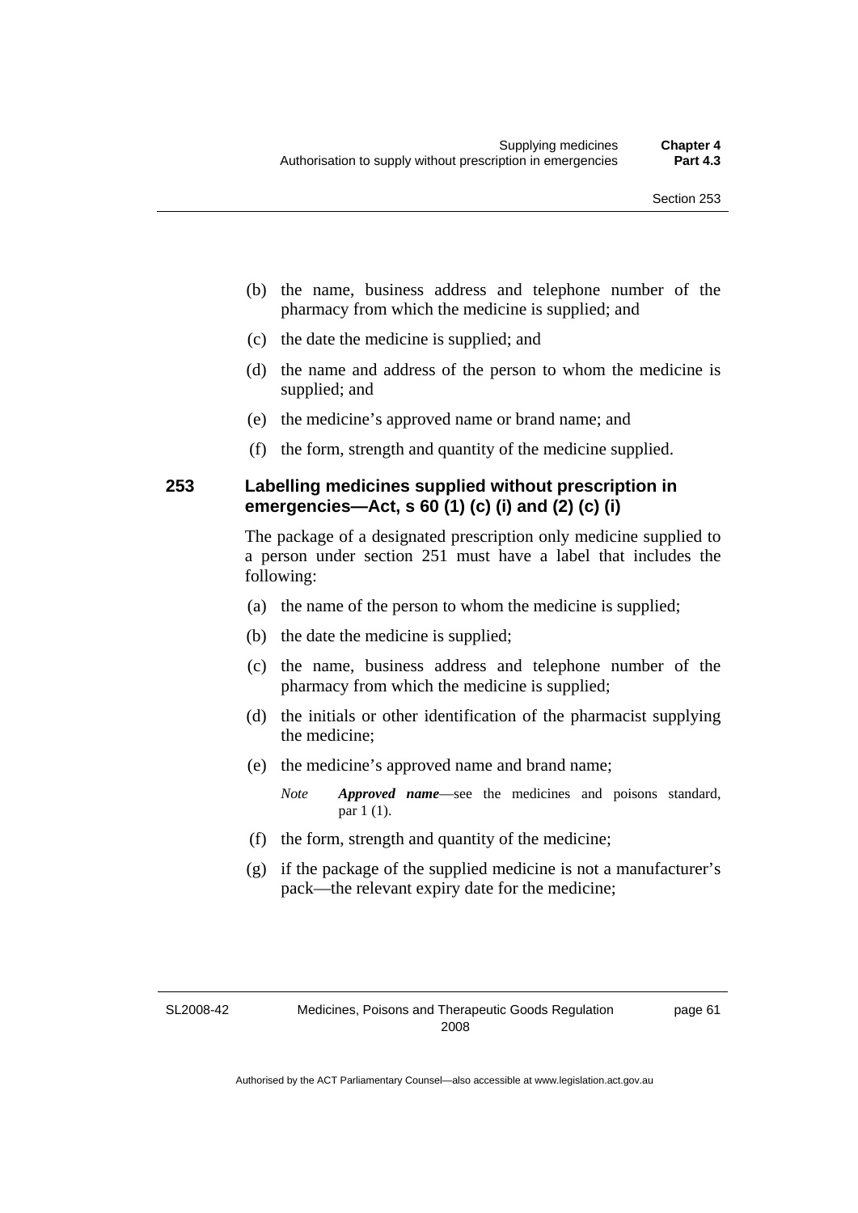(b) the name, business address and telephone number of the pharmacy from which the medicine is supplied; and

(c) the date the medicine is supplied; and

(d) the name and address of the person to whom the medicine is supplied; and

(e) the medicine's approved name or brand name; and

(f) the form, strength and quantity of the medicine supplied.

### 253 Labelling medicines supplied without prescription in emergencies—Act, s 60 (1) (c) (i) and (2) (c) (i)

The package of a designated prescription only medicine supplied to a person under section 251 must have a label that includes the following:

(a) the name of the person to whom the medicine is supplied;

(b) the date the medicine is supplied;

(c) the name, business address and telephone number of the pharmacy from which the medicine is supplied;

(d) the initials or other identification of the pharmacist supplying the medicine;

(e) the medicine's approved name and brand name;

*Note* ***Approved name***—see the medicines and poisons standard, par 1 (1).

(f) the form, strength and quantity of the medicine;

(g) if the package of the supplied medicine is not a manufacturer's pack—the relevant expiry date for the medicine;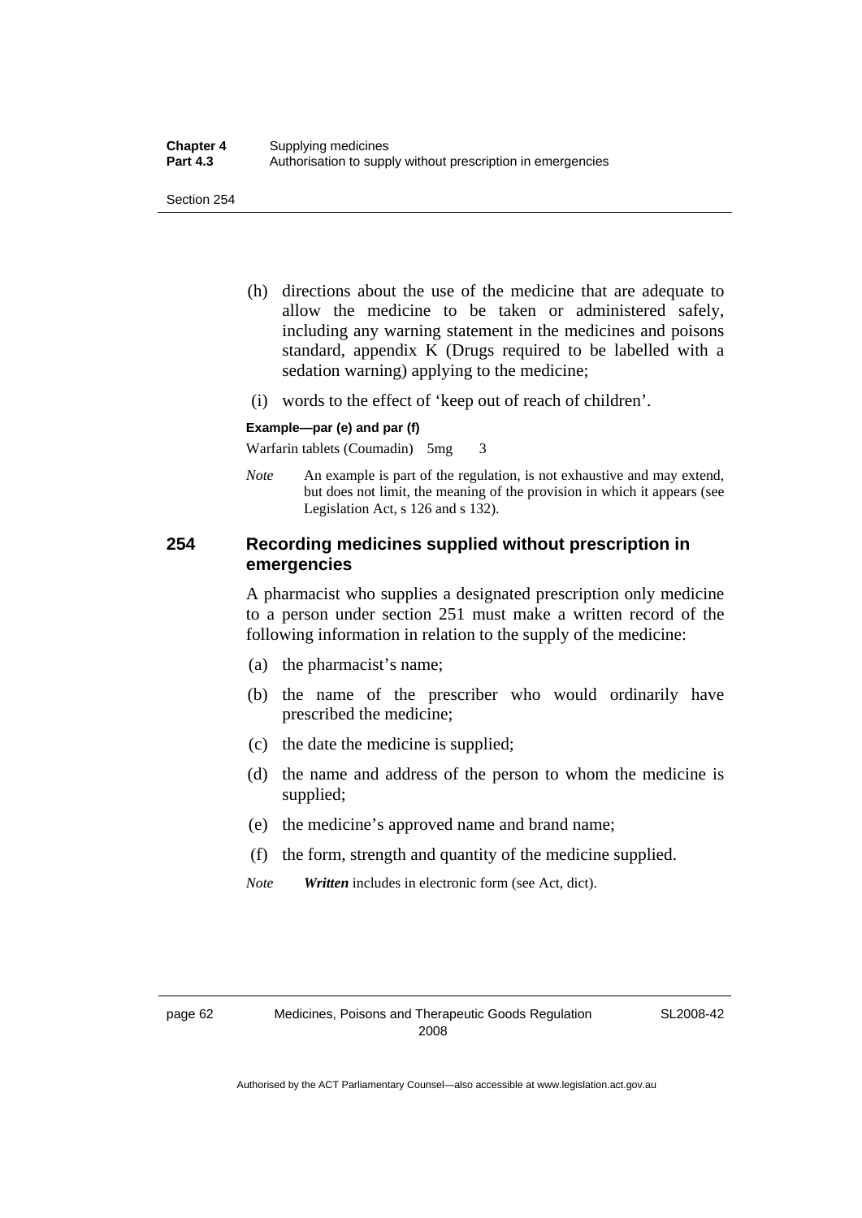(h) directions about the use of the medicine that are adequate to allow the medicine to be taken or administered safely, including any warning statement in the medicines and poisons standard, appendix K (Drugs required to be labelled with a sedation warning) applying to the medicine;

(i) words to the effect of 'keep out of reach of children'.

**Example—par (e) and par (f)**

Warfarin tablets (Coumadin) 5mg 3

*Note* An example is part of the regulation, is not exhaustive and may extend, but does not limit, the meaning of the provision in which it appears (see Legislation Act, s 126 and s 132).

## 254 Recording medicines supplied without prescription in emergencies

A pharmacist who supplies a designated prescription only medicine to a person under section 251 must make a written record of the following information in relation to the supply of the medicine:

(a) the pharmacist's name;

(b) the name of the prescriber who would ordinarily have prescribed the medicine;

(c) the date the medicine is supplied;

(d) the name and address of the person to whom the medicine is supplied;

(e) the medicine's approved name and brand name;

(f) the form, strength and quantity of the medicine supplied.

*Note* ***Written*** includes in electronic form (see Act, dict).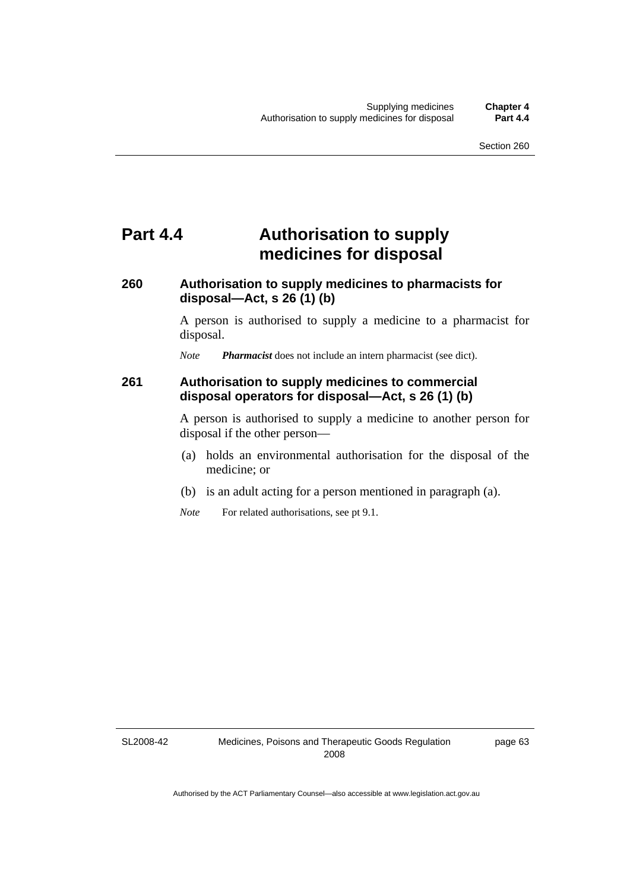# Part 4.4 Authorisation to supply medicines for disposal

### 260 Authorisation to supply medicines to pharmacists for disposal—Act, s 26 (1) (b)

A person is authorised to supply a medicine to a pharmacist for disposal.

*Note* ***Pharmacist*** does not include an intern pharmacist (see dict).

### 261 Authorisation to supply medicines to commercial disposal operators for disposal—Act, s 26 (1) (b)

A person is authorised to supply a medicine to another person for disposal if the other person—

(a) holds an environmental authorisation for the disposal of the medicine; or

(b) is an adult acting for a person mentioned in paragraph (a).

*Note* For related authorisations, see pt 9.1.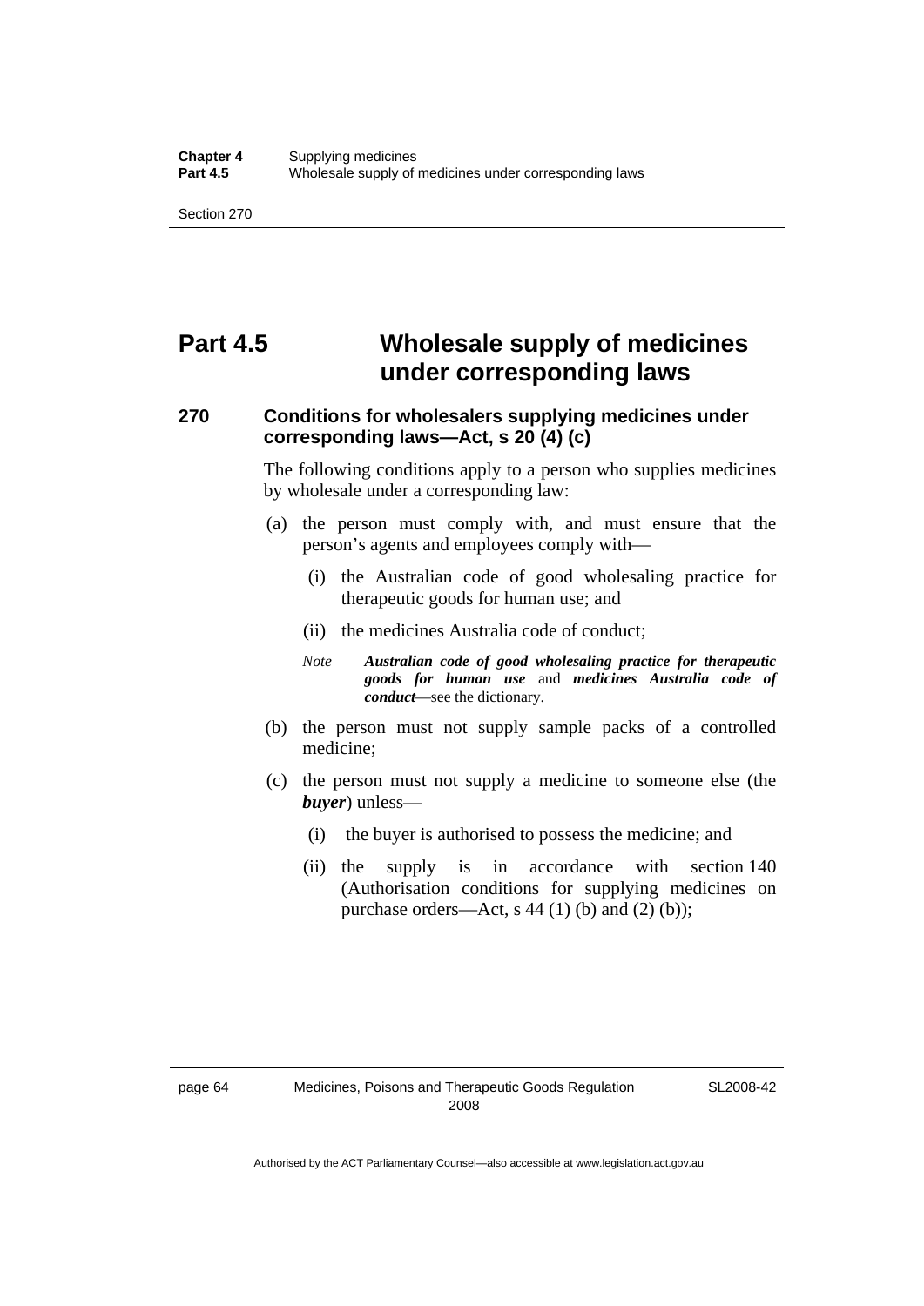# Part 4.5 Wholesale supply of medicines under corresponding laws

## 270 Conditions for wholesalers supplying medicines under corresponding laws—Act, s 20 (4) (c)

The following conditions apply to a person who supplies medicines by wholesale under a corresponding law:

(a) the person must comply with, and must ensure that the person's agents and employees comply with—

  (i) the Australian code of good wholesaling practice for therapeutic goods for human use; and

  (ii) the medicines Australia code of conduct;

*Note* ***Australian code of good wholesaling practice for therapeutic goods for human use*** and ***medicines Australia code of conduct***—see the dictionary.

(b) the person must not supply sample packs of a controlled medicine;

(c) the person must not supply a medicine to someone else (the ***buyer***) unless—

  (i) the buyer is authorised to possess the medicine; and

  (ii) the supply is in accordance with section 140 (Authorisation conditions for supplying medicines on purchase orders—Act, s 44 (1) (b) and (2) (b));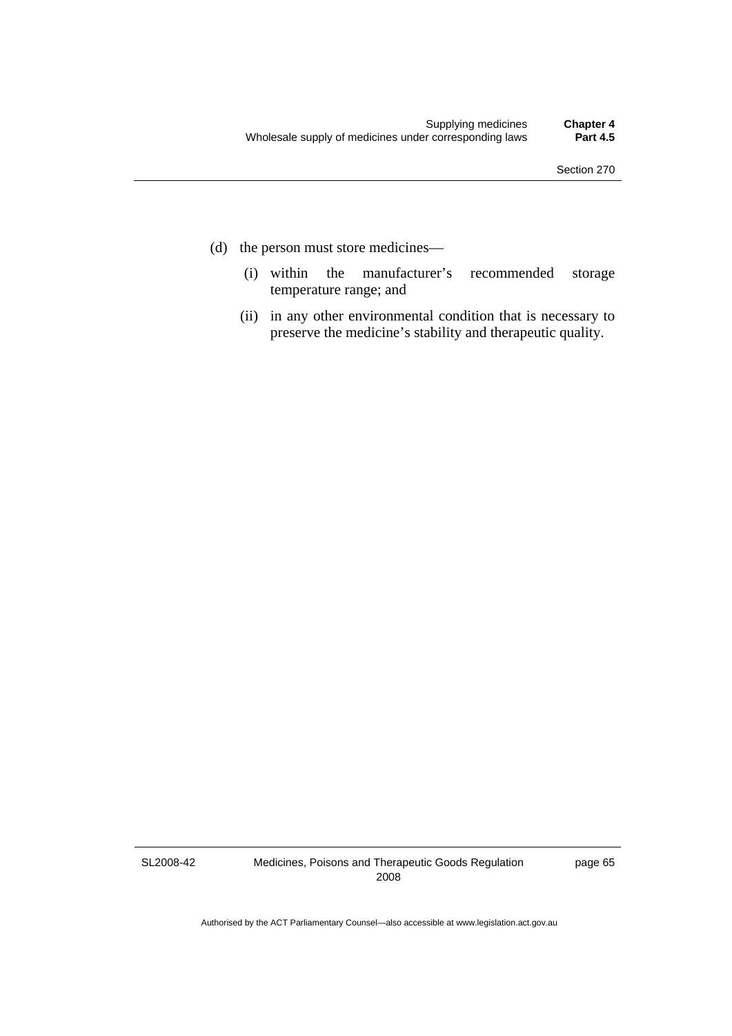(d) the person must store medicines—

   (i) within the manufacturer's recommended storage temperature range; and

   (ii) in any other environmental condition that is necessary to preserve the medicine's stability and therapeutic quality.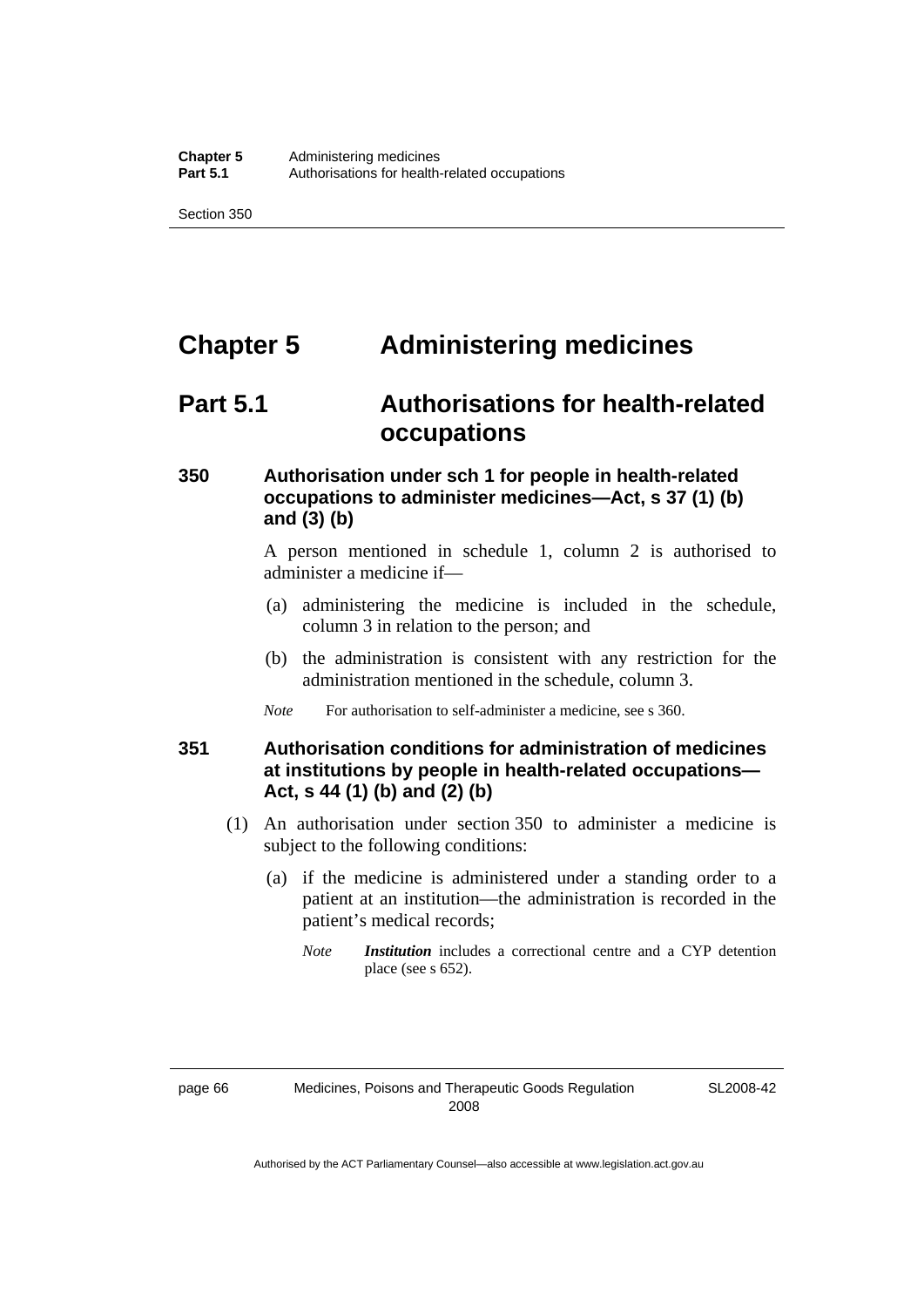# Chapter 5 Administering medicines

## Part 5.1 Authorisations for health-related occupations

### 350 Authorisation under sch 1 for people in health-related occupations to administer medicines—Act, s 37 (1) (b) and (3) (b)

A person mentioned in schedule 1, column 2 is authorised to administer a medicine if—

(a) administering the medicine is included in the schedule, column 3 in relation to the person; and

(b) the administration is consistent with any restriction for the administration mentioned in the schedule, column 3.

*Note* For authorisation to self-administer a medicine, see s 360.

### 351 Authorisation conditions for administration of medicines at institutions by people in health-related occupations—Act, s 44 (1) (b) and (2) (b)

(1) An authorisation under section 350 to administer a medicine is subject to the following conditions:

(a) if the medicine is administered under a standing order to a patient at an institution—the administration is recorded in the patient's medical records;

*Note* ***Institution*** includes a correctional centre and a CYP detention place (see s 652).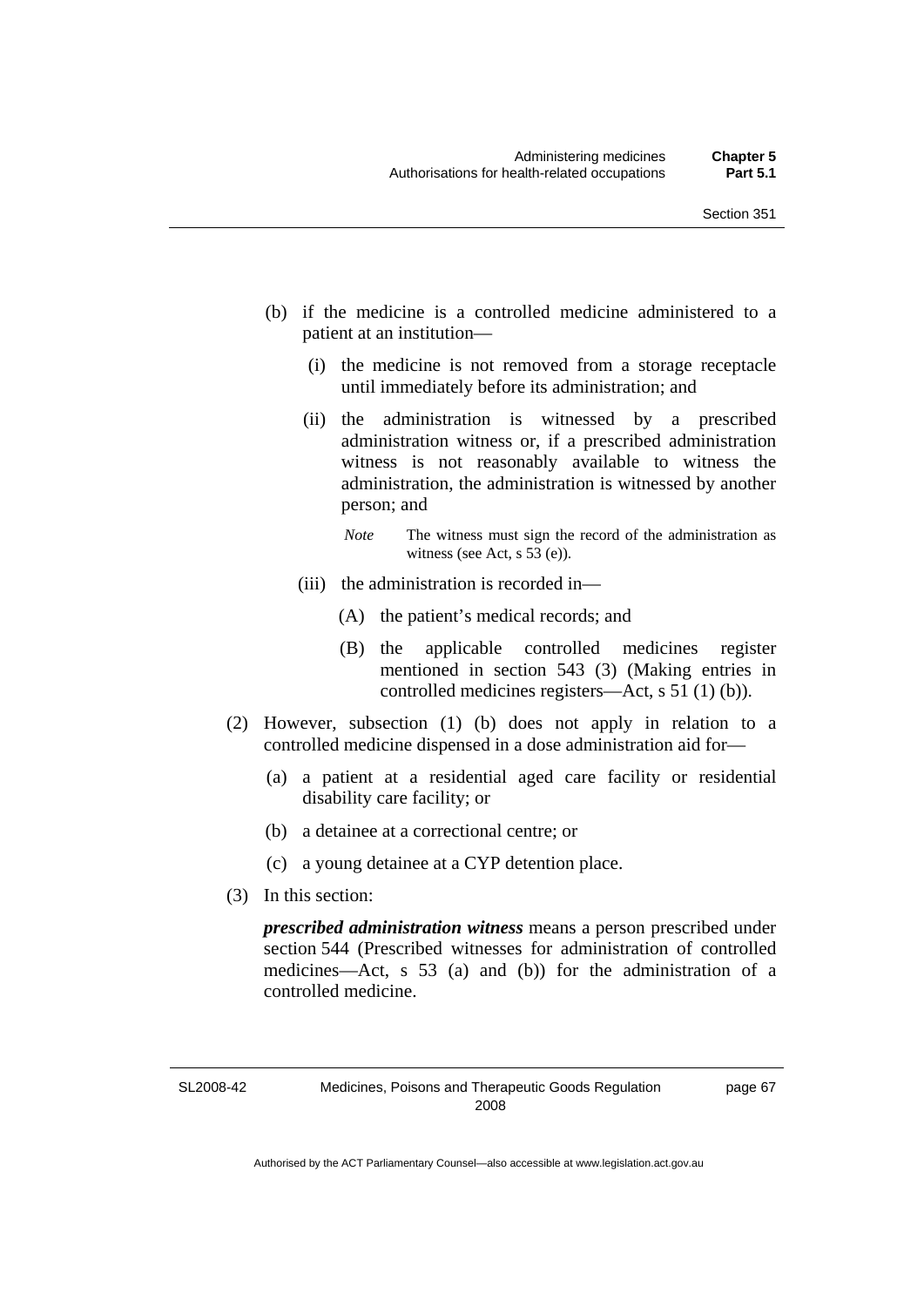(b) if the medicine is a controlled medicine administered to a patient at an institution—

 (i) the medicine is not removed from a storage receptacle until immediately before its administration; and

 (ii) the administration is witnessed by a prescribed administration witness or, if a prescribed administration witness is not reasonably available to witness the administration, the administration is witnessed by another person; and

 *Note* The witness must sign the record of the administration as witness (see Act, s 53 (e)).

 (iii) the administration is recorded in—

 (A) the patient's medical records; and

 (B) the applicable controlled medicines register mentioned in section 543 (3) (Making entries in controlled medicines registers—Act, s 51 (1) (b)).

(2) However, subsection (1) (b) does not apply in relation to a controlled medicine dispensed in a dose administration aid for—

 (a) a patient at a residential aged care facility or residential disability care facility; or

 (b) a detainee at a correctional centre; or

 (c) a young detainee at a CYP detention place.

(3) In this section:

***prescribed administration witness*** means a person prescribed under section 544 (Prescribed witnesses for administration of controlled medicines—Act, s 53 (a) and (b)) for the administration of a controlled medicine.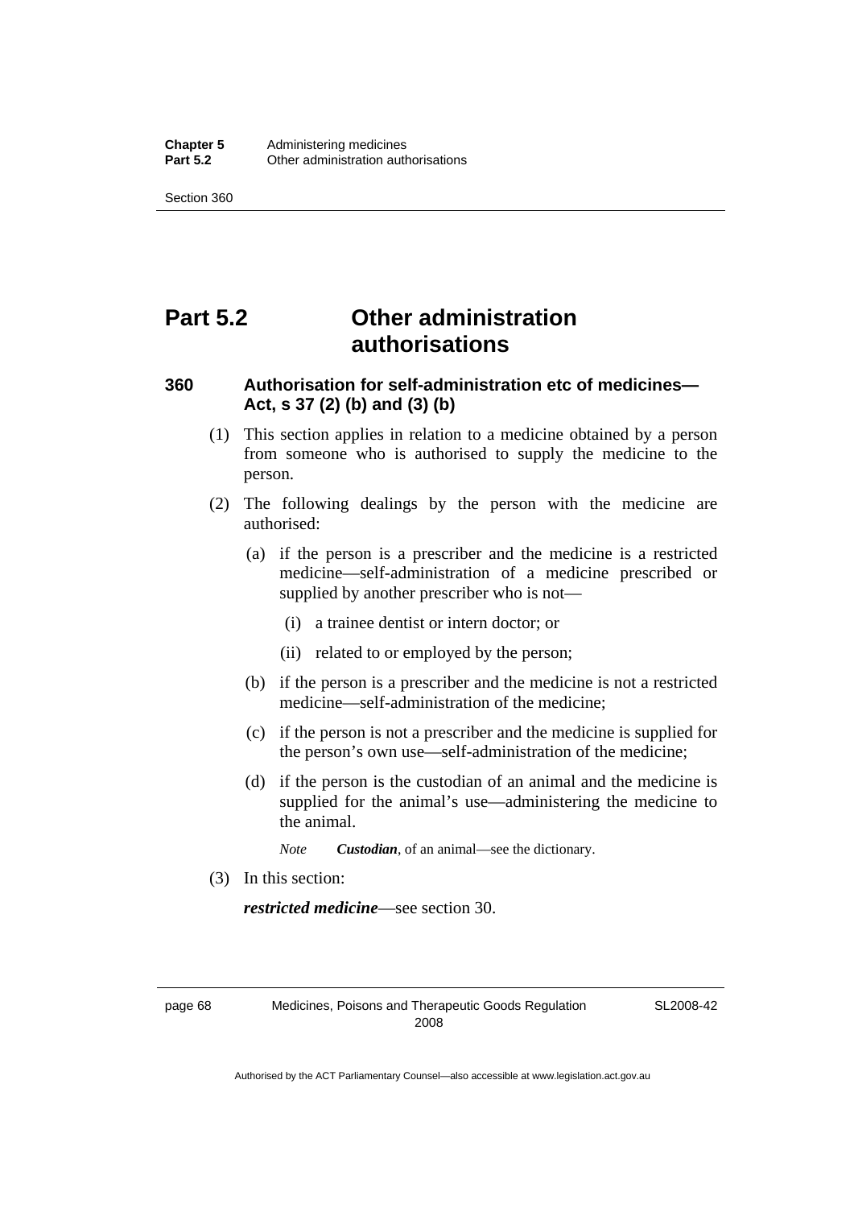# Part 5.2 Other administration authorisations

### 360 Authorisation for self-administration etc of medicines—Act, s 37 (2) (b) and (3) (b)

(1) This section applies in relation to a medicine obtained by a person from someone who is authorised to supply the medicine to the person.

(2) The following dealings by the person with the medicine are authorised:

(a) if the person is a prescriber and the medicine is a restricted medicine—self-administration of a medicine prescribed or supplied by another prescriber who is not—

(i) a trainee dentist or intern doctor; or

(ii) related to or employed by the person;

(b) if the person is a prescriber and the medicine is not a restricted medicine—self-administration of the medicine;

(c) if the person is not a prescriber and the medicine is supplied for the person's own use—self-administration of the medicine;

(d) if the person is the custodian of an animal and the medicine is supplied for the animal's use—administering the medicine to the animal.

*Note* ***Custodian***, of an animal—see the dictionary.

(3) In this section:

***restricted medicine***—see section 30.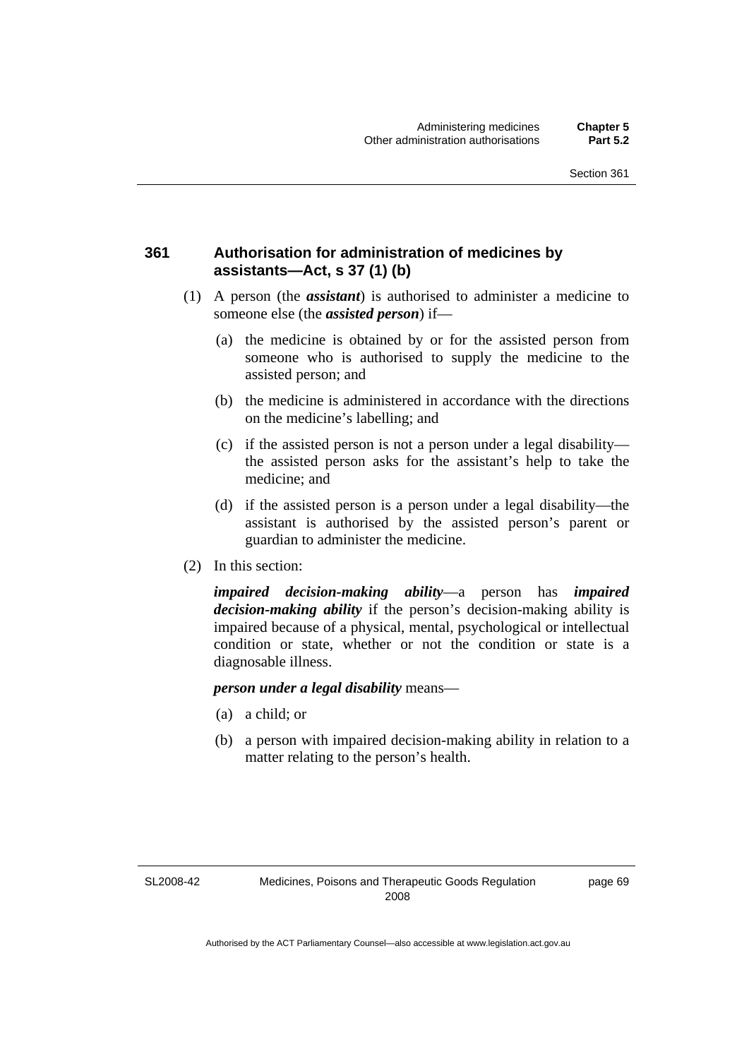### 361 Authorisation for administration of medicines by assistants—Act, s 37 (1) (b)

(1) A person (the ***assistant***) is authorised to administer a medicine to someone else (the ***assisted person***) if—

  (a) the medicine is obtained by or for the assisted person from someone who is authorised to supply the medicine to the assisted person; and

  (b) the medicine is administered in accordance with the directions on the medicine's labelling; and

  (c) if the assisted person is not a person under a legal disability—the assisted person asks for the assistant's help to take the medicine; and

  (d) if the assisted person is a person under a legal disability—the assistant is authorised by the assisted person's parent or guardian to administer the medicine.

(2) In this section:

***impaired decision-making ability***—a person has ***impaired decision-making ability*** if the person's decision-making ability is impaired because of a physical, mental, psychological or intellectual condition or state, whether or not the condition or state is a diagnosable illness.

***person under a legal disability*** means—

  (a) a child; or

  (b) a person with impaired decision-making ability in relation to a matter relating to the person's health.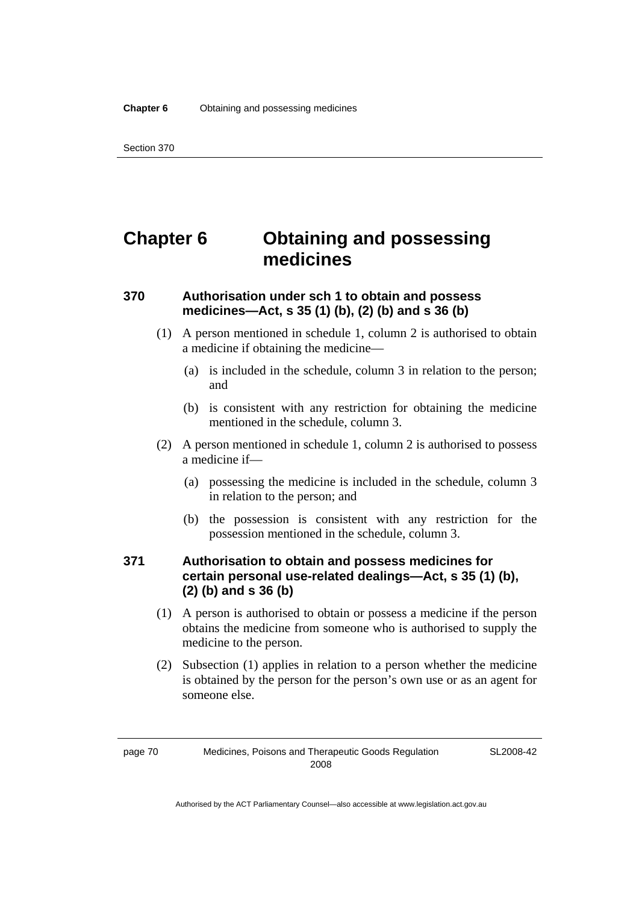# Chapter 6 Obtaining and possessing medicines

### 370 Authorisation under sch 1 to obtain and possess medicines—Act, s 35 (1) (b), (2) (b) and s 36 (b)

(1) A person mentioned in schedule 1, column 2 is authorised to obtain a medicine if obtaining the medicine—

(a) is included in the schedule, column 3 in relation to the person; and

(b) is consistent with any restriction for obtaining the medicine mentioned in the schedule, column 3.

(2) A person mentioned in schedule 1, column 2 is authorised to possess a medicine if—

(a) possessing the medicine is included in the schedule, column 3 in relation to the person; and

(b) the possession is consistent with any restriction for the possession mentioned in the schedule, column 3.

### 371 Authorisation to obtain and possess medicines for certain personal use-related dealings—Act, s 35 (1) (b), (2) (b) and s 36 (b)

(1) A person is authorised to obtain or possess a medicine if the person obtains the medicine from someone who is authorised to supply the medicine to the person.

(2) Subsection (1) applies in relation to a person whether the medicine is obtained by the person for the person's own use or as an agent for someone else.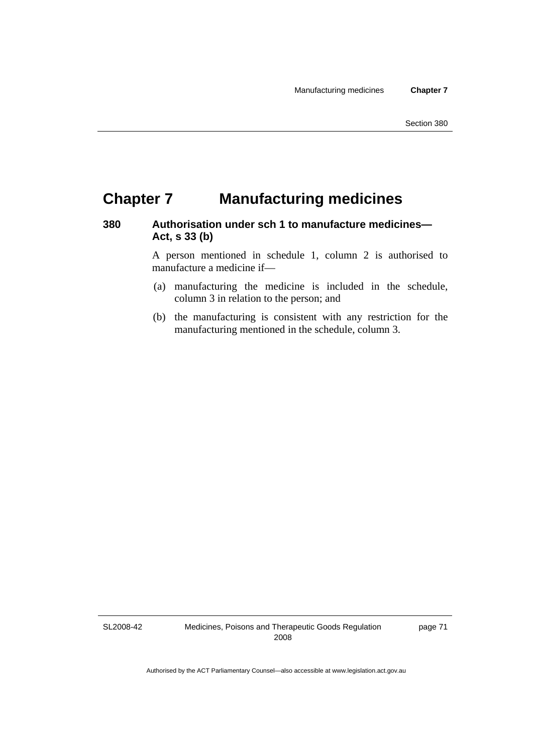# Chapter 7 Manufacturing medicines

### 380 Authorisation under sch 1 to manufacture medicines—Act, s 33 (b)

A person mentioned in schedule 1, column 2 is authorised to manufacture a medicine if—

(a) manufacturing the medicine is included in the schedule, column 3 in relation to the person; and

(b) the manufacturing is consistent with any restriction for the manufacturing mentioned in the schedule, column 3.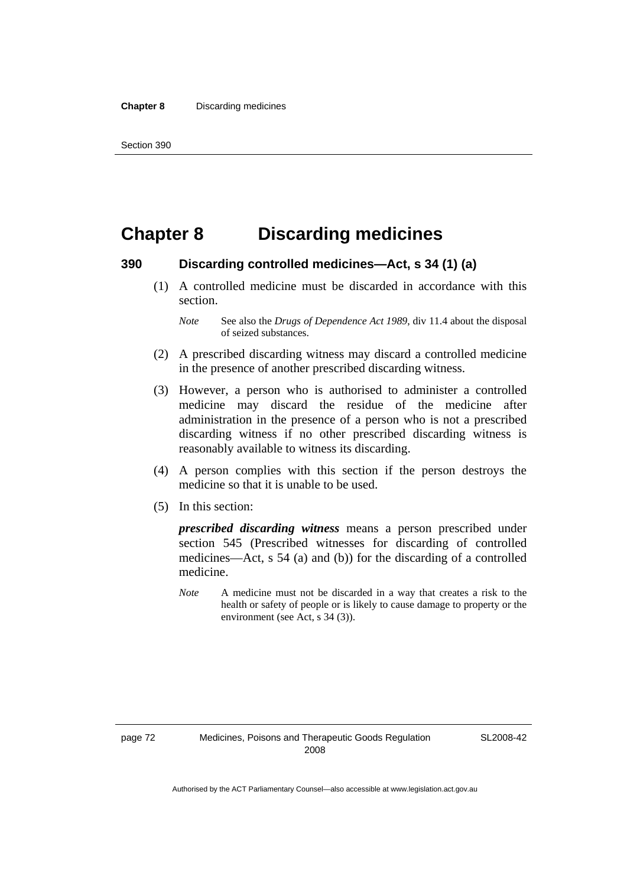# Chapter 8 Discarding medicines

### 390 Discarding controlled medicines—Act, s 34 (1) (a)

(1) A controlled medicine must be discarded in accordance with this section.

*Note* See also the *Drugs of Dependence Act 1989*, div 11.4 about the disposal of seized substances.

(2) A prescribed discarding witness may discard a controlled medicine in the presence of another prescribed discarding witness.

(3) However, a person who is authorised to administer a controlled medicine may discard the residue of the medicine after administration in the presence of a person who is not a prescribed discarding witness if no other prescribed discarding witness is reasonably available to witness its discarding.

(4) A person complies with this section if the person destroys the medicine so that it is unable to be used.

(5) In this section:

***prescribed discarding witness*** means a person prescribed under section 545 (Prescribed witnesses for discarding of controlled medicines—Act, s 54 (a) and (b)) for the discarding of a controlled medicine.

*Note* A medicine must not be discarded in a way that creates a risk to the health or safety of people or is likely to cause damage to property or the environment (see Act, s 34 (3)).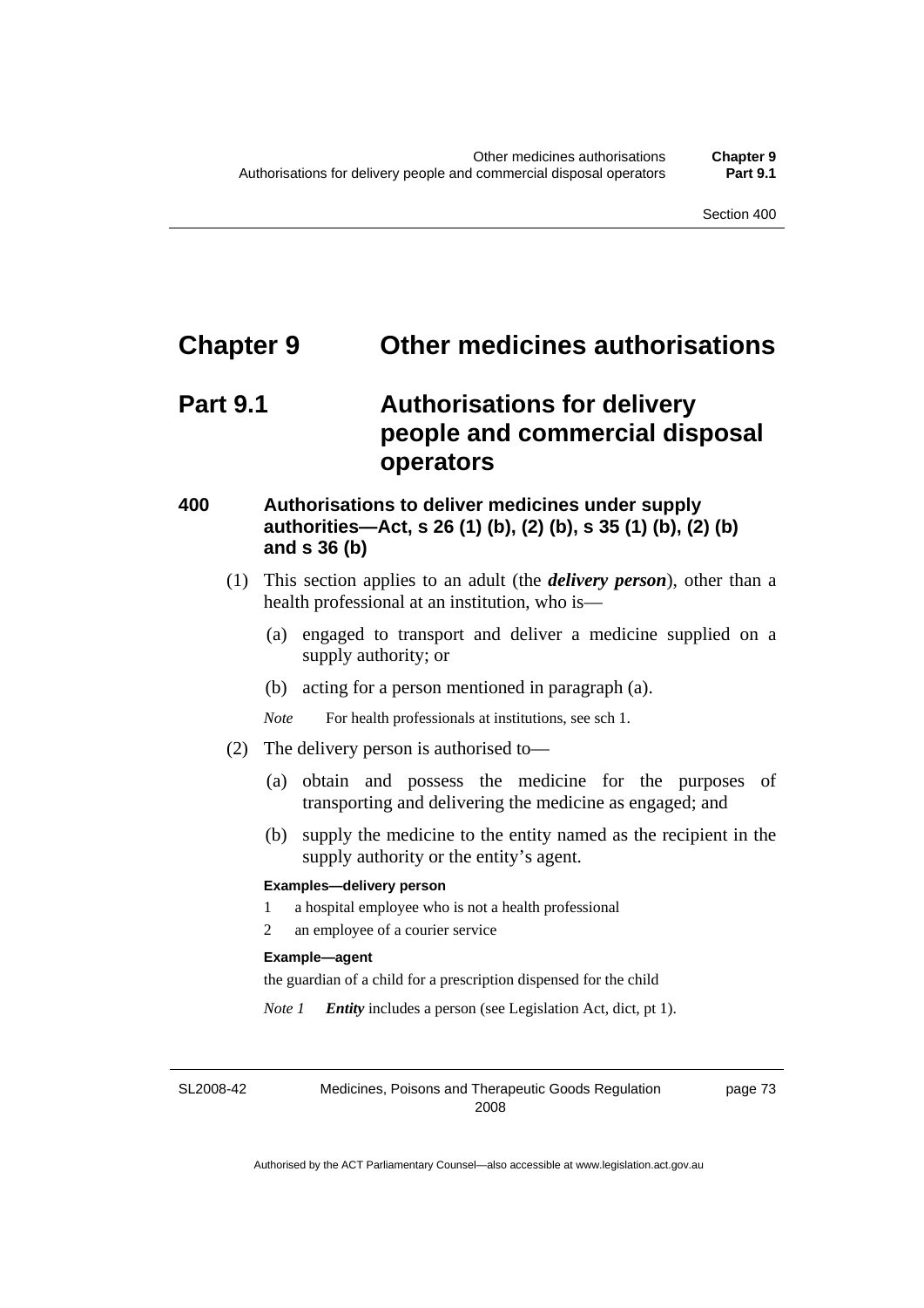# Chapter 9 Other medicines authorisations

## Part 9.1 Authorisations for delivery people and commercial disposal operators

### 400 Authorisations to deliver medicines under supply authorities—Act, s 26 (1) (b), (2) (b), s 35 (1) (b), (2) (b) and s 36 (b)

(1) This section applies to an adult (the ***delivery person***), other than a health professional at an institution, who is—

(a) engaged to transport and deliver a medicine supplied on a supply authority; or

(b) acting for a person mentioned in paragraph (a).

*Note* For health professionals at institutions, see sch 1.

(2) The delivery person is authorised to—

(a) obtain and possess the medicine for the purposes of transporting and delivering the medicine as engaged; and

(b) supply the medicine to the entity named as the recipient in the supply authority or the entity's agent.

**Examples—delivery person**

1 a hospital employee who is not a health professional

2 an employee of a courier service

**Example—agent**

the guardian of a child for a prescription dispensed for the child

*Note 1* ***Entity*** includes a person (see Legislation Act, dict, pt 1).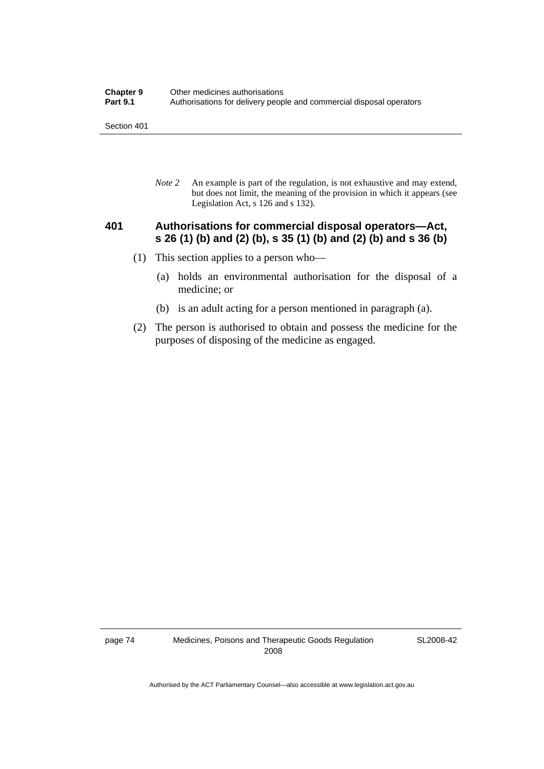*Note 2* An example is part of the regulation, is not exhaustive and may extend, but does not limit, the meaning of the provision in which it appears (see Legislation Act, s 126 and s 132).

### 401 Authorisations for commercial disposal operators—Act, s 26 (1) (b) and (2) (b), s 35 (1) (b) and (2) (b) and s 36 (b)

(1) This section applies to a person who—

(a) holds an environmental authorisation for the disposal of a medicine; or

(b) is an adult acting for a person mentioned in paragraph (a).

(2) The person is authorised to obtain and possess the medicine for the purposes of disposing of the medicine as engaged.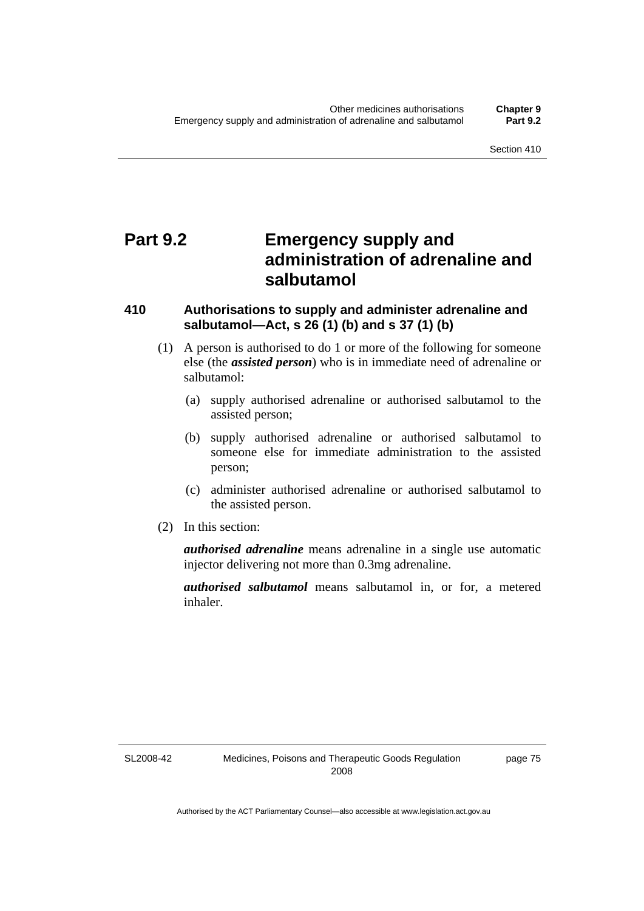# Part 9.2 Emergency supply and administration of adrenaline and salbutamol

## 410 Authorisations to supply and administer adrenaline and salbutamol—Act, s 26 (1) (b) and s 37 (1) (b)

(1) A person is authorised to do 1 or more of the following for someone else (the ***assisted person***) who is in immediate need of adrenaline or salbutamol:

(a) supply authorised adrenaline or authorised salbutamol to the assisted person;

(b) supply authorised adrenaline or authorised salbutamol to someone else for immediate administration to the assisted person;

(c) administer authorised adrenaline or authorised salbutamol to the assisted person.

(2) In this section:

***authorised adrenaline*** means adrenaline in a single use automatic injector delivering not more than 0.3mg adrenaline.

***authorised salbutamol*** means salbutamol in, or for, a metered inhaler.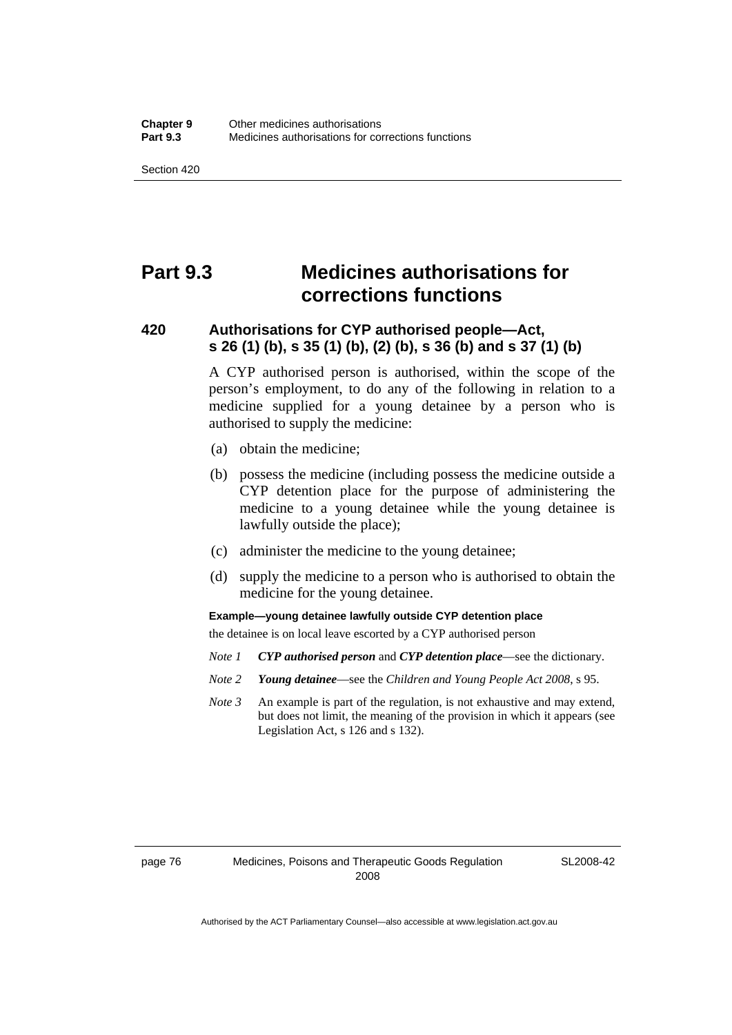# Part 9.3 Medicines authorisations for corrections functions

## 420 Authorisations for CYP authorised people—Act, s 26 (1) (b), s 35 (1) (b), (2) (b), s 36 (b) and s 37 (1) (b)

A CYP authorised person is authorised, within the scope of the person's employment, to do any of the following in relation to a medicine supplied for a young detainee by a person who is authorised to supply the medicine:

(a) obtain the medicine;

(b) possess the medicine (including possess the medicine outside a CYP detention place for the purpose of administering the medicine to a young detainee while the young detainee is lawfully outside the place);

(c) administer the medicine to the young detainee;

(d) supply the medicine to a person who is authorised to obtain the medicine for the young detainee.

**Example—young detainee lawfully outside CYP detention place**

the detainee is on local leave escorted by a CYP authorised person

*Note 1* ***CYP authorised person*** and ***CYP detention place***—see the dictionary.

*Note 2* ***Young detainee***—see the *Children and Young People Act 2008*, s 95.

*Note 3* An example is part of the regulation, is not exhaustive and may extend, but does not limit, the meaning of the provision in which it appears (see Legislation Act, s 126 and s 132).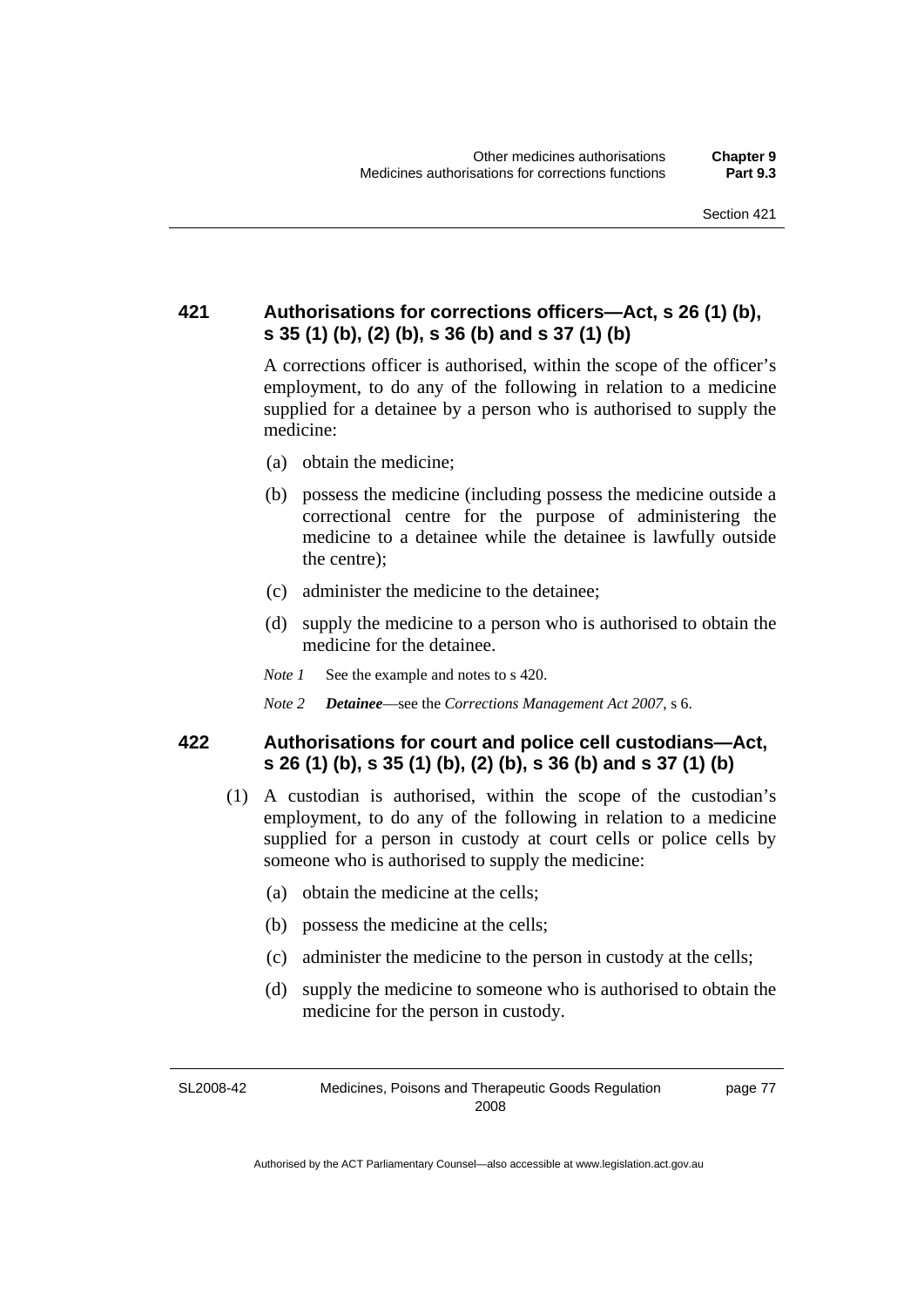### 421 Authorisations for corrections officers—Act, s 26 (1) (b), s 35 (1) (b), (2) (b), s 36 (b) and s 37 (1) (b)

A corrections officer is authorised, within the scope of the officer's employment, to do any of the following in relation to a medicine supplied for a detainee by a person who is authorised to supply the medicine:

(a) obtain the medicine;

(b) possess the medicine (including possess the medicine outside a correctional centre for the purpose of administering the medicine to a detainee while the detainee is lawfully outside the centre);

(c) administer the medicine to the detainee;

(d) supply the medicine to a person who is authorised to obtain the medicine for the detainee.

*Note 1* See the example and notes to s 420.

*Note 2* ***Detainee***—see the *Corrections Management Act 2007*, s 6.

### 422 Authorisations for court and police cell custodians—Act, s 26 (1) (b), s 35 (1) (b), (2) (b), s 36 (b) and s 37 (1) (b)

(1) A custodian is authorised, within the scope of the custodian's employment, to do any of the following in relation to a medicine supplied for a person in custody at court cells or police cells by someone who is authorised to supply the medicine:

(a) obtain the medicine at the cells;

(b) possess the medicine at the cells;

(c) administer the medicine to the person in custody at the cells;

(d) supply the medicine to someone who is authorised to obtain the medicine for the person in custody.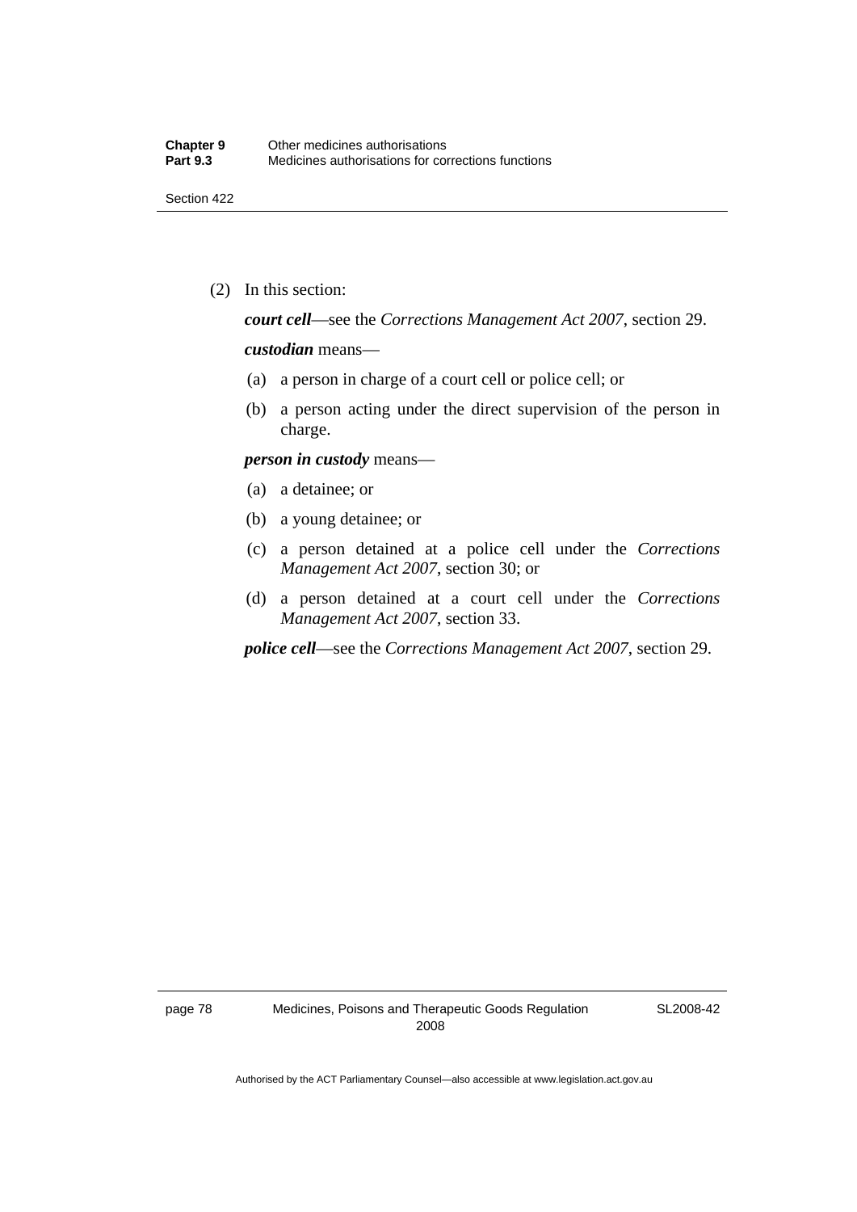(2) In this section:

***court cell***—see the *Corrections Management Act 2007*, section 29.

***custodian*** means—

(a) a person in charge of a court cell or police cell; or

(b) a person acting under the direct supervision of the person in charge.

***person in custody*** means—

(a) a detainee; or

(b) a young detainee; or

(c) a person detained at a police cell under the *Corrections Management Act 2007*, section 30; or

(d) a person detained at a court cell under the *Corrections Management Act 2007*, section 33.

***police cell***—see the *Corrections Management Act 2007*, section 29.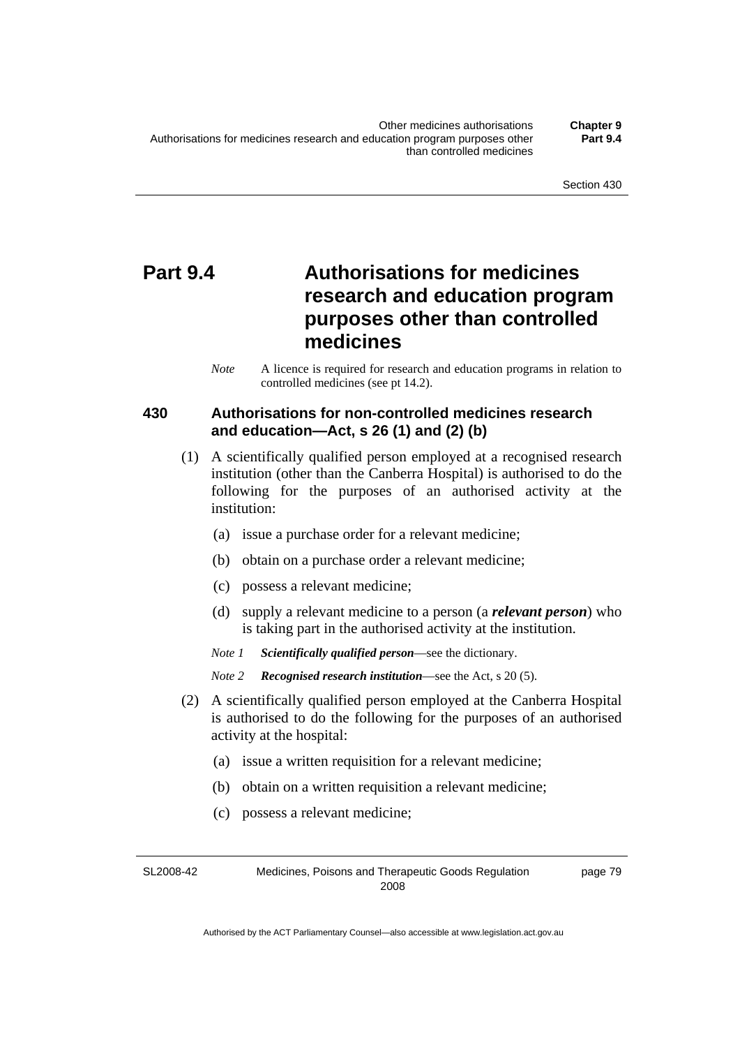# Part 9.4 Authorisations for medicines research and education program purposes other than controlled medicines

*Note* A licence is required for research and education programs in relation to controlled medicines (see pt 14.2).

## 430 Authorisations for non-controlled medicines research and education—Act, s 26 (1) and (2) (b)

(1) A scientifically qualified person employed at a recognised research institution (other than the Canberra Hospital) is authorised to do the following for the purposes of an authorised activity at the institution:

(a) issue a purchase order for a relevant medicine;

(b) obtain on a purchase order a relevant medicine;

(c) possess a relevant medicine;

(d) supply a relevant medicine to a person (a ***relevant person***) who is taking part in the authorised activity at the institution.

*Note 1* ***Scientifically qualified person***—see the dictionary.

*Note 2* ***Recognised research institution***—see the Act, s 20 (5).

(2) A scientifically qualified person employed at the Canberra Hospital is authorised to do the following for the purposes of an authorised activity at the hospital:

(a) issue a written requisition for a relevant medicine;

(b) obtain on a written requisition a relevant medicine;

(c) possess a relevant medicine;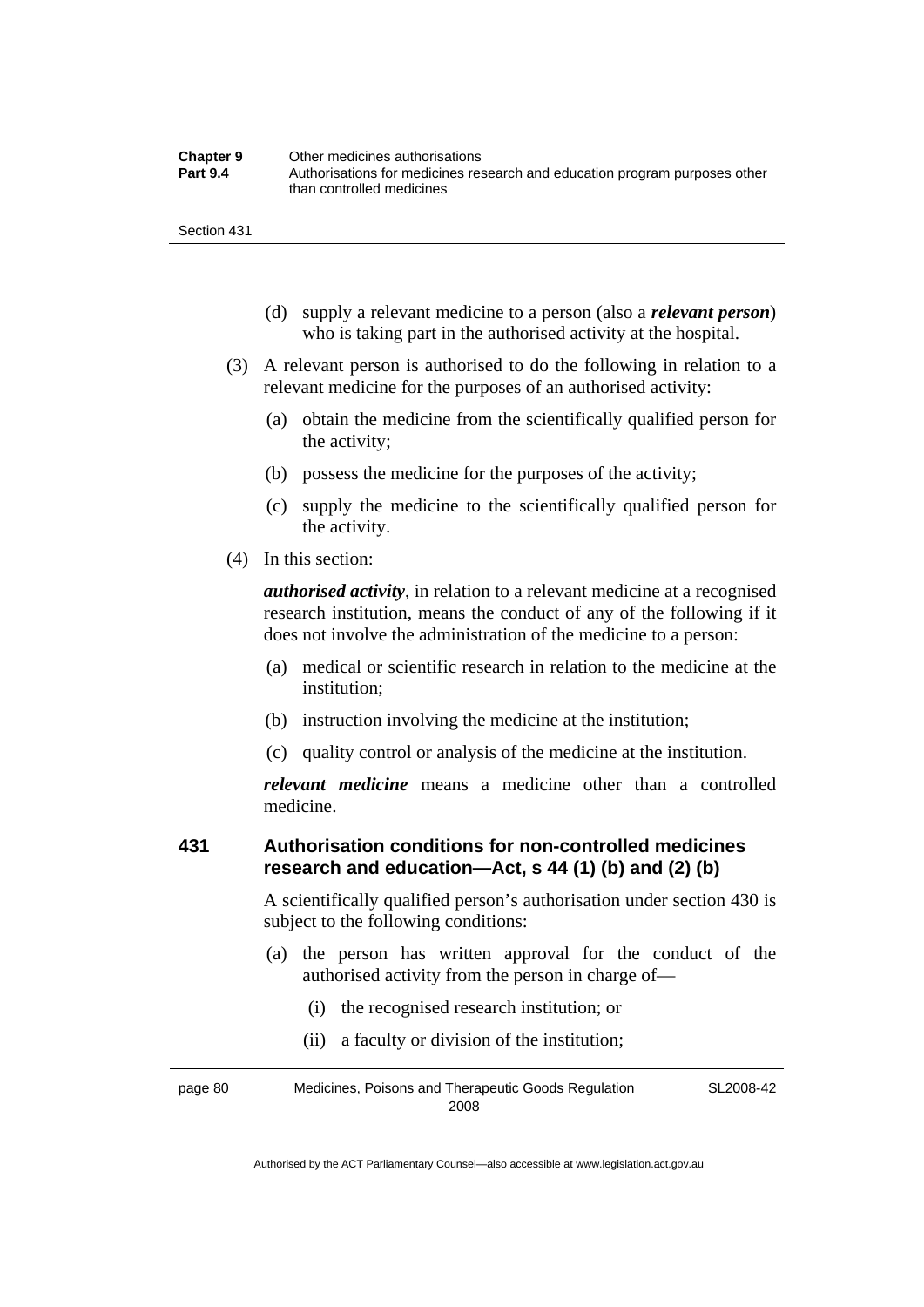(d) supply a relevant medicine to a person (also a ***relevant person***) who is taking part in the authorised activity at the hospital.

(3) A relevant person is authorised to do the following in relation to a relevant medicine for the purposes of an authorised activity:

(a) obtain the medicine from the scientifically qualified person for the activity;

(b) possess the medicine for the purposes of the activity;

(c) supply the medicine to the scientifically qualified person for the activity.

(4) In this section:

***authorised activity***, in relation to a relevant medicine at a recognised research institution, means the conduct of any of the following if it does not involve the administration of the medicine to a person:

(a) medical or scientific research in relation to the medicine at the institution;

(b) instruction involving the medicine at the institution;

(c) quality control or analysis of the medicine at the institution.

***relevant medicine*** means a medicine other than a controlled medicine.

### 431 Authorisation conditions for non-controlled medicines research and education—Act, s 44 (1) (b) and (2) (b)

A scientifically qualified person's authorisation under section 430 is subject to the following conditions:

(a) the person has written approval for the conduct of the authorised activity from the person in charge of—

(i) the recognised research institution; or

(ii) a faculty or division of the institution;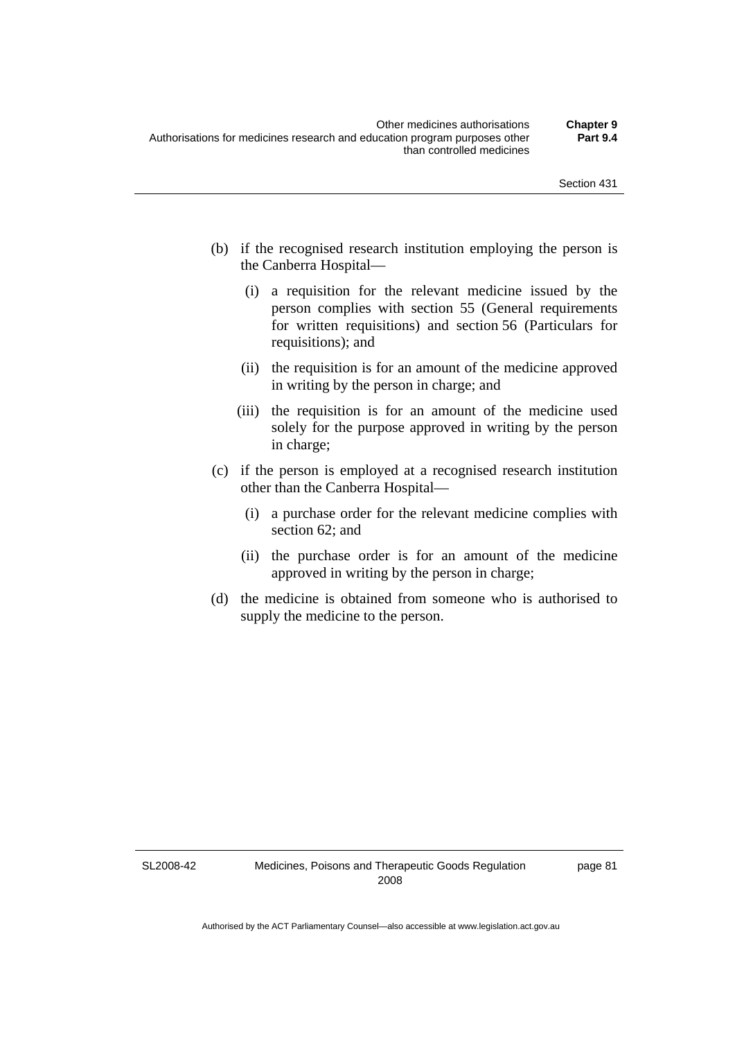(b) if the recognised research institution employing the person is the Canberra Hospital—

  (i) a requisition for the relevant medicine issued by the person complies with section 55 (General requirements for written requisitions) and section 56 (Particulars for requisitions); and

  (ii) the requisition is for an amount of the medicine approved in writing by the person in charge; and

  (iii) the requisition is for an amount of the medicine used solely for the purpose approved in writing by the person in charge;

(c) if the person is employed at a recognised research institution other than the Canberra Hospital—

  (i) a purchase order for the relevant medicine complies with section 62; and

  (ii) the purchase order is for an amount of the medicine approved in writing by the person in charge;

(d) the medicine is obtained from someone who is authorised to supply the medicine to the person.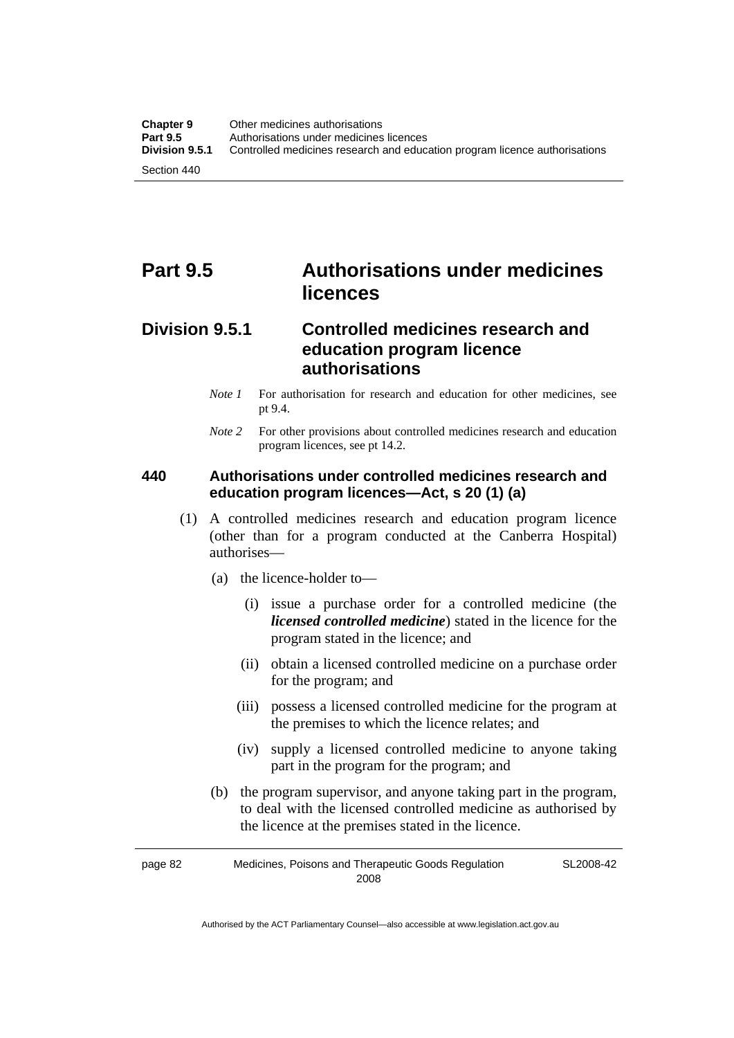# Part 9.5 Authorisations under medicines licences

## Division 9.5.1 Controlled medicines research and education program licence authorisations

*Note 1* For authorisation for research and education for other medicines, see pt 9.4.

*Note 2* For other provisions about controlled medicines research and education program licences, see pt 14.2.

### 440 Authorisations under controlled medicines research and education program licences—Act, s 20 (1) (a)

(1) A controlled medicines research and education program licence (other than for a program conducted at the Canberra Hospital) authorises—

(a) the licence-holder to—

(i) issue a purchase order for a controlled medicine (the ***licensed controlled medicine***) stated in the licence for the program stated in the licence; and

(ii) obtain a licensed controlled medicine on a purchase order for the program; and

(iii) possess a licensed controlled medicine for the program at the premises to which the licence relates; and

(iv) supply a licensed controlled medicine to anyone taking part in the program for the program; and

(b) the program supervisor, and anyone taking part in the program, to deal with the licensed controlled medicine as authorised by the licence at the premises stated in the licence.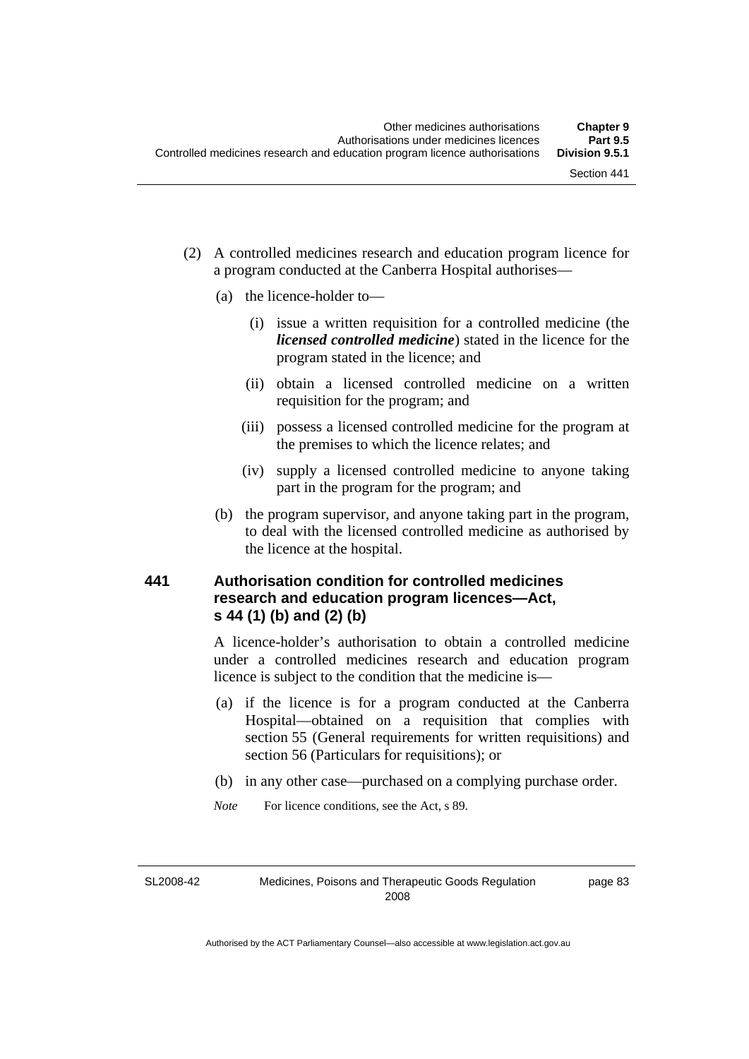(2) A controlled medicines research and education program licence for a program conducted at the Canberra Hospital authorises—

(a) the licence-holder to—

(i) issue a written requisition for a controlled medicine (the ***licensed controlled medicine***) stated in the licence for the program stated in the licence; and

(ii) obtain a licensed controlled medicine on a written requisition for the program; and

(iii) possess a licensed controlled medicine for the program at the premises to which the licence relates; and

(iv) supply a licensed controlled medicine to anyone taking part in the program for the program; and

(b) the program supervisor, and anyone taking part in the program, to deal with the licensed controlled medicine as authorised by the licence at the hospital.

### 441 Authorisation condition for controlled medicines research and education program licences—Act, s 44 (1) (b) and (2) (b)

A licence-holder's authorisation to obtain a controlled medicine under a controlled medicines research and education program licence is subject to the condition that the medicine is—

(a) if the licence is for a program conducted at the Canberra Hospital—obtained on a requisition that complies with section 55 (General requirements for written requisitions) and section 56 (Particulars for requisitions); or

(b) in any other case—purchased on a complying purchase order.

*Note* For licence conditions, see the Act, s 89.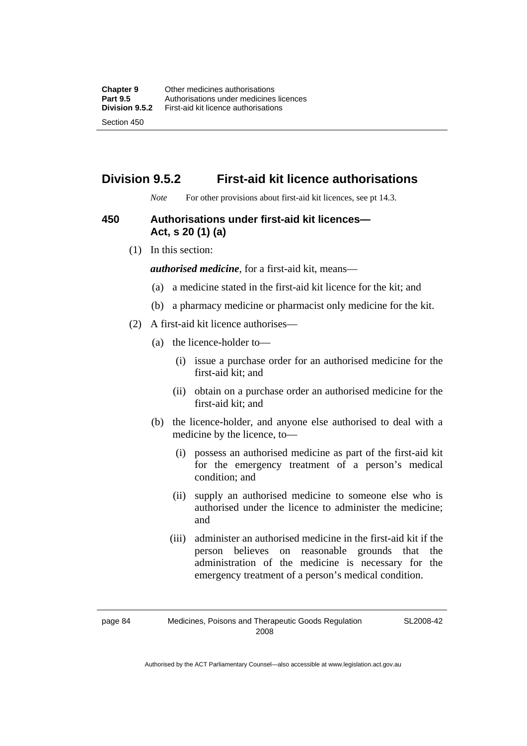## Division 9.5.2 First-aid kit licence authorisations

*Note* For other provisions about first-aid kit licences, see pt 14.3.

### 450 Authorisations under first-aid kit licences—Act, s 20 (1) (a)

(1) In this section:

***authorised medicine***, for a first-aid kit, means—

(a) a medicine stated in the first-aid kit licence for the kit; and

(b) a pharmacy medicine or pharmacist only medicine for the kit.

(2) A first-aid kit licence authorises—

(a) the licence-holder to—

(i) issue a purchase order for an authorised medicine for the first-aid kit; and

(ii) obtain on a purchase order an authorised medicine for the first-aid kit; and

(b) the licence-holder, and anyone else authorised to deal with a medicine by the licence, to—

(i) possess an authorised medicine as part of the first-aid kit for the emergency treatment of a person's medical condition; and

(ii) supply an authorised medicine to someone else who is authorised under the licence to administer the medicine; and

(iii) administer an authorised medicine in the first-aid kit if the person believes on reasonable grounds that the administration of the medicine is necessary for the emergency treatment of a person's medical condition.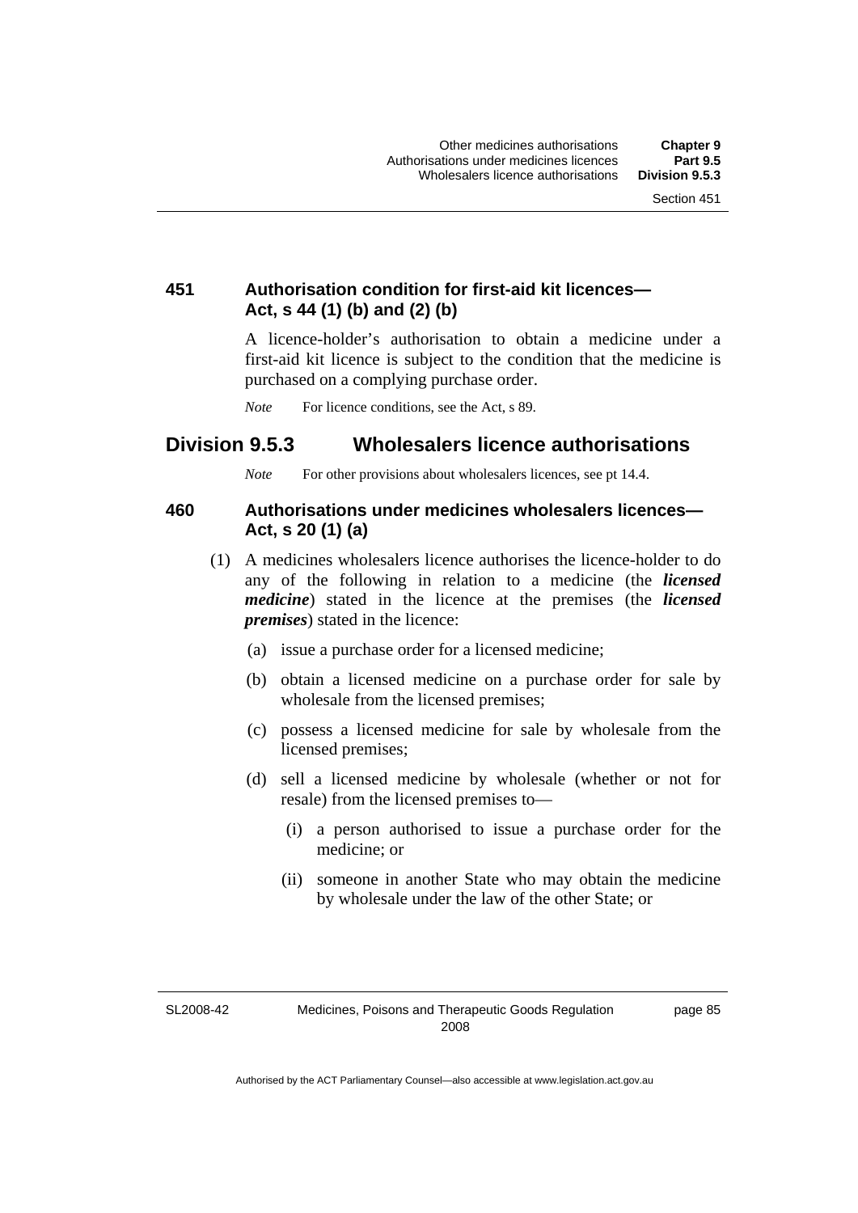### 451 Authorisation condition for first-aid kit licences—Act, s 44 (1) (b) and (2) (b)

A licence-holder's authorisation to obtain a medicine under a first-aid kit licence is subject to the condition that the medicine is purchased on a complying purchase order.

*Note* For licence conditions, see the Act, s 89.

## Division 9.5.3 Wholesalers licence authorisations

*Note* For other provisions about wholesalers licences, see pt 14.4.

### 460 Authorisations under medicines wholesalers licences—Act, s 20 (1) (a)

(1) A medicines wholesalers licence authorises the licence-holder to do any of the following in relation to a medicine (the ***licensed medicine***) stated in the licence at the premises (the ***licensed premises***) stated in the licence:

(a) issue a purchase order for a licensed medicine;

(b) obtain a licensed medicine on a purchase order for sale by wholesale from the licensed premises;

(c) possess a licensed medicine for sale by wholesale from the licensed premises;

(d) sell a licensed medicine by wholesale (whether or not for resale) from the licensed premises to—

(i) a person authorised to issue a purchase order for the medicine; or

(ii) someone in another State who may obtain the medicine by wholesale under the law of the other State; or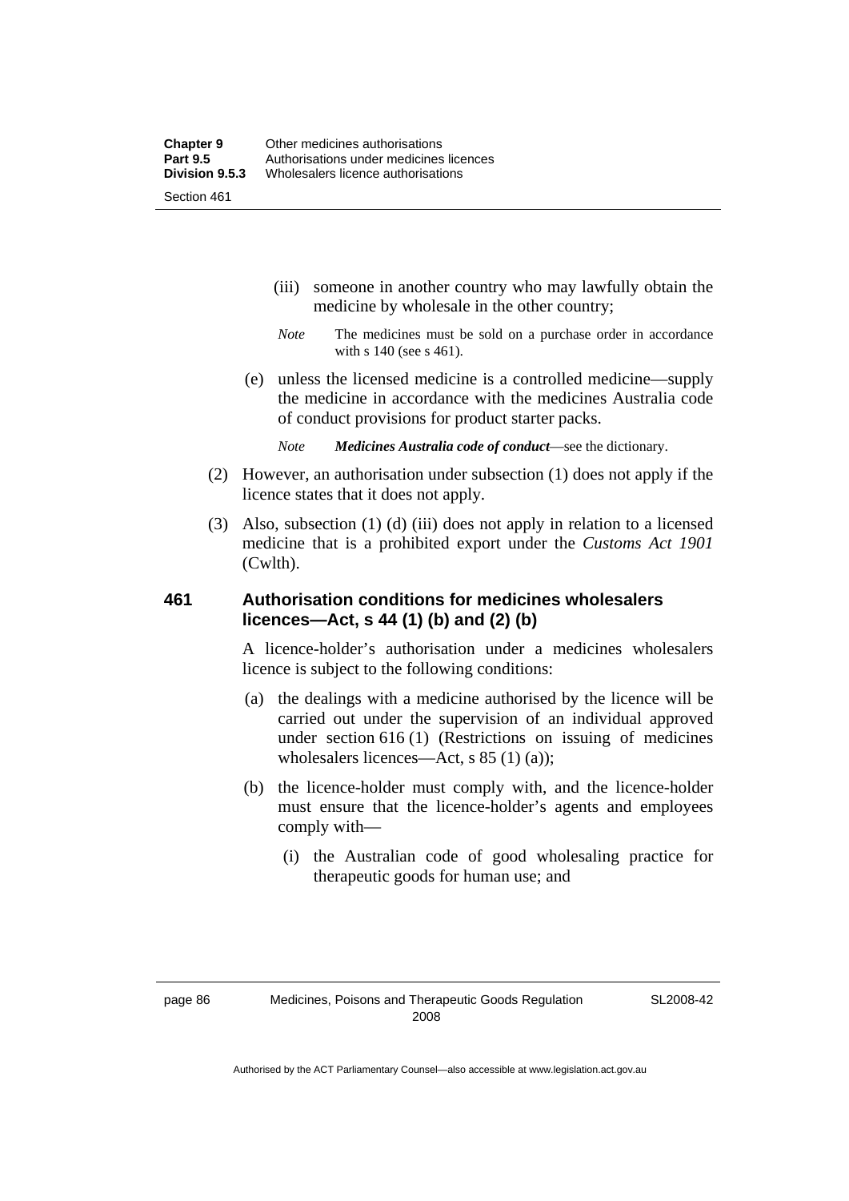(iii) someone in another country who may lawfully obtain the medicine by wholesale in the other country;

*Note* The medicines must be sold on a purchase order in accordance with s 140 (see s 461).

(e) unless the licensed medicine is a controlled medicine—supply the medicine in accordance with the medicines Australia code of conduct provisions for product starter packs.

*Note* ***Medicines Australia code of conduct***—see the dictionary.

(2) However, an authorisation under subsection (1) does not apply if the licence states that it does not apply.

(3) Also, subsection (1) (d) (iii) does not apply in relation to a licensed medicine that is a prohibited export under the *Customs Act 1901* (Cwlth).

### 461 Authorisation conditions for medicines wholesalers licences—Act, s 44 (1) (b) and (2) (b)

A licence-holder's authorisation under a medicines wholesalers licence is subject to the following conditions:

(a) the dealings with a medicine authorised by the licence will be carried out under the supervision of an individual approved under section 616 (1) (Restrictions on issuing of medicines wholesalers licences—Act, s 85 (1) (a));

(b) the licence-holder must comply with, and the licence-holder must ensure that the licence-holder's agents and employees comply with—

(i) the Australian code of good wholesaling practice for therapeutic goods for human use; and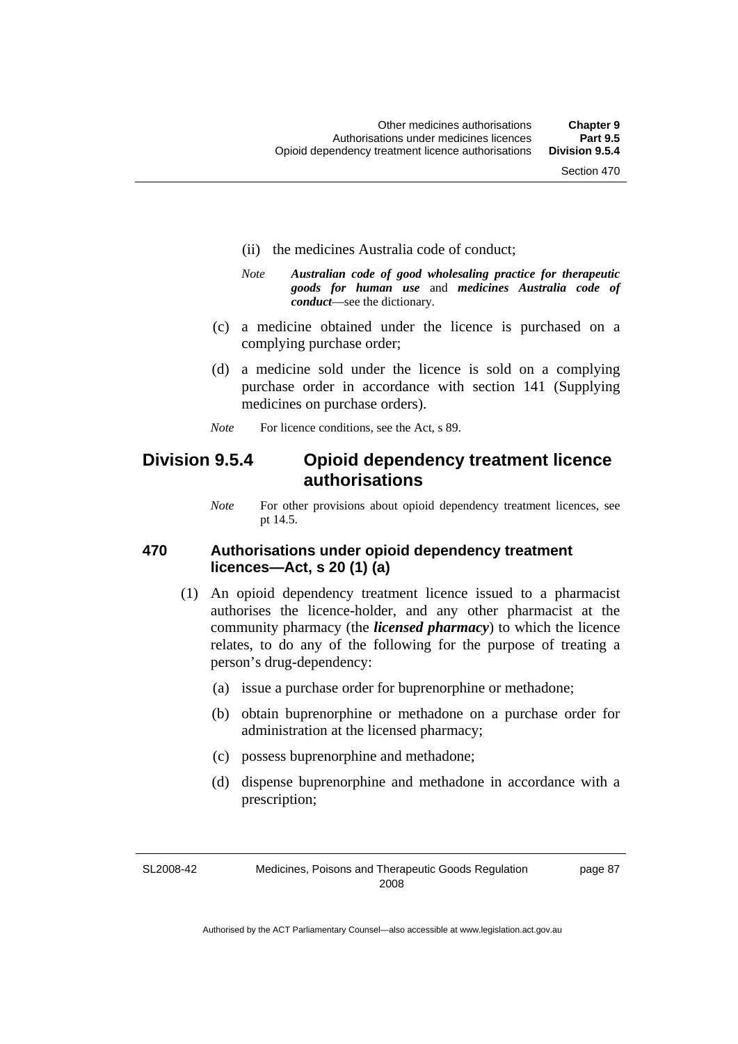(ii) the medicines Australia code of conduct;

*Note* ***Australian code of good wholesaling practice for therapeutic goods for human use*** and ***medicines Australia code of conduct***—see the dictionary.

(c) a medicine obtained under the licence is purchased on a complying purchase order;

(d) a medicine sold under the licence is sold on a complying purchase order in accordance with section 141 (Supplying medicines on purchase orders).

*Note* For licence conditions, see the Act, s 89.

## Division 9.5.4 Opioid dependency treatment licence authorisations

*Note* For other provisions about opioid dependency treatment licences, see pt 14.5.

### 470 Authorisations under opioid dependency treatment licences—Act, s 20 (1) (a)

(1) An opioid dependency treatment licence issued to a pharmacist authorises the licence-holder, and any other pharmacist at the community pharmacy (the ***licensed pharmacy***) to which the licence relates, to do any of the following for the purpose of treating a person's drug-dependency:

(a) issue a purchase order for buprenorphine or methadone;

(b) obtain buprenorphine or methadone on a purchase order for administration at the licensed pharmacy;

(c) possess buprenorphine and methadone;

(d) dispense buprenorphine and methadone in accordance with a prescription;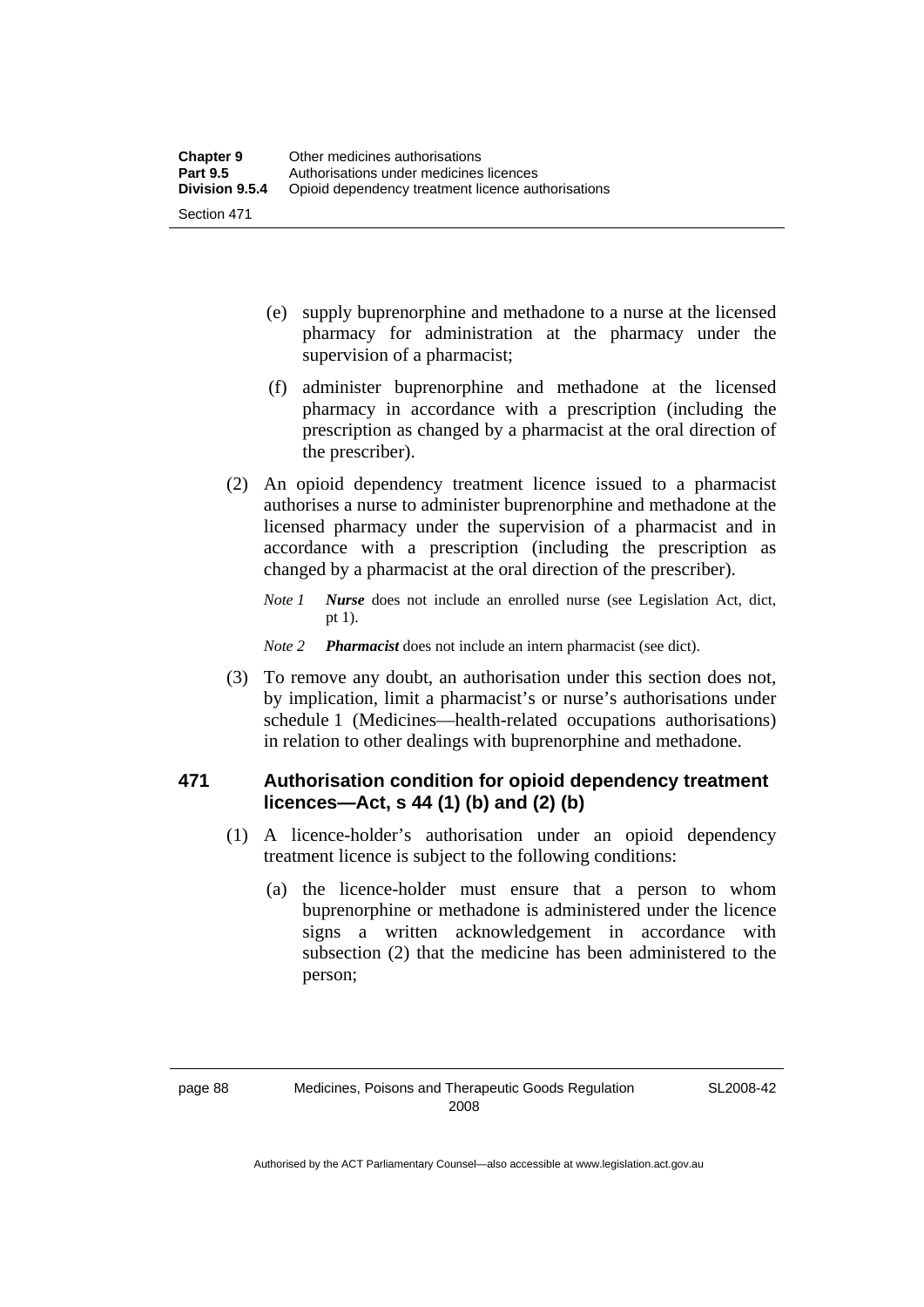(e) supply buprenorphine and methadone to a nurse at the licensed pharmacy for administration at the pharmacy under the supervision of a pharmacist;

(f) administer buprenorphine and methadone at the licensed pharmacy in accordance with a prescription (including the prescription as changed by a pharmacist at the oral direction of the prescriber).

(2) An opioid dependency treatment licence issued to a pharmacist authorises a nurse to administer buprenorphine and methadone at the licensed pharmacy under the supervision of a pharmacist and in accordance with a prescription (including the prescription as changed by a pharmacist at the oral direction of the prescriber).

*Note 1* ***Nurse*** does not include an enrolled nurse (see Legislation Act, dict, pt 1).

*Note 2* ***Pharmacist*** does not include an intern pharmacist (see dict).

(3) To remove any doubt, an authorisation under this section does not, by implication, limit a pharmacist's or nurse's authorisations under schedule 1 (Medicines—health-related occupations authorisations) in relation to other dealings with buprenorphine and methadone.

## 471 Authorisation condition for opioid dependency treatment licences—Act, s 44 (1) (b) and (2) (b)

(1) A licence-holder's authorisation under an opioid dependency treatment licence is subject to the following conditions:

(a) the licence-holder must ensure that a person to whom buprenorphine or methadone is administered under the licence signs a written acknowledgement in accordance with subsection (2) that the medicine has been administered to the person;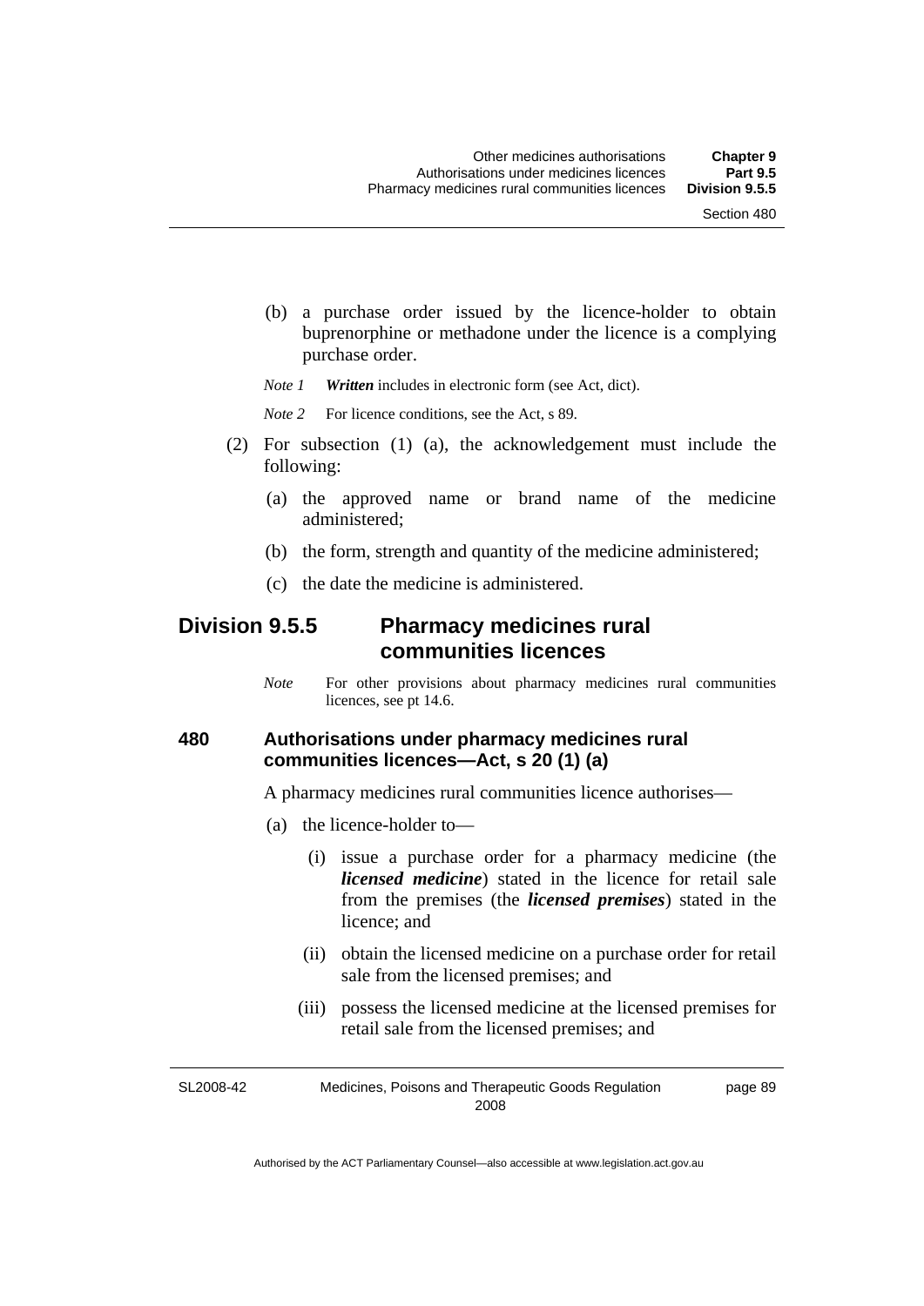(b) a purchase order issued by the licence-holder to obtain buprenorphine or methadone under the licence is a complying purchase order.

*Note 1* ***Written*** includes in electronic form (see Act, dict).

*Note 2* For licence conditions, see the Act, s 89.

(2) For subsection (1) (a), the acknowledgement must include the following:

(a) the approved name or brand name of the medicine administered;

(b) the form, strength and quantity of the medicine administered;

(c) the date the medicine is administered.

## Division 9.5.5 Pharmacy medicines rural communities licences

*Note* For other provisions about pharmacy medicines rural communities licences, see pt 14.6.

### 480 Authorisations under pharmacy medicines rural communities licences—Act, s 20 (1) (a)

A pharmacy medicines rural communities licence authorises—

(a) the licence-holder to—

(i) issue a purchase order for a pharmacy medicine (the ***licensed medicine***) stated in the licence for retail sale from the premises (the ***licensed premises***) stated in the licence; and

(ii) obtain the licensed medicine on a purchase order for retail sale from the licensed premises; and

(iii) possess the licensed medicine at the licensed premises for retail sale from the licensed premises; and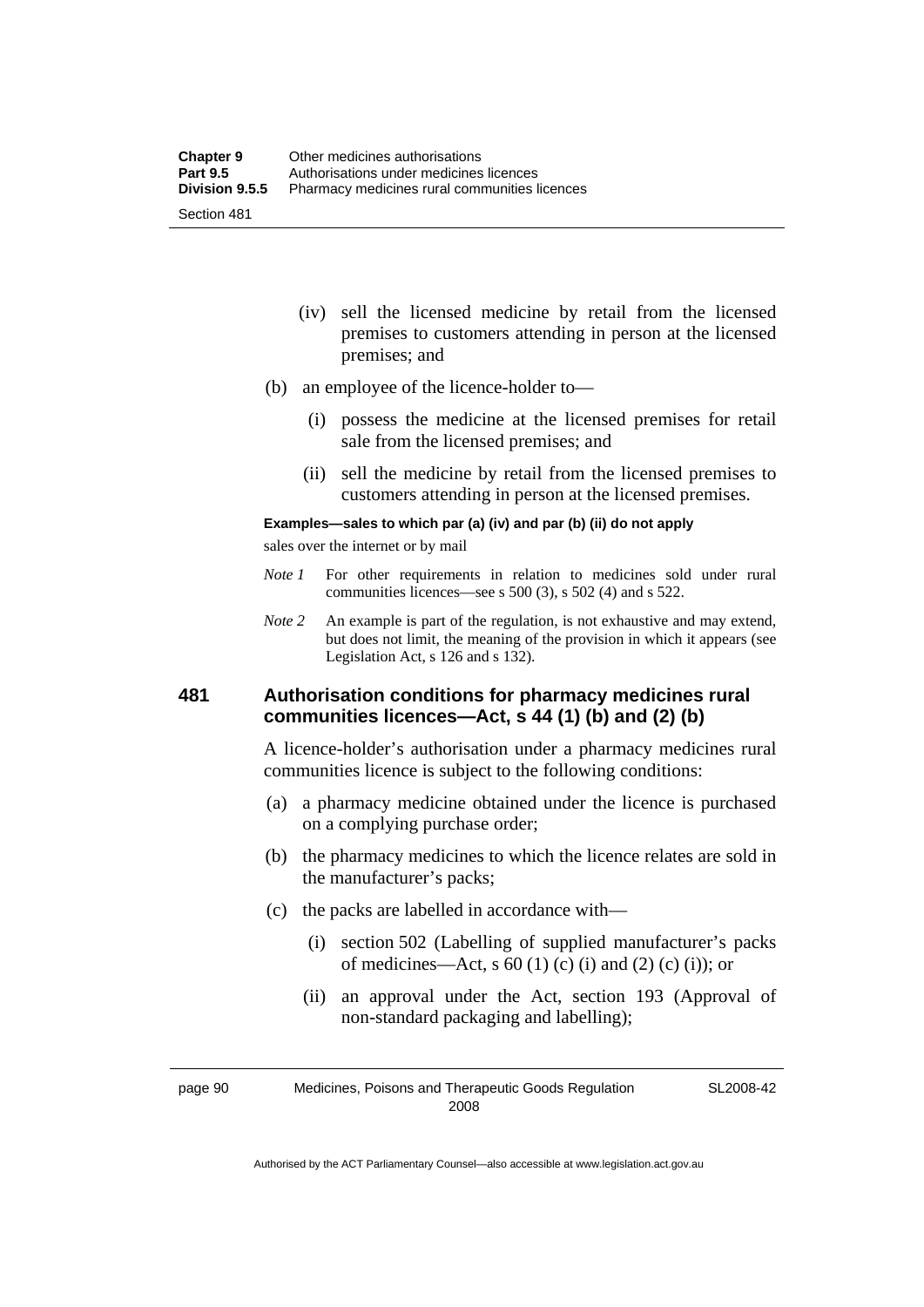(iv) sell the licensed medicine by retail from the licensed premises to customers attending in person at the licensed premises; and

(b) an employee of the licence-holder to—

(i) possess the medicine at the licensed premises for retail sale from the licensed premises; and

(ii) sell the medicine by retail from the licensed premises to customers attending in person at the licensed premises.

**Examples—sales to which par (a) (iv) and par (b) (ii) do not apply**

sales over the internet or by mail

*Note 1* For other requirements in relation to medicines sold under rural communities licences—see s 500 (3), s 502 (4) and s 522.

*Note 2* An example is part of the regulation, is not exhaustive and may extend, but does not limit, the meaning of the provision in which it appears (see Legislation Act, s 126 and s 132).

### 481 Authorisation conditions for pharmacy medicines rural communities licences—Act, s 44 (1) (b) and (2) (b)

A licence-holder's authorisation under a pharmacy medicines rural communities licence is subject to the following conditions:

(a) a pharmacy medicine obtained under the licence is purchased on a complying purchase order;

(b) the pharmacy medicines to which the licence relates are sold in the manufacturer's packs;

(c) the packs are labelled in accordance with—

(i) section 502 (Labelling of supplied manufacturer's packs of medicines—Act, s 60 (1) (c) (i) and (2) (c) (i)); or

(ii) an approval under the Act, section 193 (Approval of non-standard packaging and labelling);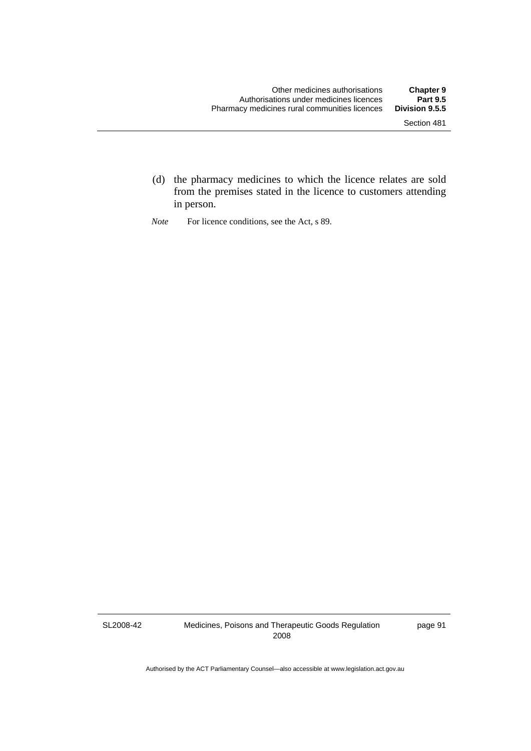(d) the pharmacy medicines to which the licence relates are sold from the premises stated in the licence to customers attending in person.

*Note* For licence conditions, see the Act, s 89.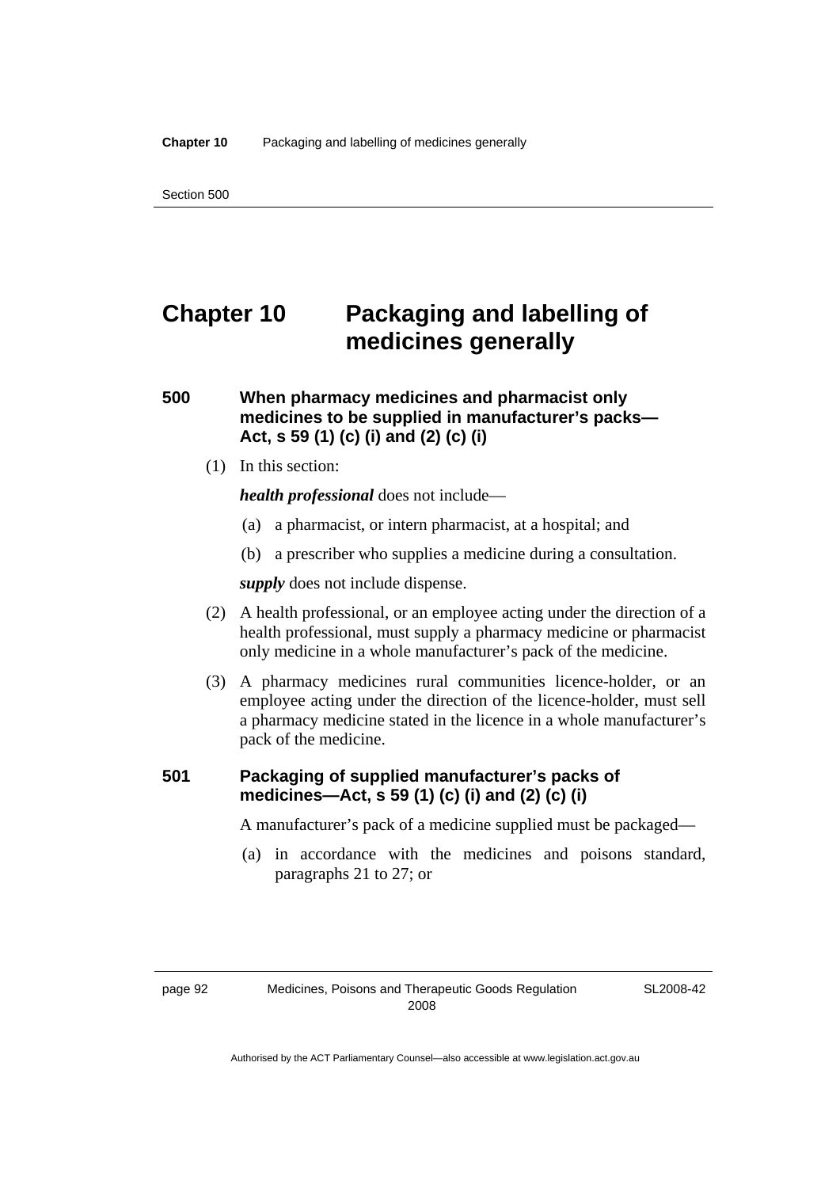# Chapter 10 Packaging and labelling of medicines generally

### 500 When pharmacy medicines and pharmacist only medicines to be supplied in manufacturer's packs—Act, s 59 (1) (c) (i) and (2) (c) (i)

(1) In this section:

***health professional*** does not include—

(a) a pharmacist, or intern pharmacist, at a hospital; and

(b) a prescriber who supplies a medicine during a consultation.

***supply*** does not include dispense.

(2) A health professional, or an employee acting under the direction of a health professional, must supply a pharmacy medicine or pharmacist only medicine in a whole manufacturer's pack of the medicine.

(3) A pharmacy medicines rural communities licence-holder, or an employee acting under the direction of the licence-holder, must sell a pharmacy medicine stated in the licence in a whole manufacturer's pack of the medicine.

### 501 Packaging of supplied manufacturer's packs of medicines—Act, s 59 (1) (c) (i) and (2) (c) (i)

A manufacturer's pack of a medicine supplied must be packaged—

(a) in accordance with the medicines and poisons standard, paragraphs 21 to 27; or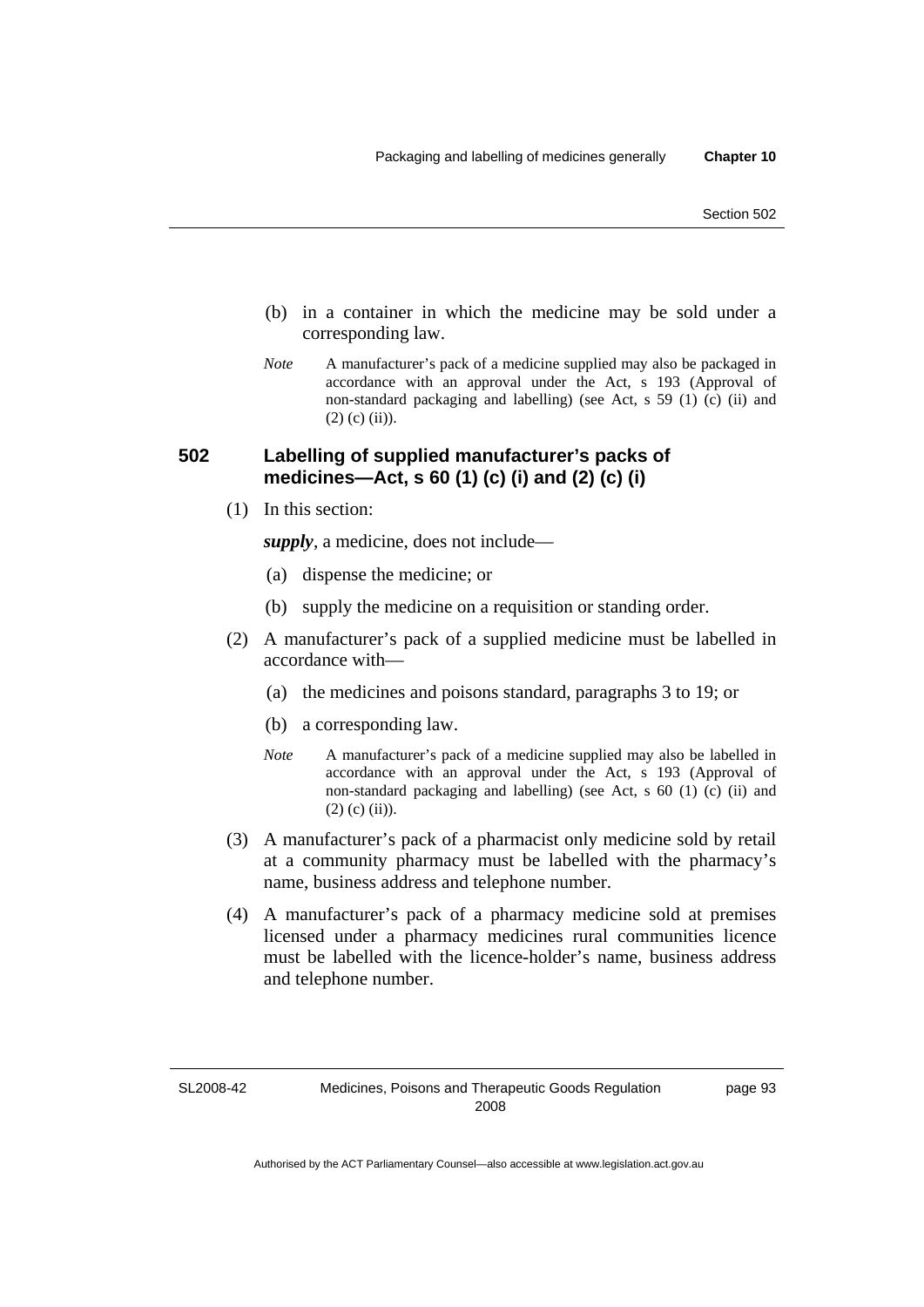(b) in a container in which the medicine may be sold under a corresponding law.

*Note* A manufacturer's pack of a medicine supplied may also be packaged in accordance with an approval under the Act, s 193 (Approval of non-standard packaging and labelling) (see Act, s 59 (1) (c) (ii) and (2) (c) (ii)).

### 502 Labelling of supplied manufacturer's packs of medicines—Act, s 60 (1) (c) (i) and (2) (c) (i)

(1) In this section:

***supply***, a medicine, does not include—

(a) dispense the medicine; or

(b) supply the medicine on a requisition or standing order.

(2) A manufacturer's pack of a supplied medicine must be labelled in accordance with—

(a) the medicines and poisons standard, paragraphs 3 to 19; or

(b) a corresponding law.

*Note* A manufacturer's pack of a medicine supplied may also be labelled in accordance with an approval under the Act, s 193 (Approval of non-standard packaging and labelling) (see Act, s 60 (1) (c) (ii) and (2) (c) (ii)).

(3) A manufacturer's pack of a pharmacist only medicine sold by retail at a community pharmacy must be labelled with the pharmacy's name, business address and telephone number.

(4) A manufacturer's pack of a pharmacy medicine sold at premises licensed under a pharmacy medicines rural communities licence must be labelled with the licence-holder's name, business address and telephone number.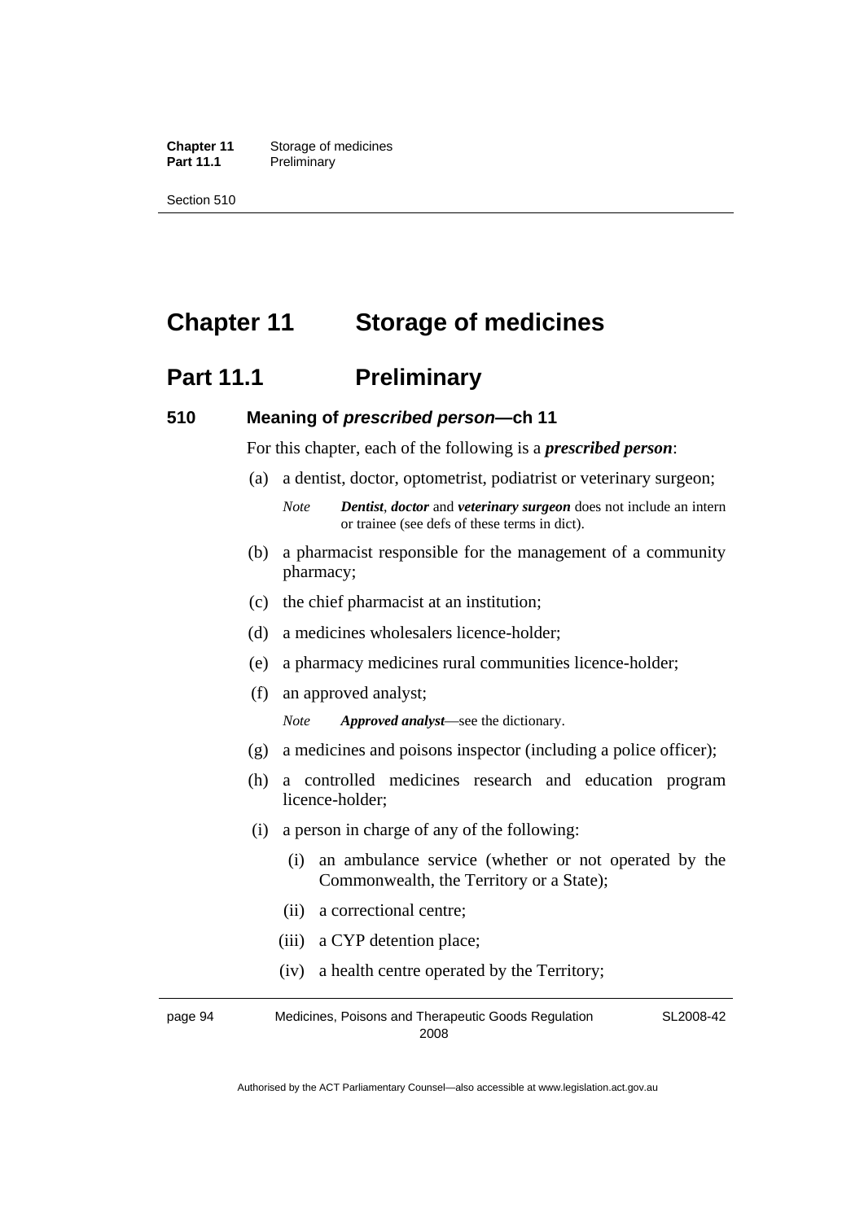# Chapter 11 Storage of medicines

## Part 11.1 Preliminary

### 510 Meaning of *prescribed person*—ch 11

For this chapter, each of the following is a ***prescribed person***:

(a) a dentist, doctor, optometrist, podiatrist or veterinary surgeon;

*Note* ***Dentist***, ***doctor*** and ***veterinary surgeon*** does not include an intern or trainee (see defs of these terms in dict).

(b) a pharmacist responsible for the management of a community pharmacy;

(c) the chief pharmacist at an institution;

(d) a medicines wholesalers licence-holder;

(e) a pharmacy medicines rural communities licence-holder;

(f) an approved analyst;

*Note* ***Approved analyst***—see the dictionary.

(g) a medicines and poisons inspector (including a police officer);

(h) a controlled medicines research and education program licence-holder;

(i) a person in charge of any of the following:

(i) an ambulance service (whether or not operated by the Commonwealth, the Territory or a State);

(ii) a correctional centre;

(iii) a CYP detention place;

(iv) a health centre operated by the Territory;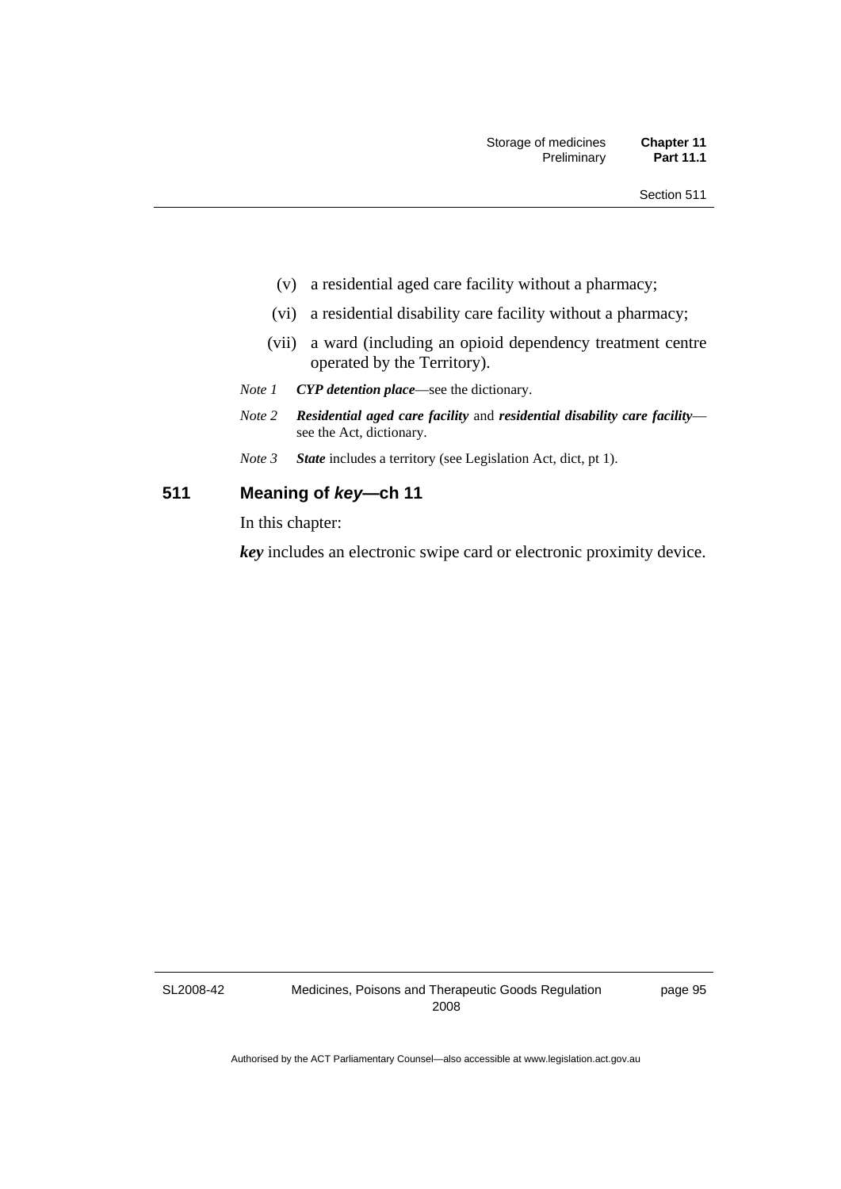(v) a residential aged care facility without a pharmacy;

(vi) a residential disability care facility without a pharmacy;

(vii) a ward (including an opioid dependency treatment centre operated by the Territory).

*Note 1* ***CYP detention place***—see the dictionary.

*Note 2* ***Residential aged care facility*** and ***residential disability care facility***—see the Act, dictionary.

*Note 3* ***State*** includes a territory (see Legislation Act, dict, pt 1).

### 511 Meaning of *key*—ch 11

In this chapter:

***key*** includes an electronic swipe card or electronic proximity device.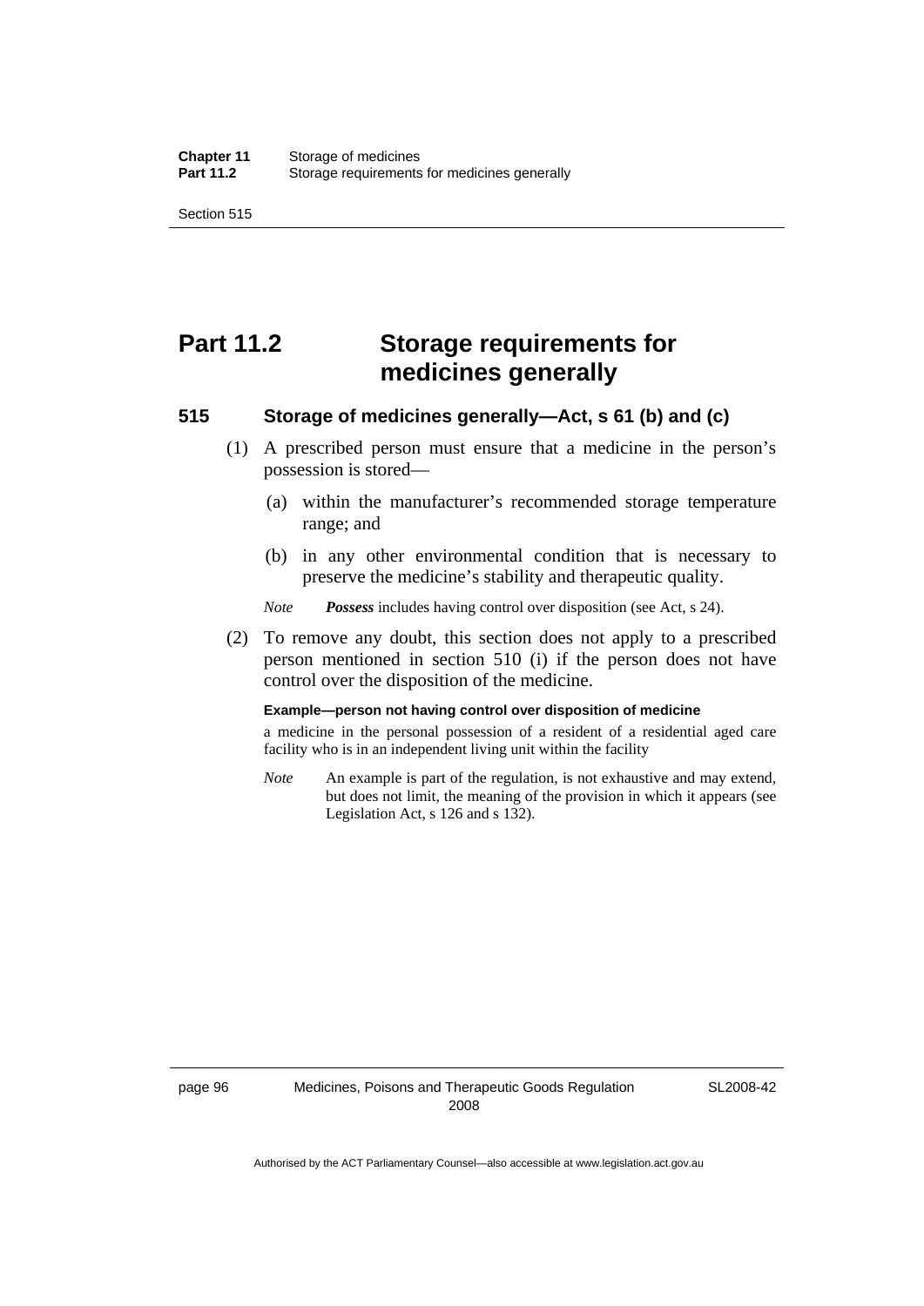# Part 11.2 Storage requirements for medicines generally

## 515 Storage of medicines generally—Act, s 61 (b) and (c)

(1) A prescribed person must ensure that a medicine in the person's possession is stored—

(a) within the manufacturer's recommended storage temperature range; and

(b) in any other environmental condition that is necessary to preserve the medicine's stability and therapeutic quality.

*Note* ***Possess*** includes having control over disposition (see Act, s 24).

(2) To remove any doubt, this section does not apply to a prescribed person mentioned in section 510 (i) if the person does not have control over the disposition of the medicine.

**Example—person not having control over disposition of medicine**

a medicine in the personal possession of a resident of a residential aged care facility who is in an independent living unit within the facility

*Note* An example is part of the regulation, is not exhaustive and may extend, but does not limit, the meaning of the provision in which it appears (see Legislation Act, s 126 and s 132).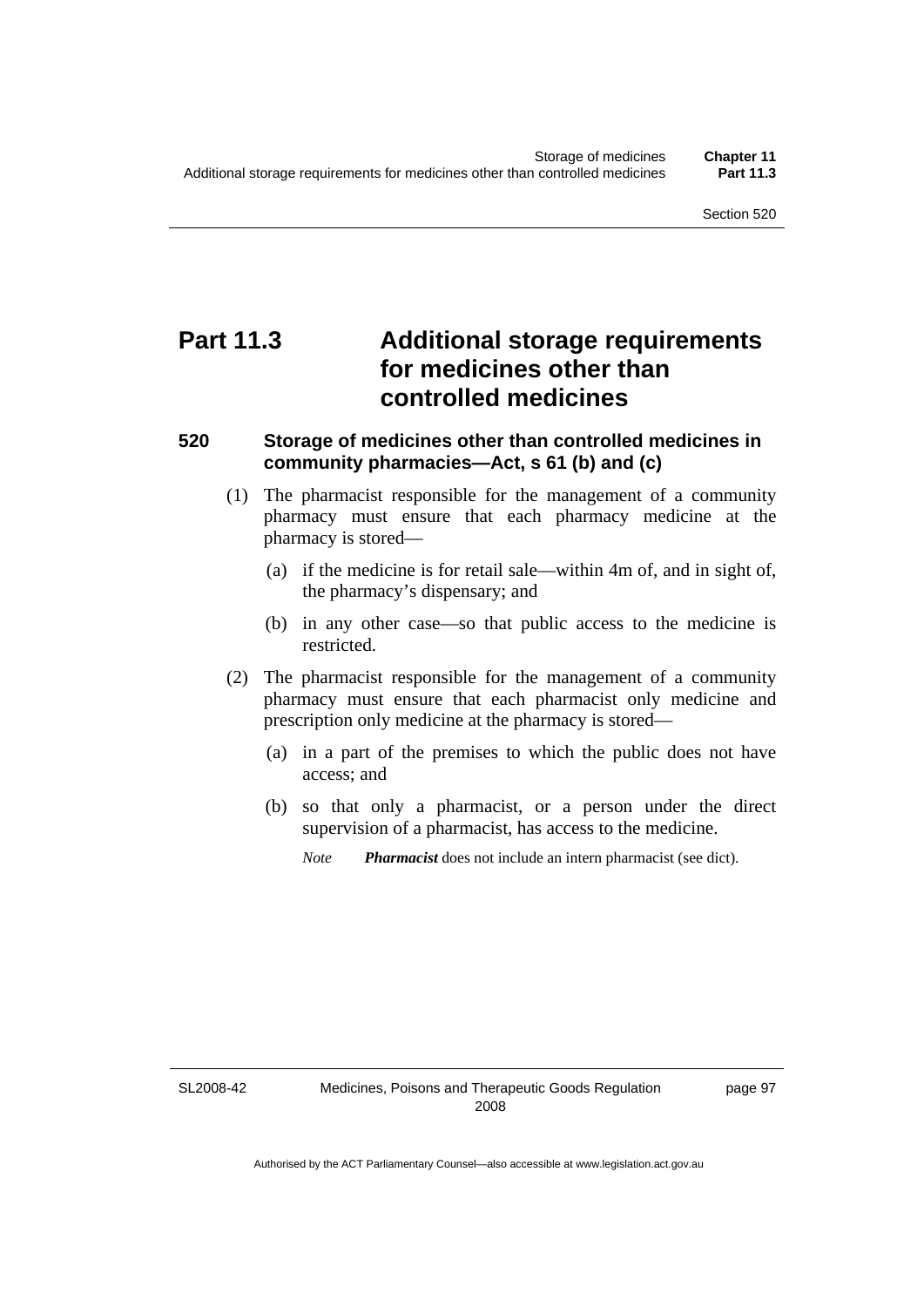# Part 11.3 Additional storage requirements for medicines other than controlled medicines

### 520 Storage of medicines other than controlled medicines in community pharmacies—Act, s 61 (b) and (c)

(1) The pharmacist responsible for the management of a community pharmacy must ensure that each pharmacy medicine at the pharmacy is stored—

(a) if the medicine is for retail sale—within 4m of, and in sight of, the pharmacy's dispensary; and

(b) in any other case—so that public access to the medicine is restricted.

(2) The pharmacist responsible for the management of a community pharmacy must ensure that each pharmacist only medicine and prescription only medicine at the pharmacy is stored—

(a) in a part of the premises to which the public does not have access; and

(b) so that only a pharmacist, or a person under the direct supervision of a pharmacist, has access to the medicine.

*Note* ***Pharmacist*** does not include an intern pharmacist (see dict).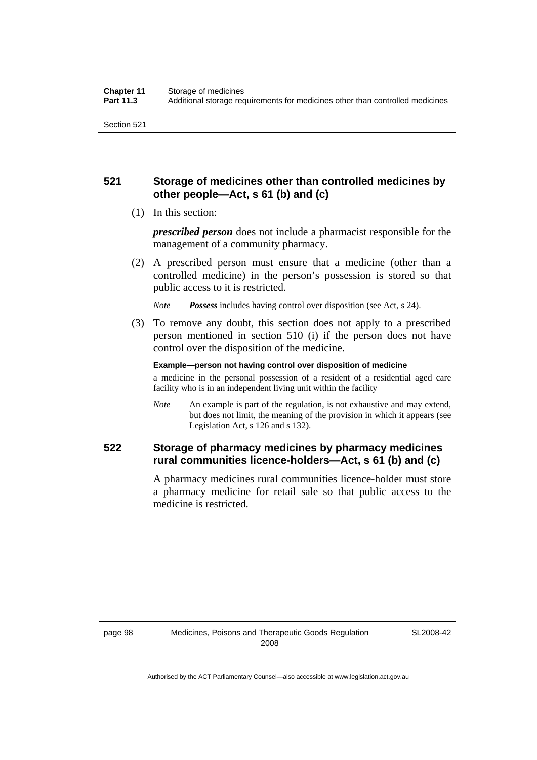### 521 Storage of medicines other than controlled medicines by other people—Act, s 61 (b) and (c)

(1) In this section:

***prescribed person*** does not include a pharmacist responsible for the management of a community pharmacy.

(2) A prescribed person must ensure that a medicine (other than a controlled medicine) in the person's possession is stored so that public access to it is restricted.

*Note* ***Possess*** includes having control over disposition (see Act, s 24).

(3) To remove any doubt, this section does not apply to a prescribed person mentioned in section 510 (i) if the person does not have control over the disposition of the medicine.

**Example—person not having control over disposition of medicine**

a medicine in the personal possession of a resident of a residential aged care facility who is in an independent living unit within the facility

*Note* An example is part of the regulation, is not exhaustive and may extend, but does not limit, the meaning of the provision in which it appears (see Legislation Act, s 126 and s 132).

### 522 Storage of pharmacy medicines by pharmacy medicines rural communities licence-holders—Act, s 61 (b) and (c)

A pharmacy medicines rural communities licence-holder must store a pharmacy medicine for retail sale so that public access to the medicine is restricted.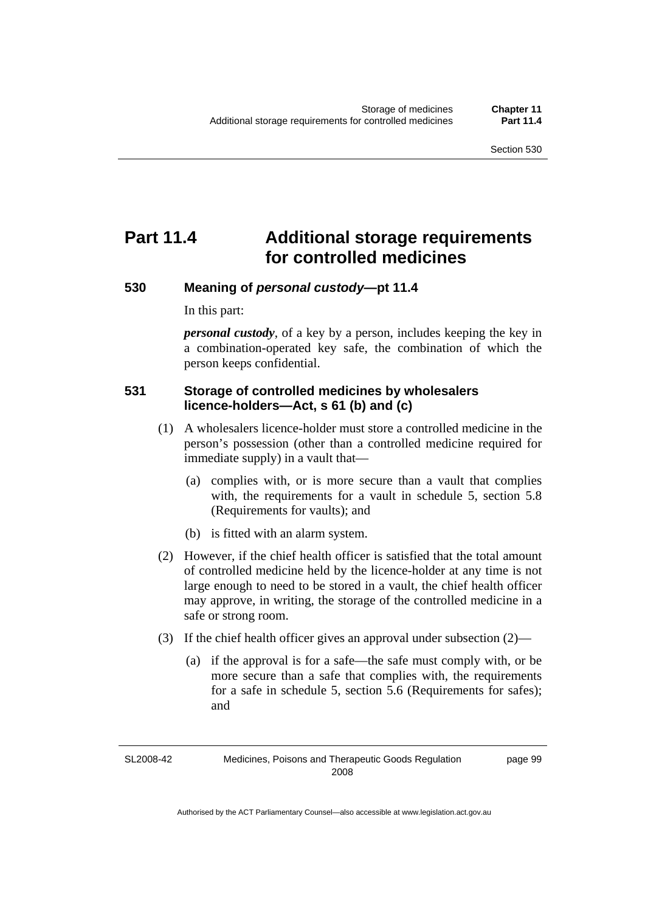## Part 11.4 Additional storage requirements for controlled medicines

### 530 Meaning of *personal custody*—pt 11.4

In this part:

***personal custody***, of a key by a person, includes keeping the key in a combination-operated key safe, the combination of which the person keeps confidential.

### 531 Storage of controlled medicines by wholesalers licence-holders—Act, s 61 (b) and (c)

(1) A wholesalers licence-holder must store a controlled medicine in the person's possession (other than a controlled medicine required for immediate supply) in a vault that—

(a) complies with, or is more secure than a vault that complies with, the requirements for a vault in schedule 5, section 5.8 (Requirements for vaults); and

(b) is fitted with an alarm system.

(2) However, if the chief health officer is satisfied that the total amount of controlled medicine held by the licence-holder at any time is not large enough to need to be stored in a vault, the chief health officer may approve, in writing, the storage of the controlled medicine in a safe or strong room.

(3) If the chief health officer gives an approval under subsection (2)—

(a) if the approval is for a safe—the safe must comply with, or be more secure than a safe that complies with, the requirements for a safe in schedule 5, section 5.6 (Requirements for safes); and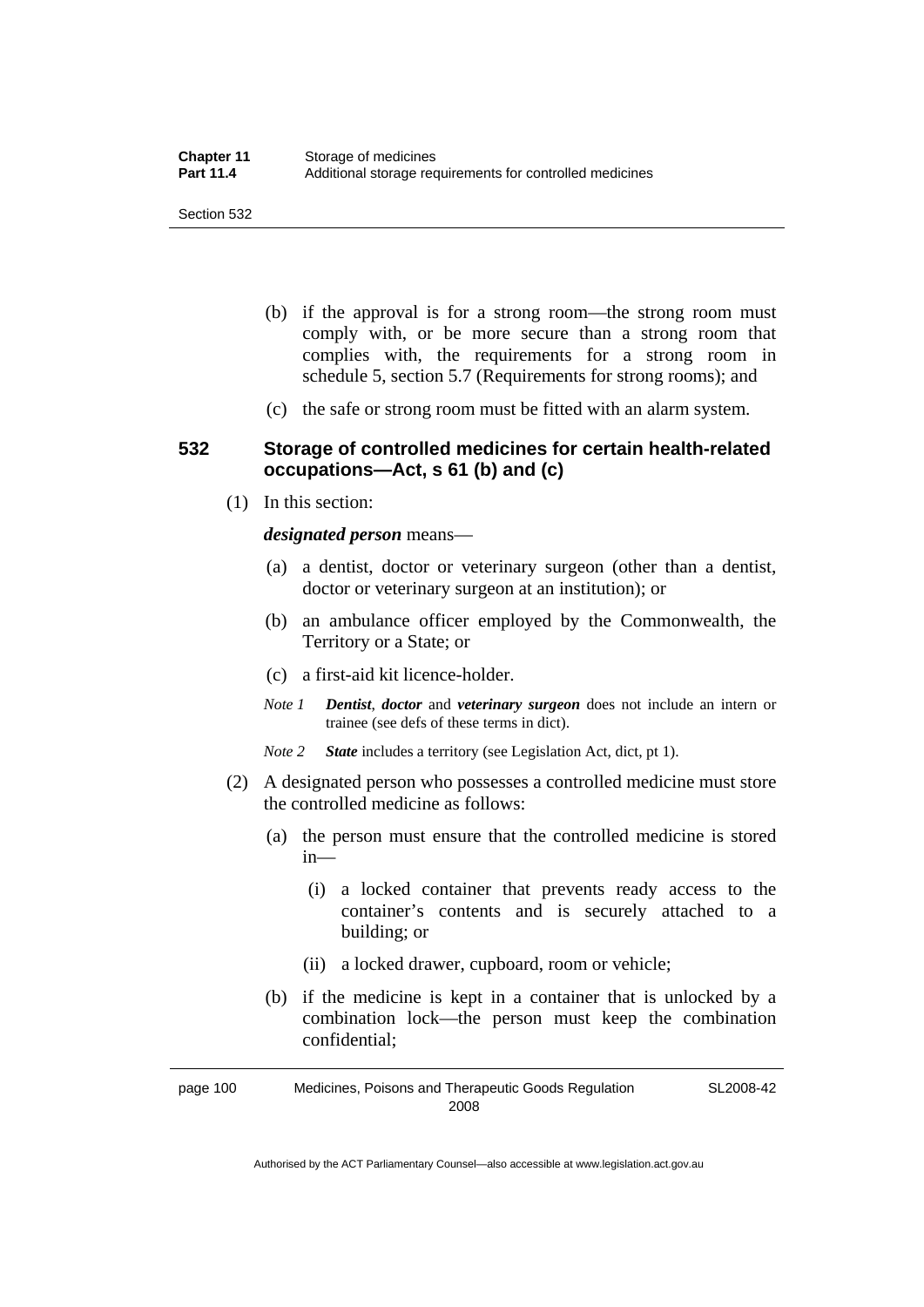(b) if the approval is for a strong room—the strong room must comply with, or be more secure than a strong room that complies with, the requirements for a strong room in schedule 5, section 5.7 (Requirements for strong rooms); and

(c) the safe or strong room must be fitted with an alarm system.

### 532 Storage of controlled medicines for certain health-related occupations—Act, s 61 (b) and (c)

(1) In this section:

***designated person*** means—

(a) a dentist, doctor or veterinary surgeon (other than a dentist, doctor or veterinary surgeon at an institution); or

(b) an ambulance officer employed by the Commonwealth, the Territory or a State; or

(c) a first-aid kit licence-holder.

*Note 1* ***Dentist***, ***doctor*** and ***veterinary surgeon*** does not include an intern or trainee (see defs of these terms in dict).

*Note 2* ***State*** includes a territory (see Legislation Act, dict, pt 1).

(2) A designated person who possesses a controlled medicine must store the controlled medicine as follows:

(a) the person must ensure that the controlled medicine is stored in—

(i) a locked container that prevents ready access to the container's contents and is securely attached to a building; or

(ii) a locked drawer, cupboard, room or vehicle;

(b) if the medicine is kept in a container that is unlocked by a combination lock—the person must keep the combination confidential;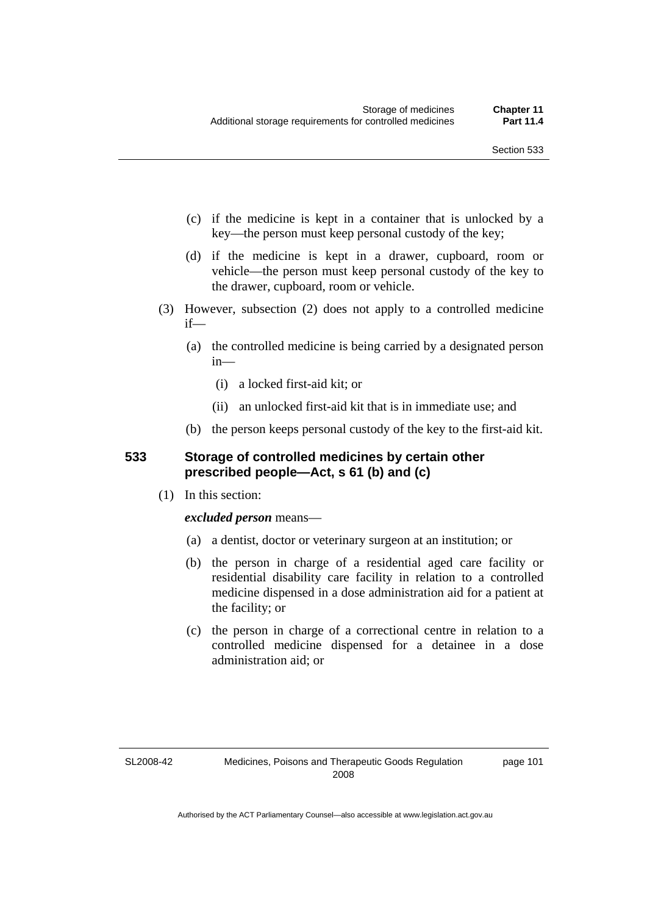(c) if the medicine is kept in a container that is unlocked by a key—the person must keep personal custody of the key;

(d) if the medicine is kept in a drawer, cupboard, room or vehicle—the person must keep personal custody of the key to the drawer, cupboard, room or vehicle.

(3) However, subsection (2) does not apply to a controlled medicine if—

(a) the controlled medicine is being carried by a designated person in—

(i) a locked first-aid kit; or

(ii) an unlocked first-aid kit that is in immediate use; and

(b) the person keeps personal custody of the key to the first-aid kit.

## 533 Storage of controlled medicines by certain other prescribed people—Act, s 61 (b) and (c)

(1) In this section:

***excluded person*** means—

(a) a dentist, doctor or veterinary surgeon at an institution; or

(b) the person in charge of a residential aged care facility or residential disability care facility in relation to a controlled medicine dispensed in a dose administration aid for a patient at the facility; or

(c) the person in charge of a correctional centre in relation to a controlled medicine dispensed for a detainee in a dose administration aid; or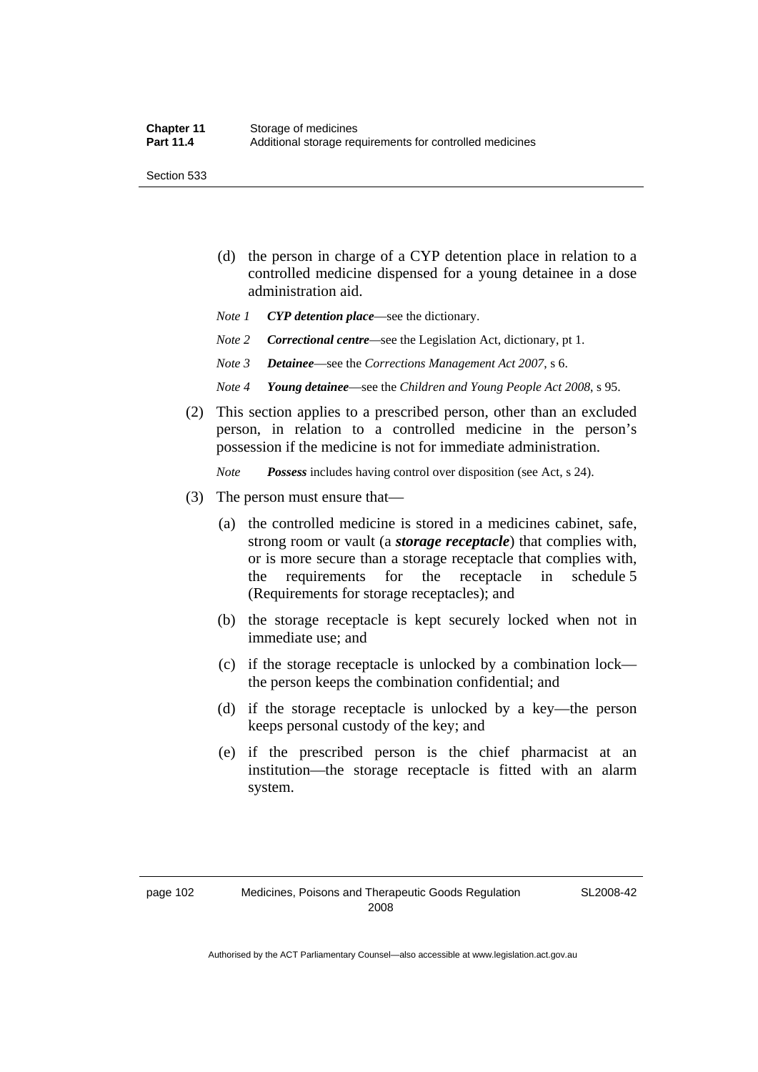(d) the person in charge of a CYP detention place in relation to a controlled medicine dispensed for a young detainee in a dose administration aid.

*Note 1* ***CYP detention place***—see the dictionary.

*Note 2* ***Correctional centre***—see the Legislation Act, dictionary, pt 1.

*Note 3* ***Detainee***—see the *Corrections Management Act 2007*, s 6.

*Note 4* ***Young detainee***—see the *Children and Young People Act 2008*, s 95.

(2) This section applies to a prescribed person, other than an excluded person, in relation to a controlled medicine in the person's possession if the medicine is not for immediate administration.

*Note* ***Possess*** includes having control over disposition (see Act, s 24).

(3) The person must ensure that—

(a) the controlled medicine is stored in a medicines cabinet, safe, strong room or vault (a ***storage receptacle***) that complies with, or is more secure than a storage receptacle that complies with, the requirements for the receptacle in schedule 5 (Requirements for storage receptacles); and

(b) the storage receptacle is kept securely locked when not in immediate use; and

(c) if the storage receptacle is unlocked by a combination lock—the person keeps the combination confidential; and

(d) if the storage receptacle is unlocked by a key—the person keeps personal custody of the key; and

(e) if the prescribed person is the chief pharmacist at an institution—the storage receptacle is fitted with an alarm system.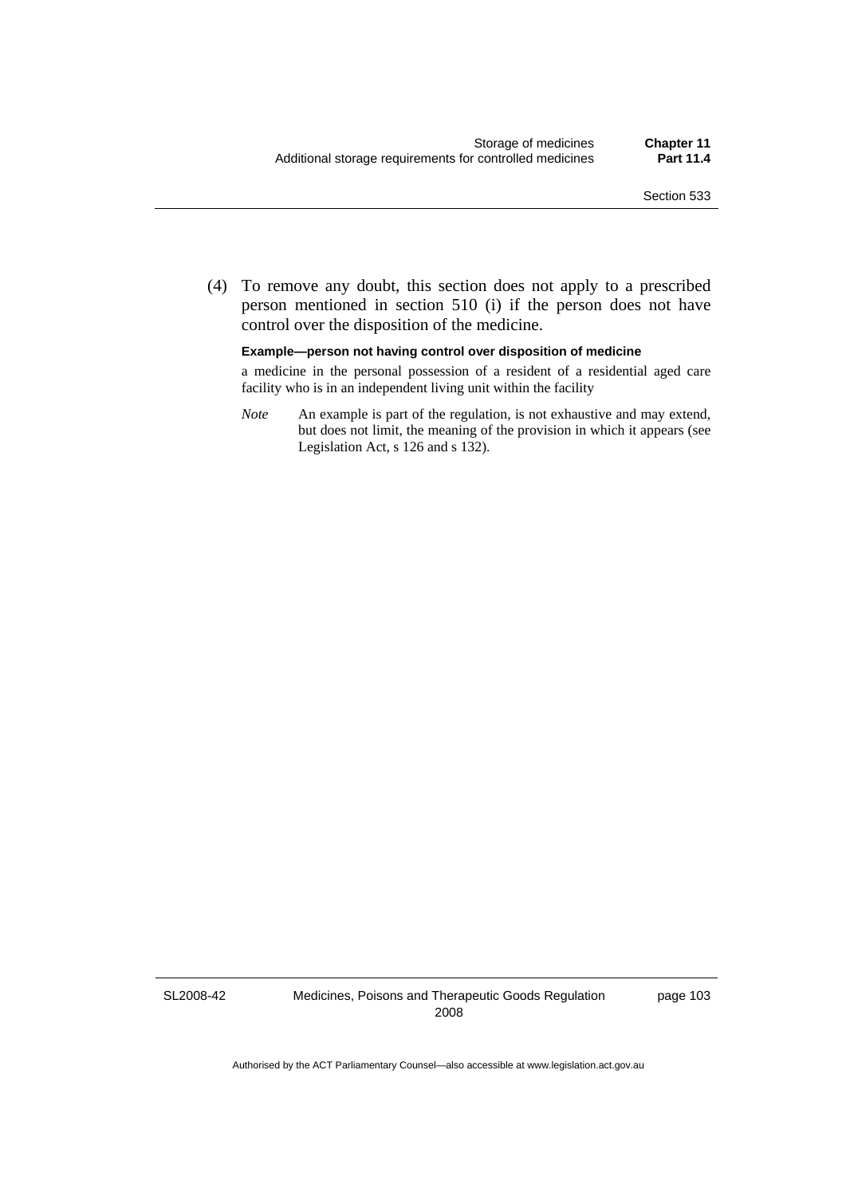(4) To remove any doubt, this section does not apply to a prescribed person mentioned in section 510 (i) if the person does not have control over the disposition of the medicine.

**Example—person not having control over disposition of medicine**

a medicine in the personal possession of a resident of a residential aged care facility who is in an independent living unit within the facility

*Note* An example is part of the regulation, is not exhaustive and may extend, but does not limit, the meaning of the provision in which it appears (see Legislation Act, s 126 and s 132).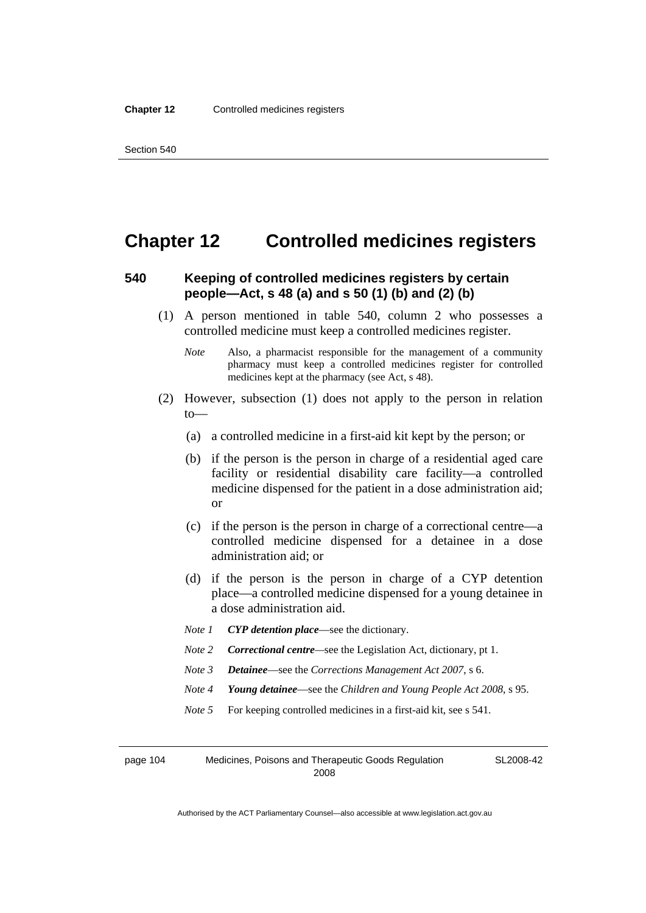# Chapter 12 Controlled medicines registers

## 540 Keeping of controlled medicines registers by certain people—Act, s 48 (a) and s 50 (1) (b) and (2) (b)

(1) A person mentioned in table 540, column 2 who possesses a controlled medicine must keep a controlled medicines register.

*Note* Also, a pharmacist responsible for the management of a community pharmacy must keep a controlled medicines register for controlled medicines kept at the pharmacy (see Act, s 48).

(2) However, subsection (1) does not apply to the person in relation to—

(a) a controlled medicine in a first-aid kit kept by the person; or

(b) if the person is the person in charge of a residential aged care facility or residential disability care facility—a controlled medicine dispensed for the patient in a dose administration aid; or

(c) if the person is the person in charge of a correctional centre—a controlled medicine dispensed for a detainee in a dose administration aid; or

(d) if the person is the person in charge of a CYP detention place—a controlled medicine dispensed for a young detainee in a dose administration aid.

*Note 1* ***CYP detention place***—see the dictionary.

*Note 2* ***Correctional centre***—see the Legislation Act, dictionary, pt 1.

*Note 3* ***Detainee***—see the *Corrections Management Act 2007*, s 6.

*Note 4* ***Young detainee***—see the *Children and Young People Act 2008*, s 95.

*Note 5* For keeping controlled medicines in a first-aid kit, see s 541.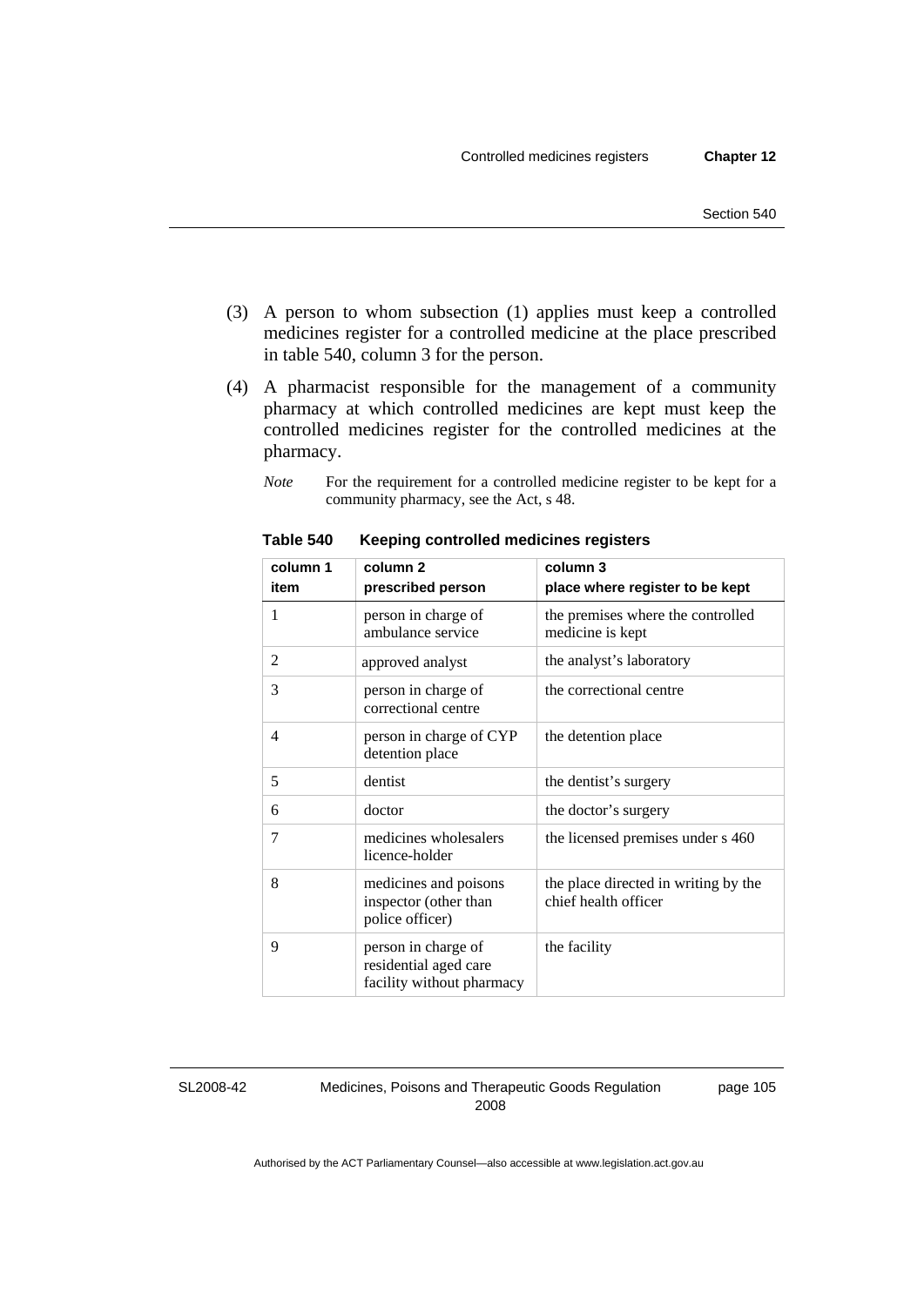(3) A person to whom subsection (1) applies must keep a controlled medicines register for a controlled medicine at the place prescribed in table 540, column 3 for the person.

(4) A pharmacist responsible for the management of a community pharmacy at which controlled medicines are kept must keep the controlled medicines register for the controlled medicines at the pharmacy.

*Note* For the requirement for a controlled medicine register to be kept for a community pharmacy, see the Act, s 48.

**Table 540 Keeping controlled medicines registers**

| column 1<br>item | column 2<br>prescribed person | column 3<br>place where register to be kept |
|---|---|---|
| 1 | person in charge of ambulance service | the premises where the controlled medicine is kept |
| 2 | approved analyst | the analyst's laboratory |
| 3 | person in charge of correctional centre | the correctional centre |
| 4 | person in charge of CYP detention place | the detention place |
| 5 | dentist | the dentist's surgery |
| 6 | doctor | the doctor's surgery |
| 7 | medicines wholesalers licence-holder | the licensed premises under s 460 |
| 8 | medicines and poisons inspector (other than police officer) | the place directed in writing by the chief health officer |
| 9 | person in charge of residential aged care facility without pharmacy | the facility |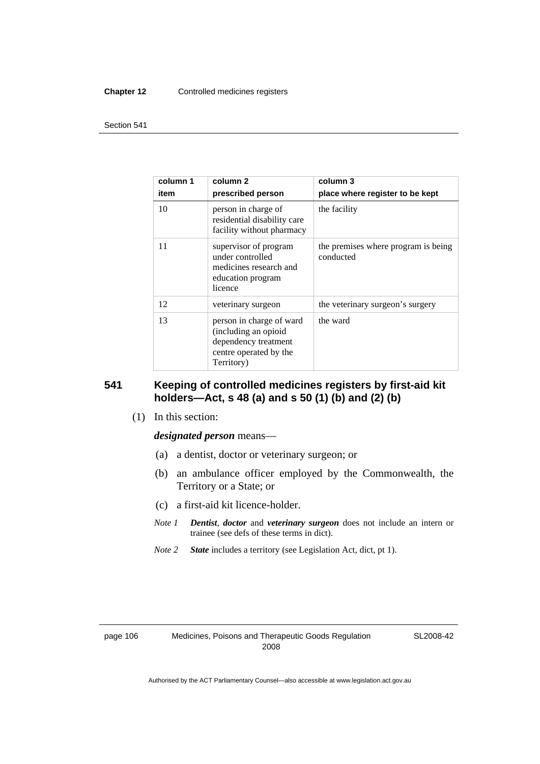| column 1 item | column 2 prescribed person | column 3 place where register to be kept |
|---|---|---|
| 10 | person in charge of residential disability care facility without pharmacy | the facility |
| 11 | supervisor of program under controlled medicines research and education program licence | the premises where program is being conducted |
| 12 | veterinary surgeon | the veterinary surgeon's surgery |
| 13 | person in charge of ward (including an opioid dependency treatment centre operated by the Territory) | the ward |

## 541 Keeping of controlled medicines registers by first-aid kit holders—Act, s 48 (a) and s 50 (1) (b) and (2) (b)

(1) In this section:

***designated person*** means—

(a) a dentist, doctor or veterinary surgeon; or

(b) an ambulance officer employed by the Commonwealth, the Territory or a State; or

(c) a first-aid kit licence-holder.

*Note 1* ***Dentist***, ***doctor*** and ***veterinary surgeon*** does not include an intern or trainee (see defs of these terms in dict).

*Note 2* ***State*** includes a territory (see Legislation Act, dict, pt 1).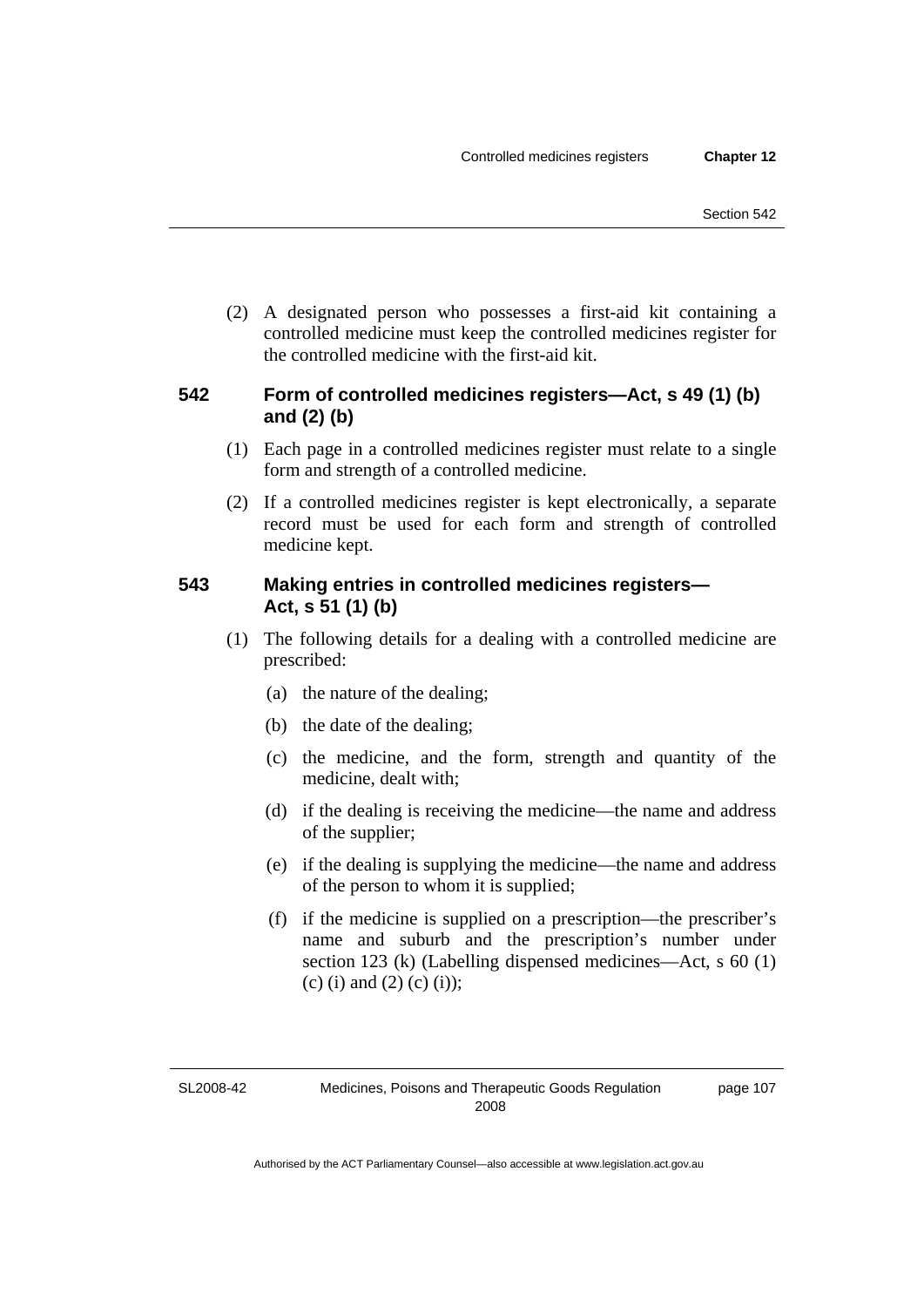(2) A designated person who possesses a first-aid kit containing a controlled medicine must keep the controlled medicines register for the controlled medicine with the first-aid kit.

### 542 Form of controlled medicines registers—Act, s 49 (1) (b) and (2) (b)

(1) Each page in a controlled medicines register must relate to a single form and strength of a controlled medicine.

(2) If a controlled medicines register is kept electronically, a separate record must be used for each form and strength of controlled medicine kept.

### 543 Making entries in controlled medicines registers—Act, s 51 (1) (b)

(1) The following details for a dealing with a controlled medicine are prescribed:

(a) the nature of the dealing;

(b) the date of the dealing;

(c) the medicine, and the form, strength and quantity of the medicine, dealt with;

(d) if the dealing is receiving the medicine—the name and address of the supplier;

(e) if the dealing is supplying the medicine—the name and address of the person to whom it is supplied;

(f) if the medicine is supplied on a prescription—the prescriber's name and suburb and the prescription's number under section 123 (k) (Labelling dispensed medicines—Act, s 60 (1) (c) (i) and (2) (c) (i));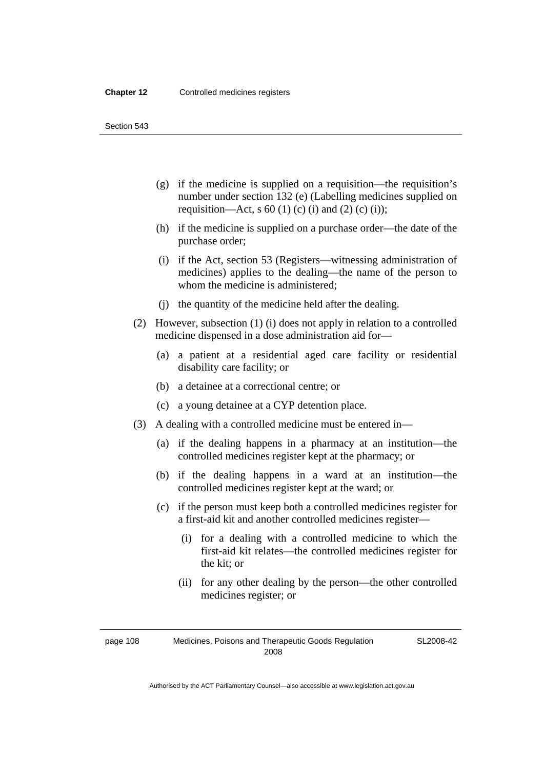- (g) if the medicine is supplied on a requisition—the requisition's number under section 132 (e) (Labelling medicines supplied on requisition—Act, s 60 (1) (c) (i) and (2) (c) (i));
- (h) if the medicine is supplied on a purchase order—the date of the purchase order;
- (i) if the Act, section 53 (Registers—witnessing administration of medicines) applies to the dealing—the name of the person to whom the medicine is administered;
- (j) the quantity of the medicine held after the dealing.

(2) However, subsection (1) (i) does not apply in relation to a controlled medicine dispensed in a dose administration aid for—

- (a) a patient at a residential aged care facility or residential disability care facility; or
- (b) a detainee at a correctional centre; or
- (c) a young detainee at a CYP detention place.

(3) A dealing with a controlled medicine must be entered in—

- (a) if the dealing happens in a pharmacy at an institution—the controlled medicines register kept at the pharmacy; or
- (b) if the dealing happens in a ward at an institution—the controlled medicines register kept at the ward; or
- (c) if the person must keep both a controlled medicines register for a first-aid kit and another controlled medicines register—
  - (i) for a dealing with a controlled medicine to which the first-aid kit relates—the controlled medicines register for the kit; or
  - (ii) for any other dealing by the person—the other controlled medicines register; or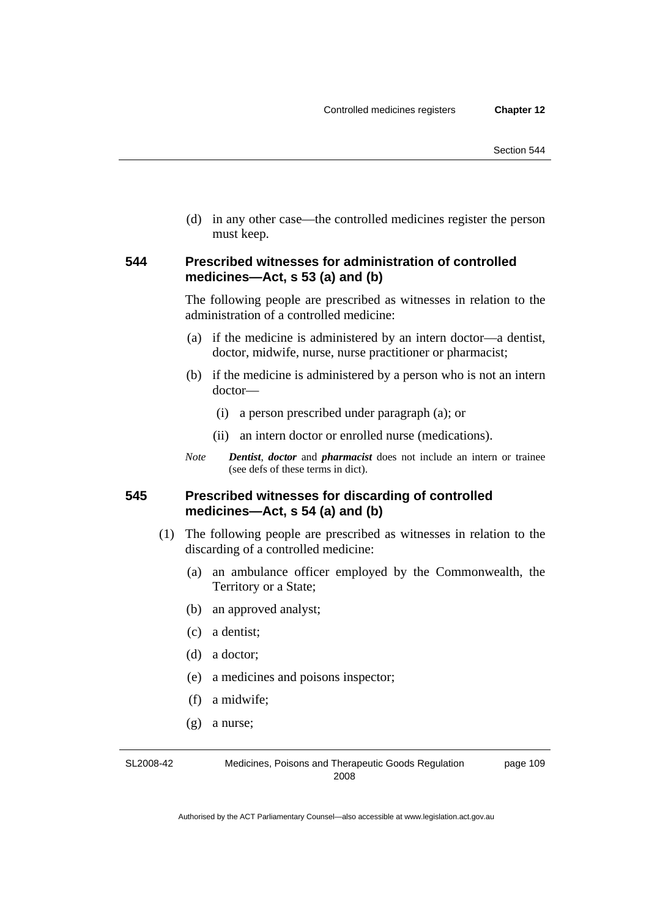(d) in any other case—the controlled medicines register the person must keep.

### 544 Prescribed witnesses for administration of controlled medicines—Act, s 53 (a) and (b)

The following people are prescribed as witnesses in relation to the administration of a controlled medicine:

(a) if the medicine is administered by an intern doctor—a dentist, doctor, midwife, nurse, nurse practitioner or pharmacist;

(b) if the medicine is administered by a person who is not an intern doctor—

(i) a person prescribed under paragraph (a); or

(ii) an intern doctor or enrolled nurse (medications).

*Note* ***Dentist***, ***doctor*** and ***pharmacist*** does not include an intern or trainee (see defs of these terms in dict).

### 545 Prescribed witnesses for discarding of controlled medicines—Act, s 54 (a) and (b)

(1) The following people are prescribed as witnesses in relation to the discarding of a controlled medicine:

(a) an ambulance officer employed by the Commonwealth, the Territory or a State;

(b) an approved analyst;

(c) a dentist;

(d) a doctor;

(e) a medicines and poisons inspector;

(f) a midwife;

(g) a nurse;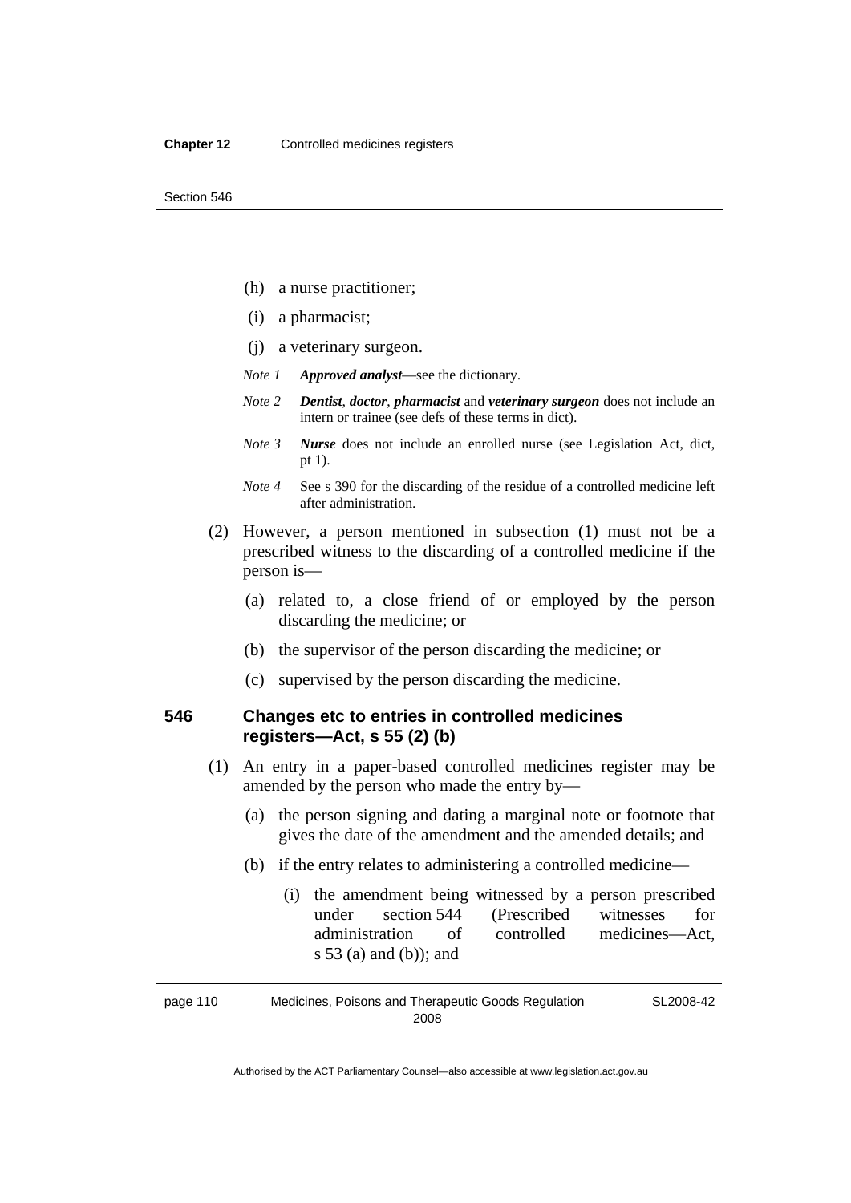(h) a nurse practitioner;

(i) a pharmacist;

(j) a veterinary surgeon.

*Note 1* ***Approved analyst***—see the dictionary.

*Note 2* ***Dentist***, ***doctor***, ***pharmacist*** and ***veterinary surgeon*** does not include an intern or trainee (see defs of these terms in dict).

*Note 3* ***Nurse*** does not include an enrolled nurse (see Legislation Act, dict, pt 1).

*Note 4* See s 390 for the discarding of the residue of a controlled medicine left after administration.

(2) However, a person mentioned in subsection (1) must not be a prescribed witness to the discarding of a controlled medicine if the person is—

(a) related to, a close friend of or employed by the person discarding the medicine; or

(b) the supervisor of the person discarding the medicine; or

(c) supervised by the person discarding the medicine.

### 546 Changes etc to entries in controlled medicines registers—Act, s 55 (2) (b)

(1) An entry in a paper-based controlled medicines register may be amended by the person who made the entry by—

(a) the person signing and dating a marginal note or footnote that gives the date of the amendment and the amended details; and

(b) if the entry relates to administering a controlled medicine—

(i) the amendment being witnessed by a person prescribed under section 544 (Prescribed witnesses for administration of controlled medicines—Act, s 53 (a) and (b)); and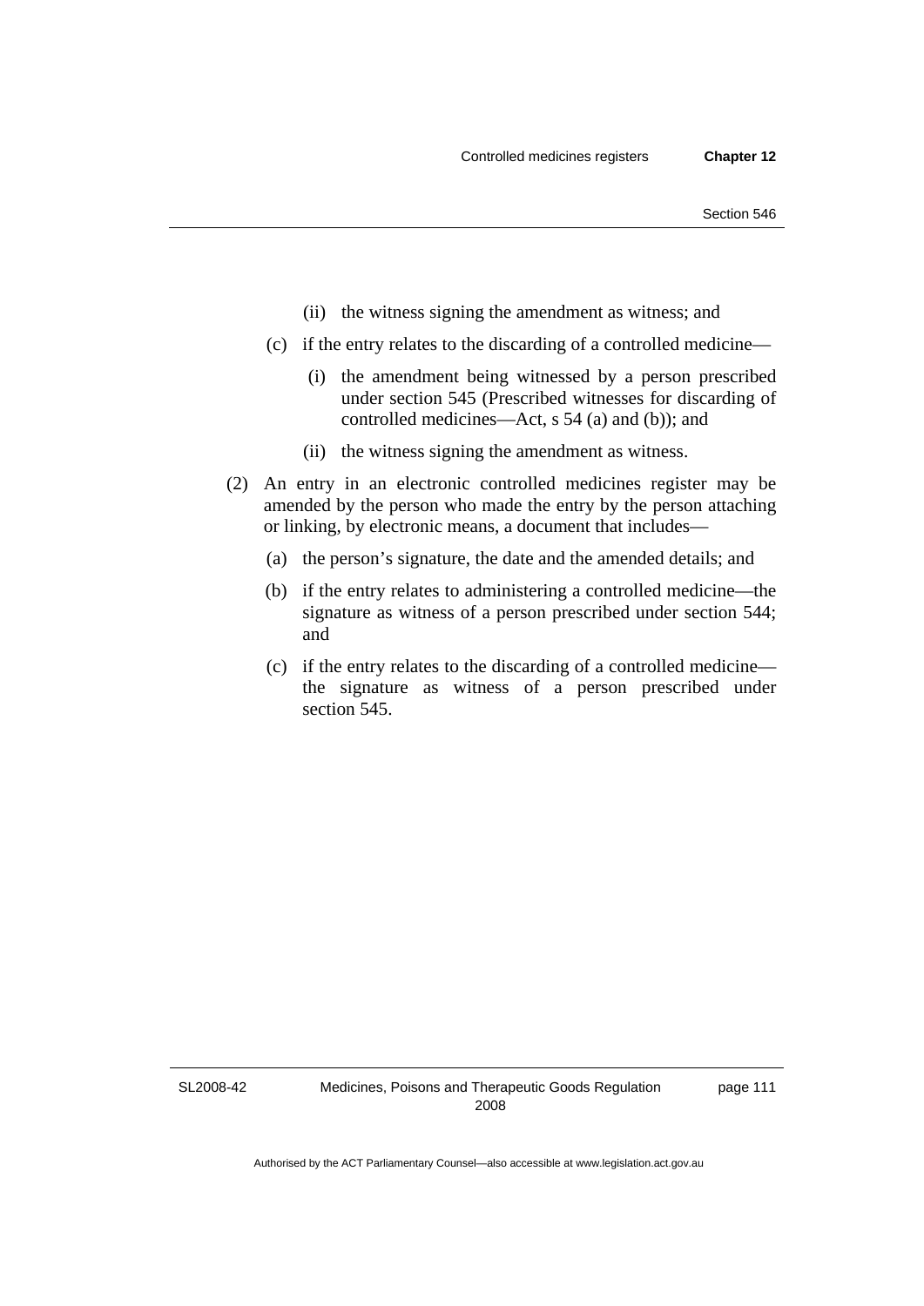(ii) the witness signing the amendment as witness; and

(c) if the entry relates to the discarding of a controlled medicine—

(i) the amendment being witnessed by a person prescribed under section 545 (Prescribed witnesses for discarding of controlled medicines—Act, s 54 (a) and (b)); and

(ii) the witness signing the amendment as witness.

(2) An entry in an electronic controlled medicines register may be amended by the person who made the entry by the person attaching or linking, by electronic means, a document that includes—

(a) the person's signature, the date and the amended details; and

(b) if the entry relates to administering a controlled medicine—the signature as witness of a person prescribed under section 544; and

(c) if the entry relates to the discarding of a controlled medicine—the signature as witness of a person prescribed under section 545.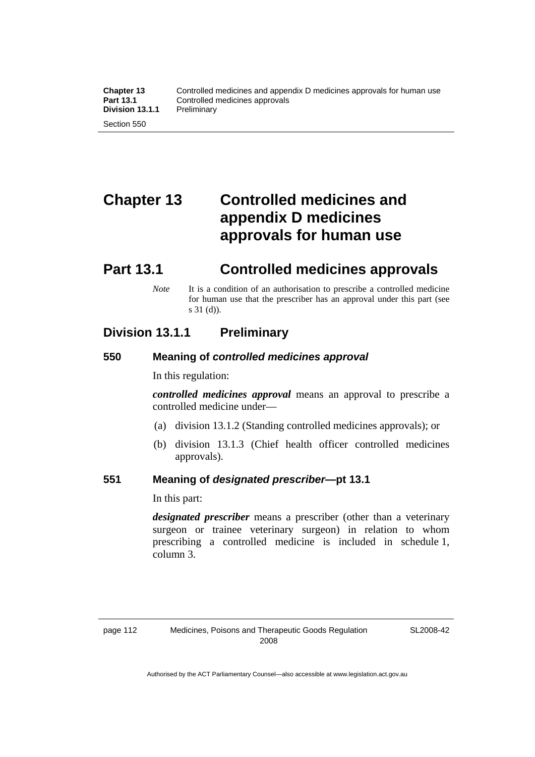# Chapter 13 Controlled medicines and appendix D medicines approvals for human use

## Part 13.1 Controlled medicines approvals

*Note* It is a condition of an authorisation to prescribe a controlled medicine for human use that the prescriber has an approval under this part (see s 31 (d)).

### Division 13.1.1 Preliminary

#### 550 Meaning of *controlled medicines approval*

In this regulation:

***controlled medicines approval*** means an approval to prescribe a controlled medicine under—

(a) division 13.1.2 (Standing controlled medicines approvals); or

(b) division 13.1.3 (Chief health officer controlled medicines approvals).

#### 551 Meaning of *designated prescriber*—pt 13.1

In this part:

***designated prescriber*** means a prescriber (other than a veterinary surgeon or trainee veterinary surgeon) in relation to whom prescribing a controlled medicine is included in schedule 1, column 3.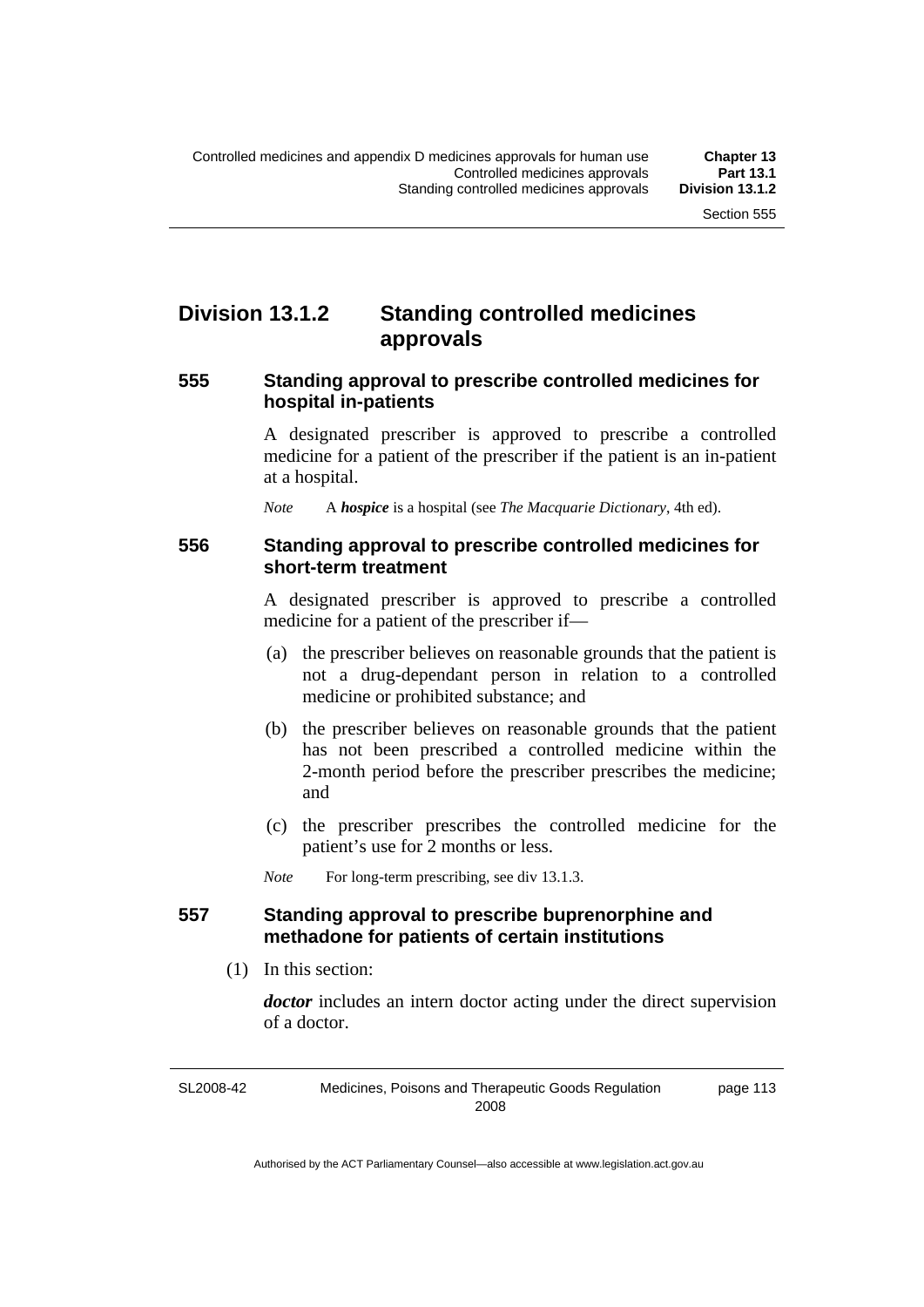## Division 13.1.2 Standing controlled medicines approvals

### 555 Standing approval to prescribe controlled medicines for hospital in-patients

A designated prescriber is approved to prescribe a controlled medicine for a patient of the prescriber if the patient is an in-patient at a hospital.

*Note* A ***hospice*** is a hospital (see *The Macquarie Dictionary*, 4th ed).

### 556 Standing approval to prescribe controlled medicines for short-term treatment

A designated prescriber is approved to prescribe a controlled medicine for a patient of the prescriber if—

(a) the prescriber believes on reasonable grounds that the patient is not a drug-dependant person in relation to a controlled medicine or prohibited substance; and

(b) the prescriber believes on reasonable grounds that the patient has not been prescribed a controlled medicine within the 2-month period before the prescriber prescribes the medicine; and

(c) the prescriber prescribes the controlled medicine for the patient's use for 2 months or less.

*Note* For long-term prescribing, see div 13.1.3.

### 557 Standing approval to prescribe buprenorphine and methadone for patients of certain institutions

(1) In this section:

***doctor*** includes an intern doctor acting under the direct supervision of a doctor.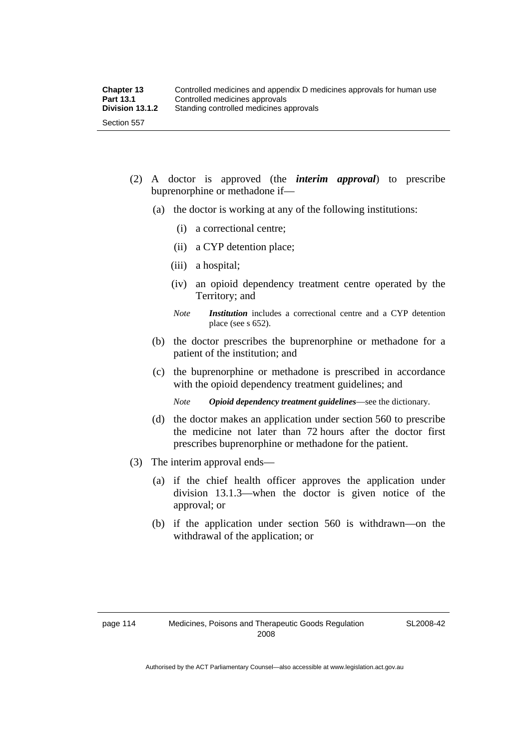(2) A doctor is approved (the ***interim approval***) to prescribe buprenorphine or methadone if—

(a) the doctor is working at any of the following institutions:

(i) a correctional centre;

(ii) a CYP detention place;

(iii) a hospital;

(iv) an opioid dependency treatment centre operated by the Territory; and

*Note* ***Institution*** includes a correctional centre and a CYP detention place (see s 652).

(b) the doctor prescribes the buprenorphine or methadone for a patient of the institution; and

(c) the buprenorphine or methadone is prescribed in accordance with the opioid dependency treatment guidelines; and

*Note* ***Opioid dependency treatment guidelines***—see the dictionary.

(d) the doctor makes an application under section 560 to prescribe the medicine not later than 72 hours after the doctor first prescribes buprenorphine or methadone for the patient.

(3) The interim approval ends—

(a) if the chief health officer approves the application under division 13.1.3—when the doctor is given notice of the approval; or

(b) if the application under section 560 is withdrawn—on the withdrawal of the application; or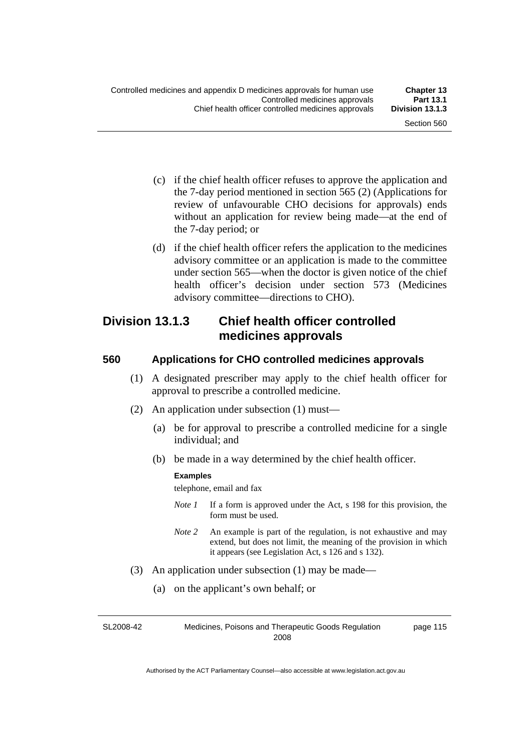(c) if the chief health officer refuses to approve the application and the 7-day period mentioned in section 565 (2) (Applications for review of unfavourable CHO decisions for approvals) ends without an application for review being made—at the end of the 7-day period; or

(d) if the chief health officer refers the application to the medicines advisory committee or an application is made to the committee under section 565—when the doctor is given notice of the chief health officer's decision under section 573 (Medicines advisory committee—directions to CHO).

## Division 13.1.3 Chief health officer controlled medicines approvals

### 560 Applications for CHO controlled medicines approvals

(1) A designated prescriber may apply to the chief health officer for approval to prescribe a controlled medicine.

(2) An application under subsection (1) must—

(a) be for approval to prescribe a controlled medicine for a single individual; and

(b) be made in a way determined by the chief health officer.

**Examples**

telephone, email and fax

*Note 1* If a form is approved under the Act, s 198 for this provision, the form must be used.

*Note 2* An example is part of the regulation, is not exhaustive and may extend, but does not limit, the meaning of the provision in which it appears (see Legislation Act, s 126 and s 132).

(3) An application under subsection (1) may be made—

(a) on the applicant's own behalf; or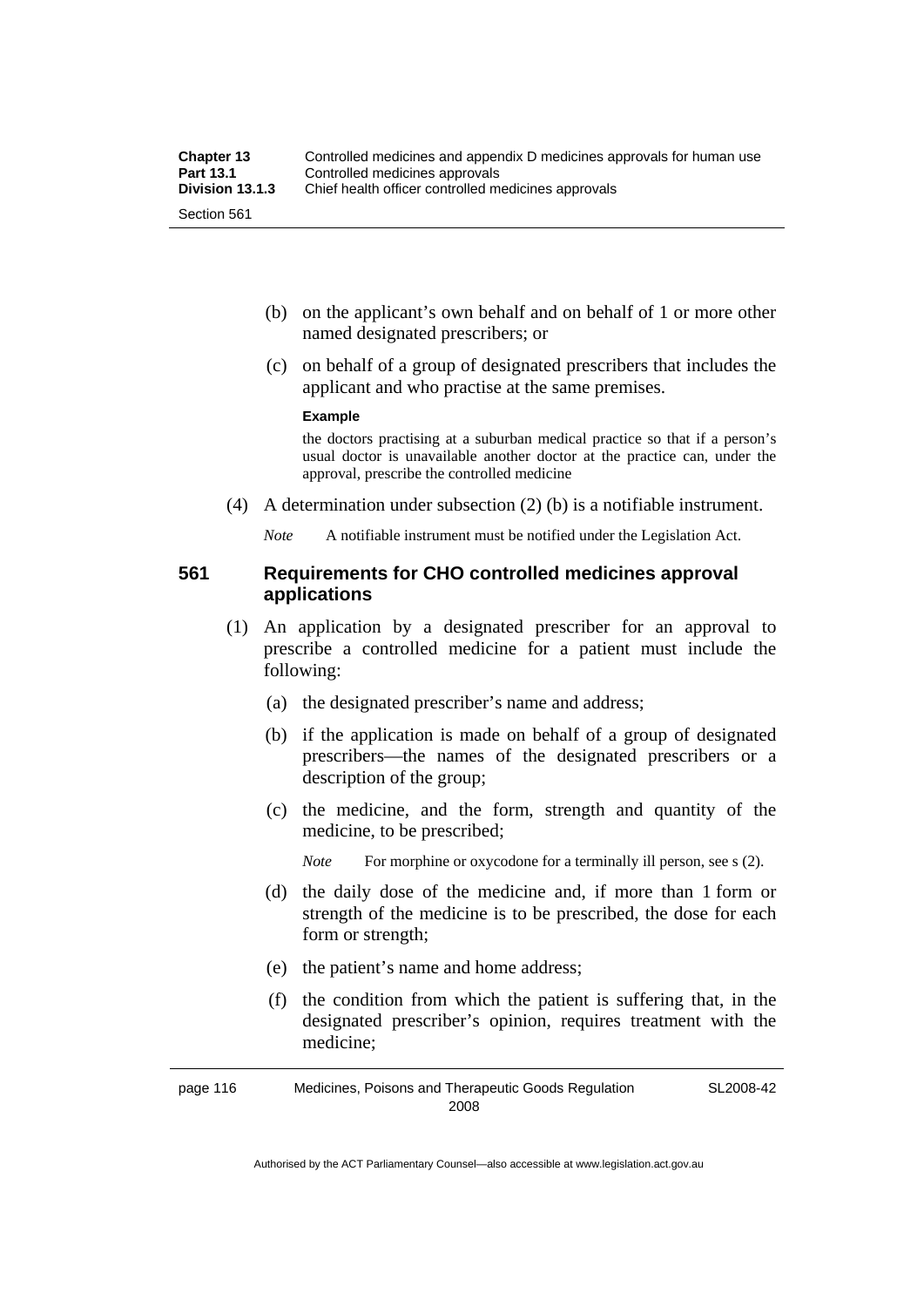(b) on the applicant's own behalf and on behalf of 1 or more other named designated prescribers; or

(c) on behalf of a group of designated prescribers that includes the applicant and who practise at the same premises.

**Example**

the doctors practising at a suburban medical practice so that if a person's usual doctor is unavailable another doctor at the practice can, under the approval, prescribe the controlled medicine

(4) A determination under subsection (2) (b) is a notifiable instrument.

*Note* A notifiable instrument must be notified under the Legislation Act.

### 561 Requirements for CHO controlled medicines approval applications

(1) An application by a designated prescriber for an approval to prescribe a controlled medicine for a patient must include the following:

(a) the designated prescriber's name and address;

(b) if the application is made on behalf of a group of designated prescribers—the names of the designated prescribers or a description of the group;

(c) the medicine, and the form, strength and quantity of the medicine, to be prescribed;

*Note* For morphine or oxycodone for a terminally ill person, see s (2).

(d) the daily dose of the medicine and, if more than 1 form or strength of the medicine is to be prescribed, the dose for each form or strength;

(e) the patient's name and home address;

(f) the condition from which the patient is suffering that, in the designated prescriber's opinion, requires treatment with the medicine;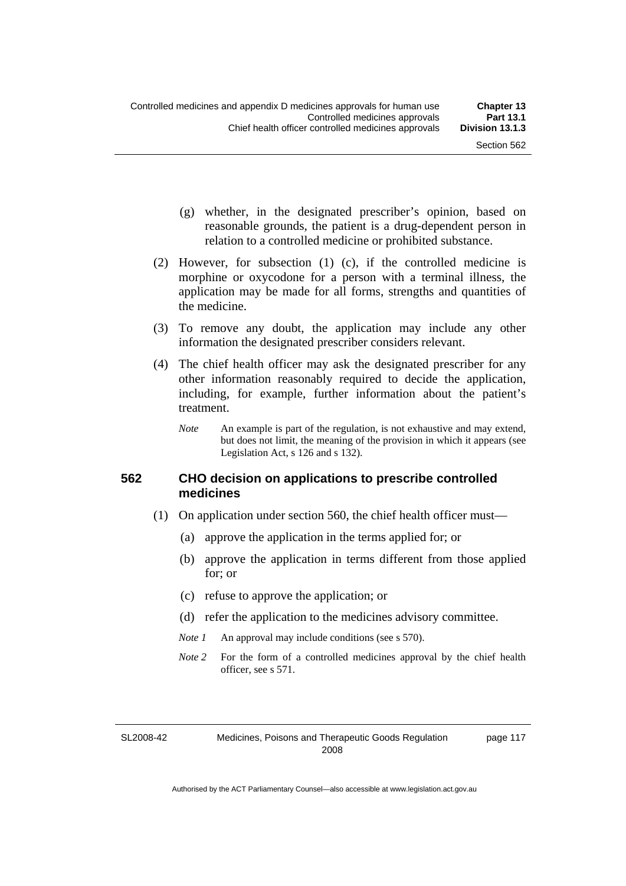(g) whether, in the designated prescriber's opinion, based on reasonable grounds, the patient is a drug-dependent person in relation to a controlled medicine or prohibited substance.

(2) However, for subsection (1) (c), if the controlled medicine is morphine or oxycodone for a person with a terminal illness, the application may be made for all forms, strengths and quantities of the medicine.

(3) To remove any doubt, the application may include any other information the designated prescriber considers relevant.

(4) The chief health officer may ask the designated prescriber for any other information reasonably required to decide the application, including, for example, further information about the patient's treatment.

*Note* An example is part of the regulation, is not exhaustive and may extend, but does not limit, the meaning of the provision in which it appears (see Legislation Act, s 126 and s 132).

### 562 CHO decision on applications to prescribe controlled medicines

(1) On application under section 560, the chief health officer must—

(a) approve the application in the terms applied for; or

(b) approve the application in terms different from those applied for; or

(c) refuse to approve the application; or

(d) refer the application to the medicines advisory committee.

*Note 1* An approval may include conditions (see s 570).

*Note 2* For the form of a controlled medicines approval by the chief health officer, see s 571.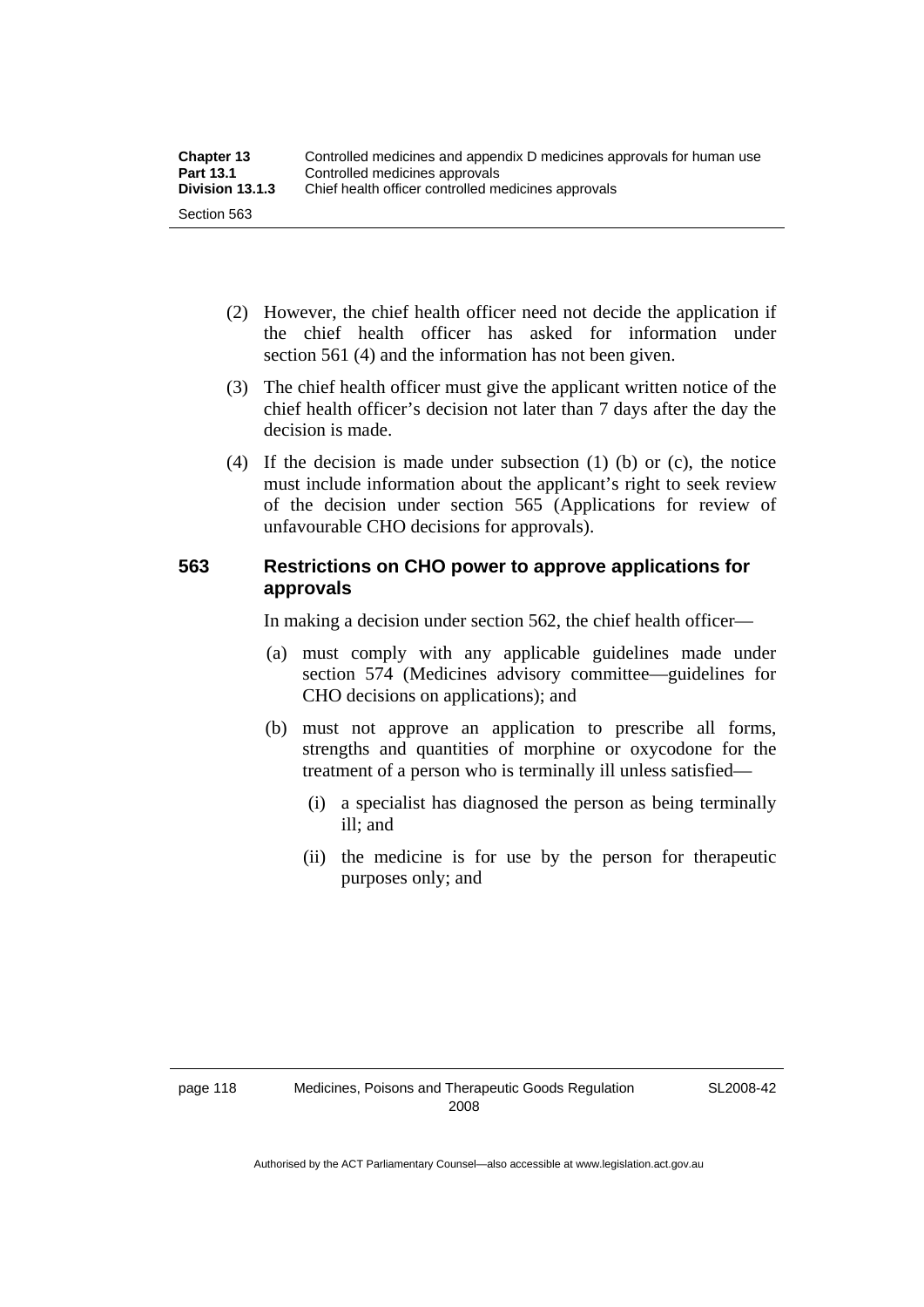(2) However, the chief health officer need not decide the application if the chief health officer has asked for information under section 561 (4) and the information has not been given.

(3) The chief health officer must give the applicant written notice of the chief health officer's decision not later than 7 days after the day the decision is made.

(4) If the decision is made under subsection (1) (b) or (c), the notice must include information about the applicant's right to seek review of the decision under section 565 (Applications for review of unfavourable CHO decisions for approvals).

### 563 Restrictions on CHO power to approve applications for approvals

In making a decision under section 562, the chief health officer—

(a) must comply with any applicable guidelines made under section 574 (Medicines advisory committee—guidelines for CHO decisions on applications); and

(b) must not approve an application to prescribe all forms, strengths and quantities of morphine or oxycodone for the treatment of a person who is terminally ill unless satisfied—

(i) a specialist has diagnosed the person as being terminally ill; and

(ii) the medicine is for use by the person for therapeutic purposes only; and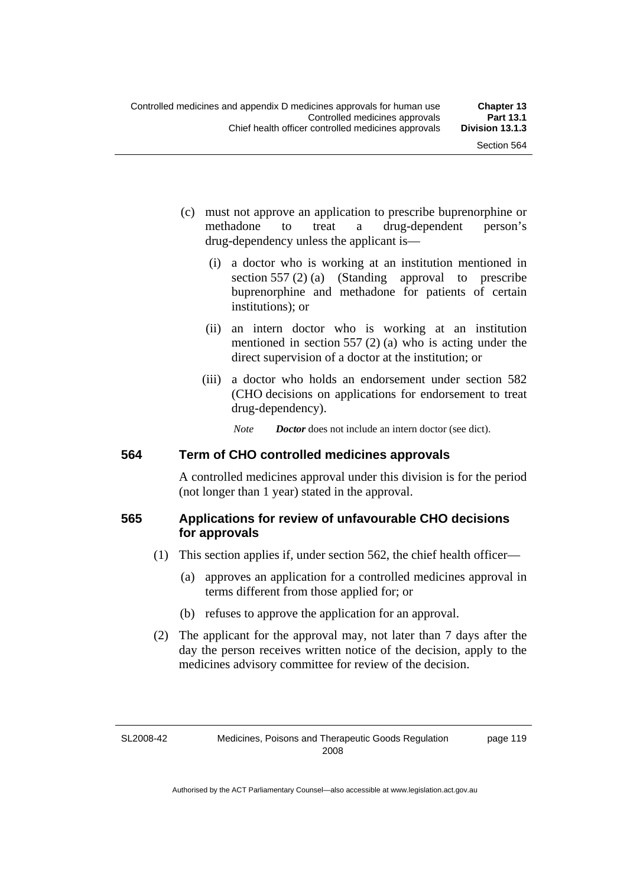(c) must not approve an application to prescribe buprenorphine or methadone to treat a drug-dependent person's drug-dependency unless the applicant is—

(i) a doctor who is working at an institution mentioned in section 557 (2) (a) (Standing approval to prescribe buprenorphine and methadone for patients of certain institutions); or

(ii) an intern doctor who is working at an institution mentioned in section 557 (2) (a) who is acting under the direct supervision of a doctor at the institution; or

(iii) a doctor who holds an endorsement under section 582 (CHO decisions on applications for endorsement to treat drug-dependency).

*Note* ***Doctor*** does not include an intern doctor (see dict).

## 564 Term of CHO controlled medicines approvals

A controlled medicines approval under this division is for the period (not longer than 1 year) stated in the approval.

## 565 Applications for review of unfavourable CHO decisions for approvals

(1) This section applies if, under section 562, the chief health officer—

(a) approves an application for a controlled medicines approval in terms different from those applied for; or

(b) refuses to approve the application for an approval.

(2) The applicant for the approval may, not later than 7 days after the day the person receives written notice of the decision, apply to the medicines advisory committee for review of the decision.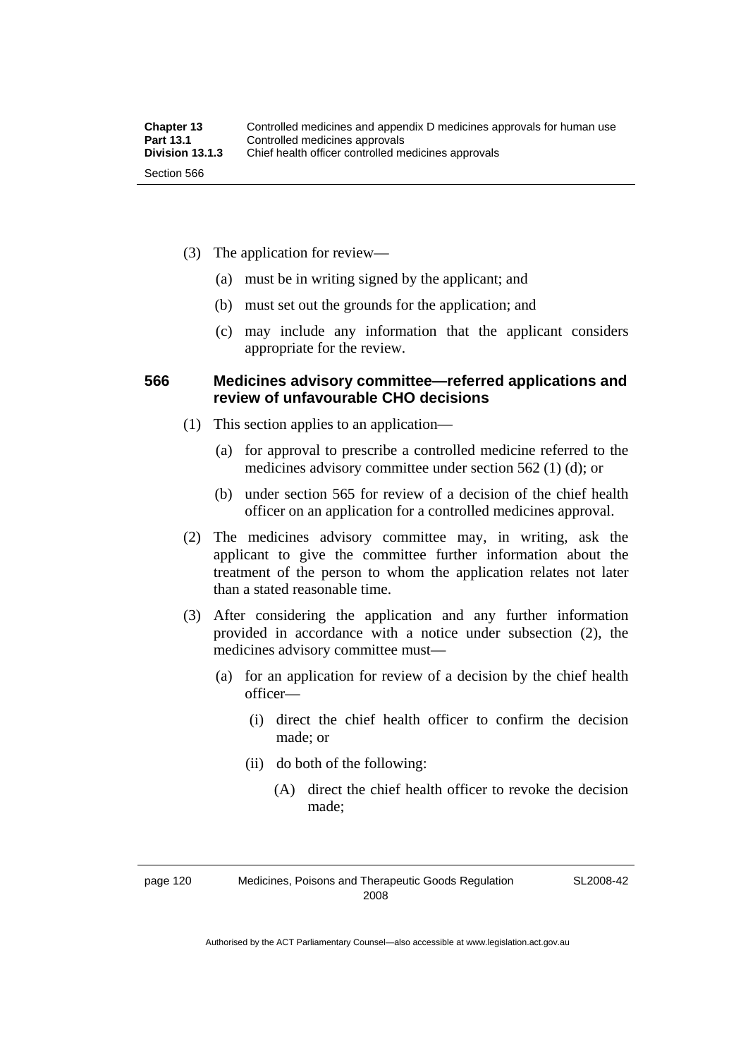(3) The application for review—

  (a) must be in writing signed by the applicant; and

  (b) must set out the grounds for the application; and

  (c) may include any information that the applicant considers appropriate for the review.

### 566 Medicines advisory committee—referred applications and review of unfavourable CHO decisions

(1) This section applies to an application—

  (a) for approval to prescribe a controlled medicine referred to the medicines advisory committee under section 562 (1) (d); or

  (b) under section 565 for review of a decision of the chief health officer on an application for a controlled medicines approval.

(2) The medicines advisory committee may, in writing, ask the applicant to give the committee further information about the treatment of the person to whom the application relates not later than a stated reasonable time.

(3) After considering the application and any further information provided in accordance with a notice under subsection (2), the medicines advisory committee must—

  (a) for an application for review of a decision by the chief health officer—

    (i) direct the chief health officer to confirm the decision made; or

    (ii) do both of the following:

      (A) direct the chief health officer to revoke the decision made;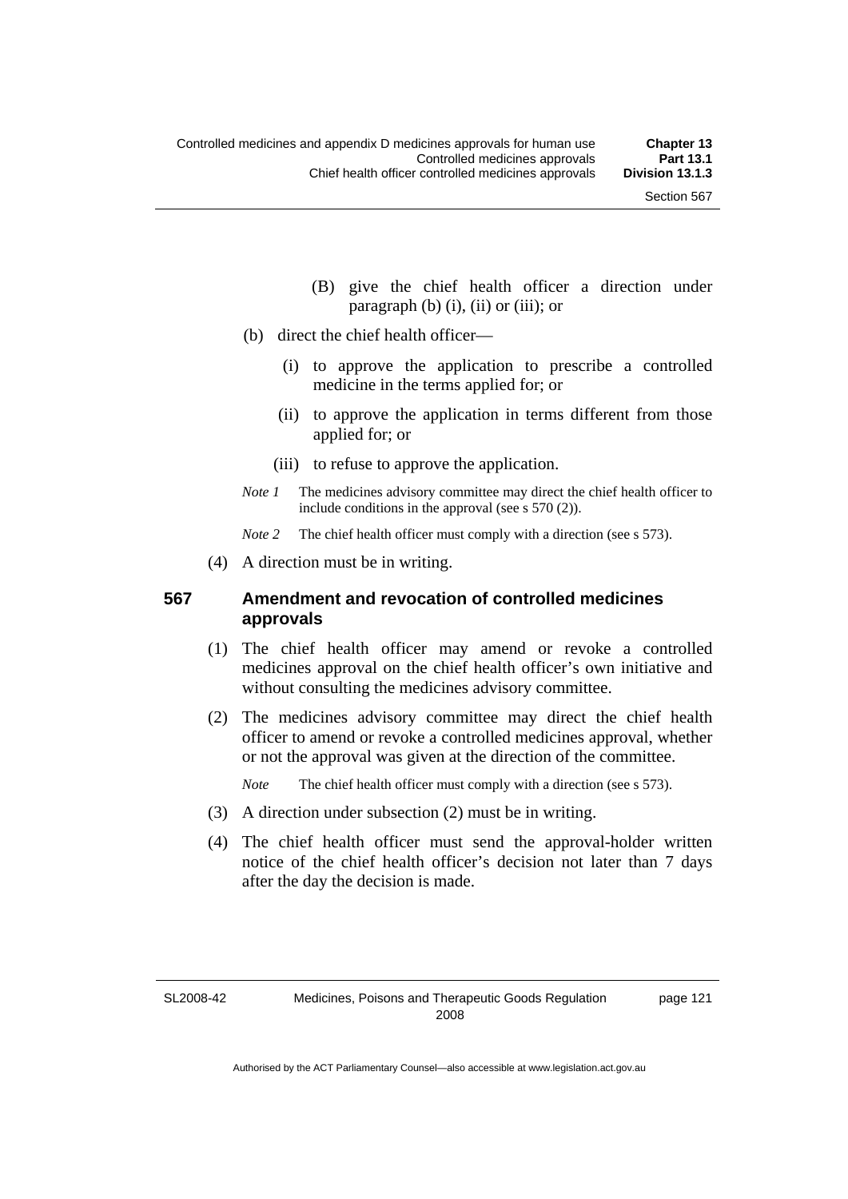(B) give the chief health officer a direction under paragraph (b) (i), (ii) or (iii); or

(b) direct the chief health officer—

(i) to approve the application to prescribe a controlled medicine in the terms applied for; or

(ii) to approve the application in terms different from those applied for; or

(iii) to refuse to approve the application.

*Note 1* The medicines advisory committee may direct the chief health officer to include conditions in the approval (see s 570 (2)).

*Note 2* The chief health officer must comply with a direction (see s 573).

(4) A direction must be in writing.

### 567 Amendment and revocation of controlled medicines approvals

(1) The chief health officer may amend or revoke a controlled medicines approval on the chief health officer's own initiative and without consulting the medicines advisory committee.

(2) The medicines advisory committee may direct the chief health officer to amend or revoke a controlled medicines approval, whether or not the approval was given at the direction of the committee.

*Note* The chief health officer must comply with a direction (see s 573).

(3) A direction under subsection (2) must be in writing.

(4) The chief health officer must send the approval-holder written notice of the chief health officer's decision not later than 7 days after the day the decision is made.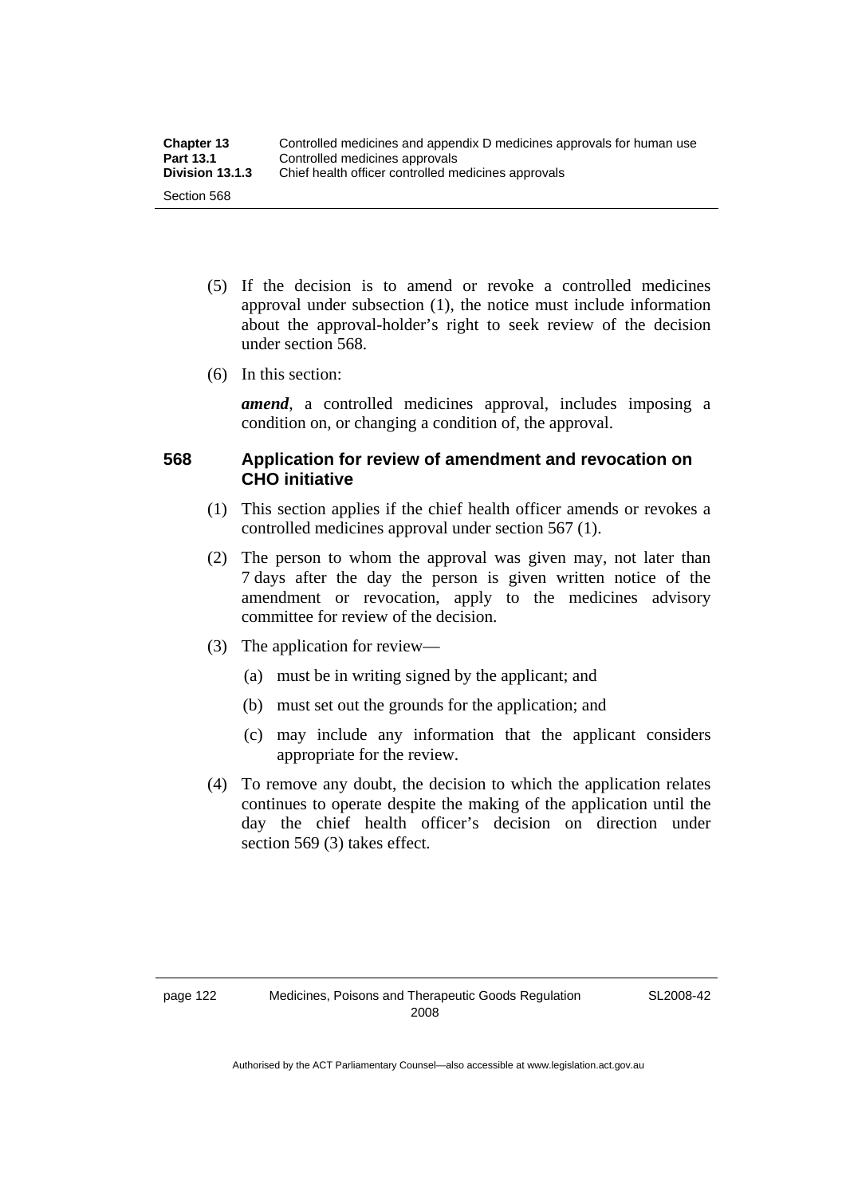(5) If the decision is to amend or revoke a controlled medicines approval under subsection (1), the notice must include information about the approval-holder's right to seek review of the decision under section 568.

(6) In this section:

***amend***, a controlled medicines approval, includes imposing a condition on, or changing a condition of, the approval.

### 568 Application for review of amendment and revocation on CHO initiative

(1) This section applies if the chief health officer amends or revokes a controlled medicines approval under section 567 (1).

(2) The person to whom the approval was given may, not later than 7 days after the day the person is given written notice of the amendment or revocation, apply to the medicines advisory committee for review of the decision.

(3) The application for review—

(a) must be in writing signed by the applicant; and

(b) must set out the grounds for the application; and

(c) may include any information that the applicant considers appropriate for the review.

(4) To remove any doubt, the decision to which the application relates continues to operate despite the making of the application until the day the chief health officer's decision on direction under section 569 (3) takes effect.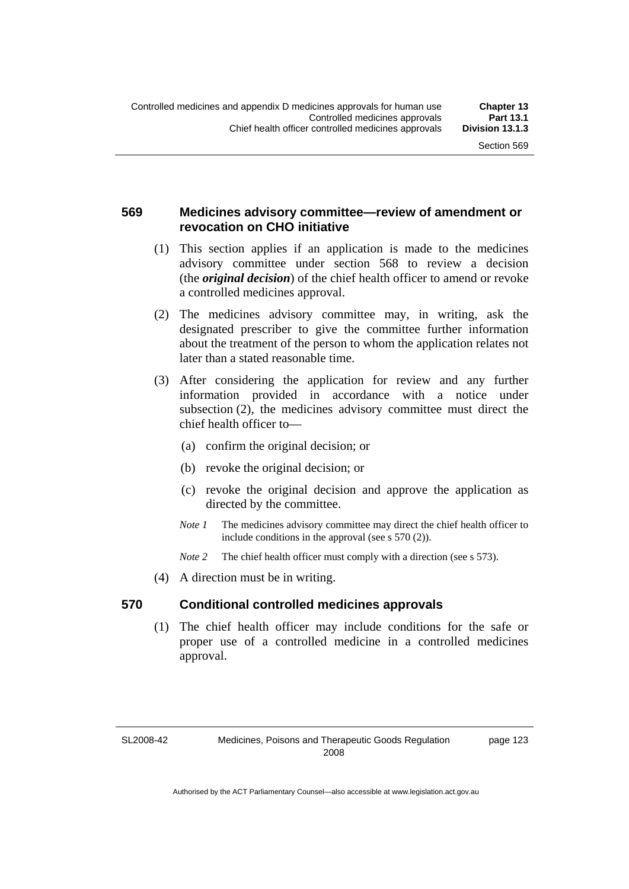### 569 Medicines advisory committee—review of amendment or revocation on CHO initiative

(1) This section applies if an application is made to the medicines advisory committee under section 568 to review a decision (the ***original decision***) of the chief health officer to amend or revoke a controlled medicines approval.

(2) The medicines advisory committee may, in writing, ask the designated prescriber to give the committee further information about the treatment of the person to whom the application relates not later than a stated reasonable time.

(3) After considering the application for review and any further information provided in accordance with a notice under subsection (2), the medicines advisory committee must direct the chief health officer to—

(a) confirm the original decision; or

(b) revoke the original decision; or

(c) revoke the original decision and approve the application as directed by the committee.

*Note 1* The medicines advisory committee may direct the chief health officer to include conditions in the approval (see s 570 (2)).

*Note 2* The chief health officer must comply with a direction (see s 573).

(4) A direction must be in writing.

### 570 Conditional controlled medicines approvals

(1) The chief health officer may include conditions for the safe or proper use of a controlled medicine in a controlled medicines approval.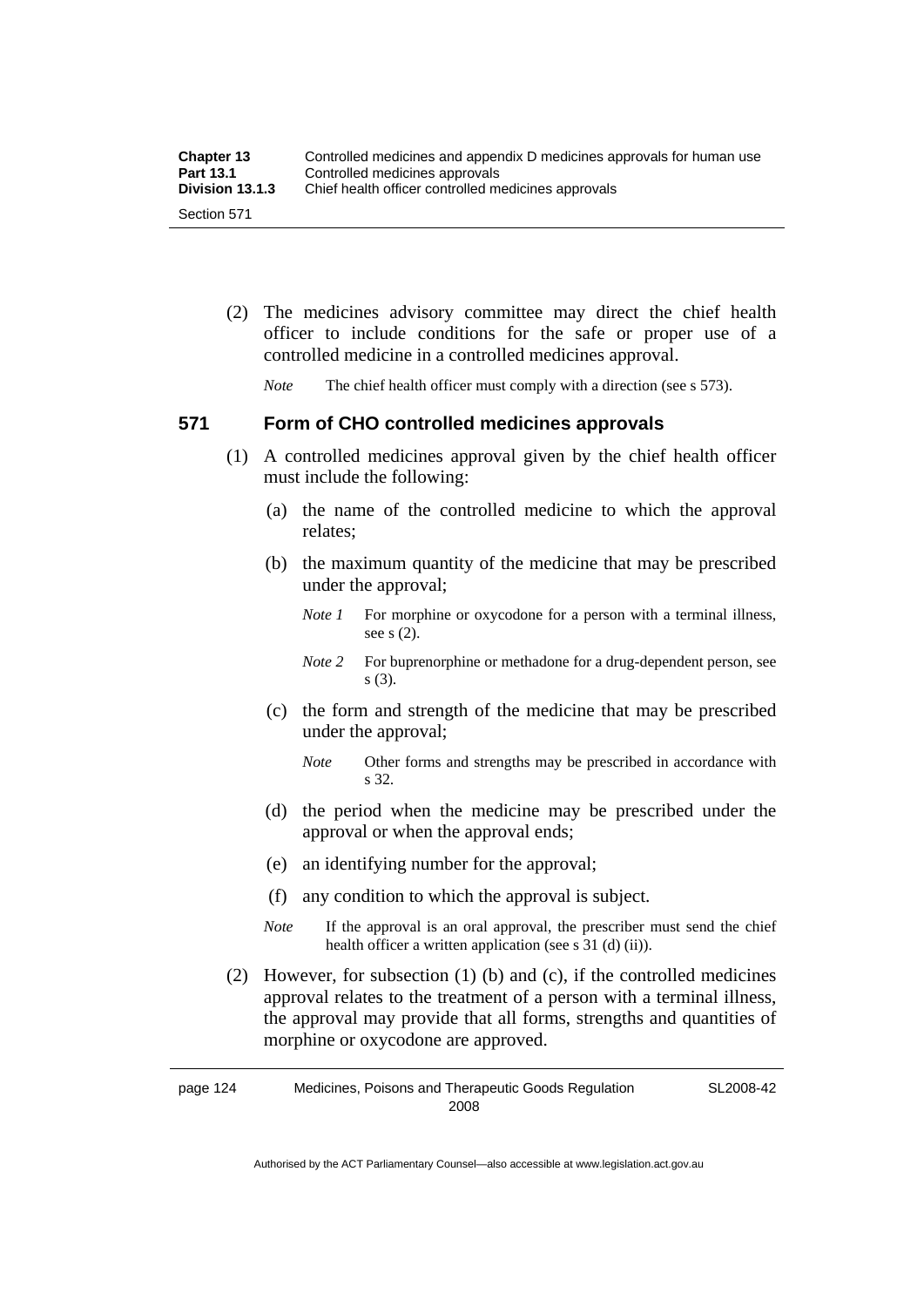(2) The medicines advisory committee may direct the chief health officer to include conditions for the safe or proper use of a controlled medicine in a controlled medicines approval.

*Note* The chief health officer must comply with a direction (see s 573).

### 571 Form of CHO controlled medicines approvals

(1) A controlled medicines approval given by the chief health officer must include the following:

(a) the name of the controlled medicine to which the approval relates;

(b) the maximum quantity of the medicine that may be prescribed under the approval;

*Note 1* For morphine or oxycodone for a person with a terminal illness, see s (2).

*Note 2* For buprenorphine or methadone for a drug-dependent person, see s (3).

(c) the form and strength of the medicine that may be prescribed under the approval;

*Note* Other forms and strengths may be prescribed in accordance with s 32.

(d) the period when the medicine may be prescribed under the approval or when the approval ends;

(e) an identifying number for the approval;

(f) any condition to which the approval is subject.

*Note* If the approval is an oral approval, the prescriber must send the chief health officer a written application (see s 31 (d) (ii)).

(2) However, for subsection (1) (b) and (c), if the controlled medicines approval relates to the treatment of a person with a terminal illness, the approval may provide that all forms, strengths and quantities of morphine or oxycodone are approved.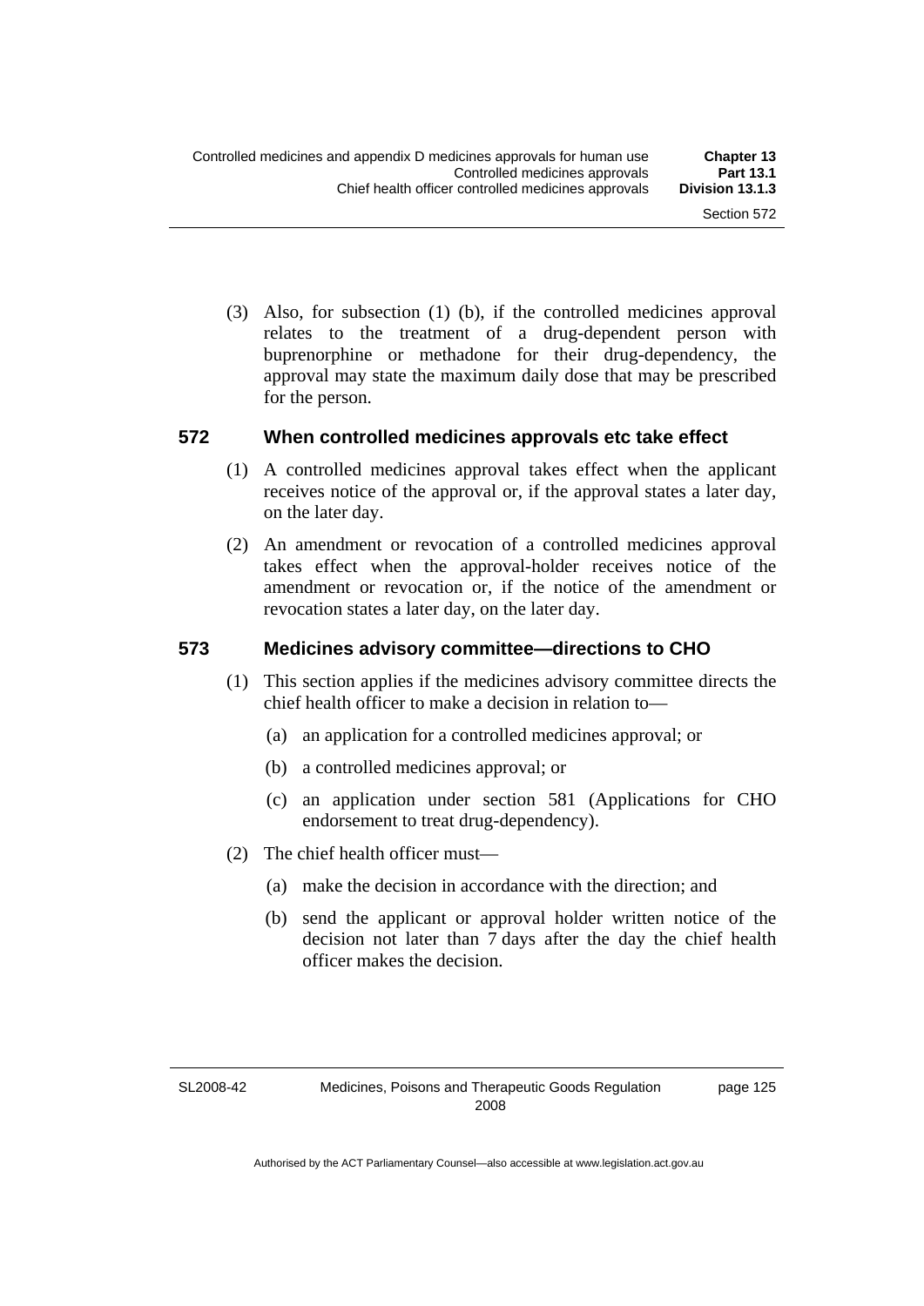(3) Also, for subsection (1) (b), if the controlled medicines approval relates to the treatment of a drug-dependent person with buprenorphine or methadone for their drug-dependency, the approval may state the maximum daily dose that may be prescribed for the person.

### 572 When controlled medicines approvals etc take effect

(1) A controlled medicines approval takes effect when the applicant receives notice of the approval or, if the approval states a later day, on the later day.

(2) An amendment or revocation of a controlled medicines approval takes effect when the approval-holder receives notice of the amendment or revocation or, if the notice of the amendment or revocation states a later day, on the later day.

### 573 Medicines advisory committee—directions to CHO

(1) This section applies if the medicines advisory committee directs the chief health officer to make a decision in relation to—

(a) an application for a controlled medicines approval; or

(b) a controlled medicines approval; or

(c) an application under section 581 (Applications for CHO endorsement to treat drug-dependency).

(2) The chief health officer must—

(a) make the decision in accordance with the direction; and

(b) send the applicant or approval holder written notice of the decision not later than 7 days after the day the chief health officer makes the decision.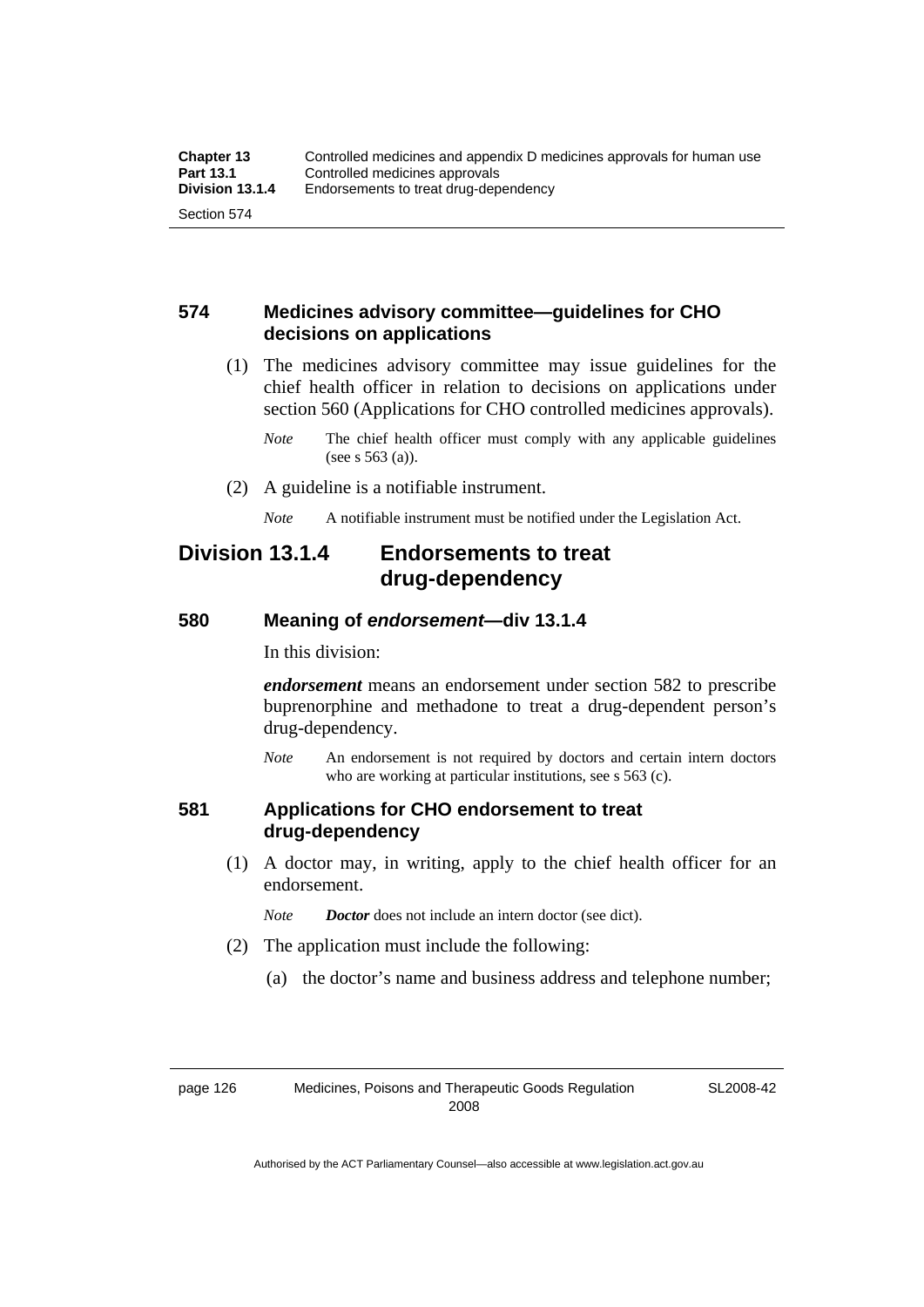### 574 Medicines advisory committee—guidelines for CHO decisions on applications

(1) The medicines advisory committee may issue guidelines for the chief health officer in relation to decisions on applications under section 560 (Applications for CHO controlled medicines approvals).

*Note* The chief health officer must comply with any applicable guidelines (see s 563 (a)).

(2) A guideline is a notifiable instrument.

*Note* A notifiable instrument must be notified under the Legislation Act.

## Division 13.1.4 Endorsements to treat drug-dependency

### 580 Meaning of *endorsement*—div 13.1.4

In this division:

***endorsement*** means an endorsement under section 582 to prescribe buprenorphine and methadone to treat a drug-dependent person's drug-dependency.

*Note* An endorsement is not required by doctors and certain intern doctors who are working at particular institutions, see s 563 (c).

### 581 Applications for CHO endorsement to treat drug-dependency

(1) A doctor may, in writing, apply to the chief health officer for an endorsement.

*Note* ***Doctor*** does not include an intern doctor (see dict).

(2) The application must include the following:

(a) the doctor's name and business address and telephone number;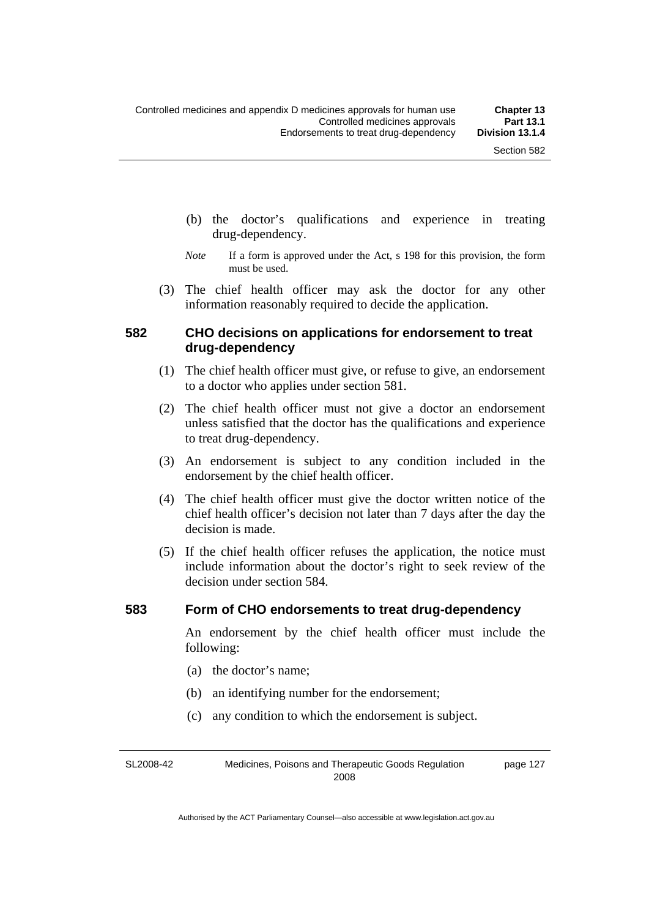(b) the doctor's qualifications and experience in treating drug-dependency.

*Note* If a form is approved under the Act, s 198 for this provision, the form must be used.

(3) The chief health officer may ask the doctor for any other information reasonably required to decide the application.

### 582 CHO decisions on applications for endorsement to treat drug-dependency

(1) The chief health officer must give, or refuse to give, an endorsement to a doctor who applies under section 581.

(2) The chief health officer must not give a doctor an endorsement unless satisfied that the doctor has the qualifications and experience to treat drug-dependency.

(3) An endorsement is subject to any condition included in the endorsement by the chief health officer.

(4) The chief health officer must give the doctor written notice of the chief health officer's decision not later than 7 days after the day the decision is made.

(5) If the chief health officer refuses the application, the notice must include information about the doctor's right to seek review of the decision under section 584.

### 583 Form of CHO endorsements to treat drug-dependency

An endorsement by the chief health officer must include the following:

(a) the doctor's name;

(b) an identifying number for the endorsement;

(c) any condition to which the endorsement is subject.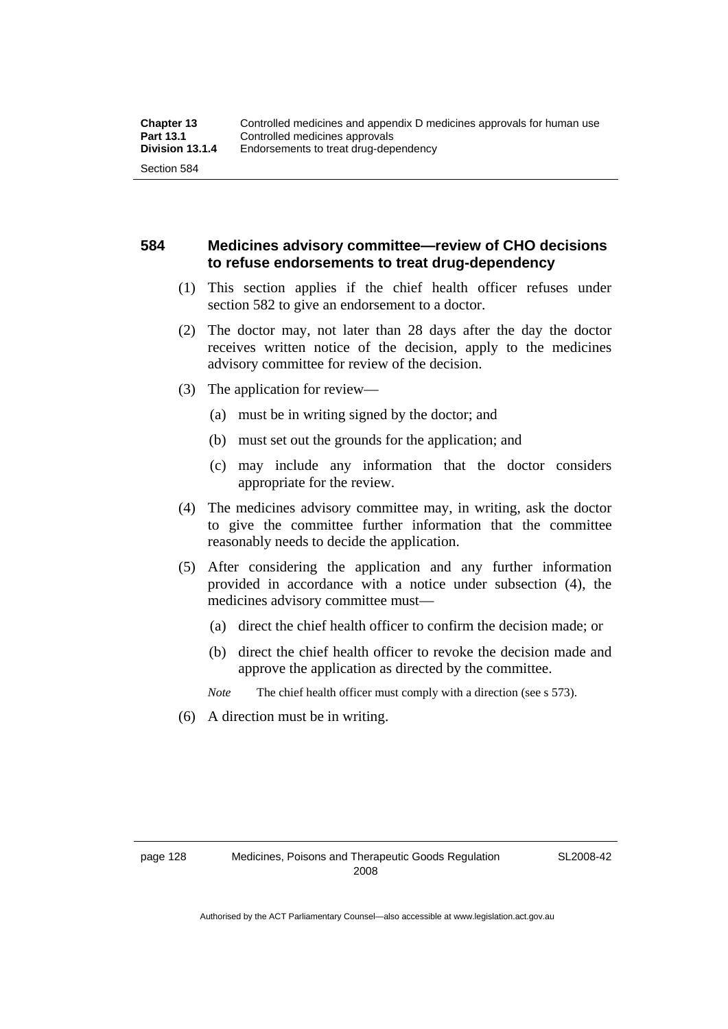### 584 Medicines advisory committee—review of CHO decisions to refuse endorsements to treat drug-dependency

(1) This section applies if the chief health officer refuses under section 582 to give an endorsement to a doctor.

(2) The doctor may, not later than 28 days after the day the doctor receives written notice of the decision, apply to the medicines advisory committee for review of the decision.

(3) The application for review—

(a) must be in writing signed by the doctor; and

(b) must set out the grounds for the application; and

(c) may include any information that the doctor considers appropriate for the review.

(4) The medicines advisory committee may, in writing, ask the doctor to give the committee further information that the committee reasonably needs to decide the application.

(5) After considering the application and any further information provided in accordance with a notice under subsection (4), the medicines advisory committee must—

(a) direct the chief health officer to confirm the decision made; or

(b) direct the chief health officer to revoke the decision made and approve the application as directed by the committee.

*Note* The chief health officer must comply with a direction (see s 573).

(6) A direction must be in writing.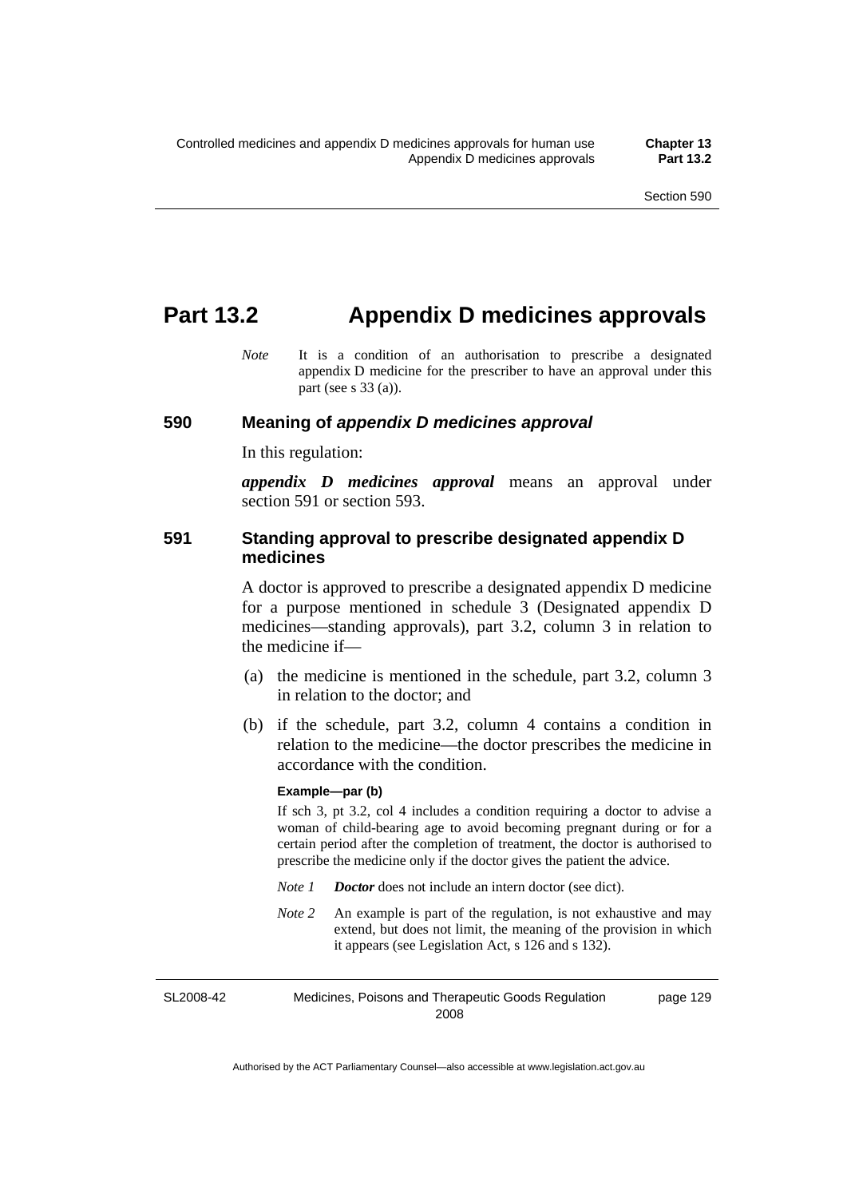# Part 13.2 Appendix D medicines approvals

*Note* It is a condition of an authorisation to prescribe a designated appendix D medicine for the prescriber to have an approval under this part (see s 33 (a)).

### 590 Meaning of *appendix D medicines approval*

In this regulation:

***appendix D medicines approval*** means an approval under section 591 or section 593.

### 591 Standing approval to prescribe designated appendix D medicines

A doctor is approved to prescribe a designated appendix D medicine for a purpose mentioned in schedule 3 (Designated appendix D medicines—standing approvals), part 3.2, column 3 in relation to the medicine if—

(a) the medicine is mentioned in the schedule, part 3.2, column 3 in relation to the doctor; and

(b) if the schedule, part 3.2, column 4 contains a condition in relation to the medicine—the doctor prescribes the medicine in accordance with the condition.

**Example—par (b)**

If sch 3, pt 3.2, col 4 includes a condition requiring a doctor to advise a woman of child-bearing age to avoid becoming pregnant during or for a certain period after the completion of treatment, the doctor is authorised to prescribe the medicine only if the doctor gives the patient the advice.

*Note 1* ***Doctor*** does not include an intern doctor (see dict).

*Note 2* An example is part of the regulation, is not exhaustive and may extend, but does not limit, the meaning of the provision in which it appears (see Legislation Act, s 126 and s 132).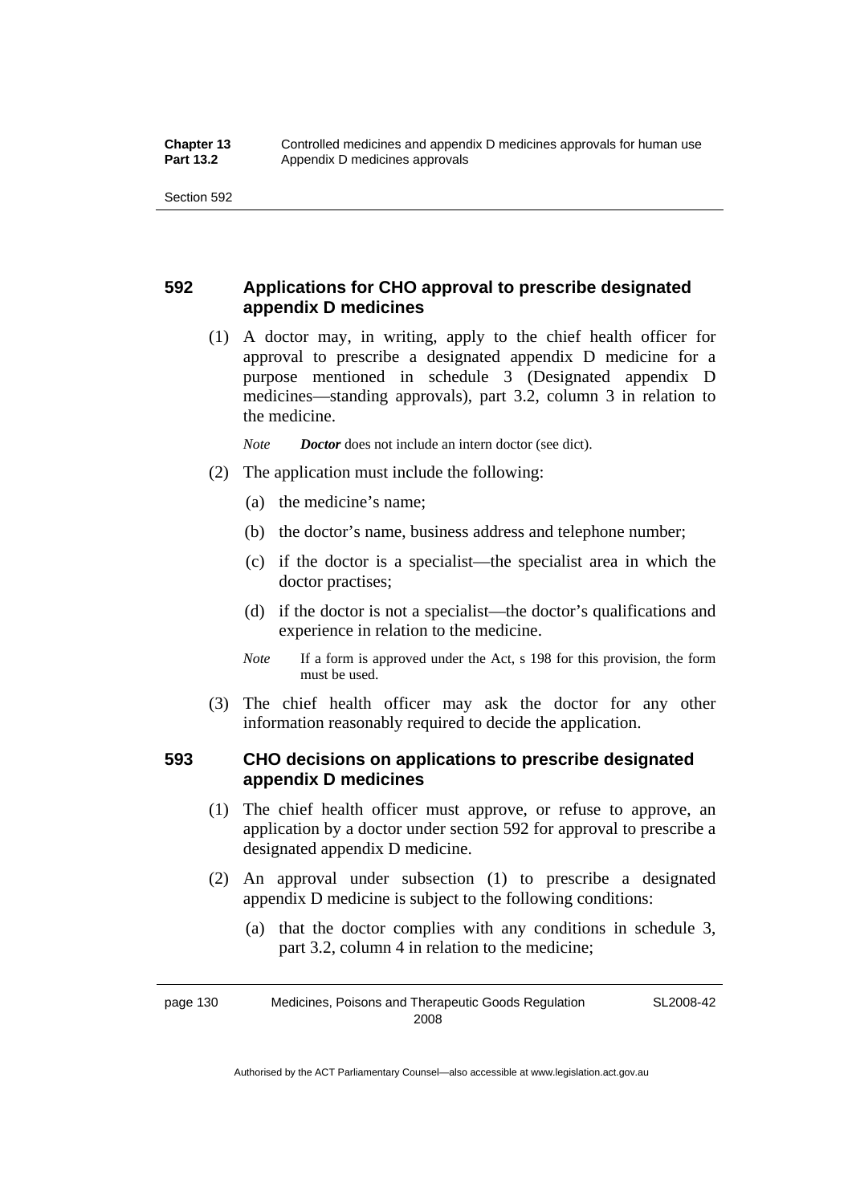## 592 Applications for CHO approval to prescribe designated appendix D medicines

(1) A doctor may, in writing, apply to the chief health officer for approval to prescribe a designated appendix D medicine for a purpose mentioned in schedule 3 (Designated appendix D medicines—standing approvals), part 3.2, column 3 in relation to the medicine.

*Note* ***Doctor*** does not include an intern doctor (see dict).

(2) The application must include the following:

(a) the medicine's name;

(b) the doctor's name, business address and telephone number;

(c) if the doctor is a specialist—the specialist area in which the doctor practises;

(d) if the doctor is not a specialist—the doctor's qualifications and experience in relation to the medicine.

*Note* If a form is approved under the Act, s 198 for this provision, the form must be used.

(3) The chief health officer may ask the doctor for any other information reasonably required to decide the application.

## 593 CHO decisions on applications to prescribe designated appendix D medicines

(1) The chief health officer must approve, or refuse to approve, an application by a doctor under section 592 for approval to prescribe a designated appendix D medicine.

(2) An approval under subsection (1) to prescribe a designated appendix D medicine is subject to the following conditions:

(a) that the doctor complies with any conditions in schedule 3, part 3.2, column 4 in relation to the medicine;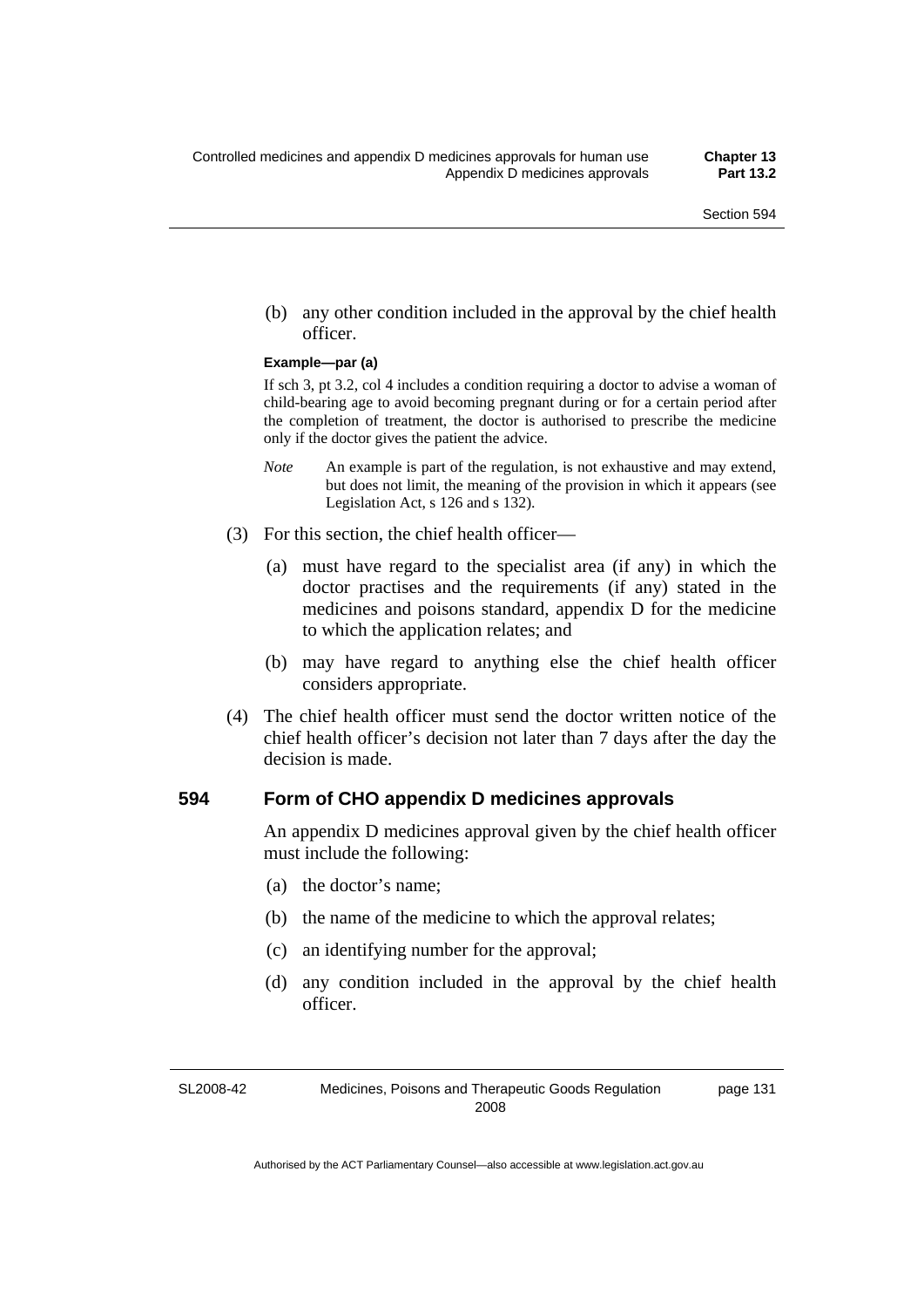(b) any other condition included in the approval by the chief health officer.

**Example—par (a)**

If sch 3, pt 3.2, col 4 includes a condition requiring a doctor to advise a woman of child-bearing age to avoid becoming pregnant during or for a certain period after the completion of treatment, the doctor is authorised to prescribe the medicine only if the doctor gives the patient the advice.

*Note* An example is part of the regulation, is not exhaustive and may extend, but does not limit, the meaning of the provision in which it appears (see Legislation Act, s 126 and s 132).

(3) For this section, the chief health officer—

(a) must have regard to the specialist area (if any) in which the doctor practises and the requirements (if any) stated in the medicines and poisons standard, appendix D for the medicine to which the application relates; and

(b) may have regard to anything else the chief health officer considers appropriate.

(4) The chief health officer must send the doctor written notice of the chief health officer's decision not later than 7 days after the day the decision is made.

### 594 Form of CHO appendix D medicines approvals

An appendix D medicines approval given by the chief health officer must include the following:

(a) the doctor's name;

(b) the name of the medicine to which the approval relates;

(c) an identifying number for the approval;

(d) any condition included in the approval by the chief health officer.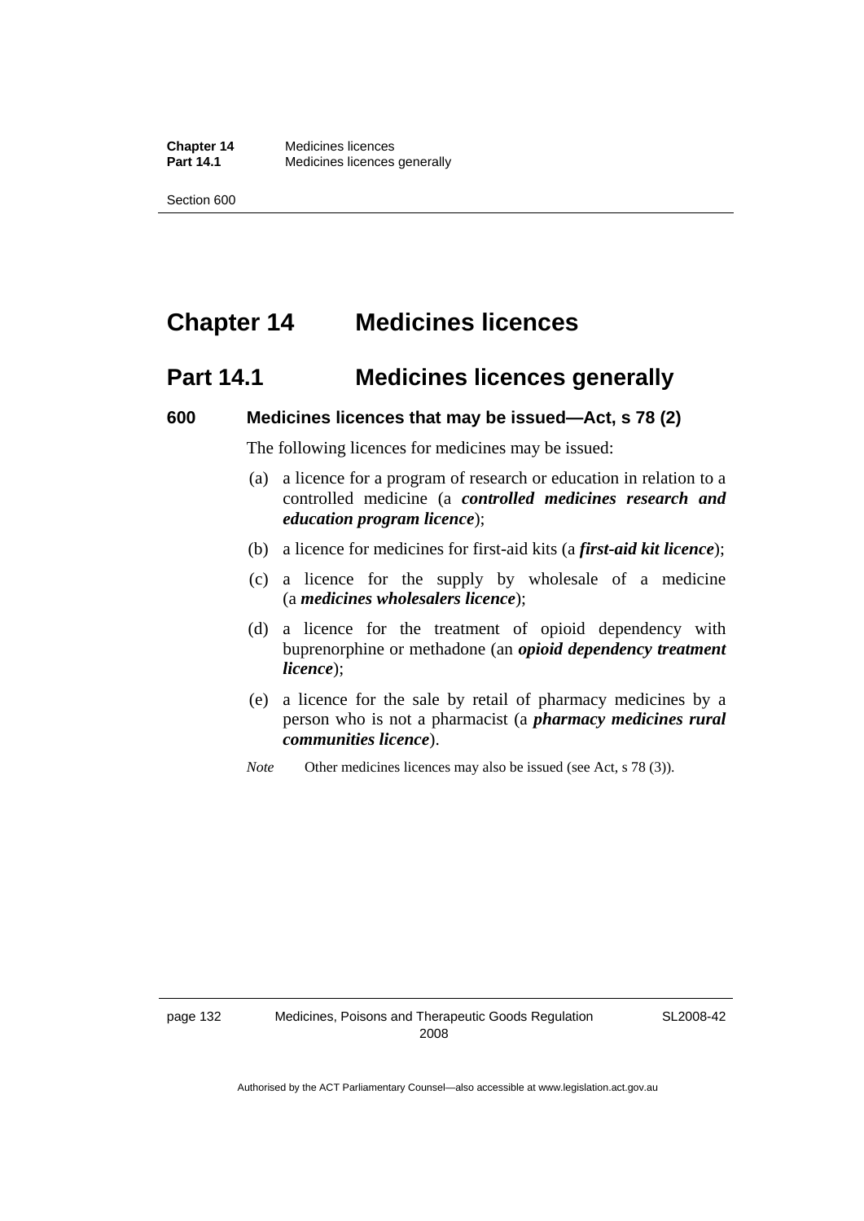# Chapter 14 Medicines licences

## Part 14.1 Medicines licences generally

### 600 Medicines licences that may be issued—Act, s 78 (2)

The following licences for medicines may be issued:

(a) a licence for a program of research or education in relation to a controlled medicine (a ***controlled medicines research and education program licence***);

(b) a licence for medicines for first-aid kits (a ***first-aid kit licence***);

(c) a licence for the supply by wholesale of a medicine (a ***medicines wholesalers licence***);

(d) a licence for the treatment of opioid dependency with buprenorphine or methadone (an ***opioid dependency treatment licence***);

(e) a licence for the sale by retail of pharmacy medicines by a person who is not a pharmacist (a ***pharmacy medicines rural communities licence***).

*Note* Other medicines licences may also be issued (see Act, s 78 (3)).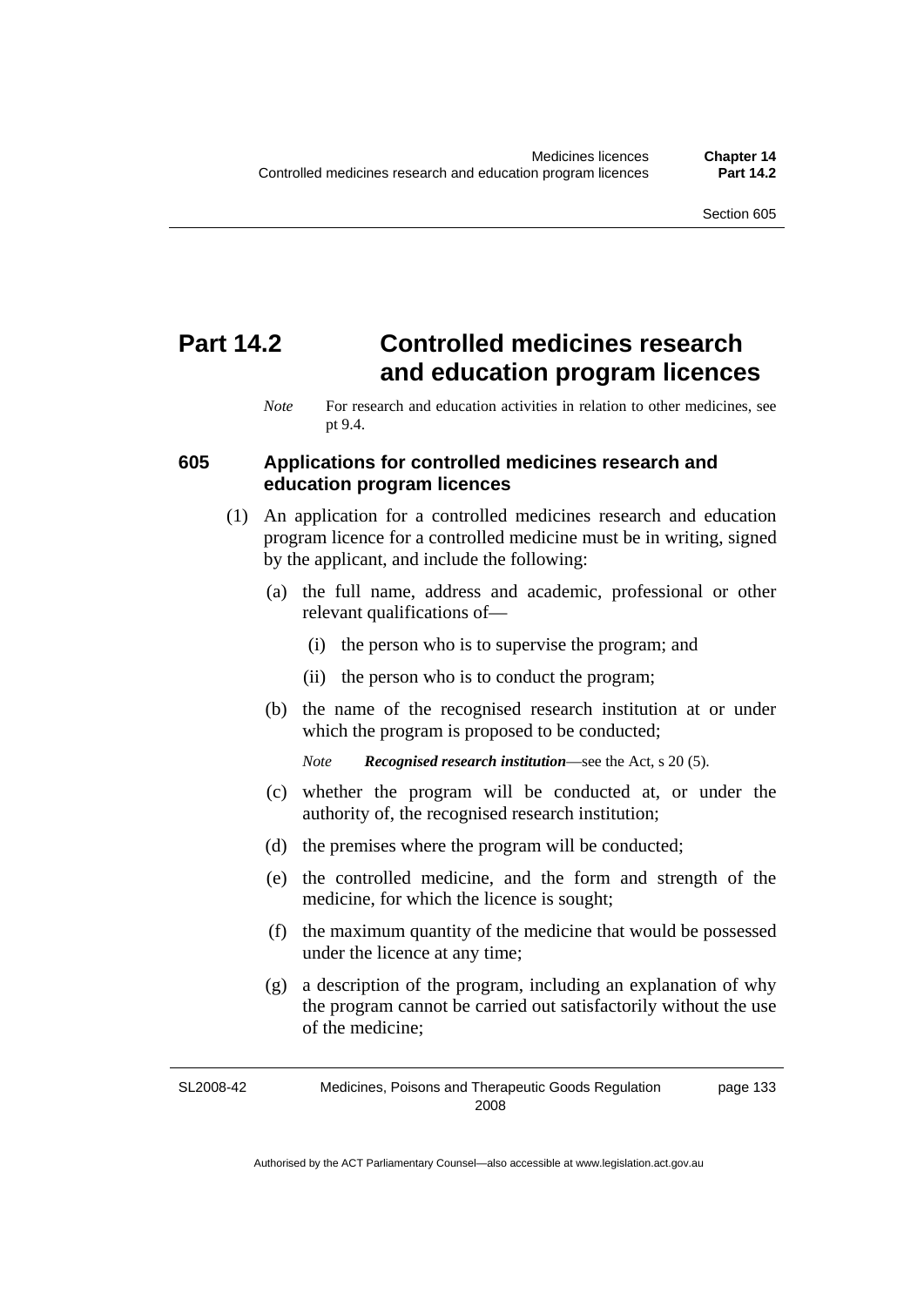# Part 14.2 Controlled medicines research and education program licences

*Note* For research and education activities in relation to other medicines, see pt 9.4.

### 605 Applications for controlled medicines research and education program licences

(1) An application for a controlled medicines research and education program licence for a controlled medicine must be in writing, signed by the applicant, and include the following:

(a) the full name, address and academic, professional or other relevant qualifications of—

(i) the person who is to supervise the program; and

(ii) the person who is to conduct the program;

(b) the name of the recognised research institution at or under which the program is proposed to be conducted;

*Note* ***Recognised research institution***—see the Act, s 20 (5).

(c) whether the program will be conducted at, or under the authority of, the recognised research institution;

(d) the premises where the program will be conducted;

(e) the controlled medicine, and the form and strength of the medicine, for which the licence is sought;

(f) the maximum quantity of the medicine that would be possessed under the licence at any time;

(g) a description of the program, including an explanation of why the program cannot be carried out satisfactorily without the use of the medicine;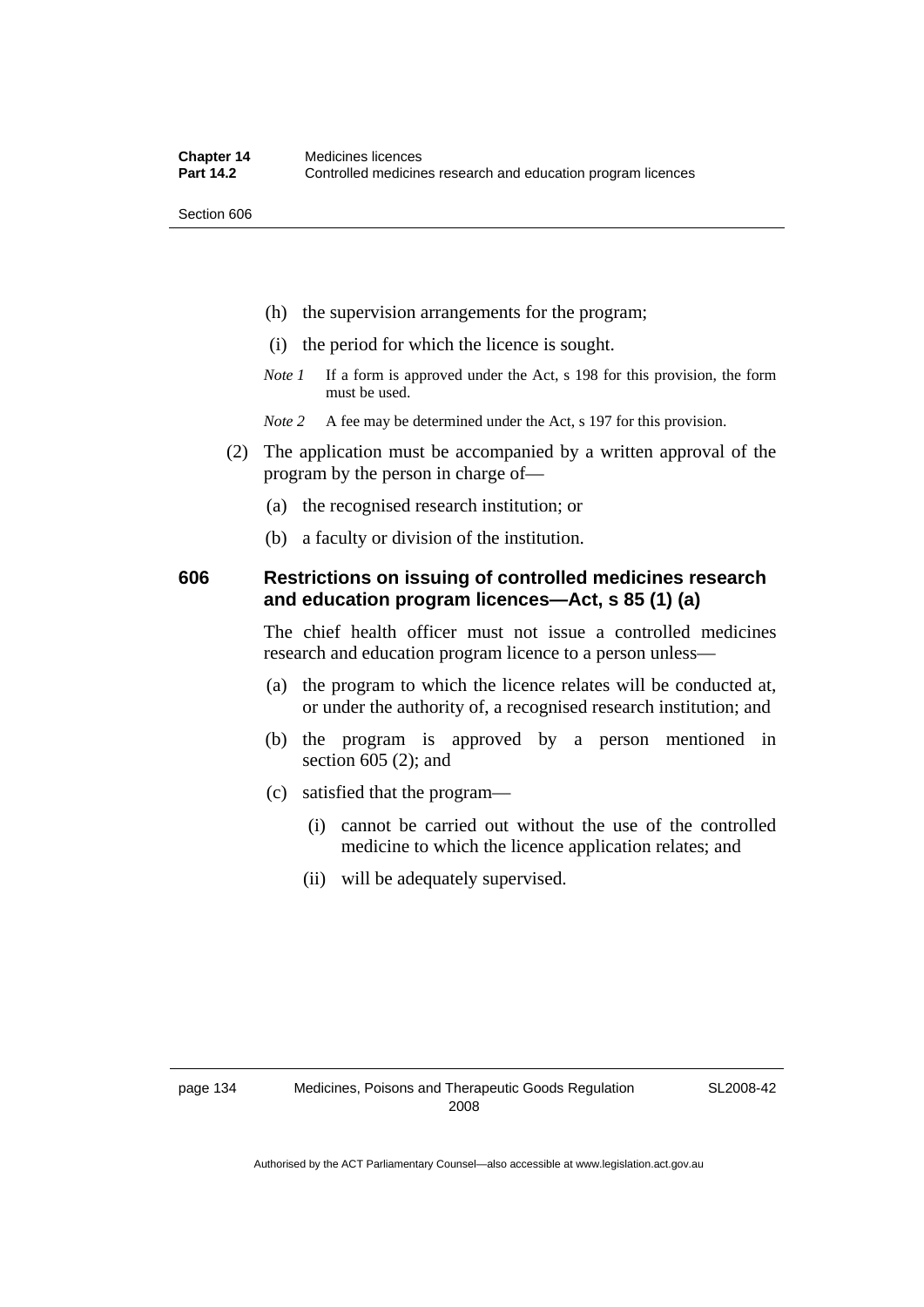(h) the supervision arrangements for the program;

(i) the period for which the licence is sought.

*Note 1* If a form is approved under the Act, s 198 for this provision, the form must be used.

*Note 2* A fee may be determined under the Act, s 197 for this provision.

(2) The application must be accompanied by a written approval of the program by the person in charge of—

(a) the recognised research institution; or

(b) a faculty or division of the institution.

### 606 Restrictions on issuing of controlled medicines research and education program licences—Act, s 85 (1) (a)

The chief health officer must not issue a controlled medicines research and education program licence to a person unless—

(a) the program to which the licence relates will be conducted at, or under the authority of, a recognised research institution; and

(b) the program is approved by a person mentioned in section 605 (2); and

(c) satisfied that the program—

(i) cannot be carried out without the use of the controlled medicine to which the licence application relates; and

(ii) will be adequately supervised.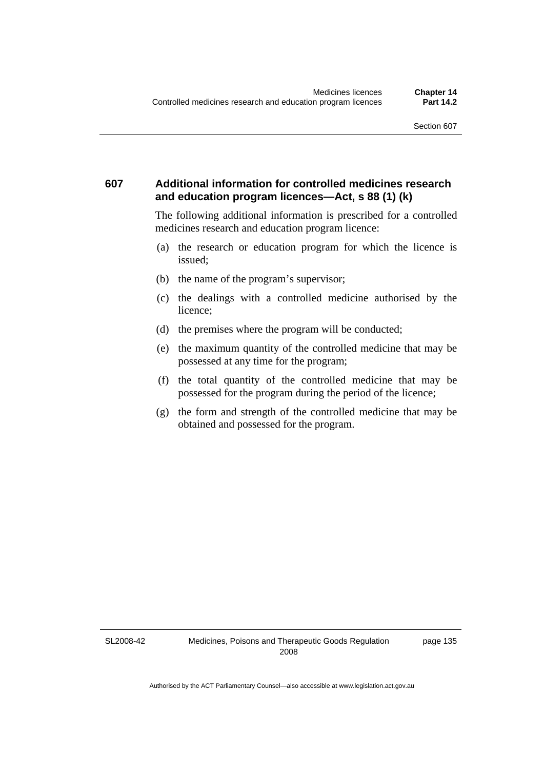### 607 Additional information for controlled medicines research and education program licences—Act, s 88 (1) (k)

The following additional information is prescribed for a controlled medicines research and education program licence:

(a) the research or education program for which the licence is issued;

(b) the name of the program's supervisor;

(c) the dealings with a controlled medicine authorised by the licence;

(d) the premises where the program will be conducted;

(e) the maximum quantity of the controlled medicine that may be possessed at any time for the program;

(f) the total quantity of the controlled medicine that may be possessed for the program during the period of the licence;

(g) the form and strength of the controlled medicine that may be obtained and possessed for the program.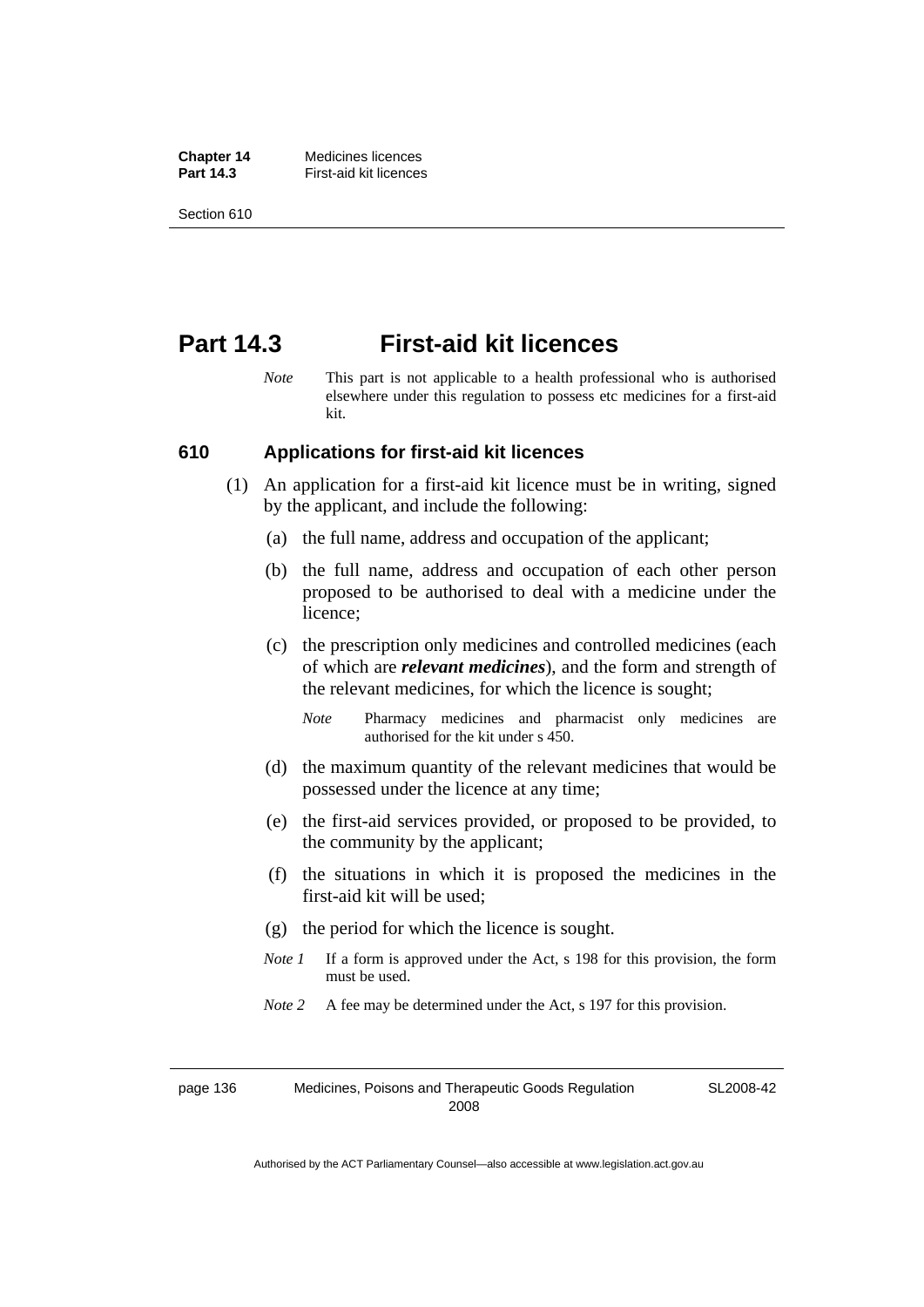# Part 14.3 First-aid kit licences

*Note* This part is not applicable to a health professional who is authorised elsewhere under this regulation to possess etc medicines for a first-aid kit.

## 610 Applications for first-aid kit licences

(1) An application for a first-aid kit licence must be in writing, signed by the applicant, and include the following:

(a) the full name, address and occupation of the applicant;

(b) the full name, address and occupation of each other person proposed to be authorised to deal with a medicine under the licence;

(c) the prescription only medicines and controlled medicines (each of which are ***relevant medicines***), and the form and strength of the relevant medicines, for which the licence is sought;

*Note* Pharmacy medicines and pharmacist only medicines are authorised for the kit under s 450.

(d) the maximum quantity of the relevant medicines that would be possessed under the licence at any time;

(e) the first-aid services provided, or proposed to be provided, to the community by the applicant;

(f) the situations in which it is proposed the medicines in the first-aid kit will be used;

(g) the period for which the licence is sought.

*Note 1* If a form is approved under the Act, s 198 for this provision, the form must be used.

*Note 2* A fee may be determined under the Act, s 197 for this provision.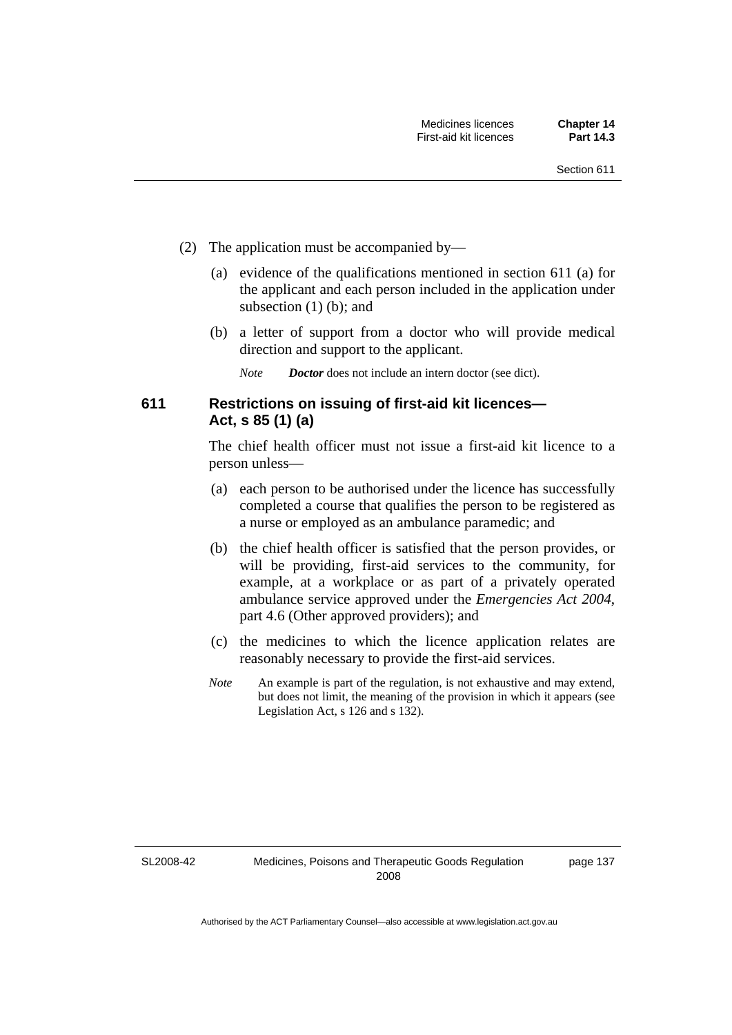(2) The application must be accompanied by—

(a) evidence of the qualifications mentioned in section 611 (a) for the applicant and each person included in the application under subsection (1) (b); and

(b) a letter of support from a doctor who will provide medical direction and support to the applicant.

*Note* ***Doctor*** does not include an intern doctor (see dict).

### 611 Restrictions on issuing of first-aid kit licences—Act, s 85 (1) (a)

The chief health officer must not issue a first-aid kit licence to a person unless—

(a) each person to be authorised under the licence has successfully completed a course that qualifies the person to be registered as a nurse or employed as an ambulance paramedic; and

(b) the chief health officer is satisfied that the person provides, or will be providing, first-aid services to the community, for example, at a workplace or as part of a privately operated ambulance service approved under the *Emergencies Act 2004*, part 4.6 (Other approved providers); and

(c) the medicines to which the licence application relates are reasonably necessary to provide the first-aid services.

*Note* An example is part of the regulation, is not exhaustive and may extend, but does not limit, the meaning of the provision in which it appears (see Legislation Act, s 126 and s 132).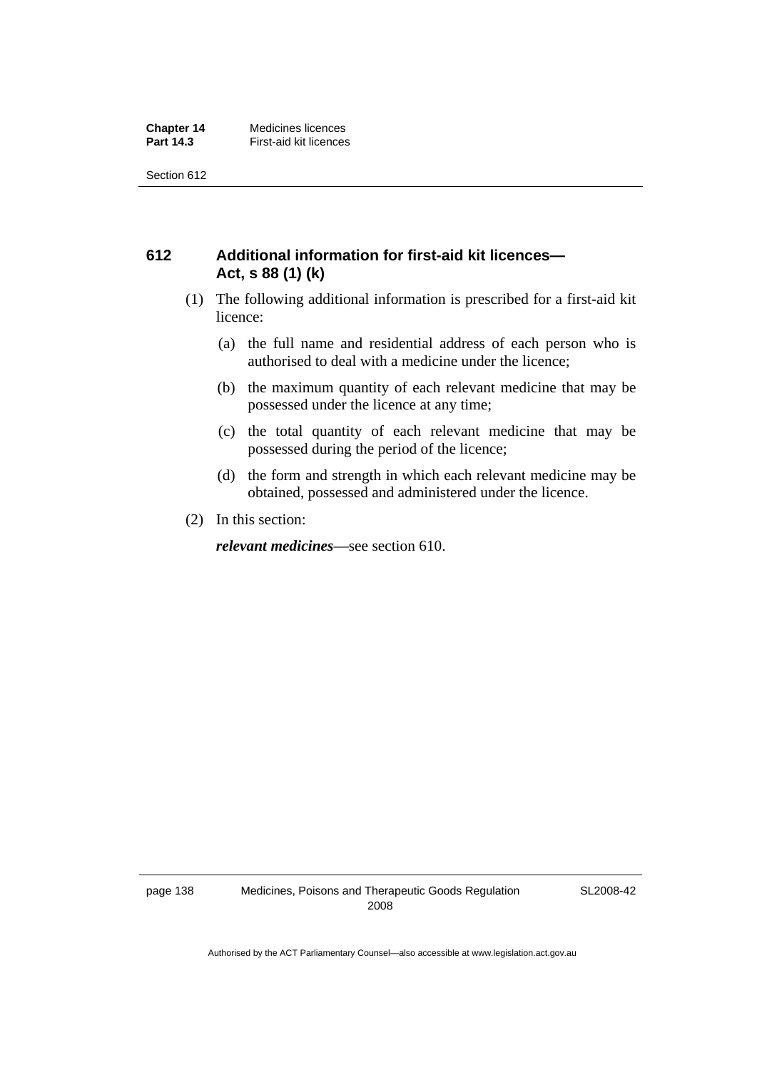## 612 Additional information for first-aid kit licences—Act, s 88 (1) (k)

(1) The following additional information is prescribed for a first-aid kit licence:

(a) the full name and residential address of each person who is authorised to deal with a medicine under the licence;

(b) the maximum quantity of each relevant medicine that may be possessed under the licence at any time;

(c) the total quantity of each relevant medicine that may be possessed during the period of the licence;

(d) the form and strength in which each relevant medicine may be obtained, possessed and administered under the licence.

(2) In this section:

***relevant medicines***—see section 610.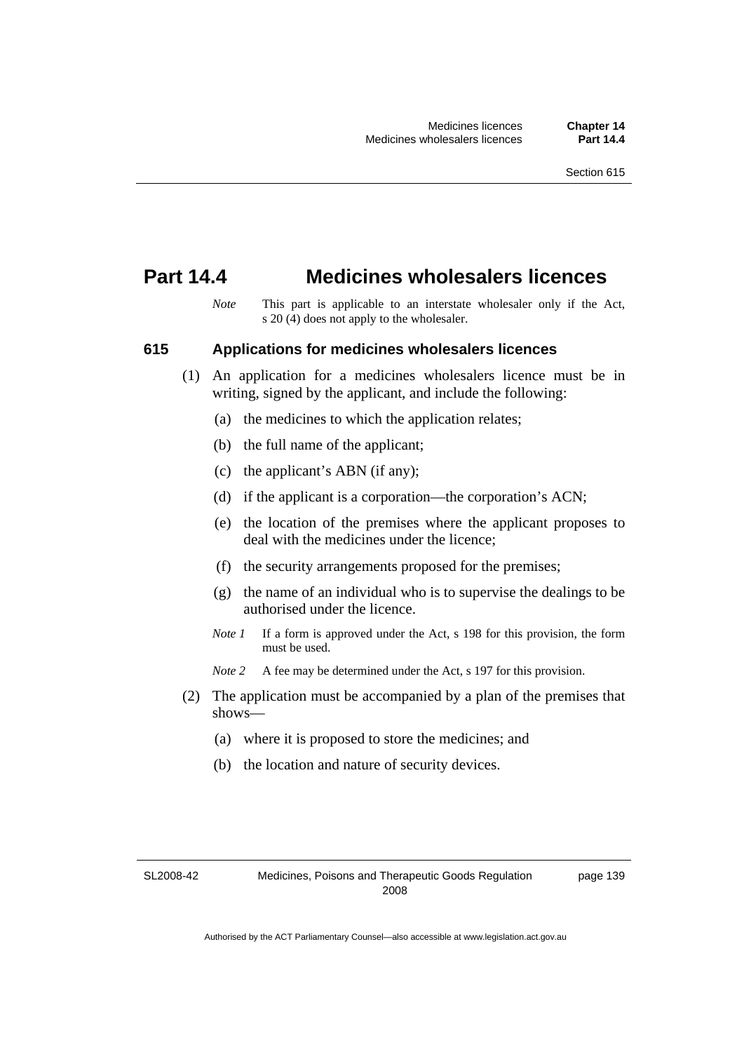# Part 14.4 Medicines wholesalers licences

*Note* This part is applicable to an interstate wholesaler only if the Act, s 20 (4) does not apply to the wholesaler.

## 615 Applications for medicines wholesalers licences

(1) An application for a medicines wholesalers licence must be in writing, signed by the applicant, and include the following:

(a) the medicines to which the application relates;

(b) the full name of the applicant;

(c) the applicant's ABN (if any);

(d) if the applicant is a corporation—the corporation's ACN;

(e) the location of the premises where the applicant proposes to deal with the medicines under the licence;

(f) the security arrangements proposed for the premises;

(g) the name of an individual who is to supervise the dealings to be authorised under the licence.

*Note 1* If a form is approved under the Act, s 198 for this provision, the form must be used.

*Note 2* A fee may be determined under the Act, s 197 for this provision.

(2) The application must be accompanied by a plan of the premises that shows—

(a) where it is proposed to store the medicines; and

(b) the location and nature of security devices.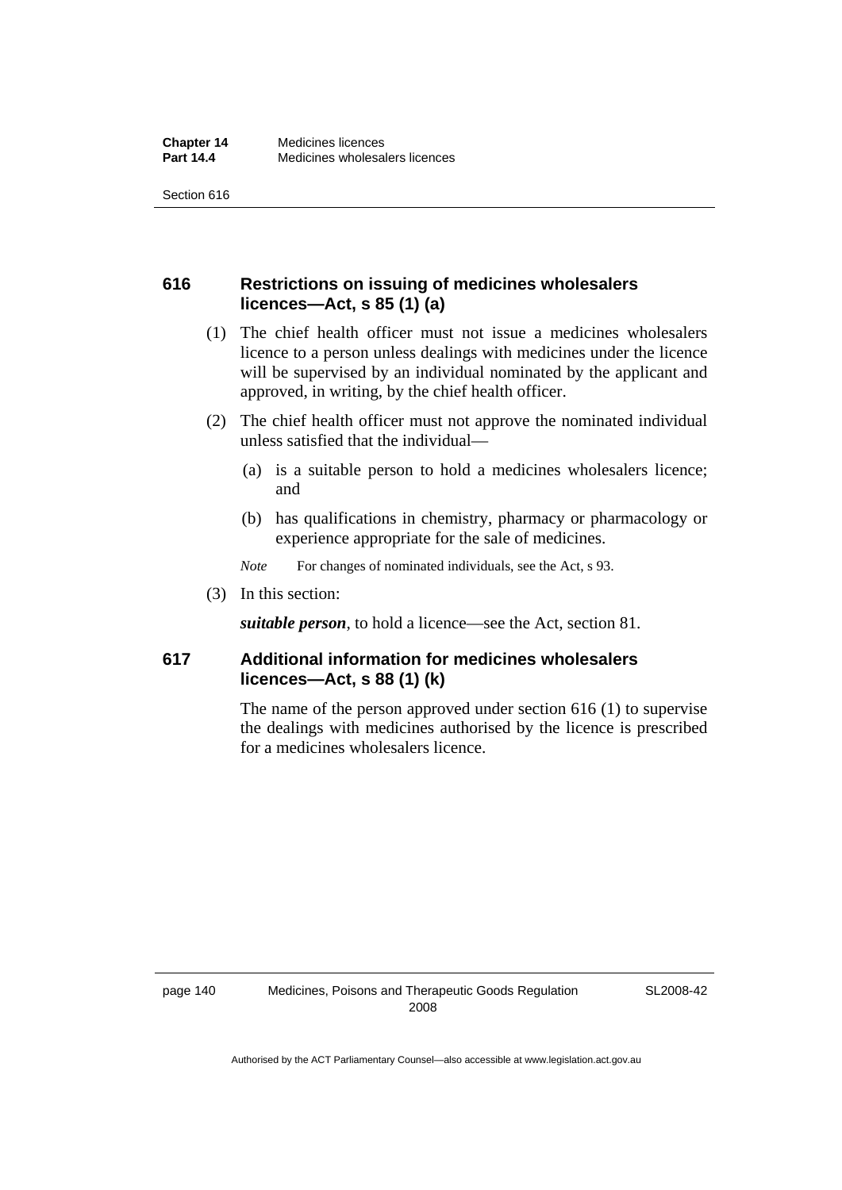## 616 Restrictions on issuing of medicines wholesalers licences—Act, s 85 (1) (a)

(1) The chief health officer must not issue a medicines wholesalers licence to a person unless dealings with medicines under the licence will be supervised by an individual nominated by the applicant and approved, in writing, by the chief health officer.

(2) The chief health officer must not approve the nominated individual unless satisfied that the individual—

(a) is a suitable person to hold a medicines wholesalers licence; and

(b) has qualifications in chemistry, pharmacy or pharmacology or experience appropriate for the sale of medicines.

*Note* For changes of nominated individuals, see the Act, s 93.

(3) In this section:

***suitable person***, to hold a licence—see the Act, section 81.

## 617 Additional information for medicines wholesalers licences—Act, s 88 (1) (k)

The name of the person approved under section 616 (1) to supervise the dealings with medicines authorised by the licence is prescribed for a medicines wholesalers licence.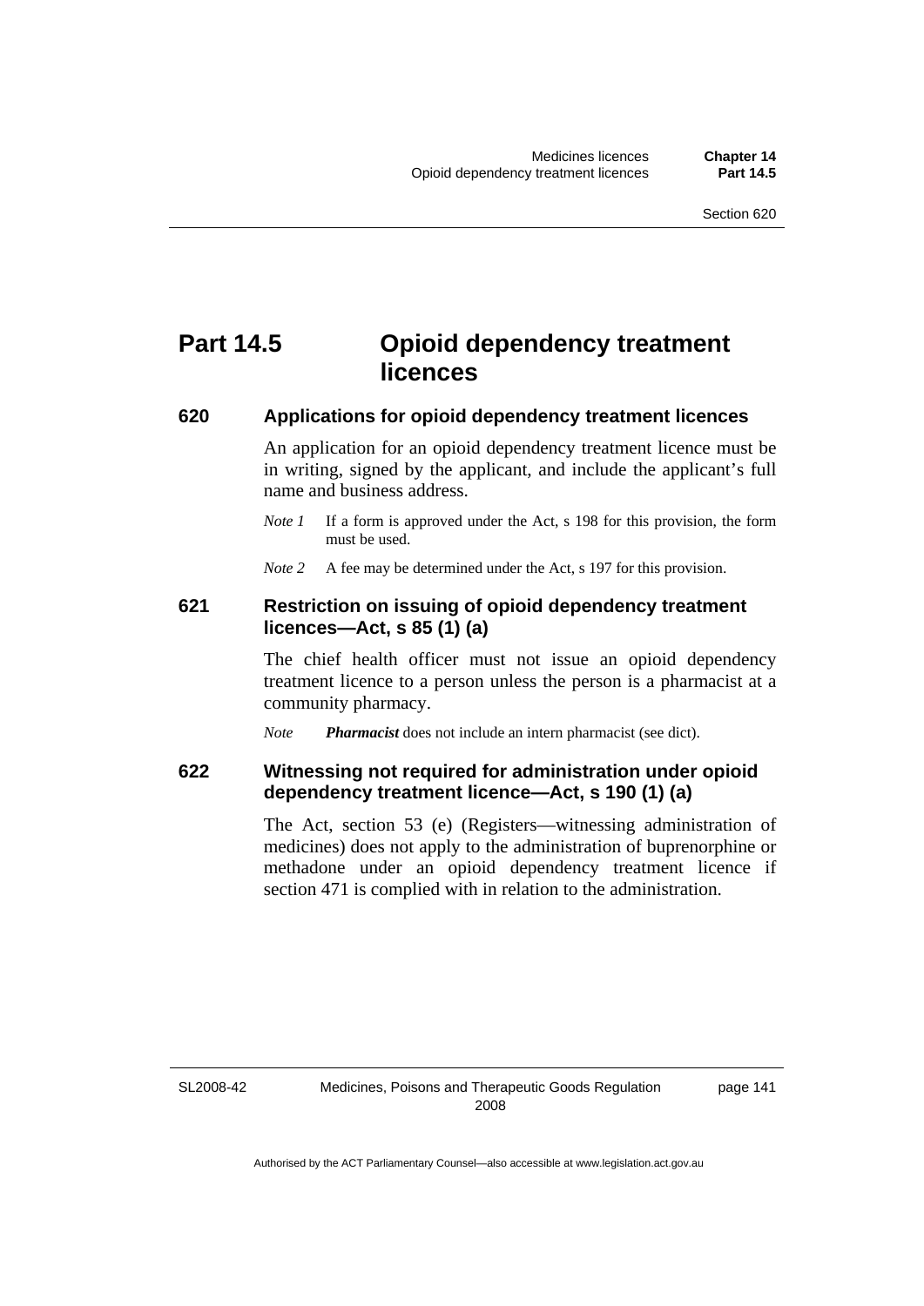# Part 14.5 Opioid dependency treatment licences

## 620 Applications for opioid dependency treatment licences

An application for an opioid dependency treatment licence must be in writing, signed by the applicant, and include the applicant's full name and business address.

*Note 1* If a form is approved under the Act, s 198 for this provision, the form must be used.

*Note 2* A fee may be determined under the Act, s 197 for this provision.

## 621 Restriction on issuing of opioid dependency treatment licences—Act, s 85 (1) (a)

The chief health officer must not issue an opioid dependency treatment licence to a person unless the person is a pharmacist at a community pharmacy.

*Note* ***Pharmacist*** does not include an intern pharmacist (see dict).

## 622 Witnessing not required for administration under opioid dependency treatment licence—Act, s 190 (1) (a)

The Act, section 53 (e) (Registers—witnessing administration of medicines) does not apply to the administration of buprenorphine or methadone under an opioid dependency treatment licence if section 471 is complied with in relation to the administration.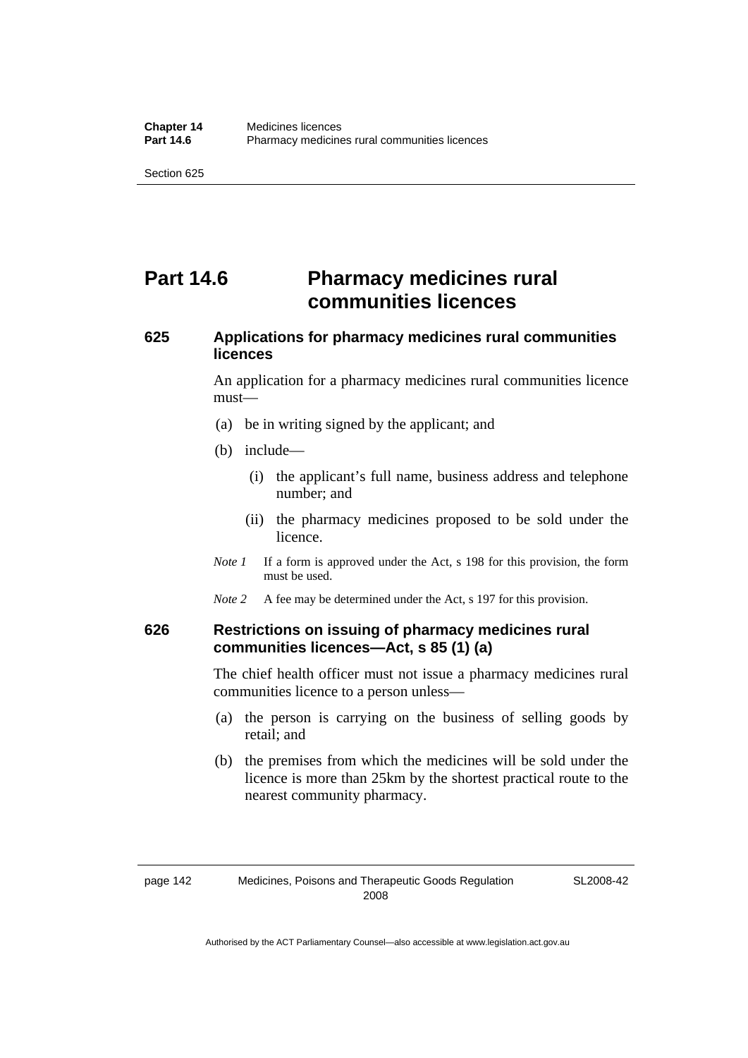# Part 14.6 Pharmacy medicines rural communities licences

## 625 Applications for pharmacy medicines rural communities licences

An application for a pharmacy medicines rural communities licence must—

(a) be in writing signed by the applicant; and

(b) include—

(i) the applicant's full name, business address and telephone number; and

(ii) the pharmacy medicines proposed to be sold under the licence.

*Note 1* If a form is approved under the Act, s 198 for this provision, the form must be used.

*Note 2* A fee may be determined under the Act, s 197 for this provision.

## 626 Restrictions on issuing of pharmacy medicines rural communities licences—Act, s 85 (1) (a)

The chief health officer must not issue a pharmacy medicines rural communities licence to a person unless—

(a) the person is carrying on the business of selling goods by retail; and

(b) the premises from which the medicines will be sold under the licence is more than 25km by the shortest practical route to the nearest community pharmacy.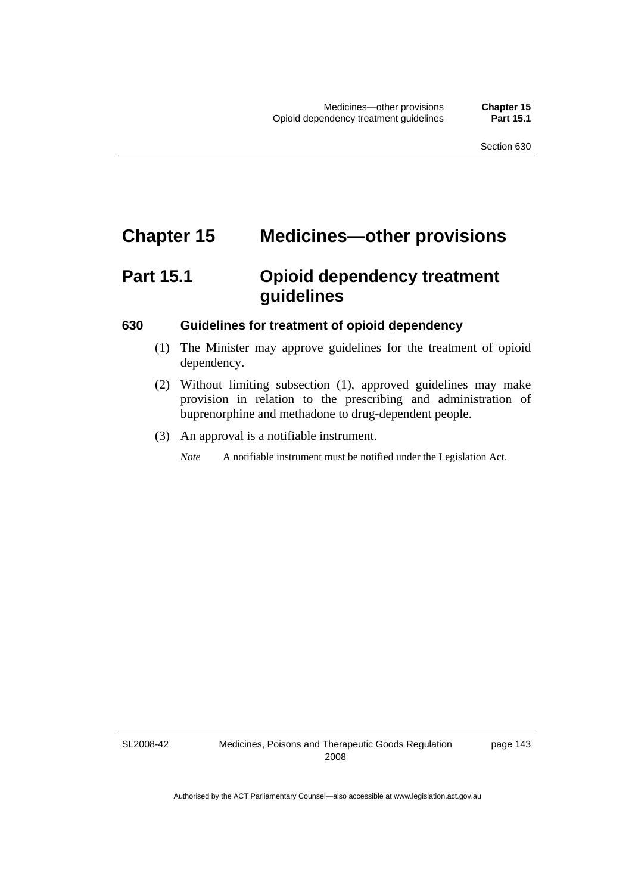# Chapter 15 Medicines—other provisions

## Part 15.1 Opioid dependency treatment guidelines

### 630 Guidelines for treatment of opioid dependency

(1) The Minister may approve guidelines for the treatment of opioid dependency.

(2) Without limiting subsection (1), approved guidelines may make provision in relation to the prescribing and administration of buprenorphine and methadone to drug-dependent people.

(3) An approval is a notifiable instrument.

*Note* A notifiable instrument must be notified under the Legislation Act.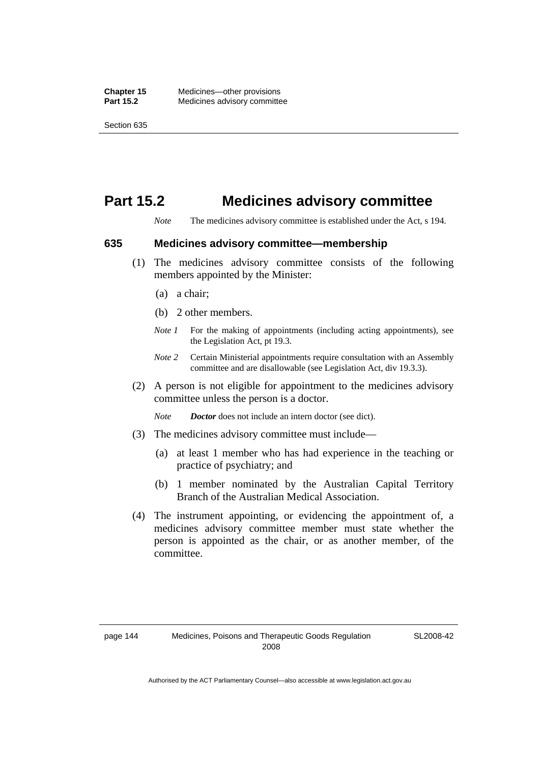# Part 15.2 Medicines advisory committee

*Note* The medicines advisory committee is established under the Act, s 194.

## 635 Medicines advisory committee—membership

(1) The medicines advisory committee consists of the following members appointed by the Minister:

(a) a chair;

(b) 2 other members.

*Note 1* For the making of appointments (including acting appointments), see the Legislation Act, pt 19.3.

*Note 2* Certain Ministerial appointments require consultation with an Assembly committee and are disallowable (see Legislation Act, div 19.3.3).

(2) A person is not eligible for appointment to the medicines advisory committee unless the person is a doctor.

*Note* ***Doctor*** does not include an intern doctor (see dict).

(3) The medicines advisory committee must include—

(a) at least 1 member who has had experience in the teaching or practice of psychiatry; and

(b) 1 member nominated by the Australian Capital Territory Branch of the Australian Medical Association.

(4) The instrument appointing, or evidencing the appointment of, a medicines advisory committee member must state whether the person is appointed as the chair, or as another member, of the committee.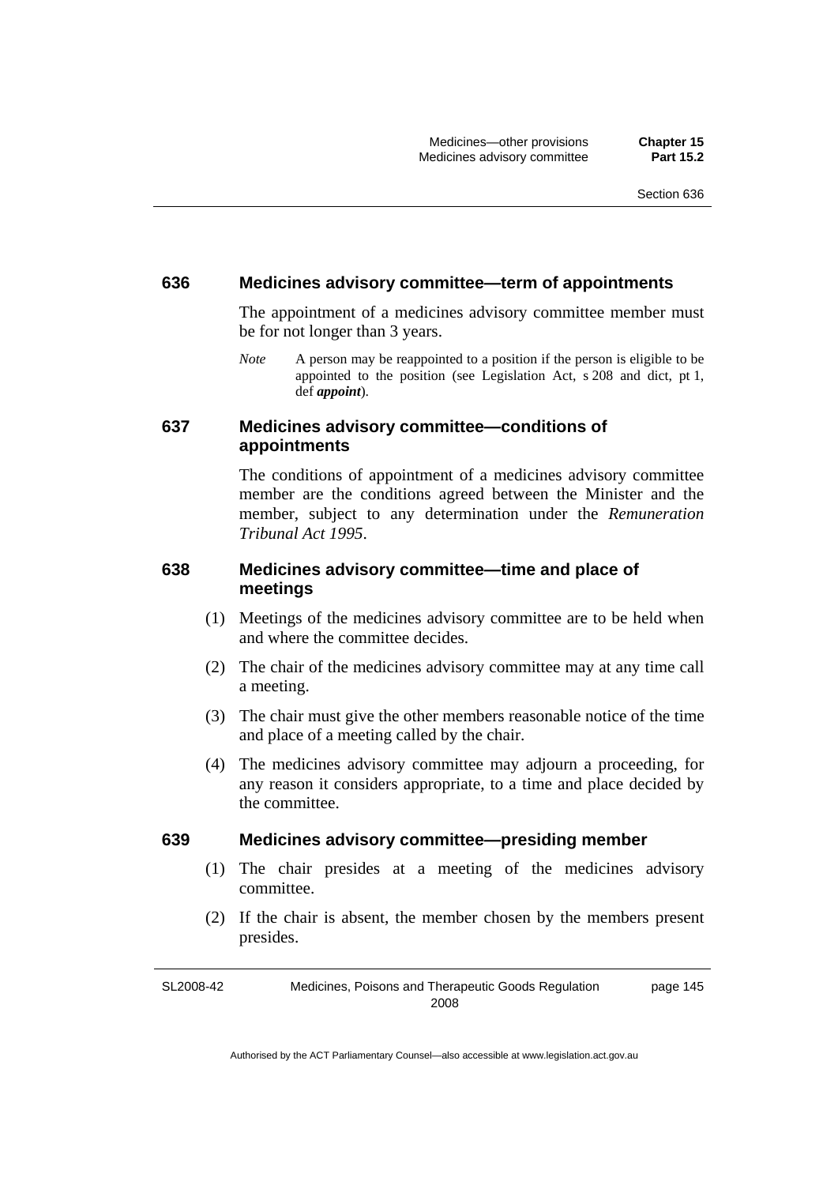### 636 Medicines advisory committee—term of appointments

The appointment of a medicines advisory committee member must be for not longer than 3 years.

*Note* A person may be reappointed to a position if the person is eligible to be appointed to the position (see Legislation Act, s 208 and dict, pt 1, def ***appoint***).

### 637 Medicines advisory committee—conditions of appointments

The conditions of appointment of a medicines advisory committee member are the conditions agreed between the Minister and the member, subject to any determination under the *Remuneration Tribunal Act 1995*.

### 638 Medicines advisory committee—time and place of meetings

(1) Meetings of the medicines advisory committee are to be held when and where the committee decides.

(2) The chair of the medicines advisory committee may at any time call a meeting.

(3) The chair must give the other members reasonable notice of the time and place of a meeting called by the chair.

(4) The medicines advisory committee may adjourn a proceeding, for any reason it considers appropriate, to a time and place decided by the committee.

### 639 Medicines advisory committee—presiding member

(1) The chair presides at a meeting of the medicines advisory committee.

(2) If the chair is absent, the member chosen by the members present presides.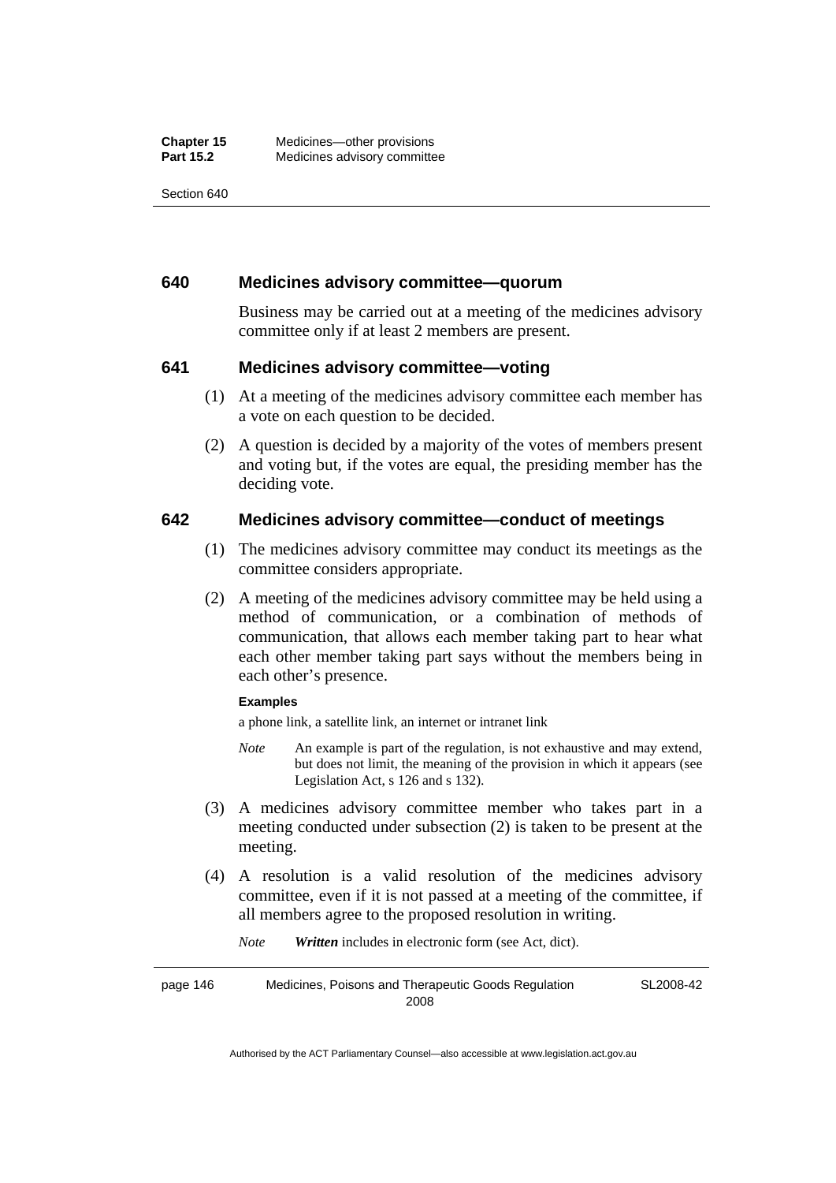## 640 Medicines advisory committee—quorum

Business may be carried out at a meeting of the medicines advisory committee only if at least 2 members are present.

## 641 Medicines advisory committee—voting

(1) At a meeting of the medicines advisory committee each member has a vote on each question to be decided.

(2) A question is decided by a majority of the votes of members present and voting but, if the votes are equal, the presiding member has the deciding vote.

## 642 Medicines advisory committee—conduct of meetings

(1) The medicines advisory committee may conduct its meetings as the committee considers appropriate.

(2) A meeting of the medicines advisory committee may be held using a method of communication, or a combination of methods of communication, that allows each member taking part to hear what each other member taking part says without the members being in each other's presence.

**Examples**

a phone link, a satellite link, an internet or intranet link

*Note* An example is part of the regulation, is not exhaustive and may extend, but does not limit, the meaning of the provision in which it appears (see Legislation Act, s 126 and s 132).

(3) A medicines advisory committee member who takes part in a meeting conducted under subsection (2) is taken to be present at the meeting.

(4) A resolution is a valid resolution of the medicines advisory committee, even if it is not passed at a meeting of the committee, if all members agree to the proposed resolution in writing.

*Note* ***Written*** includes in electronic form (see Act, dict).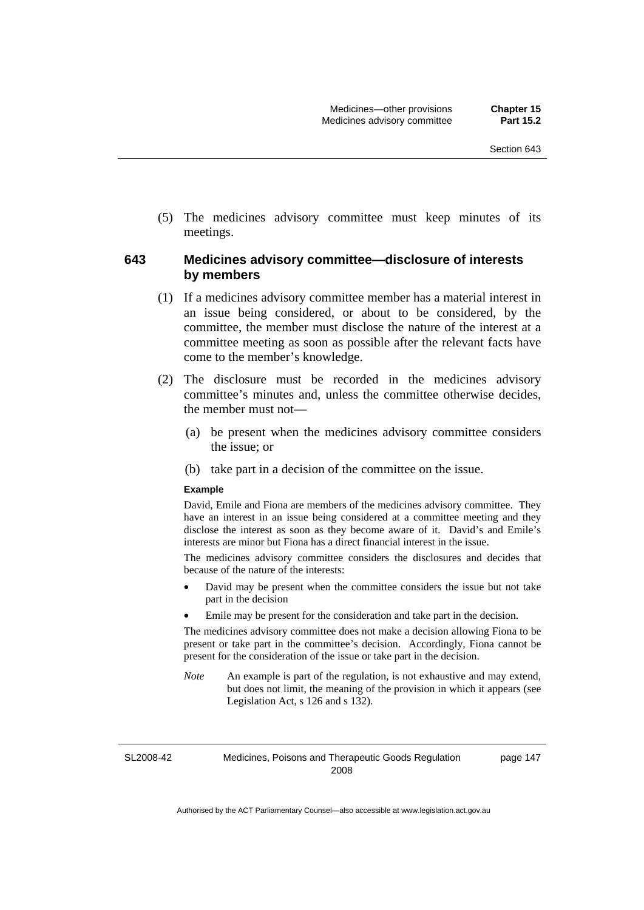(5) The medicines advisory committee must keep minutes of its meetings.

### 643 Medicines advisory committee—disclosure of interests by members

(1) If a medicines advisory committee member has a material interest in an issue being considered, or about to be considered, by the committee, the member must disclose the nature of the interest at a committee meeting as soon as possible after the relevant facts have come to the member's knowledge.

(2) The disclosure must be recorded in the medicines advisory committee's minutes and, unless the committee otherwise decides, the member must not—

(a) be present when the medicines advisory committee considers the issue; or

(b) take part in a decision of the committee on the issue.

**Example**

David, Emile and Fiona are members of the medicines advisory committee. They have an interest in an issue being considered at a committee meeting and they disclose the interest as soon as they become aware of it. David's and Emile's interests are minor but Fiona has a direct financial interest in the issue.

The medicines advisory committee considers the disclosures and decides that because of the nature of the interests:

- David may be present when the committee considers the issue but not take part in the decision
- Emile may be present for the consideration and take part in the decision.

The medicines advisory committee does not make a decision allowing Fiona to be present or take part in the committee's decision. Accordingly, Fiona cannot be present for the consideration of the issue or take part in the decision.

*Note* An example is part of the regulation, is not exhaustive and may extend, but does not limit, the meaning of the provision in which it appears (see Legislation Act, s 126 and s 132).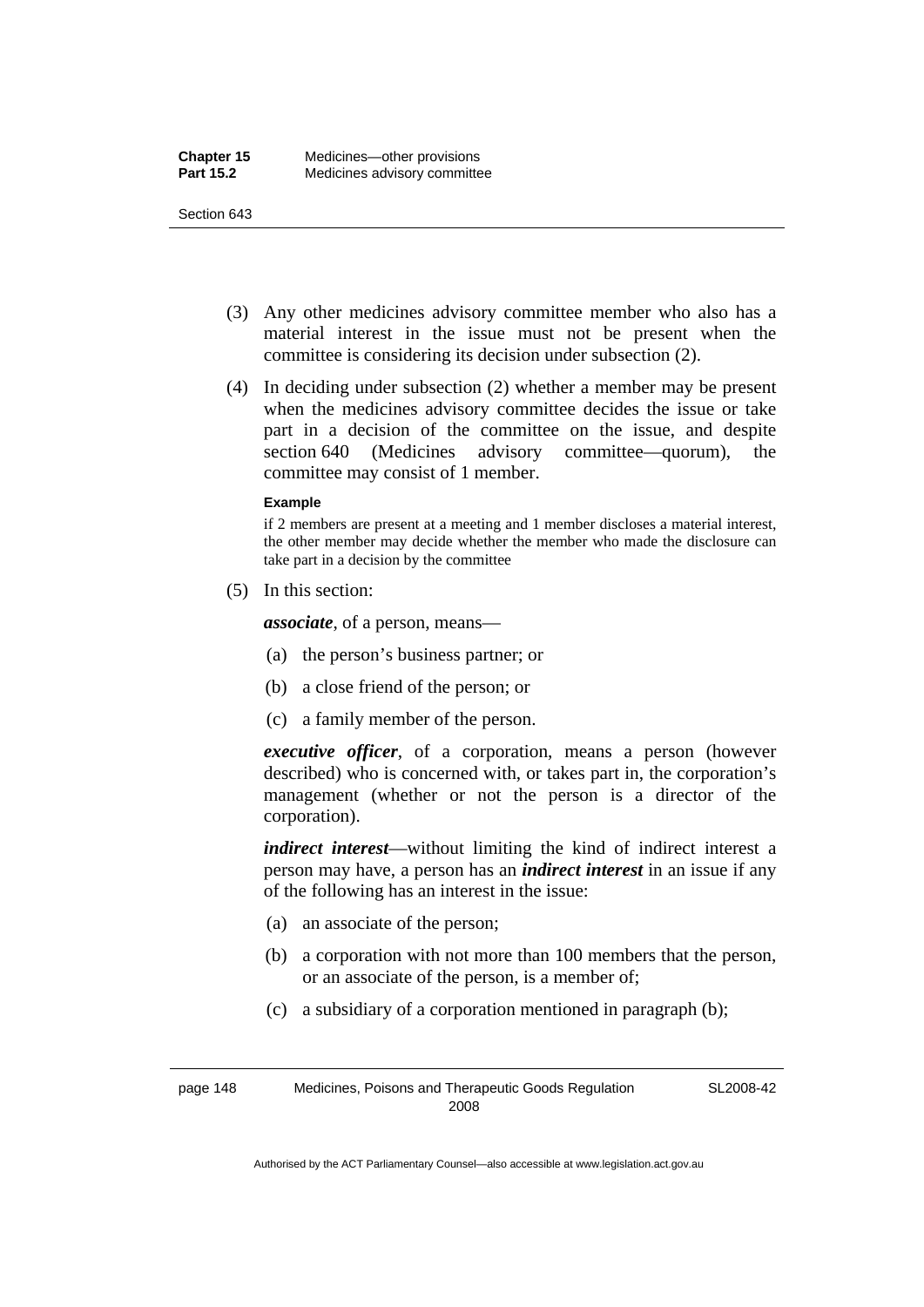(3) Any other medicines advisory committee member who also has a material interest in the issue must not be present when the committee is considering its decision under subsection (2).

(4) In deciding under subsection (2) whether a member may be present when the medicines advisory committee decides the issue or take part in a decision of the committee on the issue, and despite section 640 (Medicines advisory committee—quorum), the committee may consist of 1 member.

**Example**

if 2 members are present at a meeting and 1 member discloses a material interest, the other member may decide whether the member who made the disclosure can take part in a decision by the committee

(5) In this section:

***associate***, of a person, means—

(a) the person's business partner; or

(b) a close friend of the person; or

(c) a family member of the person.

***executive officer***, of a corporation, means a person (however described) who is concerned with, or takes part in, the corporation's management (whether or not the person is a director of the corporation).

***indirect interest***—without limiting the kind of indirect interest a person may have, a person has an ***indirect interest*** in an issue if any of the following has an interest in the issue:

(a) an associate of the person;

(b) a corporation with not more than 100 members that the person, or an associate of the person, is a member of;

(c) a subsidiary of a corporation mentioned in paragraph (b);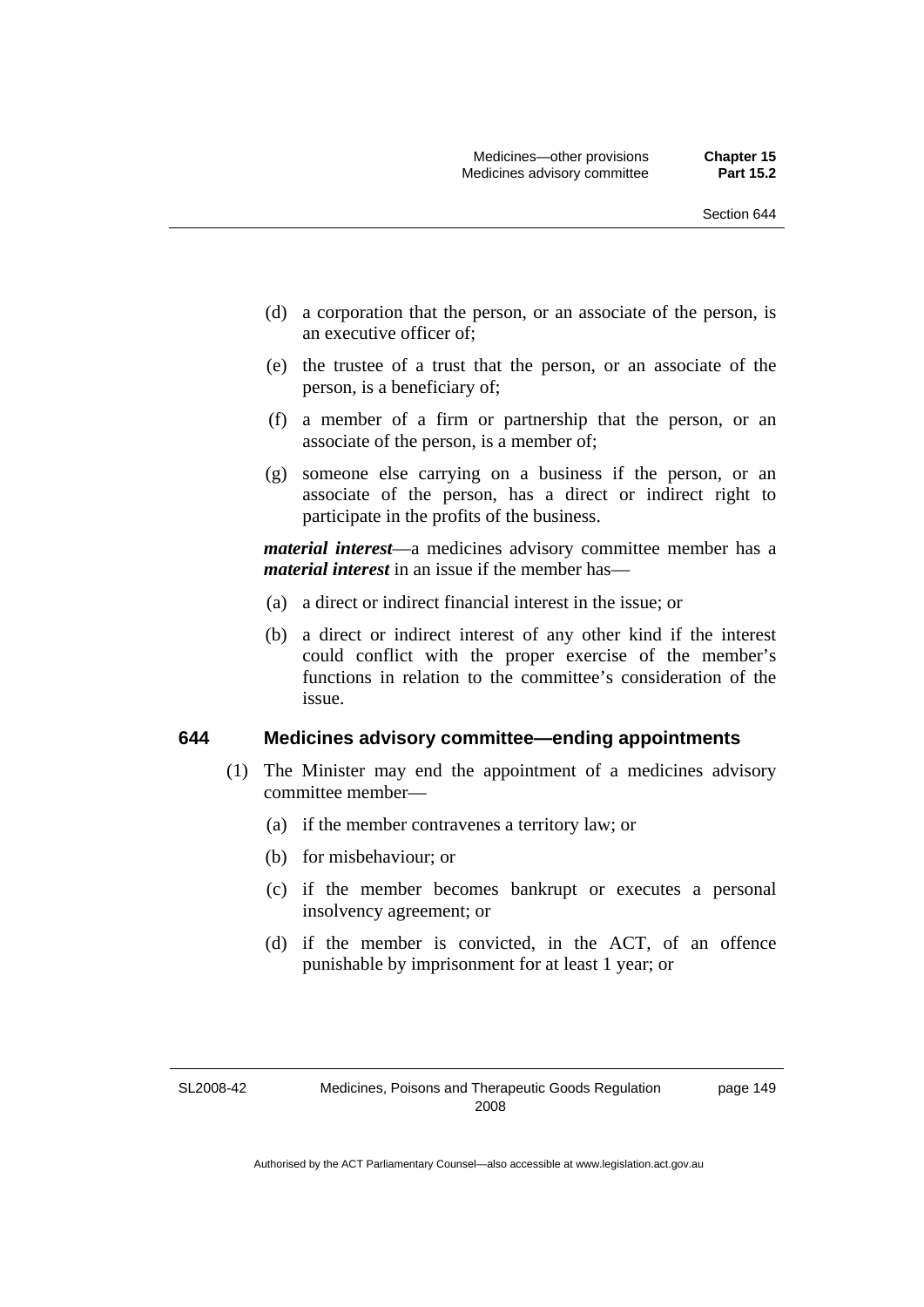(d) a corporation that the person, or an associate of the person, is an executive officer of;

(e) the trustee of a trust that the person, or an associate of the person, is a beneficiary of;

(f) a member of a firm or partnership that the person, or an associate of the person, is a member of;

(g) someone else carrying on a business if the person, or an associate of the person, has a direct or indirect right to participate in the profits of the business.

***material interest***—a medicines advisory committee member has a ***material interest*** in an issue if the member has—

(a) a direct or indirect financial interest in the issue; or

(b) a direct or indirect interest of any other kind if the interest could conflict with the proper exercise of the member's functions in relation to the committee's consideration of the issue.

### 644 Medicines advisory committee—ending appointments

(1) The Minister may end the appointment of a medicines advisory committee member—

(a) if the member contravenes a territory law; or

(b) for misbehaviour; or

(c) if the member becomes bankrupt or executes a personal insolvency agreement; or

(d) if the member is convicted, in the ACT, of an offence punishable by imprisonment for at least 1 year; or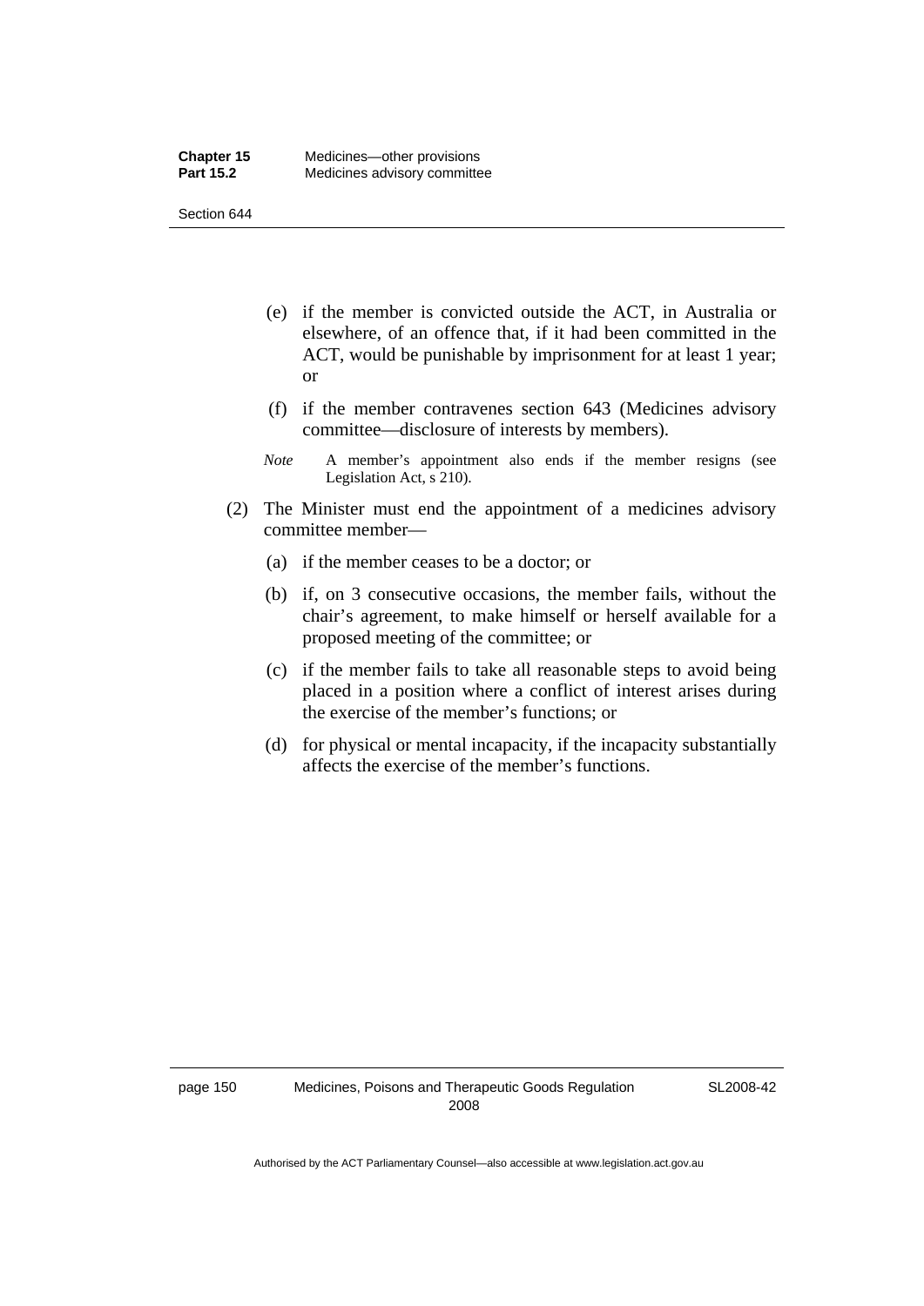(e) if the member is convicted outside the ACT, in Australia or elsewhere, of an offence that, if it had been committed in the ACT, would be punishable by imprisonment for at least 1 year; or

(f) if the member contravenes section 643 (Medicines advisory committee—disclosure of interests by members).

*Note* A member's appointment also ends if the member resigns (see Legislation Act, s 210).

(2) The Minister must end the appointment of a medicines advisory committee member—

(a) if the member ceases to be a doctor; or

(b) if, on 3 consecutive occasions, the member fails, without the chair's agreement, to make himself or herself available for a proposed meeting of the committee; or

(c) if the member fails to take all reasonable steps to avoid being placed in a position where a conflict of interest arises during the exercise of the member's functions; or

(d) for physical or mental incapacity, if the incapacity substantially affects the exercise of the member's functions.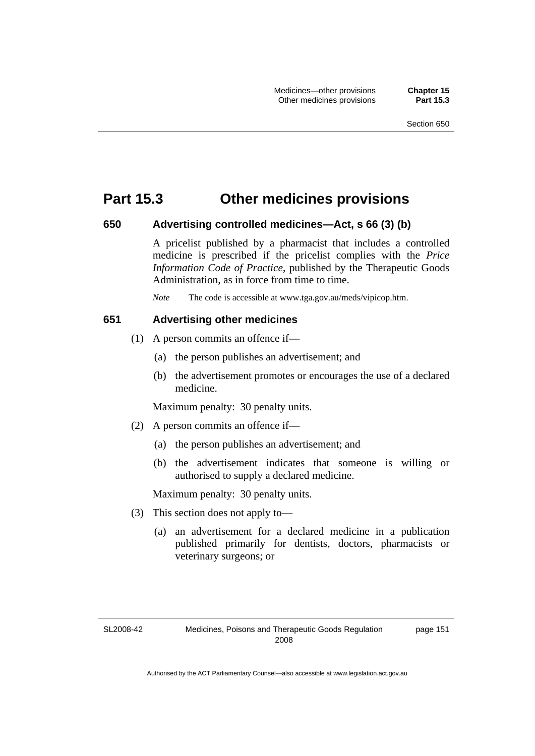# Part 15.3 Other medicines provisions

### 650 Advertising controlled medicines—Act, s 66 (3) (b)

A pricelist published by a pharmacist that includes a controlled medicine is prescribed if the pricelist complies with the *Price Information Code of Practice*, published by the Therapeutic Goods Administration, as in force from time to time.

*Note* The code is accessible at www.tga.gov.au/meds/vipicop.htm.

### 651 Advertising other medicines

(1) A person commits an offence if—

  (a) the person publishes an advertisement; and

  (b) the advertisement promotes or encourages the use of a declared medicine.

Maximum penalty: 30 penalty units.

(2) A person commits an offence if—

  (a) the person publishes an advertisement; and

  (b) the advertisement indicates that someone is willing or authorised to supply a declared medicine.

Maximum penalty: 30 penalty units.

(3) This section does not apply to—

  (a) an advertisement for a declared medicine in a publication published primarily for dentists, doctors, pharmacists or veterinary surgeons; or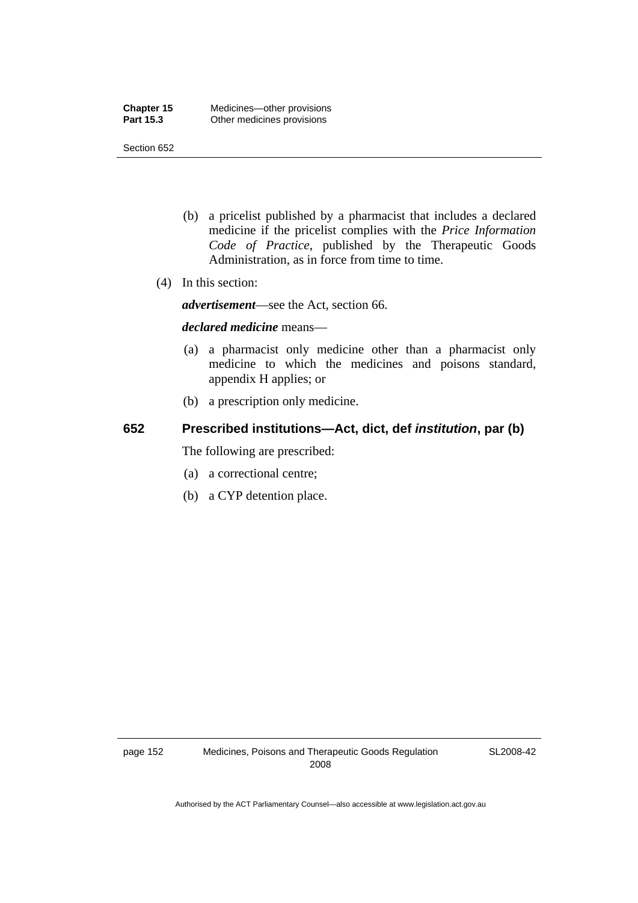(b) a pricelist published by a pharmacist that includes a declared medicine if the pricelist complies with the *Price Information Code of Practice*, published by the Therapeutic Goods Administration, as in force from time to time.

(4) In this section:

***advertisement***—see the Act, section 66.

***declared medicine*** means—

(a) a pharmacist only medicine other than a pharmacist only medicine to which the medicines and poisons standard, appendix H applies; or

(b) a prescription only medicine.

## 652 Prescribed institutions—Act, dict, def *institution*, par (b)

The following are prescribed:

(a) a correctional centre;

(b) a CYP detention place.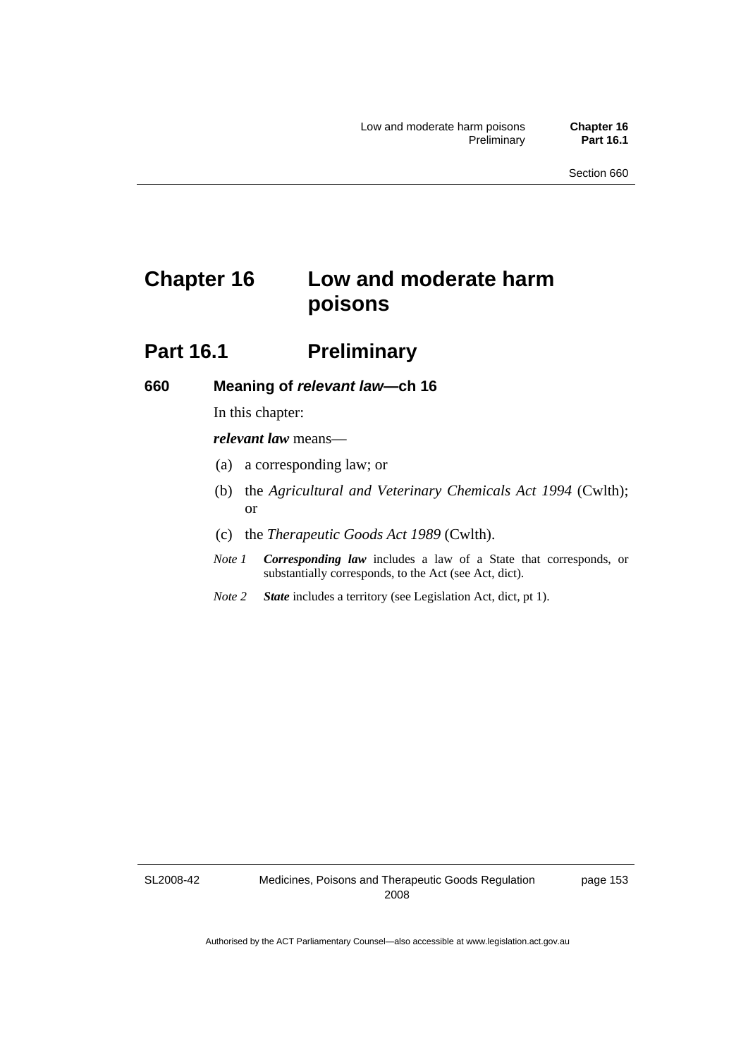# Chapter 16 Low and moderate harm poisons

## Part 16.1 Preliminary

### 660 Meaning of *relevant law*—ch 16

In this chapter:

***relevant law*** means—

(a) a corresponding law; or

(b) the *Agricultural and Veterinary Chemicals Act 1994* (Cwlth); or

(c) the *Therapeutic Goods Act 1989* (Cwlth).

*Note 1* ***Corresponding law*** includes a law of a State that corresponds, or substantially corresponds, to the Act (see Act, dict).

*Note 2* ***State*** includes a territory (see Legislation Act, dict, pt 1).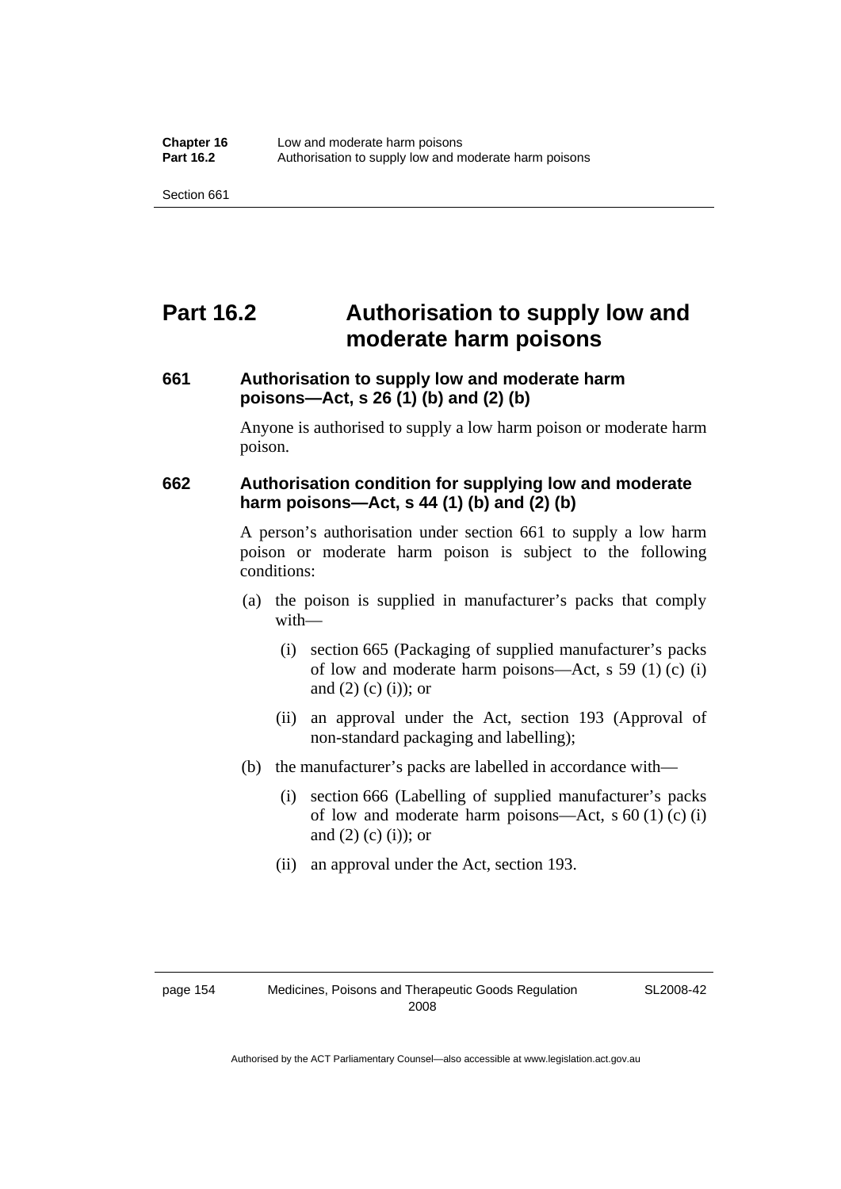# Part 16.2 Authorisation to supply low and moderate harm poisons

### 661 Authorisation to supply low and moderate harm poisons—Act, s 26 (1) (b) and (2) (b)

Anyone is authorised to supply a low harm poison or moderate harm poison.

### 662 Authorisation condition for supplying low and moderate harm poisons—Act, s 44 (1) (b) and (2) (b)

A person's authorisation under section 661 to supply a low harm poison or moderate harm poison is subject to the following conditions:

(a) the poison is supplied in manufacturer's packs that comply with—

  (i) section 665 (Packaging of supplied manufacturer's packs of low and moderate harm poisons—Act, s 59 (1) (c) (i) and (2) (c) (i)); or

  (ii) an approval under the Act, section 193 (Approval of non-standard packaging and labelling);

(b) the manufacturer's packs are labelled in accordance with—

  (i) section 666 (Labelling of supplied manufacturer's packs of low and moderate harm poisons—Act, s 60 (1) (c) (i) and (2) (c) (i)); or

  (ii) an approval under the Act, section 193.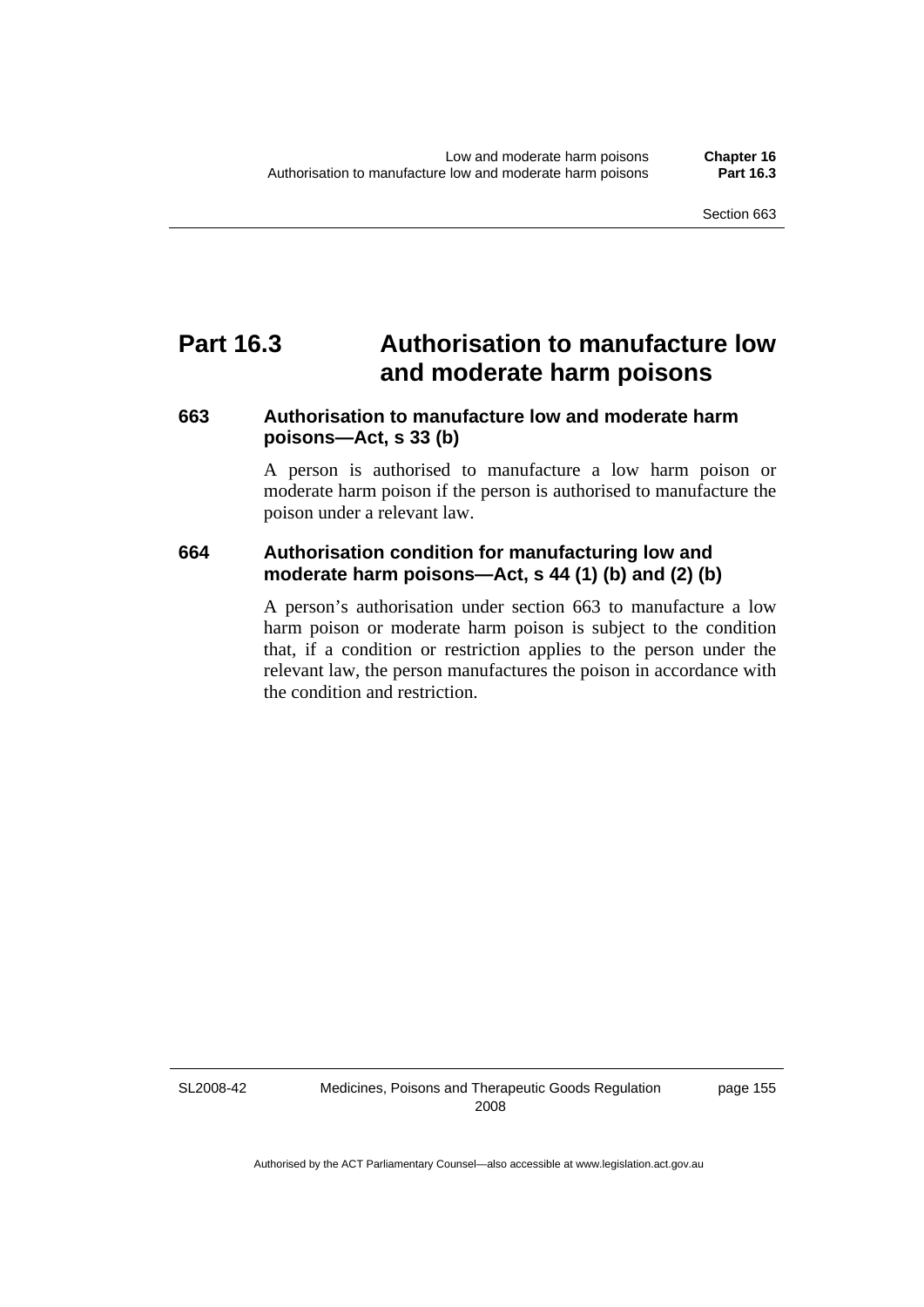# Part 16.3 Authorisation to manufacture low and moderate harm poisons

## 663 Authorisation to manufacture low and moderate harm poisons—Act, s 33 (b)

A person is authorised to manufacture a low harm poison or moderate harm poison if the person is authorised to manufacture the poison under a relevant law.

## 664 Authorisation condition for manufacturing low and moderate harm poisons—Act, s 44 (1) (b) and (2) (b)

A person's authorisation under section 663 to manufacture a low harm poison or moderate harm poison is subject to the condition that, if a condition or restriction applies to the person under the relevant law, the person manufactures the poison in accordance with the condition and restriction.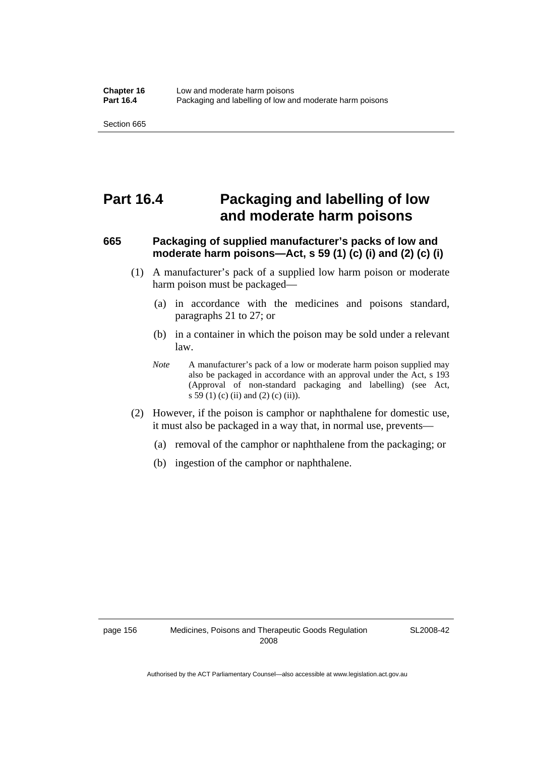# Part 16.4 Packaging and labelling of low and moderate harm poisons

### 665 Packaging of supplied manufacturer's packs of low and moderate harm poisons—Act, s 59 (1) (c) (i) and (2) (c) (i)

(1) A manufacturer's pack of a supplied low harm poison or moderate harm poison must be packaged—

(a) in accordance with the medicines and poisons standard, paragraphs 21 to 27; or

(b) in a container in which the poison may be sold under a relevant law.

*Note* A manufacturer's pack of a low or moderate harm poison supplied may also be packaged in accordance with an approval under the Act, s 193 (Approval of non-standard packaging and labelling) (see Act, s 59 (1) (c) (ii) and (2) (c) (ii)).

(2) However, if the poison is camphor or naphthalene for domestic use, it must also be packaged in a way that, in normal use, prevents—

(a) removal of the camphor or naphthalene from the packaging; or

(b) ingestion of the camphor or naphthalene.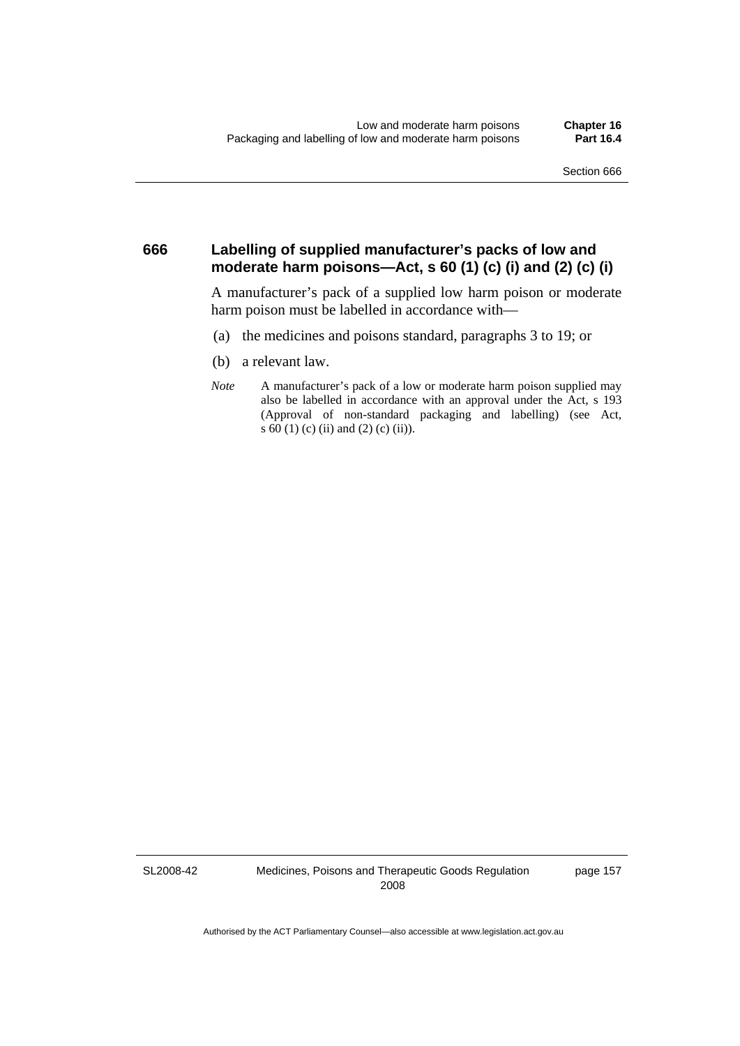## 666 Labelling of supplied manufacturer's packs of low and moderate harm poisons—Act, s 60 (1) (c) (i) and (2) (c) (i)

A manufacturer's pack of a supplied low harm poison or moderate harm poison must be labelled in accordance with—

(a) the medicines and poisons standard, paragraphs 3 to 19; or

(b) a relevant law.

*Note* A manufacturer's pack of a low or moderate harm poison supplied may also be labelled in accordance with an approval under the Act, s 193 (Approval of non-standard packaging and labelling) (see Act, s 60 (1) (c) (ii) and (2) (c) (ii)).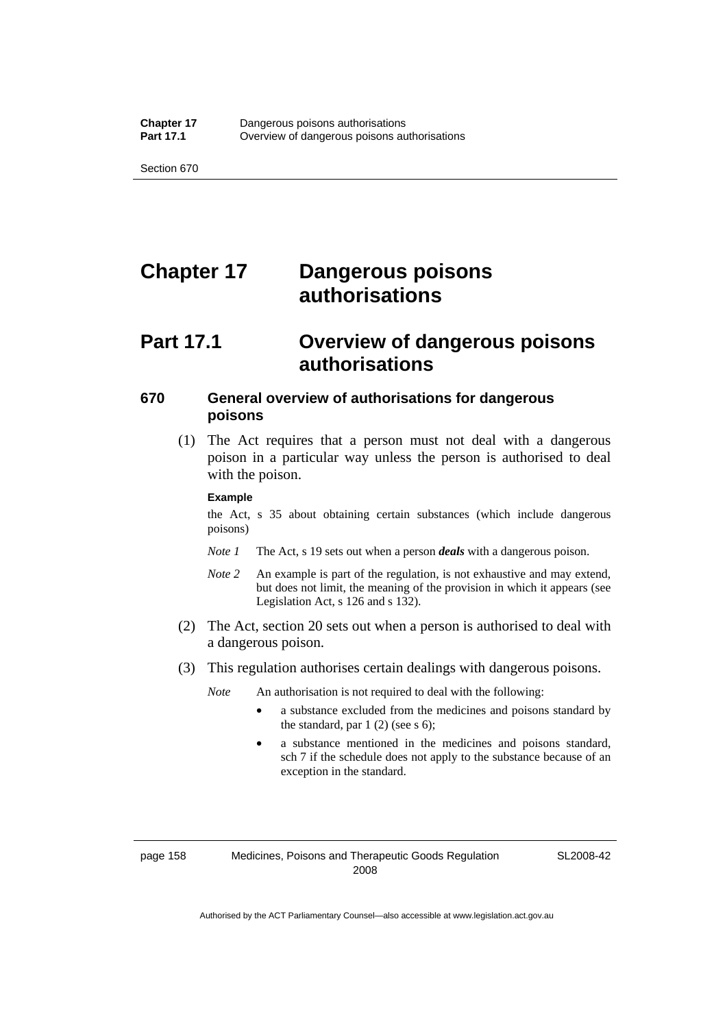# Chapter 17 Dangerous poisons authorisations

## Part 17.1 Overview of dangerous poisons authorisations

### 670 General overview of authorisations for dangerous poisons

(1) The Act requires that a person must not deal with a dangerous poison in a particular way unless the person is authorised to deal with the poison.

**Example**

the Act, s 35 about obtaining certain substances (which include dangerous poisons)

*Note 1* The Act, s 19 sets out when a person ***deals*** with a dangerous poison.

*Note 2* An example is part of the regulation, is not exhaustive and may extend, but does not limit, the meaning of the provision in which it appears (see Legislation Act, s 126 and s 132).

(2) The Act, section 20 sets out when a person is authorised to deal with a dangerous poison.

(3) This regulation authorises certain dealings with dangerous poisons.

*Note* An authorisation is not required to deal with the following:

- a substance excluded from the medicines and poisons standard by the standard, par 1 (2) (see s 6);
- a substance mentioned in the medicines and poisons standard, sch 7 if the schedule does not apply to the substance because of an exception in the standard.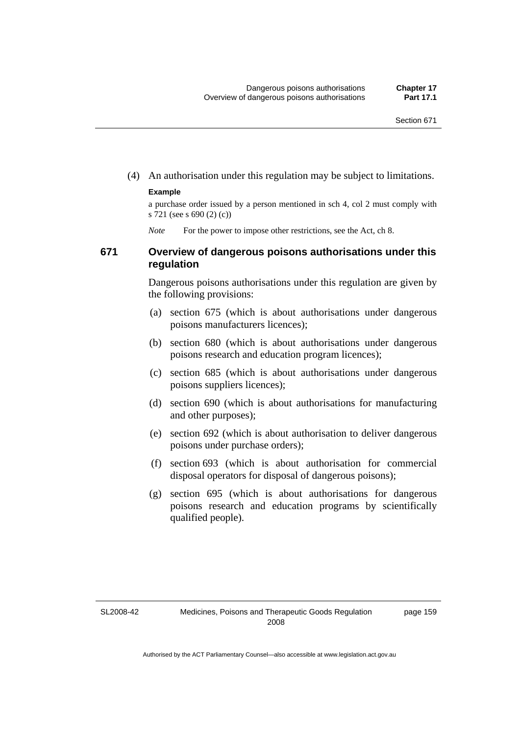(4) An authorisation under this regulation may be subject to limitations.

**Example**

a purchase order issued by a person mentioned in sch 4, col 2 must comply with s 721 (see s 690 (2) (c))

*Note* For the power to impose other restrictions, see the Act, ch 8.

### 671 Overview of dangerous poisons authorisations under this regulation

Dangerous poisons authorisations under this regulation are given by the following provisions:

(a) section 675 (which is about authorisations under dangerous poisons manufacturers licences);

(b) section 680 (which is about authorisations under dangerous poisons research and education program licences);

(c) section 685 (which is about authorisations under dangerous poisons suppliers licences);

(d) section 690 (which is about authorisations for manufacturing and other purposes);

(e) section 692 (which is about authorisation to deliver dangerous poisons under purchase orders);

(f) section 693 (which is about authorisation for commercial disposal operators for disposal of dangerous poisons);

(g) section 695 (which is about authorisations for dangerous poisons research and education programs by scientifically qualified people).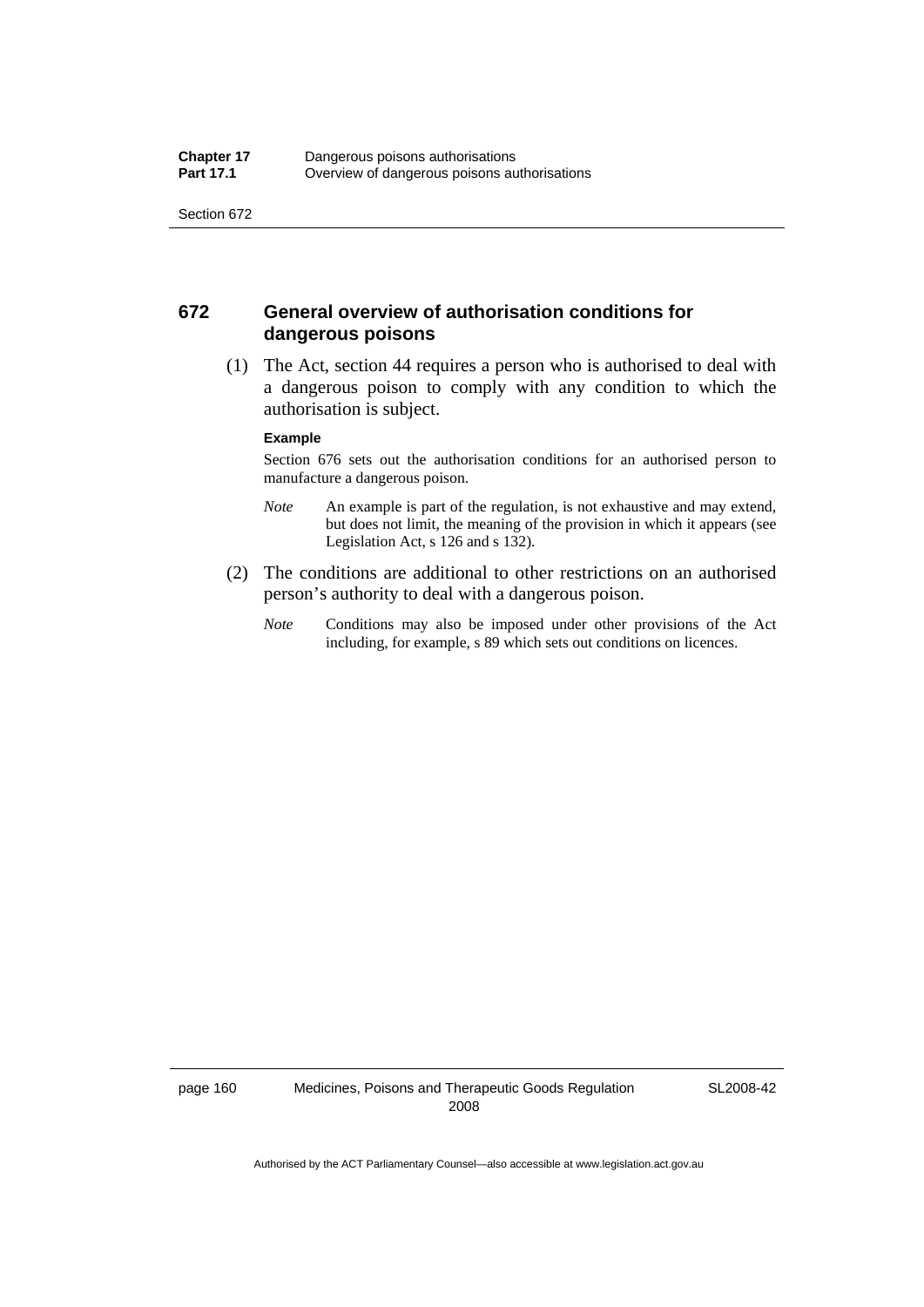## 672 General overview of authorisation conditions for dangerous poisons

(1) The Act, section 44 requires a person who is authorised to deal with a dangerous poison to comply with any condition to which the authorisation is subject.

**Example**

Section 676 sets out the authorisation conditions for an authorised person to manufacture a dangerous poison.

*Note* An example is part of the regulation, is not exhaustive and may extend, but does not limit, the meaning of the provision in which it appears (see Legislation Act, s 126 and s 132).

(2) The conditions are additional to other restrictions on an authorised person's authority to deal with a dangerous poison.

*Note* Conditions may also be imposed under other provisions of the Act including, for example, s 89 which sets out conditions on licences.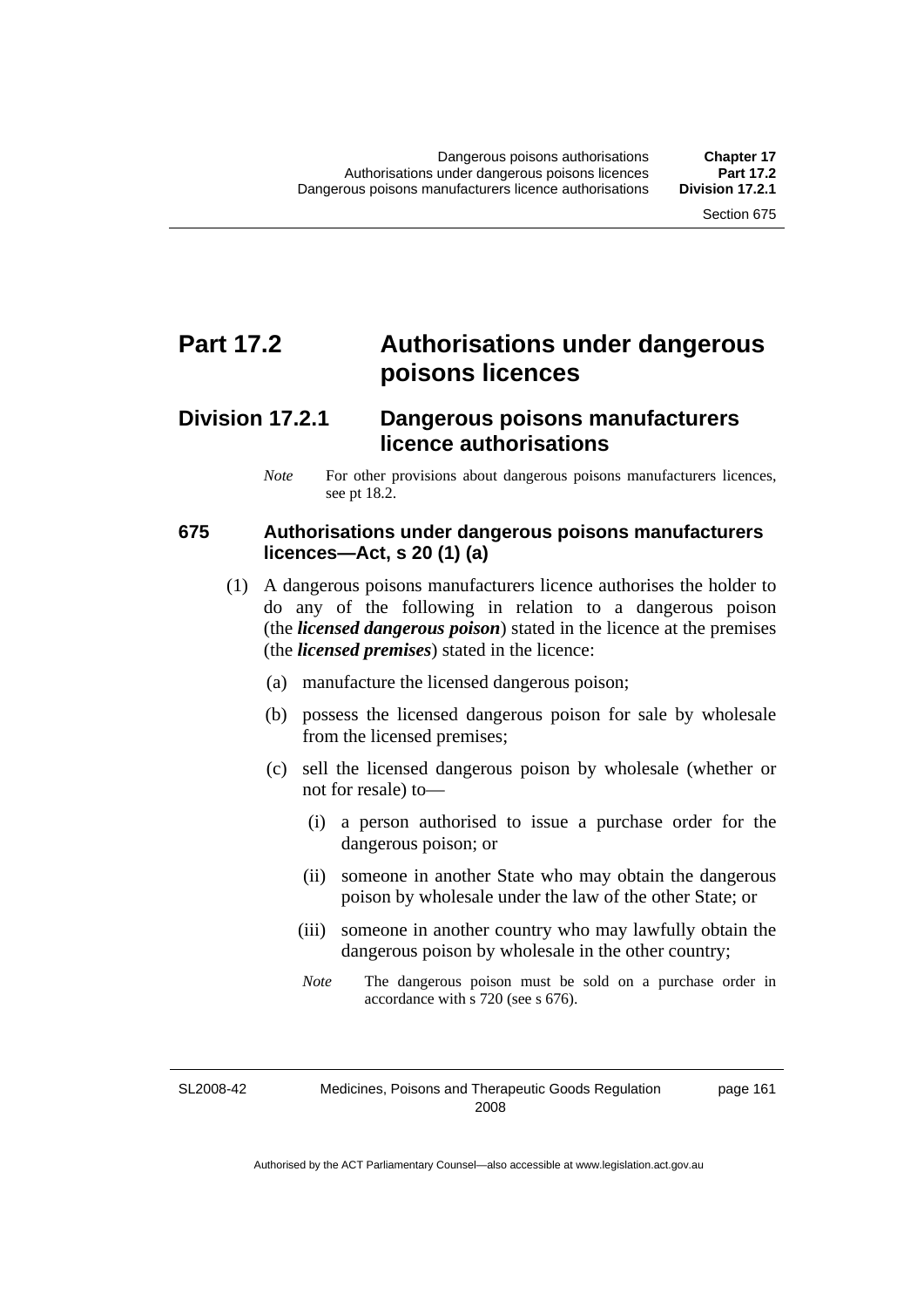# Part 17.2 Authorisations under dangerous poisons licences

## Division 17.2.1 Dangerous poisons manufacturers licence authorisations

*Note* For other provisions about dangerous poisons manufacturers licences, see pt 18.2.

### 675 Authorisations under dangerous poisons manufacturers licences—Act, s 20 (1) (a)

(1) A dangerous poisons manufacturers licence authorises the holder to do any of the following in relation to a dangerous poison (the ***licensed dangerous poison***) stated in the licence at the premises (the ***licensed premises***) stated in the licence:

(a) manufacture the licensed dangerous poison;

(b) possess the licensed dangerous poison for sale by wholesale from the licensed premises;

(c) sell the licensed dangerous poison by wholesale (whether or not for resale) to—

(i) a person authorised to issue a purchase order for the dangerous poison; or

(ii) someone in another State who may obtain the dangerous poison by wholesale under the law of the other State; or

(iii) someone in another country who may lawfully obtain the dangerous poison by wholesale in the other country;

*Note* The dangerous poison must be sold on a purchase order in accordance with s 720 (see s 676).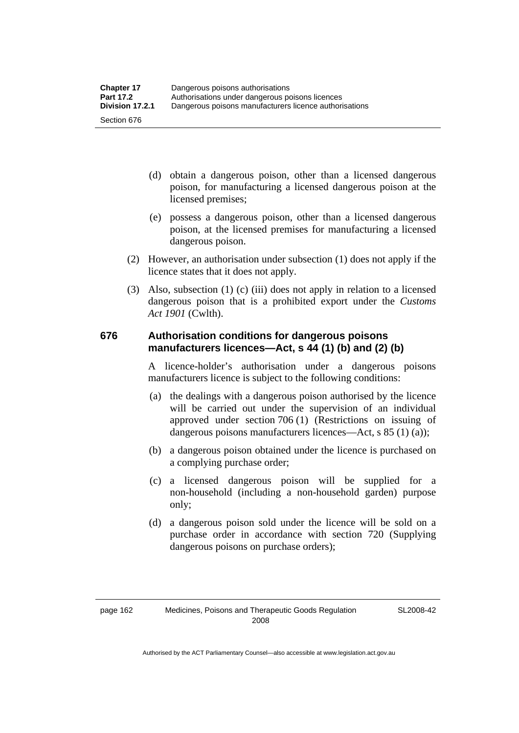(d) obtain a dangerous poison, other than a licensed dangerous poison, for manufacturing a licensed dangerous poison at the licensed premises;

(e) possess a dangerous poison, other than a licensed dangerous poison, at the licensed premises for manufacturing a licensed dangerous poison.

(2) However, an authorisation under subsection (1) does not apply if the licence states that it does not apply.

(3) Also, subsection (1) (c) (iii) does not apply in relation to a licensed dangerous poison that is a prohibited export under the *Customs Act 1901* (Cwlth).

### 676 Authorisation conditions for dangerous poisons manufacturers licences—Act, s 44 (1) (b) and (2) (b)

A licence-holder's authorisation under a dangerous poisons manufacturers licence is subject to the following conditions:

(a) the dealings with a dangerous poison authorised by the licence will be carried out under the supervision of an individual approved under section 706 (1) (Restrictions on issuing of dangerous poisons manufacturers licences—Act, s 85 (1) (a));

(b) a dangerous poison obtained under the licence is purchased on a complying purchase order;

(c) a licensed dangerous poison will be supplied for a non-household (including a non-household garden) purpose only;

(d) a dangerous poison sold under the licence will be sold on a purchase order in accordance with section 720 (Supplying dangerous poisons on purchase orders);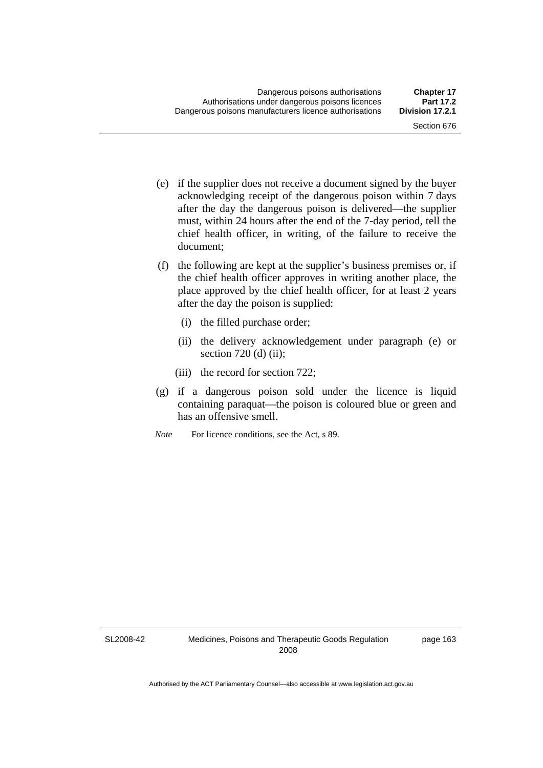(e) if the supplier does not receive a document signed by the buyer acknowledging receipt of the dangerous poison within 7 days after the day the dangerous poison is delivered—the supplier must, within 24 hours after the end of the 7-day period, tell the chief health officer, in writing, of the failure to receive the document;

(f) the following are kept at the supplier's business premises or, if the chief health officer approves in writing another place, the place approved by the chief health officer, for at least 2 years after the day the poison is supplied:

  (i) the filled purchase order;

  (ii) the delivery acknowledgement under paragraph (e) or section 720 (d) (ii);

  (iii) the record for section 722;

(g) if a dangerous poison sold under the licence is liquid containing paraquat—the poison is coloured blue or green and has an offensive smell.

*Note* For licence conditions, see the Act, s 89.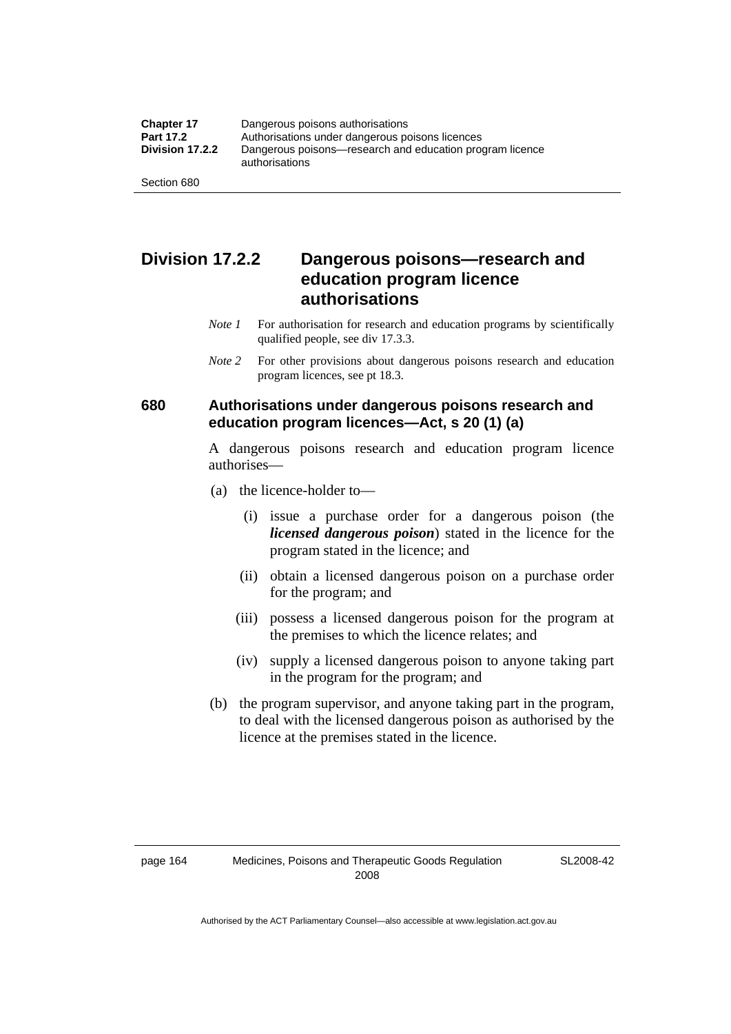## Division 17.2.2 Dangerous poisons—research and education program licence authorisations

*Note 1* For authorisation for research and education programs by scientifically qualified people, see div 17.3.3.

*Note 2* For other provisions about dangerous poisons research and education program licences, see pt 18.3.

### 680 Authorisations under dangerous poisons research and education program licences—Act, s 20 (1) (a)

A dangerous poisons research and education program licence authorises—

(a) the licence-holder to—

(i) issue a purchase order for a dangerous poison (the ***licensed dangerous poison***) stated in the licence for the program stated in the licence; and

(ii) obtain a licensed dangerous poison on a purchase order for the program; and

(iii) possess a licensed dangerous poison for the program at the premises to which the licence relates; and

(iv) supply a licensed dangerous poison to anyone taking part in the program for the program; and

(b) the program supervisor, and anyone taking part in the program, to deal with the licensed dangerous poison as authorised by the licence at the premises stated in the licence.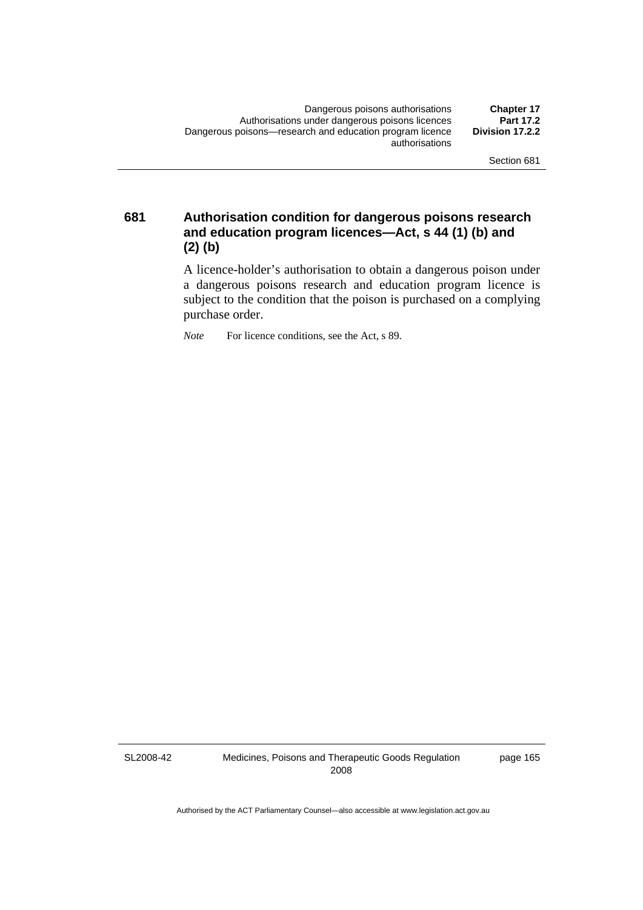## 681 Authorisation condition for dangerous poisons research and education program licences—Act, s 44 (1) (b) and (2) (b)

A licence-holder's authorisation to obtain a dangerous poison under a dangerous poisons research and education program licence is subject to the condition that the poison is purchased on a complying purchase order.

*Note* For licence conditions, see the Act, s 89.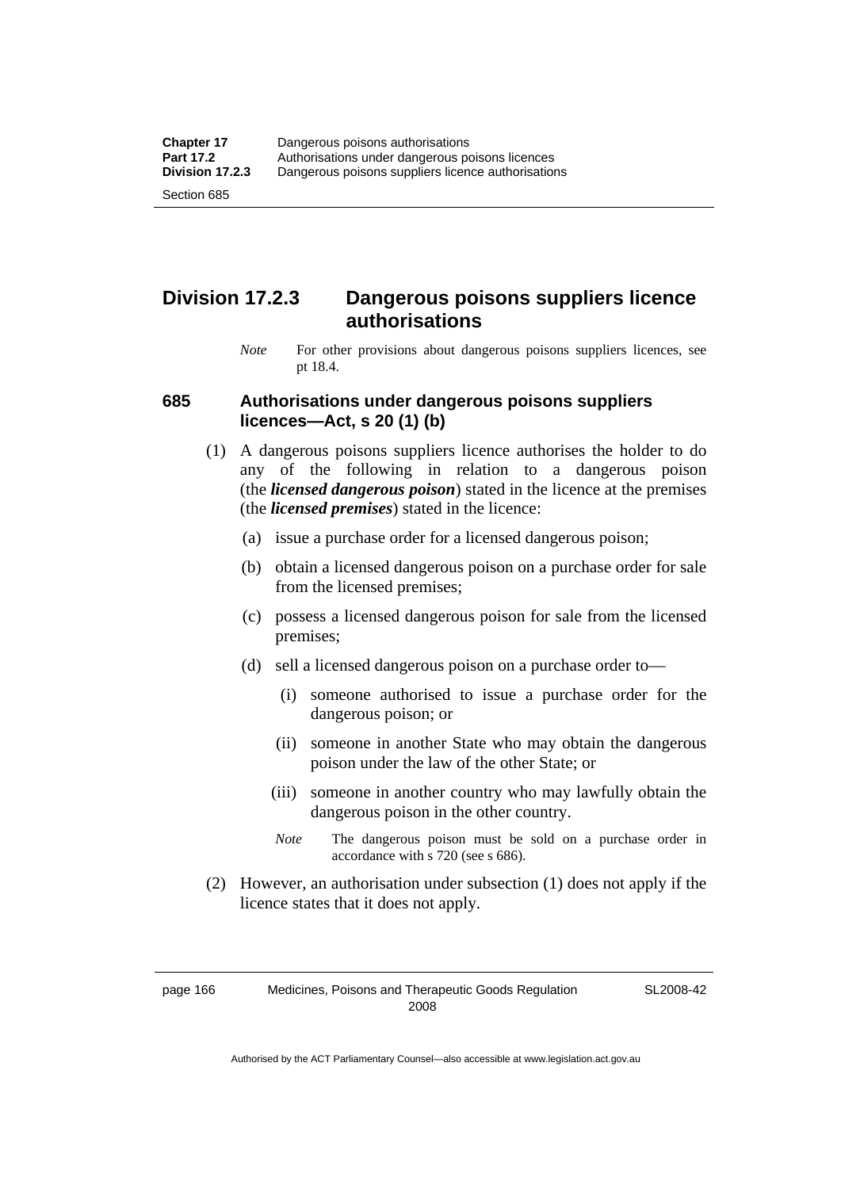## Division 17.2.3 Dangerous poisons suppliers licence authorisations

*Note* For other provisions about dangerous poisons suppliers licences, see pt 18.4.

### 685 Authorisations under dangerous poisons suppliers licences—Act, s 20 (1) (b)

(1) A dangerous poisons suppliers licence authorises the holder to do any of the following in relation to a dangerous poison (the ***licensed dangerous poison***) stated in the licence at the premises (the ***licensed premises***) stated in the licence:

(a) issue a purchase order for a licensed dangerous poison;

(b) obtain a licensed dangerous poison on a purchase order for sale from the licensed premises;

(c) possess a licensed dangerous poison for sale from the licensed premises;

(d) sell a licensed dangerous poison on a purchase order to—

(i) someone authorised to issue a purchase order for the dangerous poison; or

(ii) someone in another State who may obtain the dangerous poison under the law of the other State; or

(iii) someone in another country who may lawfully obtain the dangerous poison in the other country.

*Note* The dangerous poison must be sold on a purchase order in accordance with s 720 (see s 686).

(2) However, an authorisation under subsection (1) does not apply if the licence states that it does not apply.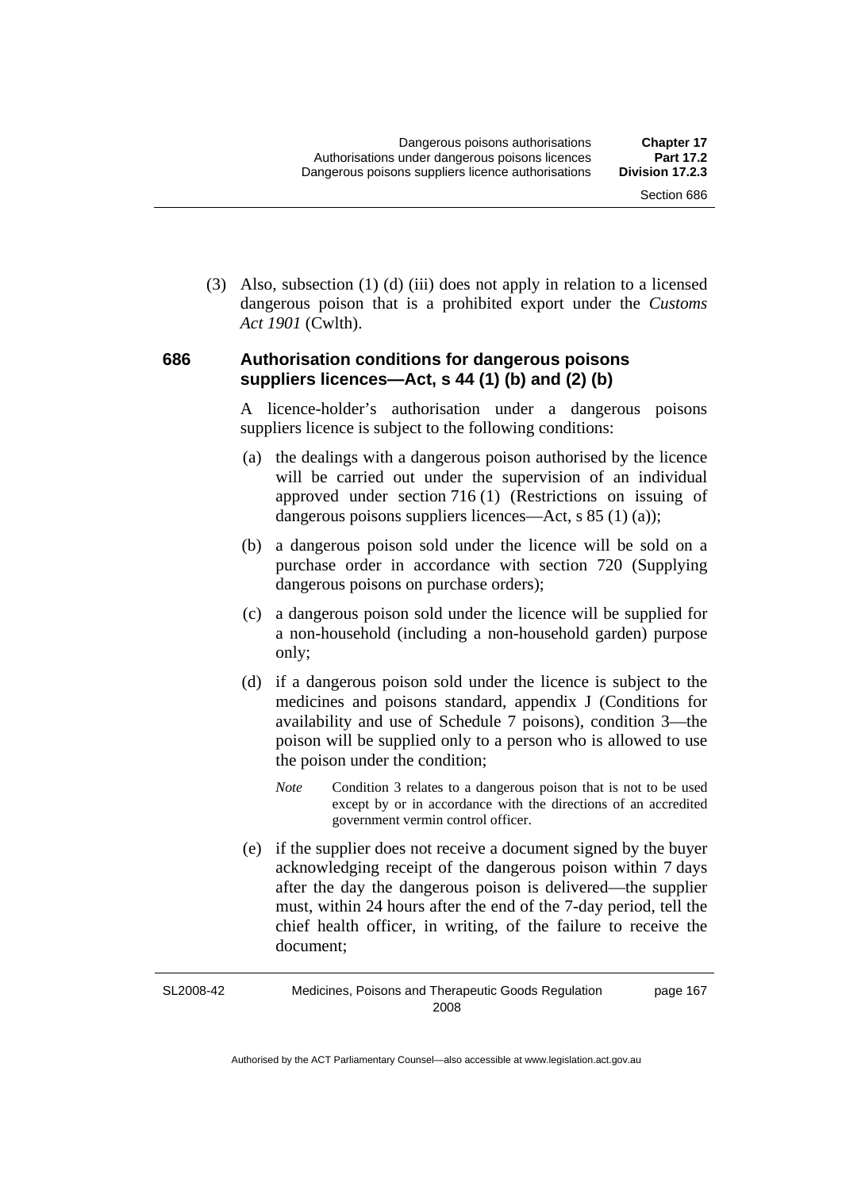(3) Also, subsection (1) (d) (iii) does not apply in relation to a licensed dangerous poison that is a prohibited export under the *Customs Act 1901* (Cwlth).

### 686 Authorisation conditions for dangerous poisons suppliers licences—Act, s 44 (1) (b) and (2) (b)

A licence-holder's authorisation under a dangerous poisons suppliers licence is subject to the following conditions:

(a) the dealings with a dangerous poison authorised by the licence will be carried out under the supervision of an individual approved under section 716 (1) (Restrictions on issuing of dangerous poisons suppliers licences—Act, s 85 (1) (a));

(b) a dangerous poison sold under the licence will be sold on a purchase order in accordance with section 720 (Supplying dangerous poisons on purchase orders);

(c) a dangerous poison sold under the licence will be supplied for a non-household (including a non-household garden) purpose only;

(d) if a dangerous poison sold under the licence is subject to the medicines and poisons standard, appendix J (Conditions for availability and use of Schedule 7 poisons), condition 3—the poison will be supplied only to a person who is allowed to use the poison under the condition;

*Note* Condition 3 relates to a dangerous poison that is not to be used except by or in accordance with the directions of an accredited government vermin control officer.

(e) if the supplier does not receive a document signed by the buyer acknowledging receipt of the dangerous poison within 7 days after the day the dangerous poison is delivered—the supplier must, within 24 hours after the end of the 7-day period, tell the chief health officer, in writing, of the failure to receive the document;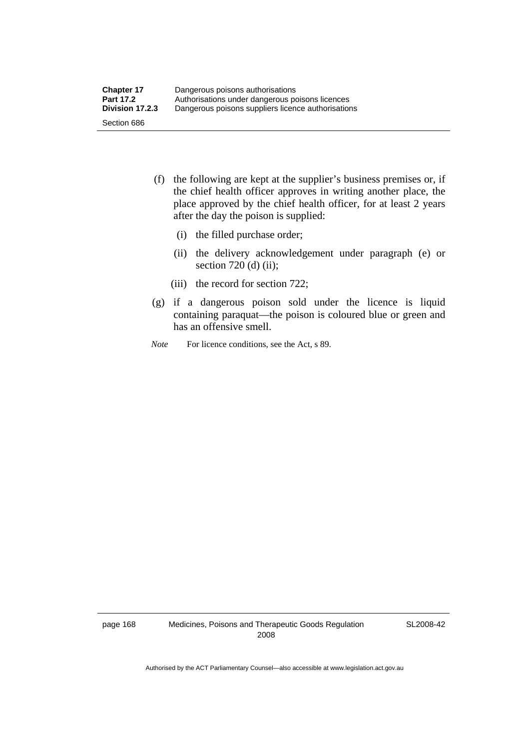(f) the following are kept at the supplier's business premises or, if the chief health officer approves in writing another place, the place approved by the chief health officer, for at least 2 years after the day the poison is supplied:

   (i) the filled purchase order;

   (ii) the delivery acknowledgement under paragraph (e) or section 720 (d) (ii);

   (iii) the record for section 722;

(g) if a dangerous poison sold under the licence is liquid containing paraquat—the poison is coloured blue or green and has an offensive smell.

*Note* For licence conditions, see the Act, s 89.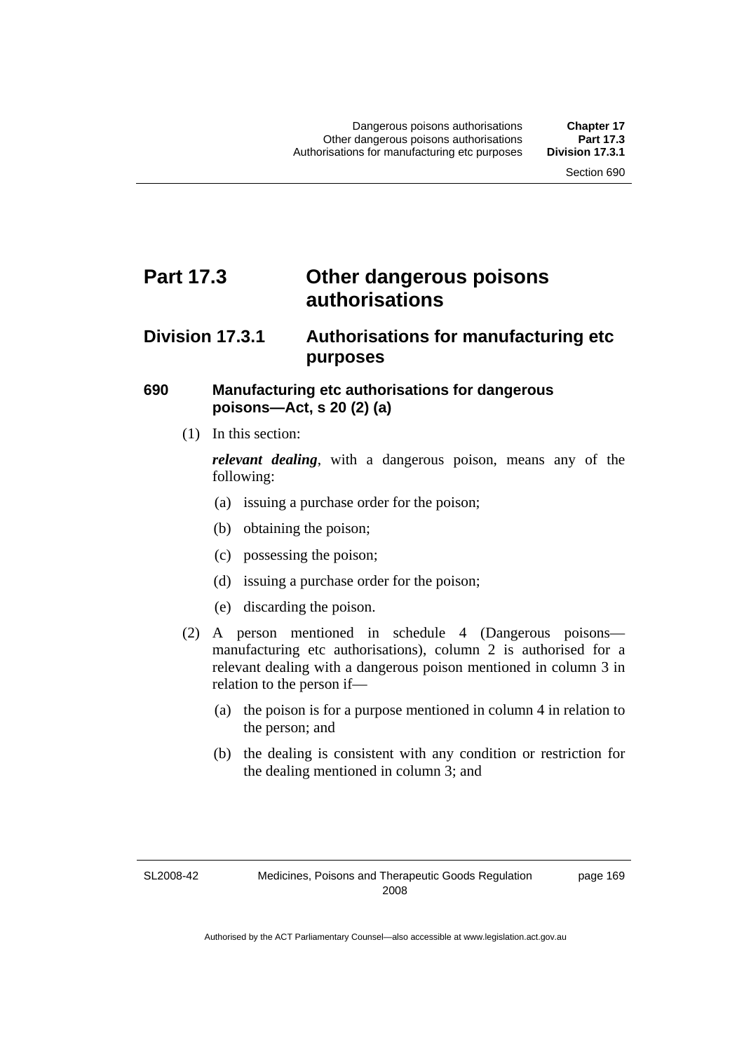# Part 17.3 Other dangerous poisons authorisations

## Division 17.3.1 Authorisations for manufacturing etc purposes

### 690 Manufacturing etc authorisations for dangerous poisons—Act, s 20 (2) (a)

(1) In this section:

***relevant dealing***, with a dangerous poison, means any of the following:

(a) issuing a purchase order for the poison;

(b) obtaining the poison;

(c) possessing the poison;

(d) issuing a purchase order for the poison;

(e) discarding the poison.

(2) A person mentioned in schedule 4 (Dangerous poisons—manufacturing etc authorisations), column 2 is authorised for a relevant dealing with a dangerous poison mentioned in column 3 in relation to the person if—

(a) the poison is for a purpose mentioned in column 4 in relation to the person; and

(b) the dealing is consistent with any condition or restriction for the dealing mentioned in column 3; and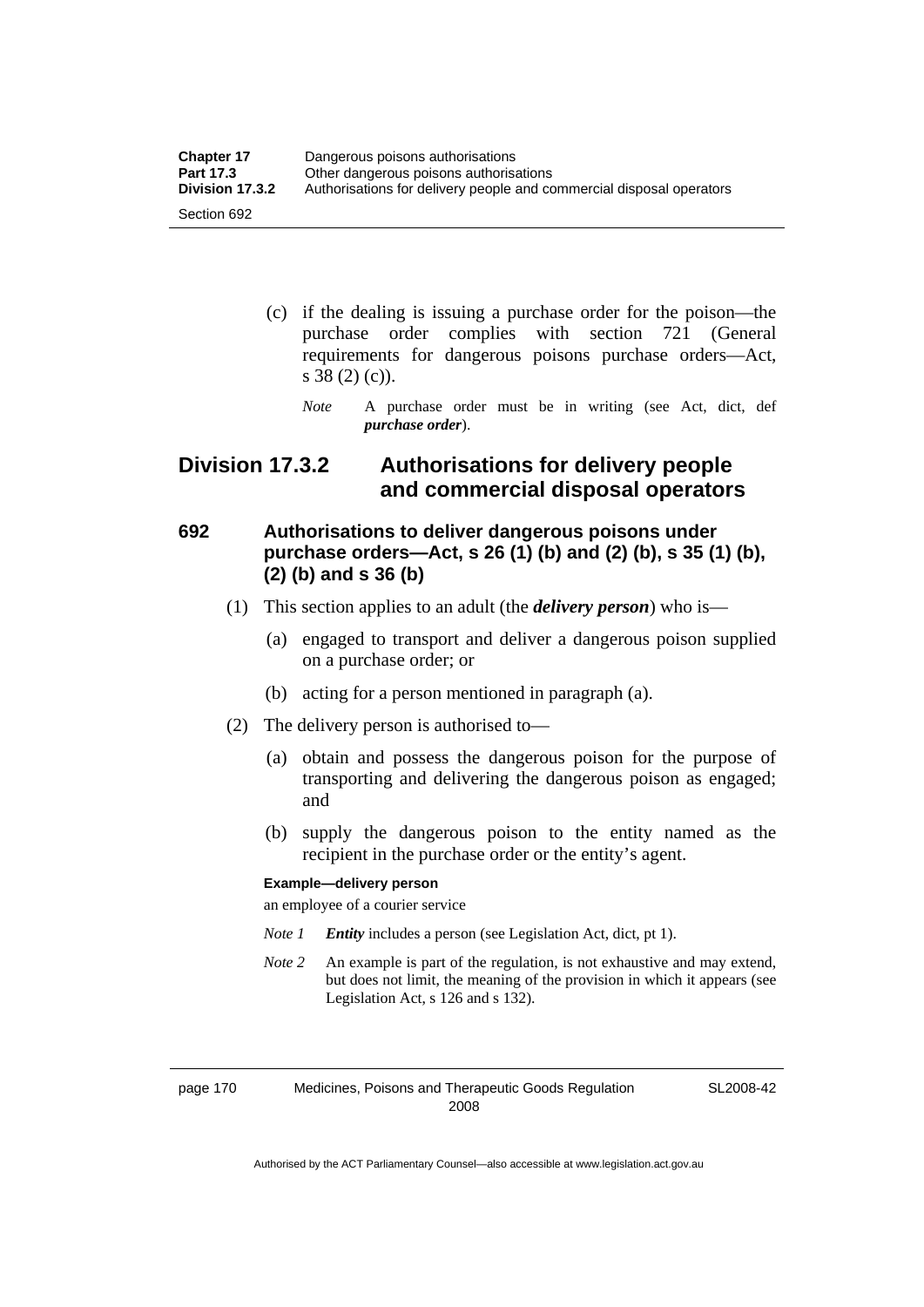(c) if the dealing is issuing a purchase order for the poison—the purchase order complies with section 721 (General requirements for dangerous poisons purchase orders—Act, s 38 (2) (c)).

*Note* A purchase order must be in writing (see Act, dict, def ***purchase order***).

## Division 17.3.2 Authorisations for delivery people and commercial disposal operators

### 692 Authorisations to deliver dangerous poisons under purchase orders—Act, s 26 (1) (b) and (2) (b), s 35 (1) (b), (2) (b) and s 36 (b)

(1) This section applies to an adult (the ***delivery person***) who is—

(a) engaged to transport and deliver a dangerous poison supplied on a purchase order; or

(b) acting for a person mentioned in paragraph (a).

(2) The delivery person is authorised to—

(a) obtain and possess the dangerous poison for the purpose of transporting and delivering the dangerous poison as engaged; and

(b) supply the dangerous poison to the entity named as the recipient in the purchase order or the entity's agent.

**Example—delivery person**

an employee of a courier service

*Note 1* ***Entity*** includes a person (see Legislation Act, dict, pt 1).

*Note 2* An example is part of the regulation, is not exhaustive and may extend, but does not limit, the meaning of the provision in which it appears (see Legislation Act, s 126 and s 132).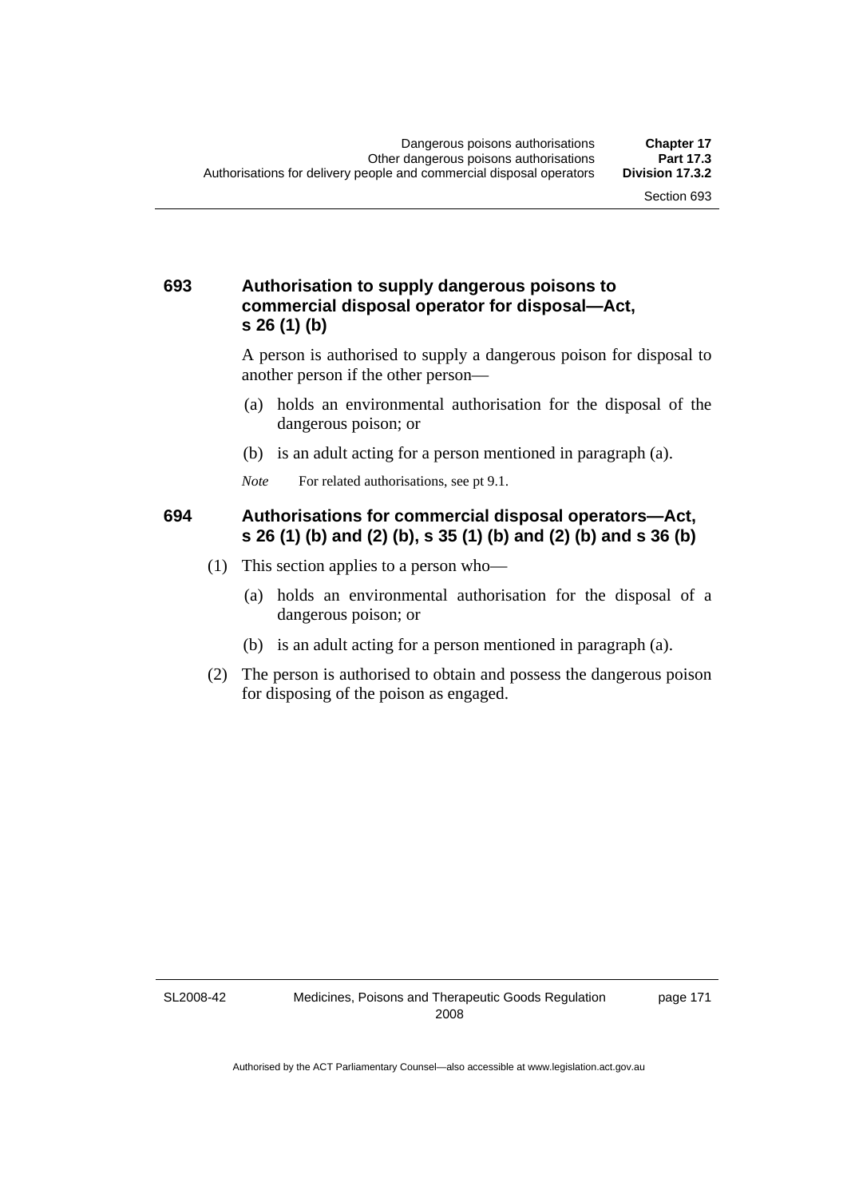### 693 Authorisation to supply dangerous poisons to commercial disposal operator for disposal—Act, s 26 (1) (b)

A person is authorised to supply a dangerous poison for disposal to another person if the other person—

(a) holds an environmental authorisation for the disposal of the dangerous poison; or

(b) is an adult acting for a person mentioned in paragraph (a).

*Note* For related authorisations, see pt 9.1.

### 694 Authorisations for commercial disposal operators—Act, s 26 (1) (b) and (2) (b), s 35 (1) (b) and (2) (b) and s 36 (b)

(1) This section applies to a person who—

(a) holds an environmental authorisation for the disposal of a dangerous poison; or

(b) is an adult acting for a person mentioned in paragraph (a).

(2) The person is authorised to obtain and possess the dangerous poison for disposing of the poison as engaged.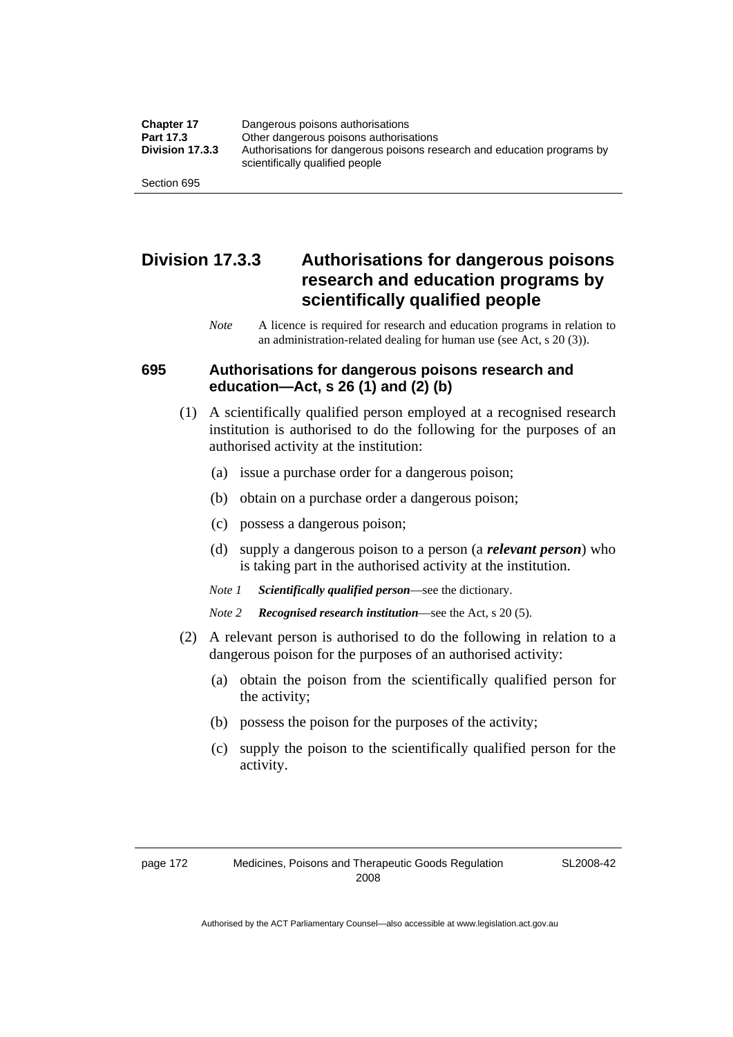## Division 17.3.3 Authorisations for dangerous poisons research and education programs by scientifically qualified people

*Note* A licence is required for research and education programs in relation to an administration-related dealing for human use (see Act, s 20 (3)).

### 695 Authorisations for dangerous poisons research and education—Act, s 26 (1) and (2) (b)

(1) A scientifically qualified person employed at a recognised research institution is authorised to do the following for the purposes of an authorised activity at the institution:

(a) issue a purchase order for a dangerous poison;

(b) obtain on a purchase order a dangerous poison;

(c) possess a dangerous poison;

(d) supply a dangerous poison to a person (a ***relevant person***) who is taking part in the authorised activity at the institution.

*Note 1* ***Scientifically qualified person***—see the dictionary.

*Note 2* ***Recognised research institution***—see the Act, s 20 (5).

(2) A relevant person is authorised to do the following in relation to a dangerous poison for the purposes of an authorised activity:

(a) obtain the poison from the scientifically qualified person for the activity;

(b) possess the poison for the purposes of the activity;

(c) supply the poison to the scientifically qualified person for the activity.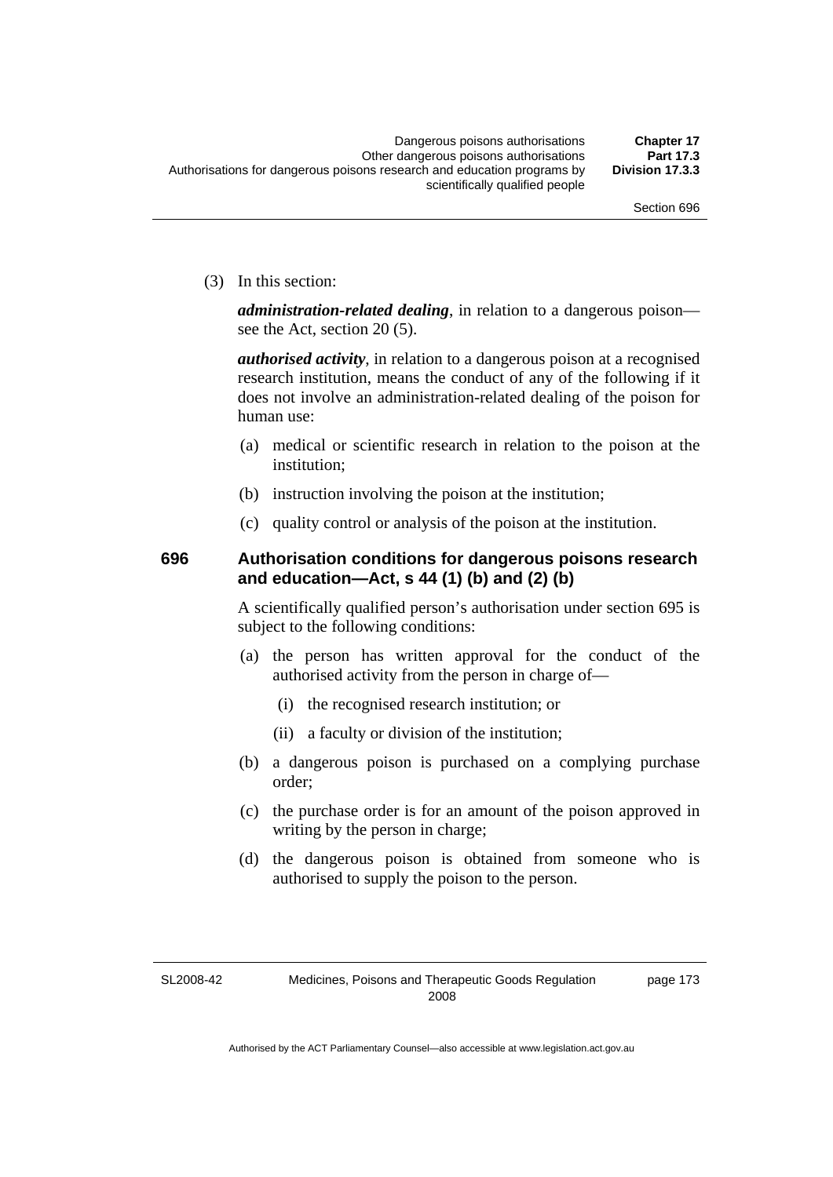(3) In this section:

***administration-related dealing***, in relation to a dangerous poison—see the Act, section 20 (5).

***authorised activity***, in relation to a dangerous poison at a recognised research institution, means the conduct of any of the following if it does not involve an administration-related dealing of the poison for human use:

(a) medical or scientific research in relation to the poison at the institution;

(b) instruction involving the poison at the institution;

(c) quality control or analysis of the poison at the institution.

### 696 Authorisation conditions for dangerous poisons research and education—Act, s 44 (1) (b) and (2) (b)

A scientifically qualified person's authorisation under section 695 is subject to the following conditions:

(a) the person has written approval for the conduct of the authorised activity from the person in charge of—

(i) the recognised research institution; or

(ii) a faculty or division of the institution;

(b) a dangerous poison is purchased on a complying purchase order;

(c) the purchase order is for an amount of the poison approved in writing by the person in charge;

(d) the dangerous poison is obtained from someone who is authorised to supply the poison to the person.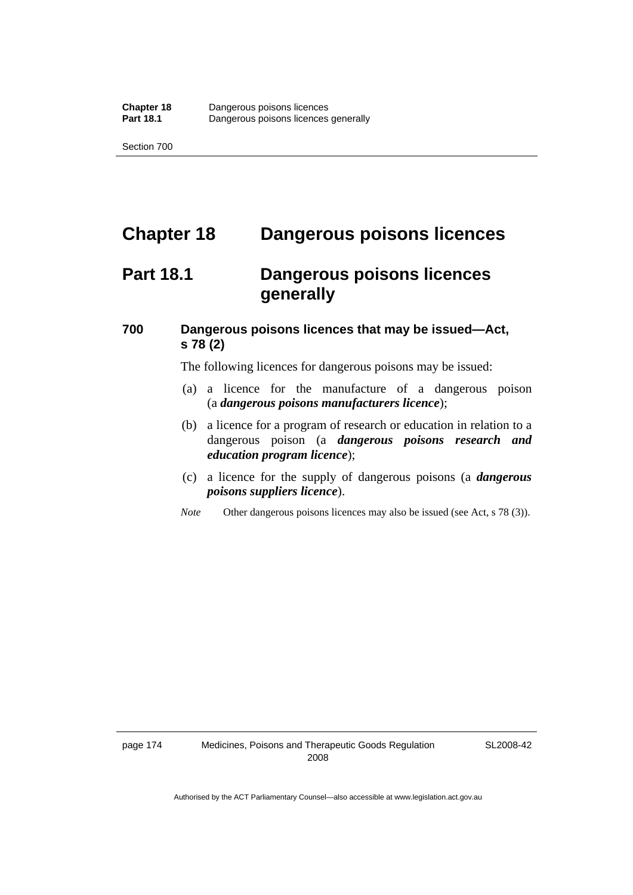# Chapter 18 Dangerous poisons licences

## Part 18.1 Dangerous poisons licences generally

### 700 Dangerous poisons licences that may be issued—Act, s 78 (2)

The following licences for dangerous poisons may be issued:

(a) a licence for the manufacture of a dangerous poison (a ***dangerous poisons manufacturers licence***);

(b) a licence for a program of research or education in relation to a dangerous poison (a ***dangerous poisons research and education program licence***);

(c) a licence for the supply of dangerous poisons (a ***dangerous poisons suppliers licence***).

*Note* Other dangerous poisons licences may also be issued (see Act, s 78 (3)).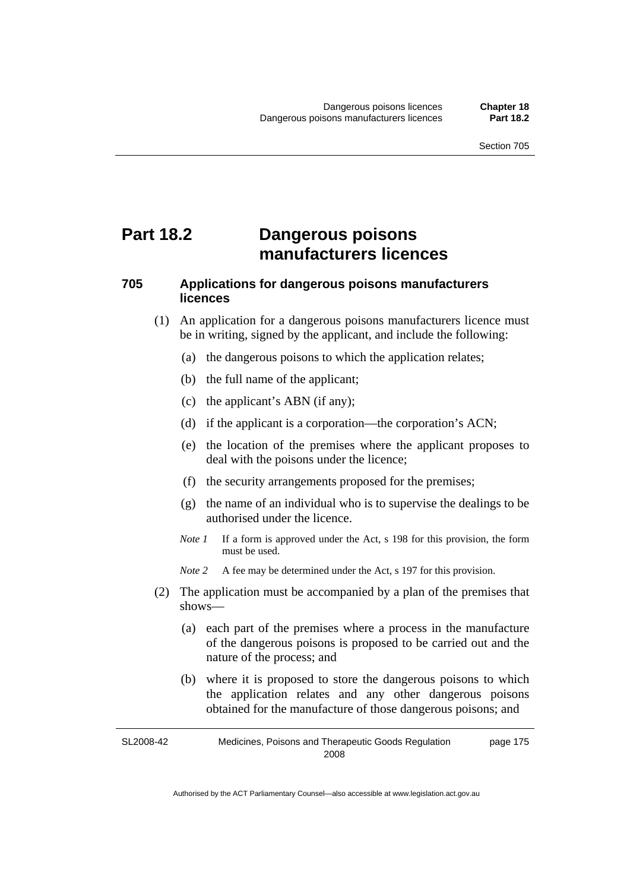# Part 18.2 Dangerous poisons manufacturers licences

### 705 Applications for dangerous poisons manufacturers licences

(1) An application for a dangerous poisons manufacturers licence must be in writing, signed by the applicant, and include the following:

(a) the dangerous poisons to which the application relates;

(b) the full name of the applicant;

(c) the applicant's ABN (if any);

(d) if the applicant is a corporation—the corporation's ACN;

(e) the location of the premises where the applicant proposes to deal with the poisons under the licence;

(f) the security arrangements proposed for the premises;

(g) the name of an individual who is to supervise the dealings to be authorised under the licence.

*Note 1* If a form is approved under the Act, s 198 for this provision, the form must be used.

*Note 2* A fee may be determined under the Act, s 197 for this provision.

(2) The application must be accompanied by a plan of the premises that shows—

(a) each part of the premises where a process in the manufacture of the dangerous poisons is proposed to be carried out and the nature of the process; and

(b) where it is proposed to store the dangerous poisons to which the application relates and any other dangerous poisons obtained for the manufacture of those dangerous poisons; and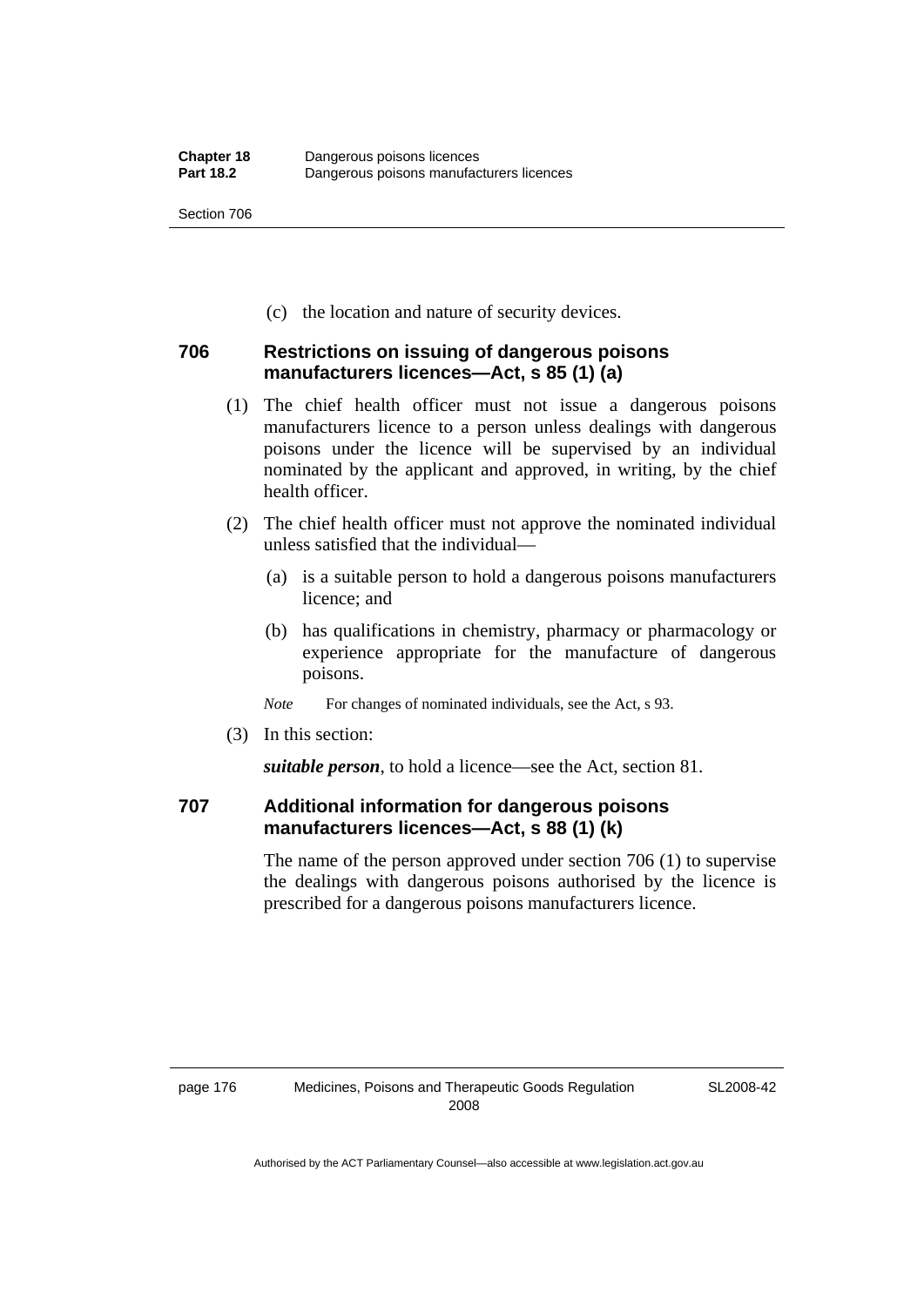(c) the location and nature of security devices.

### 706 Restrictions on issuing of dangerous poisons manufacturers licences—Act, s 85 (1) (a)

(1) The chief health officer must not issue a dangerous poisons manufacturers licence to a person unless dealings with dangerous poisons under the licence will be supervised by an individual nominated by the applicant and approved, in writing, by the chief health officer.

(2) The chief health officer must not approve the nominated individual unless satisfied that the individual—

(a) is a suitable person to hold a dangerous poisons manufacturers licence; and

(b) has qualifications in chemistry, pharmacy or pharmacology or experience appropriate for the manufacture of dangerous poisons.

*Note* For changes of nominated individuals, see the Act, s 93.

(3) In this section:

***suitable person***, to hold a licence—see the Act, section 81.

### 707 Additional information for dangerous poisons manufacturers licences—Act, s 88 (1) (k)

The name of the person approved under section 706 (1) to supervise the dealings with dangerous poisons authorised by the licence is prescribed for a dangerous poisons manufacturers licence.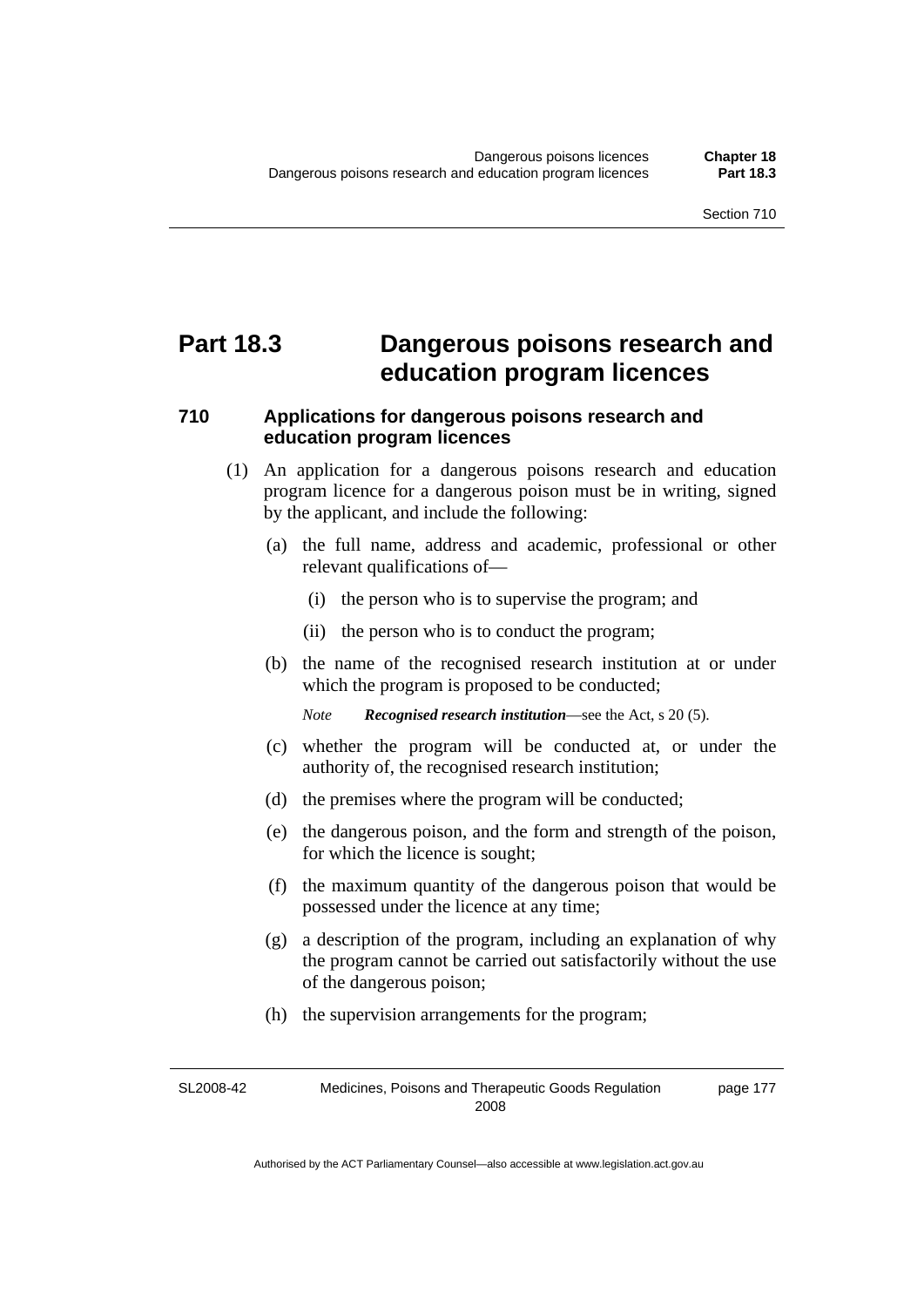# Part 18.3 Dangerous poisons research and education program licences

## 710 Applications for dangerous poisons research and education program licences

(1) An application for a dangerous poisons research and education program licence for a dangerous poison must be in writing, signed by the applicant, and include the following:

(a) the full name, address and academic, professional or other relevant qualifications of—

(i) the person who is to supervise the program; and

(ii) the person who is to conduct the program;

(b) the name of the recognised research institution at or under which the program is proposed to be conducted;

*Note* ***Recognised research institution***—see the Act, s 20 (5).

(c) whether the program will be conducted at, or under the authority of, the recognised research institution;

(d) the premises where the program will be conducted;

(e) the dangerous poison, and the form and strength of the poison, for which the licence is sought;

(f) the maximum quantity of the dangerous poison that would be possessed under the licence at any time;

(g) a description of the program, including an explanation of why the program cannot be carried out satisfactorily without the use of the dangerous poison;

(h) the supervision arrangements for the program;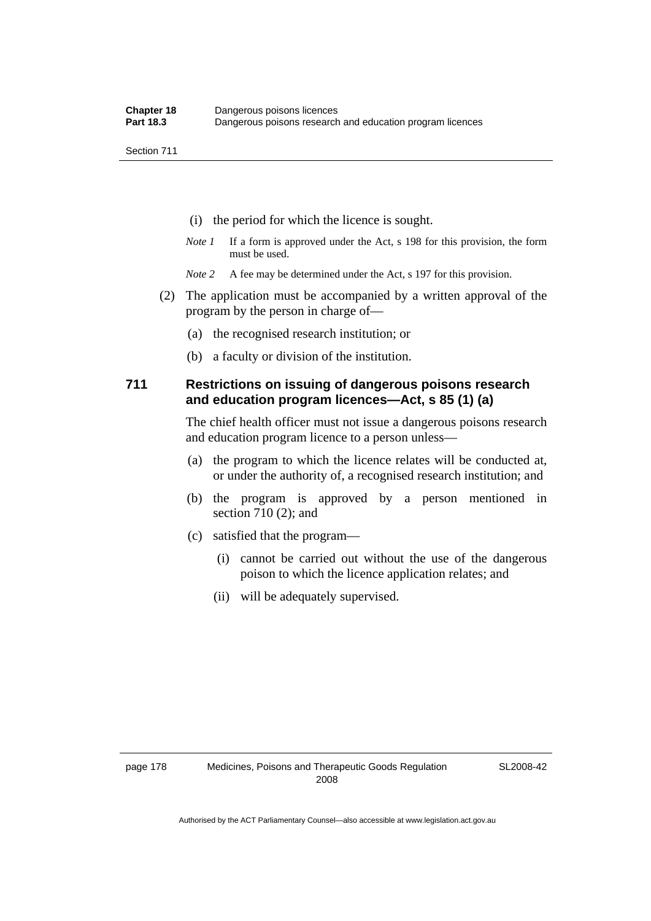(i) the period for which the licence is sought.

*Note 1* If a form is approved under the Act, s 198 for this provision, the form must be used.

*Note 2* A fee may be determined under the Act, s 197 for this provision.

(2) The application must be accompanied by a written approval of the program by the person in charge of—

(a) the recognised research institution; or

(b) a faculty or division of the institution.

### 711 Restrictions on issuing of dangerous poisons research and education program licences—Act, s 85 (1) (a)

The chief health officer must not issue a dangerous poisons research and education program licence to a person unless—

(a) the program to which the licence relates will be conducted at, or under the authority of, a recognised research institution; and

(b) the program is approved by a person mentioned in section 710 (2); and

(c) satisfied that the program—

(i) cannot be carried out without the use of the dangerous poison to which the licence application relates; and

(ii) will be adequately supervised.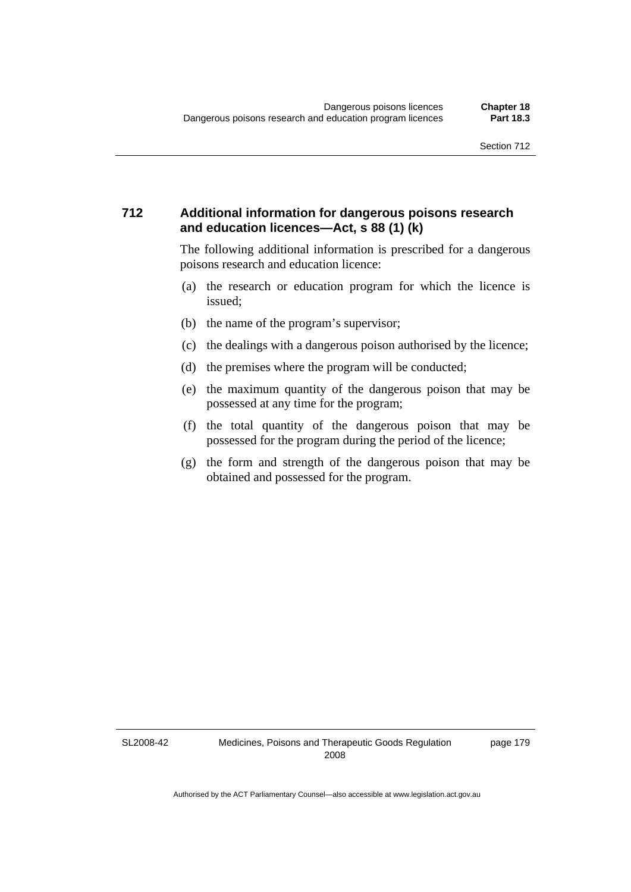## 712 Additional information for dangerous poisons research and education licences—Act, s 88 (1) (k)

The following additional information is prescribed for a dangerous poisons research and education licence:

(a) the research or education program for which the licence is issued;

(b) the name of the program's supervisor;

(c) the dealings with a dangerous poison authorised by the licence;

(d) the premises where the program will be conducted;

(e) the maximum quantity of the dangerous poison that may be possessed at any time for the program;

(f) the total quantity of the dangerous poison that may be possessed for the program during the period of the licence;

(g) the form and strength of the dangerous poison that may be obtained and possessed for the program.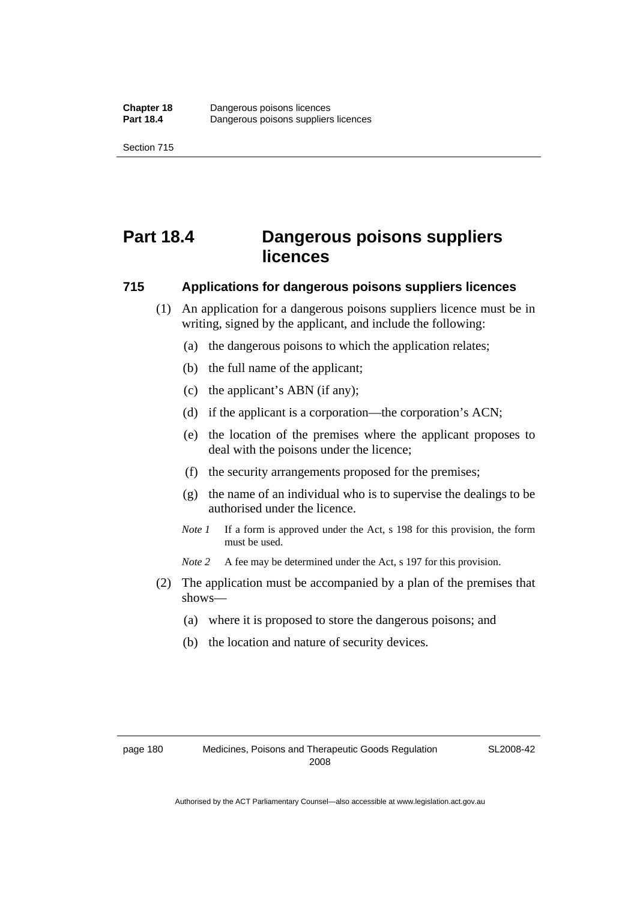# Part 18.4 Dangerous poisons suppliers licences

## 715 Applications for dangerous poisons suppliers licences

(1) An application for a dangerous poisons suppliers licence must be in writing, signed by the applicant, and include the following:

(a) the dangerous poisons to which the application relates;

(b) the full name of the applicant;

(c) the applicant's ABN (if any);

(d) if the applicant is a corporation—the corporation's ACN;

(e) the location of the premises where the applicant proposes to deal with the poisons under the licence;

(f) the security arrangements proposed for the premises;

(g) the name of an individual who is to supervise the dealings to be authorised under the licence.

*Note 1* If a form is approved under the Act, s 198 for this provision, the form must be used.

*Note 2* A fee may be determined under the Act, s 197 for this provision.

(2) The application must be accompanied by a plan of the premises that shows—

(a) where it is proposed to store the dangerous poisons; and

(b) the location and nature of security devices.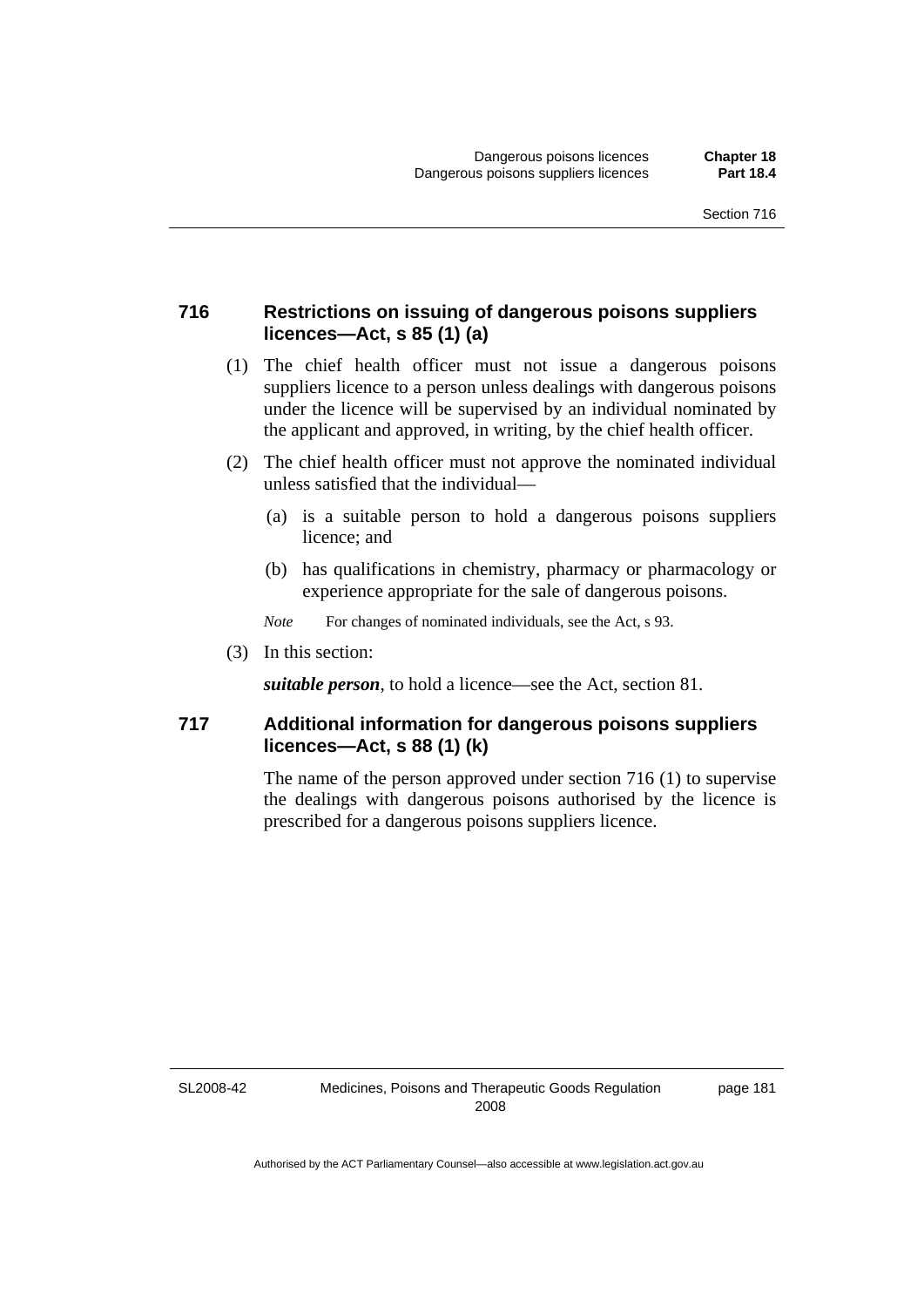## 716 Restrictions on issuing of dangerous poisons suppliers licences—Act, s 85 (1) (a)

(1) The chief health officer must not issue a dangerous poisons suppliers licence to a person unless dealings with dangerous poisons under the licence will be supervised by an individual nominated by the applicant and approved, in writing, by the chief health officer.

(2) The chief health officer must not approve the nominated individual unless satisfied that the individual—

(a) is a suitable person to hold a dangerous poisons suppliers licence; and

(b) has qualifications in chemistry, pharmacy or pharmacology or experience appropriate for the sale of dangerous poisons.

*Note* For changes of nominated individuals, see the Act, s 93.

(3) In this section:

***suitable person***, to hold a licence—see the Act, section 81.

## 717 Additional information for dangerous poisons suppliers licences—Act, s 88 (1) (k)

The name of the person approved under section 716 (1) to supervise the dealings with dangerous poisons authorised by the licence is prescribed for a dangerous poisons suppliers licence.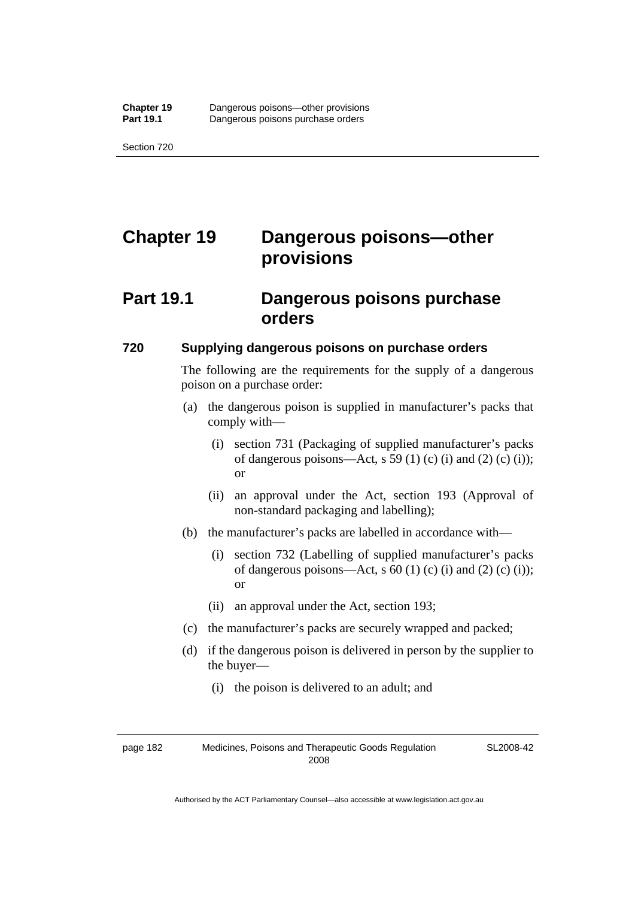# Chapter 19 Dangerous poisons—other provisions

## Part 19.1 Dangerous poisons purchase orders

### 720 Supplying dangerous poisons on purchase orders

The following are the requirements for the supply of a dangerous poison on a purchase order:

(a) the dangerous poison is supplied in manufacturer's packs that comply with—

 (i) section 731 (Packaging of supplied manufacturer's packs of dangerous poisons—Act, s 59 (1) (c) (i) and (2) (c) (i)); or

 (ii) an approval under the Act, section 193 (Approval of non-standard packaging and labelling);

(b) the manufacturer's packs are labelled in accordance with—

 (i) section 732 (Labelling of supplied manufacturer's packs of dangerous poisons—Act, s 60 (1) (c) (i) and (2) (c) (i)); or

 (ii) an approval under the Act, section 193;

(c) the manufacturer's packs are securely wrapped and packed;

(d) if the dangerous poison is delivered in person by the supplier to the buyer—

 (i) the poison is delivered to an adult; and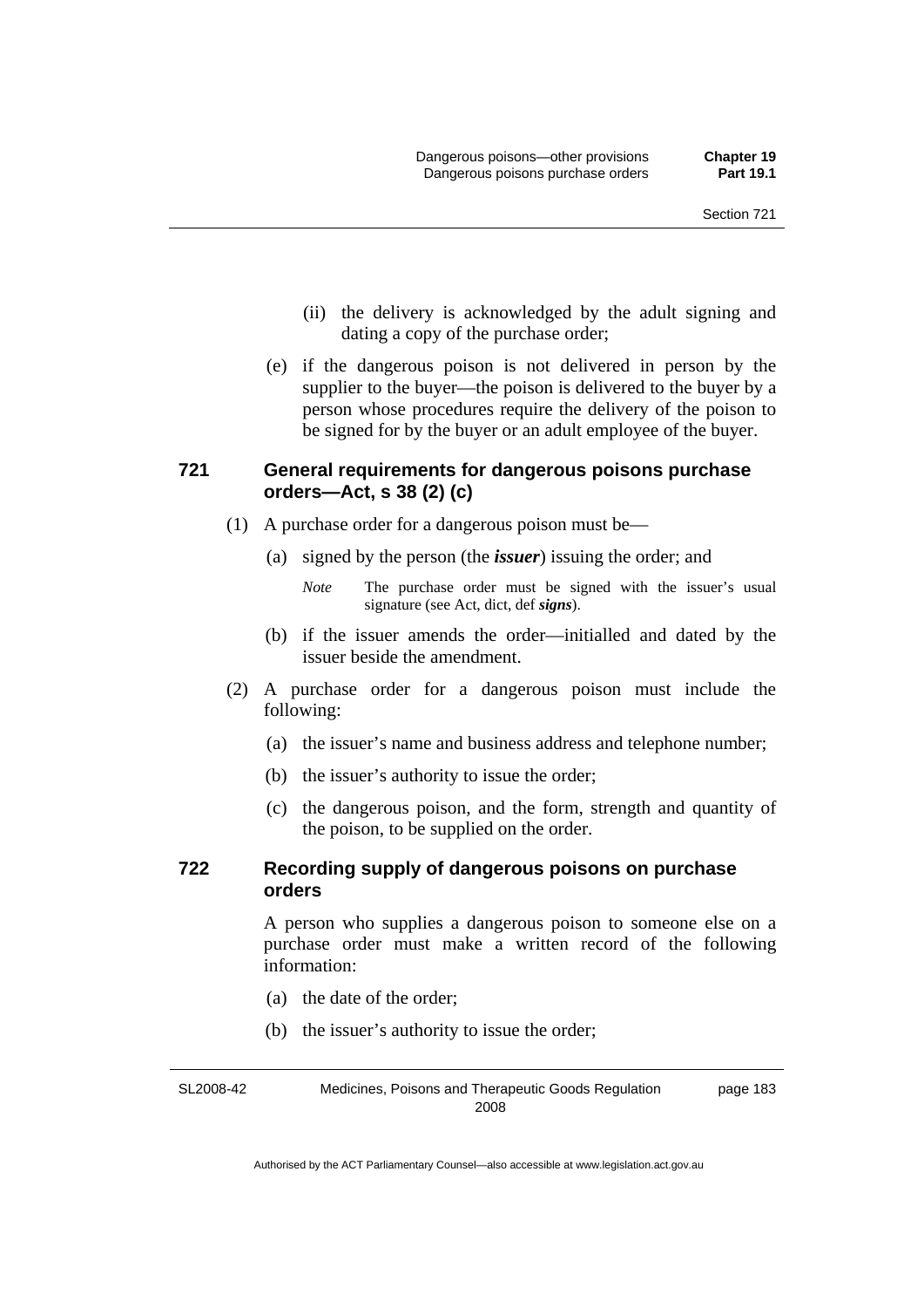(ii) the delivery is acknowledged by the adult signing and dating a copy of the purchase order;

(e) if the dangerous poison is not delivered in person by the supplier to the buyer—the poison is delivered to the buyer by a person whose procedures require the delivery of the poison to be signed for by the buyer or an adult employee of the buyer.

### 721 General requirements for dangerous poisons purchase orders—Act, s 38 (2) (c)

(1) A purchase order for a dangerous poison must be—

(a) signed by the person (the ***issuer***) issuing the order; and

*Note* The purchase order must be signed with the issuer's usual signature (see Act, dict, def ***signs***).

(b) if the issuer amends the order—initialled and dated by the issuer beside the amendment.

(2) A purchase order for a dangerous poison must include the following:

(a) the issuer's name and business address and telephone number;

(b) the issuer's authority to issue the order;

(c) the dangerous poison, and the form, strength and quantity of the poison, to be supplied on the order.

### 722 Recording supply of dangerous poisons on purchase orders

A person who supplies a dangerous poison to someone else on a purchase order must make a written record of the following information:

(a) the date of the order;

(b) the issuer's authority to issue the order;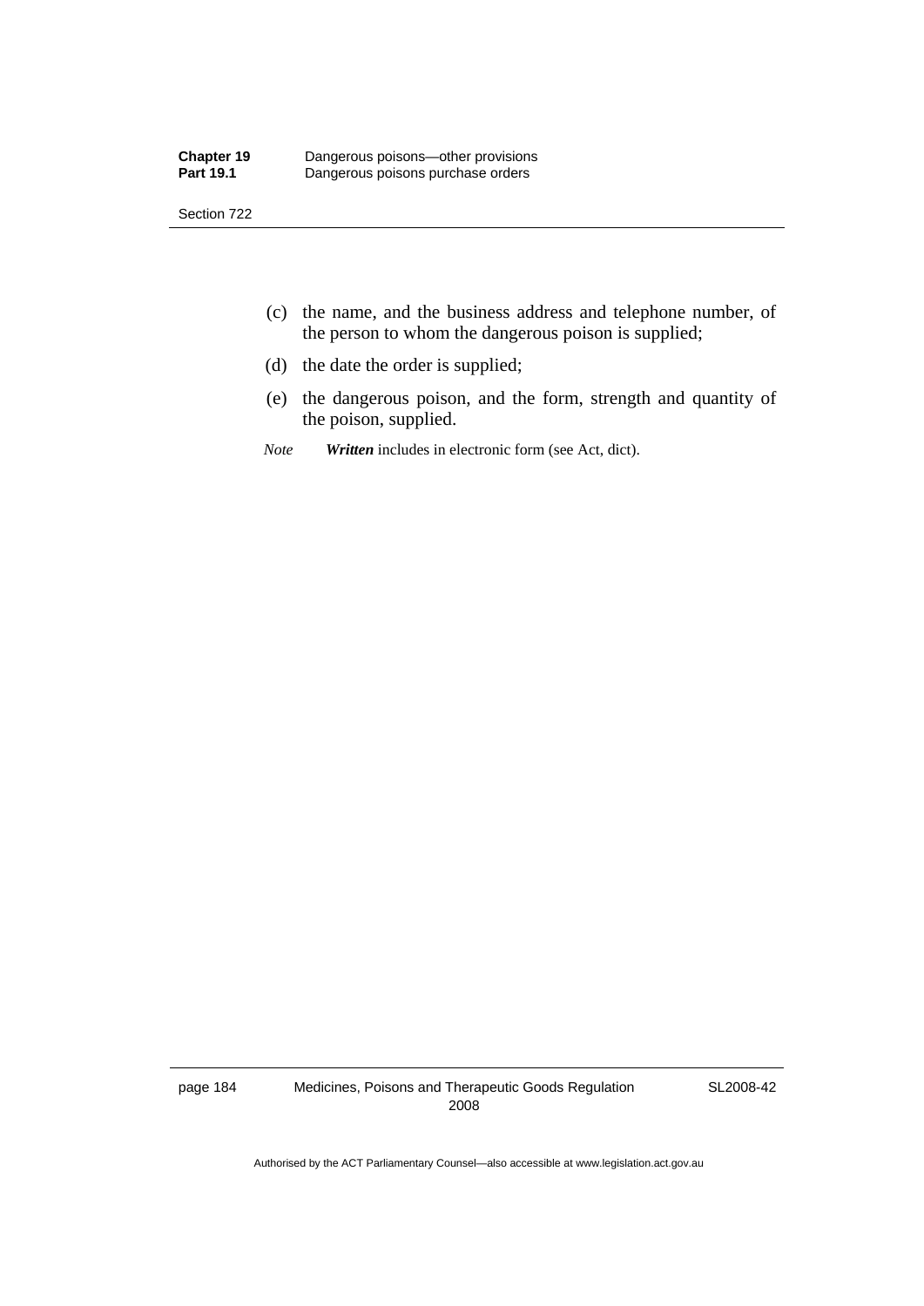(c) the name, and the business address and telephone number, of the person to whom the dangerous poison is supplied;

(d) the date the order is supplied;

(e) the dangerous poison, and the form, strength and quantity of the poison, supplied.

*Note* ***Written*** includes in electronic form (see Act, dict).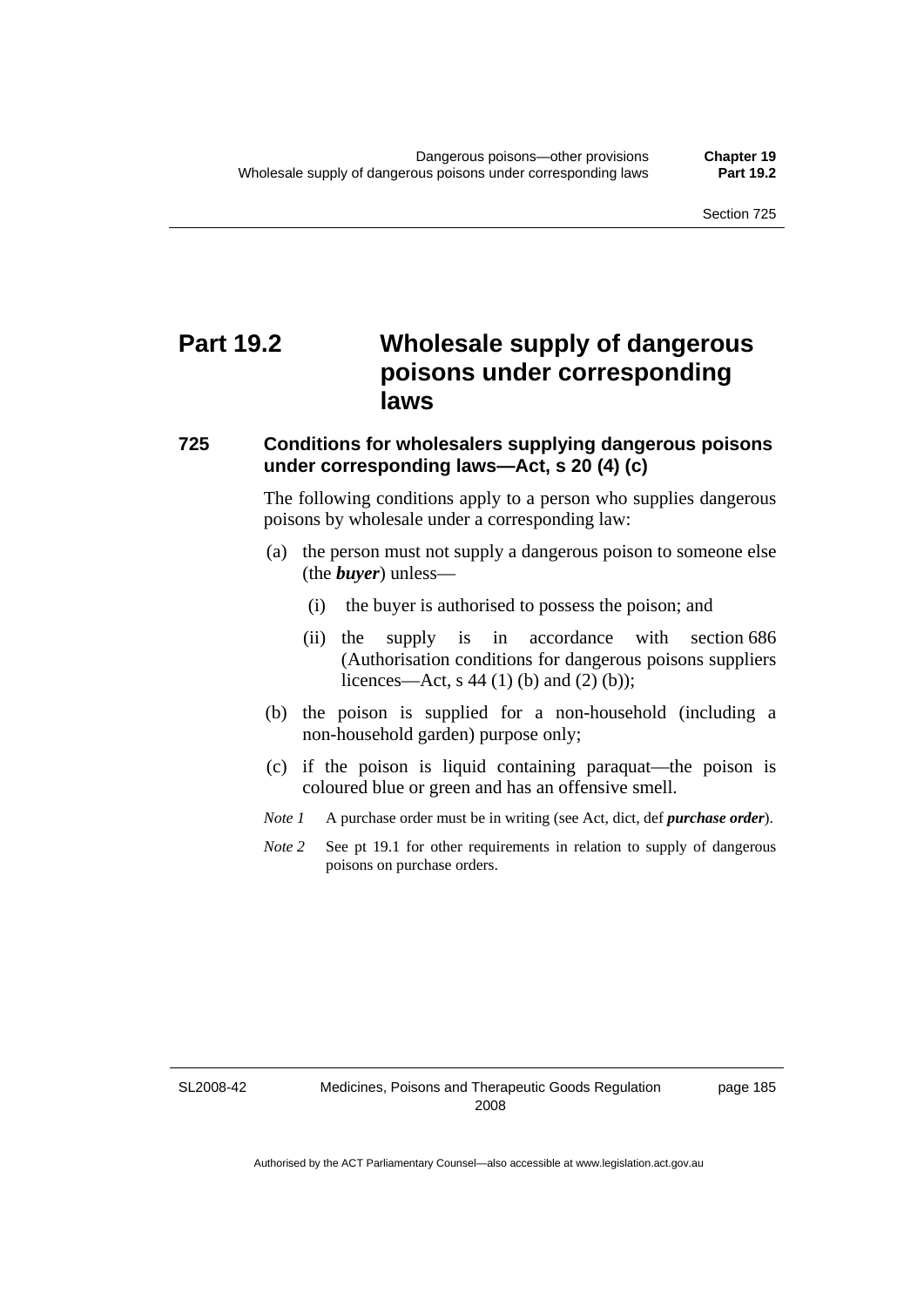# Part 19.2 Wholesale supply of dangerous poisons under corresponding laws

## 725 Conditions for wholesalers supplying dangerous poisons under corresponding laws—Act, s 20 (4) (c)

The following conditions apply to a person who supplies dangerous poisons by wholesale under a corresponding law:

(a) the person must not supply a dangerous poison to someone else (the ***buyer***) unless—

  (i) the buyer is authorised to possess the poison; and

  (ii) the supply is in accordance with section 686 (Authorisation conditions for dangerous poisons suppliers licences—Act, s 44 (1) (b) and (2) (b));

(b) the poison is supplied for a non-household (including a non-household garden) purpose only;

(c) if the poison is liquid containing paraquat—the poison is coloured blue or green and has an offensive smell.

*Note 1* A purchase order must be in writing (see Act, dict, def ***purchase order***).

*Note 2* See pt 19.1 for other requirements in relation to supply of dangerous poisons on purchase orders.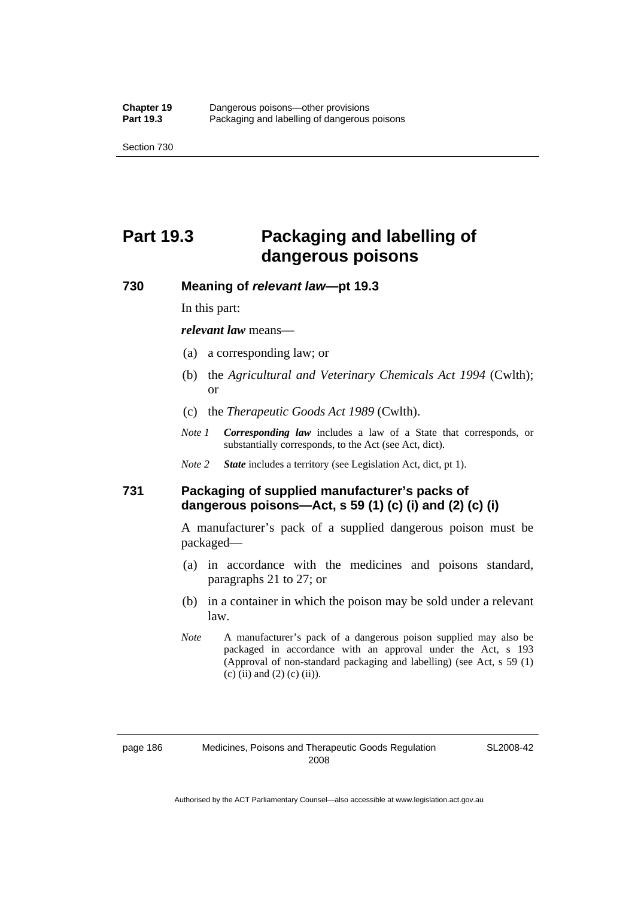# Part 19.3 Packaging and labelling of dangerous poisons

## 730 Meaning of *relevant law*—pt 19.3

In this part:

***relevant law*** means—

(a) a corresponding law; or

(b) the *Agricultural and Veterinary Chemicals Act 1994* (Cwlth); or

(c) the *Therapeutic Goods Act 1989* (Cwlth).

*Note 1* ***Corresponding law*** includes a law of a State that corresponds, or substantially corresponds, to the Act (see Act, dict).

*Note 2* ***State*** includes a territory (see Legislation Act, dict, pt 1).

## 731 Packaging of supplied manufacturer's packs of dangerous poisons—Act, s 59 (1) (c) (i) and (2) (c) (i)

A manufacturer's pack of a supplied dangerous poison must be packaged—

(a) in accordance with the medicines and poisons standard, paragraphs 21 to 27; or

(b) in a container in which the poison may be sold under a relevant law.

*Note* A manufacturer's pack of a dangerous poison supplied may also be packaged in accordance with an approval under the Act, s 193 (Approval of non-standard packaging and labelling) (see Act, s 59 (1) (c) (ii) and (2) (c) (ii)).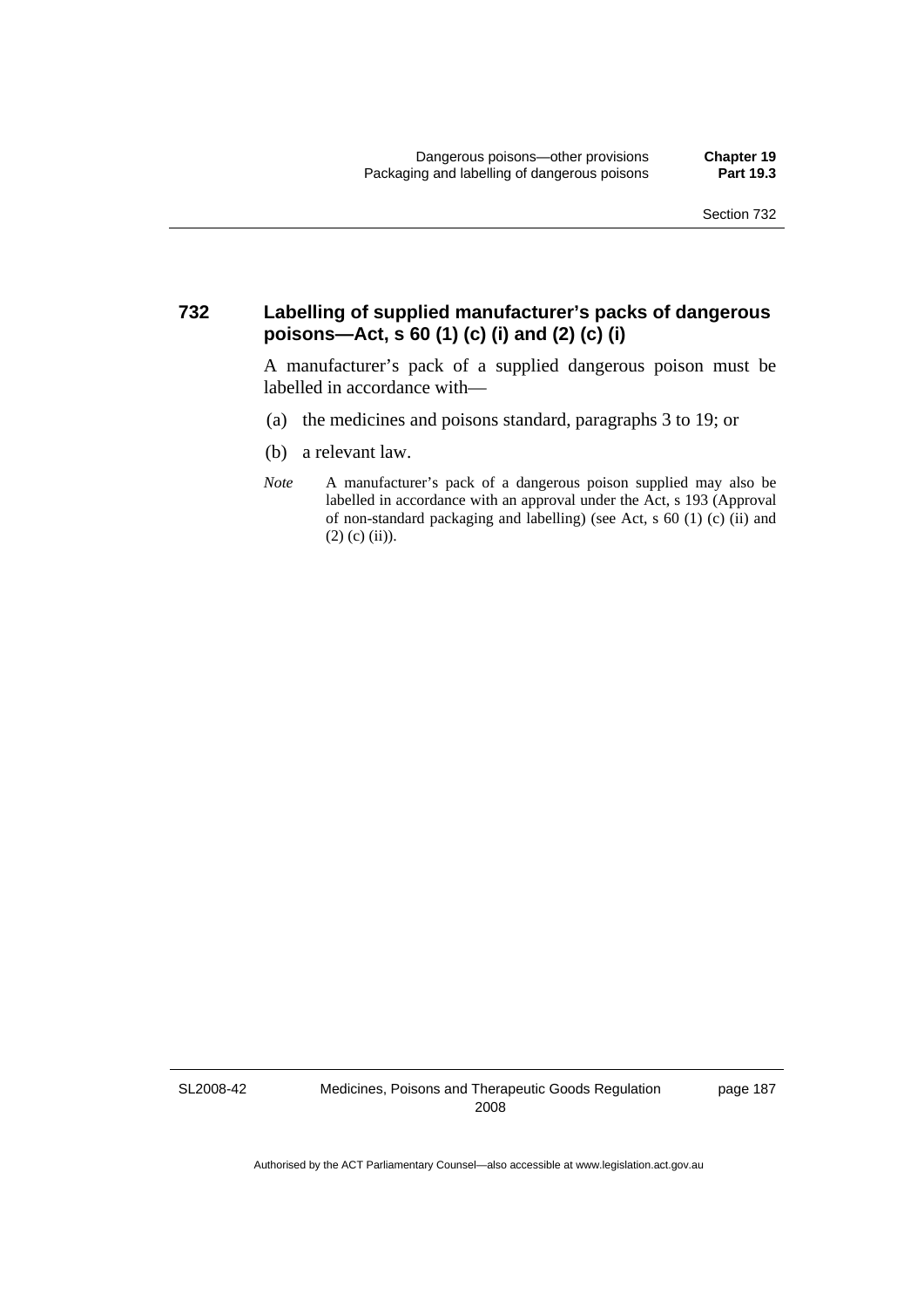## 732 Labelling of supplied manufacturer's packs of dangerous poisons—Act, s 60 (1) (c) (i) and (2) (c) (i)

A manufacturer's pack of a supplied dangerous poison must be labelled in accordance with—

(a) the medicines and poisons standard, paragraphs 3 to 19; or

(b) a relevant law.

*Note* A manufacturer's pack of a dangerous poison supplied may also be labelled in accordance with an approval under the Act, s 193 (Approval of non-standard packaging and labelling) (see Act, s 60 (1) (c) (ii) and (2) (c) (ii)).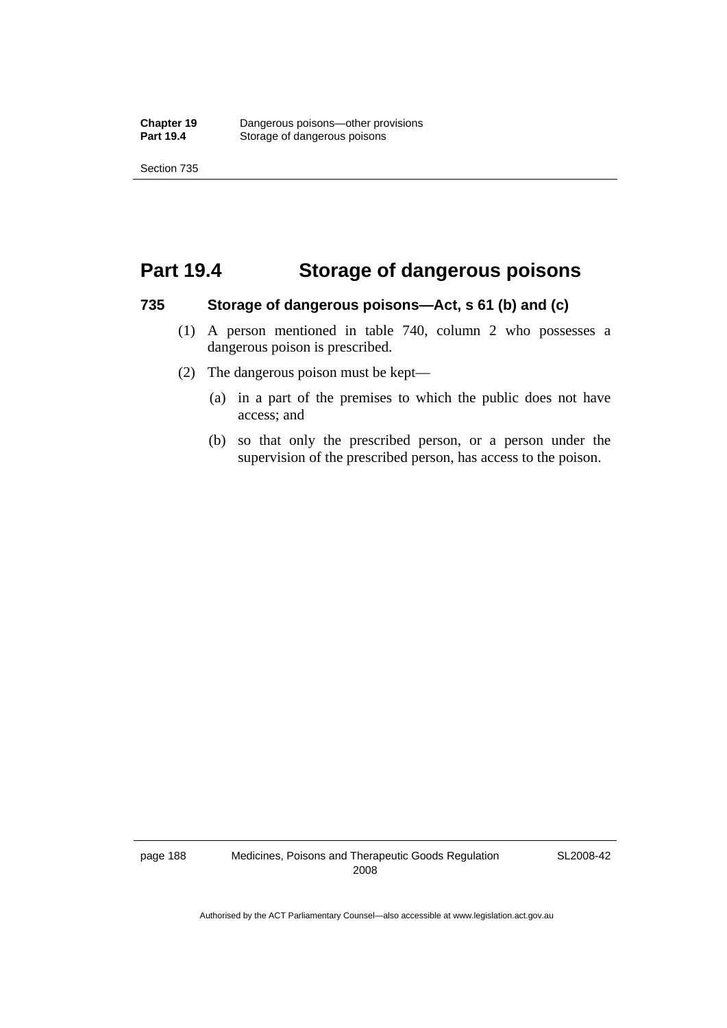# Part 19.4 Storage of dangerous poisons

## 735 Storage of dangerous poisons—Act, s 61 (b) and (c)

(1) A person mentioned in table 740, column 2 who possesses a dangerous poison is prescribed.

(2) The dangerous poison must be kept—

(a) in a part of the premises to which the public does not have access; and

(b) so that only the prescribed person, or a person under the supervision of the prescribed person, has access to the poison.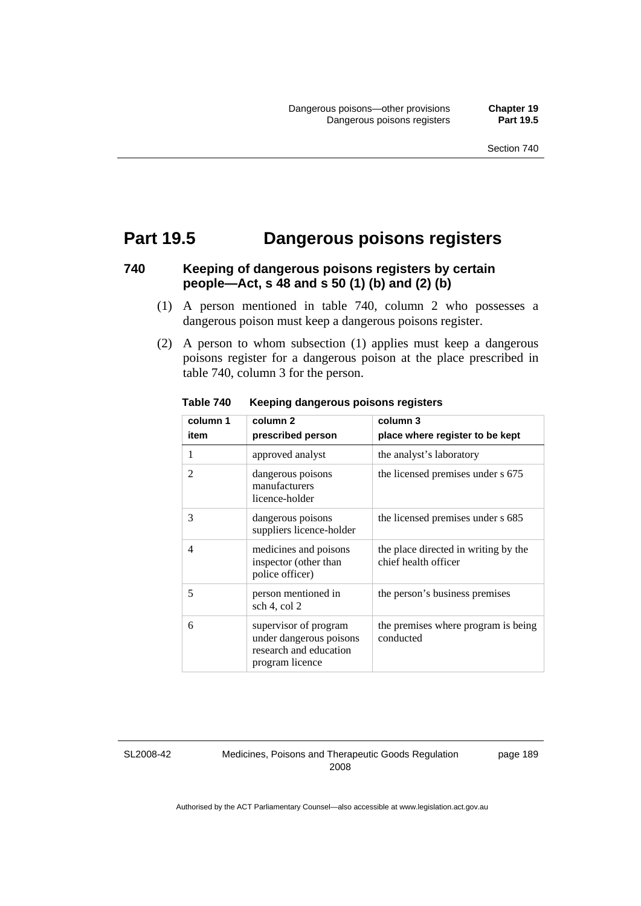# Part 19.5 Dangerous poisons registers

### 740 Keeping of dangerous poisons registers by certain people—Act, s 48 and s 50 (1) (b) and (2) (b)

(1) A person mentioned in table 740, column 2 who possesses a dangerous poison must keep a dangerous poisons register.

(2) A person to whom subsection (1) applies must keep a dangerous poisons register for a dangerous poison at the place prescribed in table 740, column 3 for the person.

**Table 740 Keeping dangerous poisons registers**

| column 1<br>item | column 2<br>prescribed person | column 3<br>place where register to be kept |
|---|---|---|
| 1 | approved analyst | the analyst's laboratory |
| 2 | dangerous poisons manufacturers licence-holder | the licensed premises under s 675 |
| 3 | dangerous poisons suppliers licence-holder | the licensed premises under s 685 |
| 4 | medicines and poisons inspector (other than police officer) | the place directed in writing by the chief health officer |
| 5 | person mentioned in sch 4, col 2 | the person's business premises |
| 6 | supervisor of program under dangerous poisons research and education program licence | the premises where program is being conducted |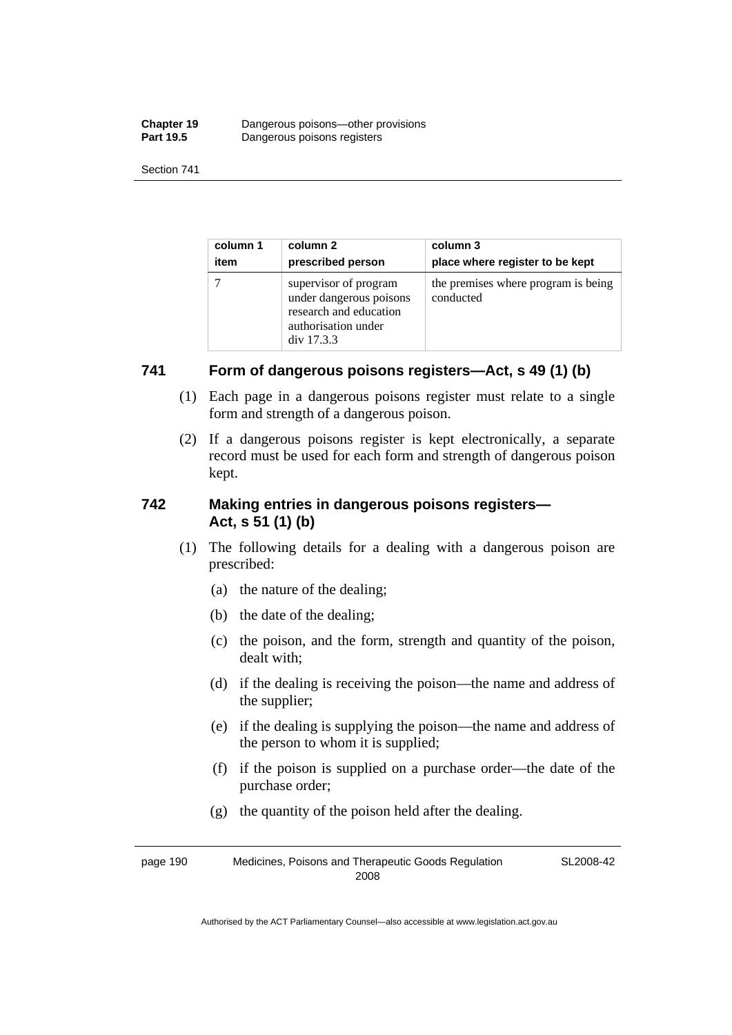| column 1 item | column 2 prescribed person | column 3 place where register to be kept |
|---|---|---|
| 7 | supervisor of program under dangerous poisons research and education authorisation under div 17.3.3 | the premises where program is being conducted |

## 741 Form of dangerous poisons registers—Act, s 49 (1) (b)

(1) Each page in a dangerous poisons register must relate to a single form and strength of a dangerous poison.

(2) If a dangerous poisons register is kept electronically, a separate record must be used for each form and strength of dangerous poison kept.

## 742 Making entries in dangerous poisons registers—Act, s 51 (1) (b)

(1) The following details for a dealing with a dangerous poison are prescribed:

(a) the nature of the dealing;

(b) the date of the dealing;

(c) the poison, and the form, strength and quantity of the poison, dealt with;

(d) if the dealing is receiving the poison—the name and address of the supplier;

(e) if the dealing is supplying the poison—the name and address of the person to whom it is supplied;

(f) if the poison is supplied on a purchase order—the date of the purchase order;

(g) the quantity of the poison held after the dealing.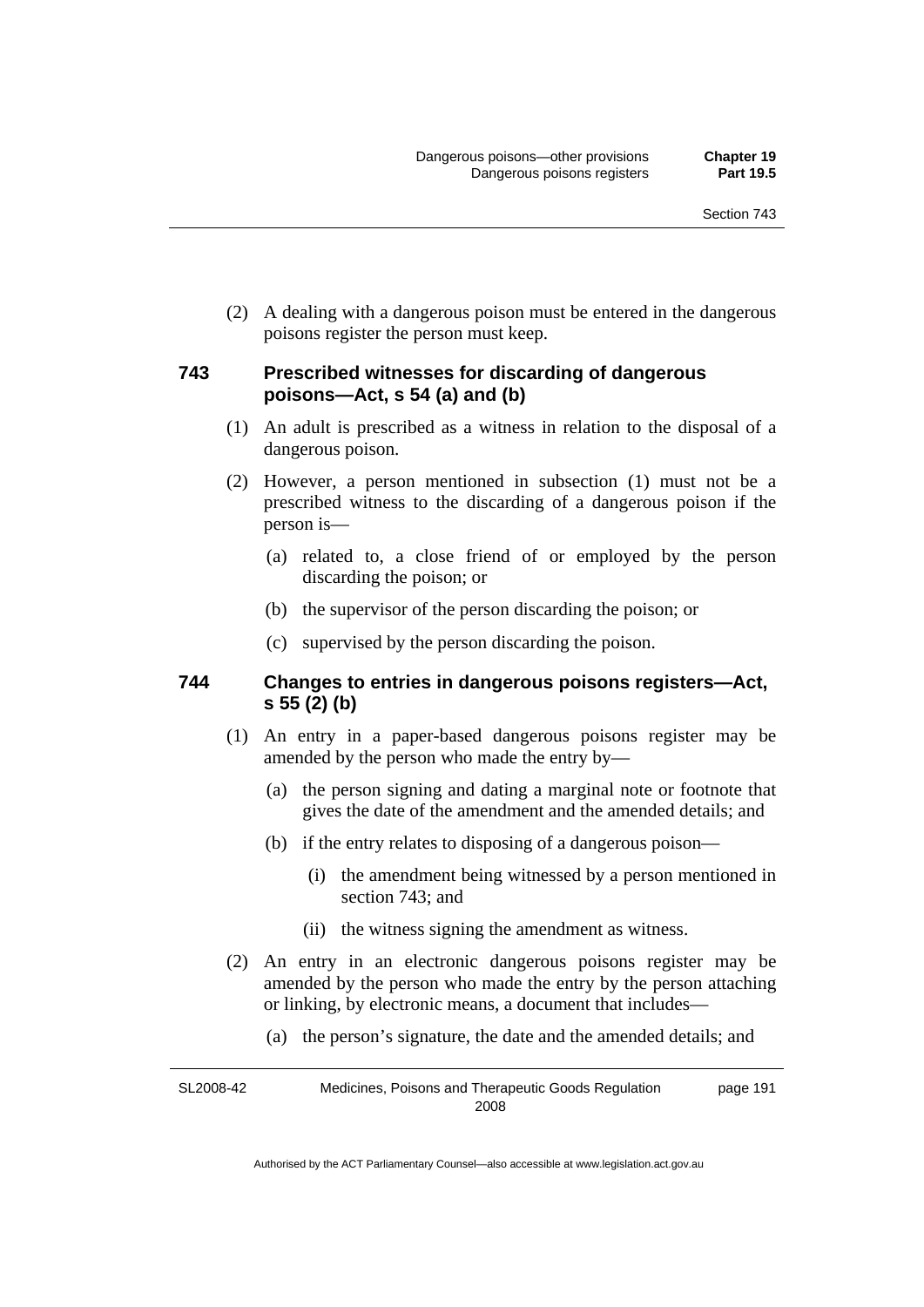(2) A dealing with a dangerous poison must be entered in the dangerous poisons register the person must keep.

### 743 Prescribed witnesses for discarding of dangerous poisons—Act, s 54 (a) and (b)

(1) An adult is prescribed as a witness in relation to the disposal of a dangerous poison.

(2) However, a person mentioned in subsection (1) must not be a prescribed witness to the discarding of a dangerous poison if the person is—

(a) related to, a close friend of or employed by the person discarding the poison; or

(b) the supervisor of the person discarding the poison; or

(c) supervised by the person discarding the poison.

### 744 Changes to entries in dangerous poisons registers—Act, s 55 (2) (b)

(1) An entry in a paper-based dangerous poisons register may be amended by the person who made the entry by—

(a) the person signing and dating a marginal note or footnote that gives the date of the amendment and the amended details; and

(b) if the entry relates to disposing of a dangerous poison—

(i) the amendment being witnessed by a person mentioned in section 743; and

(ii) the witness signing the amendment as witness.

(2) An entry in an electronic dangerous poisons register may be amended by the person who made the entry by the person attaching or linking, by electronic means, a document that includes—

(a) the person's signature, the date and the amended details; and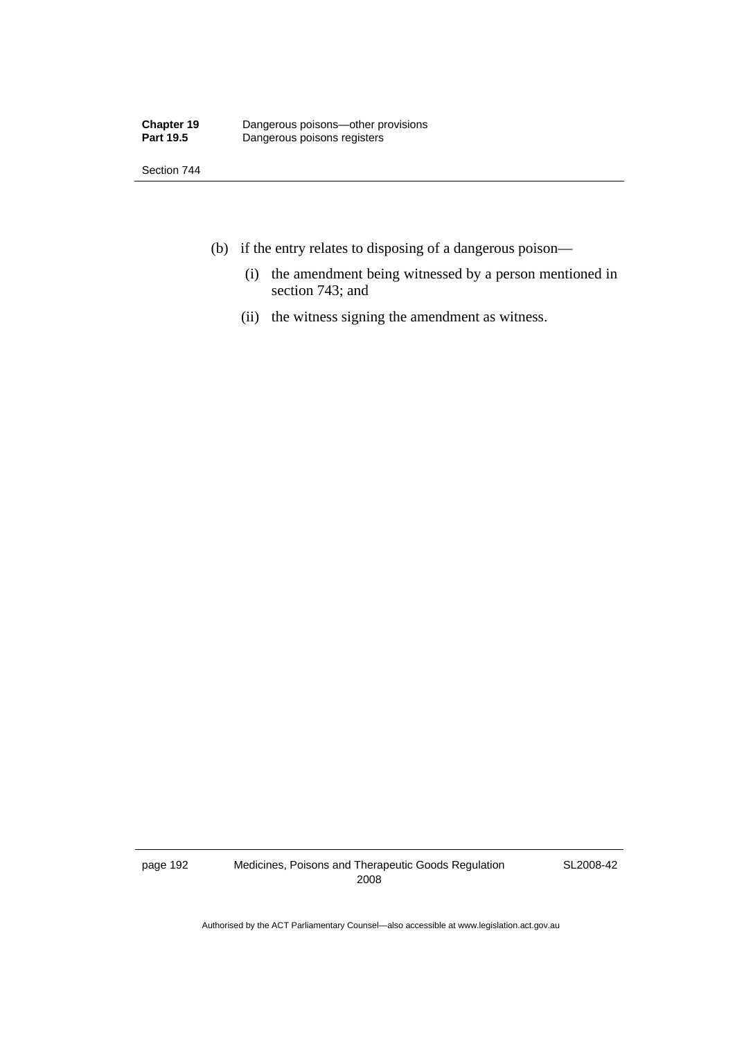(b) if the entry relates to disposing of a dangerous poison—

   (i) the amendment being witnessed by a person mentioned in section 743; and

   (ii) the witness signing the amendment as witness.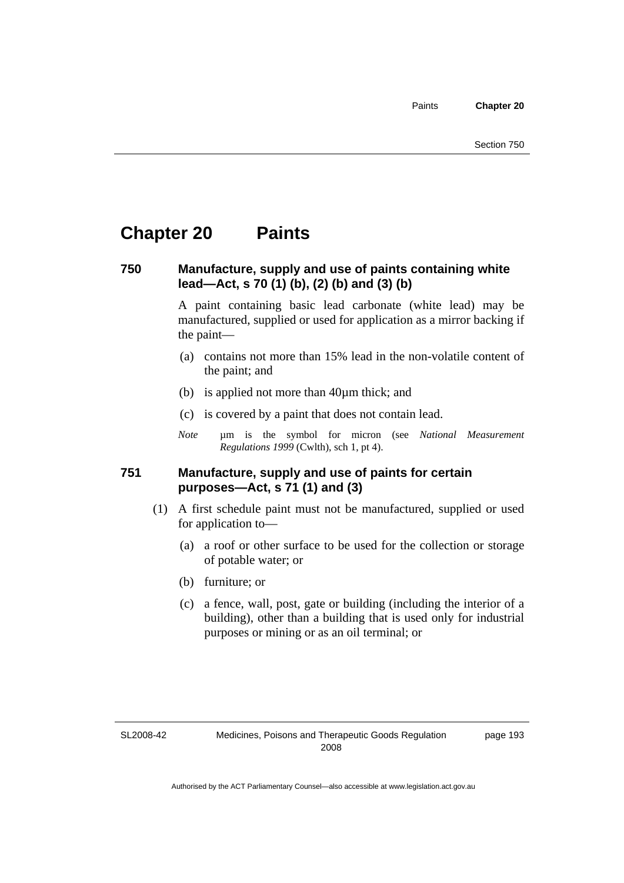# Chapter 20 Paints

## 750 Manufacture, supply and use of paints containing white lead—Act, s 70 (1) (b), (2) (b) and (3) (b)

A paint containing basic lead carbonate (white lead) may be manufactured, supplied or used for application as a mirror backing if the paint—

(a) contains not more than 15% lead in the non-volatile content of the paint; and

(b) is applied not more than 40µm thick; and

(c) is covered by a paint that does not contain lead.

*Note* µm is the symbol for micron (see *National Measurement Regulations 1999* (Cwlth), sch 1, pt 4).

## 751 Manufacture, supply and use of paints for certain purposes—Act, s 71 (1) and (3)

(1) A first schedule paint must not be manufactured, supplied or used for application to—

(a) a roof or other surface to be used for the collection or storage of potable water; or

(b) furniture; or

(c) a fence, wall, post, gate or building (including the interior of a building), other than a building that is used only for industrial purposes or mining or as an oil terminal; or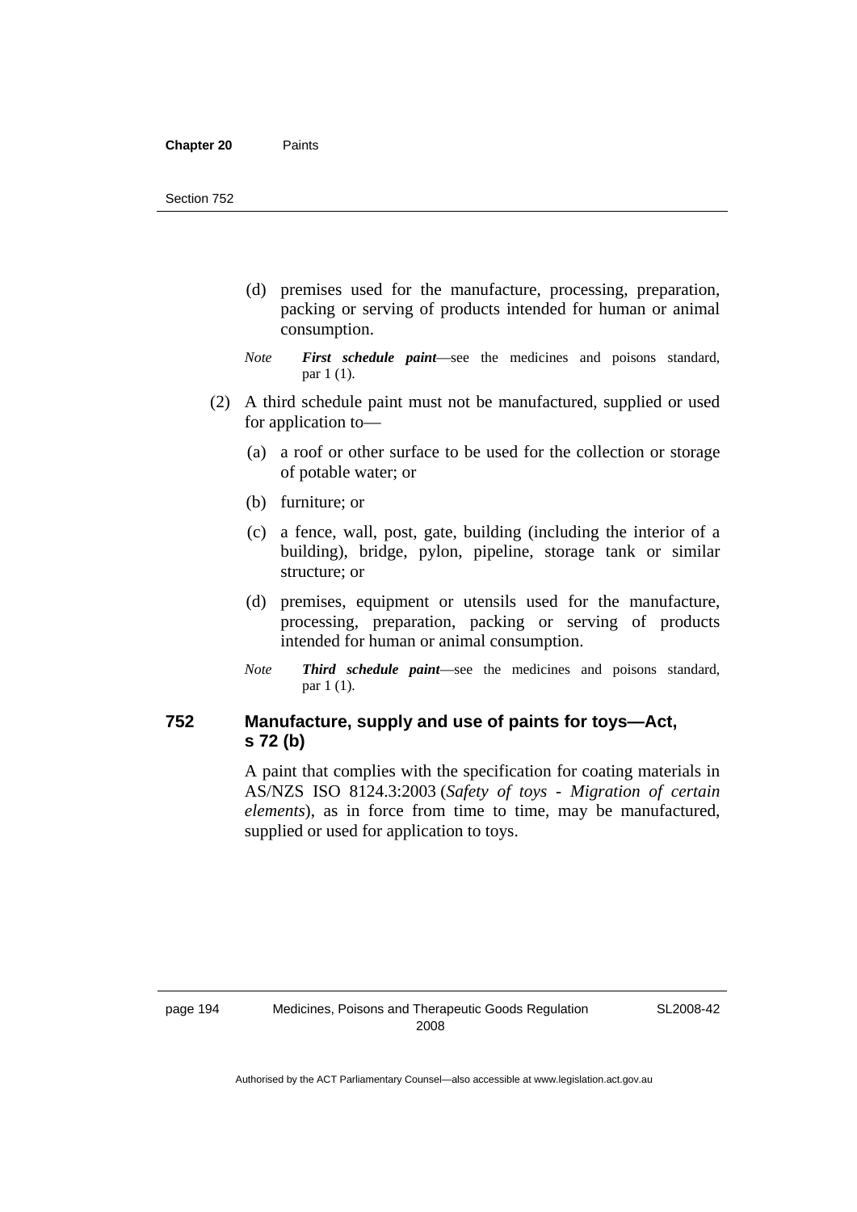(d) premises used for the manufacture, processing, preparation, packing or serving of products intended for human or animal consumption.

*Note* ***First schedule paint***—see the medicines and poisons standard, par 1 (1).

(2) A third schedule paint must not be manufactured, supplied or used for application to—

(a) a roof or other surface to be used for the collection or storage of potable water; or

(b) furniture; or

(c) a fence, wall, post, gate, building (including the interior of a building), bridge, pylon, pipeline, storage tank or similar structure; or

(d) premises, equipment or utensils used for the manufacture, processing, preparation, packing or serving of products intended for human or animal consumption.

*Note* ***Third schedule paint***—see the medicines and poisons standard, par 1 (1).

### 752 Manufacture, supply and use of paints for toys—Act, s 72 (b)

A paint that complies with the specification for coating materials in AS/NZS ISO 8124.3:2003 (*Safety of toys - Migration of certain elements*), as in force from time to time, may be manufactured, supplied or used for application to toys.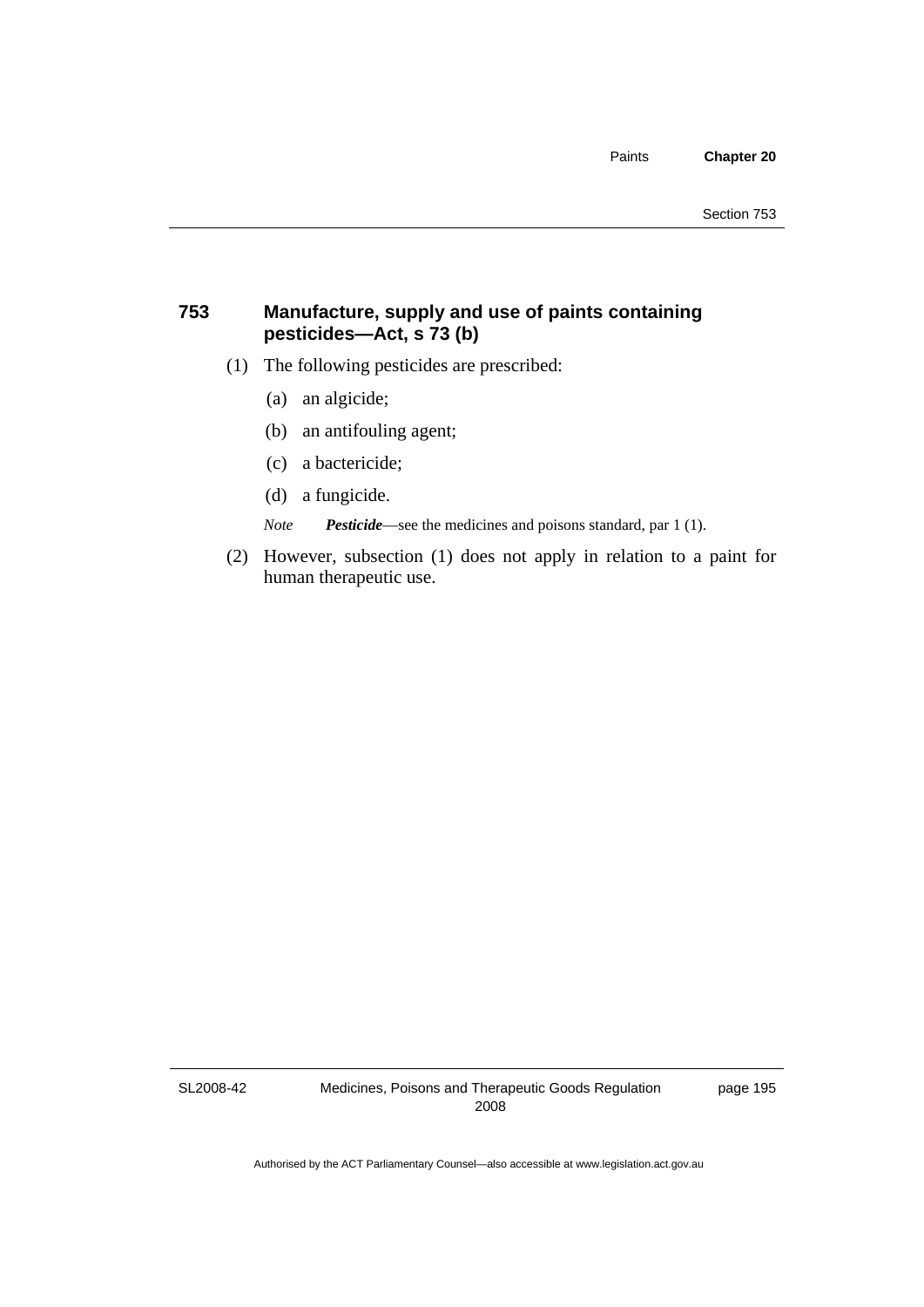### 753 Manufacture, supply and use of paints containing pesticides—Act, s 73 (b)

(1) The following pesticides are prescribed:

(a) an algicide;

(b) an antifouling agent;

(c) a bactericide;

(d) a fungicide.

*Note* ***Pesticide***—see the medicines and poisons standard, par 1 (1).

(2) However, subsection (1) does not apply in relation to a paint for human therapeutic use.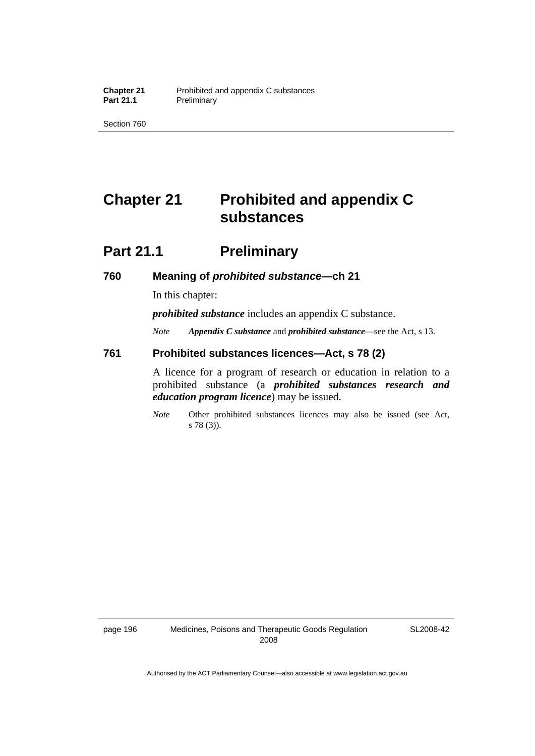# Chapter 21 Prohibited and appendix C substances

## Part 21.1 Preliminary

### 760 Meaning of *prohibited substance*—ch 21

In this chapter:

***prohibited substance*** includes an appendix C substance.

*Note* ***Appendix C substance*** and ***prohibited substance***—see the Act, s 13.

### 761 Prohibited substances licences—Act, s 78 (2)

A licence for a program of research or education in relation to a prohibited substance (a ***prohibited substances research and education program licence***) may be issued.

*Note* Other prohibited substances licences may also be issued (see Act, s 78 (3)).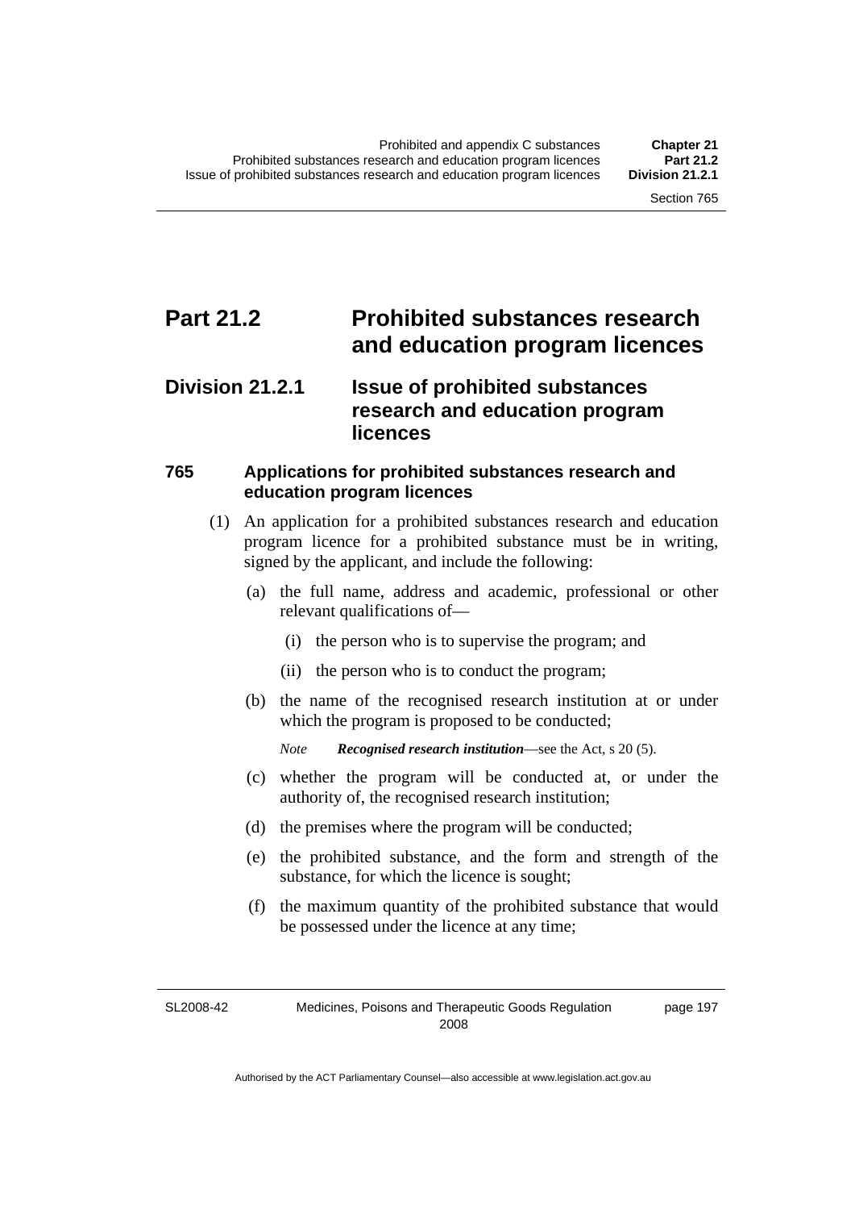# Part 21.2 Prohibited substances research and education program licences

## Division 21.2.1 Issue of prohibited substances research and education program licences

### 765 Applications for prohibited substances research and education program licences

(1) An application for a prohibited substances research and education program licence for a prohibited substance must be in writing, signed by the applicant, and include the following:

(a) the full name, address and academic, professional or other relevant qualifications of—

(i) the person who is to supervise the program; and

(ii) the person who is to conduct the program;

(b) the name of the recognised research institution at or under which the program is proposed to be conducted;

*Note* ***Recognised research institution***—see the Act, s 20 (5).

(c) whether the program will be conducted at, or under the authority of, the recognised research institution;

(d) the premises where the program will be conducted;

(e) the prohibited substance, and the form and strength of the substance, for which the licence is sought;

(f) the maximum quantity of the prohibited substance that would be possessed under the licence at any time;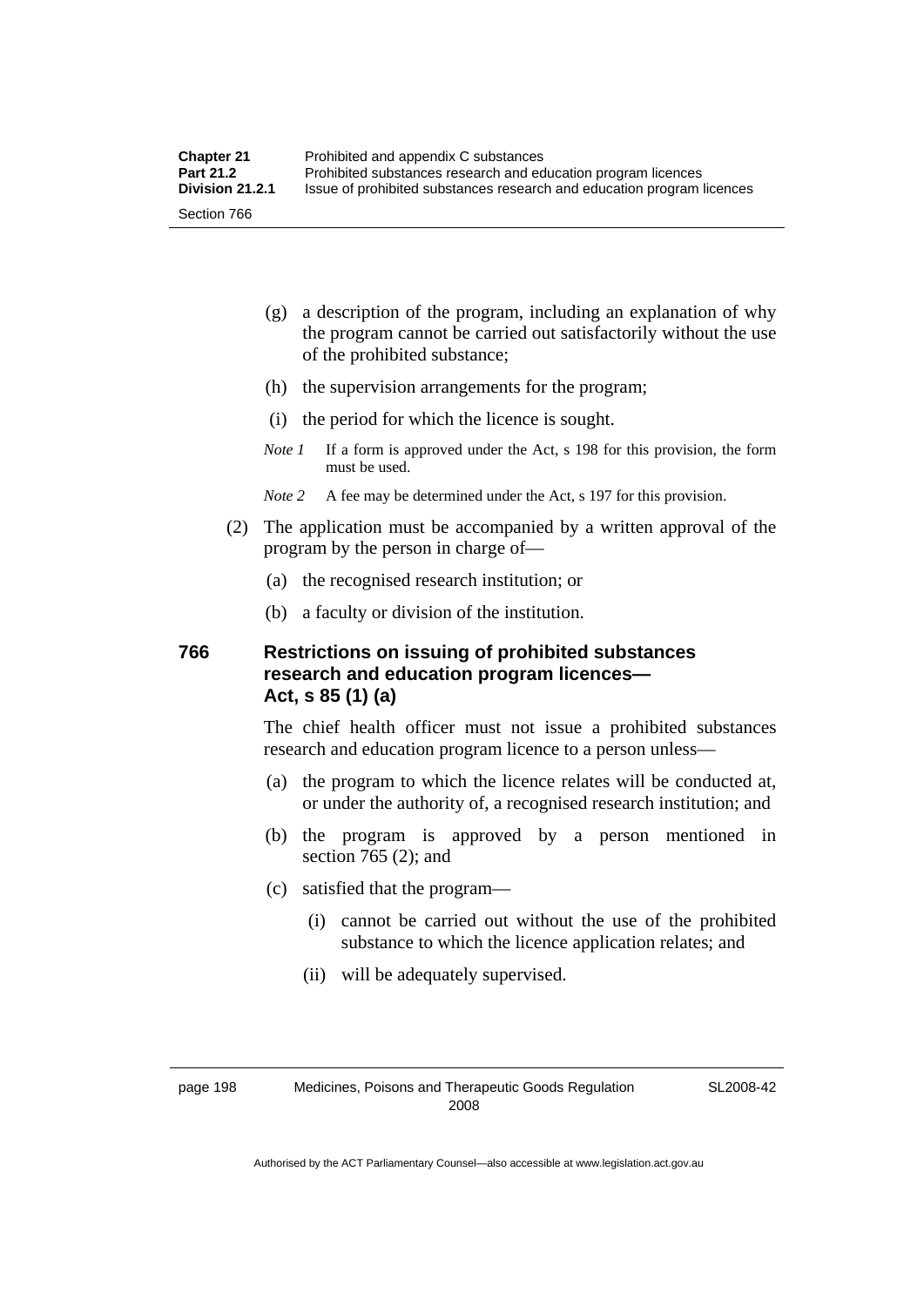(g) a description of the program, including an explanation of why the program cannot be carried out satisfactorily without the use of the prohibited substance;

(h) the supervision arrangements for the program;

(i) the period for which the licence is sought.

*Note 1* If a form is approved under the Act, s 198 for this provision, the form must be used.

*Note 2* A fee may be determined under the Act, s 197 for this provision.

(2) The application must be accompanied by a written approval of the program by the person in charge of—

(a) the recognised research institution; or

(b) a faculty or division of the institution.

### 766 Restrictions on issuing of prohibited substances research and education program licences—Act, s 85 (1) (a)

The chief health officer must not issue a prohibited substances research and education program licence to a person unless—

(a) the program to which the licence relates will be conducted at, or under the authority of, a recognised research institution; and

(b) the program is approved by a person mentioned in section 765 (2); and

(c) satisfied that the program—

(i) cannot be carried out without the use of the prohibited substance to which the licence application relates; and

(ii) will be adequately supervised.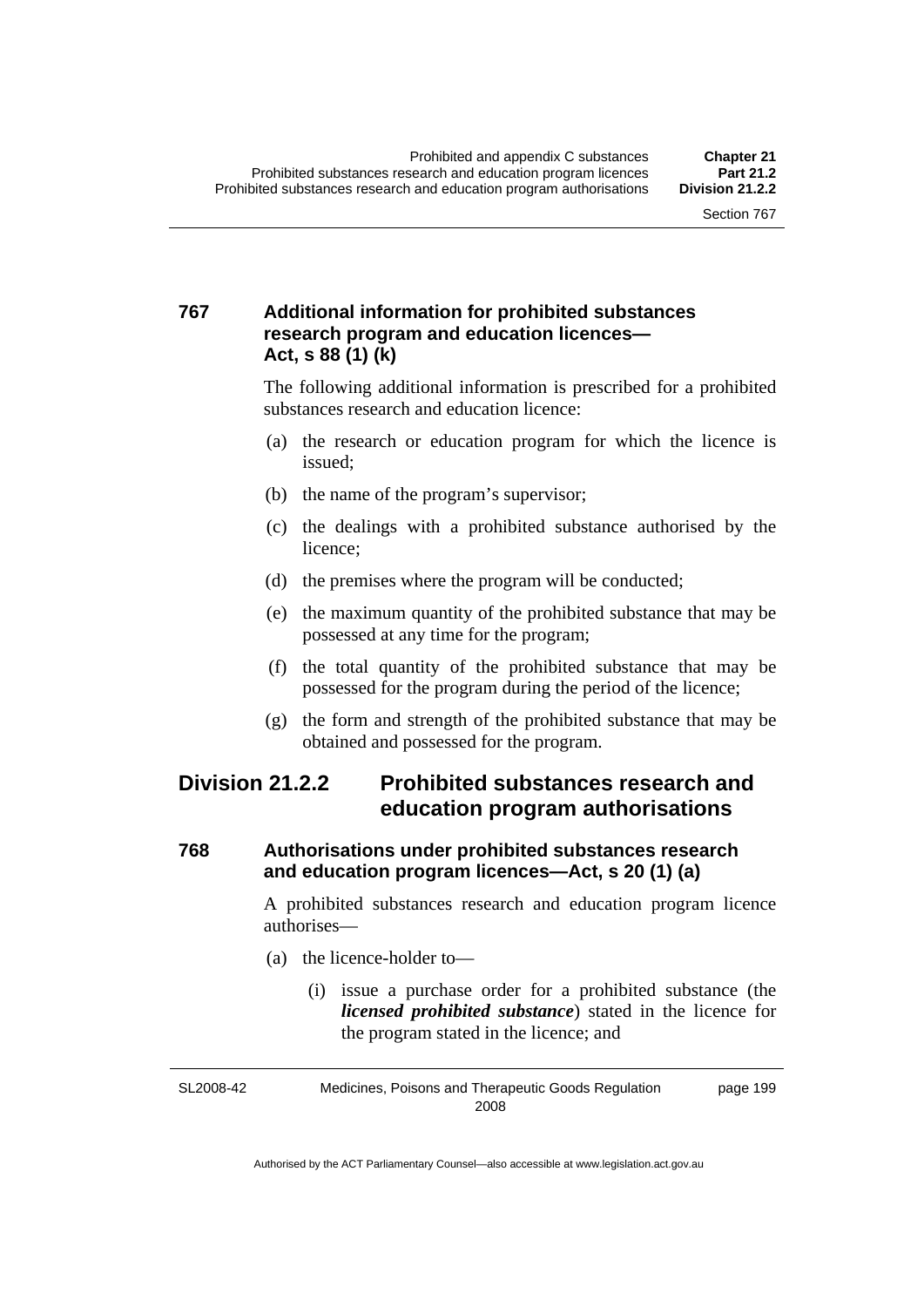### 767 Additional information for prohibited substances research program and education licences—Act, s 88 (1) (k)

The following additional information is prescribed for a prohibited substances research and education licence:

(a) the research or education program for which the licence is issued;

(b) the name of the program's supervisor;

(c) the dealings with a prohibited substance authorised by the licence;

(d) the premises where the program will be conducted;

(e) the maximum quantity of the prohibited substance that may be possessed at any time for the program;

(f) the total quantity of the prohibited substance that may be possessed for the program during the period of the licence;

(g) the form and strength of the prohibited substance that may be obtained and possessed for the program.

## Division 21.2.2 Prohibited substances research and education program authorisations

### 768 Authorisations under prohibited substances research and education program licences—Act, s 20 (1) (a)

A prohibited substances research and education program licence authorises—

(a) the licence-holder to—

(i) issue a purchase order for a prohibited substance (the ***licensed prohibited substance***) stated in the licence for the program stated in the licence; and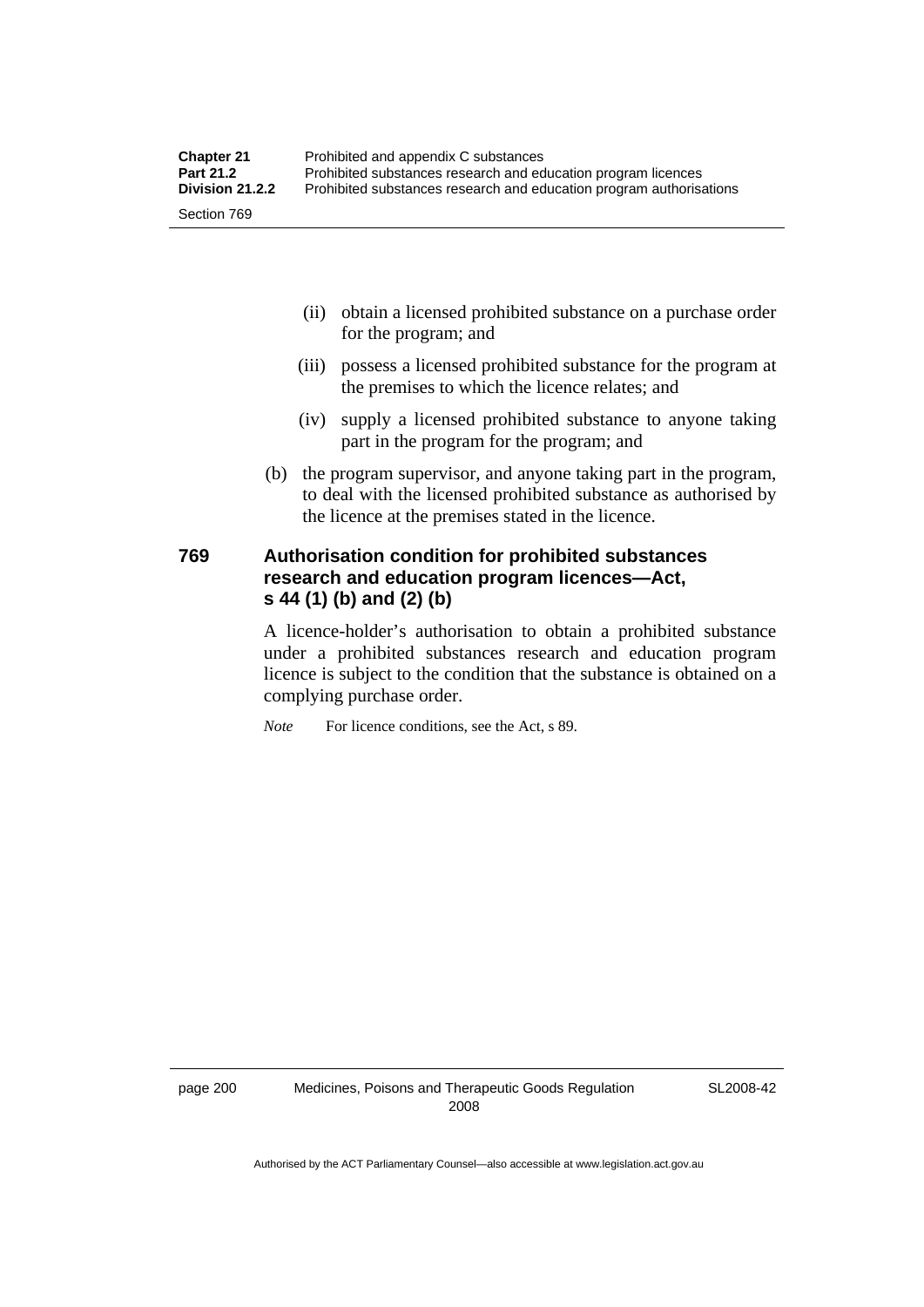(ii) obtain a licensed prohibited substance on a purchase order for the program; and

(iii) possess a licensed prohibited substance for the program at the premises to which the licence relates; and

(iv) supply a licensed prohibited substance to anyone taking part in the program for the program; and

(b) the program supervisor, and anyone taking part in the program, to deal with the licensed prohibited substance as authorised by the licence at the premises stated in the licence.

### 769 Authorisation condition for prohibited substances research and education program licences—Act, s 44 (1) (b) and (2) (b)

A licence-holder's authorisation to obtain a prohibited substance under a prohibited substances research and education program licence is subject to the condition that the substance is obtained on a complying purchase order.

*Note* For licence conditions, see the Act, s 89.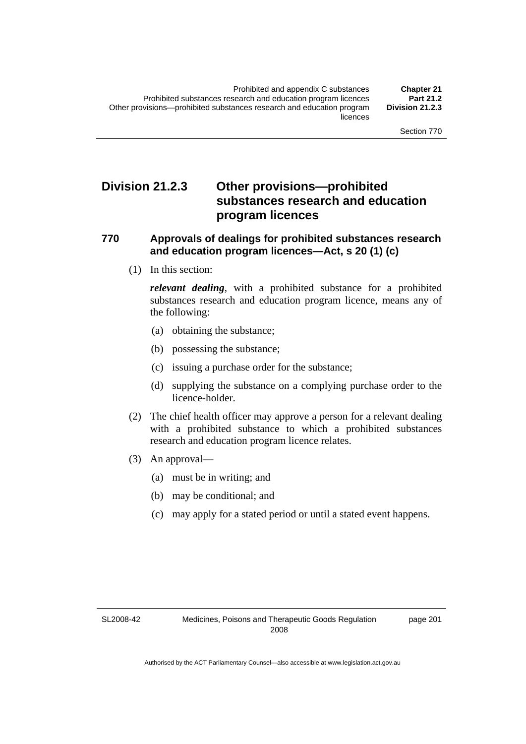## Division 21.2.3 Other provisions—prohibited substances research and education program licences

### 770 Approvals of dealings for prohibited substances research and education program licences—Act, s 20 (1) (c)

(1) In this section:

***relevant dealing***, with a prohibited substance for a prohibited substances research and education program licence, means any of the following:

- (a) obtaining the substance;
- (b) possessing the substance;
- (c) issuing a purchase order for the substance;
- (d) supplying the substance on a complying purchase order to the licence-holder.

(2) The chief health officer may approve a person for a relevant dealing with a prohibited substance to which a prohibited substances research and education program licence relates.

(3) An approval—

- (a) must be in writing; and
- (b) may be conditional; and
- (c) may apply for a stated period or until a stated event happens.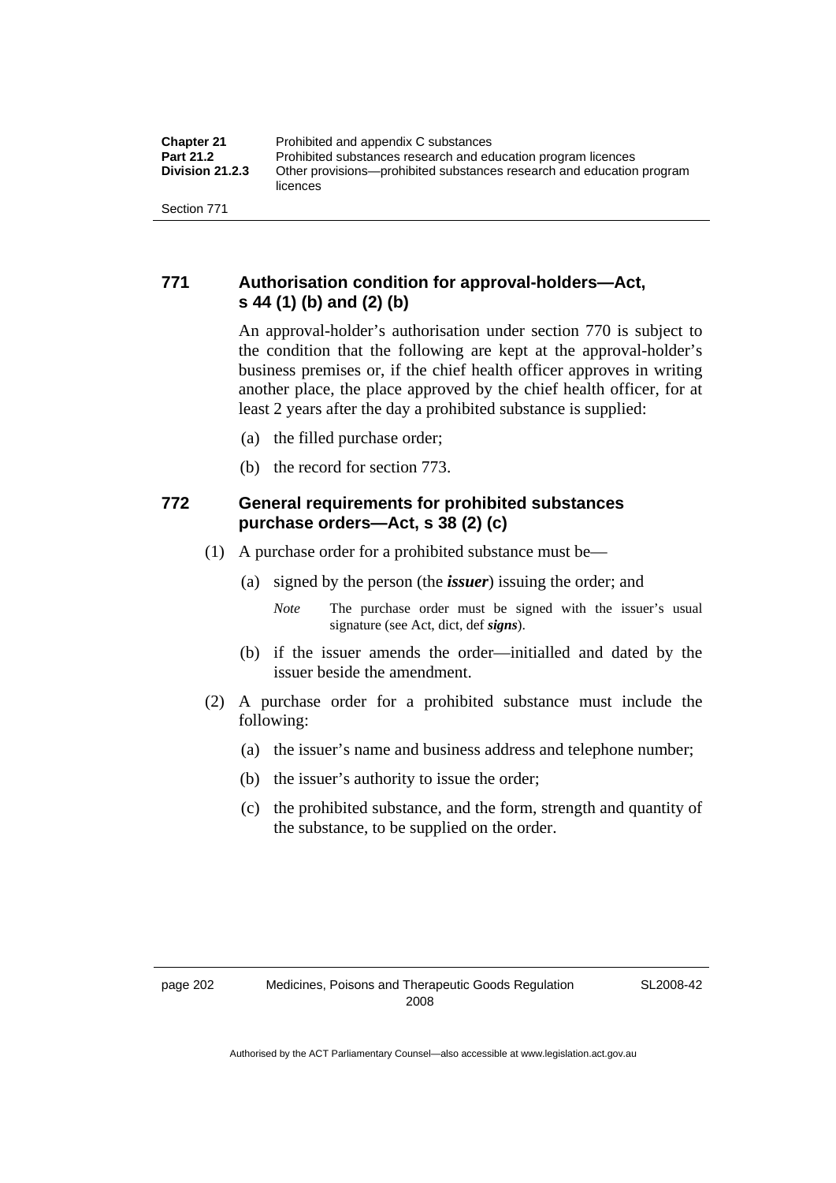## 771 Authorisation condition for approval-holders—Act, s 44 (1) (b) and (2) (b)

An approval-holder's authorisation under section 770 is subject to the condition that the following are kept at the approval-holder's business premises or, if the chief health officer approves in writing another place, the place approved by the chief health officer, for at least 2 years after the day a prohibited substance is supplied:

(a) the filled purchase order;

(b) the record for section 773.

## 772 General requirements for prohibited substances purchase orders—Act, s 38 (2) (c)

(1) A purchase order for a prohibited substance must be—

(a) signed by the person (the ***issuer***) issuing the order; and

*Note* The purchase order must be signed with the issuer's usual signature (see Act, dict, def ***signs***).

(b) if the issuer amends the order—initialled and dated by the issuer beside the amendment.

(2) A purchase order for a prohibited substance must include the following:

(a) the issuer's name and business address and telephone number;

(b) the issuer's authority to issue the order;

(c) the prohibited substance, and the form, strength and quantity of the substance, to be supplied on the order.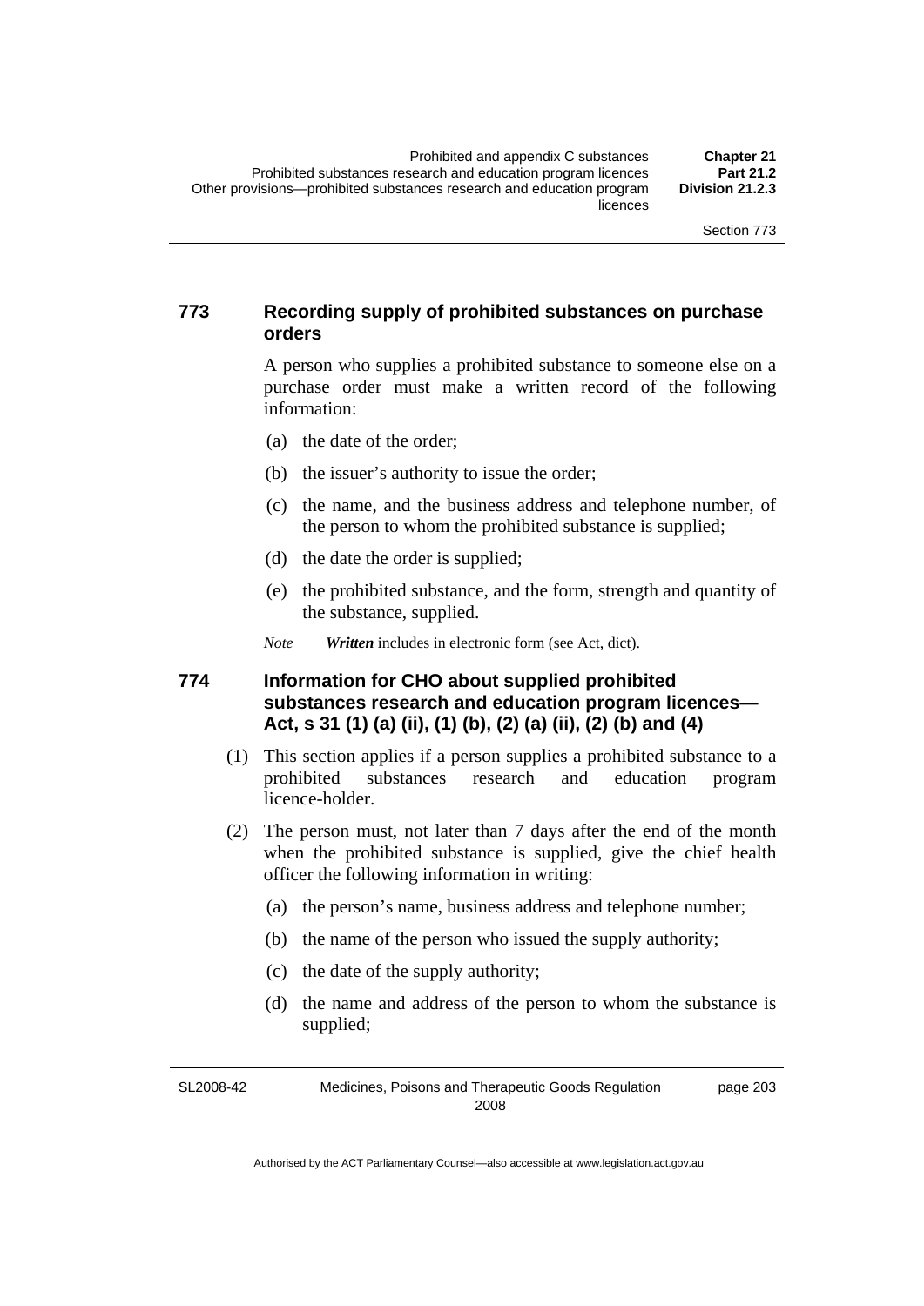### 773 Recording supply of prohibited substances on purchase orders

A person who supplies a prohibited substance to someone else on a purchase order must make a written record of the following information:

(a) the date of the order;

(b) the issuer's authority to issue the order;

(c) the name, and the business address and telephone number, of the person to whom the prohibited substance is supplied;

(d) the date the order is supplied;

(e) the prohibited substance, and the form, strength and quantity of the substance, supplied.

*Note* ***Written*** includes in electronic form (see Act, dict).

### 774 Information for CHO about supplied prohibited substances research and education program licences—Act, s 31 (1) (a) (ii), (1) (b), (2) (a) (ii), (2) (b) and (4)

(1) This section applies if a person supplies a prohibited substance to a prohibited substances research and education program licence-holder.

(2) The person must, not later than 7 days after the end of the month when the prohibited substance is supplied, give the chief health officer the following information in writing:

(a) the person's name, business address and telephone number;

(b) the name of the person who issued the supply authority;

(c) the date of the supply authority;

(d) the name and address of the person to whom the substance is supplied;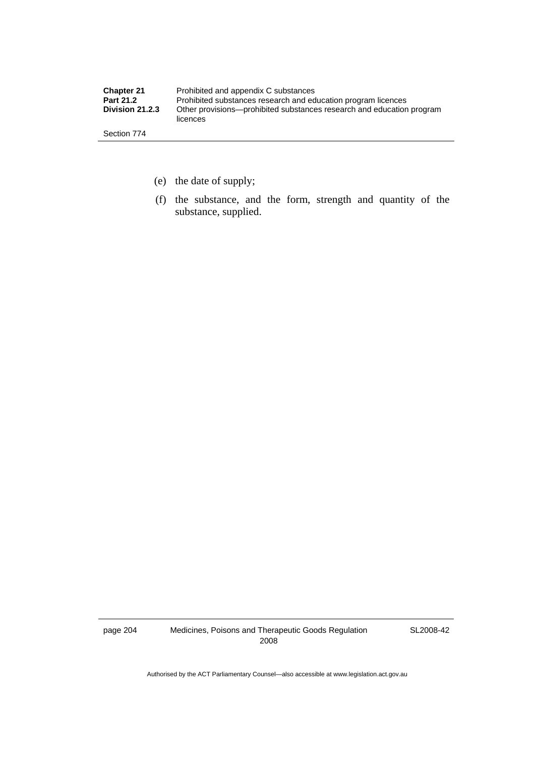(e) the date of supply;

(f) the substance, and the form, strength and quantity of the substance, supplied.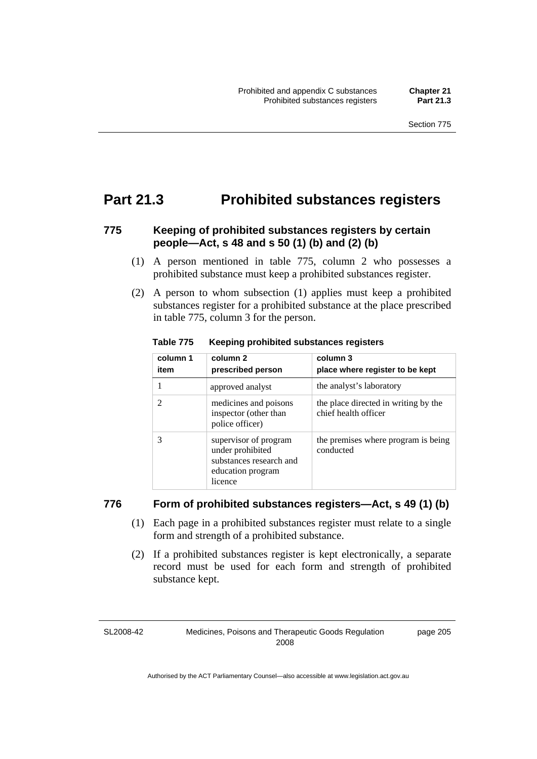# Part 21.3 Prohibited substances registers

### 775 Keeping of prohibited substances registers by certain people—Act, s 48 and s 50 (1) (b) and (2) (b)

(1) A person mentioned in table 775, column 2 who possesses a prohibited substance must keep a prohibited substances register.

(2) A person to whom subsection (1) applies must keep a prohibited substances register for a prohibited substance at the place prescribed in table 775, column 3 for the person.

**Table 775 Keeping prohibited substances registers**

| column 1<br>item | column 2<br>prescribed person | column 3<br>place where register to be kept |
|---|---|---|
| 1 | approved analyst | the analyst's laboratory |
| 2 | medicines and poisons inspector (other than police officer) | the place directed in writing by the chief health officer |
| 3 | supervisor of program under prohibited substances research and education program licence | the premises where program is being conducted |

### 776 Form of prohibited substances registers—Act, s 49 (1) (b)

(1) Each page in a prohibited substances register must relate to a single form and strength of a prohibited substance.

(2) If a prohibited substances register is kept electronically, a separate record must be used for each form and strength of prohibited substance kept.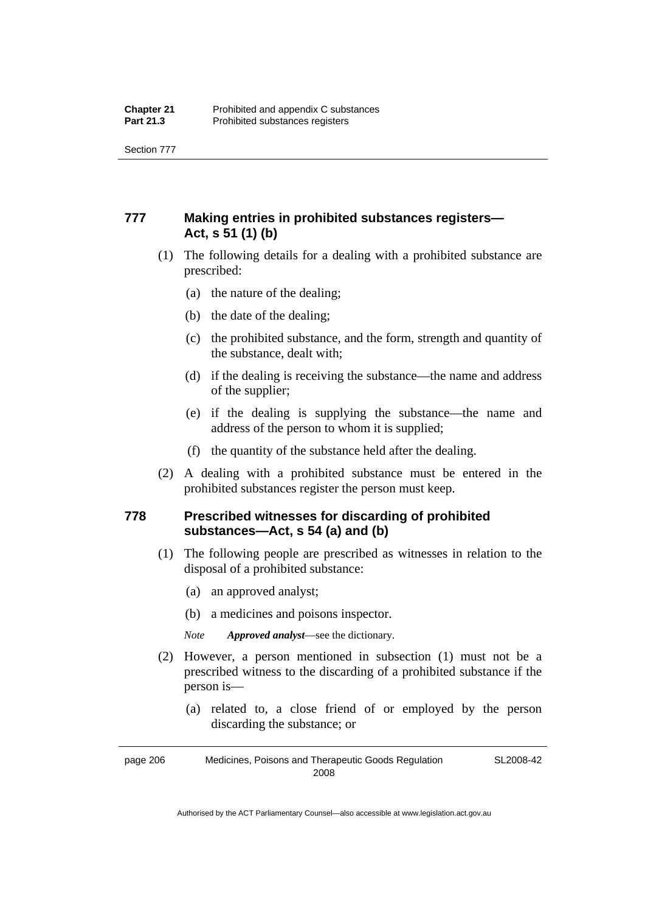## 777 Making entries in prohibited substances registers—Act, s 51 (1) (b)

(1) The following details for a dealing with a prohibited substance are prescribed:

(a) the nature of the dealing;

(b) the date of the dealing;

(c) the prohibited substance, and the form, strength and quantity of the substance, dealt with;

(d) if the dealing is receiving the substance—the name and address of the supplier;

(e) if the dealing is supplying the substance—the name and address of the person to whom it is supplied;

(f) the quantity of the substance held after the dealing.

(2) A dealing with a prohibited substance must be entered in the prohibited substances register the person must keep.

## 778 Prescribed witnesses for discarding of prohibited substances—Act, s 54 (a) and (b)

(1) The following people are prescribed as witnesses in relation to the disposal of a prohibited substance:

(a) an approved analyst;

(b) a medicines and poisons inspector.

*Note* ***Approved analyst***—see the dictionary.

(2) However, a person mentioned in subsection (1) must not be a prescribed witness to the discarding of a prohibited substance if the person is—

(a) related to, a close friend of or employed by the person discarding the substance; or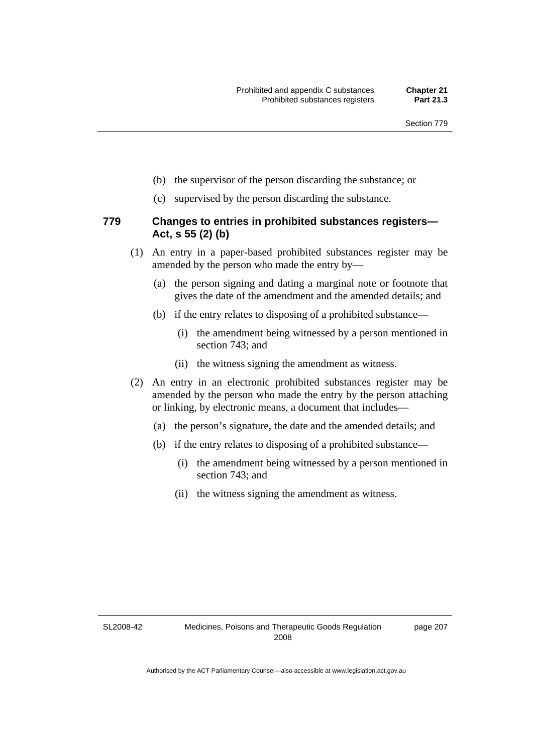(b) the supervisor of the person discarding the substance; or

(c) supervised by the person discarding the substance.

### 779 Changes to entries in prohibited substances registers—Act, s 55 (2) (b)

(1) An entry in a paper-based prohibited substances register may be amended by the person who made the entry by—

(a) the person signing and dating a marginal note or footnote that gives the date of the amendment and the amended details; and

(b) if the entry relates to disposing of a prohibited substance—

(i) the amendment being witnessed by a person mentioned in section 743; and

(ii) the witness signing the amendment as witness.

(2) An entry in an electronic prohibited substances register may be amended by the person who made the entry by the person attaching or linking, by electronic means, a document that includes—

(a) the person's signature, the date and the amended details; and

(b) if the entry relates to disposing of a prohibited substance—

(i) the amendment being witnessed by a person mentioned in section 743; and

(ii) the witness signing the amendment as witness.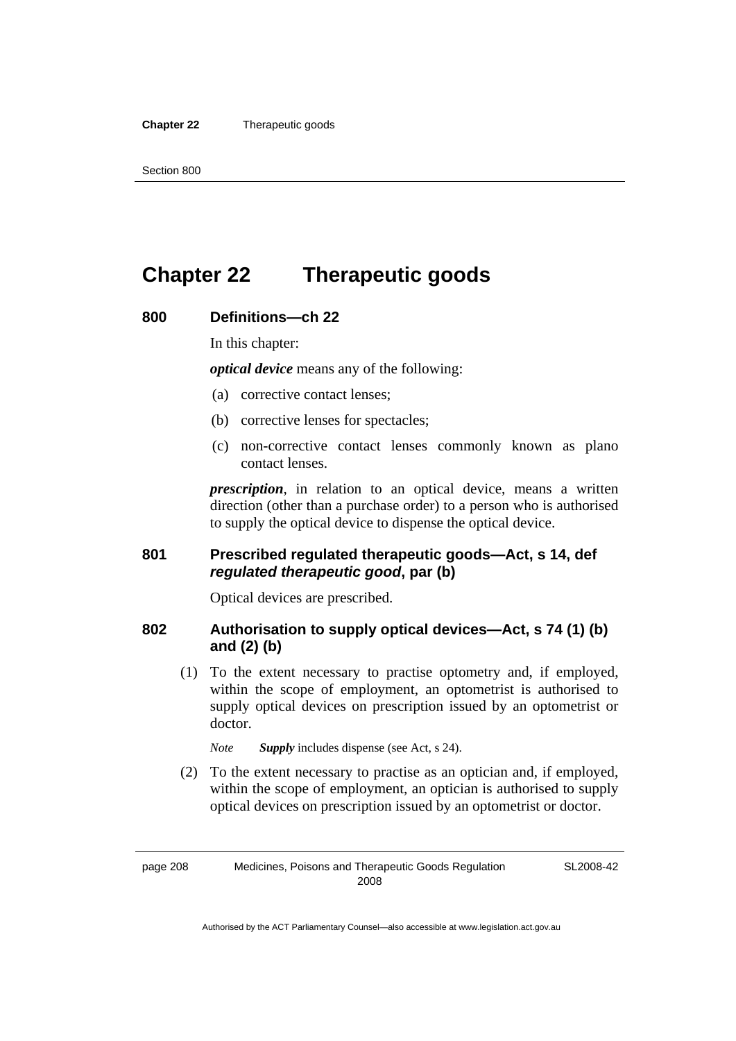# Chapter 22 Therapeutic goods

## 800 Definitions—ch 22

In this chapter:

***optical device*** means any of the following:

(a) corrective contact lenses;

(b) corrective lenses for spectacles;

(c) non-corrective contact lenses commonly known as plano contact lenses.

***prescription***, in relation to an optical device, means a written direction (other than a purchase order) to a person who is authorised to supply the optical device to dispense the optical device.

## 801 Prescribed regulated therapeutic goods—Act, s 14, def *regulated therapeutic good*, par (b)

Optical devices are prescribed.

## 802 Authorisation to supply optical devices—Act, s 74 (1) (b) and (2) (b)

(1) To the extent necessary to practise optometry and, if employed, within the scope of employment, an optometrist is authorised to supply optical devices on prescription issued by an optometrist or doctor.

*Note* ***Supply*** includes dispense (see Act, s 24).

(2) To the extent necessary to practise as an optician and, if employed, within the scope of employment, an optician is authorised to supply optical devices on prescription issued by an optometrist or doctor.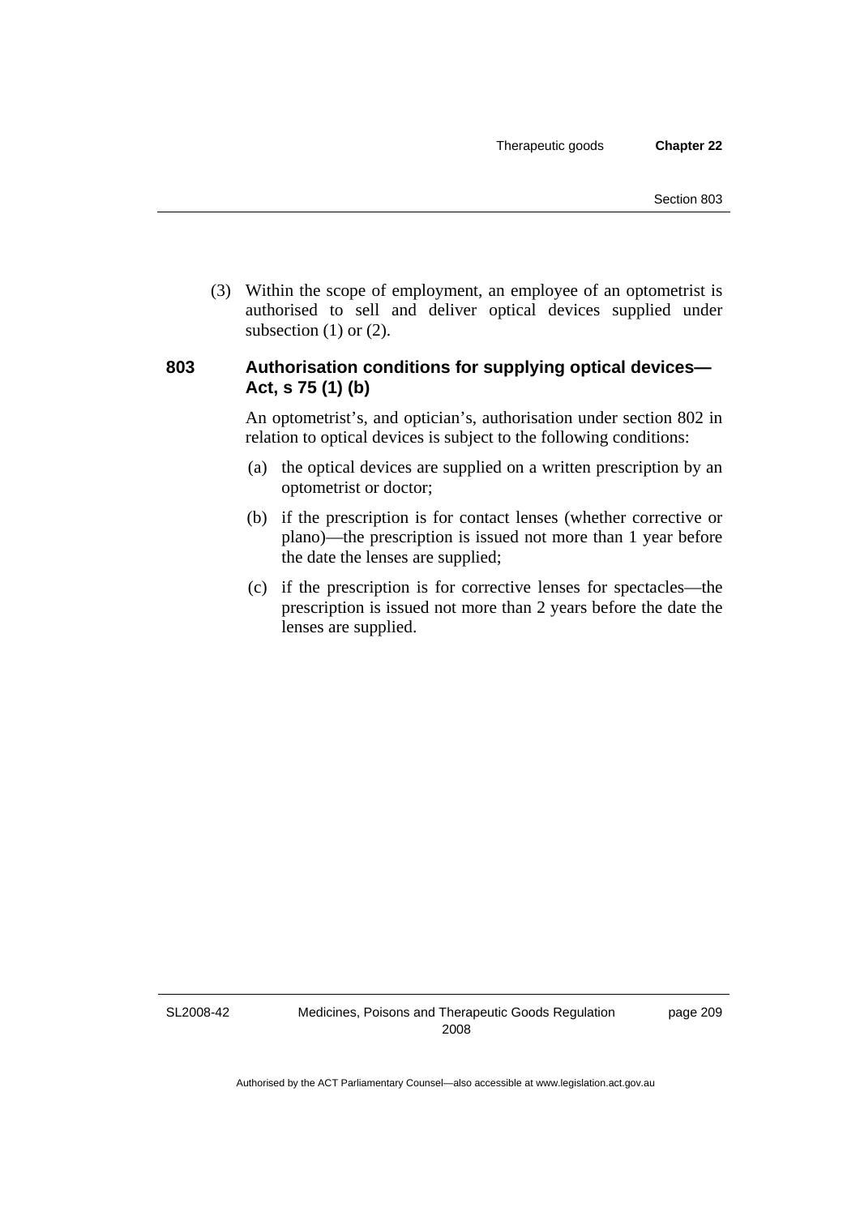(3) Within the scope of employment, an employee of an optometrist is authorised to sell and deliver optical devices supplied under subsection (1) or (2).

## 803 Authorisation conditions for supplying optical devices—Act, s 75 (1) (b)

An optometrist's, and optician's, authorisation under section 802 in relation to optical devices is subject to the following conditions:

(a) the optical devices are supplied on a written prescription by an optometrist or doctor;

(b) if the prescription is for contact lenses (whether corrective or plano)—the prescription is issued not more than 1 year before the date the lenses are supplied;

(c) if the prescription is for corrective lenses for spectacles—the prescription is issued not more than 2 years before the date the lenses are supplied.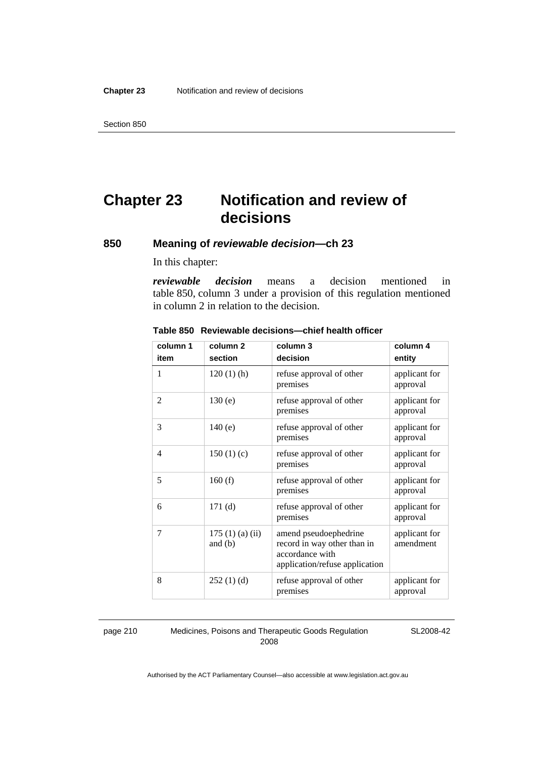# Chapter 23 Notification and review of decisions

## 850 Meaning of *reviewable decision*—ch 23

In this chapter:

***reviewable decision*** means a decision mentioned in table 850, column 3 under a provision of this regulation mentioned in column 2 in relation to the decision.

**Table 850 Reviewable decisions—chief health officer**

| column 1<br>item | column 2<br>section | column 3<br>decision | column 4<br>entity |
|---|---|---|---|
| 1 | 120 (1) (h) | refuse approval of other premises | applicant for approval |
| 2 | 130 (e) | refuse approval of other premises | applicant for approval |
| 3 | 140 (e) | refuse approval of other premises | applicant for approval |
| 4 | 150 (1) (c) | refuse approval of other premises | applicant for approval |
| 5 | 160 (f) | refuse approval of other premises | applicant for approval |
| 6 | 171 (d) | refuse approval of other premises | applicant for approval |
| 7 | 175 (1) (a) (ii) and (b) | amend pseudoephedrine record in way other than in accordance with application/refuse application | applicant for amendment |
| 8 | 252 (1) (d) | refuse approval of other premises | applicant for approval |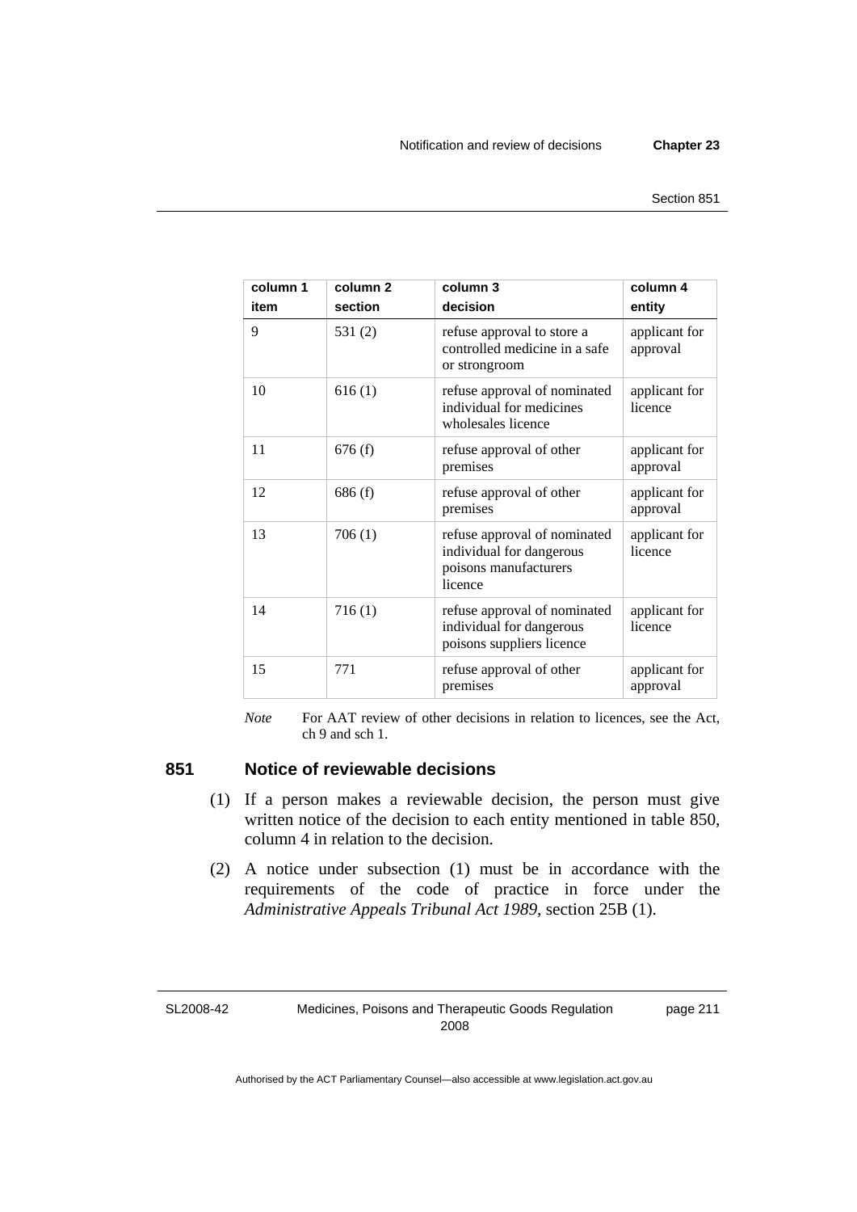| column 1 item | column 2 section | column 3 decision | column 4 entity |
|---|---|---|---|
| 9 | 531 (2) | refuse approval to store a controlled medicine in a safe or strongroom | applicant for approval |
| 10 | 616 (1) | refuse approval of nominated individual for medicines wholesales licence | applicant for licence |
| 11 | 676 (f) | refuse approval of other premises | applicant for approval |
| 12 | 686 (f) | refuse approval of other premises | applicant for approval |
| 13 | 706 (1) | refuse approval of nominated individual for dangerous poisons manufacturers licence | applicant for licence |
| 14 | 716 (1) | refuse approval of nominated individual for dangerous poisons suppliers licence | applicant for licence |
| 15 | 771 | refuse approval of other premises | applicant for approval |

*Note* For AAT review of other decisions in relation to licences, see the Act, ch 9 and sch 1.

## 851 Notice of reviewable decisions

(1) If a person makes a reviewable decision, the person must give written notice of the decision to each entity mentioned in table 850, column 4 in relation to the decision.

(2) A notice under subsection (1) must be in accordance with the requirements of the code of practice in force under the *Administrative Appeals Tribunal Act 1989*, section 25B (1).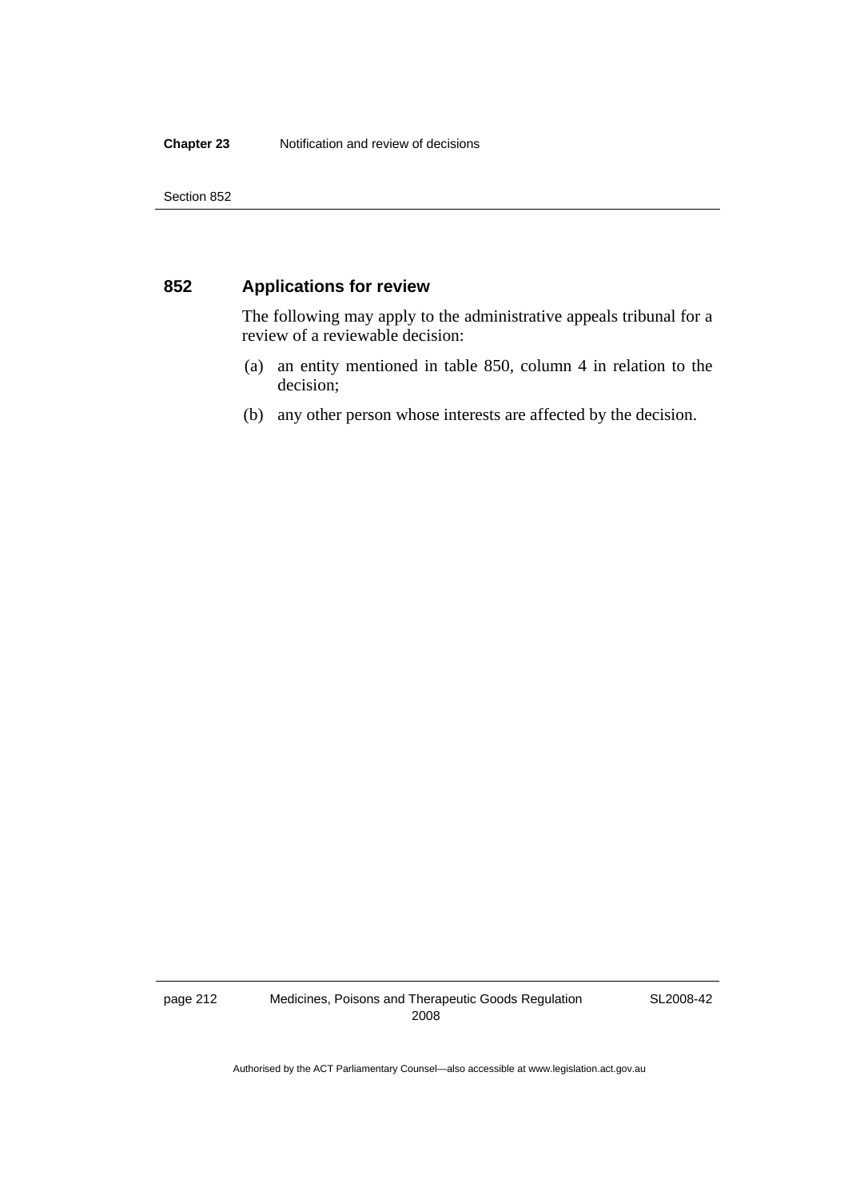## 852 Applications for review

The following may apply to the administrative appeals tribunal for a review of a reviewable decision:

(a) an entity mentioned in table 850, column 4 in relation to the decision;

(b) any other person whose interests are affected by the decision.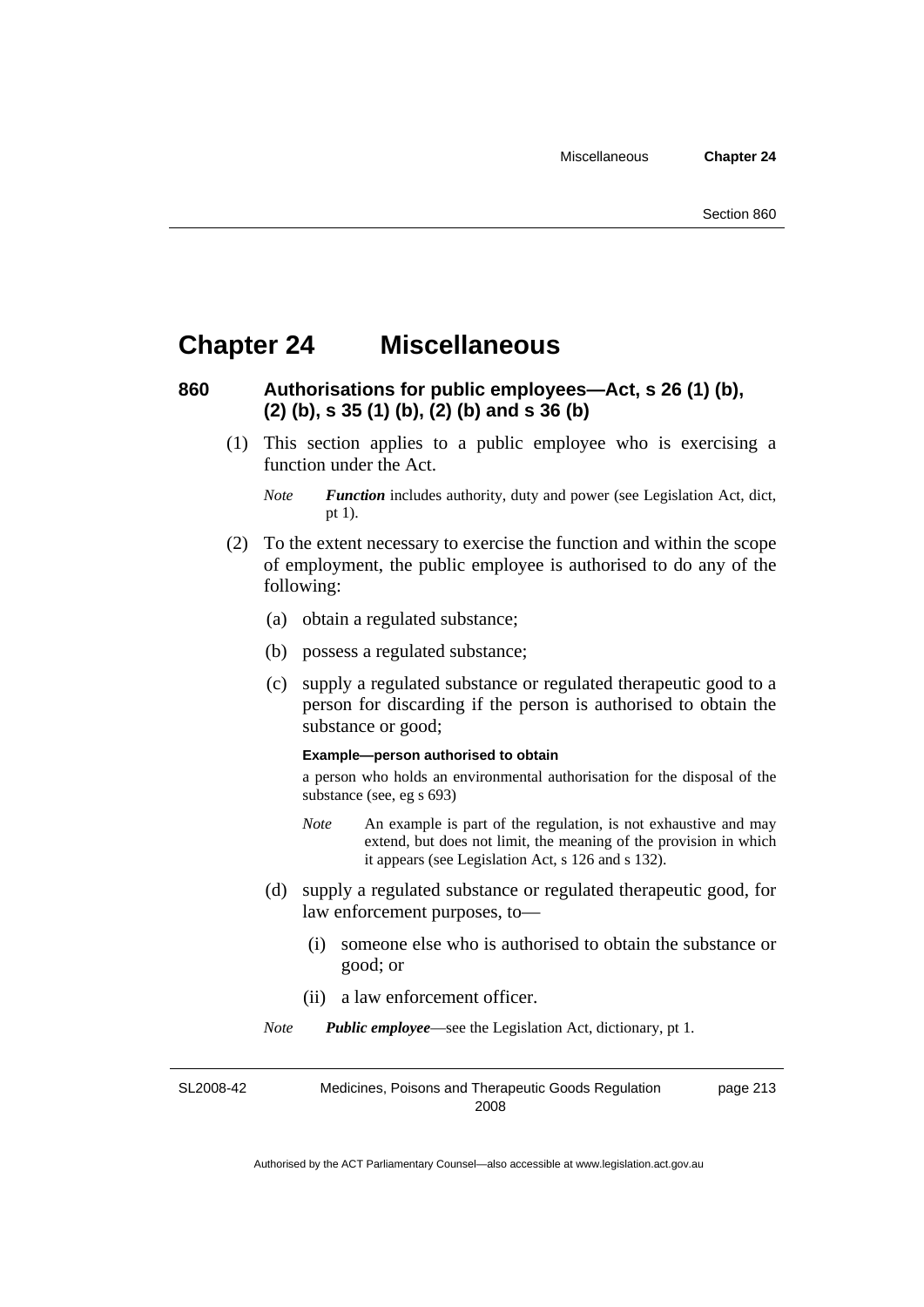# Chapter 24 Miscellaneous

## 860 Authorisations for public employees—Act, s 26 (1) (b), (2) (b), s 35 (1) (b), (2) (b) and s 36 (b)

(1) This section applies to a public employee who is exercising a function under the Act.

*Note* ***Function*** includes authority, duty and power (see Legislation Act, dict, pt 1).

(2) To the extent necessary to exercise the function and within the scope of employment, the public employee is authorised to do any of the following:

(a) obtain a regulated substance;

(b) possess a regulated substance;

(c) supply a regulated substance or regulated therapeutic good to a person for discarding if the person is authorised to obtain the substance or good;

**Example—person authorised to obtain**

a person who holds an environmental authorisation for the disposal of the substance (see, eg s 693)

*Note* An example is part of the regulation, is not exhaustive and may extend, but does not limit, the meaning of the provision in which it appears (see Legislation Act, s 126 and s 132).

(d) supply a regulated substance or regulated therapeutic good, for law enforcement purposes, to—

(i) someone else who is authorised to obtain the substance or good; or

(ii) a law enforcement officer.

*Note* ***Public employee***—see the Legislation Act, dictionary, pt 1.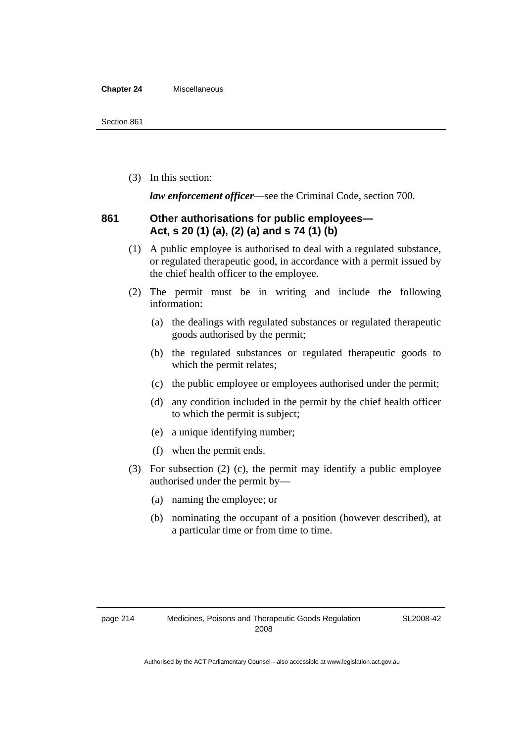(3) In this section:

***law enforcement officer***—see the Criminal Code, section 700.

### 861 Other authorisations for public employees—Act, s 20 (1) (a), (2) (a) and s 74 (1) (b)

(1) A public employee is authorised to deal with a regulated substance, or regulated therapeutic good, in accordance with a permit issued by the chief health officer to the employee.

(2) The permit must be in writing and include the following information:

(a) the dealings with regulated substances or regulated therapeutic goods authorised by the permit;

(b) the regulated substances or regulated therapeutic goods to which the permit relates;

(c) the public employee or employees authorised under the permit;

(d) any condition included in the permit by the chief health officer to which the permit is subject;

(e) a unique identifying number;

(f) when the permit ends.

(3) For subsection (2) (c), the permit may identify a public employee authorised under the permit by—

(a) naming the employee; or

(b) nominating the occupant of a position (however described), at a particular time or from time to time.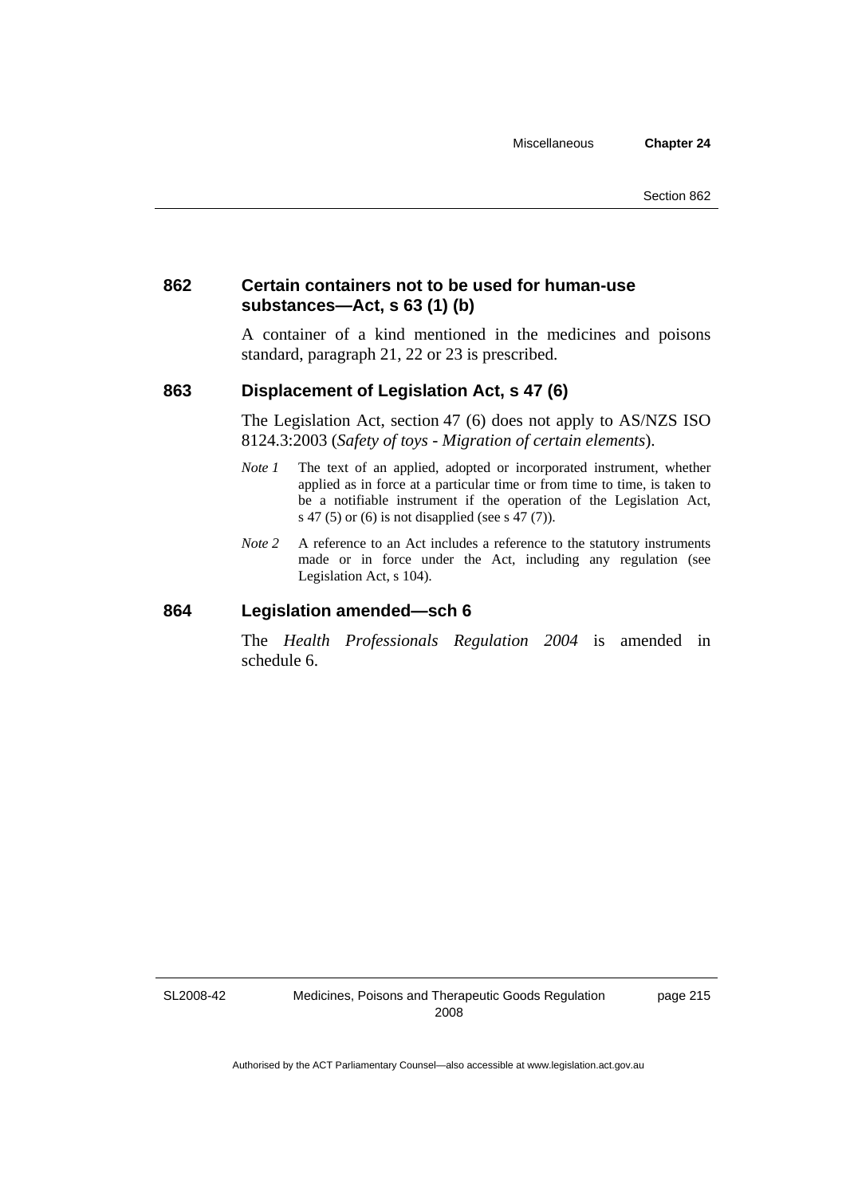### 862 Certain containers not to be used for human-use substances—Act, s 63 (1) (b)

A container of a kind mentioned in the medicines and poisons standard, paragraph 21, 22 or 23 is prescribed.

### 863 Displacement of Legislation Act, s 47 (6)

The Legislation Act, section 47 (6) does not apply to AS/NZS ISO 8124.3:2003 (*Safety of toys - Migration of certain elements*).

*Note 1* The text of an applied, adopted or incorporated instrument, whether applied as in force at a particular time or from time to time, is taken to be a notifiable instrument if the operation of the Legislation Act, s 47 (5) or (6) is not disapplied (see s 47 (7)).

*Note 2* A reference to an Act includes a reference to the statutory instruments made or in force under the Act, including any regulation (see Legislation Act, s 104).

### 864 Legislation amended—sch 6

The *Health Professionals Regulation 2004* is amended in schedule 6.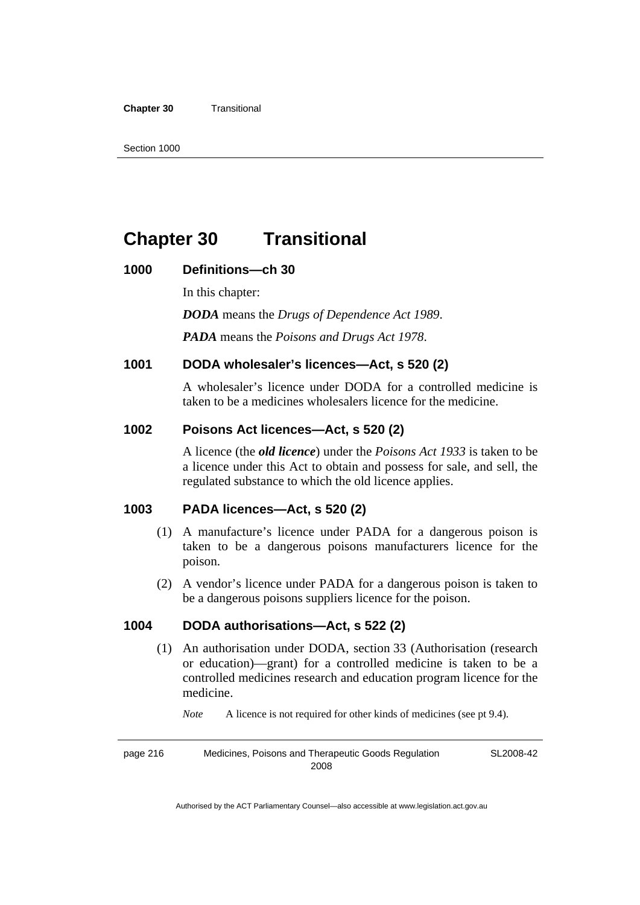# Chapter 30 Transitional

## 1000 Definitions—ch 30

In this chapter:

***DODA*** means the *Drugs of Dependence Act 1989*.

***PADA*** means the *Poisons and Drugs Act 1978*.

## 1001 DODA wholesaler's licences—Act, s 520 (2)

A wholesaler's licence under DODA for a controlled medicine is taken to be a medicines wholesalers licence for the medicine.

## 1002 Poisons Act licences—Act, s 520 (2)

A licence (the ***old licence***) under the *Poisons Act 1933* is taken to be a licence under this Act to obtain and possess for sale, and sell, the regulated substance to which the old licence applies.

## 1003 PADA licences—Act, s 520 (2)

(1) A manufacture's licence under PADA for a dangerous poison is taken to be a dangerous poisons manufacturers licence for the poison.

(2) A vendor's licence under PADA for a dangerous poison is taken to be a dangerous poisons suppliers licence for the poison.

## 1004 DODA authorisations—Act, s 522 (2)

(1) An authorisation under DODA, section 33 (Authorisation (research or education)—grant) for a controlled medicine is taken to be a controlled medicines research and education program licence for the medicine.

*Note* A licence is not required for other kinds of medicines (see pt 9.4).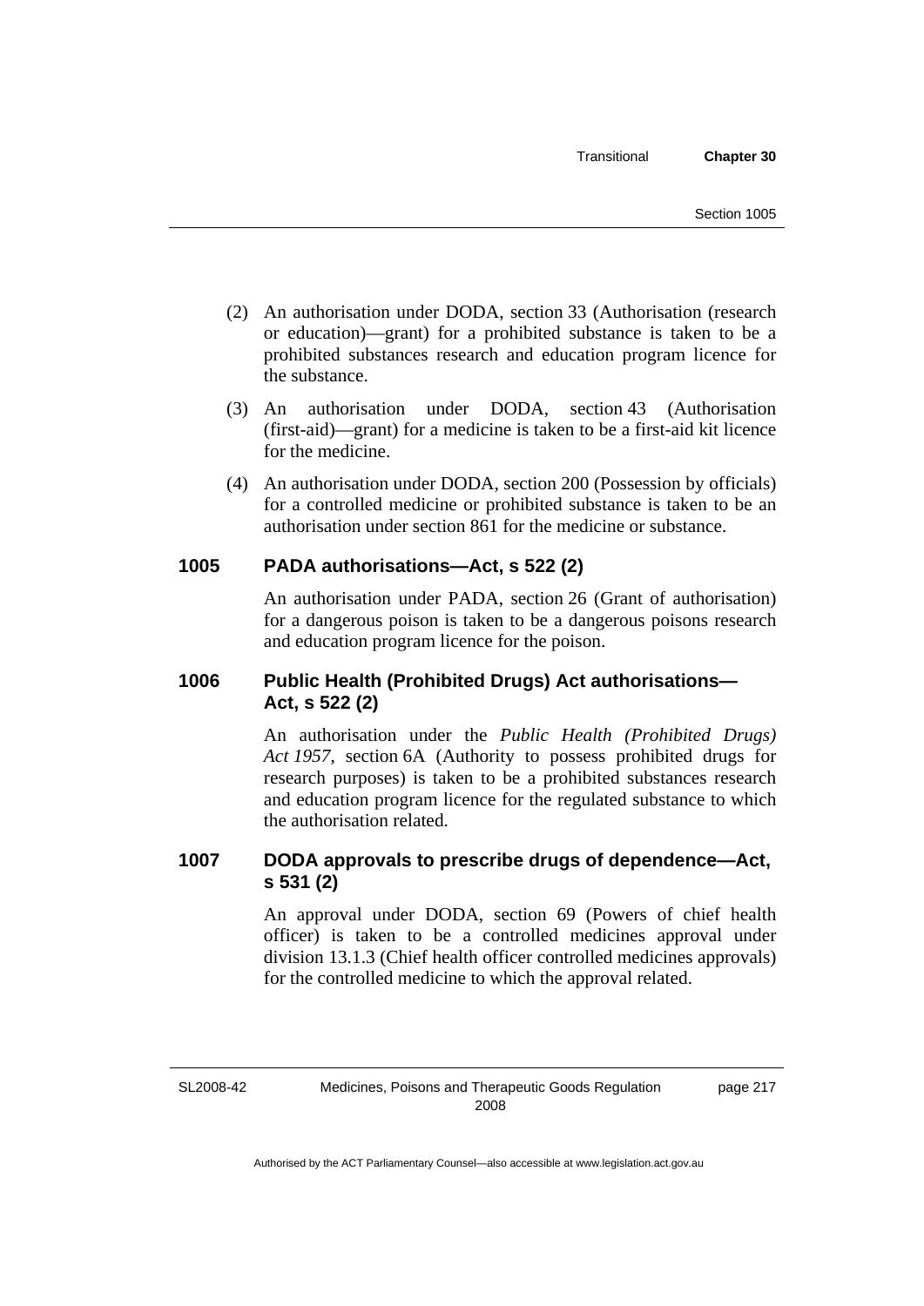(2) An authorisation under DODA, section 33 (Authorisation (research or education)—grant) for a prohibited substance is taken to be a prohibited substances research and education program licence for the substance.

(3) An authorisation under DODA, section 43 (Authorisation (first-aid)—grant) for a medicine is taken to be a first-aid kit licence for the medicine.

(4) An authorisation under DODA, section 200 (Possession by officials) for a controlled medicine or prohibited substance is taken to be an authorisation under section 861 for the medicine or substance.

### 1005 PADA authorisations—Act, s 522 (2)

An authorisation under PADA, section 26 (Grant of authorisation) for a dangerous poison is taken to be a dangerous poisons research and education program licence for the poison.

### 1006 Public Health (Prohibited Drugs) Act authorisations—Act, s 522 (2)

An authorisation under the *Public Health (Prohibited Drugs) Act 1957*, section 6A (Authority to possess prohibited drugs for research purposes) is taken to be a prohibited substances research and education program licence for the regulated substance to which the authorisation related.

### 1007 DODA approvals to prescribe drugs of dependence—Act, s 531 (2)

An approval under DODA, section 69 (Powers of chief health officer) is taken to be a controlled medicines approval under division 13.1.3 (Chief health officer controlled medicines approvals) for the controlled medicine to which the approval related.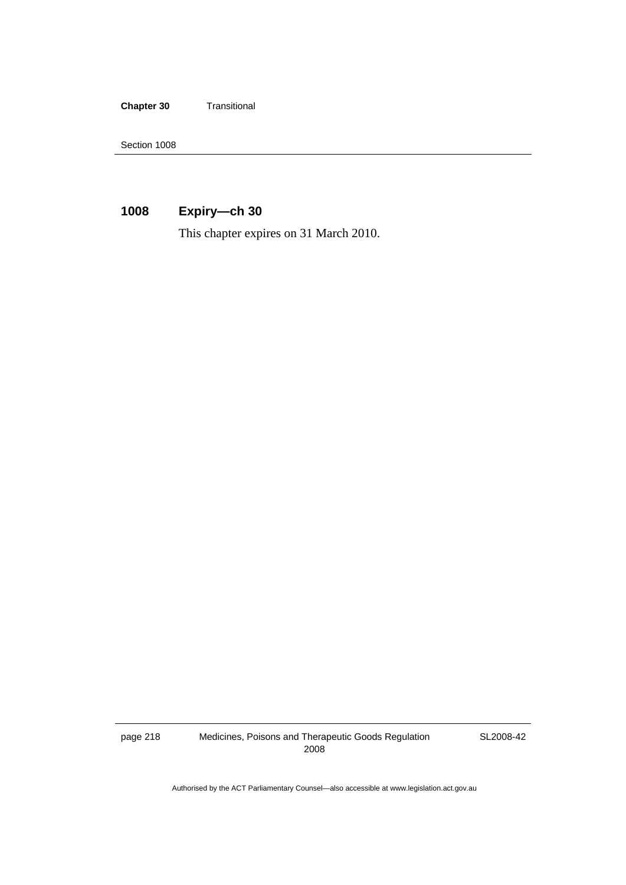## 1008 Expiry—ch 30

This chapter expires on 31 March 2010.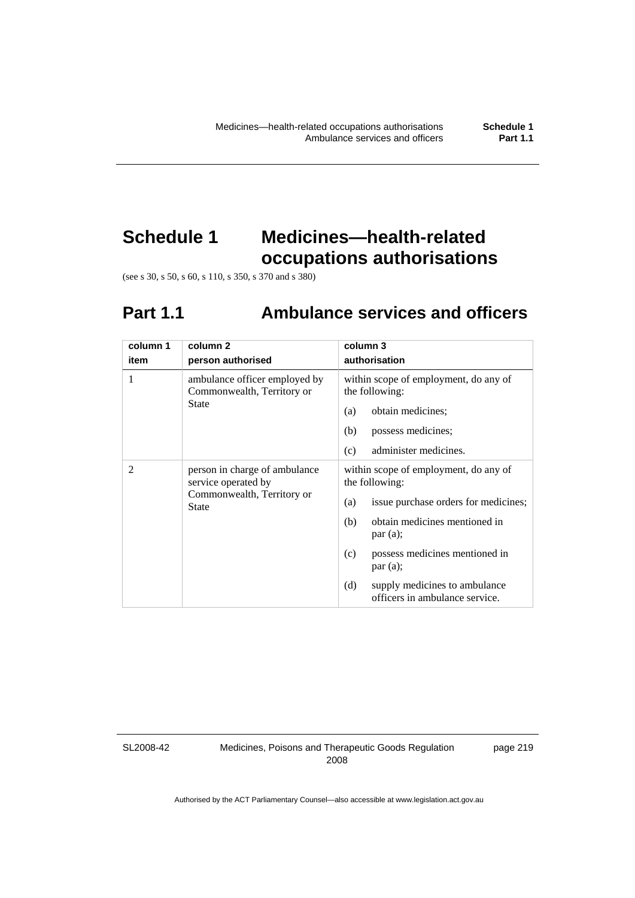# Schedule 1 Medicines—health-related occupations authorisations

(see s 30, s 50, s 60, s 110, s 350, s 370 and s 380)

## Part 1.1 Ambulance services and officers

| column 1<br>item | column 2<br>person authorised | column 3<br>authorisation |
|---|---|---|
| 1 | ambulance officer employed by Commonwealth, Territory or State | within scope of employment, do any of the following:<br>(a) obtain medicines;<br>(b) possess medicines;<br>(c) administer medicines. |
| 2 | person in charge of ambulance service operated by Commonwealth, Territory or State | within scope of employment, do any of the following:<br>(a) issue purchase orders for medicines;<br>(b) obtain medicines mentioned in par (a);<br>(c) possess medicines mentioned in par (a);<br>(d) supply medicines to ambulance officers in ambulance service. |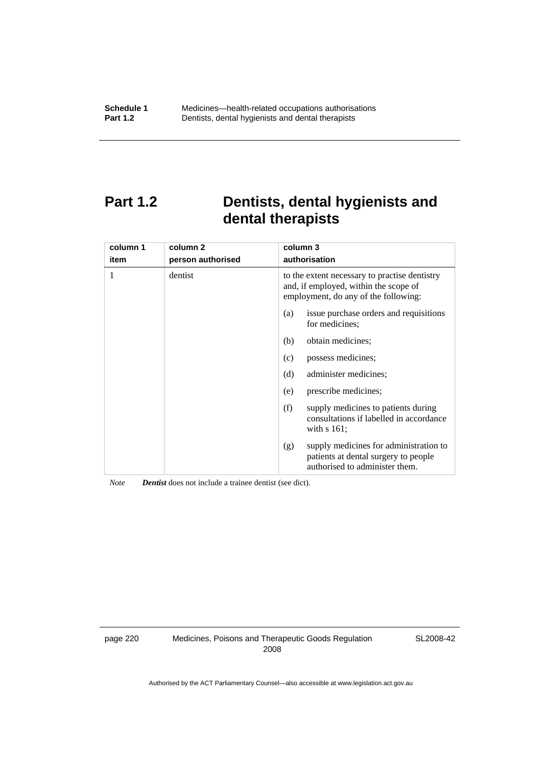## Part 1.2 Dentists, dental hygienists and dental therapists

| column 1<br>item | column 2<br>person authorised | column 3<br>authorisation |
|---|---|---|
| 1 | dentist | to the extent necessary to practise dentistry and, if employed, within the scope of employment, do any of the following:<br>(a) issue purchase orders and requisitions for medicines;<br>(b) obtain medicines;<br>(c) possess medicines;<br>(d) administer medicines;<br>(e) prescribe medicines;<br>(f) supply medicines to patients during consultations if labelled in accordance with s 161;<br>(g) supply medicines for administration to patients at dental surgery to people authorised to administer them. |

*Note* ***Dentist*** does not include a trainee dentist (see dict).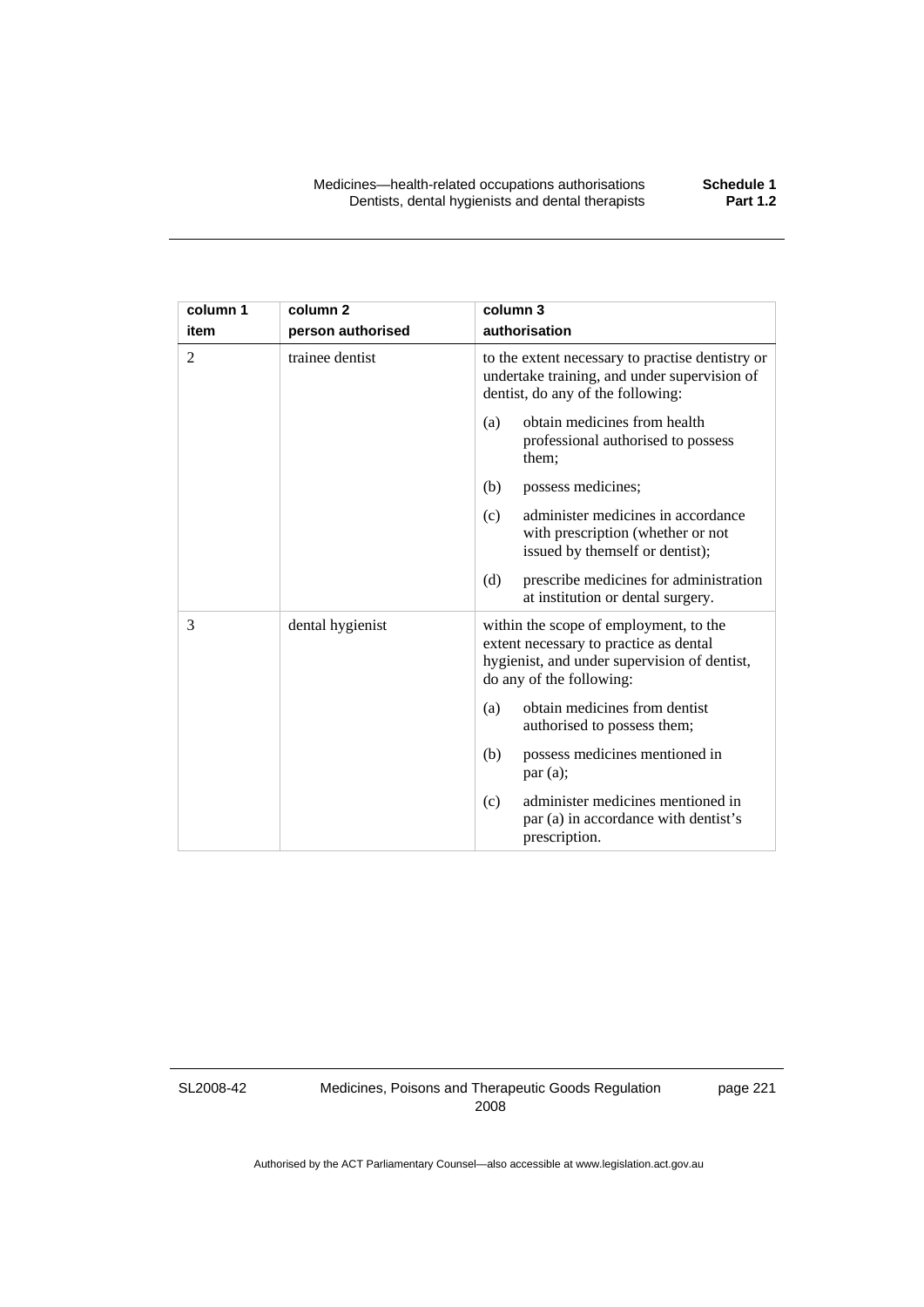| column 1<br>item | column 2<br>person authorised | column 3<br>authorisation |
|---|---|---|
| 2 | trainee dentist | to the extent necessary to practise dentistry or undertake training, and under supervision of dentist, do any of the following:<br>(a) obtain medicines from health professional authorised to possess them;<br>(b) possess medicines;<br>(c) administer medicines in accordance with prescription (whether or not issued by themself or dentist);<br>(d) prescribe medicines for administration at institution or dental surgery. |
| 3 | dental hygienist | within the scope of employment, to the extent necessary to practice as dental hygienist, and under supervision of dentist, do any of the following:<br>(a) obtain medicines from dentist authorised to possess them;<br>(b) possess medicines mentioned in par (a);<br>(c) administer medicines mentioned in par (a) in accordance with dentist's prescription. |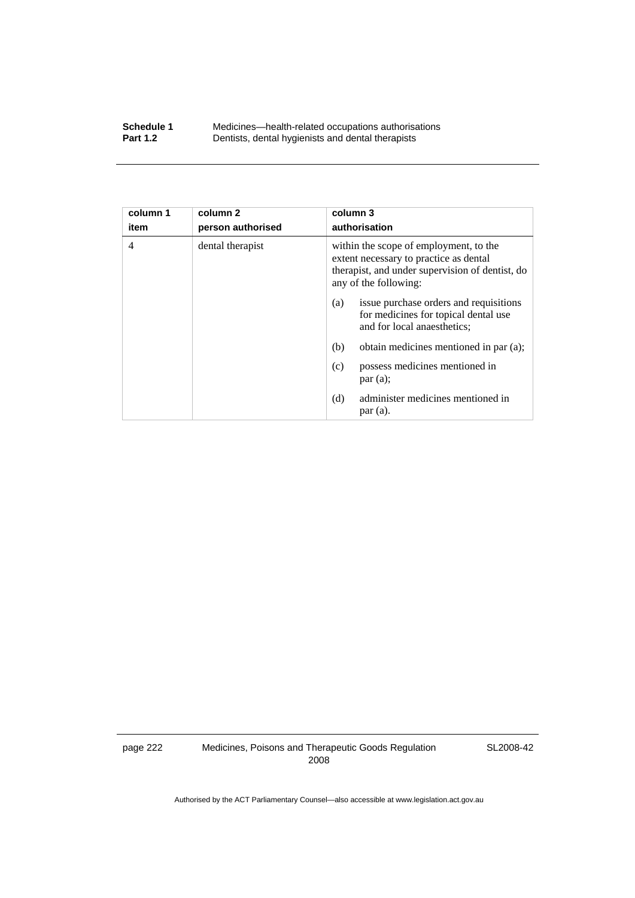| column 1<br>item | column 2<br>person authorised | column 3<br>authorisation |
|---|---|---|
| 4 | dental therapist | within the scope of employment, to the extent necessary to practice as dental therapist, and under supervision of dentist, do any of the following:<br>(a) issue purchase orders and requisitions for medicines for topical dental use and for local anaesthetics;<br>(b) obtain medicines mentioned in par (a);<br>(c) possess medicines mentioned in par (a);<br>(d) administer medicines mentioned in par (a). |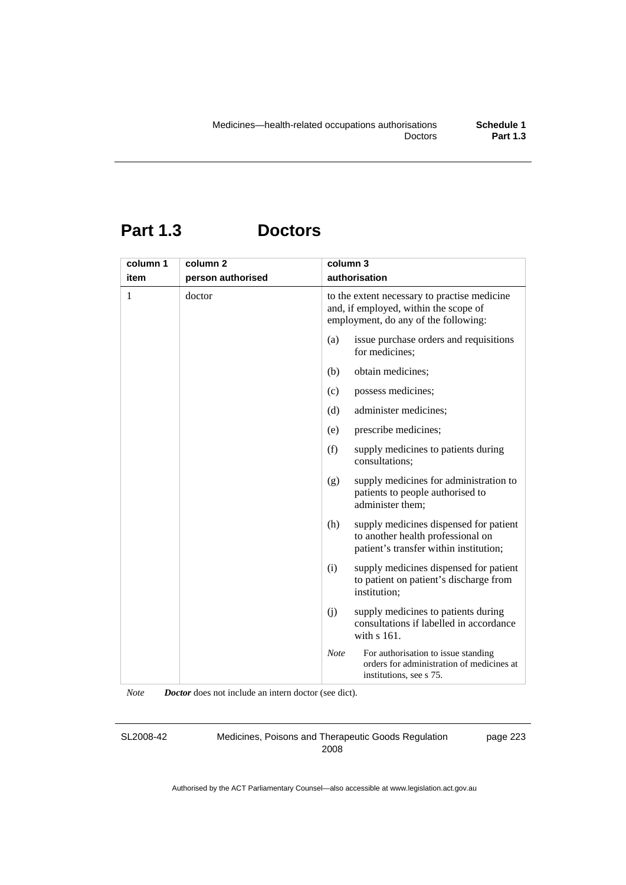# Part 1.3 Doctors

| column 1<br>item | column 2<br>person authorised | column 3<br>authorisation |
|---|---|---|
| 1 | doctor | to the extent necessary to practise medicine and, if employed, within the scope of employment, do any of the following:<br>(a) issue purchase orders and requisitions for medicines;<br>(b) obtain medicines;<br>(c) possess medicines;<br>(d) administer medicines;<br>(e) prescribe medicines;<br>(f) supply medicines to patients during consultations;<br>(g) supply medicines for administration to patients to people authorised to administer them;<br>(h) supply medicines dispensed for patient to another health professional on patient's transfer within institution;<br>(i) supply medicines dispensed for patient to patient on patient's discharge from institution;<br>(j) supply medicines to patients during consultations if labelled in accordance with s 161.<br>*Note* For authorisation to issue standing orders for administration of medicines at institutions, see s 75. |

*Note* ***Doctor*** does not include an intern doctor (see dict).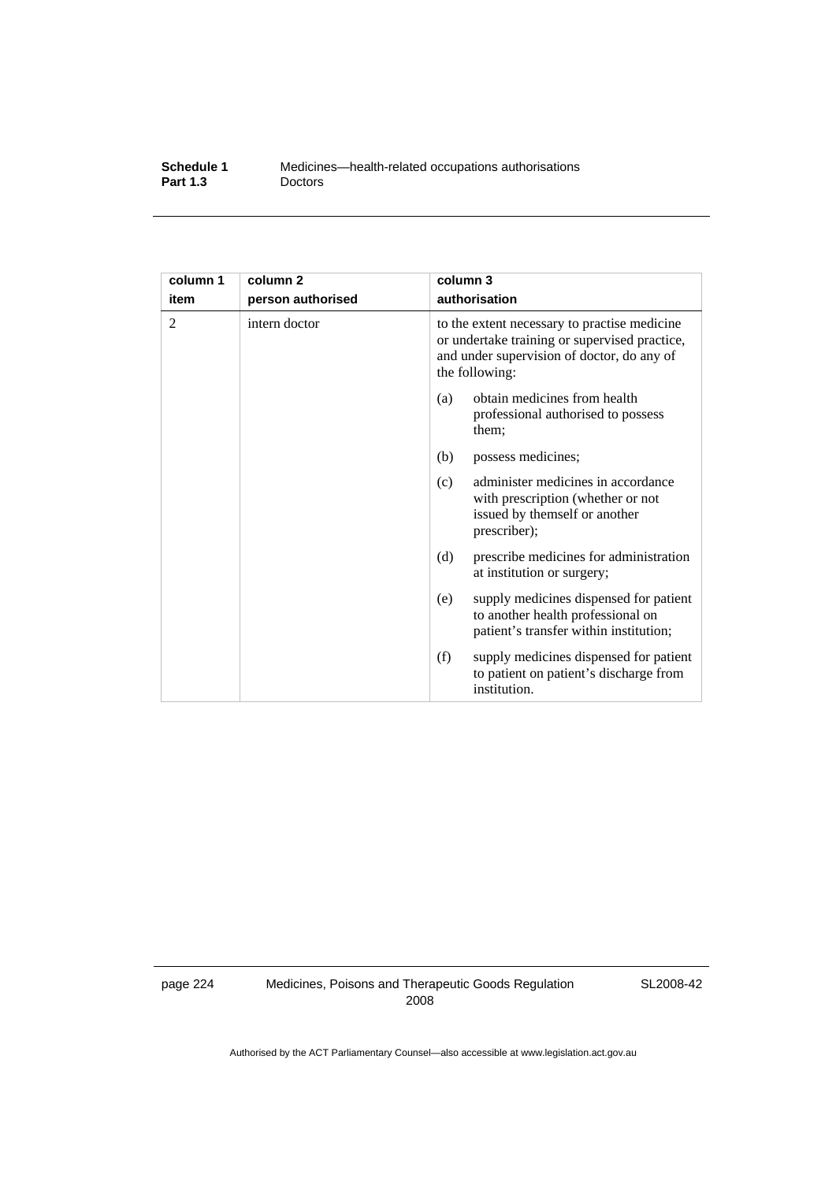| column 1<br>item | column 2<br>person authorised | column 3<br>authorisation |
|---|---|---|
| 2 | intern doctor | to the extent necessary to practise medicine or undertake training or supervised practice, and under supervision of doctor, do any of the following:<br>(a) obtain medicines from health professional authorised to possess them;<br>(b) possess medicines;<br>(c) administer medicines in accordance with prescription (whether or not issued by themself or another prescriber);<br>(d) prescribe medicines for administration at institution or surgery;<br>(e) supply medicines dispensed for patient to another health professional on patient's transfer within institution;<br>(f) supply medicines dispensed for patient to patient on patient's discharge from institution. |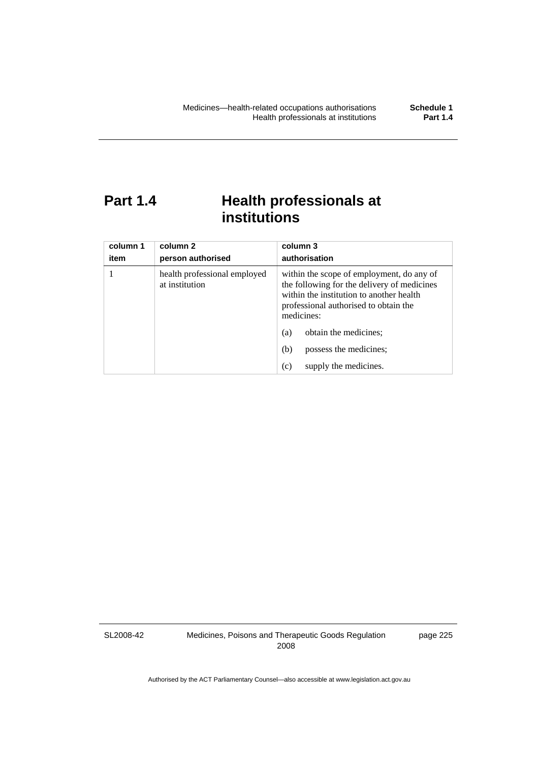# Part 1.4 Health professionals at institutions

| column 1<br>item | column 2<br>person authorised | column 3<br>authorisation |
|---|---|---|
| 1 | health professional employed at institution | within the scope of employment, do any of the following for the delivery of medicines within the institution to another health professional authorised to obtain the medicines:<br>(a) obtain the medicines;<br>(b) possess the medicines;<br>(c) supply the medicines. |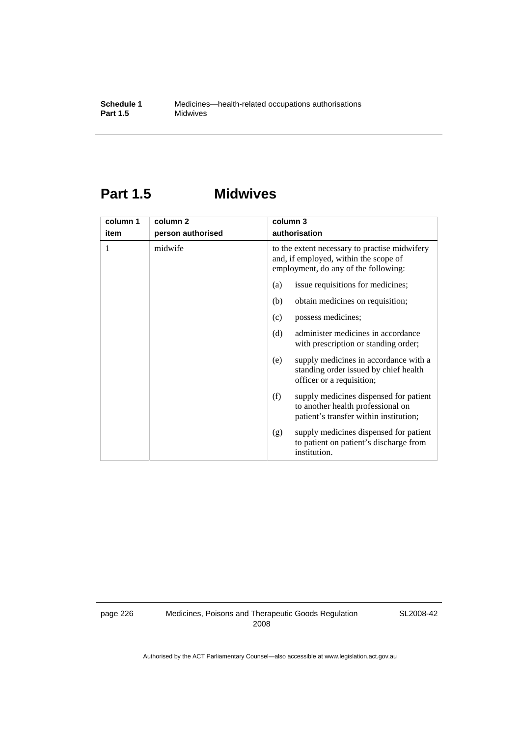## Part 1.5 Midwives

| column 1<br>item | column 2<br>person authorised | column 3<br>authorisation |
|---|---|---|
| 1 | midwife | to the extent necessary to practise midwifery and, if employed, within the scope of employment, do any of the following:<br>(a) issue requisitions for medicines;<br>(b) obtain medicines on requisition;<br>(c) possess medicines;<br>(d) administer medicines in accordance with prescription or standing order;<br>(e) supply medicines in accordance with a standing order issued by chief health officer or a requisition;<br>(f) supply medicines dispensed for patient to another health professional on patient's transfer within institution;<br>(g) supply medicines dispensed for patient to patient on patient's discharge from institution. |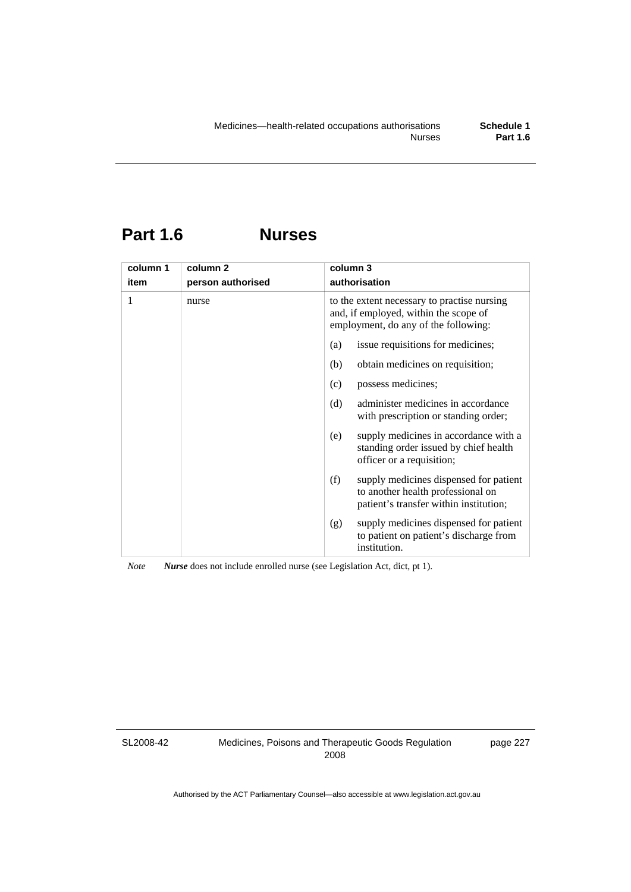# Part 1.6 Nurses

| column 1<br>item | column 2<br>person authorised | column 3<br>authorisation |
|---|---|---|
| 1 | nurse | to the extent necessary to practise nursing and, if employed, within the scope of employment, do any of the following:<br>(a) issue requisitions for medicines;<br>(b) obtain medicines on requisition;<br>(c) possess medicines;<br>(d) administer medicines in accordance with prescription or standing order;<br>(e) supply medicines in accordance with a standing order issued by chief health officer or a requisition;<br>(f) supply medicines dispensed for patient to another health professional on patient's transfer within institution;<br>(g) supply medicines dispensed for patient to patient on patient's discharge from institution. |

*Note* ***Nurse*** does not include enrolled nurse (see Legislation Act, dict, pt 1).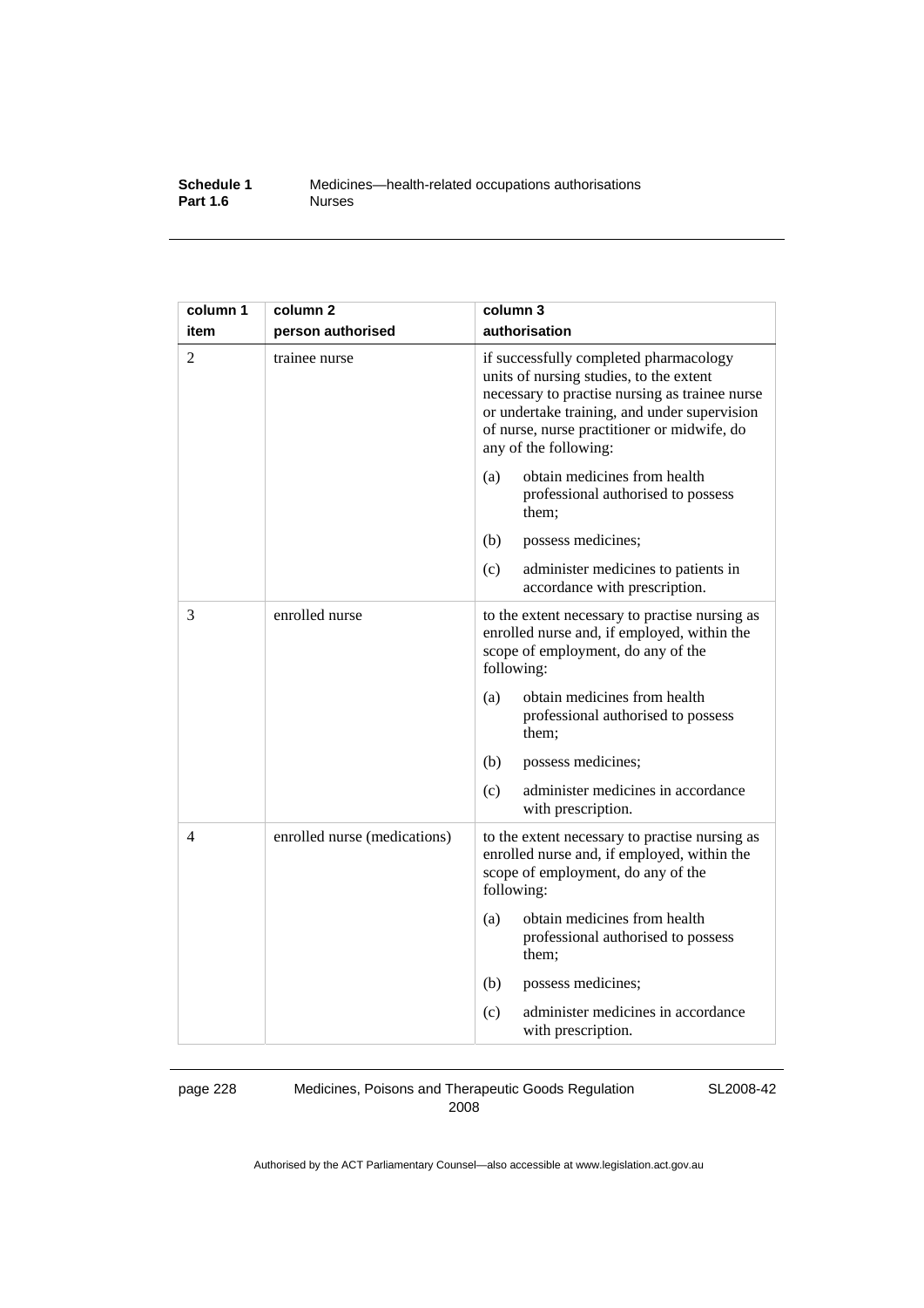| column 1<br>item | column 2<br>person authorised | column 3<br>authorisation |
|---|---|---|
| 2 | trainee nurse | if successfully completed pharmacology units of nursing studies, to the extent necessary to practise nursing as trainee nurse or undertake training, and under supervision of nurse, nurse practitioner or midwife, do any of the following: |
| | | (a) obtain medicines from health professional authorised to possess them; |
| | | (b) possess medicines; |
| | | (c) administer medicines to patients in accordance with prescription. |
| 3 | enrolled nurse | to the extent necessary to practise nursing as enrolled nurse and, if employed, within the scope of employment, do any of the following: |
| | | (a) obtain medicines from health professional authorised to possess them; |
| | | (b) possess medicines; |
| | | (c) administer medicines in accordance with prescription. |
| 4 | enrolled nurse (medications) | to the extent necessary to practise nursing as enrolled nurse and, if employed, within the scope of employment, do any of the following: |
| | | (a) obtain medicines from health professional authorised to possess them; |
| | | (b) possess medicines; |
| | | (c) administer medicines in accordance with prescription. |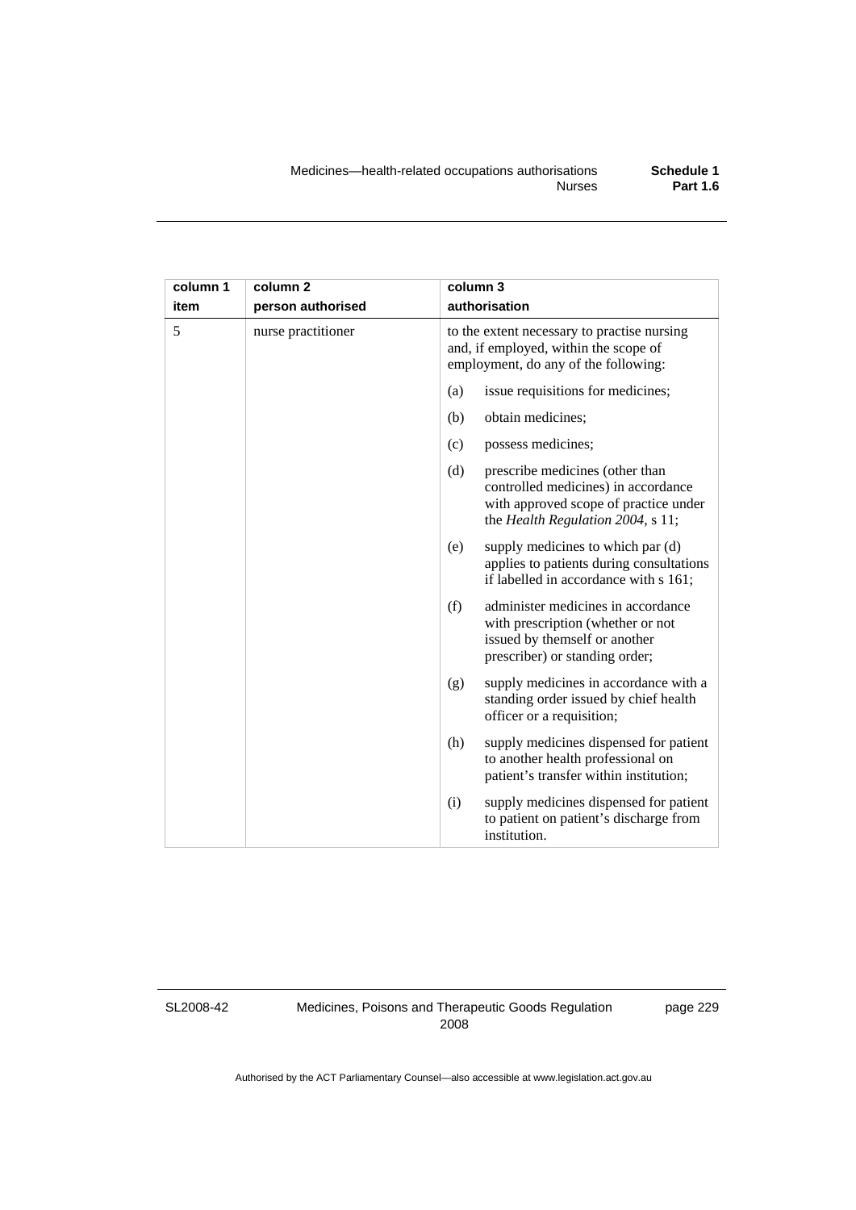| column 1 item | column 2 person authorised | column 3 authorisation |
|---|---|---|
| 5 | nurse practitioner | to the extent necessary to practise nursing and, if employed, within the scope of employment, do any of the following: |
| | | (a) issue requisitions for medicines; |
| | | (b) obtain medicines; |
| | | (c) possess medicines; |
| | | (d) prescribe medicines (other than controlled medicines) in accordance with approved scope of practice under the *Health Regulation 2004*, s 11; |
| | | (e) supply medicines to which par (d) applies to patients during consultations if labelled in accordance with s 161; |
| | | (f) administer medicines in accordance with prescription (whether or not issued by themself or another prescriber) or standing order; |
| | | (g) supply medicines in accordance with a standing order issued by chief health officer or a requisition; |
| | | (h) supply medicines dispensed for patient to another health professional on patient's transfer within institution; |
| | | (i) supply medicines dispensed for patient to patient on patient's discharge from institution. |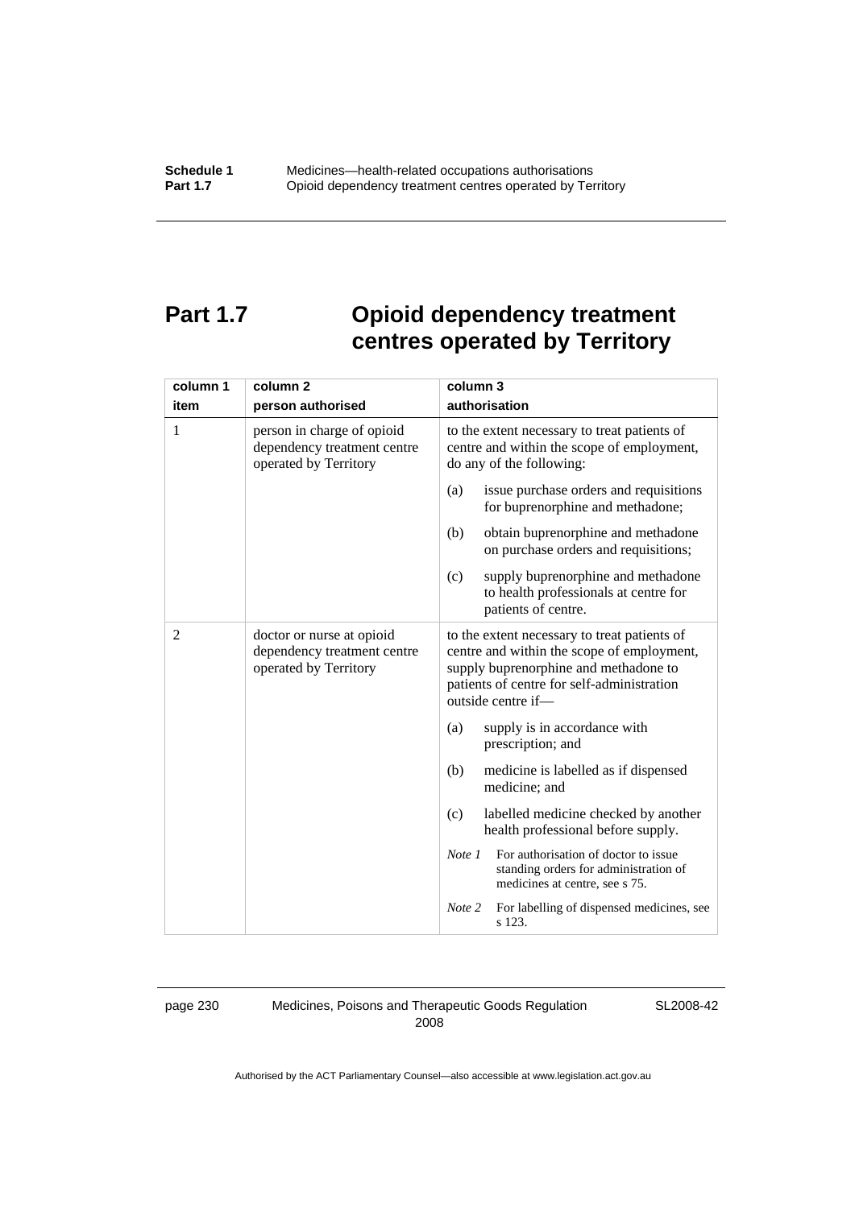# Part 1.7 Opioid dependency treatment centres operated by Territory

| column 1<br>item | column 2<br>person authorised | column 3<br>authorisation |
|---|---|---|
| 1 | person in charge of opioid dependency treatment centre operated by Territory | to the extent necessary to treat patients of centre and within the scope of employment, do any of the following:<br>(a) issue purchase orders and requisitions for buprenorphine and methadone;<br>(b) obtain buprenorphine and methadone on purchase orders and requisitions;<br>(c) supply buprenorphine and methadone to health professionals at centre for patients of centre. |
| 2 | doctor or nurse at opioid dependency treatment centre operated by Territory | to the extent necessary to treat patients of centre and within the scope of employment, supply buprenorphine and methadone to patients of centre for self-administration outside centre if—<br>(a) supply is in accordance with prescription; and<br>(b) medicine is labelled as if dispensed medicine; and<br>(c) labelled medicine checked by another health professional before supply.<br>*Note 1* For authorisation of doctor to issue standing orders for administration of medicines at centre, see s 75.<br>*Note 2* For labelling of dispensed medicines, see s 123. |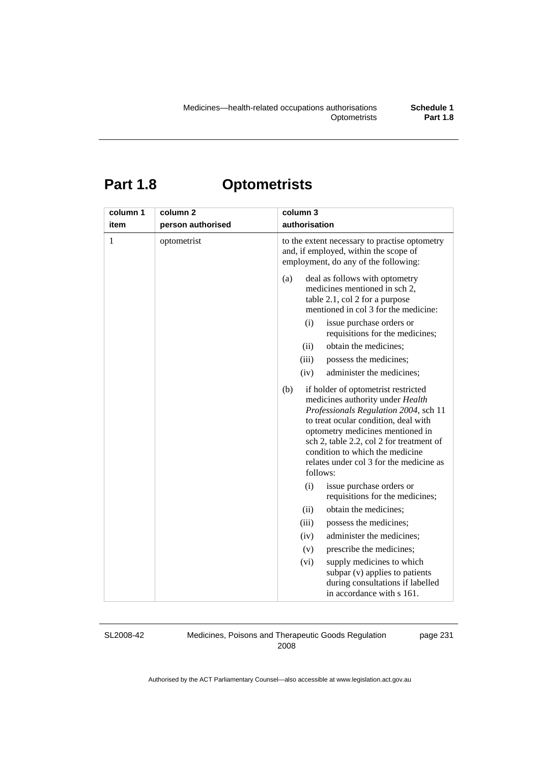# Part 1.8 Optometrists

| column 1<br>item | column 2<br>person authorised | column 3<br>authorisation |
|---|---|---|
| 1 | optometrist | to the extent necessary to practise optometry and, if employed, within the scope of employment, do any of the following:<br>(a) deal as follows with optometry medicines mentioned in sch 2, table 2.1, col 2 for a purpose mentioned in col 3 for the medicine:<br>(i) issue purchase orders or requisitions for the medicines;<br>(ii) obtain the medicines;<br>(iii) possess the medicines;<br>(iv) administer the medicines;<br>(b) if holder of optometrist restricted medicines authority under *Health Professionals Regulation 2004*, sch 11 to treat ocular condition, deal with optometry medicines mentioned in sch 2, table 2.2, col 2 for treatment of condition to which the medicine relates under col 3 for the medicine as follows:<br>(i) issue purchase orders or requisitions for the medicines;<br>(ii) obtain the medicines;<br>(iii) possess the medicines;<br>(iv) administer the medicines;<br>(v) prescribe the medicines;<br>(vi) supply medicines to which subpar (v) applies to patients during consultations if labelled in accordance with s 161. |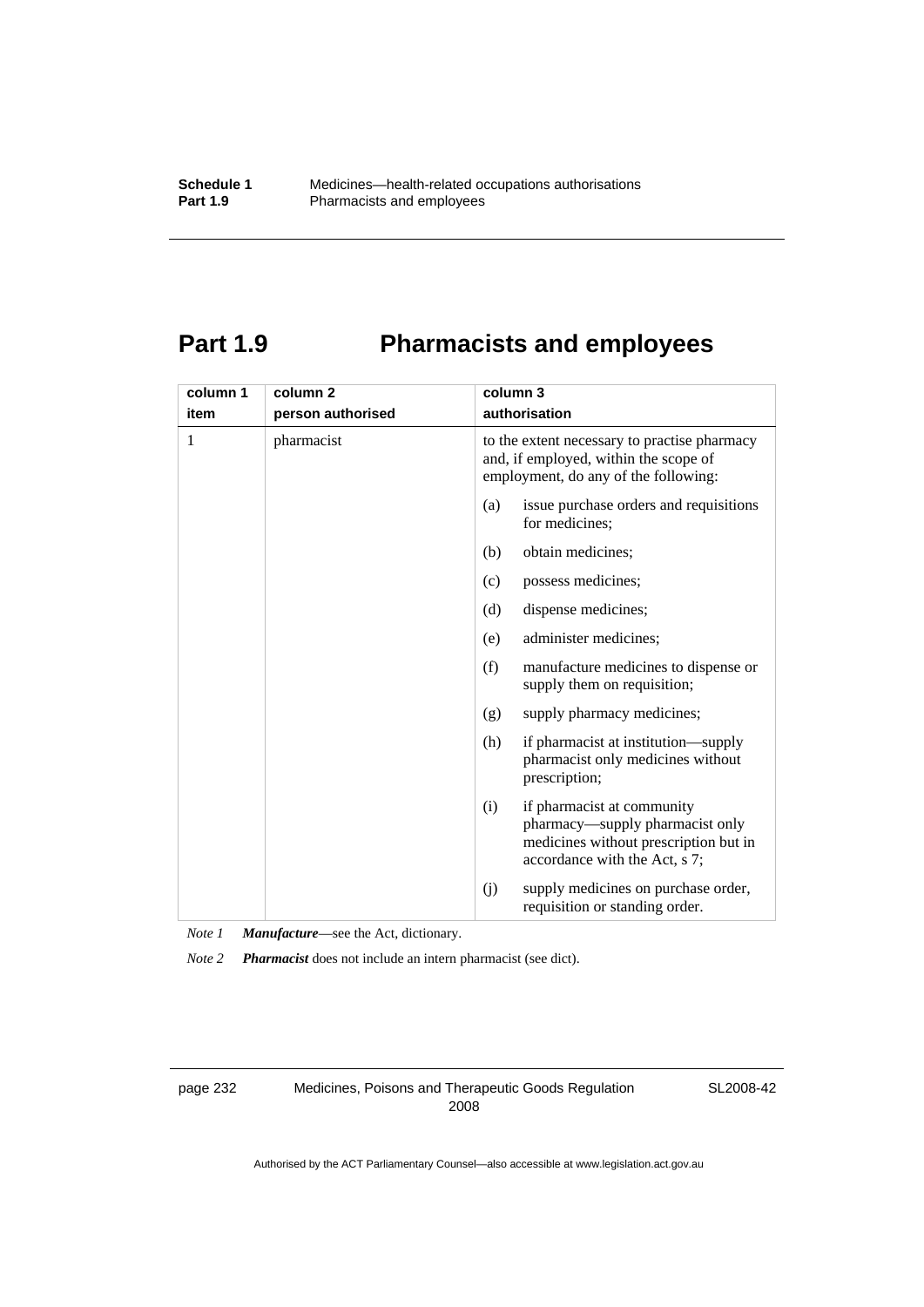## Part 1.9 Pharmacists and employees

| column 1<br>item | column 2<br>person authorised | column 3<br>authorisation |
|---|---|---|
| 1 | pharmacist | to the extent necessary to practise pharmacy and, if employed, within the scope of employment, do any of the following:<br>(a) issue purchase orders and requisitions for medicines;<br>(b) obtain medicines;<br>(c) possess medicines;<br>(d) dispense medicines;<br>(e) administer medicines;<br>(f) manufacture medicines to dispense or supply them on requisition;<br>(g) supply pharmacy medicines;<br>(h) if pharmacist at institution—supply pharmacist only medicines without prescription;<br>(i) if pharmacist at community pharmacy—supply pharmacist only medicines without prescription but in accordance with the Act, s 7;<br>(j) supply medicines on purchase order, requisition or standing order. |

*Note 1* ***Manufacture***—see the Act, dictionary.

*Note 2* ***Pharmacist*** does not include an intern pharmacist (see dict).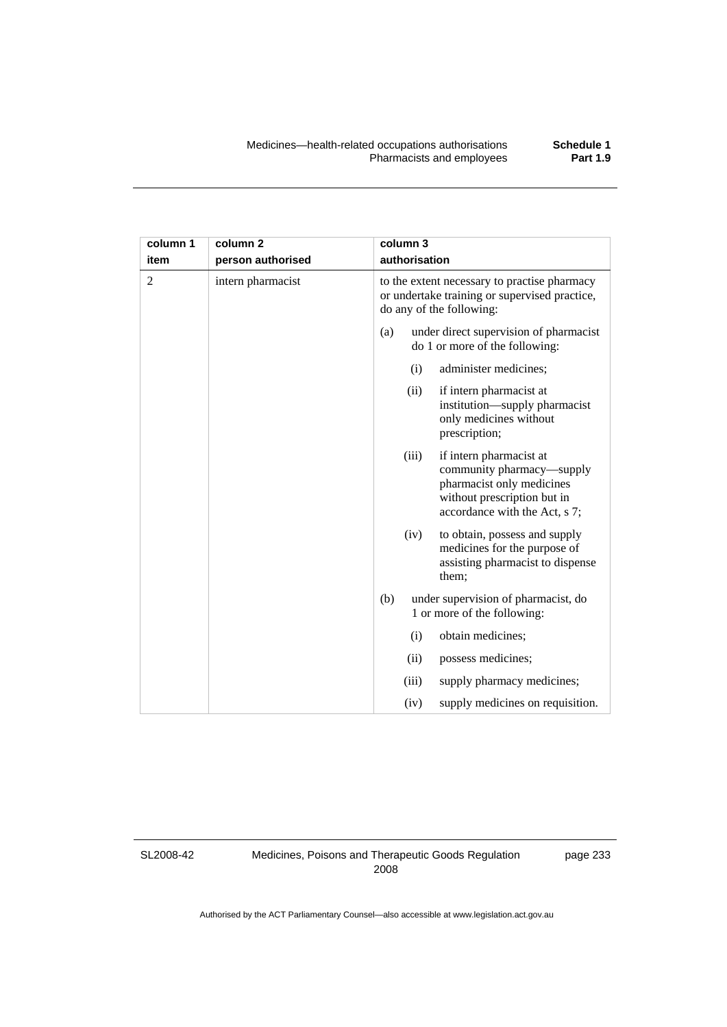| column 1 item | column 2 person authorised | column 3 authorisation |
|---|---|---|
| 2 | intern pharmacist | to the extent necessary to practise pharmacy or undertake training or supervised practice, do any of the following: |
| | | (a) under direct supervision of pharmacist do 1 or more of the following: |
| | | (i) administer medicines; |
| | | (ii) if intern pharmacist at institution—supply pharmacist only medicines without prescription; |
| | | (iii) if intern pharmacist at community pharmacy—supply pharmacist only medicines without prescription but in accordance with the Act, s 7; |
| | | (iv) to obtain, possess and supply medicines for the purpose of assisting pharmacist to dispense them; |
| | | (b) under supervision of pharmacist, do 1 or more of the following: |
| | | (i) obtain medicines; |
| | | (ii) possess medicines; |
| | | (iii) supply pharmacy medicines; |
| | | (iv) supply medicines on requisition. |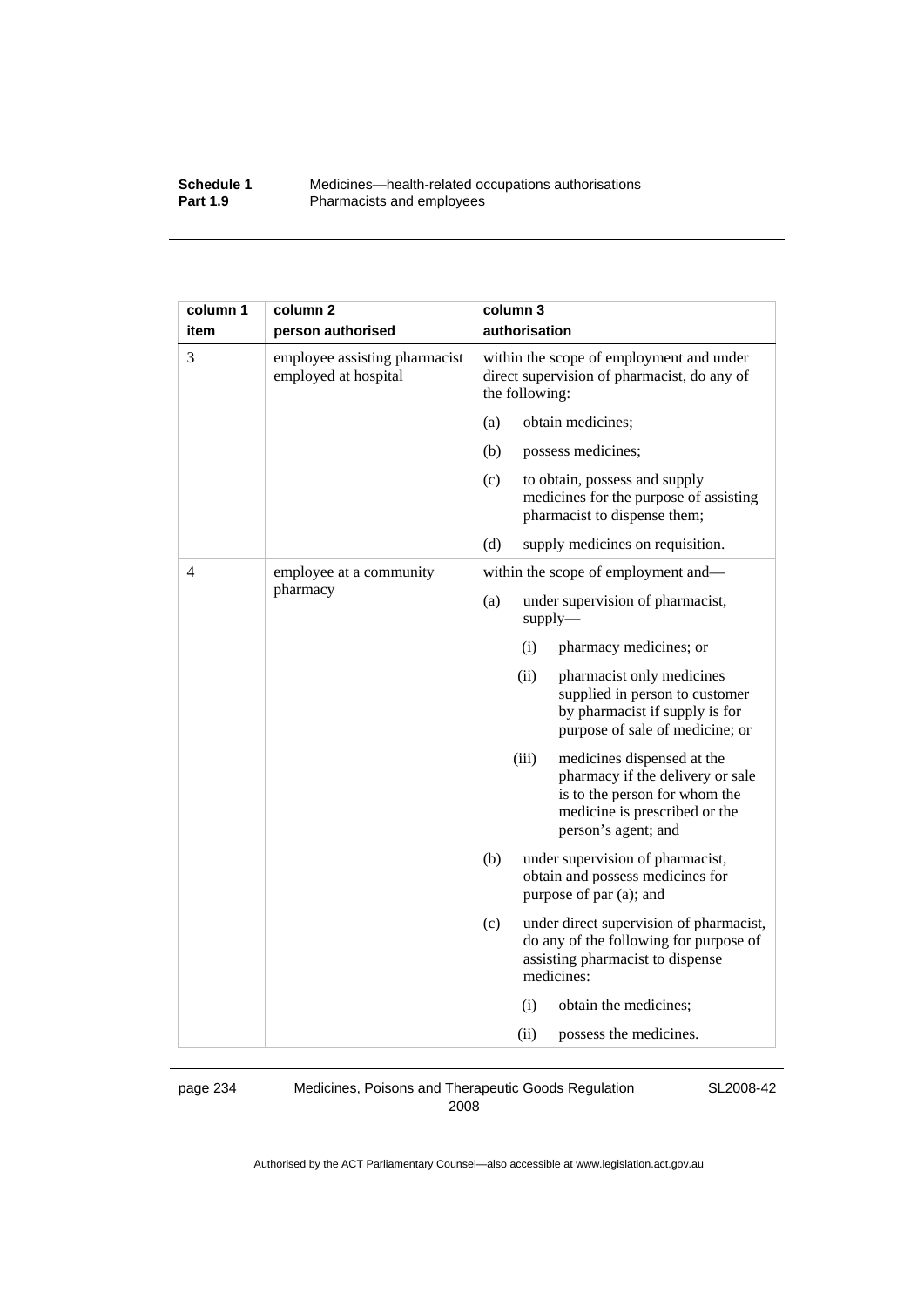| column 1 item | column 2 person authorised | column 3 authorisation |
|---|---|---|
| 3 | employee assisting pharmacist employed at hospital | within the scope of employment and under direct supervision of pharmacist, do any of the following:<br>(a) obtain medicines;<br>(b) possess medicines;<br>(c) to obtain, possess and supply medicines for the purpose of assisting pharmacist to dispense them;<br>(d) supply medicines on requisition. |
| 4 | employee at a community pharmacy | within the scope of employment and—<br>(a) under supervision of pharmacist, supply—<br>(i) pharmacy medicines; or<br>(ii) pharmacist only medicines supplied in person to customer by pharmacist if supply is for purpose of sale of medicine; or<br>(iii) medicines dispensed at the pharmacy if the delivery or sale is to the person for whom the medicine is prescribed or the person's agent; and<br>(b) under supervision of pharmacist, obtain and possess medicines for purpose of par (a); and<br>(c) under direct supervision of pharmacist, do any of the following for purpose of assisting pharmacist to dispense medicines:<br>(i) obtain the medicines;<br>(ii) possess the medicines. |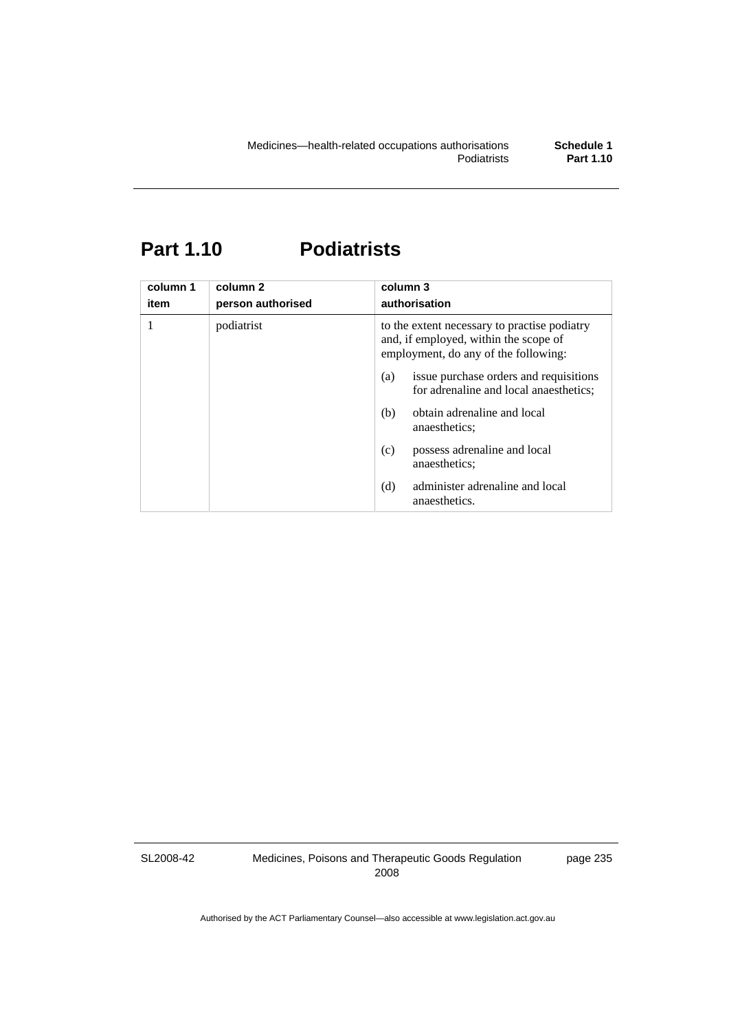## Part 1.10 Podiatrists

| column 1<br>item | column 2<br>person authorised | column 3<br>authorisation |
|---|---|---|
| 1 | podiatrist | to the extent necessary to practise podiatry and, if employed, within the scope of employment, do any of the following:<br>(a) issue purchase orders and requisitions for adrenaline and local anaesthetics;<br>(b) obtain adrenaline and local anaesthetics;<br>(c) possess adrenaline and local anaesthetics;<br>(d) administer adrenaline and local anaesthetics. |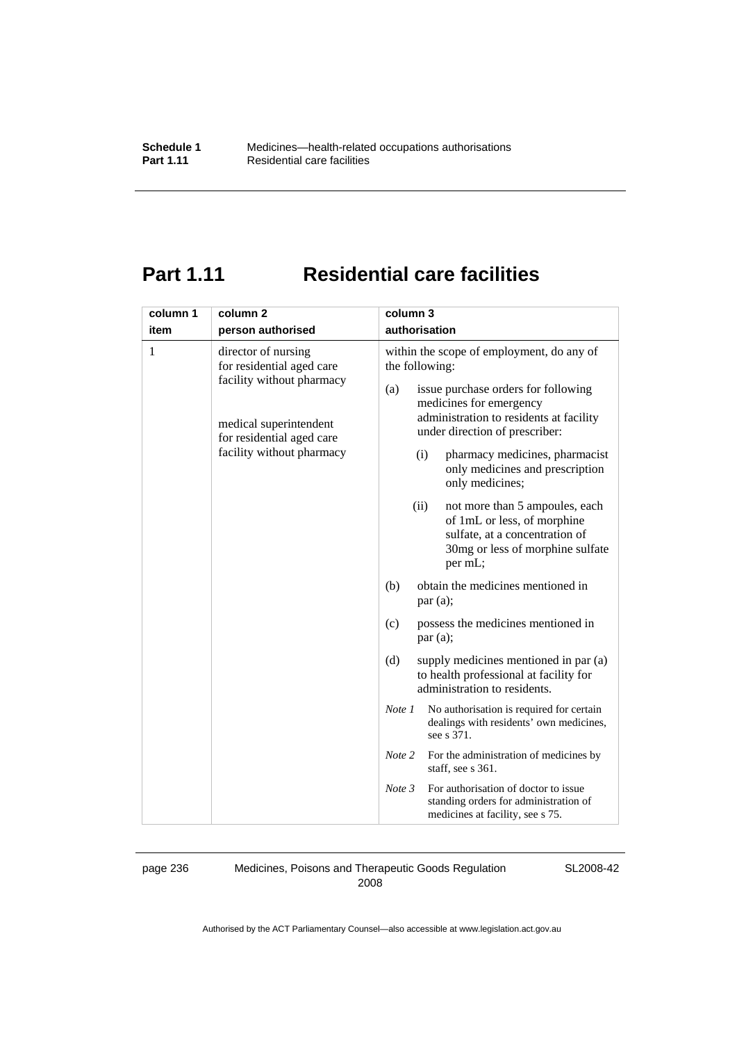# Part 1.11 Residential care facilities

| column 1<br>item | column 2<br>person authorised | column 3<br>authorisation |
|---|---|---|
| 1 | director of nursing for residential aged care facility without pharmacy<br><br>medical superintendent for residential aged care facility without pharmacy | within the scope of employment, do any of the following:<br>(a) issue purchase orders for following medicines for emergency administration to residents at facility under direction of prescriber:<br>(i) pharmacy medicines, pharmacist only medicines and prescription only medicines;<br>(ii) not more than 5 ampoules, each of 1mL or less, of morphine sulfate, at a concentration of 30mg or less of morphine sulfate per mL;<br>(b) obtain the medicines mentioned in par (a);<br>(c) possess the medicines mentioned in par (a);<br>(d) supply medicines mentioned in par (a) to health professional at facility for administration to residents.<br>*Note 1* No authorisation is required for certain dealings with residents' own medicines, see s 371.<br>*Note 2* For the administration of medicines by staff, see s 361.<br>*Note 3* For authorisation of doctor to issue standing orders for administration of medicines at facility, see s 75. |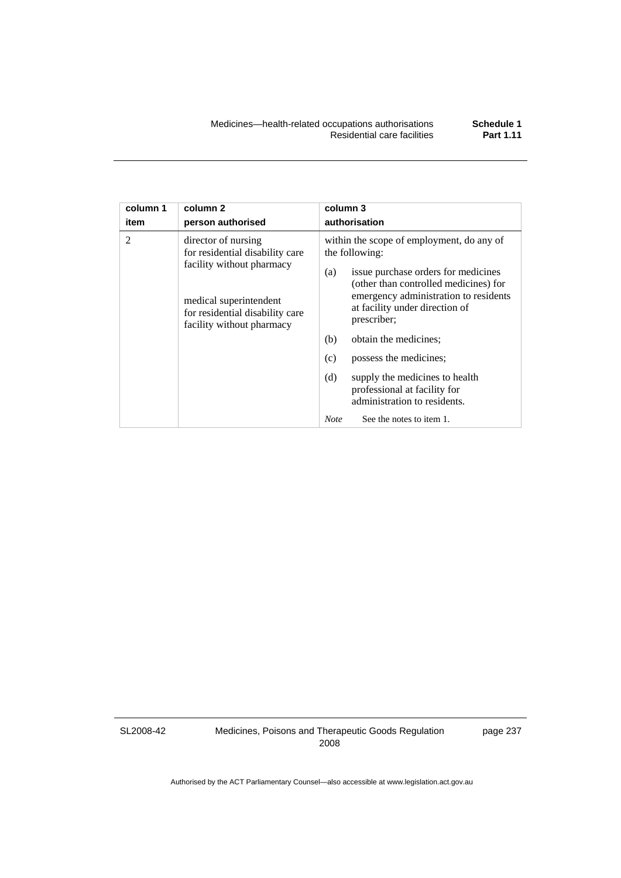| column 1 item | column 2 person authorised | column 3 authorisation |
| --- | --- | --- |
| 2 | director of nursing for residential disability care facility without pharmacy<br><br>medical superintendent for residential disability care facility without pharmacy | within the scope of employment, do any of the following:<br>(a) issue purchase orders for medicines (other than controlled medicines) for emergency administration to residents at facility under direction of prescriber;<br>(b) obtain the medicines;<br>(c) possess the medicines;<br>(d) supply the medicines to health professional at facility for administration to residents.<br>*Note* See the notes to item 1. |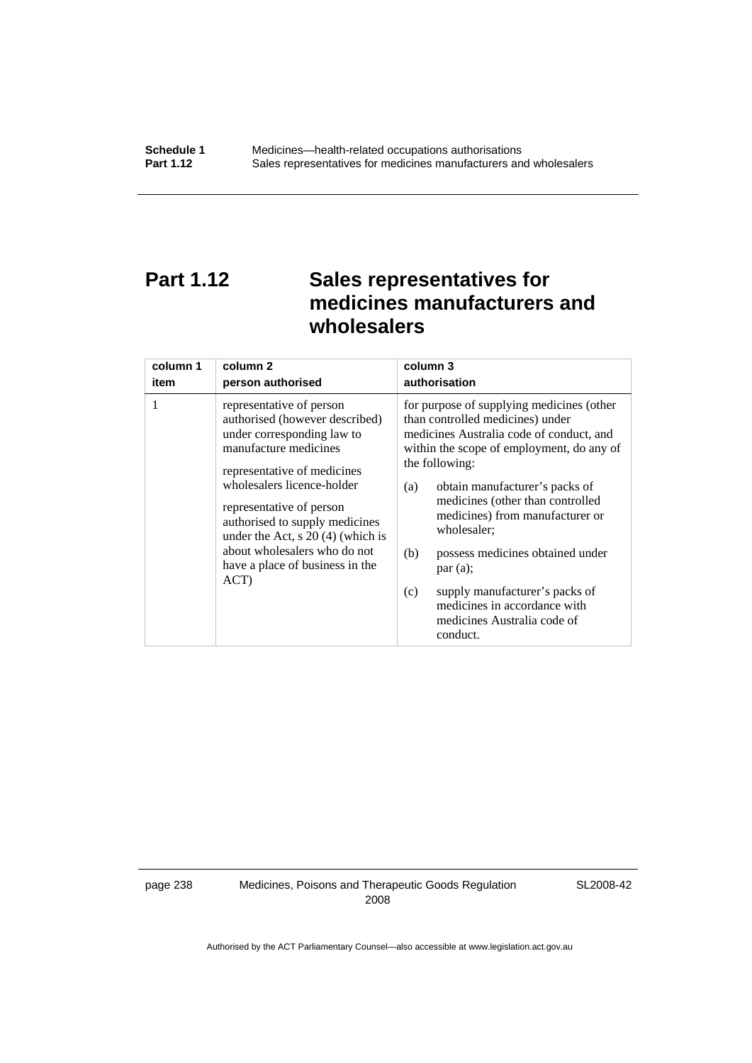# Part 1.12 Sales representatives for medicines manufacturers and wholesalers

| column 1<br>item | column 2<br>person authorised | column 3<br>authorisation |
|---|---|---|
| 1 | representative of person authorised (however described) under corresponding law to manufacture medicines<br><br>representative of medicines wholesalers licence-holder<br><br>representative of person authorised to supply medicines under the Act, s 20 (4) (which is about wholesalers who do not have a place of business in the ACT) | for purpose of supplying medicines (other than controlled medicines) under medicines Australia code of conduct, and within the scope of employment, do any of the following:<br><br>(a) obtain manufacturer's packs of medicines (other than controlled medicines) from manufacturer or wholesaler;<br><br>(b) possess medicines obtained under par (a);<br><br>(c) supply manufacturer's packs of medicines in accordance with medicines Australia code of conduct. |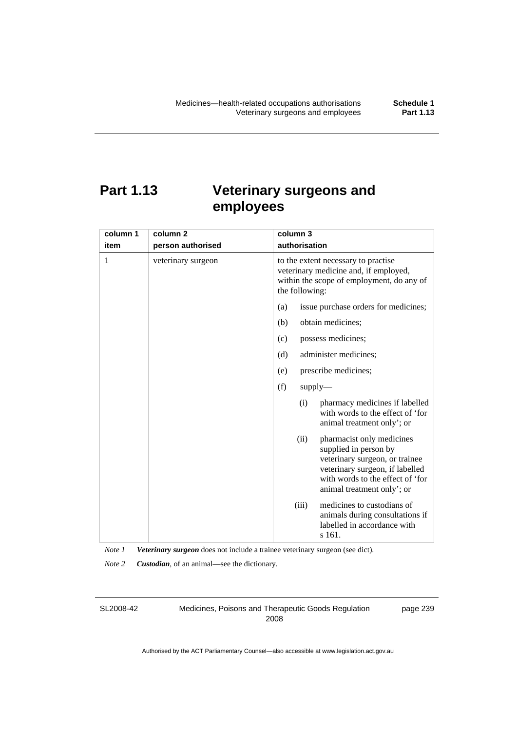# Part 1.13 Veterinary surgeons and employees

| column 1<br>item | column 2<br>person authorised | column 3<br>authorisation |
|---|---|---|
| 1 | veterinary surgeon | to the extent necessary to practise veterinary medicine and, if employed, within the scope of employment, do any of the following:<br>(a) issue purchase orders for medicines;<br>(b) obtain medicines;<br>(c) possess medicines;<br>(d) administer medicines;<br>(e) prescribe medicines;<br>(f) supply—<br>(i) pharmacy medicines if labelled with words to the effect of 'for animal treatment only'; or<br>(ii) pharmacist only medicines supplied in person by veterinary surgeon, or trainee veterinary surgeon, if labelled with words to the effect of 'for animal treatment only'; or<br>(iii) medicines to custodians of animals during consultations if labelled in accordance with s 161. |

*Note 1* ***Veterinary surgeon*** does not include a trainee veterinary surgeon (see dict).

*Note 2* ***Custodian***, of an animal—see the dictionary.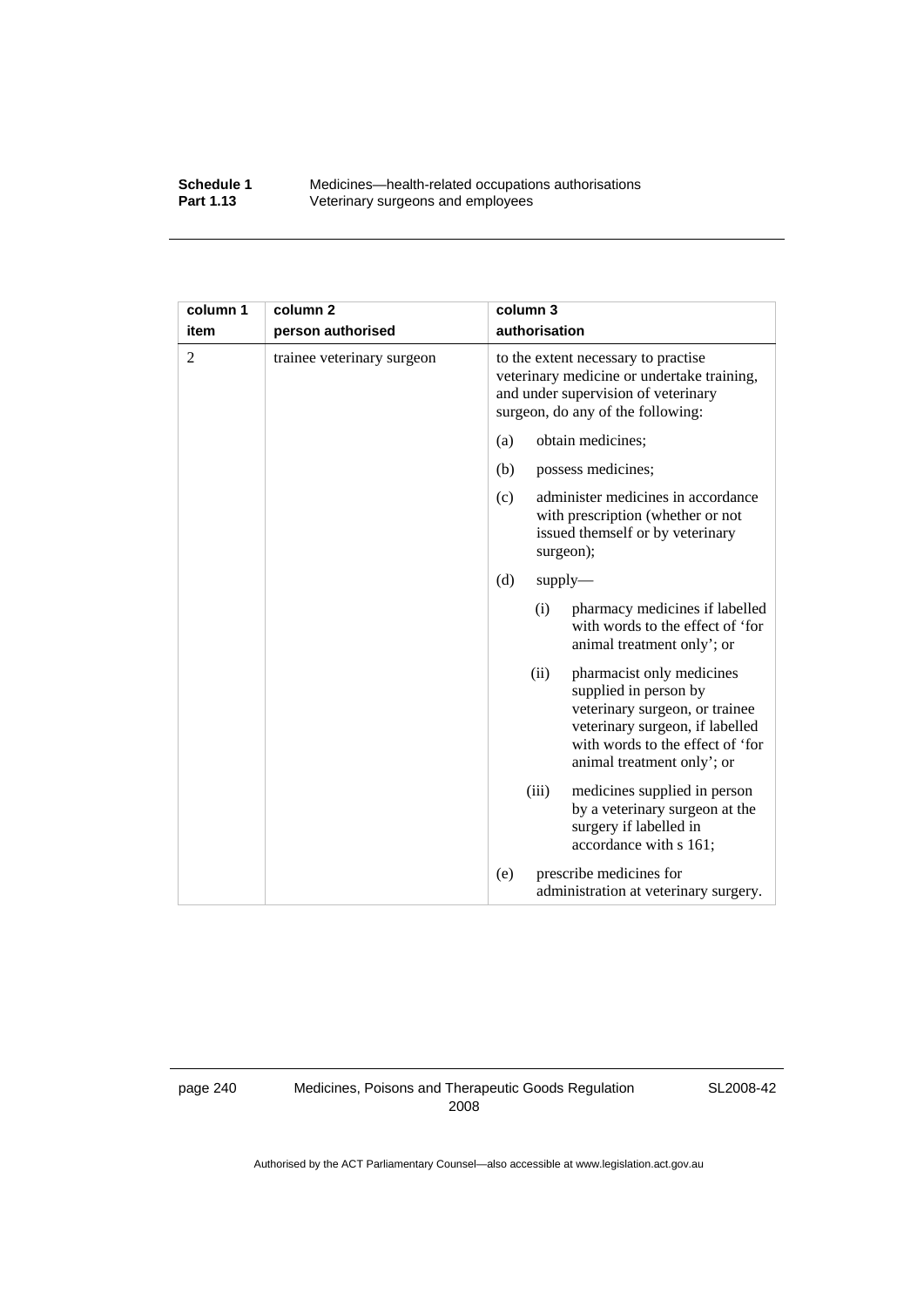| column 1<br>item | column 2<br>person authorised | column 3<br>authorisation |
|---|---|---|
| 2 | trainee veterinary surgeon | to the extent necessary to practise veterinary medicine or undertake training, and under supervision of veterinary surgeon, do any of the following:<br>(a) obtain medicines;<br>(b) possess medicines;<br>(c) administer medicines in accordance with prescription (whether or not issued themself or by veterinary surgeon);<br>(d) supply—<br>(i) pharmacy medicines if labelled with words to the effect of 'for animal treatment only'; or<br>(ii) pharmacist only medicines supplied in person by veterinary surgeon, or trainee veterinary surgeon, if labelled with words to the effect of 'for animal treatment only'; or<br>(iii) medicines supplied in person by a veterinary surgeon at the surgery if labelled in accordance with s 161;<br>(e) prescribe medicines for administration at veterinary surgery. |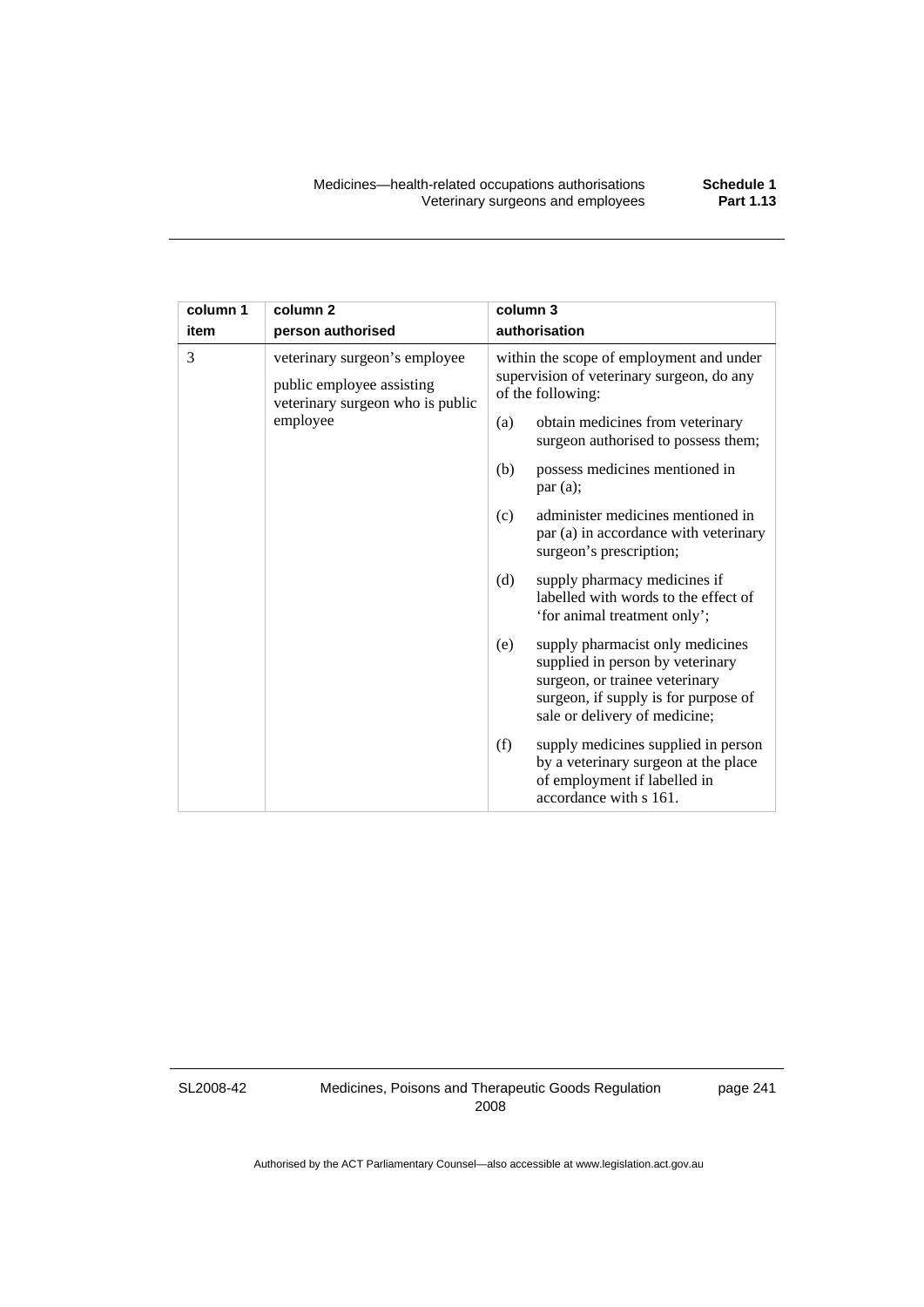| column 1<br>item | column 2<br>person authorised | column 3<br>authorisation |
|---|---|---|
| 3 | veterinary surgeon's employee<br><br>public employee assisting veterinary surgeon who is public employee | within the scope of employment and under supervision of veterinary surgeon, do any of the following:<br><br>(a) obtain medicines from veterinary surgeon authorised to possess them;<br><br>(b) possess medicines mentioned in par (a);<br><br>(c) administer medicines mentioned in par (a) in accordance with veterinary surgeon's prescription;<br><br>(d) supply pharmacy medicines if labelled with words to the effect of 'for animal treatment only';<br><br>(e) supply pharmacist only medicines supplied in person by veterinary surgeon, or trainee veterinary surgeon, if supply is for purpose of sale or delivery of medicine;<br><br>(f) supply medicines supplied in person by a veterinary surgeon at the place of employment if labelled in accordance with s 161. |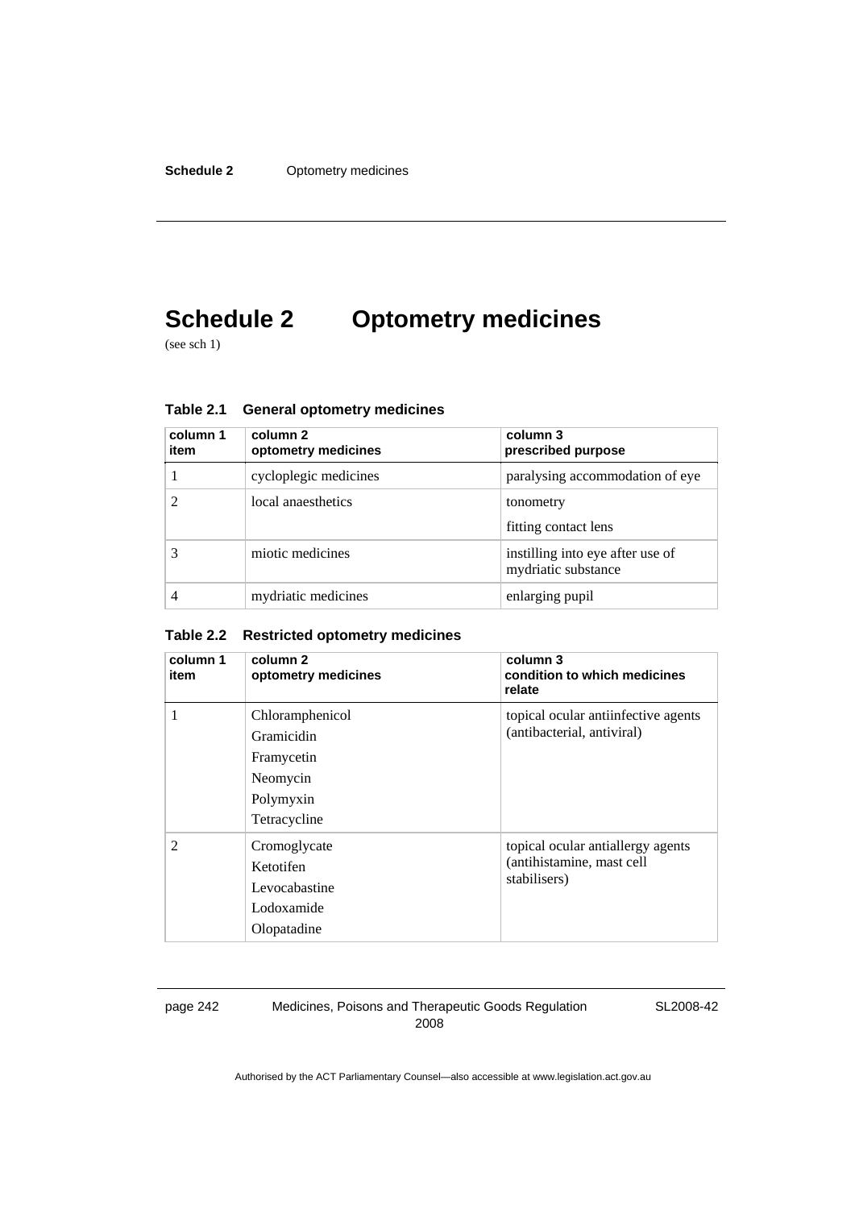# Schedule 2 Optometry medicines

(see sch 1)

**Table 2.1 General optometry medicines**

| column 1 item | column 2 optometry medicines | column 3 prescribed purpose |
|---|---|---|
| 1 | cycloplegic medicines | paralysing accommodation of eye |
| 2 | local anaesthetics | tonometry<br>fitting contact lens |
| 3 | miotic medicines | instilling into eye after use of mydriatic substance |
| 4 | mydriatic medicines | enlarging pupil |

**Table 2.2 Restricted optometry medicines**

| column 1 item | column 2 optometry medicines | column 3 condition to which medicines relate |
|---|---|---|
| 1 | Chloramphenicol<br>Gramicidin<br>Framycetin<br>Neomycin<br>Polymyxin<br>Tetracycline | topical ocular antiinfective agents (antibacterial, antiviral) |
| 2 | Cromoglycate<br>Ketotifen<br>Levocabastine<br>Lodoxamide<br>Olopatadine | topical ocular antiallergy agents (antihistamine, mast cell stabilisers) |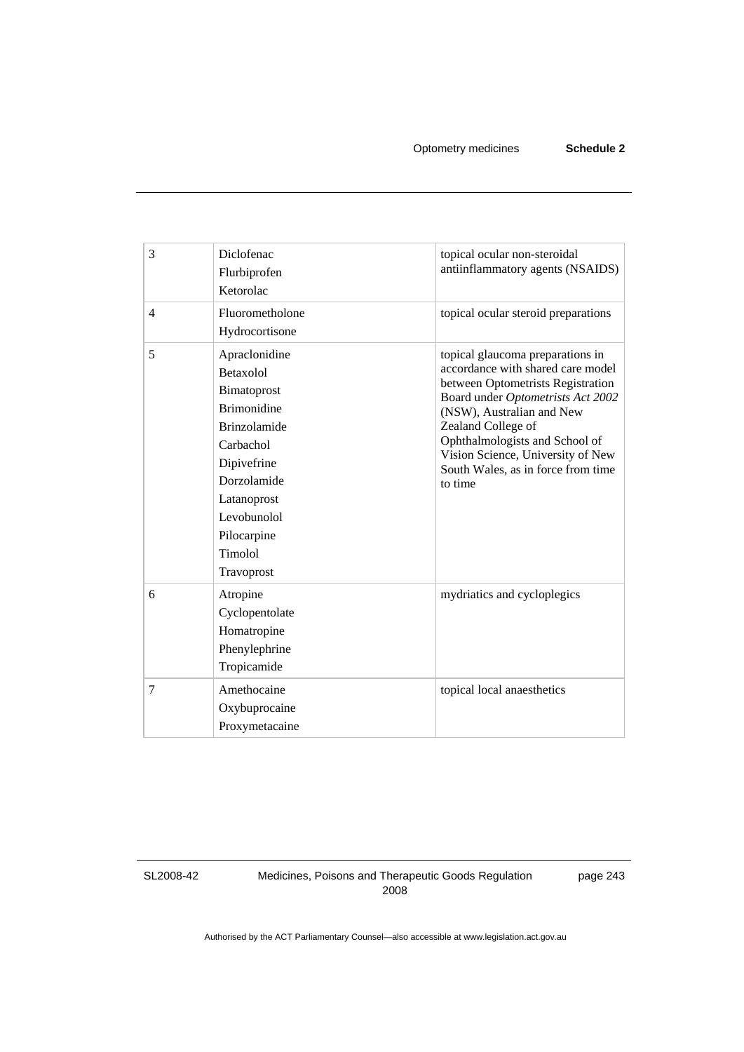| | | |
|---|---|---|
| 3 | Diclofenac<br>Flurbiprofen<br>Ketorolac | topical ocular non-steroidal antiinflammatory agents (NSAIDS) |
| 4 | Fluorometholone<br>Hydrocortisone | topical ocular steroid preparations |
| 5 | Apraclonidine<br>Betaxolol<br>Bimatoprost<br>Brimonidine<br>Brinzolamide<br>Carbachol<br>Dipivefrine<br>Dorzolamide<br>Latanoprost<br>Levobunolol<br>Pilocarpine<br>Timolol<br>Travoprost | topical glaucoma preparations in accordance with shared care model between Optometrists Registration Board under *Optometrists Act 2002* (NSW), Australian and New Zealand College of Ophthalmologists and School of Vision Science, University of New South Wales, as in force from time to time |
| 6 | Atropine<br>Cyclopentolate<br>Homatropine<br>Phenylephrine<br>Tropicamide | mydriatics and cycloplegics |
| 7 | Amethocaine<br>Oxybuprocaine<br>Proxymetacaine | topical local anaesthetics |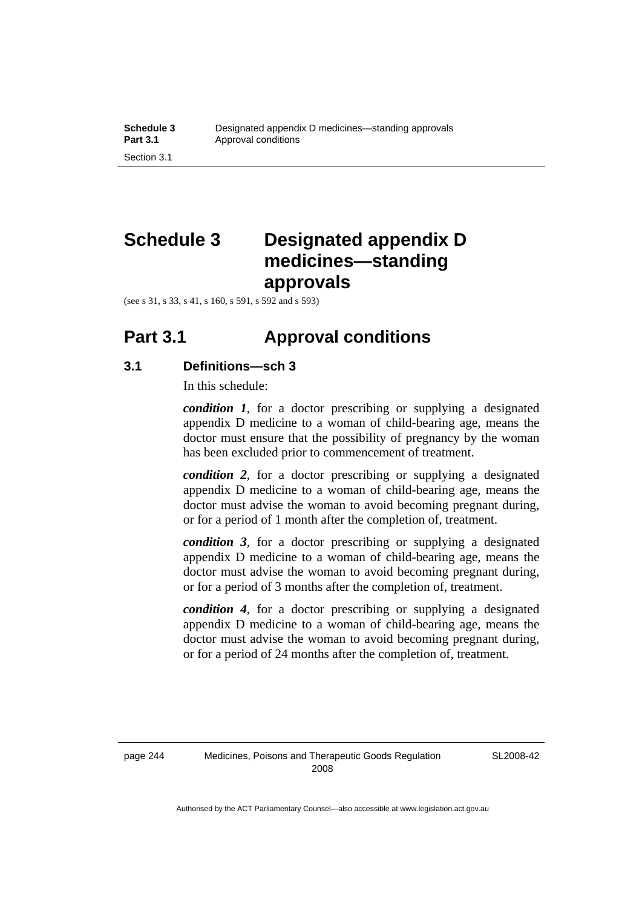# Schedule 3 Designated appendix D medicines—standing approvals

(see s 31, s 33, s 41, s 160, s 591, s 592 and s 593)

## Part 3.1 Approval conditions

### 3.1 Definitions—sch 3

In this schedule:

***condition 1***, for a doctor prescribing or supplying a designated appendix D medicine to a woman of child-bearing age, means the doctor must ensure that the possibility of pregnancy by the woman has been excluded prior to commencement of treatment.

***condition 2***, for a doctor prescribing or supplying a designated appendix D medicine to a woman of child-bearing age, means the doctor must advise the woman to avoid becoming pregnant during, or for a period of 1 month after the completion of, treatment.

***condition 3***, for a doctor prescribing or supplying a designated appendix D medicine to a woman of child-bearing age, means the doctor must advise the woman to avoid becoming pregnant during, or for a period of 3 months after the completion of, treatment.

***condition 4***, for a doctor prescribing or supplying a designated appendix D medicine to a woman of child-bearing age, means the doctor must advise the woman to avoid becoming pregnant during, or for a period of 24 months after the completion of, treatment.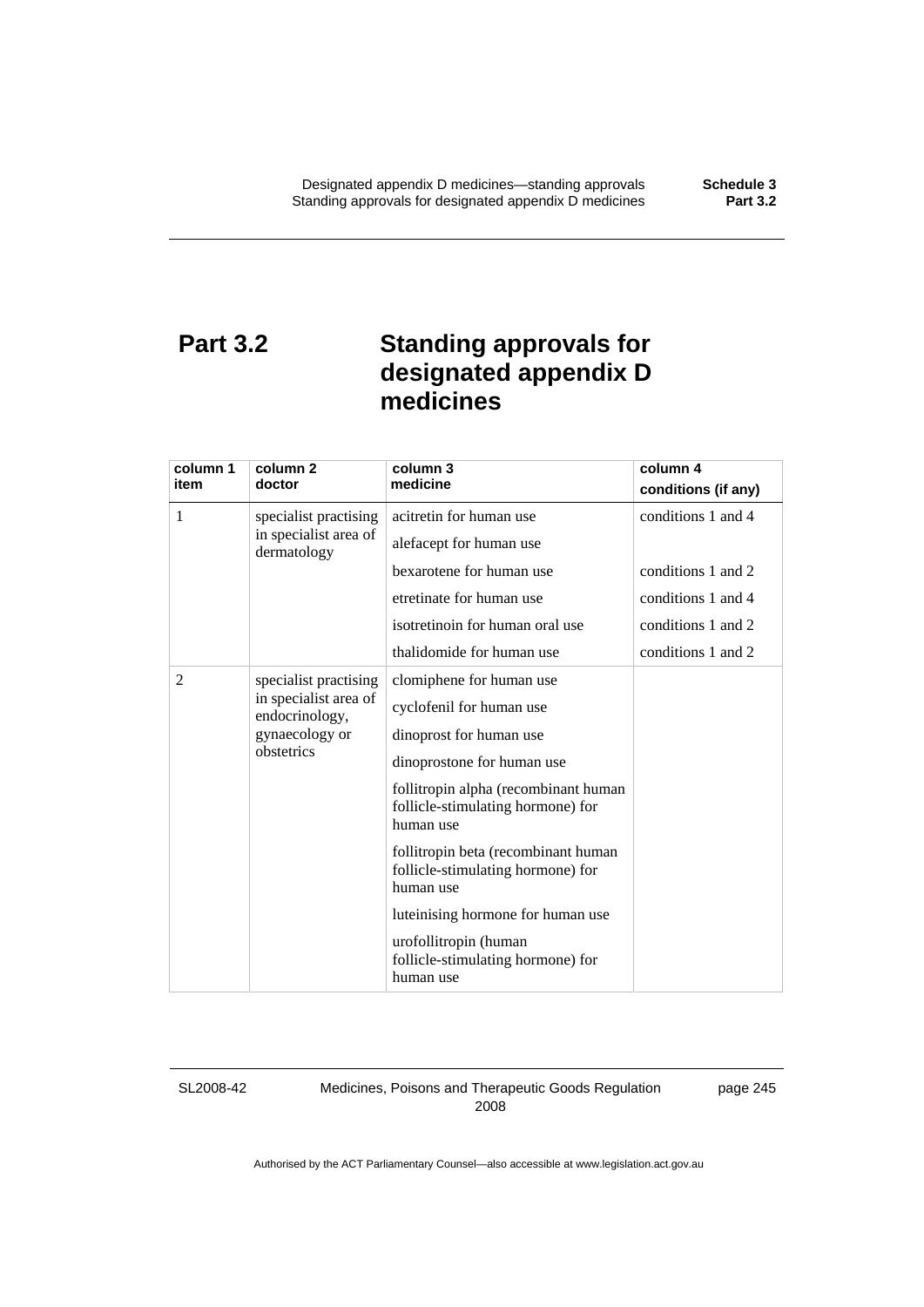## Part 3.2 Standing approvals for designated appendix D medicines

| column 1 item | column 2 doctor | column 3 medicine | column 4 conditions (if any) |
|---|---|---|---|
| 1 | specialist practising in specialist area of dermatology | acitretin for human use | conditions 1 and 4 |
| | | alefacept for human use | |
| | | bexarotene for human use | conditions 1 and 2 |
| | | etretinate for human use | conditions 1 and 4 |
| | | isotretinoin for human oral use | conditions 1 and 2 |
| | | thalidomide for human use | conditions 1 and 2 |
| 2 | specialist practising in specialist area of endocrinology, gynaecology or obstetrics | clomiphene for human use | |
| | | cyclofenil for human use | |
| | | dinoprost for human use | |
| | | dinoprostone for human use | |
| | | follitropin alpha (recombinant human follicle-stimulating hormone) for human use | |
| | | follitropin beta (recombinant human follicle-stimulating hormone) for human use | |
| | | luteinising hormone for human use | |
| | | urofollitropin (human follicle-stimulating hormone) for human use | |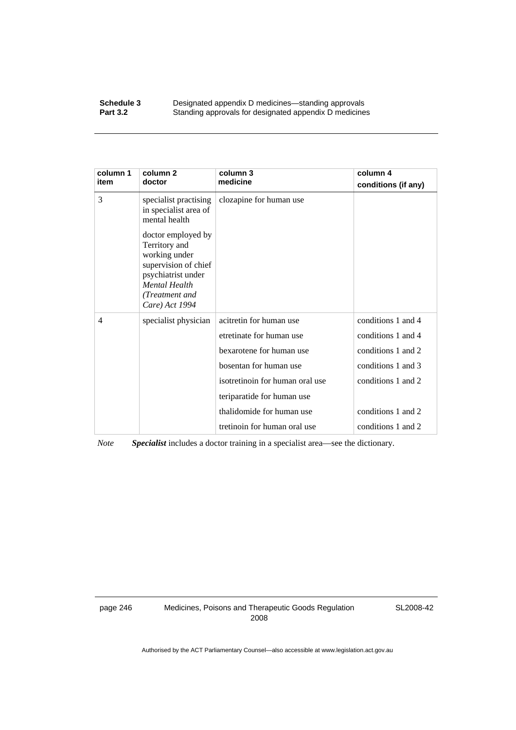| column 1<br>item | column 2<br>doctor | column 3<br>medicine | column 4<br>conditions (if any) |
|---|---|---|---|
| 3 | specialist practising in specialist area of mental health<br><br>doctor employed by Territory and working under supervision of chief psychiatrist under *Mental Health (Treatment and Care) Act 1994* | clozapine for human use | |
| 4 | specialist physician | acitretin for human use | conditions 1 and 4 |
| | | etretinate for human use | conditions 1 and 4 |
| | | bexarotene for human use | conditions 1 and 2 |
| | | bosentan for human use | conditions 1 and 3 |
| | | isotretinoin for human oral use | conditions 1 and 2 |
| | | teriparatide for human use | |
| | | thalidomide for human use | conditions 1 and 2 |
| | | tretinoin for human oral use | conditions 1 and 2 |

*Note* ***Specialist*** includes a doctor training in a specialist area—see the dictionary.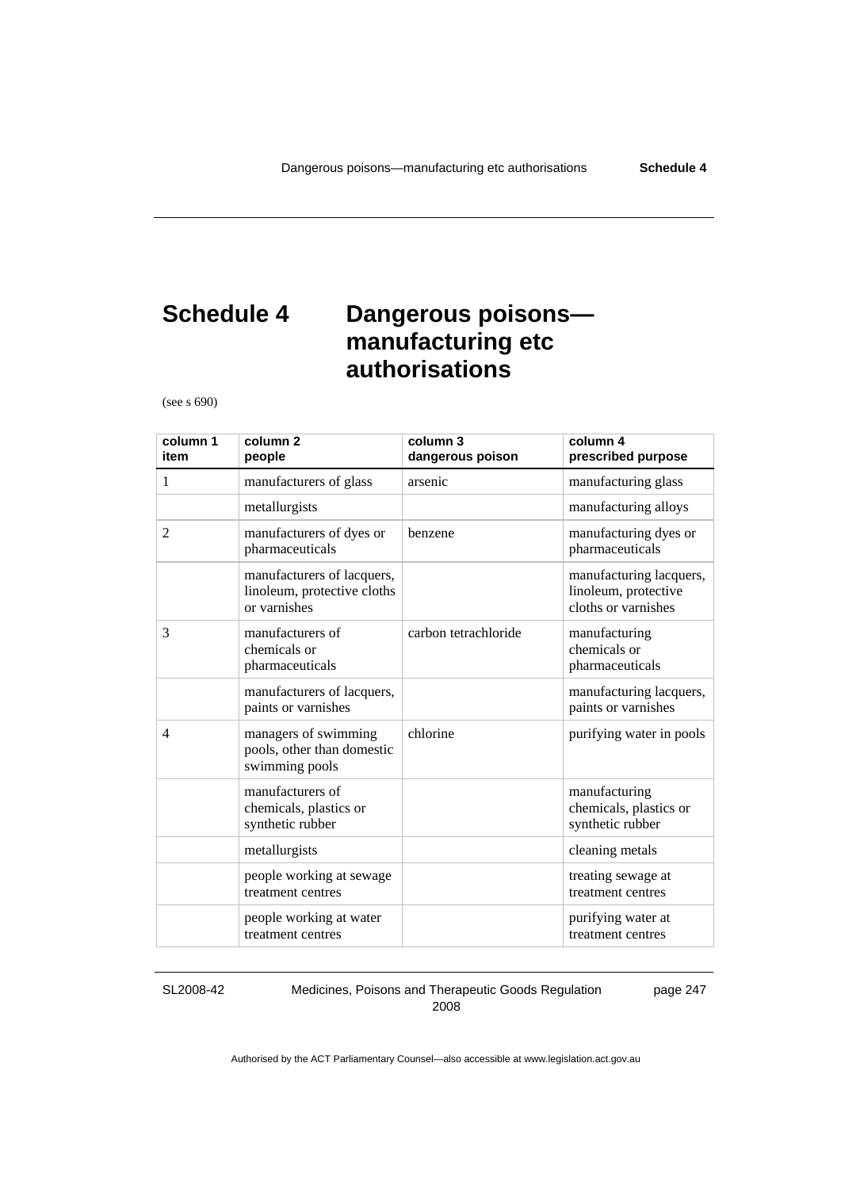# Schedule 4 Dangerous poisons—manufacturing etc authorisations

(see s 690)

| column 1 item | column 2 people | column 3 dangerous poison | column 4 prescribed purpose |
|---|---|---|---|
| 1 | manufacturers of glass | arsenic | manufacturing glass |
| | metallurgists | | manufacturing alloys |
| 2 | manufacturers of dyes or pharmaceuticals | benzene | manufacturing dyes or pharmaceuticals |
| | manufacturers of lacquers, linoleum, protective cloths or varnishes | | manufacturing lacquers, linoleum, protective cloths or varnishes |
| 3 | manufacturers of chemicals or pharmaceuticals | carbon tetrachloride | manufacturing chemicals or pharmaceuticals |
| | manufacturers of lacquers, paints or varnishes | | manufacturing lacquers, paints or varnishes |
| 4 | managers of swimming pools, other than domestic swimming pools | chlorine | purifying water in pools |
| | manufacturers of chemicals, plastics or synthetic rubber | | manufacturing chemicals, plastics or synthetic rubber |
| | metallurgists | | cleaning metals |
| | people working at sewage treatment centres | | treating sewage at treatment centres |
| | people working at water treatment centres | | purifying water at treatment centres |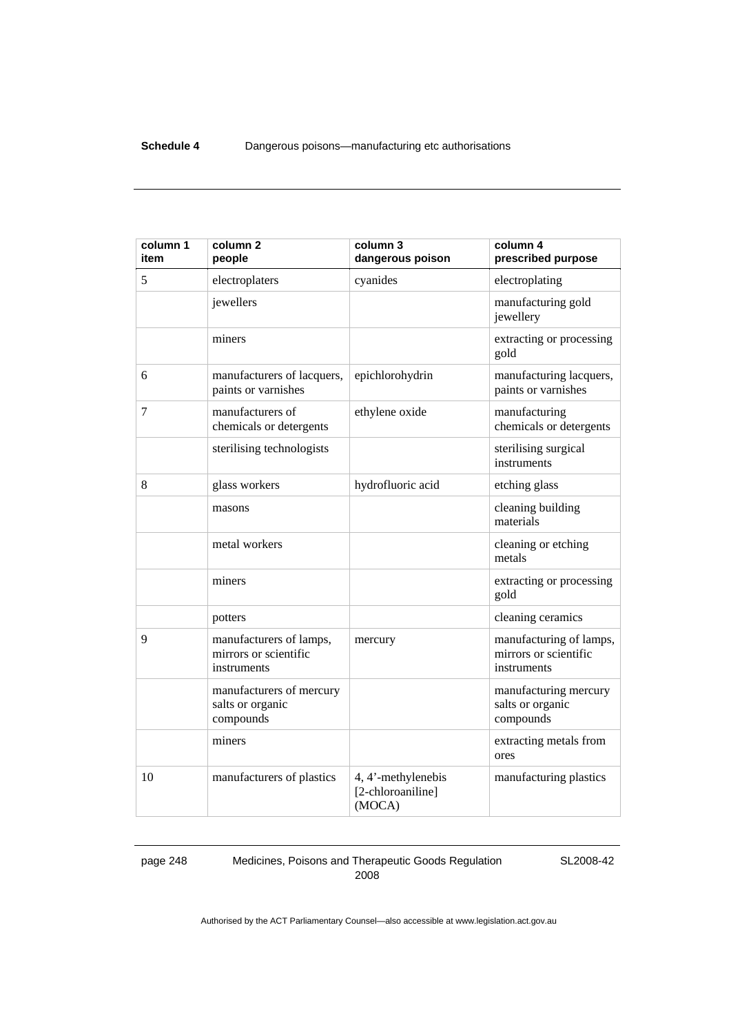| column 1 item | column 2 people | column 3 dangerous poison | column 4 prescribed purpose |
|---|---|---|---|
| 5 | electroplaters | cyanides | electroplating |
| | jewellers | | manufacturing gold jewellery |
| | miners | | extracting or processing gold |
| 6 | manufacturers of lacquers, paints or varnishes | epichlorohydrin | manufacturing lacquers, paints or varnishes |
| 7 | manufacturers of chemicals or detergents | ethylene oxide | manufacturing chemicals or detergents |
| | sterilising technologists | | sterilising surgical instruments |
| 8 | glass workers | hydrofluoric acid | etching glass |
| | masons | | cleaning building materials |
| | metal workers | | cleaning or etching metals |
| | miners | | extracting or processing gold |
| | potters | | cleaning ceramics |
| 9 | manufacturers of lamps, mirrors or scientific instruments | mercury | manufacturing of lamps, mirrors or scientific instruments |
| | manufacturers of mercury salts or organic compounds | | manufacturing mercury salts or organic compounds |
| | miners | | extracting metals from ores |
| 10 | manufacturers of plastics | 4, 4'-methylenebis [2-chloroaniline] (MOCA) | manufacturing plastics |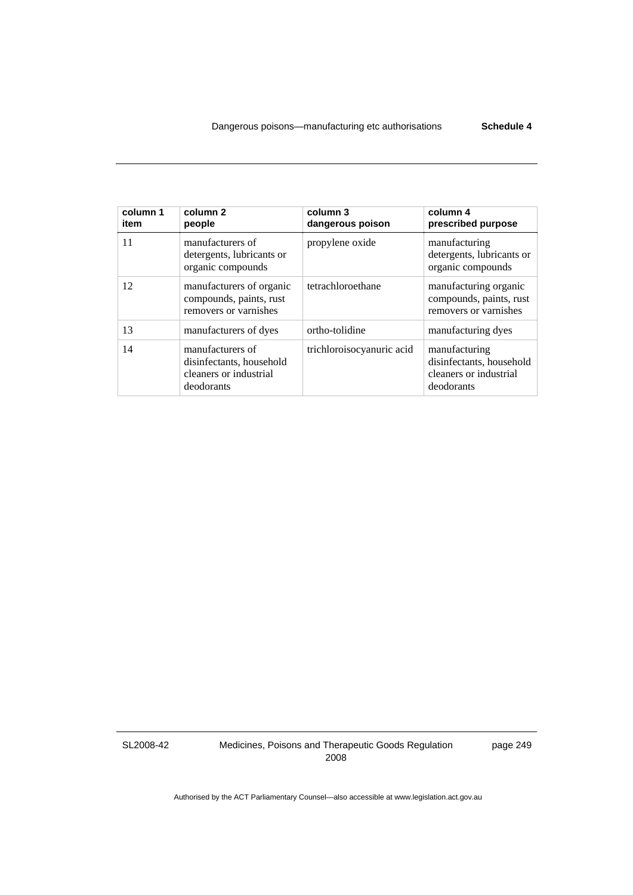| column 1 item | column 2 people | column 3 dangerous poison | column 4 prescribed purpose |
|---|---|---|---|
| 11 | manufacturers of detergents, lubricants or organic compounds | propylene oxide | manufacturing detergents, lubricants or organic compounds |
| 12 | manufacturers of organic compounds, paints, rust removers or varnishes | tetrachloroethane | manufacturing organic compounds, paints, rust removers or varnishes |
| 13 | manufacturers of dyes | ortho-tolidine | manufacturing dyes |
| 14 | manufacturers of disinfectants, household cleaners or industrial deodorants | trichloroisocyanuric acid | manufacturing disinfectants, household cleaners or industrial deodorants |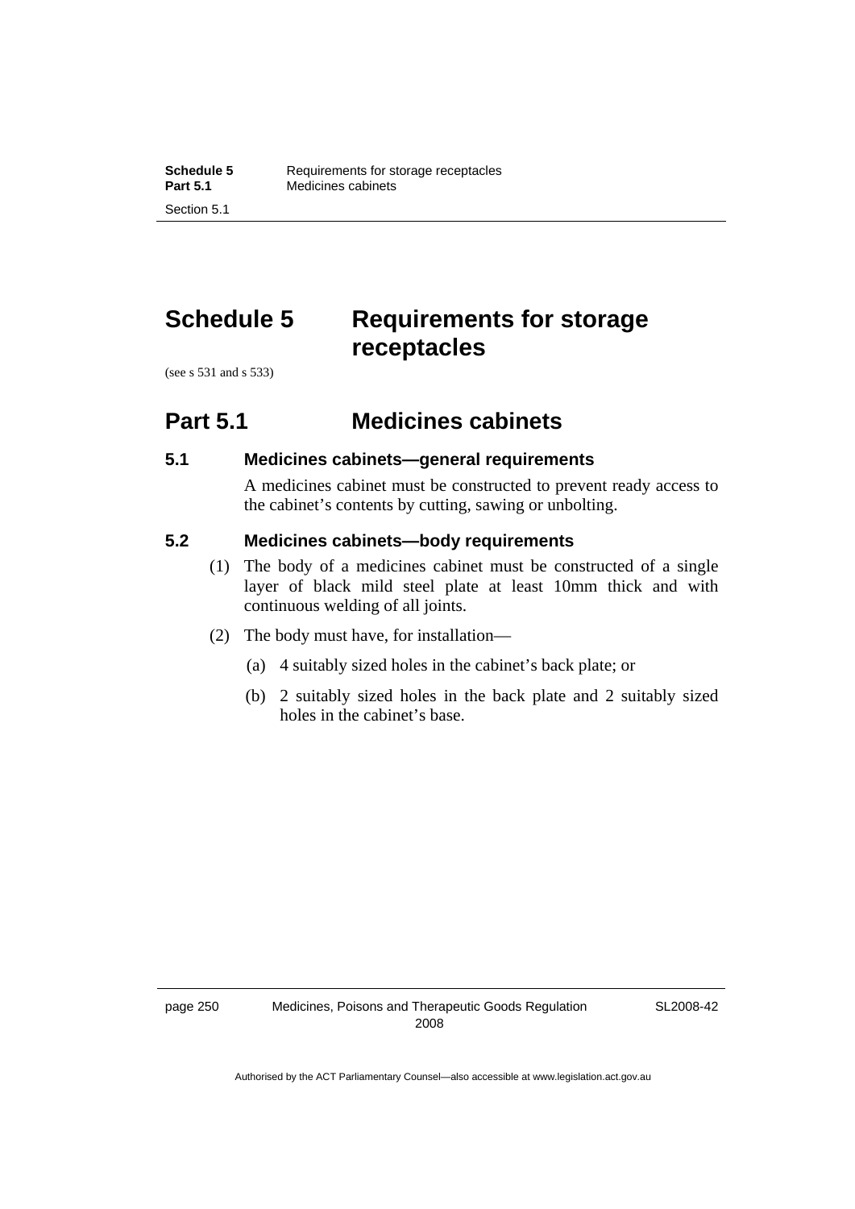# Schedule 5 Requirements for storage receptacles

(see s 531 and s 533)

## Part 5.1 Medicines cabinets

### 5.1 Medicines cabinets—general requirements

A medicines cabinet must be constructed to prevent ready access to the cabinet's contents by cutting, sawing or unbolting.

### 5.2 Medicines cabinets—body requirements

(1) The body of a medicines cabinet must be constructed of a single layer of black mild steel plate at least 10mm thick and with continuous welding of all joints.

(2) The body must have, for installation—

(a) 4 suitably sized holes in the cabinet's back plate; or

(b) 2 suitably sized holes in the back plate and 2 suitably sized holes in the cabinet's base.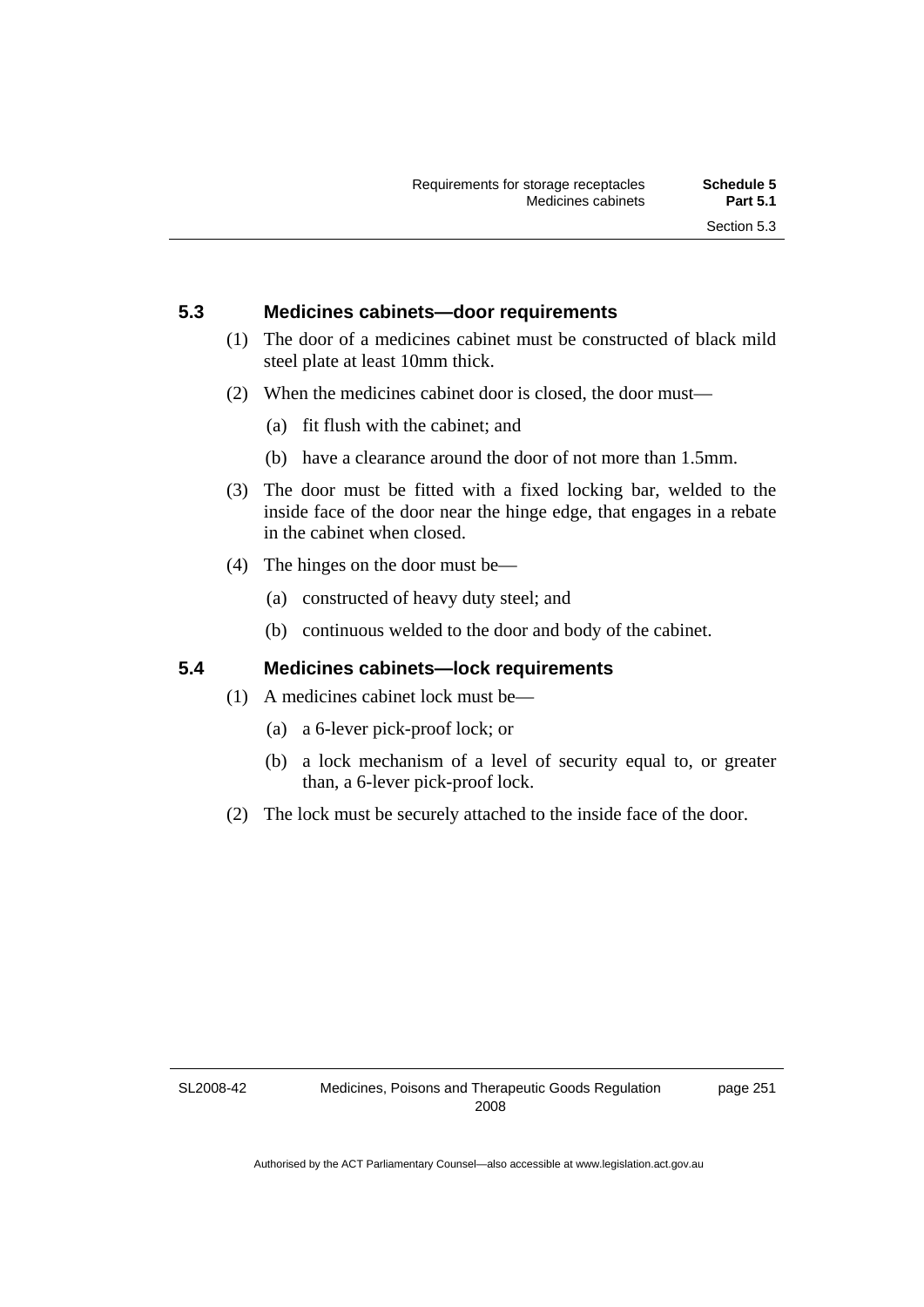## 5.3 Medicines cabinets—door requirements

(1) The door of a medicines cabinet must be constructed of black mild steel plate at least 10mm thick.

(2) When the medicines cabinet door is closed, the door must—

(a) fit flush with the cabinet; and

(b) have a clearance around the door of not more than 1.5mm.

(3) The door must be fitted with a fixed locking bar, welded to the inside face of the door near the hinge edge, that engages in a rebate in the cabinet when closed.

(4) The hinges on the door must be—

(a) constructed of heavy duty steel; and

(b) continuous welded to the door and body of the cabinet.

## 5.4 Medicines cabinets—lock requirements

(1) A medicines cabinet lock must be—

(a) a 6-lever pick-proof lock; or

(b) a lock mechanism of a level of security equal to, or greater than, a 6-lever pick-proof lock.

(2) The lock must be securely attached to the inside face of the door.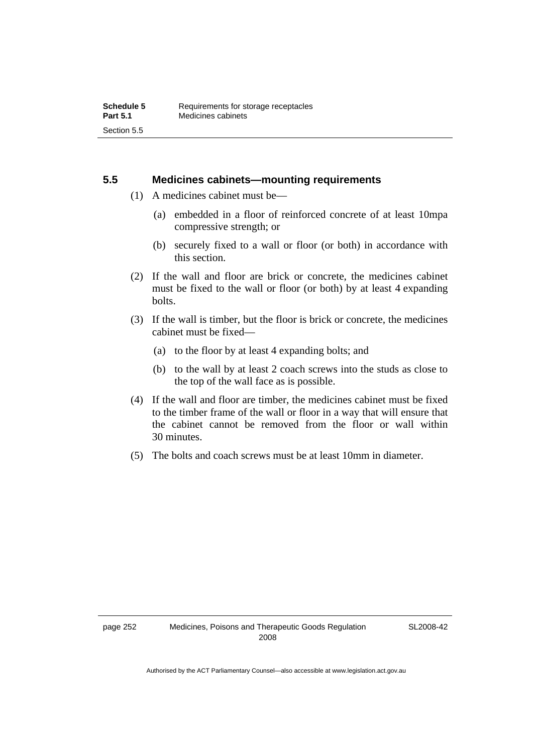### 5.5 Medicines cabinets—mounting requirements

(1) A medicines cabinet must be—

(a) embedded in a floor of reinforced concrete of at least 10mpa compressive strength; or

(b) securely fixed to a wall or floor (or both) in accordance with this section.

(2) If the wall and floor are brick or concrete, the medicines cabinet must be fixed to the wall or floor (or both) by at least 4 expanding bolts.

(3) If the wall is timber, but the floor is brick or concrete, the medicines cabinet must be fixed—

(a) to the floor by at least 4 expanding bolts; and

(b) to the wall by at least 2 coach screws into the studs as close to the top of the wall face as is possible.

(4) If the wall and floor are timber, the medicines cabinet must be fixed to the timber frame of the wall or floor in a way that will ensure that the cabinet cannot be removed from the floor or wall within 30 minutes.

(5) The bolts and coach screws must be at least 10mm in diameter.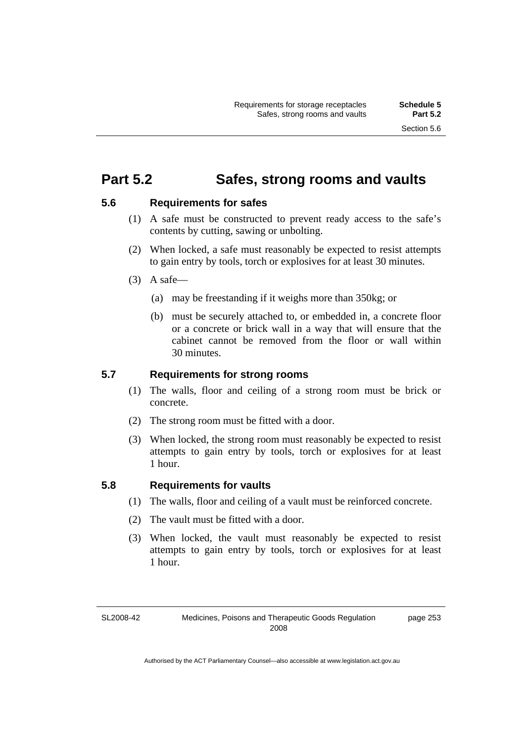# Part 5.2 Safes, strong rooms and vaults

## 5.6 Requirements for safes

(1) A safe must be constructed to prevent ready access to the safe's contents by cutting, sawing or unbolting.

(2) When locked, a safe must reasonably be expected to resist attempts to gain entry by tools, torch or explosives for at least 30 minutes.

(3) A safe—

(a) may be freestanding if it weighs more than 350kg; or

(b) must be securely attached to, or embedded in, a concrete floor or a concrete or brick wall in a way that will ensure that the cabinet cannot be removed from the floor or wall within 30 minutes.

## 5.7 Requirements for strong rooms

(1) The walls, floor and ceiling of a strong room must be brick or concrete.

(2) The strong room must be fitted with a door.

(3) When locked, the strong room must reasonably be expected to resist attempts to gain entry by tools, torch or explosives for at least 1 hour.

## 5.8 Requirements for vaults

(1) The walls, floor and ceiling of a vault must be reinforced concrete.

(2) The vault must be fitted with a door.

(3) When locked, the vault must reasonably be expected to resist attempts to gain entry by tools, torch or explosives for at least 1 hour.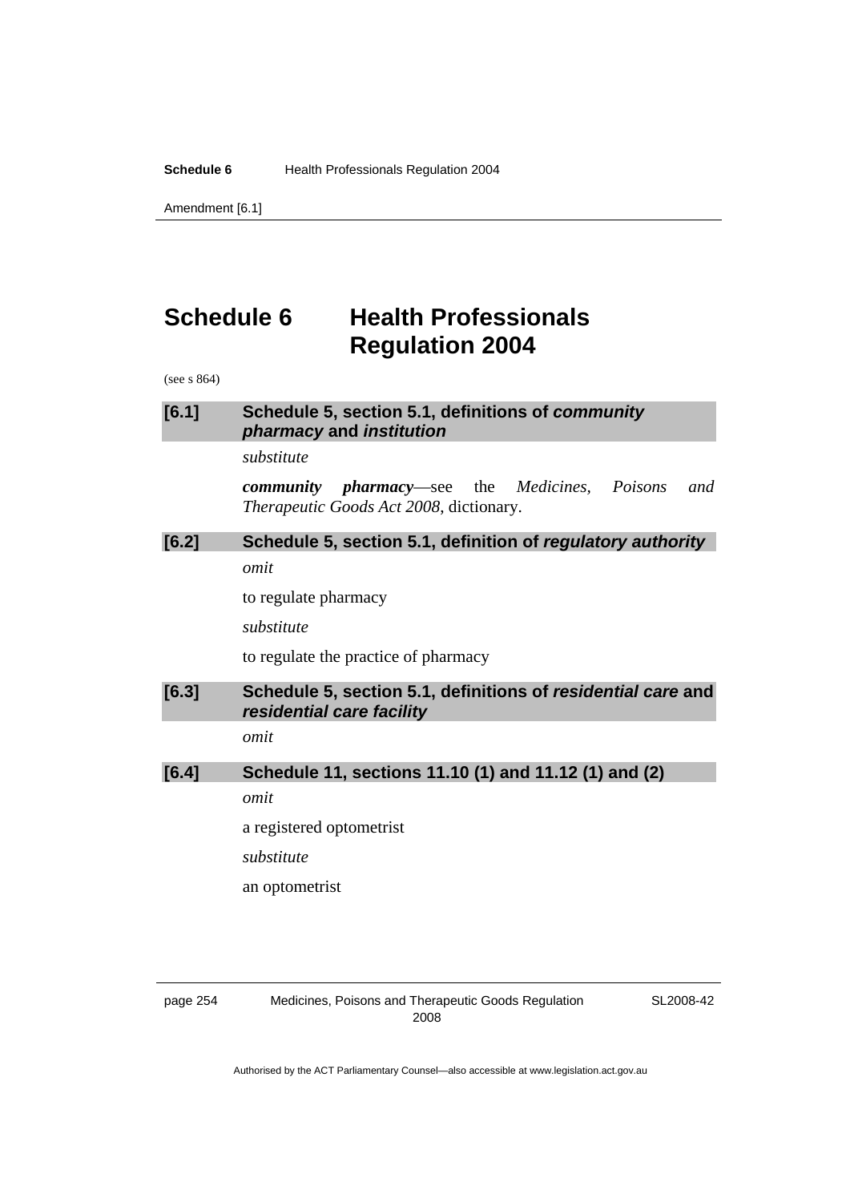# Schedule 6 Health Professionals Regulation 2004

(see s 864)

### [6.1] Schedule 5, section 5.1, definitions of *community pharmacy* and *institution*

*substitute*

***community pharmacy***—see the *Medicines, Poisons and Therapeutic Goods Act 2008*, dictionary.

### [6.2] Schedule 5, section 5.1, definition of *regulatory authority*

*omit*

to regulate pharmacy

*substitute*

to regulate the practice of pharmacy

### [6.3] Schedule 5, section 5.1, definitions of *residential care* and *residential care facility*

*omit*

### [6.4] Schedule 11, sections 11.10 (1) and 11.12 (1) and (2)

*omit*

a registered optometrist

*substitute*

an optometrist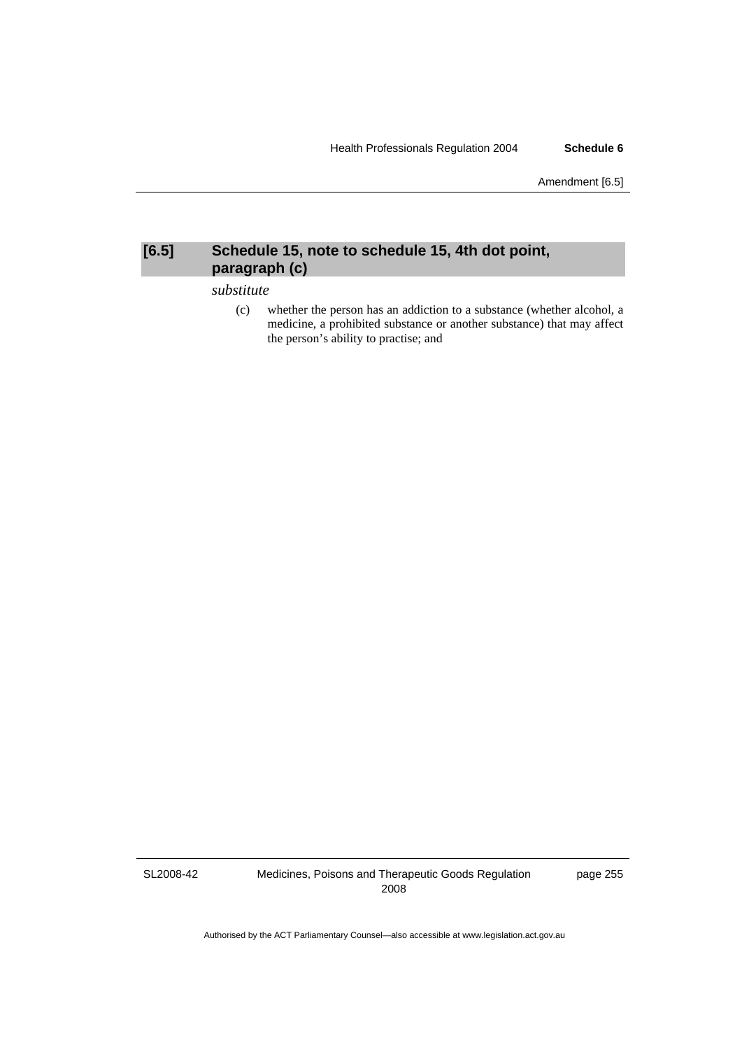## [6.5] Schedule 15, note to schedule 15, 4th dot point, paragraph (c)

*substitute*

(c) whether the person has an addiction to a substance (whether alcohol, a medicine, a prohibited substance or another substance) that may affect the person's ability to practise; and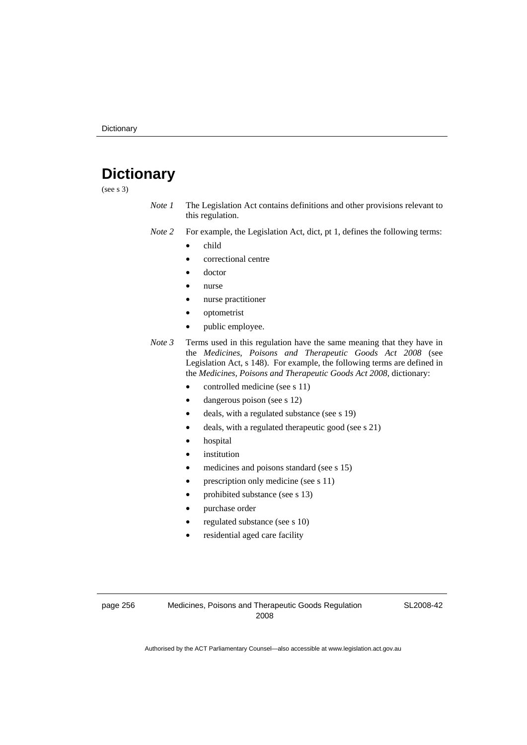# Dictionary

(see s 3)

*Note 1* The Legislation Act contains definitions and other provisions relevant to this regulation.

*Note 2* For example, the Legislation Act, dict, pt 1, defines the following terms:

- child
- correctional centre
- doctor
- nurse
- nurse practitioner
- optometrist
- public employee.

*Note 3* Terms used in this regulation have the same meaning that they have in the *Medicines, Poisons and Therapeutic Goods Act 2008* (see Legislation Act, s 148). For example, the following terms are defined in the *Medicines, Poisons and Therapeutic Goods Act 2008*, dictionary:

- controlled medicine (see s 11)
- dangerous poison (see s 12)
- deals, with a regulated substance (see s 19)
- deals, with a regulated therapeutic good (see s 21)
- hospital
- institution
- medicines and poisons standard (see s 15)
- prescription only medicine (see s 11)
- prohibited substance (see s 13)
- purchase order
- regulated substance (see s 10)
- residential aged care facility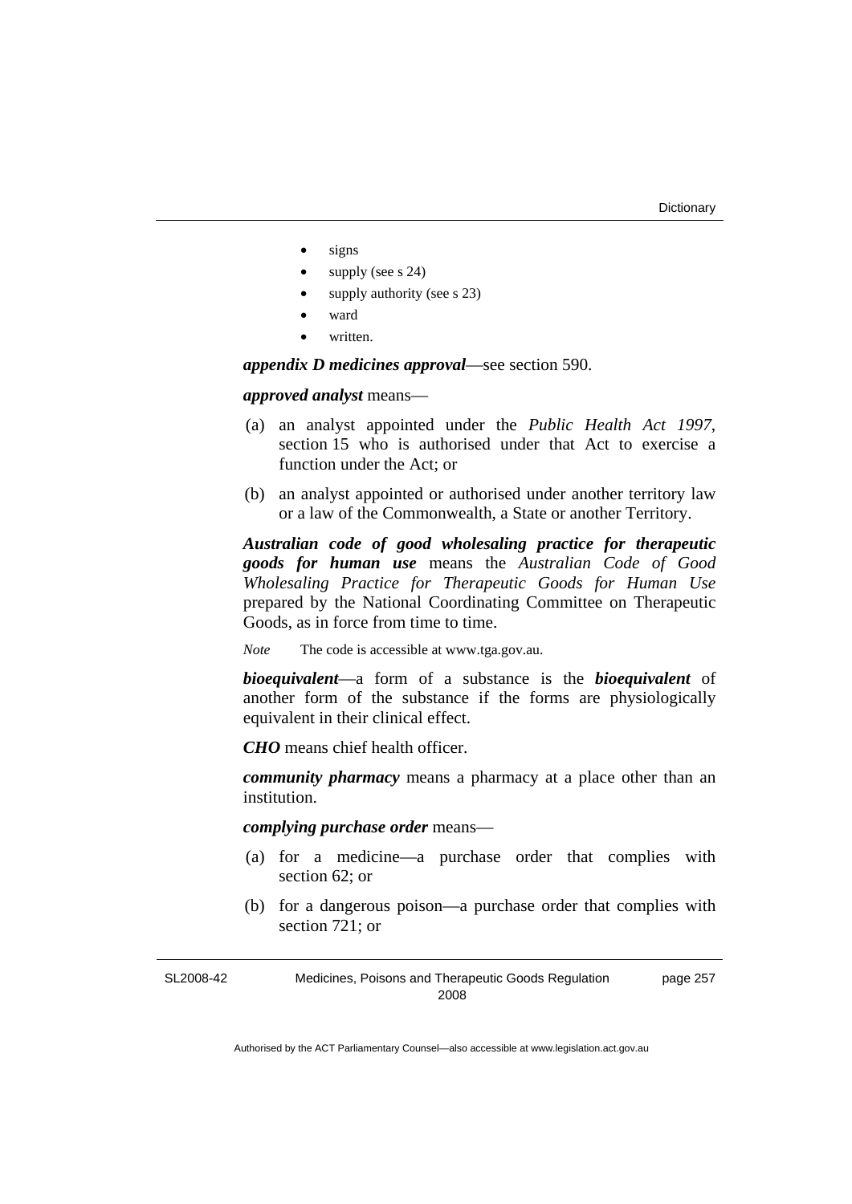- signs
- supply (see s 24)
- supply authority (see s 23)
- ward
- written.

***appendix D medicines approval***—see section 590.

***approved analyst*** means—

(a) an analyst appointed under the *Public Health Act 1997*, section 15 who is authorised under that Act to exercise a function under the Act; or

(b) an analyst appointed or authorised under another territory law or a law of the Commonwealth, a State or another Territory.

***Australian code of good wholesaling practice for therapeutic goods for human use*** means the *Australian Code of Good Wholesaling Practice for Therapeutic Goods for Human Use* prepared by the National Coordinating Committee on Therapeutic Goods, as in force from time to time.

*Note* The code is accessible at www.tga.gov.au.

***bioequivalent***—a form of a substance is the ***bioequivalent*** of another form of the substance if the forms are physiologically equivalent in their clinical effect.

***CHO*** means chief health officer.

***community pharmacy*** means a pharmacy at a place other than an institution.

***complying purchase order*** means—

(a) for a medicine—a purchase order that complies with section 62; or

(b) for a dangerous poison—a purchase order that complies with section 721; or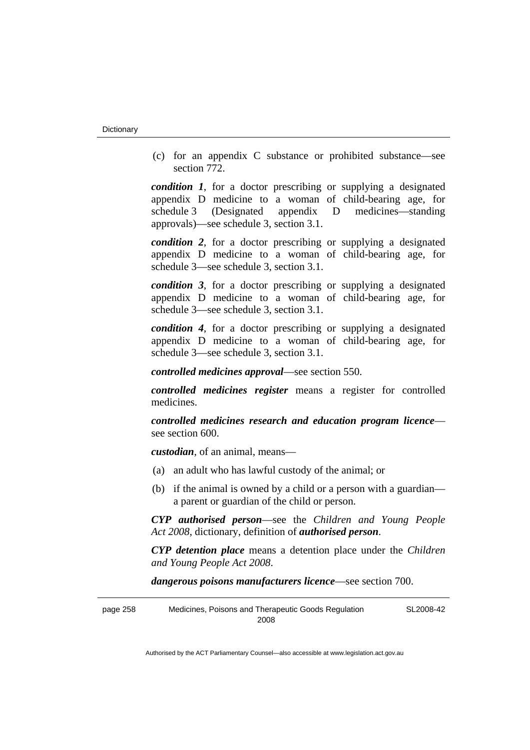(c) for an appendix C substance or prohibited substance—see section 772.

***condition 1***, for a doctor prescribing or supplying a designated appendix D medicine to a woman of child-bearing age, for schedule 3 (Designated appendix D medicines—standing approvals)—see schedule 3, section 3.1.

***condition 2***, for a doctor prescribing or supplying a designated appendix D medicine to a woman of child-bearing age, for schedule 3—see schedule 3, section 3.1.

***condition 3***, for a doctor prescribing or supplying a designated appendix D medicine to a woman of child-bearing age, for schedule 3—see schedule 3, section 3.1.

***condition 4***, for a doctor prescribing or supplying a designated appendix D medicine to a woman of child-bearing age, for schedule 3—see schedule 3, section 3.1.

***controlled medicines approval***—see section 550.

***controlled medicines register*** means a register for controlled medicines.

***controlled medicines research and education program licence***—see section 600.

***custodian***, of an animal, means—

(a) an adult who has lawful custody of the animal; or

(b) if the animal is owned by a child or a person with a guardian—a parent or guardian of the child or person.

***CYP authorised person***—see the *Children and Young People Act 2008*, dictionary, definition of ***authorised person***.

***CYP detention place*** means a detention place under the *Children and Young People Act 2008*.

***dangerous poisons manufacturers licence***—see section 700.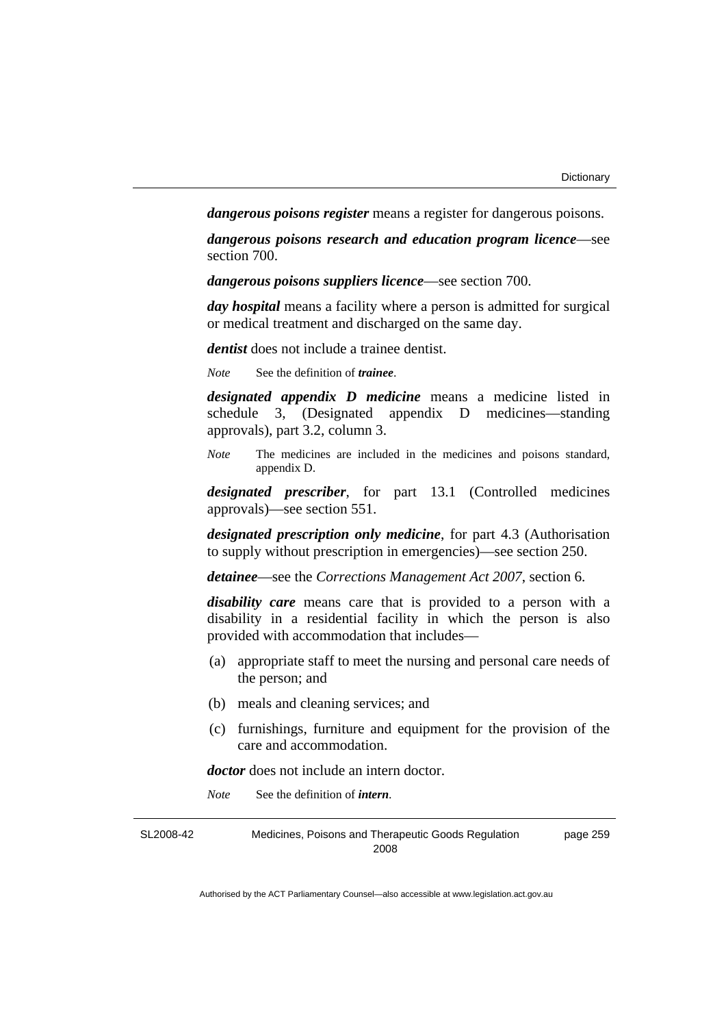***dangerous poisons register*** means a register for dangerous poisons.

***dangerous poisons research and education program licence***—see section 700.

***dangerous poisons suppliers licence***—see section 700.

***day hospital*** means a facility where a person is admitted for surgical or medical treatment and discharged on the same day.

***dentist*** does not include a trainee dentist.

*Note* See the definition of ***trainee***.

***designated appendix D medicine*** means a medicine listed in schedule 3, (Designated appendix D medicines—standing approvals), part 3.2, column 3.

*Note* The medicines are included in the medicines and poisons standard, appendix D.

***designated prescriber***, for part 13.1 (Controlled medicines approvals)—see section 551.

***designated prescription only medicine***, for part 4.3 (Authorisation to supply without prescription in emergencies)—see section 250.

***detainee***—see the *Corrections Management Act 2007*, section 6.

***disability care*** means care that is provided to a person with a disability in a residential facility in which the person is also provided with accommodation that includes—

(a) appropriate staff to meet the nursing and personal care needs of the person; and

(b) meals and cleaning services; and

(c) furnishings, furniture and equipment for the provision of the care and accommodation.

***doctor*** does not include an intern doctor.

*Note* See the definition of ***intern***.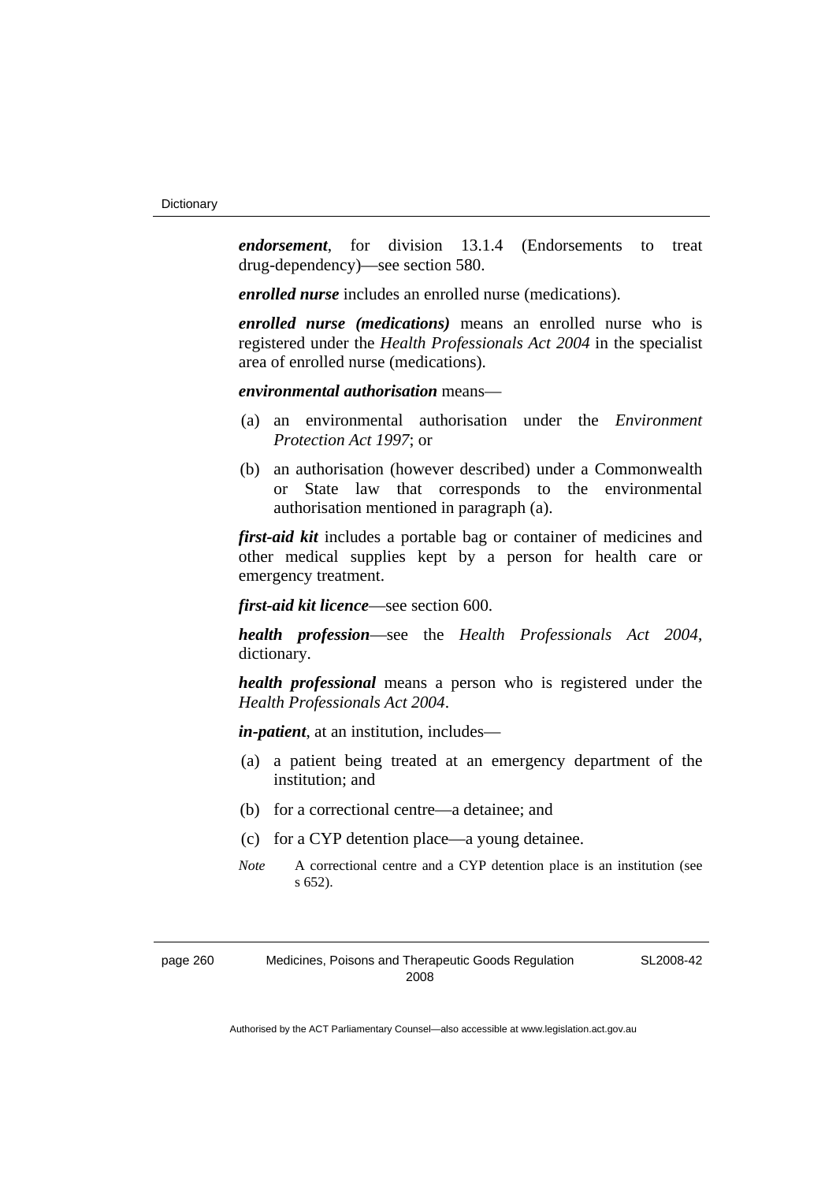***endorsement***, for division 13.1.4 (Endorsements to treat drug-dependency)—see section 580.

***enrolled nurse*** includes an enrolled nurse (medications).

***enrolled nurse (medications)*** means an enrolled nurse who is registered under the *Health Professionals Act 2004* in the specialist area of enrolled nurse (medications).

***environmental authorisation*** means—

(a) an environmental authorisation under the *Environment Protection Act 1997*; or

(b) an authorisation (however described) under a Commonwealth or State law that corresponds to the environmental authorisation mentioned in paragraph (a).

***first-aid kit*** includes a portable bag or container of medicines and other medical supplies kept by a person for health care or emergency treatment.

***first-aid kit licence***—see section 600.

***health profession***—see the *Health Professionals Act 2004*, dictionary.

***health professional*** means a person who is registered under the *Health Professionals Act 2004*.

***in-patient***, at an institution, includes—

(a) a patient being treated at an emergency department of the institution; and

(b) for a correctional centre—a detainee; and

(c) for a CYP detention place—a young detainee.

*Note* A correctional centre and a CYP detention place is an institution (see s 652).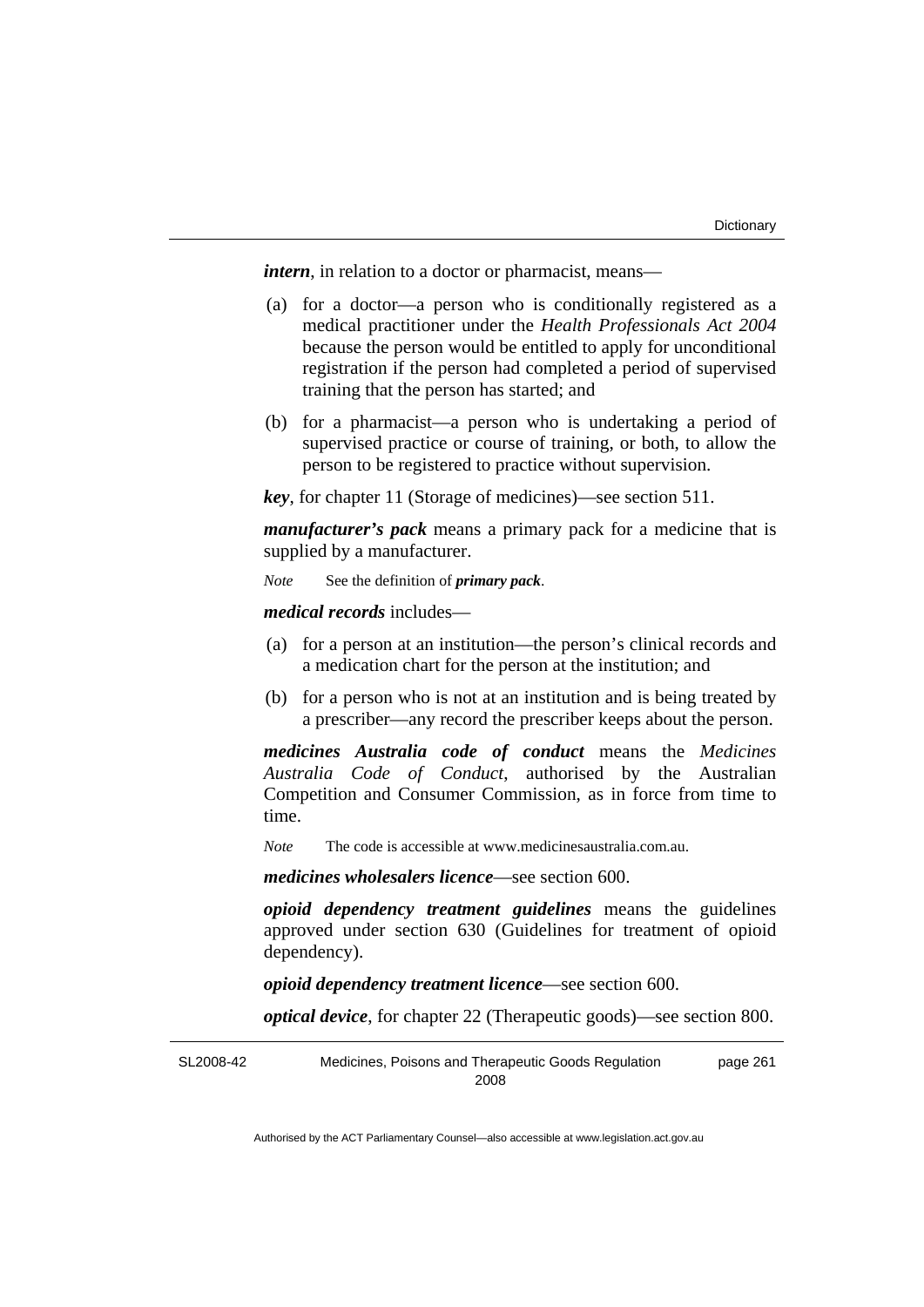***intern***, in relation to a doctor or pharmacist, means—

(a) for a doctor—a person who is conditionally registered as a medical practitioner under the *Health Professionals Act 2004* because the person would be entitled to apply for unconditional registration if the person had completed a period of supervised training that the person has started; and

(b) for a pharmacist—a person who is undertaking a period of supervised practice or course of training, or both, to allow the person to be registered to practice without supervision.

***key***, for chapter 11 (Storage of medicines)—see section 511.

***manufacturer's pack*** means a primary pack for a medicine that is supplied by a manufacturer.

*Note* See the definition of ***primary pack***.

***medical records*** includes—

(a) for a person at an institution—the person's clinical records and a medication chart for the person at the institution; and

(b) for a person who is not at an institution and is being treated by a prescriber—any record the prescriber keeps about the person.

***medicines Australia code of conduct*** means the *Medicines Australia Code of Conduct*, authorised by the Australian Competition and Consumer Commission, as in force from time to time.

*Note* The code is accessible at www.medicinesaustralia.com.au.

***medicines wholesalers licence***—see section 600.

***opioid dependency treatment guidelines*** means the guidelines approved under section 630 (Guidelines for treatment of opioid dependency).

***opioid dependency treatment licence***—see section 600.

***optical device***, for chapter 22 (Therapeutic goods)—see section 800.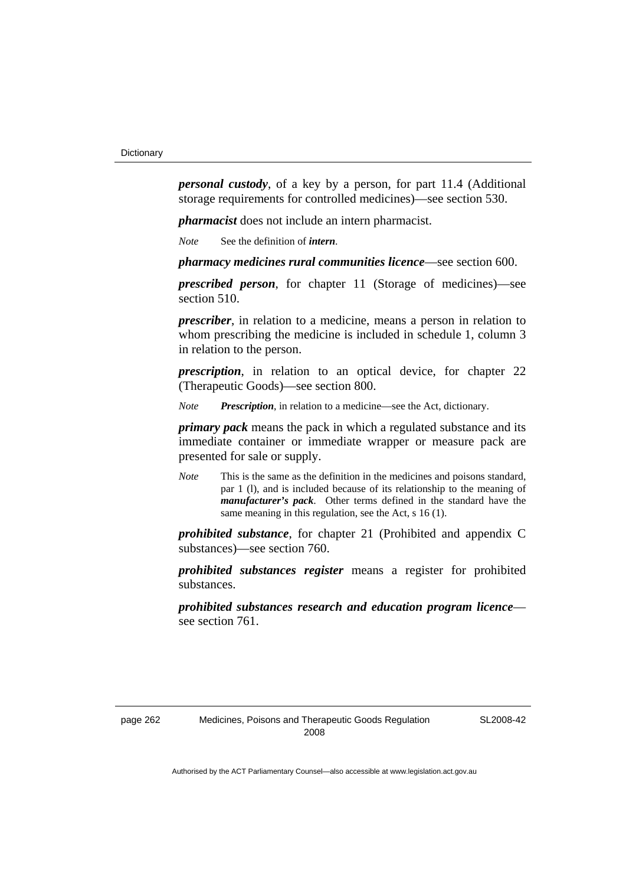***personal custody***, of a key by a person, for part 11.4 (Additional storage requirements for controlled medicines)—see section 530.

***pharmacist*** does not include an intern pharmacist.

*Note* See the definition of ***intern***.

***pharmacy medicines rural communities licence***—see section 600.

***prescribed person***, for chapter 11 (Storage of medicines)—see section 510.

***prescriber***, in relation to a medicine, means a person in relation to whom prescribing the medicine is included in schedule 1, column 3 in relation to the person.

***prescription***, in relation to an optical device, for chapter 22 (Therapeutic Goods)—see section 800.

*Note* ***Prescription***, in relation to a medicine—see the Act, dictionary.

***primary pack*** means the pack in which a regulated substance and its immediate container or immediate wrapper or measure pack are presented for sale or supply.

*Note* This is the same as the definition in the medicines and poisons standard, par 1 (l), and is included because of its relationship to the meaning of ***manufacturer's pack***. Other terms defined in the standard have the same meaning in this regulation, see the Act, s 16 (1).

***prohibited substance***, for chapter 21 (Prohibited and appendix C substances)—see section 760.

***prohibited substances register*** means a register for prohibited substances.

***prohibited substances research and education program licence***—see section 761.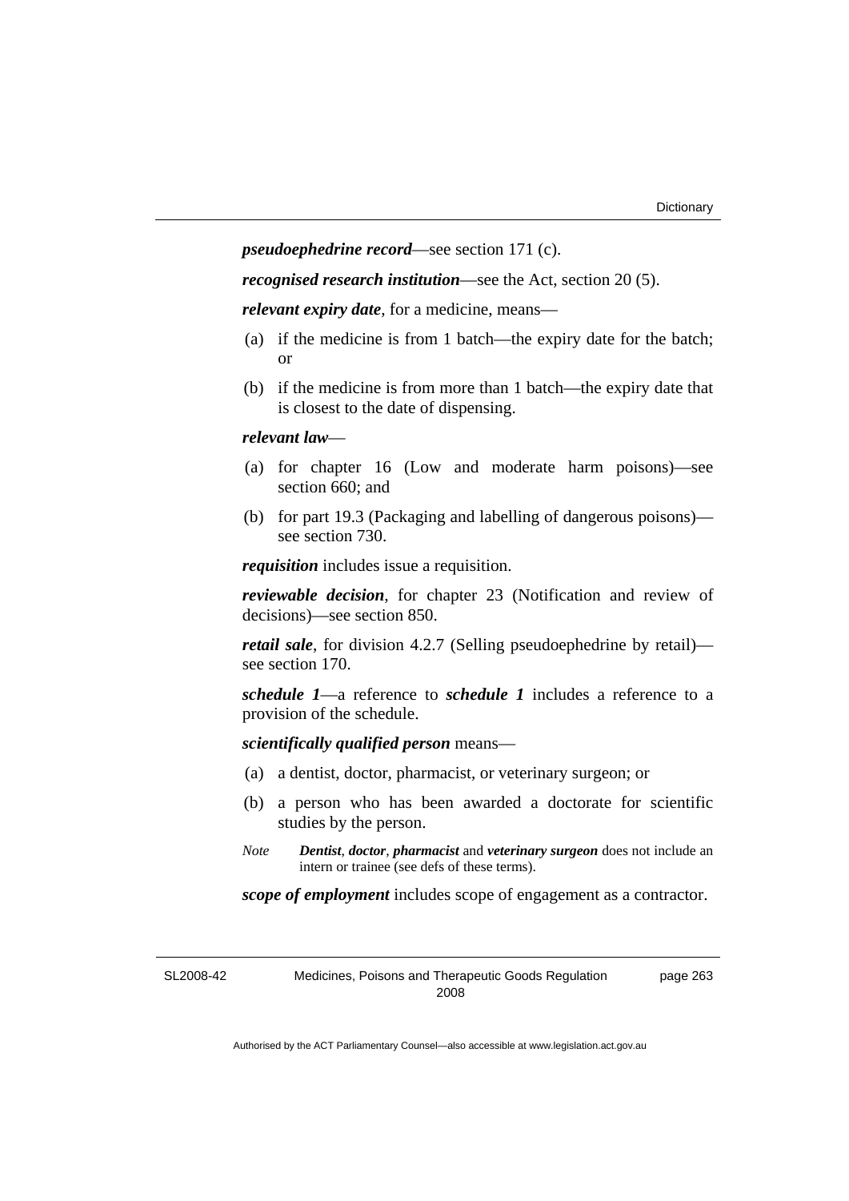***pseudoephedrine record***—see section 171 (c).

***recognised research institution***—see the Act, section 20 (5).

***relevant expiry date***, for a medicine, means—

(a) if the medicine is from 1 batch—the expiry date for the batch; or

(b) if the medicine is from more than 1 batch—the expiry date that is closest to the date of dispensing.

***relevant law***—

(a) for chapter 16 (Low and moderate harm poisons)—see section 660; and

(b) for part 19.3 (Packaging and labelling of dangerous poisons)—see section 730.

***requisition*** includes issue a requisition.

***reviewable decision***, for chapter 23 (Notification and review of decisions)—see section 850.

***retail sale***, for division 4.2.7 (Selling pseudoephedrine by retail)—see section 170.

***schedule 1***—a reference to ***schedule 1*** includes a reference to a provision of the schedule.

***scientifically qualified person*** means—

(a) a dentist, doctor, pharmacist, or veterinary surgeon; or

(b) a person who has been awarded a doctorate for scientific studies by the person.

*Note* ***Dentist***, ***doctor***, ***pharmacist*** and ***veterinary surgeon*** does not include an intern or trainee (see defs of these terms).

***scope of employment*** includes scope of engagement as a contractor.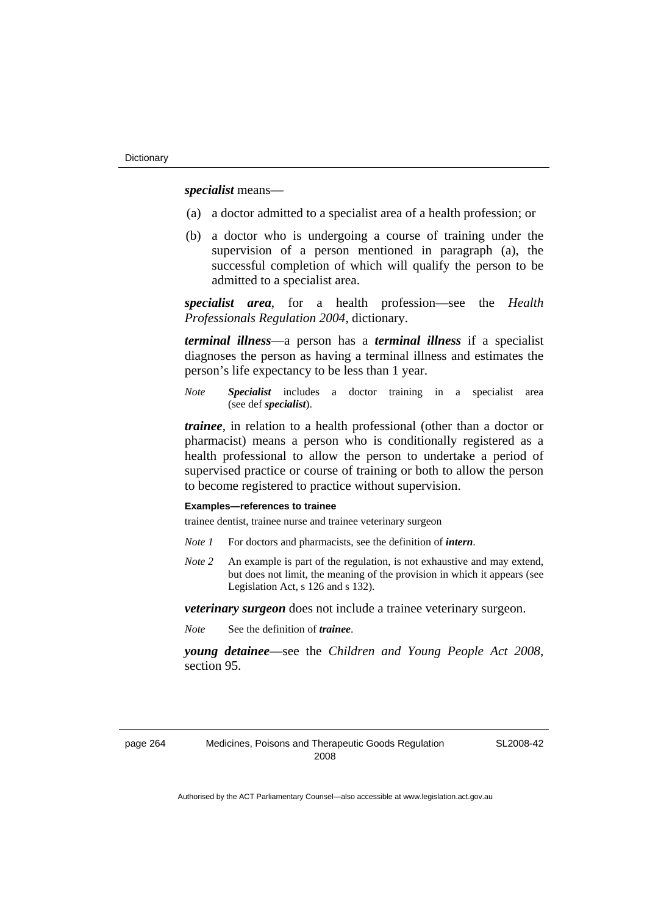***specialist*** means—

(a) a doctor admitted to a specialist area of a health profession; or

(b) a doctor who is undergoing a course of training under the supervision of a person mentioned in paragraph (a), the successful completion of which will qualify the person to be admitted to a specialist area.

***specialist area***, for a health profession—see the *Health Professionals Regulation 2004*, dictionary.

***terminal illness***—a person has a ***terminal illness*** if a specialist diagnoses the person as having a terminal illness and estimates the person's life expectancy to be less than 1 year.

*Note* ***Specialist*** includes a doctor training in a specialist area (see def ***specialist***).

***trainee***, in relation to a health professional (other than a doctor or pharmacist) means a person who is conditionally registered as a health professional to allow the person to undertake a period of supervised practice or course of training or both to allow the person to become registered to practice without supervision.

**Examples—references to trainee**

trainee dentist, trainee nurse and trainee veterinary surgeon

*Note 1* For doctors and pharmacists, see the definition of ***intern***.

*Note 2* An example is part of the regulation, is not exhaustive and may extend, but does not limit, the meaning of the provision in which it appears (see Legislation Act, s 126 and s 132).

***veterinary surgeon*** does not include a trainee veterinary surgeon.

*Note* See the definition of ***trainee***.

***young detainee***—see the *Children and Young People Act 2008*, section 95.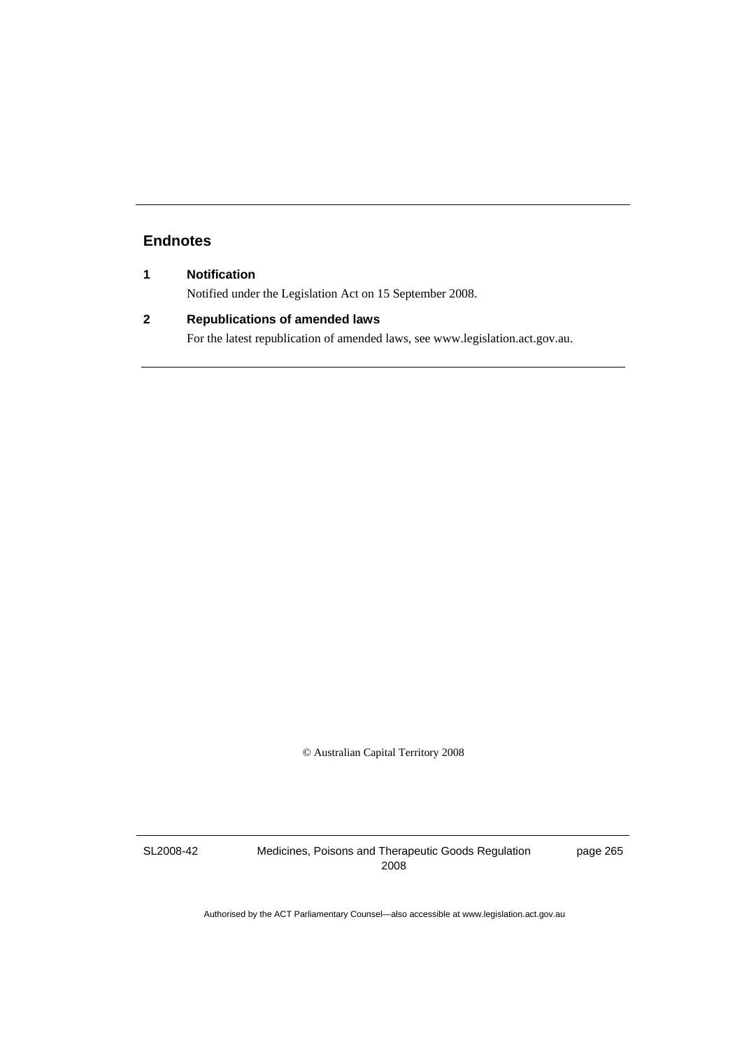## Endnotes

**1 Notification**

Notified under the Legislation Act on 15 September 2008.

**2 Republications of amended laws**

For the latest republication of amended laws, see www.legislation.act.gov.au.

© Australian Capital Territory 2008